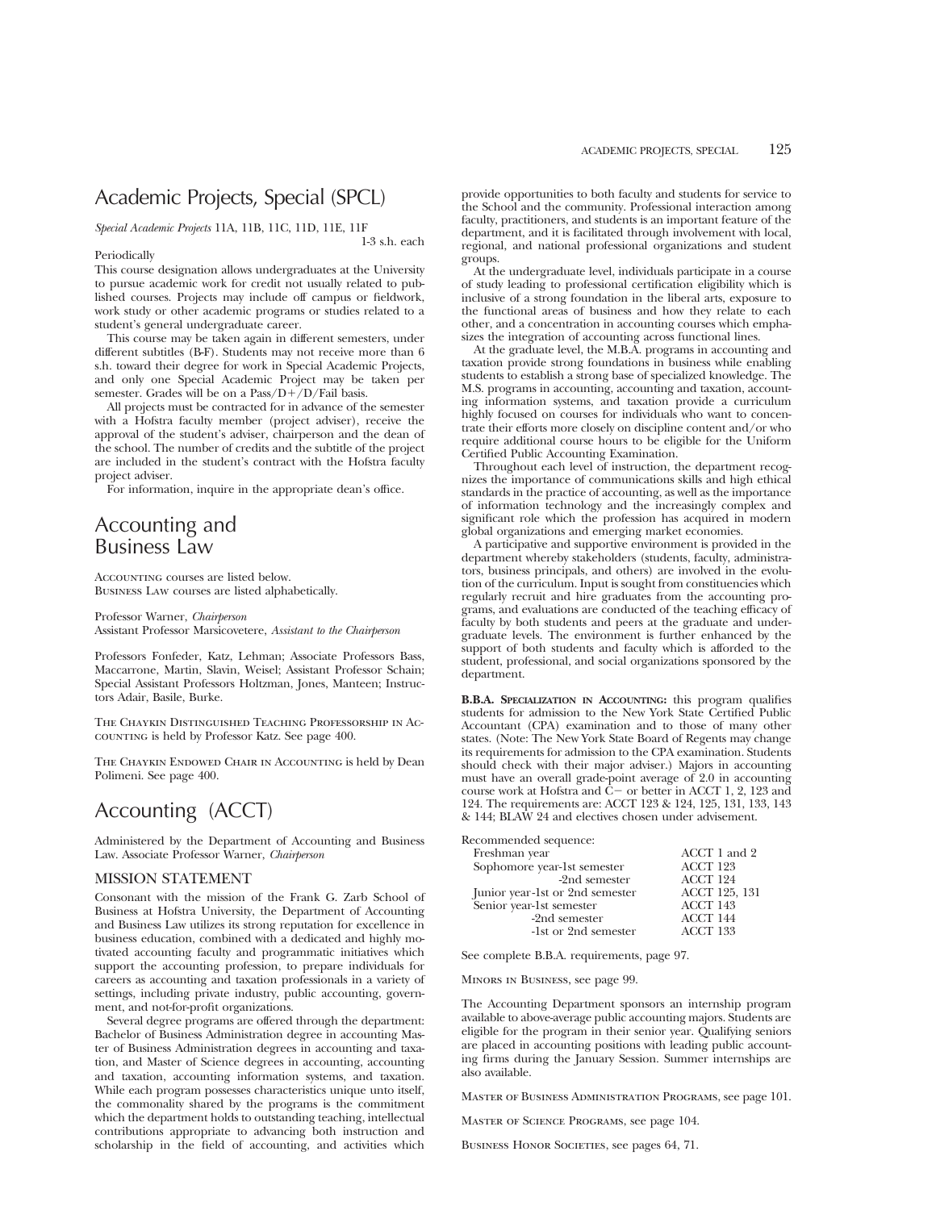# Academic Projects, Special (SPCL)

*Special Academic Projects* 11A, 11B, 11C, 11D, 11E, 11F
1-3 s.h. each

Periodically

This course designation allows undergraduates at the University to pursue academic work for credit not usually related to published courses. Projects may include off campus or fieldwork, work study or other academic programs or studies related to a student's general undergraduate career.

This course may be taken again in different semesters, under different subtitles (B-F). Students may not receive more than 6 s.h. toward their degree for work in Special Academic Projects, and only one Special Academic Project may be taken per semester. Grades will be on a Pass/D+/D/Fail basis.

All projects must be contracted for in advance of the semester with a Hofstra faculty member (project adviser), receive the approval of the student's adviser, chairperson and the dean of the school. The number of credits and the subtitle of the project are included in the student's contract with the Hofstra faculty project adviser.

For information, inquire in the appropriate dean's office.

# Accounting and Business Law

Accounting courses are listed below.
Business Law courses are listed alphabetically.

Professor Warner, *Chairperson*
Assistant Professor Marsicovetere, *Assistant to the Chairperson*

Professors Fonfeder, Katz, Lehman; Associate Professors Bass, Maccarrone, Martin, Slavin, Weisel; Assistant Professor Schain; Special Assistant Professors Holtzman, Jones, Manteen; Instructors Adair, Basile, Burke.

The Chaykin Distinguished Teaching Professorship in Accounting is held by Professor Katz. See page 400.

The Chaykin Endowed Chair in Accounting is held by Dean Polimeni. See page 400.

# Accounting (ACCT)

Administered by the Department of Accounting and Business Law. Associate Professor Warner, *Chairperson*

## MISSION STATEMENT

Consonant with the mission of the Frank G. Zarb School of Business at Hofstra University, the Department of Accounting and Business Law utilizes its strong reputation for excellence in business education, combined with a dedicated and highly motivated accounting faculty and programmatic initiatives which support the accounting profession, to prepare individuals for careers as accounting and taxation professionals in a variety of settings, including private industry, public accounting, government, and not-for-profit organizations.

Several degree programs are offered through the department: Bachelor of Business Administration degree in accounting Master of Business Administration degrees in accounting and taxation, and Master of Science degrees in accounting, accounting and taxation, accounting information systems, and taxation. While each program possesses characteristics unique unto itself, the commonality shared by the programs is the commitment which the department holds to outstanding teaching, intellectual contributions appropriate to advancing both instruction and scholarship in the field of accounting, and activities which provide opportunities to both faculty and students for service to the School and the community. Professional interaction among faculty, practitioners, and students is an important feature of the department, and it is facilitated through involvement with local, regional, and national professional organizations and student groups.

At the undergraduate level, individuals participate in a course of study leading to professional certification eligibility which is inclusive of a strong foundation in the liberal arts, exposure to the functional areas of business and how they relate to each other, and a concentration in accounting courses which emphasizes the integration of accounting across functional lines.

At the graduate level, the M.B.A. programs in accounting and taxation provide strong foundations in business while enabling students to establish a strong base of specialized knowledge. The M.S. programs in accounting, accounting and taxation, accounting information systems, and taxation provide a curriculum highly focused on courses for individuals who want to concentrate their efforts more closely on discipline content and/or who require additional course hours to be eligible for the Uniform Certified Public Accounting Examination.

Throughout each level of instruction, the department recognizes the importance of communications skills and high ethical standards in the practice of accounting, as well as the importance of information technology and the increasingly complex and significant role which the profession has acquired in modern global organizations and emerging market economies.

A participative and supportive environment is provided in the department whereby stakeholders (students, faculty, administrators, business principals, and others) are involved in the evolution of the curriculum. Input is sought from constituencies which regularly recruit and hire graduates from the accounting programs, and evaluations are conducted of the teaching efficacy of faculty by both students and peers at the graduate and undergraduate levels. The environment is further enhanced by the support of both students and faculty which is afforded to the student, professional, and social organizations sponsored by the department.

**B.B.A. Specialization in Accounting:** this program qualifies students for admission to the New York State Certified Public Accountant (CPA) examination and to those of many other states. (Note: The New York State Board of Regents may change its requirements for admission to the CPA examination. Students should check with their major adviser.) Majors in accounting must have an overall grade-point average of 2.0 in accounting course work at Hofstra and C− or better in ACCT 1, 2, 123 and 124. The requirements are: ACCT 123 & 124, 125, 131, 133, 143 & 144; BLAW 24 and electives chosen under advisement.

Recommended sequence:

| | |
|---|---|
| Freshman year | ACCT 1 and 2 |
| Sophomore year-1st semester | ACCT 123 |
| -2nd semester | ACCT 124 |
| Junior year-1st or 2nd semester | ACCT 125, 131 |
| Senior year-1st semester | ACCT 143 |
| -2nd semester | ACCT 144 |
| -1st or 2nd semester | ACCT 133 |

See complete B.B.A. requirements, page 97.

Minors in Business, see page 99.

The Accounting Department sponsors an internship program available to above-average public accounting majors. Students are eligible for the program in their senior year. Qualifying seniors are placed in accounting positions with leading public accounting firms during the January Session. Summer internships are also available.

Master of Business Administration Programs, see page 101.

Master of Science Programs, see page 104.

Business Honor Societies, see pages 64, 71.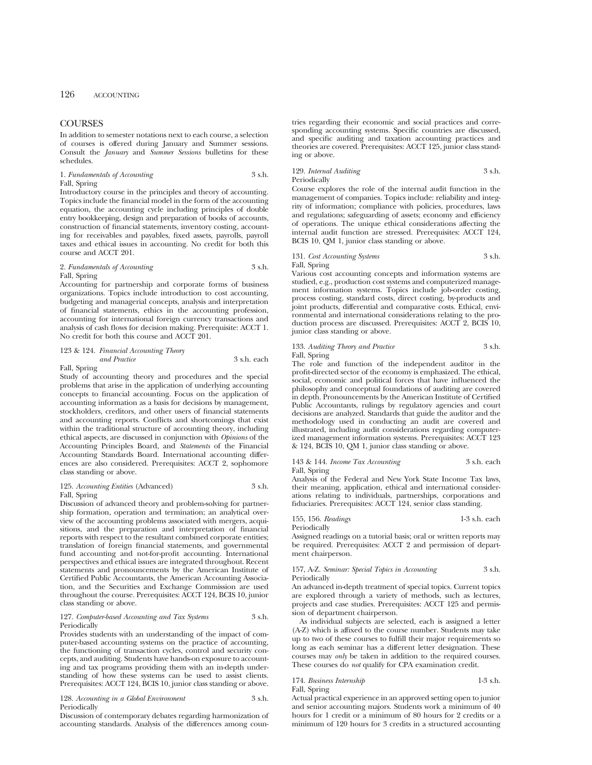## COURSES

In addition to semester notations next to each course, a selection of courses is offered during January and Summer sessions. Consult the *January* and *Summer Sessions* bulletins for these schedules.

**1.** *Fundamentals of Accounting* 3 s.h.
Fall, Spring

Introductory course in the principles and theory of accounting. Topics include the financial model in the form of the accounting equation, the accounting cycle including principles of double entry bookkeeping, design and preparation of books of accounts, construction of financial statements, inventory costing, accounting for receivables and payables, fixed assets, payrolls, payroll taxes and ethical issues in accounting. No credit for both this course and ACCT 201.

**2.** *Fundamentals of Accounting* 3 s.h.
Fall, Spring

Accounting for partnership and corporate forms of business organizations. Topics include introduction to cost accounting, budgeting and managerial concepts, analysis and interpretation of financial statements, ethics in the accounting profession, accounting for international foreign currency transactions and analysis of cash flows for decision making. Prerequisite: ACCT 1. No credit for both this course and ACCT 201.

**123 & 124.** *Financial Accounting Theory and Practice* 3 s.h. each
Fall, Spring

Study of accounting theory and procedures and the special problems that arise in the application of underlying accounting concepts to financial accounting. Focus on the application of accounting information as a basis for decisions by management, stockholders, creditors, and other users of financial statements and accounting reports. Conflicts and shortcomings that exist within the traditional structure of accounting theory, including ethical aspects, are discussed in conjunction with *Opinions* of the Accounting Principles Board, and *Statements* of the Financial Accounting Standards Board. International accounting differences are also considered. Prerequisites: ACCT 2, sophomore class standing or above.

**125.** *Accounting Entities* (Advanced) 3 s.h.
Fall, Spring

Discussion of advanced theory and problem-solving for partnership formation, operation and termination; an analytical overview of the accounting problems associated with mergers, acquisitions, and the preparation and interpretation of financial reports with respect to the resultant combined corporate entities; translation of foreign financial statements, and governmental fund accounting and not-for-profit accounting. International perspectives and ethical issues are integrated throughout. Recent statements and pronouncements by the American Institute of Certified Public Accountants, the American Accounting Association, and the Securities and Exchange Commission are used throughout the course. Prerequisites: ACCT 124, BCIS 10, junior class standing or above.

**127.** *Computer-based Accounting and Tax Systems* 3 s.h.
Periodically

Provides students with an understanding of the impact of computer-based accounting systems on the practice of accounting, the functioning of transaction cycles, control and security concepts, and auditing. Students have hands-on exposure to accounting and tax programs providing them with an in-depth understanding of how these systems can be used to assist clients. Prerequisites: ACCT 124, BCIS 10, junior class standing or above.

**128.** *Accounting in a Global Environment* 3 s.h.
Periodically

Discussion of contemporary debates regarding harmonization of accounting standards. Analysis of the differences among countries regarding their economic and social practices and corresponding accounting systems. Specific countries are discussed, and specific auditing and taxation accounting practices and theories are covered. Prerequisites: ACCT 125, junior class standing or above.

**129.** *Internal Auditing* 3 s.h.
Periodically

Course explores the role of the internal audit function in the management of companies. Topics include: reliability and integrity of information; compliance with policies, procedures, laws and regulations; safeguarding of assets; economy and efficiency of operations. The unique ethical considerations affecting the internal audit function are stressed. Prerequisites: ACCT 124, BCIS 10, QM 1, junior class standing or above.

**131.** *Cost Accounting Systems* 3 s.h.
Fall, Spring

Various cost accounting concepts and information systems are studied, e.g., production cost systems and computerized management information systems. Topics include job-order costing, process costing, standard costs, direct costing, by-products and joint products, differential and comparative costs. Ethical, environmental and international considerations relating to the production process are discussed. Prerequisites: ACCT 2, BCIS 10, junior class standing or above.

**133.** *Auditing Theory and Practice* 3 s.h.
Fall, Spring

The role and function of the independent auditor in the profit-directed sector of the economy is emphasized. The ethical, social, economic and political forces that have influenced the philosophy and conceptual foundations of auditing are covered in depth. Pronouncements by the American Institute of Certified Public Accountants, rulings by regulatory agencies and court decisions are analyzed. Standards that guide the auditor and the methodology used in conducting an audit are covered and illustrated, including audit considerations regarding computerized management information systems. Prerequisites: ACCT 123 & 124, BCIS 10, QM 1, junior class standing or above.

**143 & 144.** *Income Tax Accounting* 3 s.h. each
Fall, Spring

Analysis of the Federal and New York State Income Tax laws, their meaning, application, ethical and international considerations relating to individuals, partnerships, corporations and fiduciaries. Prerequisites: ACCT 124, senior class standing.

**155, 156.** *Readings* 1-3 s.h. each
Periodically

Assigned readings on a tutorial basis; oral or written reports may be required. Prerequisites: ACCT 2 and permission of department chairperson.

**157, A-Z.** *Seminar: Special Topics in Accounting* 3 s.h.
Periodically

An advanced in-depth treatment of special topics. Current topics are explored through a variety of methods, such as lectures, projects and case studies. Prerequisites: ACCT 125 and permission of department chairperson.

As individual subjects are selected, each is assigned a letter (A-Z) which is affixed to the course number. Students may take up to two of these courses to fulfill their major requirements so long as each seminar has a different letter designation. These courses may *only* be taken in addition to the required courses. These courses do *not* qualify for CPA examination credit.

**174.** *Business Internship* 1-3 s.h.
Fall, Spring

Actual practical experience in an approved setting open to junior and senior accounting majors. Students work a minimum of 40 hours for 1 credit or a minimum of 80 hours for 2 credits or a minimum of 120 hours for 3 credits in a structured accounting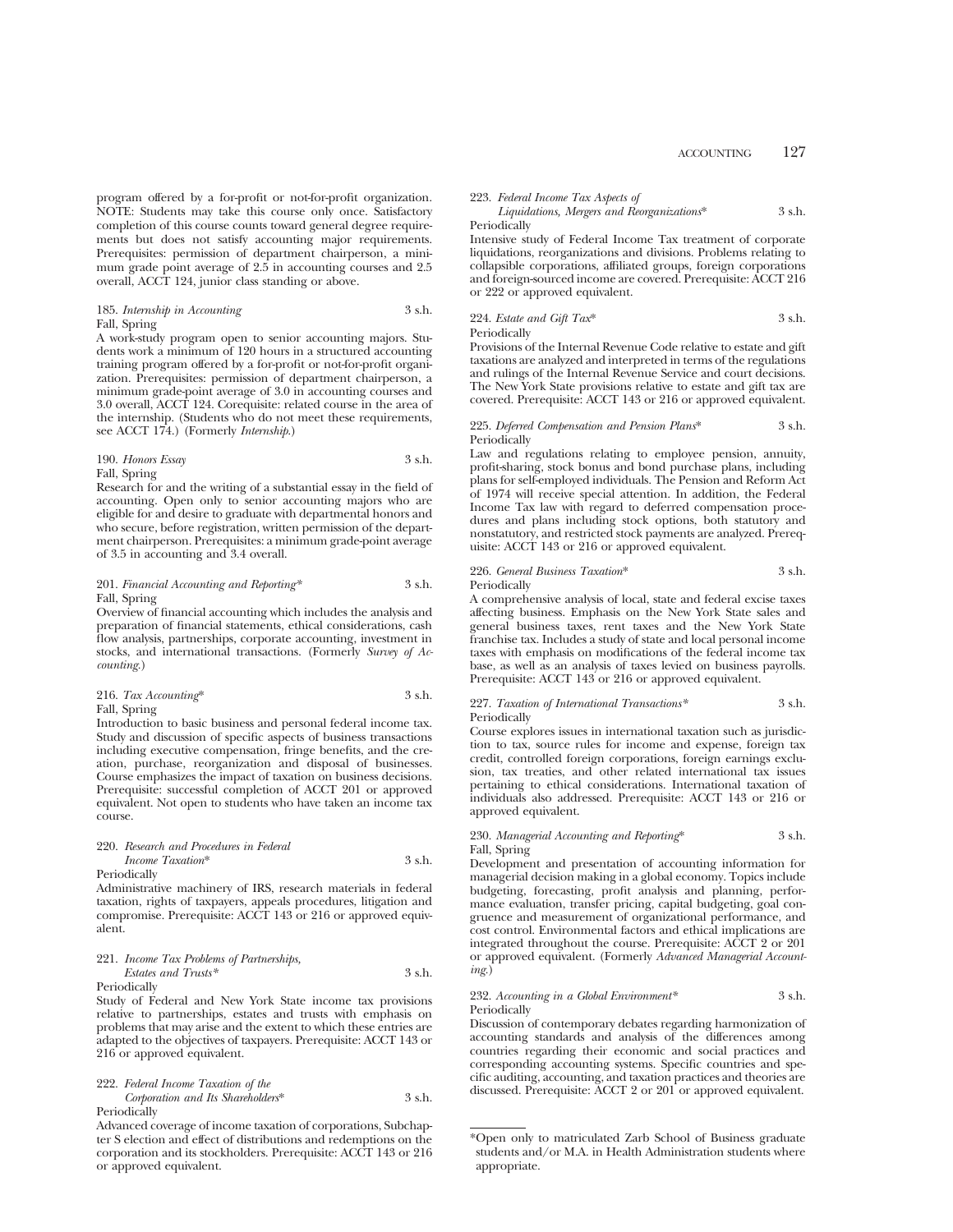program offered by a for-profit or not-for-profit organization. NOTE: Students may take this course only once. Satisfactory completion of this course counts toward general degree requirements but does not satisfy accounting major requirements. Prerequisites: permission of department chairperson, a minimum grade point average of 2.5 in accounting courses and 2.5 overall, ACCT 124, junior class standing or above.

185. *Internship in Accounting* 3 s.h.
Fall, Spring
A work-study program open to senior accounting majors. Students work a minimum of 120 hours in a structured accounting training program offered by a for-profit or not-for-profit organization. Prerequisites: permission of department chairperson, a minimum grade-point average of 3.0 in accounting courses and 3.0 overall, ACCT 124. Corequisite: related course in the area of the internship. (Students who do not meet these requirements, see ACCT 174.) (Formerly *Internship.*)

190. *Honors Essay* 3 s.h.
Fall, Spring
Research for and the writing of a substantial essay in the field of accounting. Open only to senior accounting majors who are eligible for and desire to graduate with departmental honors and who secure, before registration, written permission of the department chairperson. Prerequisites: a minimum grade-point average of 3.5 in accounting and 3.4 overall.

201. *Financial Accounting and Reporting** 3 s.h.
Fall, Spring
Overview of financial accounting which includes the analysis and preparation of financial statements, ethical considerations, cash flow analysis, partnerships, corporate accounting, investment in stocks, and international transactions. (Formerly *Survey of Accounting.*)

216. *Tax Accounting** 3 s.h.
Fall, Spring
Introduction to basic business and personal federal income tax. Study and discussion of specific aspects of business transactions including executive compensation, fringe benefits, and the creation, purchase, reorganization and disposal of businesses. Course emphasizes the impact of taxation on business decisions. Prerequisite: successful completion of ACCT 201 or approved equivalent. Not open to students who have taken an income tax course.

220. *Research and Procedures in Federal Income Taxation** 3 s.h.
Periodically
Administrative machinery of IRS, research materials in federal taxation, rights of taxpayers, appeals procedures, litigation and compromise. Prerequisite: ACCT 143 or 216 or approved equivalent.

221. *Income Tax Problems of Partnerships, Estates and Trusts** 3 s.h.
Periodically
Study of Federal and New York State income tax provisions relative to partnerships, estates and trusts with emphasis on problems that may arise and the extent to which these entries are adapted to the objectives of taxpayers. Prerequisite: ACCT 143 or 216 or approved equivalent.

222. *Federal Income Taxation of the Corporation and Its Shareholders** 3 s.h.
Periodically
Advanced coverage of income taxation of corporations, Subchapter S election and effect of distributions and redemptions on the corporation and its stockholders. Prerequisite: ACCT 143 or 216 or approved equivalent.

223. *Federal Income Tax Aspects of Liquidations, Mergers and Reorganizations** 3 s.h.
Periodically
Intensive study of Federal Income Tax treatment of corporate liquidations, reorganizations and divisions. Problems relating to collapsible corporations, affiliated groups, foreign corporations and foreign-sourced income are covered. Prerequisite: ACCT 216 or 222 or approved equivalent.

224. *Estate and Gift Tax** 3 s.h.
Periodically
Provisions of the Internal Revenue Code relative to estate and gift taxations are analyzed and interpreted in terms of the regulations and rulings of the Internal Revenue Service and court decisions. The New York State provisions relative to estate and gift tax are covered. Prerequisite: ACCT 143 or 216 or approved equivalent.

225. *Deferred Compensation and Pension Plans** 3 s.h.
Periodically
Law and regulations relating to employee pension, annuity, profit-sharing, stock bonus and bond purchase plans, including plans for self-employed individuals. The Pension and Reform Act of 1974 will receive special attention. In addition, the Federal Income Tax law with regard to deferred compensation procedures and plans including stock options, both statutory and nonstatutory, and restricted stock payments are analyzed. Prerequisite: ACCT 143 or 216 or approved equivalent.

226. *General Business Taxation** 3 s.h.
Periodically
A comprehensive analysis of local, state and federal excise taxes affecting business. Emphasis on the New York State sales and general business taxes, rent taxes and the New York State franchise tax. Includes a study of state and local personal income taxes with emphasis on modifications of the federal income tax base, as well as an analysis of taxes levied on business payrolls. Prerequisite: ACCT 143 or 216 or approved equivalent.

227. *Taxation of International Transactions** 3 s.h.
Periodically
Course explores issues in international taxation such as jurisdiction to tax, source rules for income and expense, foreign tax credit, controlled foreign corporations, foreign earnings exclusion, tax treaties, and other related international tax issues pertaining to ethical considerations. International taxation of individuals also addressed. Prerequisite: ACCT 143 or 216 or approved equivalent.

230. *Managerial Accounting and Reporting** 3 s.h.
Fall, Spring
Development and presentation of accounting information for managerial decision making in a global economy. Topics include budgeting, forecasting, profit analysis and planning, performance evaluation, transfer pricing, capital budgeting, goal congruence and measurement of organizational performance, and cost control. Environmental factors and ethical implications are integrated throughout the course. Prerequisite: ACCT 2 or 201 or approved equivalent. (Formerly *Advanced Managerial Accounting.*)

232. *Accounting in a Global Environment** 3 s.h.
Periodically
Discussion of contemporary debates regarding harmonization of accounting standards and analysis of the differences among countries regarding their economic and social practices and corresponding accounting systems. Specific countries and specific auditing, accounting, and taxation practices and theories are discussed. Prerequisite: ACCT 2 or 201 or approved equivalent.

---

*Open only to matriculated Zarb School of Business graduate students and/or M.A. in Health Administration students where appropriate.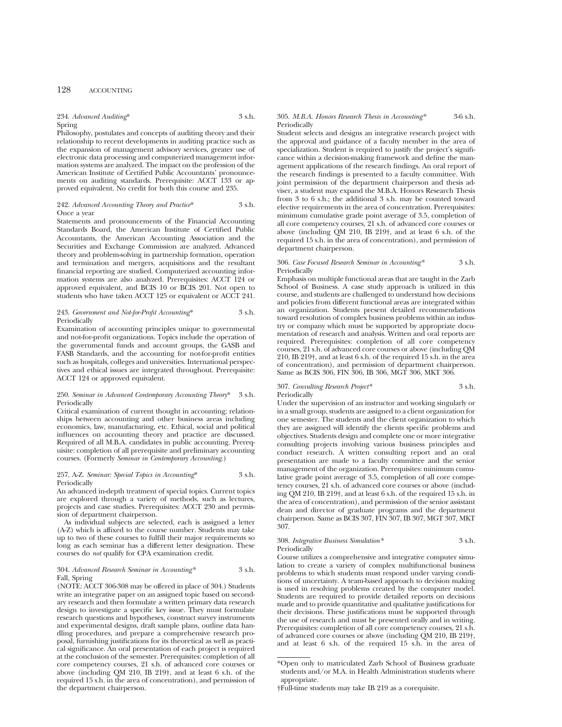234. *Advanced Auditing** 3 s.h.
Spring

Philosophy, postulates and concepts of auditing theory and their relationship to recent developments in auditing practice such as the expansion of management advisory services, greater use of electronic data processing and computerized management information systems are analyzed. The impact on the profession of the American Institute of Certified Public Accountants' pronouncements on auditing standards. Prerequisite: ACCT 133 or approved equivalent. No credit for both this course and 235.

242. *Advanced Accounting Theory and Practice** 3 s.h.
Once a year

Statements and pronouncements of the Financial Accounting Standards Board, the American Institute of Certified Public Accountants, the American Accounting Association and the Securities and Exchange Commission are analyzed. Advanced theory and problem-solving in partnership formation, operation and termination and mergers, acquisitions and the resultant financial reporting are studied. Computerized accounting information systems are also analyzed. Prerequisites: ACCT 124 or approved equivalent, and BCIS 10 or BCIS 201. Not open to students who have taken ACCT 125 or equivalent or ACCT 241.

243. *Government and Not-for-Profit Accounting** 3 s.h.
Periodically

Examination of accounting principles unique to governmental and not-for-profit organizations. Topics include the operation of the governmental funds and account groups, the GASB and FASB Standards, and the accounting for not-for-profit entities such as hospitals, colleges and universities. International perspectives and ethical issues are integrated throughout. Prerequisite: ACCT 124 or approved equivalent.

250. *Seminar in Advanced Contemporary Accounting Theory** 3 s.h.
Periodically

Critical examination of current thought in accounting; relationships between accounting and other business areas including economics, law, manufacturing, etc. Ethical, social and political influences on accounting theory and practice are discussed. Required of all M.B.A. candidates in public accounting. Prerequisite: completion of all prerequisite and preliminary accounting courses. (Formerly *Seminar in Contemporary Accounting*.)

257, A-Z. *Seminar: Special Topics in Accounting** 3 s.h.
Periodically

An advanced in-depth treatment of special topics. Current topics are explored through a variety of methods, such as lectures, projects and case studies. Prerequisites: ACCT 230 and permission of department chairperson.

As individual subjects are selected, each is assigned a letter (A-Z) which is affixed to the course number. Students may take up to two of these courses to fulfill their major requirements so long as each seminar has a different letter designation. These courses do *not* qualify for CPA examination credit.

304. *Advanced Research Seminar in Accounting** 3 s.h.
Fall, Spring

(NOTE: ACCT 306-308 may be offered in place of 304.) Students write an integrative paper on an assigned topic based on secondary research and then formulate a written primary data research design to investigate a specific key issue. They must formulate research questions and hypotheses, construct survey instruments and experimental designs, draft sample plans, outline data handling procedures, and prepare a comprehensive research proposal, furnishing justifications for its theoretical as well as practical significance. An oral presentation of each project is required at the conclusion of the semester. Prerequisites: completion of all core competency courses, 21 s.h. of advanced core courses or above (including QM 210, IB 219†, and at least 6 s.h. of the required 15 s.h. in the area of concentration), and permission of the department chairperson.

305. *M.B.A. Honors Research Thesis in Accounting** 3-6 s.h.
Periodically

Student selects and designs an integrative research project with the approval and guidance of a faculty member in the area of specialization. Student is required to justify the project's significance within a decision-making framework and define the management applications of the research findings. An oral report of the research findings is presented to a faculty committee. With joint permission of the department chairperson and thesis adviser, a student may expand the M.B.A. Honors Research Thesis from 3 to 6 s.h.; the additional 3 s.h. may be counted toward elective requirements in the area of concentration. Prerequisites: minimum cumulative grade point average of 3.5, completion of all core competency courses, 21 s.h. of advanced core courses or above (including QM 210, IB 219†, and at least 6 s.h. of the required 15 s.h. in the area of concentration), and permission of department chairperson.

306. *Case Focused Research Seminar in Accounting** 3 s.h.
Periodically

Emphasis on multiple functional areas that are taught in the Zarb School of Business. A case study approach is utilized in this course, and students are challenged to understand how decisions and policies from different functional areas are integrated within an organization. Students present detailed recommendations toward resolution of complex business problems within an industry or company which must be supported by appropriate documentation of research and analysis. Written and oral reports are required. Prerequisites: completion of all core competency courses, 21 s.h. of advanced core courses or above (including QM 210, IB 219†, and at least 6 s.h. of the required 15 s.h. in the area of concentration), and permission of department chairperson. Same as BCIS 306, FIN 306, IB 306, MGT 306, MKT 306.

307. *Consulting Research Project** 3 s.h.
Periodically

Under the supervision of an instructor and working singularly or in a small group, students are assigned to a client organization for one semester. The students and the client organization to which they are assigned will identify the clients specific problems and objectives. Students design and complete one or more integrative consulting projects involving various business principles and conduct research. A written consulting report and an oral presentation are made to a faculty committee and the senior management of the organization. Prerequisites: minimum cumulative grade point average of 3.5, completion of all core competency courses, 21 s.h. of advanced core courses or above (including QM 210, IB 219†, and at least 6 s.h. of the required 15 s.h. in the area of concentration), and permission of the senior assistant dean and director of graduate programs and the department chairperson. Same as BCIS 307, FIN 307, IB 307, MGT 307, MKT 307.

308. *Integrative Business Simulation** 3 s.h.
Periodically

Course utilizes a comprehensive and integrative computer simulation to create a variety of complex multifunctional business problems to which students must respond under varying conditions of uncertainty. A team-based approach to decision making is used in resolving problems created by the computer model. Students are required to provide detailed reports on decisions made and to provide quantitative and qualitative justifications for their decisions. These justifications must be supported through the use of research and must be presented orally and in writing. Prerequisites: completion of all core competency courses, 21 s.h. of advanced core courses or above (including QM 210, IB 219†, and at least 6 s.h. of the required 15 s.h. in the area of

---

*Open only to matriculated Zarb School of Business graduate students and/or M.A. in Health Administration students where appropriate.

†Full-time students may take IB 219 as a corequisite.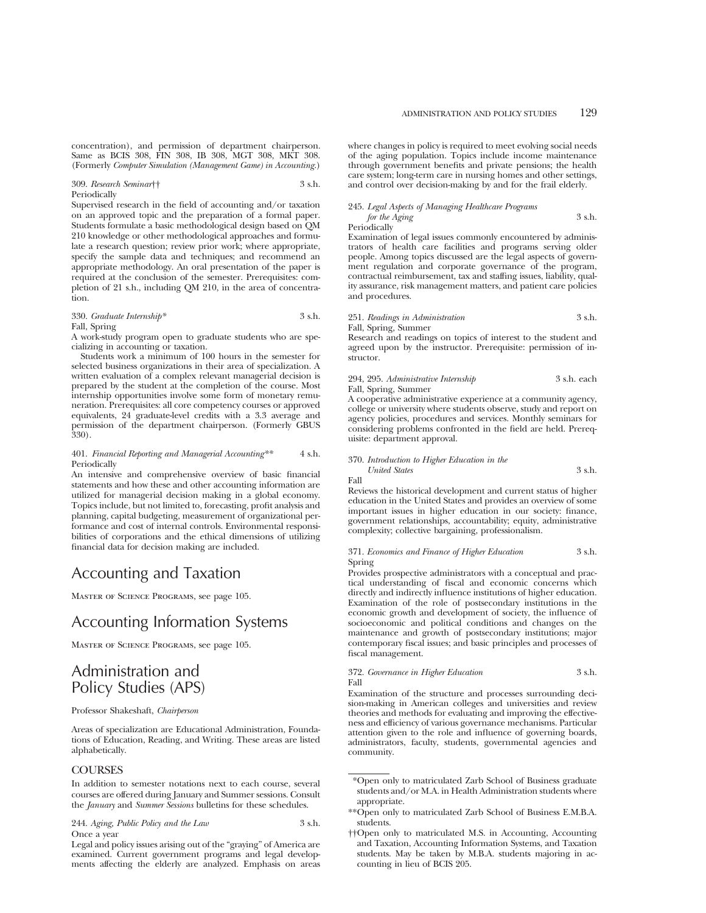concentration), and permission of department chairperson. Same as BCIS 308, FIN 308, IB 308, MGT 308, MKT 308. (Formerly *Computer Simulation (Management Game) in Accounting*.)

309. *Research Seminar*†† 3 s.h.
Periodically
Supervised research in the field of accounting and/or taxation on an approved topic and the preparation of a formal paper. Students formulate a basic methodological design based on QM 210 knowledge or other methodological approaches and formulate a research question; review prior work; where appropriate, specify the sample data and techniques; and recommend an appropriate methodology. An oral presentation of the paper is required at the conclusion of the semester. Prerequisites: completion of 21 s.h., including QM 210, in the area of concentration.

330. *Graduate Internship** 3 s.h.
Fall, Spring
A work-study program open to graduate students who are specializing in accounting or taxation.

Students work a minimum of 100 hours in the semester for selected business organizations in their area of specialization. A written evaluation of a complex relevant managerial decision is prepared by the student at the completion of the course. Most internship opportunities involve some form of monetary remuneration. Prerequisites: all core competency courses or approved equivalents, 24 graduate-level credits with a 3.3 average and permission of the department chairperson. (Formerly GBUS 330).

401. *Financial Reporting and Managerial Accounting*** 4 s.h.
Periodically
An intensive and comprehensive overview of basic financial statements and how these and other accounting information are utilized for managerial decision making in a global economy. Topics include, but not limited to, forecasting, profit analysis and planning, capital budgeting, measurement of organizational performance and cost of internal controls. Environmental responsibilities of corporations and the ethical dimensions of utilizing financial data for decision making are included.

# Accounting and Taxation

Master of Science Programs, see page 105.

# Accounting Information Systems

Master of Science Programs, see page 105.

# Administration and Policy Studies (APS)

Professor Shakeshaft, *Chairperson*

Areas of specialization are Educational Administration, Foundations of Education, Reading, and Writing. These areas are listed alphabetically.

## COURSES

In addition to semester notations next to each course, several courses are offered during January and Summer sessions. Consult the *January* and *Summer Sessions* bulletins for these schedules.

244. *Aging, Public Policy and the Law* 3 s.h.
Once a year
Legal and policy issues arising out of the "graying" of America are examined. Current government programs and legal developments affecting the elderly are analyzed. Emphasis on areas where changes in policy is required to meet evolving social needs of the aging population. Topics include income maintenance through government benefits and private pensions; the health care system; long-term care in nursing homes and other settings, and control over decision-making by and for the frail elderly.

245. *Legal Aspects of Managing Healthcare Programs for the Aging* 3 s.h.
Periodically
Examination of legal issues commonly encountered by administrators of health care facilities and programs serving older people. Among topics discussed are the legal aspects of government regulation and corporate governance of the program, contractual reimbursement, tax and staffing issues, liability, quality assurance, risk management matters, and patient care policies and procedures.

251. *Readings in Administration* 3 s.h.
Fall, Spring, Summer
Research and readings on topics of interest to the student and agreed upon by the instructor. Prerequisite: permission of instructor.

294, 295. *Administrative Internship* 3 s.h. each
Fall, Spring, Summer
A cooperative administrative experience at a community agency, college or university where students observe, study and report on agency policies, procedures and services. Monthly seminars for considering problems confronted in the field are held. Prerequisite: department approval.

370. *Introduction to Higher Education in the United States* 3 s.h.
Fall
Reviews the historical development and current status of higher education in the United States and provides an overview of some important issues in higher education in our society: finance, government relationships, accountability; equity, administrative complexity; collective bargaining, professionalism.

371. *Economics and Finance of Higher Education* 3 s.h.
Spring
Provides prospective administrators with a conceptual and practical understanding of fiscal and economic concerns which directly and indirectly influence institutions of higher education. Examination of the role of postsecondary institutions in the economic growth and development of society, the influence of socioeconomic and political conditions and changes on the maintenance and growth of postsecondary institutions; major contemporary fiscal issues; and basic principles and processes of fiscal management.

372. *Governance in Higher Education* 3 s.h.
Fall
Examination of the structure and processes surrounding decision-making in American colleges and universities and review theories and methods for evaluating and improving the effectiveness and efficiency of various governance mechanisms. Particular attention given to the role and influence of governing boards, administrators, faculty, students, governmental agencies and community.

*Open only to matriculated Zarb School of Business graduate students and/or M.A. in Health Administration students where appropriate.

**Open only to matriculated Zarb School of Business E.M.B.A. students.

††Open only to matriculated M.S. in Accounting, Accounting and Taxation, Accounting Information Systems, and Taxation students. May be taken by M.B.A. students majoring in accounting in lieu of BCIS 205.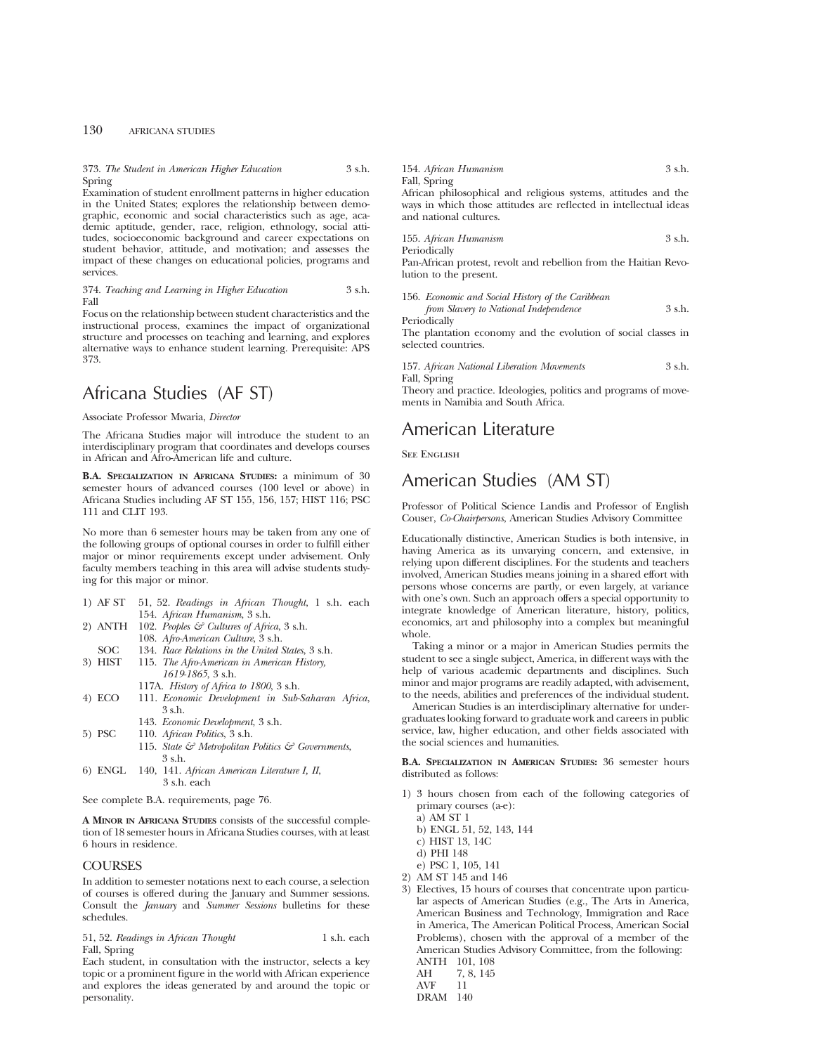373. *The Student in American Higher Education* 3 s.h.
Spring
Examination of student enrollment patterns in higher education in the United States; explores the relationship between demographic, economic and social characteristics such as age, academic aptitude, gender, race, religion, ethnology, social attitudes, socioeconomic background and career expectations on student behavior, attitude, and motivation; and assesses the impact of these changes on educational policies, programs and services.

374. *Teaching and Learning in Higher Education* 3 s.h.
Fall
Focus on the relationship between student characteristics and the instructional process, examines the impact of organizational structure and processes on teaching and learning, and explores alternative ways to enhance student learning. Prerequisite: APS 373.

# Africana Studies (AF ST)

Associate Professor Mwaria, *Director*

The Africana Studies major will introduce the student to an interdisciplinary program that coordinates and develops courses in African and Afro-American life and culture.

**B.A. Specialization in Africana Studies:** a minimum of 30 semester hours of advanced courses (100 level or above) in Africana Studies including AF ST 155, 156, 157; HIST 116; PSC 111 and CLIT 193.

No more than 6 semester hours may be taken from any one of the following groups of optional courses in order to fulfill either major or minor requirements except under advisement. Only faculty members teaching in this area will advise students studying for this major or minor.

1) AF ST 51, 52. *Readings in African Thought*, 1 s.h. each
   154. *African Humanism*, 3 s.h.
2) ANTH 102. *Peoples & Cultures of Africa*, 3 s.h.
   108. *Afro-American Culture*, 3 s.h.
   SOC 134. *Race Relations in the United States*, 3 s.h.
3) HIST 115. *The Afro-American in American History, 1619-1865*, 3 s.h.
   117A. *History of Africa to 1800*, 3 s.h.
4) ECO 111. *Economic Development in Sub-Saharan Africa*, 3 s.h.
   143. *Economic Development*, 3 s.h.
5) PSC 110. *African Politics*, 3 s.h.
   115. *State & Metropolitan Politics & Governments*, 3 s.h.
6) ENGL 140, 141. *African American Literature I, II*, 3 s.h. each

See complete B.A. requirements, page 76.

**A Minor in Africana Studies** consists of the successful completion of 18 semester hours in Africana Studies courses, with at least 6 hours in residence.

## COURSES

In addition to semester notations next to each course, a selection of courses is offered during the January and Summer sessions. Consult the *January* and *Summer Sessions* bulletins for these schedules.

51, 52. *Readings in African Thought* 1 s.h. each
Fall, Spring
Each student, in consultation with the instructor, selects a key topic or a prominent figure in the world with African experience and explores the ideas generated by and around the topic or personality.

154. *African Humanism* 3 s.h.
Fall, Spring
African philosophical and religious systems, attitudes and the ways in which those attitudes are reflected in intellectual ideas and national cultures.

155. *African Humanism* 3 s.h.
Periodically
Pan-African protest, revolt and rebellion from the Haitian Revolution to the present.

156. *Economic and Social History of the Caribbean from Slavery to National Independence* 3 s.h.
Periodically
The plantation economy and the evolution of social classes in selected countries.

157. *African National Liberation Movements* 3 s.h.
Fall, Spring
Theory and practice. Ideologies, politics and programs of movements in Namibia and South Africa.

# American Literature

See English

# American Studies (AM ST)

Professor of Political Science Landis and Professor of English Couser, *Co-Chairpersons*, American Studies Advisory Committee

Educationally distinctive, American Studies is both intensive, in having America as its unvarying concern, and extensive, in relying upon different disciplines. For the students and teachers involved, American Studies means joining in a shared effort with persons whose concerns are partly, or even largely, at variance with one's own. Such an approach offers a special opportunity to integrate knowledge of American literature, history, politics, economics, art and philosophy into a complex but meaningful whole.

Taking a minor or a major in American Studies permits the student to see a single subject, America, in different ways with the help of various academic departments and disciplines. Such minor and major programs are readily adapted, with advisement, to the needs, abilities and preferences of the individual student.

American Studies is an interdisciplinary alternative for undergraduates looking forward to graduate work and careers in public service, law, higher education, and other fields associated with the social sciences and humanities.

**B.A. Specialization in American Studies:** 36 semester hours distributed as follows:

1) 3 hours chosen from each of the following categories of primary courses (a-e):
   a) AM ST 1
   b) ENGL 51, 52, 143, 144
   c) HIST 13, 14C
   d) PHI 148
   e) PSC 1, 105, 141
2) AM ST 145 and 146
3) Electives, 15 hours of courses that concentrate upon particular aspects of American Studies (e.g., The Arts in America, American Business and Technology, Immigration and Race in America, The American Political Process, American Social Problems), chosen with the approval of a member of the American Studies Advisory Committee, from the following:
   ANTH 101, 108
   AH 7, 8, 145
   AVF 11
   DRAM 140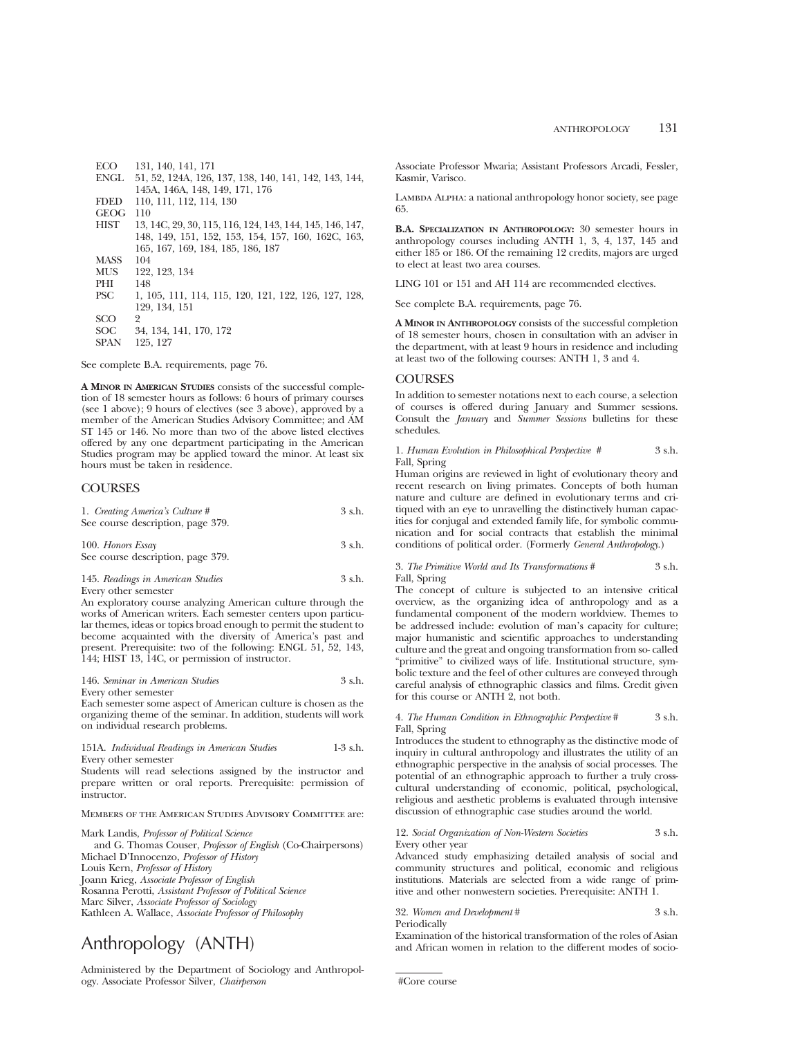| | |
|---|---|
| ECO | 131, 140, 141, 171 |
| ENGL | 51, 52, 124A, 126, 137, 138, 140, 141, 142, 143, 144, 145A, 146A, 148, 149, 171, 176 |
| FDED | 110, 111, 112, 114, 130 |
| GEOG | 110 |
| HIST | 13, 14C, 29, 30, 115, 116, 124, 143, 144, 145, 146, 147, 148, 149, 151, 152, 153, 154, 157, 160, 162C, 163, 165, 167, 169, 184, 185, 186, 187 |
| MASS | 104 |
| MUS | 122, 123, 134 |
| PHI | 148 |
| PSC | 1, 105, 111, 114, 115, 120, 121, 122, 126, 127, 128, 129, 134, 151 |
| SCO | 2 |
| SOC | 34, 134, 141, 170, 172 |
| SPAN | 125, 127 |

See complete B.A. requirements, page 76.

**A Minor in American Studies** consists of the successful completion of 18 semester hours as follows: 6 hours of primary courses (see 1 above); 9 hours of electives (see 3 above), approved by a member of the American Studies Advisory Committee; and AM ST 145 or 146. No more than two of the above listed electives offered by any one department participating in the American Studies program may be applied toward the minor. At least six hours must be taken in residence.

## COURSES

1. *Creating America's Culture* # 3 s.h.
See course description, page 379.

100. *Honors Essay* 3 s.h.
See course description, page 379.

145. *Readings in American Studies* 3 s.h.
Every other semester
An exploratory course analyzing American culture through the works of American writers. Each semester centers upon particular themes, ideas or topics broad enough to permit the student to become acquainted with the diversity of America's past and present. Prerequisite: two of the following: ENGL 51, 52, 143, 144; HIST 13, 14C, or permission of instructor.

146. *Seminar in American Studies* 3 s.h.
Every other semester
Each semester some aspect of American culture is chosen as the organizing theme of the seminar. In addition, students will work on individual research problems.

151A. *Individual Readings in American Studies* 1-3 s.h.
Every other semester
Students will read selections assigned by the instructor and prepare written or oral reports. Prerequisite: permission of instructor.

Members of the American Studies Advisory Committee are:

Mark Landis, *Professor of Political Science*
and G. Thomas Couser, *Professor of English* (Co-Chairpersons)
Michael D'Innocenzo, *Professor of History*
Louis Kern, *Professor of History*
Joann Krieg, *Associate Professor of English*
Rosanna Perotti, *Assistant Professor of Political Science*
Marc Silver, *Associate Professor of Sociology*
Kathleen A. Wallace, *Associate Professor of Philosophy*

# Anthropology (ANTH)

Administered by the Department of Sociology and Anthropology. Associate Professor Silver, *Chairperson*

Associate Professor Mwaria; Assistant Professors Arcadi, Fessler, Kasmir, Varisco.

Lambda Alpha: a national anthropology honor society, see page 65.

**B.A. Specialization in Anthropology:** 30 semester hours in anthropology courses including ANTH 1, 3, 4, 137, 145 and either 185 or 186. Of the remaining 12 credits, majors are urged to elect at least two area courses.

LING 101 or 151 and AH 114 are recommended electives.

See complete B.A. requirements, page 76.

**A Minor in Anthropology** consists of the successful completion of 18 semester hours, chosen in consultation with an adviser in the department, with at least 9 hours in residence and including at least two of the following courses: ANTH 1, 3 and 4.

## COURSES

In addition to semester notations next to each course, a selection of courses is offered during January and Summer sessions. Consult the *January* and *Summer Sessions* bulletins for these schedules.

1. *Human Evolution in Philosophical Perspective* # 3 s.h.
Fall, Spring
Human origins are reviewed in light of evolutionary theory and recent research on living primates. Concepts of both human nature and culture are defined in evolutionary terms and critiqued with an eye to unravelling the distinctively human capacities for conjugal and extended family life, for symbolic communication and for social contracts that establish the minimal conditions of political order. (Formerly *General Anthropology.*)

3. *The Primitive World and Its Transformations* # 3 s.h.
Fall, Spring
The concept of culture is subjected to an intensive critical overview, as the organizing idea of anthropology and as a fundamental component of the modern worldview. Themes to be addressed include: evolution of man's capacity for culture; major humanistic and scientific approaches to understanding culture and the great and ongoing transformation from so- called "primitive" to civilized ways of life. Institutional structure, symbolic texture and the feel of other cultures are conveyed through careful analysis of ethnographic classics and films. Credit given for this course or ANTH 2, not both.

4. *The Human Condition in Ethnographic Perspective* # 3 s.h.
Fall, Spring
Introduces the student to ethnography as the distinctive mode of inquiry in cultural anthropology and illustrates the utility of an ethnographic perspective in the analysis of social processes. The potential of an ethnographic approach to further a truly cross-cultural understanding of economic, political, psychological, religious and aesthetic problems is evaluated through intensive discussion of ethnographic case studies around the world.

12. *Social Organization of Non-Western Societies* 3 s.h.
Every other year
Advanced study emphasizing detailed analysis of social and community structures and political, economic and religious institutions. Materials are selected from a wide range of primitive and other nonwestern societies. Prerequisite: ANTH 1.

32. *Women and Development* # 3 s.h.
Periodically
Examination of the historical transformation of the roles of Asian and African women in relation to the different modes of socio-

#Core course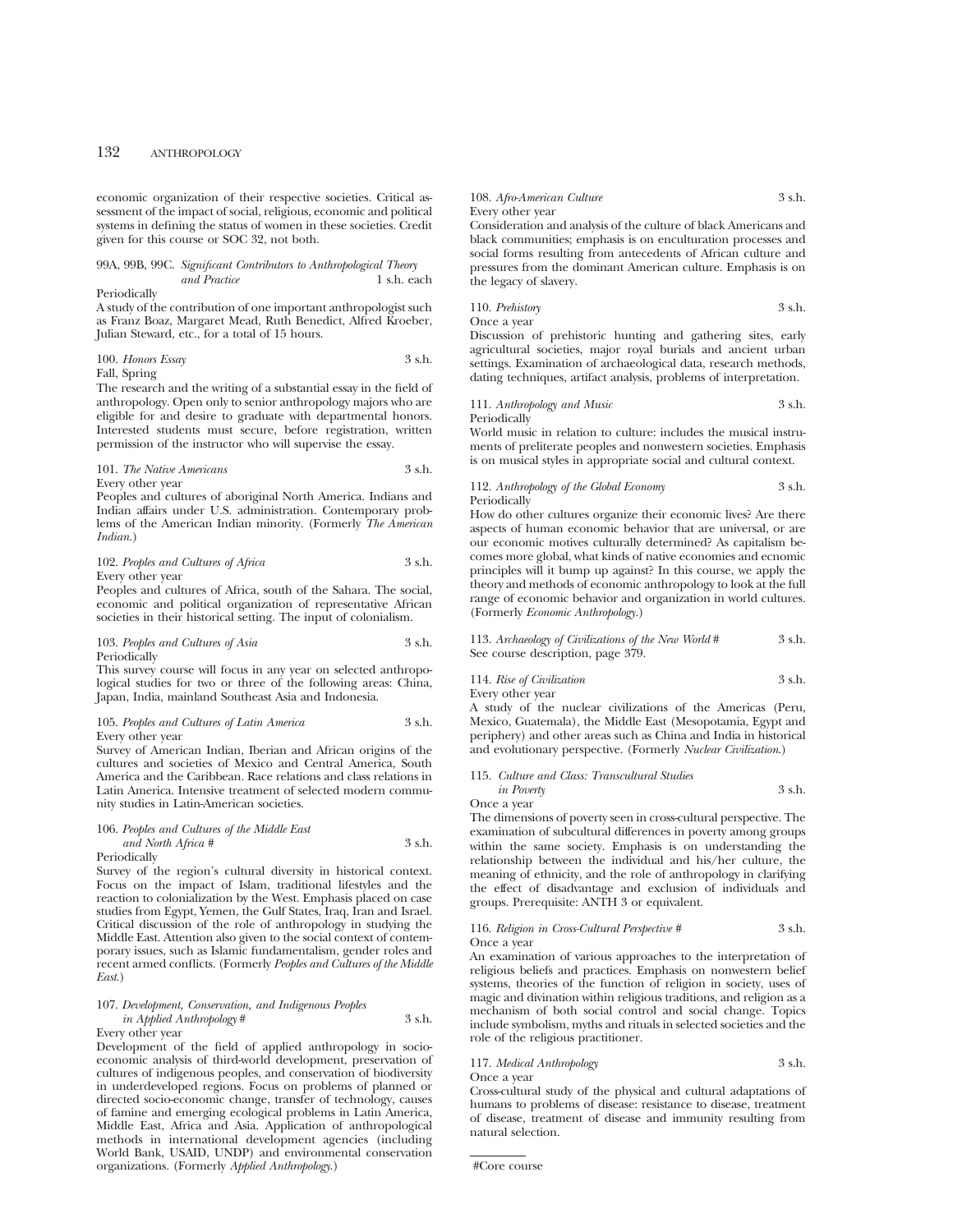economic organization of their respective societies. Critical assessment of the impact of social, religious, economic and political systems in defining the status of women in these societies. Credit given for this course or SOC 32, not both.

99A, 99B, 99C. *Significant Contributors to Anthropological Theory and Practice* 1 s.h. each
Periodically
A study of the contribution of one important anthropologist such as Franz Boaz, Margaret Mead, Ruth Benedict, Alfred Kroeber, Julian Steward, etc., for a total of 15 hours.

100. *Honors Essay* 3 s.h.
Fall, Spring
The research and the writing of a substantial essay in the field of anthropology. Open only to senior anthropology majors who are eligible for and desire to graduate with departmental honors. Interested students must secure, before registration, written permission of the instructor who will supervise the essay.

101. *The Native Americans* 3 s.h.
Every other year
Peoples and cultures of aboriginal North America. Indians and Indian affairs under U.S. administration. Contemporary problems of the American Indian minority. (Formerly *The American Indian*.)

102. *Peoples and Cultures of Africa* 3 s.h.
Every other year
Peoples and cultures of Africa, south of the Sahara. The social, economic and political organization of representative African societies in their historical setting. The input of colonialism.

103. *Peoples and Cultures of Asia* 3 s.h.
Periodically
This survey course will focus in any year on selected anthropological studies for two or three of the following areas: China, Japan, India, mainland Southeast Asia and Indonesia.

105. *Peoples and Cultures of Latin America* 3 s.h.
Every other year
Survey of American Indian, Iberian and African origins of the cultures and societies of Mexico and Central America, South America and the Caribbean. Race relations and class relations in Latin America. Intensive treatment of selected modern community studies in Latin-American societies.

106. *Peoples and Cultures of the Middle East and North Africa #* 3 s.h.
Periodically
Survey of the region's cultural diversity in historical context. Focus on the impact of Islam, traditional lifestyles and the reaction to colonialization by the West. Emphasis placed on case studies from Egypt, Yemen, the Gulf States, Iraq, Iran and Israel. Critical discussion of the role of anthropology in studying the Middle East. Attention also given to the social context of contemporary issues, such as Islamic fundamentalism, gender roles and recent armed conflicts. (Formerly *Peoples and Cultures of the Middle East*.)

107. *Development, Conservation, and Indigenous Peoples in Applied Anthropology #* 3 s.h.
Every other year
Development of the field of applied anthropology in socioeconomic analysis of third-world development, preservation of cultures of indigenous peoples, and conservation of biodiversity in underdeveloped regions. Focus on problems of planned or directed socio-economic change, transfer of technology, causes of famine and emerging ecological problems in Latin America, Middle East, Africa and Asia. Application of anthropological methods in international development agencies (including World Bank, USAID, UNDP) and environmental conservation organizations. (Formerly *Applied Anthropology*.)

108. *Afro-American Culture* 3 s.h.
Every other year
Consideration and analysis of the culture of black Americans and black communities; emphasis is on enculturation processes and social forms resulting from antecedents of African culture and pressures from the dominant American culture. Emphasis is on the legacy of slavery.

110. *Prehistory* 3 s.h.
Once a year
Discussion of prehistoric hunting and gathering sites, early agricultural societies, major royal burials and ancient urban settings. Examination of archaeological data, research methods, dating techniques, artifact analysis, problems of interpretation.

111. *Anthropology and Music* 3 s.h.
Periodically
World music in relation to culture: includes the musical instruments of preliterate peoples and nonwestern societies. Emphasis is on musical styles in appropriate social and cultural context.

112. *Anthropology of the Global Economy* 3 s.h.
Periodically
How do other cultures organize their economic lives? Are there aspects of human economic behavior that are universal, or are our economic motives culturally determined? As capitalism becomes more global, what kinds of native economies and ecnomic principles will it bump up against? In this course, we apply the theory and methods of economic anthropology to look at the full range of economic behavior and organization in world cultures. (Formerly *Economic Anthropology*.)

113. *Archaeology of Civilizations of the New World #* 3 s.h.
See course description, page 379.

114. *Rise of Civilization* 3 s.h.
Every other year
A study of the nuclear civilizations of the Americas (Peru, Mexico, Guatemala), the Middle East (Mesopotamia, Egypt and periphery) and other areas such as China and India in historical and evolutionary perspective. (Formerly *Nuclear Civilization*.)

115. *Culture and Class: Transcultural Studies in Poverty* 3 s.h.
Once a year
The dimensions of poverty seen in cross-cultural perspective. The examination of subcultural differences in poverty among groups within the same society. Emphasis is on understanding the relationship between the individual and his/her culture, the meaning of ethnicity, and the role of anthropology in clarifying the effect of disadvantage and exclusion of individuals and groups. Prerequisite: ANTH 3 or equivalent.

116. *Religion in Cross-Cultural Perspective #* 3 s.h.
Once a year
An examination of various approaches to the interpretation of religious beliefs and practices. Emphasis on nonwestern belief systems, theories of the function of religion in society, uses of magic and divination within religious traditions, and religion as a mechanism of both social control and social change. Topics include symbolism, myths and rituals in selected societies and the role of the religious practitioner.

117. *Medical Anthropology* 3 s.h.
Once a year
Cross-cultural study of the physical and cultural adaptations of humans to problems of disease: resistance to disease, treatment of disease, treatment of disease and immunity resulting from natural selection.

#Core course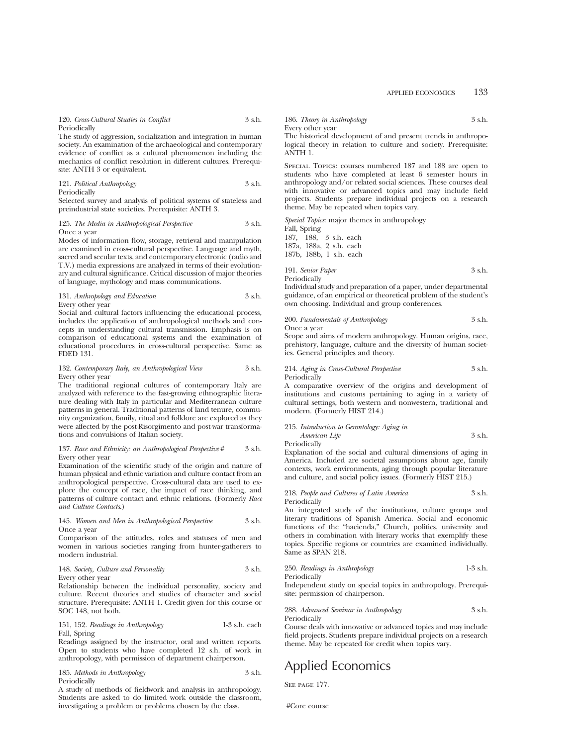120. *Cross-Cultural Studies in Conflict* 3 s.h.
Periodically
The study of aggression, socialization and integration in human society. An examination of the archaeological and contemporary evidence of conflict as a cultural phenomenon including the mechanics of conflict resolution in different cultures. Prerequisite: ANTH 3 or equivalent.

121. *Political Anthropology* 3 s.h.
Periodically
Selected survey and analysis of political systems of stateless and preindustrial state societies. Prerequisite: ANTH 3.

125. *The Media in Anthropological Perspective* 3 s.h.
Once a year
Modes of information flow, storage, retrieval and manipulation are examined in cross-cultural perspective. Language and myth, sacred and secular texts, and contemporary electronic (radio and T.V.) media expressions are analyzed in terms of their evolutionary and cultural significance. Critical discussion of major theories of language, mythology and mass communications.

131. *Anthropology and Education* 3 s.h.
Every other year
Social and cultural factors influencing the educational process, includes the application of anthropological methods and concepts in understanding cultural transmission. Emphasis is on comparison of educational systems and the examination of educational procedures in cross-cultural perspective. Same as FDED 131.

132. *Contemporary Italy, an Anthropological View* 3 s.h.
Every other year
The traditional regional cultures of contemporary Italy are analyzed with reference to the fast-growing ethnographic literature dealing with Italy in particular and Mediterranean culture patterns in general. Traditional patterns of land tenure, community organization, family, ritual and folklore are explored as they were affected by the post-Risorgimento and post-war transformations and convulsions of Italian society.

137. *Race and Ethnicity: an Anthropological Perspective* # 3 s.h.
Every other year
Examination of the scientific study of the origin and nature of human physical and ethnic variation and culture contact from an anthropological perspective. Cross-cultural data are used to explore the concept of race, the impact of race thinking, and patterns of culture contact and ethnic relations. (Formerly *Race and Culture Contacts*.)

145. *Women and Men in Anthropological Perspective* 3 s.h.
Once a year
Comparison of the attitudes, roles and statuses of men and women in various societies ranging from hunter-gatherers to modern industrial.

148. *Society, Culture and Personality* 3 s.h.
Every other year
Relationship between the individual personality, society and culture. Recent theories and studies of character and social structure. Prerequisite: ANTH 1. Credit given for this course or SOC 148, not both.

151, 152. *Readings in Anthropology* 1-3 s.h. each
Fall, Spring
Readings assigned by the instructor, oral and written reports. Open to students who have completed 12 s.h. of work in anthropology, with permission of department chairperson.

185. *Methods in Anthropology* 3 s.h.
Periodically
A study of methods of fieldwork and analysis in anthropology. Students are asked to do limited work outside the classroom, investigating a problem or problems chosen by the class.

186. *Theory in Anthropology* 3 s.h.
Every other year
The historical development of and present trends in anthropological theory in relation to culture and society. Prerequisite: ANTH 1.

Special Topics: courses numbered 187 and 188 are open to students who have completed at least 6 semester hours in anthropology and/or related social sciences. These courses deal with innovative or advanced topics and may include field projects. Students prepare individual projects on a research theme. May be repeated when topics vary.

*Special Topics*: major themes in anthropology
Fall, Spring
187, 188, 3 s.h. each
187a, 188a, 2 s.h. each
187b, 188b, 1 s.h. each

191. *Senior Paper* 3 s.h.
Periodically
Individual study and preparation of a paper, under departmental guidance, of an empirical or theoretical problem of the student's own choosing. Individual and group conferences.

200. *Fundamentals of Anthropology* 3 s.h.
Once a year
Scope and aims of modern anthropology. Human origins, race, prehistory, language, culture and the diversity of human societies. General principles and theory.

214. *Aging in Cross-Cultural Perspective* 3 s.h.
Periodically
A comparative overview of the origins and development of institutions and customs pertaining to aging in a variety of cultural settings, both western and nonwestern, traditional and modern. (Formerly HIST 214.)

215. *Introduction to Gerontology: Aging in American Life* 3 s.h.
Periodically
Explanation of the social and cultural dimensions of aging in America. Included are societal assumptions about age, family contexts, work environments, aging through popular literature and culture, and social policy issues. (Formerly HIST 215.)

218. *People and Cultures of Latin America* 3 s.h.
Periodically
An integrated study of the institutions, culture groups and literary traditions of Spanish America. Social and economic functions of the "hacienda," Church, politics, university and others in combination with literary works that exemplify these topics. Specific regions or countries are examined individually. Same as SPAN 218.

250. *Readings in Anthropology* 1-3 s.h.
Periodically
Independent study on special topics in anthropology. Prerequisite: permission of chairperson.

288. *Advanced Seminar in Anthropology* 3 s.h.
Periodically
Course deals with innovative or advanced topics and may include field projects. Students prepare individual projects on a research theme. May be repeated for credit when topics vary.

# Applied Economics

See page 177.

#Core course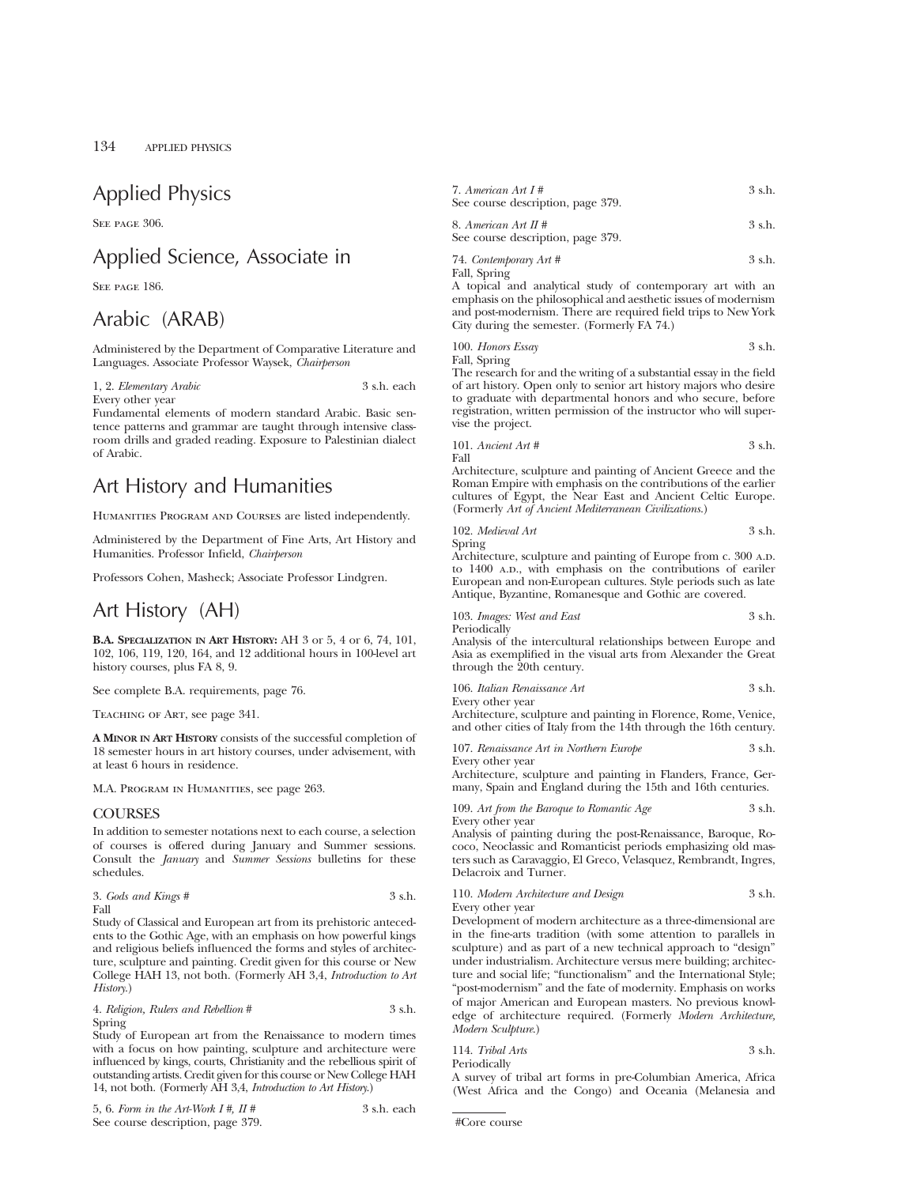# Applied Physics

See page 306.

# Applied Science, Associate in

See page 186.

# Arabic (ARAB)

Administered by the Department of Comparative Literature and Languages. Associate Professor Waysek, *Chairperson*

1, 2. *Elementary Arabic* 3 s.h. each
Every other year
Fundamental elements of modern standard Arabic. Basic sentence patterns and grammar are taught through intensive classroom drills and graded reading. Exposure to Palestinian dialect of Arabic.

# Art History and Humanities

Humanities Program and Courses are listed independently.

Administered by the Department of Fine Arts, Art History and Humanities. Professor Infield, *Chairperson*

Professors Cohen, Masheck; Associate Professor Lindgren.

# Art History (AH)

**B.A. Specialization in Art History:** AH 3 or 5, 4 or 6, 74, 101, 102, 106, 119, 120, 164, and 12 additional hours in 100-level art history courses, plus FA 8, 9.

See complete B.A. requirements, page 76.

Teaching of Art, see page 341.

**A Minor in Art History** consists of the successful completion of 18 semester hours in art history courses, under advisement, with at least 6 hours in residence.

M.A. Program in Humanities, see page 263.

## COURSES

In addition to semester notations next to each course, a selection of courses is offered during January and Summer sessions. Consult the *January* and *Summer Sessions* bulletins for these schedules.

3. *Gods and Kings #* 3 s.h.
Fall
Study of Classical and European art from its prehistoric antecedents to the Gothic Age, with an emphasis on how powerful kings and religious beliefs influenced the forms and styles of architecture, sculpture and painting. Credit given for this course or New College HAH 13, not both. (Formerly AH 3,4, *Introduction to Art History*.)

4. *Religion, Rulers and Rebellion #* 3 s.h.
Spring
Study of European art from the Renaissance to modern times with a focus on how painting, sculpture and architecture were influenced by kings, courts, Christianity and the rebellious spirit of outstanding artists. Credit given for this course or New College HAH 14, not both. (Formerly AH 3,4, *Introduction to Art History*.)

5, 6. *Form in the Art-Work I #, II #* 3 s.h. each
See course description, page 379.

7. *American Art I #* 3 s.h.
See course description, page 379.

8. *American Art II #* 3 s.h.
See course description, page 379.

74. *Contemporary Art #* 3 s.h.
Fall, Spring
A topical and analytical study of contemporary art with an emphasis on the philosophical and aesthetic issues of modernism and post-modernism. There are required field trips to New York City during the semester. (Formerly FA 74.)

100. *Honors Essay* 3 s.h.
Fall, Spring
The research for and the writing of a substantial essay in the field of art history. Open only to senior art history majors who desire to graduate with departmental honors and who secure, before registration, written permission of the instructor who will supervise the project.

101. *Ancient Art #* 3 s.h.
Fall
Architecture, sculpture and painting of Ancient Greece and the Roman Empire with emphasis on the contributions of the earlier cultures of Egypt, the Near East and Ancient Celtic Europe. (Formerly *Art of Ancient Mediterranean Civilizations*.)

102. *Medieval Art* 3 s.h.
Spring
Architecture, sculpture and painting of Europe from c. 300 A.D. to 1400 A.D., with emphasis on the contributions of eariler European and non-European cultures. Style periods such as late Antique, Byzantine, Romanesque and Gothic are covered.

103. *Images: West and East* 3 s.h.
Periodically
Analysis of the intercultural relationships between Europe and Asia as exemplified in the visual arts from Alexander the Great through the 20th century.

106. *Italian Renaissance Art* 3 s.h.
Every other year
Architecture, sculpture and painting in Florence, Rome, Venice, and other cities of Italy from the 14th through the 16th century.

107. *Renaissance Art in Northern Europe* 3 s.h.
Every other year
Architecture, sculpture and painting in Flanders, France, Germany, Spain and England during the 15th and 16th centuries.

109. *Art from the Baroque to Romantic Age* 3 s.h.
Every other year
Analysis of painting during the post-Renaissance, Baroque, Rococo, Neoclassic and Romanticist periods emphasizing old masters such as Caravaggio, El Greco, Velasquez, Rembrandt, Ingres, Delacroix and Turner.

110. *Modern Architecture and Design* 3 s.h.
Every other year
Development of modern architecture as a three-dimensional are in the fine-arts tradition (with some attention to parallels in sculpture) and as part of a new technical approach to "design" under industrialism. Architecture versus mere building; architecture and social life; "functionalism" and the International Style; "post-modernism" and the fate of modernity. Emphasis on works of major American and European masters. No previous knowledge of architecture required. (Formerly *Modern Architecture, Modern Sculpture*.)

114. *Tribal Arts* 3 s.h.
Periodically
A survey of tribal art forms in pre-Columbian America, Africa (West Africa and the Congo) and Oceania (Melanesia and

---

#Core course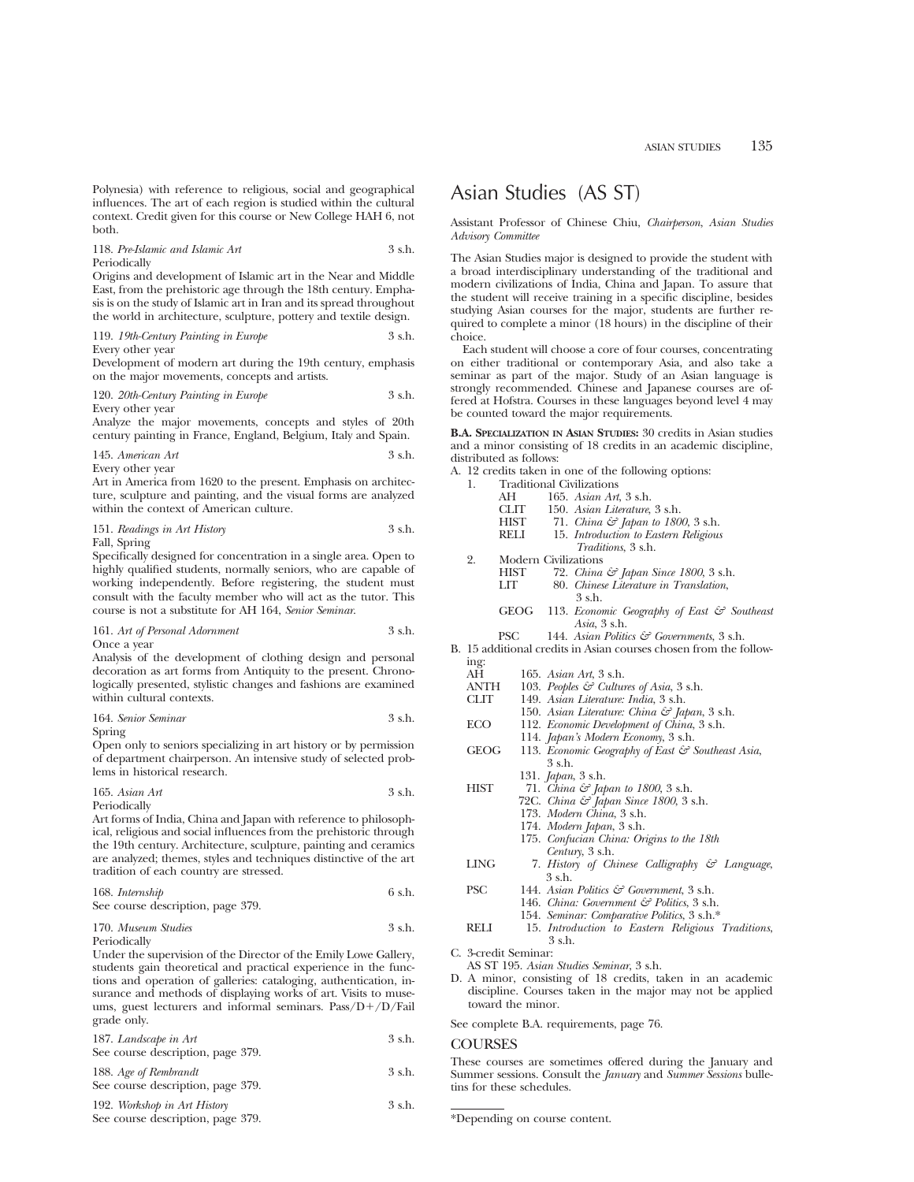Polynesia) with reference to religious, social and geographical influences. The art of each region is studied within the cultural context. Credit given for this course or New College HAH 6, not both.

118. *Pre-Islamic and Islamic Art* 3 s.h.
Periodically
Origins and development of Islamic art in the Near and Middle East, from the prehistoric age through the 18th century. Emphasis is on the study of Islamic art in Iran and its spread throughout the world in architecture, sculpture, pottery and textile design.

119. *19th-Century Painting in Europe* 3 s.h.
Every other year
Development of modern art during the 19th century, emphasis on the major movements, concepts and artists.

120. *20th-Century Painting in Europe* 3 s.h.
Every other year
Analyze the major movements, concepts and styles of 20th century painting in France, England, Belgium, Italy and Spain.

145. *American Art* 3 s.h.
Every other year
Art in America from 1620 to the present. Emphasis on architecture, sculpture and painting, and the visual forms are analyzed within the context of American culture.

151. *Readings in Art History* 3 s.h.
Fall, Spring
Specifically designed for concentration in a single area. Open to highly qualified students, normally seniors, who are capable of working independently. Before registering, the student must consult with the faculty member who will act as the tutor. This course is not a substitute for AH 164, *Senior Seminar.*

161. *Art of Personal Adornment* 3 s.h.
Once a year
Analysis of the development of clothing design and personal decoration as art forms from Antiquity to the present. Chronologically presented, stylistic changes and fashions are examined within cultural contexts.

164. *Senior Seminar* 3 s.h.
Spring
Open only to seniors specializing in art history or by permission of department chairperson. An intensive study of selected problems in historical research.

165. *Asian Art* 3 s.h.
Periodically
Art forms of India, China and Japan with reference to philosophical, religious and social influences from the prehistoric through the 19th century. Architecture, sculpture, painting and ceramics are analyzed; themes, styles and techniques distinctive of the art tradition of each country are stressed.

168. *Internship* 6 s.h.
See course description, page 379.

170. *Museum Studies* 3 s.h.
Periodically
Under the supervision of the Director of the Emily Lowe Gallery, students gain theoretical and practical experience in the functions and operation of galleries: cataloging, authentication, insurance and methods of displaying works of art. Visits to museums, guest lecturers and informal seminars. Pass/D+/D/Fail grade only.

187. *Landscape in Art* 3 s.h.
See course description, page 379.

188. *Age of Rembrandt* 3 s.h.
See course description, page 379.

192. *Workshop in Art History* 3 s.h.
See course description, page 379.

# Asian Studies (AS ST)

Assistant Professor of Chinese Chiu, *Chairperson, Asian Studies Advisory Committee*

The Asian Studies major is designed to provide the student with a broad interdisciplinary understanding of the traditional and modern civilizations of India, China and Japan. To assure that the student will receive training in a specific discipline, besides studying Asian courses for the major, students are further required to complete a minor (18 hours) in the discipline of their choice.

Each student will choose a core of four courses, concentrating on either traditional or contemporary Asia, and also take a seminar as part of the major. Study of an Asian language is strongly recommended. Chinese and Japanese courses are offered at Hofstra. Courses in these languages beyond level 4 may be counted toward the major requirements.

**B.A. Specialization in Asian Studies:** 30 credits in Asian studies and a minor consisting of 18 credits in an academic discipline, distributed as follows:

A. 12 credits taken in one of the following options:
   1. Traditional Civilizations
      - AH 165. *Asian Art,* 3 s.h.
      - CLIT 150. *Asian Literature,* 3 s.h.
      - HIST 71. *China & Japan to 1800,* 3 s.h.
      - RELI 15. *Introduction to Eastern Religious Traditions,* 3 s.h.
   2. Modern Civilizations
      - HIST 72. *China & Japan Since 1800,* 3 s.h.
      - LIT 80. *Chinese Literature in Translation,* 3 s.h.
      - GEOG 113. *Economic Geography of East & Southeast Asia,* 3 s.h.
      - PSC 144. *Asian Politics & Governments,* 3 s.h.

B. 15 additional credits in Asian courses chosen from the following:
   - AH 165. *Asian Art,* 3 s.h.
   - ANTH 103. *Peoples & Cultures of Asia,* 3 s.h.
   - CLIT 149. *Asian Literature: India,* 3 s.h.
   - 150. *Asian Literature: China & Japan,* 3 s.h.
   - ECO 112. *Economic Development of China,* 3 s.h.
   - 114. *Japan's Modern Economy,* 3 s.h.
   - GEOG 113. *Economic Geography of East & Southeast Asia,* 3 s.h.
   - 131. *Japan,* 3 s.h.
   - HIST 71. *China & Japan to 1800,* 3 s.h.
   - 72C. *China & Japan Since 1800,* 3 s.h.
   - 173. *Modern China,* 3 s.h.
   - 174. *Modern Japan,* 3 s.h.
   - 175. *Confucian China: Origins to the 18th Century,* 3 s.h.
   - LING 7. *History of Chinese Calligraphy & Language,* 3 s.h.
   - PSC 144. *Asian Politics & Government,* 3 s.h.
   - 146. *China: Government & Politics,* 3 s.h.
   - 154. *Seminar: Comparative Politics,* 3 s.h.*
   - RELI 15. *Introduction to Eastern Religious Traditions,* 3 s.h.

C. 3-credit Seminar:
   AS ST 195. *Asian Studies Seminar,* 3 s.h.

D. A minor, consisting of 18 credits, taken in an academic discipline. Courses taken in the major may not be applied toward the minor.

See complete B.A. requirements, page 76.

## COURSES

These courses are sometimes offered during the January and Summer sessions. Consult the *January* and *Summer Sessions* bulletins for these schedules.

*Depending on course content.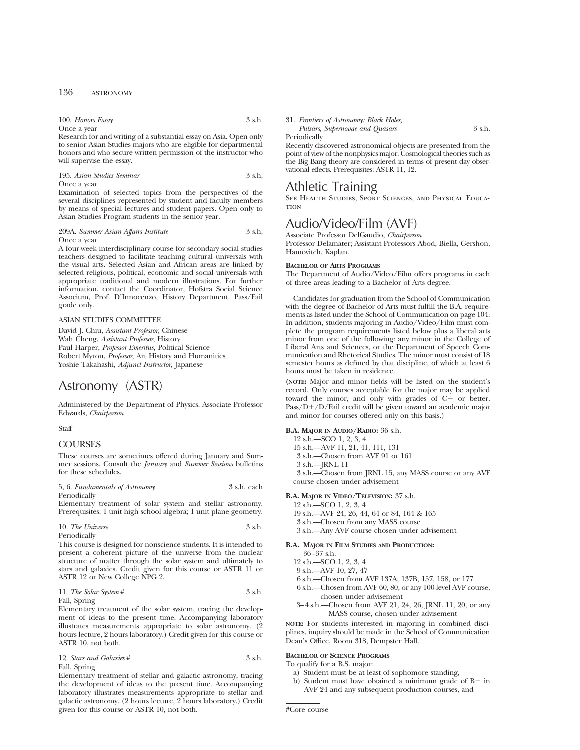100. *Honors Essay* 3 s.h.
Once a year
Research for and writing of a substantial essay on Asia. Open only to senior Asian Studies majors who are eligible for departmental honors and who secure written permission of the instructor who will supervise the essay.

195. *Asian Studies Seminar* 3 s.h.
Once a year
Examination of selected topics from the perspectives of the several disciplines represented by student and faculty members by means of special lectures and student papers. Open only to Asian Studies Program students in the senior year.

209A. *Summer Asian Affairs Institute* 3 s.h.
Once a year
A four-week interdisciplinary course for secondary social studies teachers designed to facilitate teaching cultural universals with the visual arts. Selected Asian and African areas are linked by selected religious, political, economic and social universals with appropriate traditional and modern illustrations. For further information, contact the Coordinator, Hofstra Social Science Associum, Prof. D'Innocenzo, History Department. Pass/Fail grade only.

ASIAN STUDIES COMMITTEE

David J. Chiu, *Assistant Professor*, Chinese
Wah Cheng, *Assistant Professor*, History
Paul Harper, *Professor Emeritus*, Political Science
Robert Myron, *Professor*, Art History and Humanities
Yoshie Takahashi, *Adjunct Instructor*, Japanese

# Astronomy (ASTR)

Administered by the Department of Physics. Associate Professor Edwards, *Chairperson*

Staff

## COURSES

These courses are sometimes offered during January and Summer sessions. Consult the *January* and *Summer Sessions* bulletins for these schedules.

5, 6. *Fundamentals of Astronomy* 3 s.h. each
Periodically
Elementary treatment of solar system and stellar astronomy. Prerequisites: 1 unit high school algebra; 1 unit plane geometry.

10. *The Universe* 3 s.h.
Periodically
This course is designed for nonscience students. It is intended to present a coherent picture of the universe from the nuclear structure of matter through the solar system and ultimately to stars and galaxies. Credit given for this course or ASTR 11 or ASTR 12 or New College NPG 2.

11. *The Solar System* # 3 s.h.
Fall, Spring
Elementary treatment of the solar system, tracing the development of ideas to the present time. Accompanying laboratory illustrates measurements appropriate to solar astronomy. (2 hours lecture, 2 hours laboratory.) Credit given for this course or ASTR 10, not both.

12. *Stars and Galaxies* # 3 s.h.
Fall, Spring
Elementary treatment of stellar and galactic astronomy, tracing the development of ideas to the present time. Accompanying laboratory illustrates measurements appropriate to stellar and galactic astronomy. (2 hours lecture, 2 hours laboratory.) Credit given for this course or ASTR 10, not both.

31. *Frontiers of Astronomy: Black Holes, Pulsars, Supernovae and Quasars* 3 s.h.
Periodically
Recently discovered astronomical objects are presented from the point of view of the nonphysics major. Cosmological theories such as the Big Bang theory are considered in terms of present day observational effects. Prerequisites: ASTR 11, 12.

# Athletic Training

SEE HEALTH STUDIES, SPORT SCIENCES, AND PHYSICAL EDUCATION

# Audio/Video/Film (AVF)

Associate Professor DelGaudio, *Chairperson*
Professor Delamater; Assistant Professors Abod, Biella, Gershon, Hamovitch, Kaplan.

**BACHELOR OF ARTS PROGRAMS**

The Department of Audio/Video/Film offers programs in each of three areas leading to a Bachelor of Arts degree.

Candidates for graduation from the School of Communication with the degree of Bachelor of Arts must fulfill the B.A. requirements as listed under the School of Communication on page 104. In addition, students majoring in Audio/Video/Film must complete the program requirements listed below plus a liberal arts minor from one of the following: any minor in the College of Liberal Arts and Sciences, or the Department of Speech Communication and Rhetorical Studies. The minor must consist of 18 semester hours as defined by that discipline, of which at least 6 hours must be taken in residence.

**(NOTE:** Major and minor fields will be listed on the student's record. Only courses acceptable for the major may be applied toward the minor, and only with grades of C− or better. Pass/D+/D/Fail credit will be given toward an academic major and minor for courses offered only on this basis.)

**B.A. MAJOR IN AUDIO/RADIO:** 36 s.h.
- 12 s.h.—SCO 1, 2, 3, 4
- 15 s.h.—AVF 11, 21, 41, 111, 131
- 3 s.h.—Chosen from AVF 91 or 161
- 3 s.h.—JRNL 11
- 3 s.h.—Chosen from JRNL 15, any MASS course or any AVF course chosen under advisement

**B.A. MAJOR IN VIDEO/TELEVISION:** 37 s.h.
- 12 s.h.—SCO 1, 2, 3, 4
- 19 s.h.—AVF 24, 26, 44, 64 or 84, 164 & 165
- 3 s.h.—Chosen from any MASS course
- 3 s.h.—Any AVF course chosen under advisement

**B.A. MAJOR IN FILM STUDIES AND PRODUCTION:** 36–37 s.h.
- 12 s.h.—SCO 1, 2, 3, 4
- 9 s.h.—AVF 10, 27, 47
- 6 s.h.—Chosen from AVF 137A, 137B, 157, 158, or 177
- 6 s.h.—Chosen from AVF 60, 80, or any 100-level AVF course, chosen under advisement
- 3–4 s.h.—Chosen from AVF 21, 24, 26, JRNL 11, 20, or any MASS course, chosen under advisement

**NOTE:** For students interested in majoring in combined disciplines, inquiry should be made in the School of Communication Dean's Office, Room 318, Dempster Hall.

**BACHELOR OF SCIENCE PROGRAMS**

To qualify for a B.S. major:
- a) Student must be at least of sophomore standing,
- b) Student must have obtained a minimum grade of B− in AVF 24 and any subsequent production courses, and

#Core course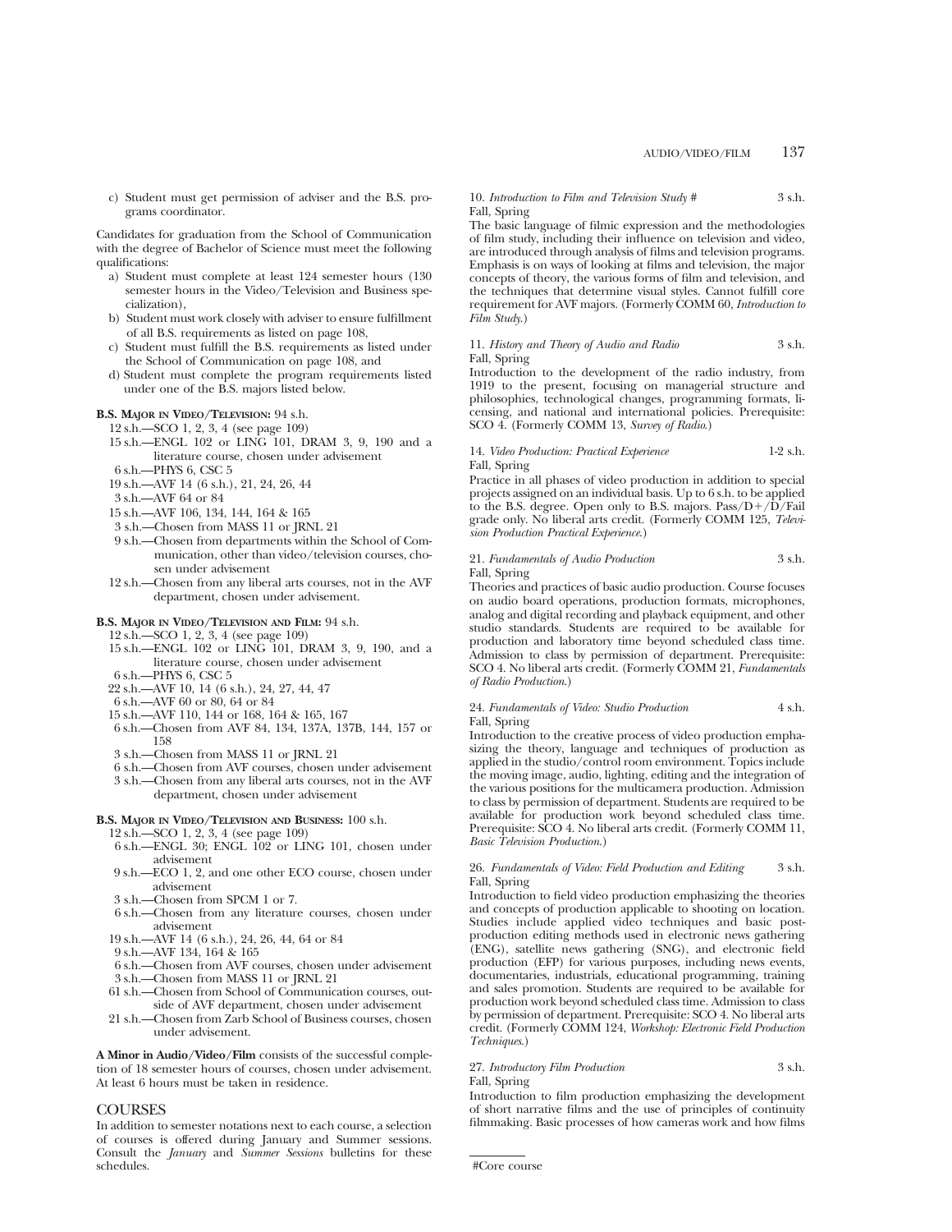c) Student must get permission of adviser and the B.S. programs coordinator.

Candidates for graduation from the School of Communication with the degree of Bachelor of Science must meet the following qualifications:

a) Student must complete at least 124 semester hours (130 semester hours in the Video/Television and Business specialization),
b) Student must work closely with adviser to ensure fulfillment of all B.S. requirements as listed on page 108,
c) Student must fulfill the B.S. requirements as listed under the School of Communication on page 108, and
d) Student must complete the program requirements listed under one of the B.S. majors listed below.

**B.S. Major in Video/Television:** 94 s.h.

- 12 s.h.—SCO 1, 2, 3, 4 (see page 109)
- 15 s.h.—ENGL 102 or LING 101, DRAM 3, 9, 190 and a literature course, chosen under advisement
- 6 s.h.—PHYS 6, CSC 5
- 19 s.h.—AVF 14 (6 s.h.), 21, 24, 26, 44
- 3 s.h.—AVF 64 or 84
- 15 s.h.—AVF 106, 134, 144, 164 & 165
- 3 s.h.—Chosen from MASS 11 or JRNL 21
- 9 s.h.—Chosen from departments within the School of Communication, other than video/television courses, chosen under advisement
- 12 s.h.—Chosen from any liberal arts courses, not in the AVF department, chosen under advisement.

**B.S. Major in Video/Television and Film:** 94 s.h.

- 12 s.h.—SCO 1, 2, 3, 4 (see page 109)
- 15 s.h.—ENGL 102 or LING 101, DRAM 3, 9, 190, and a literature course, chosen under advisement
- 6 s.h.—PHYS 6, CSC 5
- 22 s.h.—AVF 10, 14 (6 s.h.), 24, 27, 44, 47
- 6 s.h.—AVF 60 or 80, 64 or 84
- 15 s.h.—AVF 110, 144 or 168, 164 & 165, 167
- 6 s.h.—Chosen from AVF 84, 134, 137A, 137B, 144, 157 or 158
- 3 s.h.—Chosen from MASS 11 or JRNL 21
- 6 s.h.—Chosen from AVF courses, chosen under advisement
- 3 s.h.—Chosen from any liberal arts courses, not in the AVF department, chosen under advisement

**B.S. Major in Video/Television and Business:** 100 s.h.

- 12 s.h.—SCO 1, 2, 3, 4 (see page 109)
- 6 s.h.—ENGL 30; ENGL 102 or LING 101, chosen under advisement
- 9 s.h.—ECO 1, 2, and one other ECO course, chosen under advisement
- 3 s.h.—Chosen from SPCM 1 or 7.
- 6 s.h.—Chosen from any literature courses, chosen under advisement
- 19 s.h.—AVF 14 (6 s.h.), 24, 26, 44, 64 or 84
- 9 s.h.—AVF 134, 164 & 165
- 6 s.h.—Chosen from AVF courses, chosen under advisement
- 3 s.h.—Chosen from MASS 11 or JRNL 21
- 61 s.h.—Chosen from School of Communication courses, outside of AVF department, chosen under advisement
- 21 s.h.—Chosen from Zarb School of Business courses, chosen under advisement.

**A Minor in Audio/Video/Film** consists of the successful completion of 18 semester hours of courses, chosen under advisement. At least 6 hours must be taken in residence.

## COURSES

In addition to semester notations next to each course, a selection of courses is offered during January and Summer sessions. Consult the *January* and *Summer Sessions* bulletins for these schedules.

10. *Introduction to Film and Television Study #* 3 s.h.
Fall, Spring
The basic language of filmic expression and the methodologies of film study, including their influence on television and video, are introduced through analysis of films and television programs. Emphasis is on ways of looking at films and television, the major concepts of theory, the various forms of film and television, and the techniques that determine visual styles. Cannot fulfill core requirement for AVF majors. (Formerly COMM 60, *Introduction to Film Study*.)

11. *History and Theory of Audio and Radio* 3 s.h.
Fall, Spring
Introduction to the development of the radio industry, from 1919 to the present, focusing on managerial structure and philosophies, technological changes, programming formats, licensing, and national and international policies. Prerequisite: SCO 4. (Formerly COMM 13, *Survey of Radio*.)

14. *Video Production: Practical Experience* 1-2 s.h.
Fall, Spring
Practice in all phases of video production in addition to special projects assigned on an individual basis. Up to 6 s.h. to be applied to the B.S. degree. Open only to B.S. majors. Pass/D+/D/Fail grade only. No liberal arts credit. (Formerly COMM 125, *Television Production Practical Experience*.)

21. *Fundamentals of Audio Production* 3 s.h.
Fall, Spring
Theories and practices of basic audio production. Course focuses on audio board operations, production formats, microphones, analog and digital recording and playback equipment, and other studio standards. Students are required to be available for production and laboratory time beyond scheduled class time. Admission to class by permission of department. Prerequisite: SCO 4. No liberal arts credit. (Formerly COMM 21, *Fundamentals of Radio Production*.)

24. *Fundamentals of Video: Studio Production* 4 s.h.
Fall, Spring
Introduction to the creative process of video production emphasizing the theory, language and techniques of production as applied in the studio/control room environment. Topics include the moving image, audio, lighting, editing and the integration of the various positions for the multicamera production. Admission to class by permission of department. Students are required to be available for production work beyond scheduled class time. Prerequisite: SCO 4. No liberal arts credit. (Formerly COMM 11, *Basic Television Production*.)

26. *Fundamentals of Video: Field Production and Editing* 3 s.h.
Fall, Spring
Introduction to field video production emphasizing the theories and concepts of production applicable to shooting on location. Studies include applied video techniques and basic postproduction editing methods used in electronic news gathering (ENG), satellite news gathering (SNG), and electronic field production (EFP) for various purposes, including news events, documentaries, industrials, educational programming, training and sales promotion. Students are required to be available for production work beyond scheduled class time. Admission to class by permission of department. Prerequisite: SCO 4. No liberal arts credit. (Formerly COMM 124, *Workshop: Electronic Field Production Techniques*.)

27. *Introductory Film Production* 3 s.h.
Fall, Spring
Introduction to film production emphasizing the development of short narrative films and the use of principles of continuity filmmaking. Basic processes of how cameras work and how films

#Core course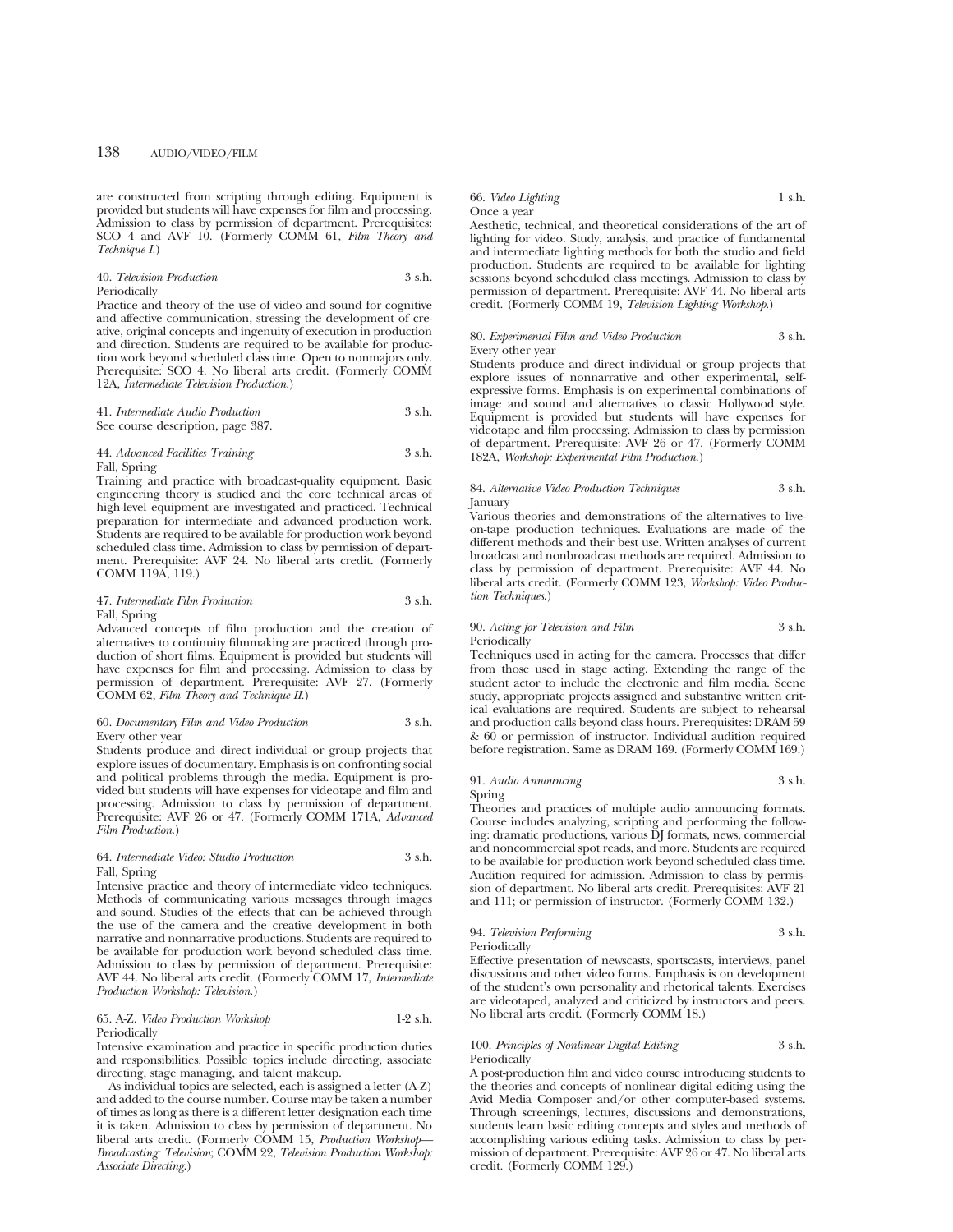are constructed from scripting through editing. Equipment is provided but students will have expenses for film and processing. Admission to class by permission of department. Prerequisites: SCO 4 and AVF 10. (Formerly COMM 61, *Film Theory and Technique I.*)

40. *Television Production* 3 s.h.
Periodically
Practice and theory of the use of video and sound for cognitive and affective communication, stressing the development of creative, original concepts and ingenuity of execution in production and direction. Students are required to be available for production work beyond scheduled class time. Open to nonmajors only. Prerequisite: SCO 4. No liberal arts credit. (Formerly COMM 12A, *Intermediate Television Production.*)

41. *Intermediate Audio Production* 3 s.h.
See course description, page 387.

44. *Advanced Facilities Training* 3 s.h.
Fall, Spring
Training and practice with broadcast-quality equipment. Basic engineering theory is studied and the core technical areas of high-level equipment are investigated and practiced. Technical preparation for intermediate and advanced production work. Students are required to be available for production work beyond scheduled class time. Admission to class by permission of department. Prerequisite: AVF 24. No liberal arts credit. (Formerly COMM 119A, 119.)

47. *Intermediate Film Production* 3 s.h.
Fall, Spring
Advanced concepts of film production and the creation of alternatives to continuity filmmaking are practiced through production of short films. Equipment is provided but students will have expenses for film and processing. Admission to class by permission of department. Prerequisite: AVF 27. (Formerly COMM 62, *Film Theory and Technique II.*)

60. *Documentary Film and Video Production* 3 s.h.
Every other year
Students produce and direct individual or group projects that explore issues of documentary. Emphasis is on confronting social and political problems through the media. Equipment is provided but students will have expenses for videotape and film and processing. Admission to class by permission of department. Prerequisite: AVF 26 or 47. (Formerly COMM 171A, *Advanced Film Production.*)

64. *Intermediate Video: Studio Production* 3 s.h.
Fall, Spring
Intensive practice and theory of intermediate video techniques. Methods of communicating various messages through images and sound. Studies of the effects that can be achieved through the use of the camera and the creative development in both narrative and nonnarrative productions. Students are required to be available for production work beyond scheduled class time. Admission to class by permission of department. Prerequisite: AVF 44. No liberal arts credit. (Formerly COMM 17, *Intermediate Production Workshop: Television.*)

65. A-Z. *Video Production Workshop* 1-2 s.h.
Periodically
Intensive examination and practice in specific production duties and responsibilities. Possible topics include directing, associate directing, stage managing, and talent makeup.

As individual topics are selected, each is assigned a letter (A-Z) and added to the course number. Course may be taken a number of times as long as there is a different letter designation each time it is taken. Admission to class by permission of department. No liberal arts credit. (Formerly COMM 15, *Production Workshop—Broadcasting: Television*; COMM 22, *Television Production Workshop: Associate Directing.*)

66. *Video Lighting* 1 s.h.
Once a year
Aesthetic, technical, and theoretical considerations of the art of lighting for video. Study, analysis, and practice of fundamental and intermediate lighting methods for both the studio and field production. Students are required to be available for lighting sessions beyond scheduled class meetings. Admission to class by permission of department. Prerequisite: AVF 44. No liberal arts credit. (Formerly COMM 19, *Television Lighting Workshop.*)

80. *Experimental Film and Video Production* 3 s.h.
Every other year
Students produce and direct individual or group projects that explore issues of nonnarrative and other experimental, self-expressive forms. Emphasis is on experimental combinations of image and sound and alternatives to classic Hollywood style. Equipment is provided but students will have expenses for videotape and film processing. Admission to class by permission of department. Prerequisite: AVF 26 or 47. (Formerly COMM 182A, *Workshop: Experimental Film Production.*)

84. *Alternative Video Production Techniques* 3 s.h.
January
Various theories and demonstrations of the alternatives to live-on-tape production techniques. Evaluations are made of the different methods and their best use. Written analyses of current broadcast and nonbroadcast methods are required. Admission to class by permission of department. Prerequisite: AVF 44. No liberal arts credit. (Formerly COMM 123, *Workshop: Video Production Techniques.*)

90. *Acting for Television and Film* 3 s.h.
Periodically
Techniques used in acting for the camera. Processes that differ from those used in stage acting. Extending the range of the student actor to include the electronic and film media. Scene study, appropriate projects assigned and substantive written critical evaluations are required. Students are subject to rehearsal and production calls beyond class hours. Prerequisites: DRAM 59 & 60 or permission of instructor. Individual audition required before registration. Same as DRAM 169. (Formerly COMM 169.)

91. *Audio Announcing* 3 s.h.
Spring
Theories and practices of multiple audio announcing formats. Course includes analyzing, scripting and performing the following: dramatic productions, various DJ formats, news, commercial and noncommercial spot reads, and more. Students are required to be available for production work beyond scheduled class time. Audition required for admission. Admission to class by permission of department. No liberal arts credit. Prerequisites: AVF 21 and 111; or permission of instructor. (Formerly COMM 132.)

94. *Television Performing* 3 s.h.
Periodically
Effective presentation of newscasts, sportscasts, interviews, panel discussions and other video forms. Emphasis is on development of the student's own personality and rhetorical talents. Exercises are videotaped, analyzed and criticized by instructors and peers. No liberal arts credit. (Formerly COMM 18.)

100. *Principles of Nonlinear Digital Editing* 3 s.h.
Periodically
A post-production film and video course introducing students to the theories and concepts of nonlinear digital editing using the Avid Media Composer and/or other computer-based systems. Through screenings, lectures, discussions and demonstrations, students learn basic editing concepts and styles and methods of accomplishing various editing tasks. Admission to class by permission of department. Prerequisite: AVF 26 or 47. No liberal arts credit. (Formerly COMM 129.)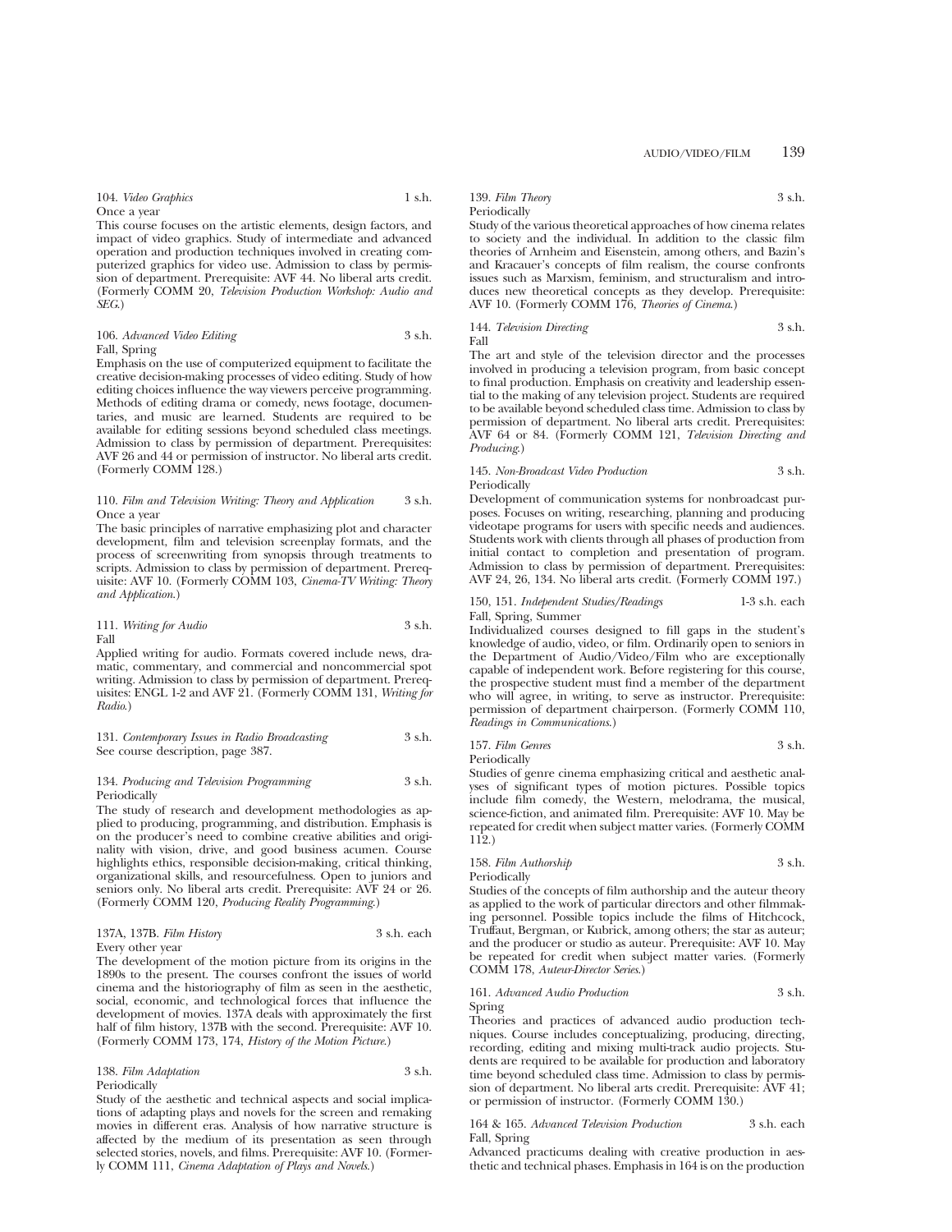104. *Video Graphics* 1 s.h.
Once a year
This course focuses on the artistic elements, design factors, and impact of video graphics. Study of intermediate and advanced operation and production techniques involved in creating computerized graphics for video use. Admission to class by permission of department. Prerequisite: AVF 44. No liberal arts credit. (Formerly COMM 20, *Television Production Workshop: Audio and SEG.*)

106. *Advanced Video Editing* 3 s.h.
Fall, Spring
Emphasis on the use of computerized equipment to facilitate the creative decision-making processes of video editing. Study of how editing choices influence the way viewers perceive programming. Methods of editing drama or comedy, news footage, documentaries, and music are learned. Students are required to be available for editing sessions beyond scheduled class meetings. Admission to class by permission of department. Prerequisites: AVF 26 and 44 or permission of instructor. No liberal arts credit. (Formerly COMM 128.)

110. *Film and Television Writing: Theory and Application* 3 s.h.
Once a year
The basic principles of narrative emphasizing plot and character development, film and television screenplay formats, and the process of screenwriting from synopsis through treatments to scripts. Admission to class by permission of department. Prerequisite: AVF 10. (Formerly COMM 103, *Cinema-TV Writing: Theory and Application.*)

111. *Writing for Audio* 3 s.h.
Fall
Applied writing for audio. Formats covered include news, dramatic, commentary, and commercial and noncommercial spot writing. Admission to class by permission of department. Prerequisites: ENGL 1-2 and AVF 21. (Formerly COMM 131, *Writing for Radio.*)

131. *Contemporary Issues in Radio Broadcasting* 3 s.h.
See course description, page 387.

134. *Producing and Television Programming* 3 s.h.
Periodically
The study of research and development methodologies as applied to producing, programming, and distribution. Emphasis is on the producer's need to combine creative abilities and originality with vision, drive, and good business acumen. Course highlights ethics, responsible decision-making, critical thinking, organizational skills, and resourcefulness. Open to juniors and seniors only. No liberal arts credit. Prerequisite: AVF 24 or 26. (Formerly COMM 120, *Producing Reality Programming.*)

137A, 137B. *Film History* 3 s.h. each
Every other year
The development of the motion picture from its origins in the 1890s to the present. The courses confront the issues of world cinema and the historiography of film as seen in the aesthetic, social, economic, and technological forces that influence the development of movies. 137A deals with approximately the first half of film history, 137B with the second. Prerequisite: AVF 10. (Formerly COMM 173, 174, *History of the Motion Picture.*)

138. *Film Adaptation* 3 s.h.
Periodically
Study of the aesthetic and technical aspects and social implications of adapting plays and novels for the screen and remaking movies in different eras. Analysis of how narrative structure is affected by the medium of its presentation as seen through selected stories, novels, and films. Prerequisite: AVF 10. (Formerly COMM 111, *Cinema Adaptation of Plays and Novels.*)

139. *Film Theory* 3 s.h.
Periodically
Study of the various theoretical approaches of how cinema relates to society and the individual. In addition to the classic film theories of Arnheim and Eisenstein, among others, and Bazin's and Kracauer's concepts of film realism, the course confronts issues such as Marxism, feminism, and structuralism and introduces new theoretical concepts as they develop. Prerequisite: AVF 10. (Formerly COMM 176, *Theories of Cinema.*)

144. *Television Directing* 3 s.h.
Fall
The art and style of the television director and the processes involved in producing a television program, from basic concept to final production. Emphasis on creativity and leadership essential to the making of any television project. Students are required to be available beyond scheduled class time. Admission to class by permission of department. No liberal arts credit. Prerequisites: AVF 64 or 84. (Formerly COMM 121, *Television Directing and Producing.*)

145. *Non-Broadcast Video Production* 3 s.h.
Periodically
Development of communication systems for nonbroadcast purposes. Focuses on writing, researching, planning and producing videotape programs for users with specific needs and audiences. Students work with clients through all phases of production from initial contact to completion and presentation of program. Admission to class by permission of department. Prerequisites: AVF 24, 26, 134. No liberal arts credit. (Formerly COMM 197.)

150, 151. *Independent Studies/Readings* 1-3 s.h. each
Fall, Spring, Summer
Individualized courses designed to fill gaps in the student's knowledge of audio, video, or film. Ordinarily open to seniors in the Department of Audio/Video/Film who are exceptionally capable of independent work. Before registering for this course, the prospective student must find a member of the department who will agree, in writing, to serve as instructor. Prerequisite: permission of department chairperson. (Formerly COMM 110, *Readings in Communications.*)

157. *Film Genres* 3 s.h.
Periodically
Studies of genre cinema emphasizing critical and aesthetic analyses of significant types of motion pictures. Possible topics include film comedy, the Western, melodrama, the musical, science-fiction, and animated film. Prerequisite: AVF 10. May be repeated for credit when subject matter varies. (Formerly COMM 112.)

158. *Film Authorship* 3 s.h.
Periodically
Studies of the concepts of film authorship and the auteur theory as applied to the work of particular directors and other filmmaking personnel. Possible topics include the films of Hitchcock, Truffaut, Bergman, or Kubrick, among others; the star as auteur; and the producer or studio as auteur. Prerequisite: AVF 10. May be repeated for credit when subject matter varies. (Formerly COMM 178, *Auteur-Director Series.*)

161. *Advanced Audio Production* 3 s.h.
Spring
Theories and practices of advanced audio production techniques. Course includes conceptualizing, producing, directing, recording, editing and mixing multi-track audio projects. Students are required to be available for production and laboratory time beyond scheduled class time. Admission to class by permission of department. No liberal arts credit. Prerequisite: AVF 41; or permission of instructor. (Formerly COMM 130.)

164 & 165. *Advanced Television Production* 3 s.h. each
Fall, Spring
Advanced practicums dealing with creative production in aesthetic and technical phases. Emphasis in 164 is on the production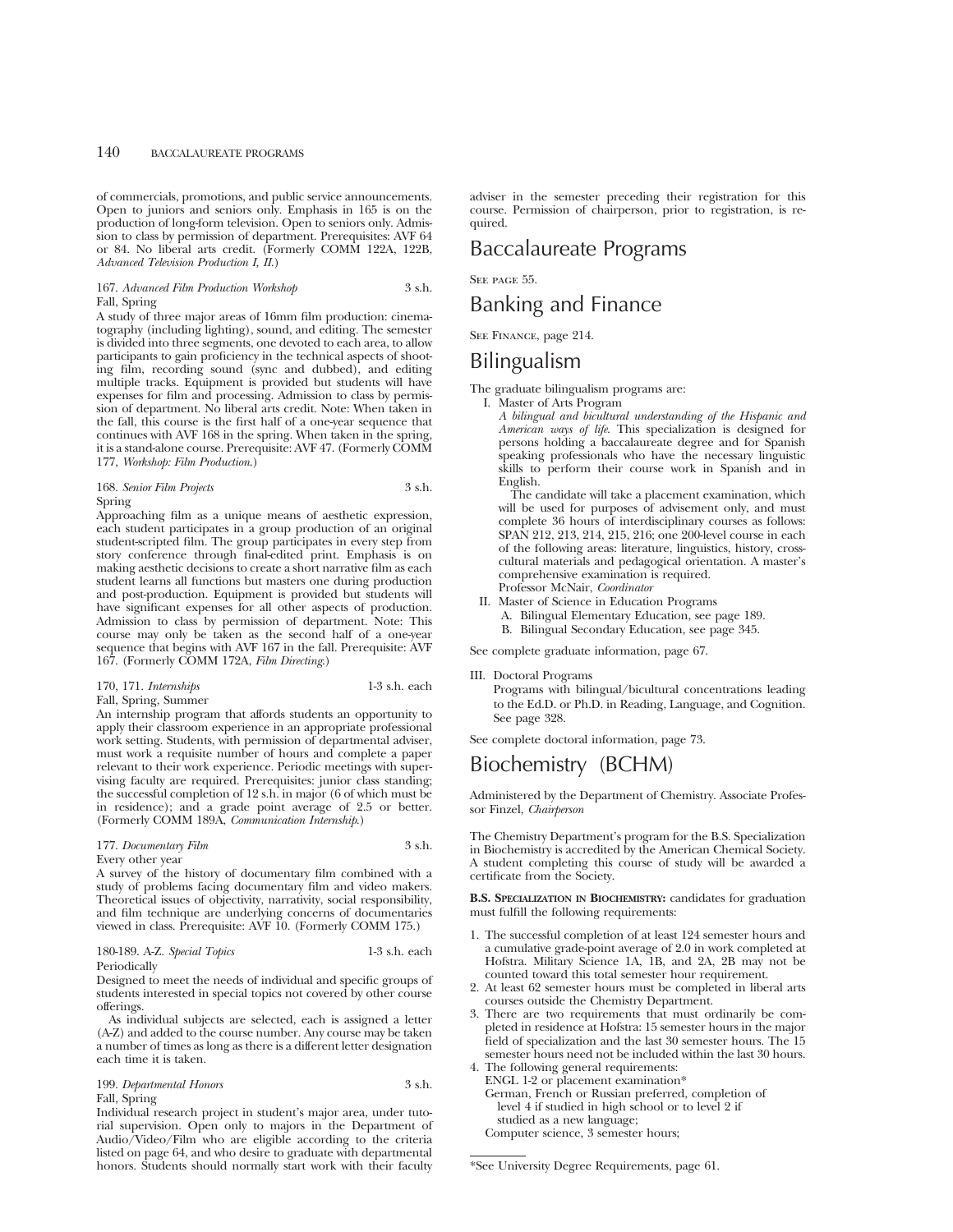of commercials, promotions, and public service announcements. Open to juniors and seniors only. Emphasis in 165 is on the production of long-form television. Open to seniors only. Admission to class by permission of department. Prerequisites: AVF 64 or 84. No liberal arts credit. (Formerly COMM 122A, 122B, *Advanced Television Production I, II.*)

167. *Advanced Film Production Workshop* 3 s.h.
Fall, Spring

A study of three major areas of 16mm film production: cinematography (including lighting), sound, and editing. The semester is divided into three segments, one devoted to each area, to allow participants to gain proficiency in the technical aspects of shooting film, recording sound (sync and dubbed), and editing multiple tracks. Equipment is provided but students will have expenses for film and processing. Admission to class by permission of department. No liberal arts credit. Note: When taken in the fall, this course is the first half of a one-year sequence that continues with AVF 168 in the spring. When taken in the spring, it is a stand-alone course. Prerequisite: AVF 47. (Formerly COMM 177, *Workshop: Film Production.*)

168. *Senior Film Projects* 3 s.h.
Spring

Approaching film as a unique means of aesthetic expression, each student participates in a group production of an original student-scripted film. The group participates in every step from story conference through final-edited print. Emphasis is on making aesthetic decisions to create a short narrative film as each student learns all functions but masters one during production and post-production. Equipment is provided but students will have significant expenses for all other aspects of production. Admission to class by permission of department. Note: This course may only be taken as the second half of a one-year sequence that begins with AVF 167 in the fall. Prerequisite: AVF 167. (Formerly COMM 172A, *Film Directing.*)

170, 171. *Internships* 1-3 s.h. each
Fall, Spring, Summer

An internship program that affords students an opportunity to apply their classroom experience in an appropriate professional work setting. Students, with permission of departmental adviser, must work a requisite number of hours and complete a paper relevant to their work experience. Periodic meetings with supervising faculty are required. Prerequisites: junior class standing; the successful completion of 12 s.h. in major (6 of which must be in residence); and a grade point average of 2.5 or better. (Formerly COMM 189A, *Communication Internship.*)

177. *Documentary Film* 3 s.h.
Every other year

A survey of the history of documentary film combined with a study of problems facing documentary film and video makers. Theoretical issues of objectivity, narrativity, social responsibility, and film technique are underlying concerns of documentaries viewed in class. Prerequisite: AVF 10. (Formerly COMM 175.)

180-189. A-Z. *Special Topics* 1-3 s.h. each
Periodically

Designed to meet the needs of individual and specific groups of students interested in special topics not covered by other course offerings.

As individual subjects are selected, each is assigned a letter (A-Z) and added to the course number. Any course may be taken a number of times as long as there is a different letter designation each time it is taken.

199. *Departmental Honors* 3 s.h.
Fall, Spring

Individual research project in student's major area, under tutorial supervision. Open only to majors in the Department of Audio/Video/Film who are eligible according to the criteria listed on page 64, and who desire to graduate with departmental honors. Students should normally start work with their faculty adviser in the semester preceding their registration for this course. Permission of chairperson, prior to registration, is required.

# Baccalaureate Programs

See page 55.

# Banking and Finance

See Finance, page 214.

# Bilingualism

The graduate bilingualism programs are:

I. Master of Arts Program

*A bilingual and bicultural understanding of the Hispanic and American ways of life.* This specialization is designed for persons holding a baccalaureate degree and for Spanish speaking professionals who have the necessary linguistic skills to perform their course work in Spanish and in English.

The candidate will take a placement examination, which will be used for purposes of advisement only, and must complete 36 hours of interdisciplinary courses as follows: SPAN 212, 213, 214, 215, 216; one 200-level course in each of the following areas: literature, linguistics, history, cross-cultural materials and pedagogical orientation. A master's comprehensive examination is required.

Professor McNair, *Coordinator*

II. Master of Science in Education Programs
   A. Bilingual Elementary Education, see page 189.
   B. Bilingual Secondary Education, see page 345.

See complete graduate information, page 67.

III. Doctoral Programs

Programs with bilingual/bicultural concentrations leading to the Ed.D. or Ph.D. in Reading, Language, and Cognition. See page 328.

See complete doctoral information, page 73.

# Biochemistry (BCHM)

Administered by the Department of Chemistry. Associate Professor Finzel, *Chairperson*

The Chemistry Department's program for the B.S. Specialization in Biochemistry is accredited by the American Chemical Society. A student completing this course of study will be awarded a certificate from the Society.

**B.S. Specialization in Biochemistry:** candidates for graduation must fulfill the following requirements:

1. The successful completion of at least 124 semester hours and a cumulative grade-point average of 2.0 in work completed at Hofstra. Military Science 1A, 1B, and 2A, 2B may not be counted toward this total semester hour requirement.
2. At least 62 semester hours must be completed in liberal arts courses outside the Chemistry Department.
3. There are two requirements that must ordinarily be completed in residence at Hofstra: 15 semester hours in the major field of specialization and the last 30 semester hours. The 15 semester hours need not be included within the last 30 hours.
4. The following general requirements:
   ENGL 1-2 or placement examination*
   German, French or Russian preferred, completion of level 4 if studied in high school or to level 2 if studied as a new language;
   Computer science, 3 semester hours;

*See University Degree Requirements, page 61.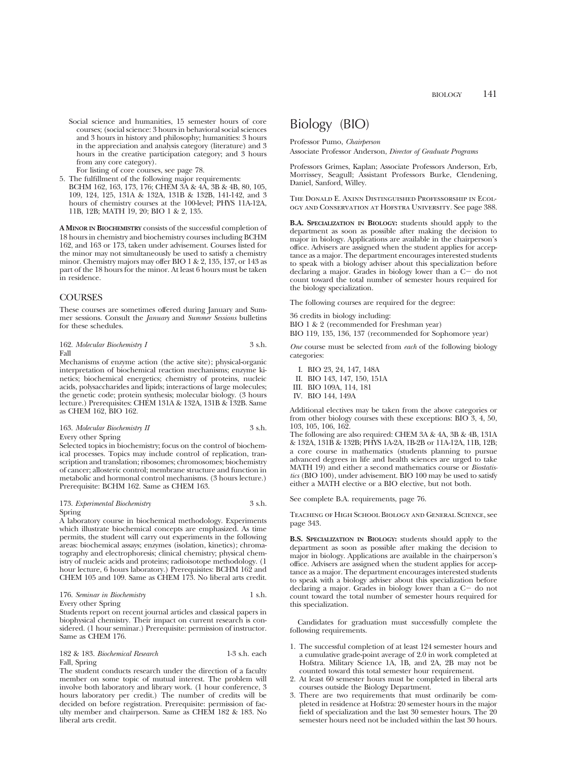Social science and humanities, 15 semester hours of core courses; (social science: 3 hours in behavioral social sciences and 3 hours in history and philosophy; humanities: 3 hours in the appreciation and analysis category (literature) and 3 hours in the creative participation category; and 3 hours from any core category).

For listing of core courses, see page 78.

5. The fulfillment of the following major requirements: BCHM 162, 163, 173, 176; CHEM 3A & 4A, 3B & 4B, 80, 105, 109, 124, 125, 131A & 132A, 131B & 132B, 141-142, and 3 hours of chemistry courses at the 100-level; PHYS 11A-12A, 11B, 12B; MATH 19, 20; BIO 1 & 2, 135.

**A MINOR IN BIOCHEMISTRY** consists of the successful completion of 18 hours in chemistry and biochemistry courses including BCHM 162, and 163 or 173, taken under advisement. Courses listed for the minor may not simultaneously be used to satisfy a chemistry minor. Chemistry majors may offer BIO 1 & 2, 135, 137, or 143 as part of the 18 hours for the minor. At least 6 hours must be taken in residence.

## COURSES

These courses are sometimes offered during January and Summer sessions. Consult the *January* and *Summer Sessions* bulletins for these schedules.

162. *Molecular Biochemistry I* 3 s.h.
Fall
Mechanisms of enzyme action (the active site); physical-organic interpretation of biochemical reaction mechanisms; enzyme kinetics; biochemical energetics; chemistry of proteins, nucleic acids, polysaccharides and lipids; interactions of large molecules; the genetic code; protein synthesis; molecular biology. (3 hours lecture.) Prerequisites: CHEM 131A & 132A, 131B & 132B. Same as CHEM 162, BIO 162.

163. *Molecular Biochemistry II* 3 s.h.
Every other Spring
Selected topics in biochemistry; focus on the control of biochemical processes. Topics may include control of replication, transcription and translation; ribosomes; chromosomes; biochemistry of cancer; allosteric control; membrane structure and function in metabolic and hormonal control mechanisms. (3 hours lecture.) Prerequisite: BCHM 162. Same as CHEM 163.

173. *Experimental Biochemistry* 3 s.h.
Spring
A laboratory course in biochemical methodology. Experiments which illustrate biochemical concepts are emphasized. As time permits, the student will carry out experiments in the following areas: biochemical assays; enzymes (isolation, kinetics); chromatography and electrophoresis; clinical chemistry; physical chemistry of nucleic acids and proteins; radioisotope methodology. (1 hour lecture, 6 hours laboratory.) Prerequisites: BCHM 162 and CHEM 105 and 109. Same as CHEM 173. No liberal arts credit.

176. *Seminar in Biochemistry* 1 s.h.
Every other Spring
Students report on recent journal articles and classical papers in biophysical chemistry. Their impact on current research is considered. (1 hour seminar.) Prerequisite: permission of instructor. Same as CHEM 176.

182 & 183. *Biochemical Research* 1-3 s.h. each
Fall, Spring
The student conducts research under the direction of a faculty member on some topic of mutual interest. The problem will involve both laboratory and library work. (1 hour conference, 3 hours laboratory per credit.) The number of credits will be decided on before registration. Prerequisite: permission of faculty member and chairperson. Same as CHEM 182 & 183. No liberal arts credit.

# Biology (BIO)

Professor Pumo, *Chairperson*
Associate Professor Anderson, *Director of Graduate Programs*

Professors Grimes, Kaplan; Associate Professors Anderson, Erb, Morrissey, Seagull; Assistant Professors Burke, Clendening, Daniel, Sanford, Willey.

THE DONALD E. AXINN DISTINGUISHED PROFESSORSHIP IN ECOLOGY AND CONSERVATION AT HOFSTRA UNIVERSITY. See page 388.

**B.A. SPECIALIZATION IN BIOLOGY:** students should apply to the department as soon as possible after making the decision to major in biology. Applications are available in the chairperson's office. Advisers are assigned when the student applies for acceptance as a major. The department encourages interested students to speak with a biology adviser about this specialization before declaring a major. Grades in biology lower than a C− do not count toward the total number of semester hours required for the biology specialization.

The following courses are required for the degree:

36 credits in biology including:
BIO 1 & 2 (recommended for Freshman year)
BIO 119, 135, 136, 137 (recommended for Sophomore year)

*One* course must be selected from *each* of the following biology categories:

I. BIO 23, 24, 147, 148A
II. BIO 143, 147, 150, 151A
III. BIO 109A, 114, 181
IV. BIO 144, 149A

Additional electives may be taken from the above categories or from other biology courses with these exceptions: BIO 3, 4, 50, 103, 105, 106, 162.

The following are also required: CHEM 3A & 4A, 3B & 4B, 131A & 132A, 131B & 132B; PHYS 1A-2A, 1B-2B or 11A-12A, 11B, 12B; a core course in mathematics (students planning to pursue advanced degrees in life and health sciences are urged to take MATH 19) and either a second mathematics course or *Biostatistics* (BIO 100), under advisement. BIO 100 may be used to satisfy either a MATH elective or a BIO elective, but not both.

See complete B.A. requirements, page 76.

TEACHING OF HIGH SCHOOL BIOLOGY AND GENERAL SCIENCE, see page 343.

**B.S. SPECIALIZATION IN BIOLOGY:** students should apply to the department as soon as possible after making the decision to major in biology. Applications are available in the chairperson's office. Advisers are assigned when the student applies for acceptance as a major. The department encourages interested students to speak with a biology adviser about this specialization before declaring a major. Grades in biology lower than a C− do not count toward the total number of semester hours required for this specialization.

Candidates for graduation must successfully complete the following requirements.

1. The successful completion of at least 124 semester hours and a cumulative grade-point average of 2.0 in work completed at Hofstra. Military Science 1A, 1B, and 2A, 2B may not be counted toward this total semester hour requirement.
2. At least 60 semester hours must be completed in liberal arts courses outside the Biology Department.
3. There are two requirements that must ordinarily be completed in residence at Hofstra: 20 semester hours in the major field of specialization and the last 30 semester hours. The 20 semester hours need not be included within the last 30 hours.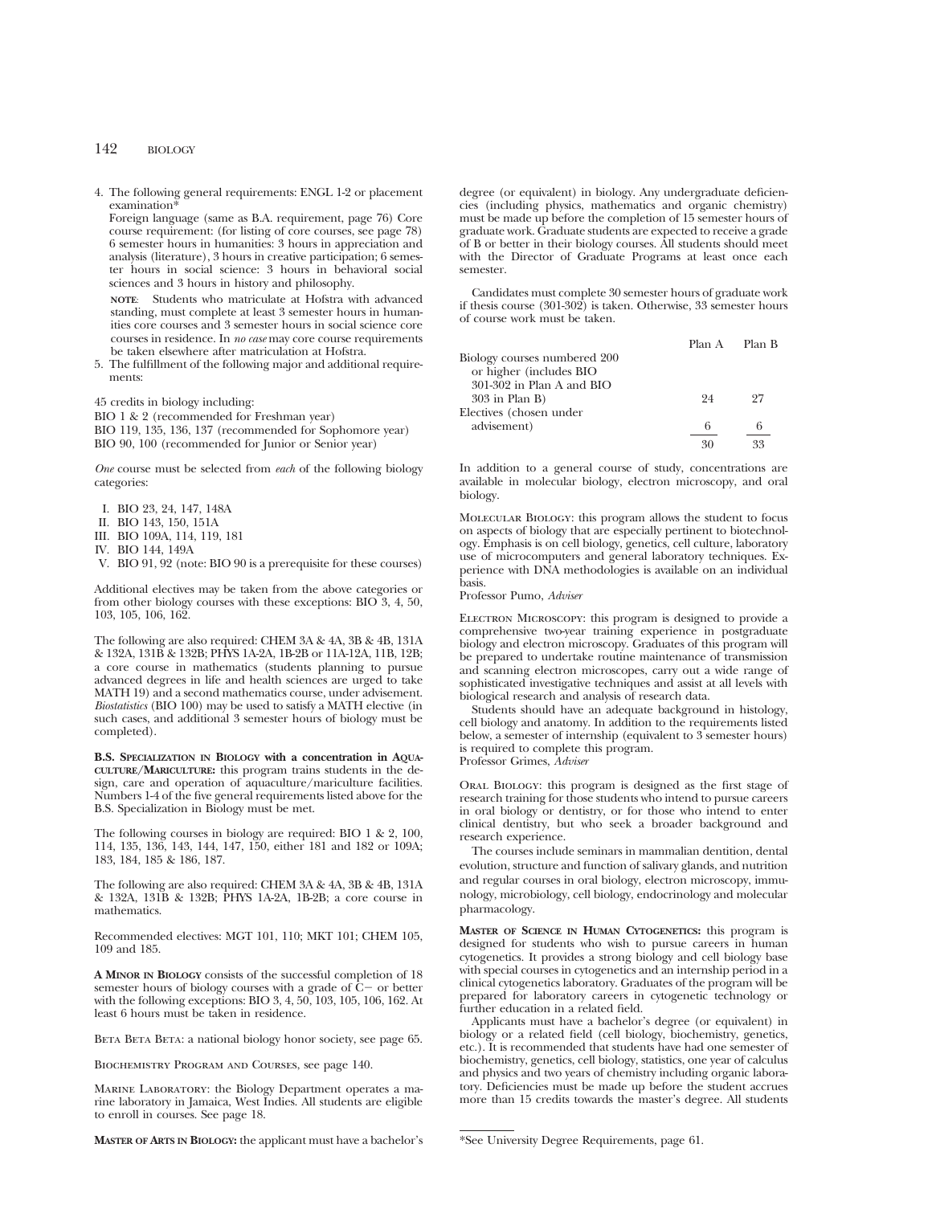4. The following general requirements: ENGL 1-2 or placement examination*

   Foreign language (same as B.A. requirement, page 76) Core course requirement: (for listing of core courses, see page 78) 6 semester hours in humanities: 3 hours in appreciation and analysis (literature), 3 hours in creative participation; 6 semester hours in social science: 3 hours in behavioral social sciences and 3 hours in history and philosophy.

   **NOTE**: Students who matriculate at Hofstra with advanced standing, must complete at least 3 semester hours in humanities core courses and 3 semester hours in social science core courses in residence. In *no case* may core course requirements be taken elsewhere after matriculation at Hofstra.

5. The fulfillment of the following major and additional requirements:

45 credits in biology including:
BIO 1 & 2 (recommended for Freshman year)
BIO 119, 135, 136, 137 (recommended for Sophomore year)
BIO 90, 100 (recommended for Junior or Senior year)

*One* course must be selected from *each* of the following biology categories:

- I. BIO 23, 24, 147, 148A
- II. BIO 143, 150, 151A
- III. BIO 109A, 114, 119, 181
- IV. BIO 144, 149A
- V. BIO 91, 92 (note: BIO 90 is a prerequisite for these courses)

Additional electives may be taken from the above categories or from other biology courses with these exceptions: BIO 3, 4, 50, 103, 105, 106, 162.

The following are also required: CHEM 3A & 4A, 3B & 4B, 131A & 132A, 131B & 132B; PHYS 1A-2A, 1B-2B or 11A-12A, 11B, 12B; a core course in mathematics (students planning to pursue advanced degrees in life and health sciences are urged to take MATH 19) and a second mathematics course, under advisement. *Biostatistics* (BIO 100) may be used to satisfy a MATH elective (in such cases, and additional 3 semester hours of biology must be completed).

**B.S. Specialization in Biology with a concentration in Aquaculture/Mariculture:** this program trains students in the design, care and operation of aquaculture/mariculture facilities. Numbers 1-4 of the five general requirements listed above for the B.S. Specialization in Biology must be met.

The following courses in biology are required: BIO 1 & 2, 100, 114, 135, 136, 143, 144, 147, 150, either 181 and 182 or 109A; 183, 184, 185 & 186, 187.

The following are also required: CHEM 3A & 4A, 3B & 4B, 131A & 132A, 131B & 132B; PHYS 1A-2A, 1B-2B; a core course in mathematics.

Recommended electives: MGT 101, 110; MKT 101; CHEM 105, 109 and 185.

**A Minor in Biology** consists of the successful completion of 18 semester hours of biology courses with a grade of C− or better with the following exceptions: BIO 3, 4, 50, 103, 105, 106, 162. At least 6 hours must be taken in residence.

Beta Beta Beta: a national biology honor society, see page 65.

Biochemistry Program and Courses, see page 140.

Marine Laboratory: the Biology Department operates a marine laboratory in Jamaica, West Indies. All students are eligible to enroll in courses. See page 18.

**Master of Arts in Biology:** the applicant must have a bachelor's degree (or equivalent) in biology. Any undergraduate deficiencies (including physics, mathematics and organic chemistry) must be made up before the completion of 15 semester hours of graduate work. Graduate students are expected to receive a grade of B or better in their biology courses. All students should meet with the Director of Graduate Programs at least once each semester.

Candidates must complete 30 semester hours of graduate work if thesis course (301-302) is taken. Otherwise, 33 semester hours of course work must be taken.

| | Plan A | Plan B |
|---|---|---|
| Biology courses numbered 200 or higher (includes BIO 301-302 in Plan A and BIO 303 in Plan B) | 24 | 27 |
| Electives (chosen under advisement) | 6 | 6 |
| | 30 | 33 |

In addition to a general course of study, concentrations are available in molecular biology, electron microscopy, and oral biology.

Molecular Biology: this program allows the student to focus on aspects of biology that are especially pertinent to biotechnology. Emphasis is on cell biology, genetics, cell culture, laboratory use of microcomputers and general laboratory techniques. Experience with DNA methodologies is available on an individual basis.
Professor Pumo, *Adviser*

Electron Microscopy: this program is designed to provide a comprehensive two-year training experience in postgraduate biology and electron microscopy. Graduates of this program will be prepared to undertake routine maintenance of transmission and scanning electron microscopes, carry out a wide range of sophisticated investigative techniques and assist at all levels with biological research and analysis of research data.

Students should have an adequate background in histology, cell biology and anatomy. In addition to the requirements listed below, a semester of internship (equivalent to 3 semester hours) is required to complete this program.
Professor Grimes, *Adviser*

Oral Biology: this program is designed as the first stage of research training for those students who intend to pursue careers in oral biology or dentistry, or for those who intend to enter clinical dentistry, but who seek a broader background and research experience.

The courses include seminars in mammalian dentition, dental evolution, structure and function of salivary glands, and nutrition and regular courses in oral biology, electron microscopy, immunology, microbiology, cell biology, endocrinology and molecular pharmacology.

**Master of Science in Human Cytogenetics:** this program is designed for students who wish to pursue careers in human cytogenetics. It provides a strong biology and cell biology base with special courses in cytogenetics and an internship period in a clinical cytogenetics laboratory. Graduates of the program will be prepared for laboratory careers in cytogenetic technology or further education in a related field.

Applicants must have a bachelor's degree (or equivalent) in biology or a related field (cell biology, biochemistry, genetics, etc.). It is recommended that students have had one semester of biochemistry, genetics, cell biology, statistics, one year of calculus and physics and two years of chemistry including organic laboratory. Deficiencies must be made up before the student accrues more than 15 credits towards the master's degree. All students

*See University Degree Requirements, page 61.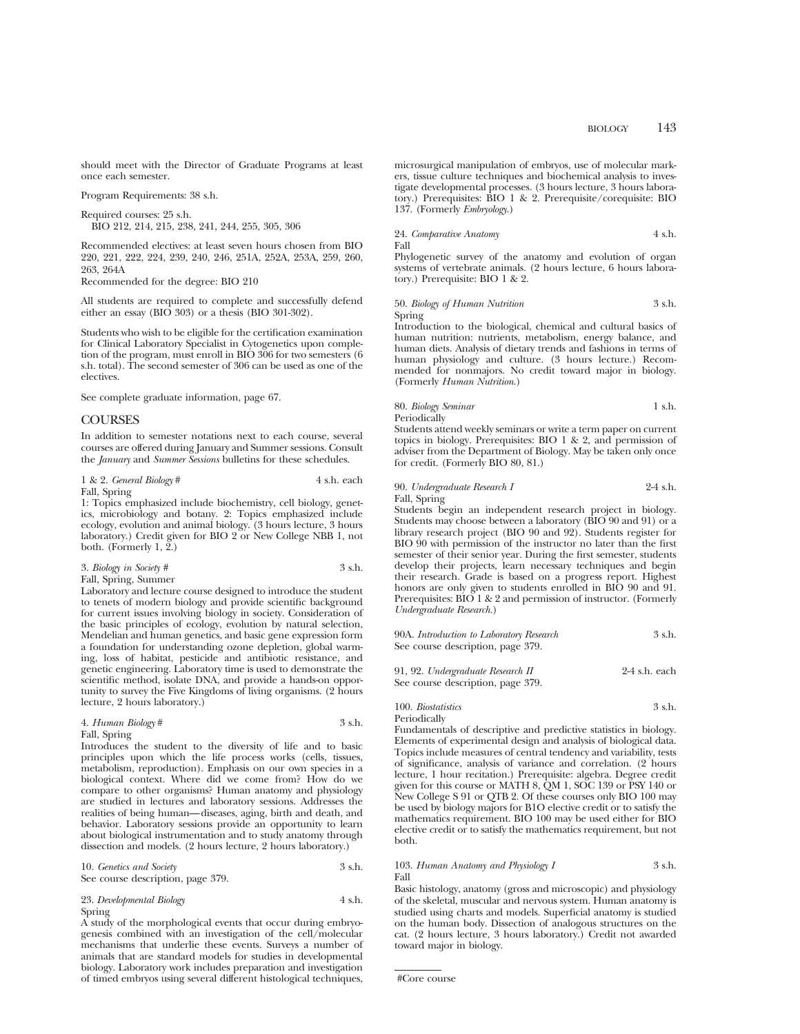should meet with the Director of Graduate Programs at least once each semester.

Program Requirements: 38 s.h.

Required courses: 25 s.h.
BIO 212, 214, 215, 238, 241, 244, 255, 305, 306

Recommended electives: at least seven hours chosen from BIO 220, 221, 222, 224, 239, 240, 246, 251A, 252A, 253A, 259, 260, 263, 264A
Recommended for the degree: BIO 210

All students are required to complete and successfully defend either an essay (BIO 303) or a thesis (BIO 301-302).

Students who wish to be eligible for the certification examination for Clinical Laboratory Specialist in Cytogenetics upon completion of the program, must enroll in BIO 306 for two semesters (6 s.h. total). The second semester of 306 can be used as one of the electives.

See complete graduate information, page 67.

## COURSES

In addition to semester notations next to each course, several courses are offered during January and Summer sessions. Consult the *January* and *Summer Sessions* bulletins for these schedules.

1 & 2. *General Biology* # — 4 s.h. each
Fall, Spring
1: Topics emphasized include biochemistry, cell biology, genetics, microbiology and botany. 2: Topics emphasized include ecology, evolution and animal biology. (3 hours lecture, 3 hours laboratory.) Credit given for BIO 2 or New College NBB 1, not both. (Formerly 1, 2.)

3. *Biology in Society* # — 3 s.h.
Fall, Spring, Summer
Laboratory and lecture course designed to introduce the student to tenets of modern biology and provide scientific background for current issues involving biology in society. Consideration of the basic principles of ecology, evolution by natural selection, Mendelian and human genetics, and basic gene expression form a foundation for understanding ozone depletion, global warming, loss of habitat, pesticide and antibiotic resistance, and genetic engineering. Laboratory time is used to demonstrate the scientific method, isolate DNA, and provide a hands-on opportunity to survey the Five Kingdoms of living organisms. (2 hours lecture, 2 hours laboratory.)

4. *Human Biology* # — 3 s.h.
Fall, Spring
Introduces the student to the diversity of life and to basic principles upon which the life process works (cells, tissues, metabolism, reproduction). Emphasis on our own species in a biological context. Where did we come from? How do we compare to other organisms? Human anatomy and physiology are studied in lectures and laboratory sessions. Addresses the realities of being human—diseases, aging, birth and death, and behavior. Laboratory sessions provide an opportunity to learn about biological instrumentation and to study anatomy through dissection and models. (2 hours lecture, 2 hours laboratory.)

10. *Genetics and Society* — 3 s.h.
See course description, page 379.

23. *Developmental Biology* — 4 s.h.
Spring
A study of the morphological events that occur during embryogenesis combined with an investigation of the cell/molecular mechanisms that underlie these events. Surveys a number of animals that are standard models for studies in developmental biology. Laboratory work includes preparation and investigation of timed embryos using several different histological techniques, microsurgical manipulation of embryos, use of molecular markers, tissue culture techniques and biochemical analysis to investigate developmental processes. (3 hours lecture, 3 hours laboratory.) Prerequisites: BIO 1 & 2. Prerequisite/corequisite: BIO 137. (Formerly *Embryology*.)

24. *Comparative Anatomy* — 4 s.h.
Fall
Phylogenetic survey of the anatomy and evolution of organ systems of vertebrate animals. (2 hours lecture, 6 hours laboratory.) Prerequisite: BIO 1 & 2.

50. *Biology of Human Nutrition* — 3 s.h.
Spring
Introduction to the biological, chemical and cultural basics of human nutrition: nutrients, metabolism, energy balance, and human diets. Analysis of dietary trends and fashions in terms of human physiology and culture. (3 hours lecture.) Recommended for nonmajors. No credit toward major in biology. (Formerly *Human Nutrition*.)

80. *Biology Seminar* — 1 s.h.
Periodically
Students attend weekly seminars or write a term paper on current topics in biology. Prerequisites: BIO 1 & 2, and permission of adviser from the Department of Biology. May be taken only once for credit. (Formerly BIO 80, 81.)

90. *Undergraduate Research I* — 2-4 s.h.
Fall, Spring
Students begin an independent research project in biology. Students may choose between a laboratory (BIO 90 and 91) or a library research project (BIO 90 and 92). Students register for BIO 90 with permission of the instructor no later than the first semester of their senior year. During the first semester, students develop their projects, learn necessary techniques and begin their research. Grade is based on a progress report. Highest honors are only given to students enrolled in BIO 90 and 91. Prerequisites: BIO 1 & 2 and permission of instructor. (Formerly *Undergraduate Research*.)

90A. *Introduction to Laboratory Research* — 3 s.h.
See course description, page 379.

91, 92. *Undergraduate Research II* — 2-4 s.h. each
See course description, page 379.

100. *Biostatistics* — 3 s.h.
Periodically
Fundamentals of descriptive and predictive statistics in biology. Elements of experimental design and analysis of biological data. Topics include measures of central tendency and variability, tests of significance, analysis of variance and correlation. (2 hours lecture, 1 hour recitation.) Prerequisite: algebra. Degree credit given for this course or MATH 8, QM 1, SOC 139 or PSY 140 or New College S 91 or QTB 2. Of these courses only BIO 100 may be used by biology majors for BIO elective credit or to satisfy the mathematics requirement. BIO 100 may be used either for BIO elective credit or to satisfy the mathematics requirement, but not both.

103. *Human Anatomy and Physiology I* — 3 s.h.
Fall
Basic histology, anatomy (gross and microscopic) and physiology of the skeletal, muscular and nervous system. Human anatomy is studied using charts and models. Superficial anatomy is studied on the human body. Dissection of analogous structures on the cat. (2 hours lecture, 3 hours laboratory.) Credit not awarded toward major in biology.

#Core course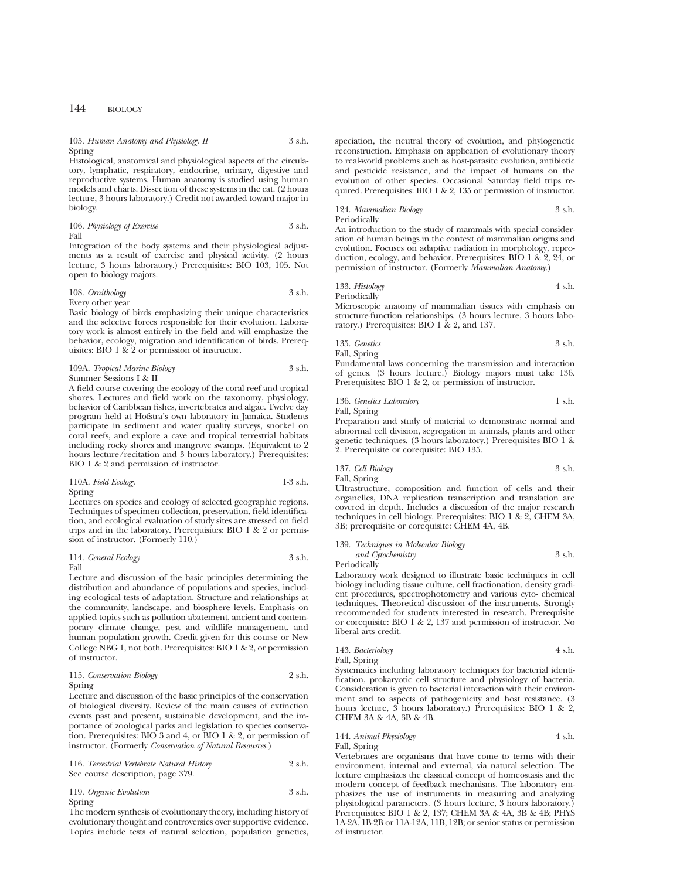105. *Human Anatomy and Physiology II* 3 s.h.
Spring
Histological, anatomical and physiological aspects of the circulatory, lymphatic, respiratory, endocrine, urinary, digestive and reproductive systems. Human anatomy is studied using human models and charts. Dissection of these systems in the cat. (2 hours lecture, 3 hours laboratory.) Credit not awarded toward major in biology.

106. *Physiology of Exercise* 3 s.h.
Fall
Integration of the body systems and their physiological adjustments as a result of exercise and physical activity. (2 hours lecture, 3 hours laboratory.) Prerequisites: BIO 103, 105. Not open to biology majors.

108. *Ornithology* 3 s.h.
Every other year
Basic biology of birds emphasizing their unique characteristics and the selective forces responsible for their evolution. Laboratory work is almost entirely in the field and will emphasize the behavior, ecology, migration and identification of birds. Prerequisites: BIO 1 & 2 or permission of instructor.

109A. *Tropical Marine Biology* 3 s.h.
Summer Sessions I & II
A field course covering the ecology of the coral reef and tropical shores. Lectures and field work on the taxonomy, physiology, behavior of Caribbean fishes, invertebrates and algae. Twelve day program held at Hofstra's own laboratory in Jamaica. Students participate in sediment and water quality surveys, snorkel on coral reefs, and explore a cave and tropical terrestrial habitats including rocky shores and mangrove swamps. (Equivalent to 2 hours lecture/recitation and 3 hours laboratory.) Prerequisites: BIO 1 & 2 and permission of instructor.

110A. *Field Ecology* 1-3 s.h.
Spring
Lectures on species and ecology of selected geographic regions. Techniques of specimen collection, preservation, field identification, and ecological evaluation of study sites are stressed on field trips and in the laboratory. Prerequisites: BIO 1 & 2 or permission of instructor. (Formerly 110.)

114. *General Ecology* 3 s.h.
Fall
Lecture and discussion of the basic principles determining the distribution and abundance of populations and species, including ecological tests of adaptation. Structure and relationships at the community, landscape, and biosphere levels. Emphasis on applied topics such as pollution abatement, ancient and contemporary climate change, pest and wildlife management, and human population growth. Credit given for this course or New College NBG 1, not both. Prerequisites: BIO 1 & 2, or permission of instructor.

115. *Conservation Biology* 2 s.h.
Spring
Lecture and discussion of the basic principles of the conservation of biological diversity. Review of the main causes of extinction events past and present, sustainable development, and the importance of zoological parks and legislation to species conservation. Prerequisites: BIO 3 and 4, or BIO 1 & 2, or permission of instructor. (Formerly *Conservation of Natural Resources.*)

116. *Terrestrial Vertebrate Natural History* 2 s.h.
See course description, page 379.

119. *Organic Evolution* 3 s.h.
Spring
The modern synthesis of evolutionary theory, including history of evolutionary thought and controversies over supportive evidence. Topics include tests of natural selection, population genetics, speciation, the neutral theory of evolution, and phylogenetic reconstruction. Emphasis on application of evolutionary theory to real-world problems such as host-parasite evolution, antibiotic and pesticide resistance, and the impact of humans on the evolution of other species. Occasional Saturday field trips required. Prerequisites: BIO 1 & 2, 135 or permission of instructor.

124. *Mammalian Biology* 3 s.h.
Periodically
An introduction to the study of mammals with special consideration of human beings in the context of mammalian origins and evolution. Focuses on adaptive radiation in morphology, reproduction, ecology, and behavior. Prerequisites: BIO 1 & 2, 24, or permission of instructor. (Formerly *Mammalian Anatomy.*)

133. *Histology* 4 s.h.
Periodically
Microscopic anatomy of mammalian tissues with emphasis on structure-function relationships. (3 hours lecture, 3 hours laboratory.) Prerequisites: BIO 1 & 2, and 137.

135. *Genetics* 3 s.h.
Fall, Spring
Fundamental laws concerning the transmission and interaction of genes. (3 hours lecture.) Biology majors must take 136. Prerequisites: BIO 1 & 2, or permission of instructor.

136. *Genetics Laboratory* 1 s.h.
Fall, Spring
Preparation and study of material to demonstrate normal and abnormal cell division, segregation in animals, plants and other genetic techniques. (3 hours laboratory.) Prerequisites BIO 1 & 2. Prerequisite or corequisite: BIO 135.

137. *Cell Biology* 3 s.h.
Fall, Spring
Ultrastructure, composition and function of cells and their organelles, DNA replication transcription and translation are covered in depth. Includes a discussion of the major research techniques in cell biology. Prerequisites: BIO 1 & 2, CHEM 3A, 3B; prerequisite or corequisite: CHEM 4A, 4B.

139. *Techniques in Molecular Biology and Cytochemistry* 3 s.h.
Periodically
Laboratory work designed to illustrate basic techniques in cell biology including tissue culture, cell fractionation, density gradient procedures, spectrophotometry and various cyto- chemical techniques. Theoretical discussion of the instruments. Strongly recommended for students interested in research. Prerequisite or corequisite: BIO 1 & 2, 137 and permission of instructor. No liberal arts credit.

143. *Bacteriology* 4 s.h.
Fall, Spring
Systematics including laboratory techniques for bacterial identification, prokaryotic cell structure and physiology of bacteria. Consideration is given to bacterial interaction with their environment and to aspects of pathogenicity and host resistance. (3 hours lecture, 3 hours laboratory.) Prerequisites: BIO 1 & 2, CHEM 3A & 4A, 3B & 4B.

144. *Animal Physiology* 4 s.h.
Fall, Spring
Vertebrates are organisms that have come to terms with their environment, internal and external, via natural selection. The lecture emphasizes the classical concept of homeostasis and the modern concept of feedback mechanisms. The laboratory emphasizes the use of instruments in measuring and analyzing physiological parameters. (3 hours lecture, 3 hours laboratory.) Prerequisites: BIO 1 & 2, 137; CHEM 3A & 4A, 3B & 4B; PHYS 1A-2A, 1B-2B or 11A-12A, 11B, 12B; or senior status or permission of instructor.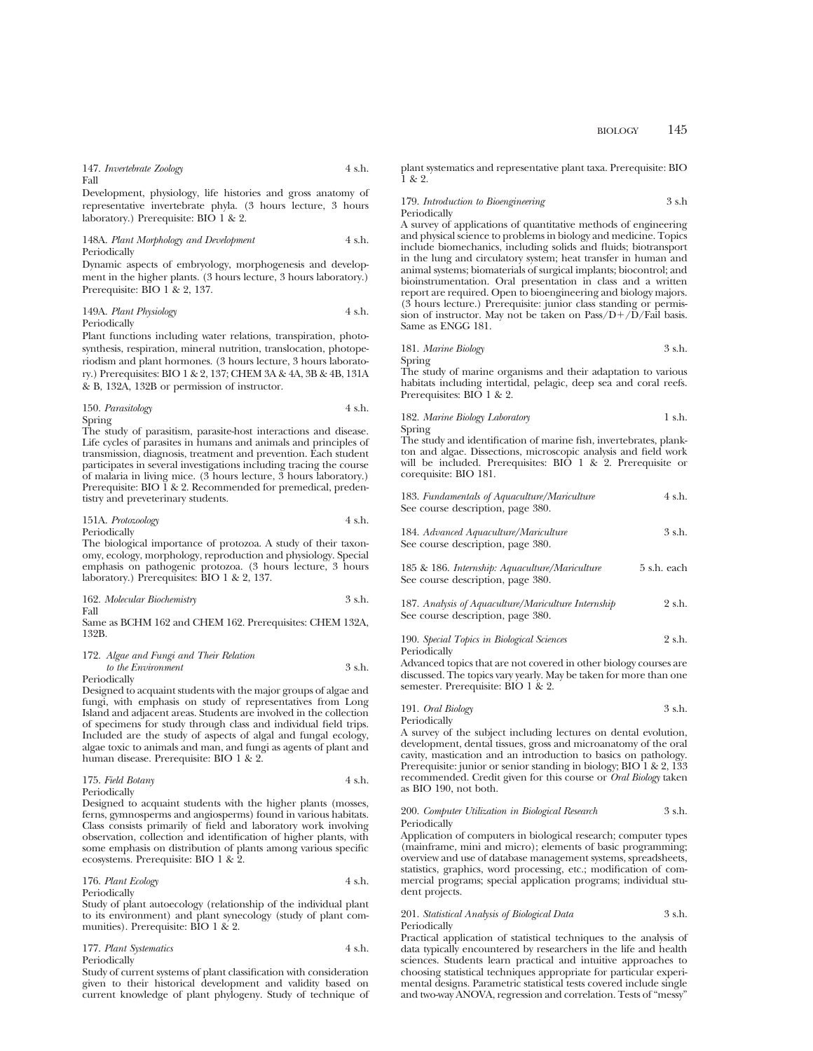147. *Invertebrate Zoology* 4 s.h.
Fall

Development, physiology, life histories and gross anatomy of representative invertebrate phyla. (3 hours lecture, 3 hours laboratory.) Prerequisite: BIO 1 & 2.

148A. *Plant Morphology and Development* 4 s.h.
Periodically

Dynamic aspects of embryology, morphogenesis and development in the higher plants. (3 hours lecture, 3 hours laboratory.) Prerequisite: BIO 1 & 2, 137.

149A. *Plant Physiology* 4 s.h.
Periodically

Plant functions including water relations, transpiration, photosynthesis, respiration, mineral nutrition, translocation, photoperiodism and plant hormones. (3 hours lecture, 3 hours laboratory.) Prerequisites: BIO 1 & 2, 137; CHEM 3A & 4A, 3B & 4B, 131A & B, 132A, 132B or permission of instructor.

150. *Parasitology* 4 s.h.
Spring

The study of parasitism, parasite-host interactions and disease. Life cycles of parasites in humans and animals and principles of transmission, diagnosis, treatment and prevention. Each student participates in several investigations including tracing the course of malaria in living mice. (3 hours lecture, 3 hours laboratory.) Prerequisite: BIO 1 & 2. Recommended for premedical, predentistry and preveterinary students.

151A. *Protozoology* 4 s.h.
Periodically

The biological importance of protozoa. A study of their taxonomy, ecology, morphology, reproduction and physiology. Special emphasis on pathogenic protozoa. (3 hours lecture, 3 hours laboratory.) Prerequisites: BIO 1 & 2, 137.

162. *Molecular Biochemistry* 3 s.h.
Fall

Same as BCHM 162 and CHEM 162. Prerequisites: CHEM 132A, 132B.

172. *Algae and Fungi and Their Relation to the Environment* 3 s.h.
Periodically

Designed to acquaint students with the major groups of algae and fungi, with emphasis on study of representatives from Long Island and adjacent areas. Students are involved in the collection of specimens for study through class and individual field trips. Included are the study of aspects of algal and fungal ecology, algae toxic to animals and man, and fungi as agents of plant and human disease. Prerequisite: BIO 1 & 2.

175. *Field Botany* 4 s.h.
Periodically

Designed to acquaint students with the higher plants (mosses, ferns, gymnosperms and angiosperms) found in various habitats. Class consists primarily of field and laboratory work involving observation, collection and identification of higher plants, with some emphasis on distribution of plants among various specific ecosystems. Prerequisite: BIO 1 & 2.

176. *Plant Ecology* 4 s.h.
Periodically

Study of plant autoecology (relationship of the individual plant to its environment) and plant synecology (study of plant communities). Prerequisite: BIO 1 & 2.

177. *Plant Systematics* 4 s.h.
Periodically

Study of current systems of plant classification with consideration given to their historical development and validity based on current knowledge of plant phylogeny. Study of technique of plant systematics and representative plant taxa. Prerequisite: BIO 1 & 2.

179. *Introduction to Bioengineering* 3 s.h
Periodically

A survey of applications of quantitative methods of engineering and physical science to problems in biology and medicine. Topics include biomechanics, including solids and fluids; biotransport in the lung and circulatory system; heat transfer in human and animal systems; biomaterials of surgical implants; biocontrol; and bioinstrumentation. Oral presentation in class and a written report are required. Open to bioengineering and biology majors. (3 hours lecture.) Prerequisite: junior class standing or permission of instructor. May not be taken on Pass/D+/D/Fail basis. Same as ENGG 181.

181. *Marine Biology* 3 s.h.
Spring

The study of marine organisms and their adaptation to various habitats including intertidal, pelagic, deep sea and coral reefs. Prerequisites: BIO 1 & 2.

182. *Marine Biology Laboratory* 1 s.h.
Spring

The study and identification of marine fish, invertebrates, plankton and algae. Dissections, microscopic analysis and field work will be included. Prerequisites: BIO 1 & 2. Prerequisite or corequisite: BIO 181.

183. *Fundamentals of Aquaculture/Mariculture* 4 s.h.
See course description, page 380.

184. *Advanced Aquaculture/Mariculture* 3 s.h.
See course description, page 380.

185 & 186. *Internship: Aquaculture/Mariculture* 5 s.h. each
See course description, page 380.

187. *Analysis of Aquaculture/Mariculture Internship* 2 s.h.
See course description, page 380.

190. *Special Topics in Biological Sciences* 2 s.h.
Periodically

Advanced topics that are not covered in other biology courses are discussed. The topics vary yearly. May be taken for more than one semester. Prerequisite: BIO 1 & 2.

191. *Oral Biology* 3 s.h.
Periodically

A survey of the subject including lectures on dental evolution, development, dental tissues, gross and microanatomy of the oral cavity, mastication and an introduction to basics on pathology. Prerequisite: junior or senior standing in biology; BIO 1 & 2, 133 recommended. Credit given for this course or *Oral Biology* taken as BIO 190, not both.

200. *Computer Utilization in Biological Research* 3 s.h.
Periodically

Application of computers in biological research; computer types (mainframe, mini and micro); elements of basic programming; overview and use of database management systems, spreadsheets, statistics, graphics, word processing, etc.; modification of commercial programs; special application programs; individual student projects.

201. *Statistical Analysis of Biological Data* 3 s.h.
Periodically

Practical application of statistical techniques to the analysis of data typically encountered by researchers in the life and health sciences. Students learn practical and intuitive approaches to choosing statistical techniques appropriate for particular experimental designs. Parametric statistical tests covered include single and two-way ANOVA, regression and correlation. Tests of "messy"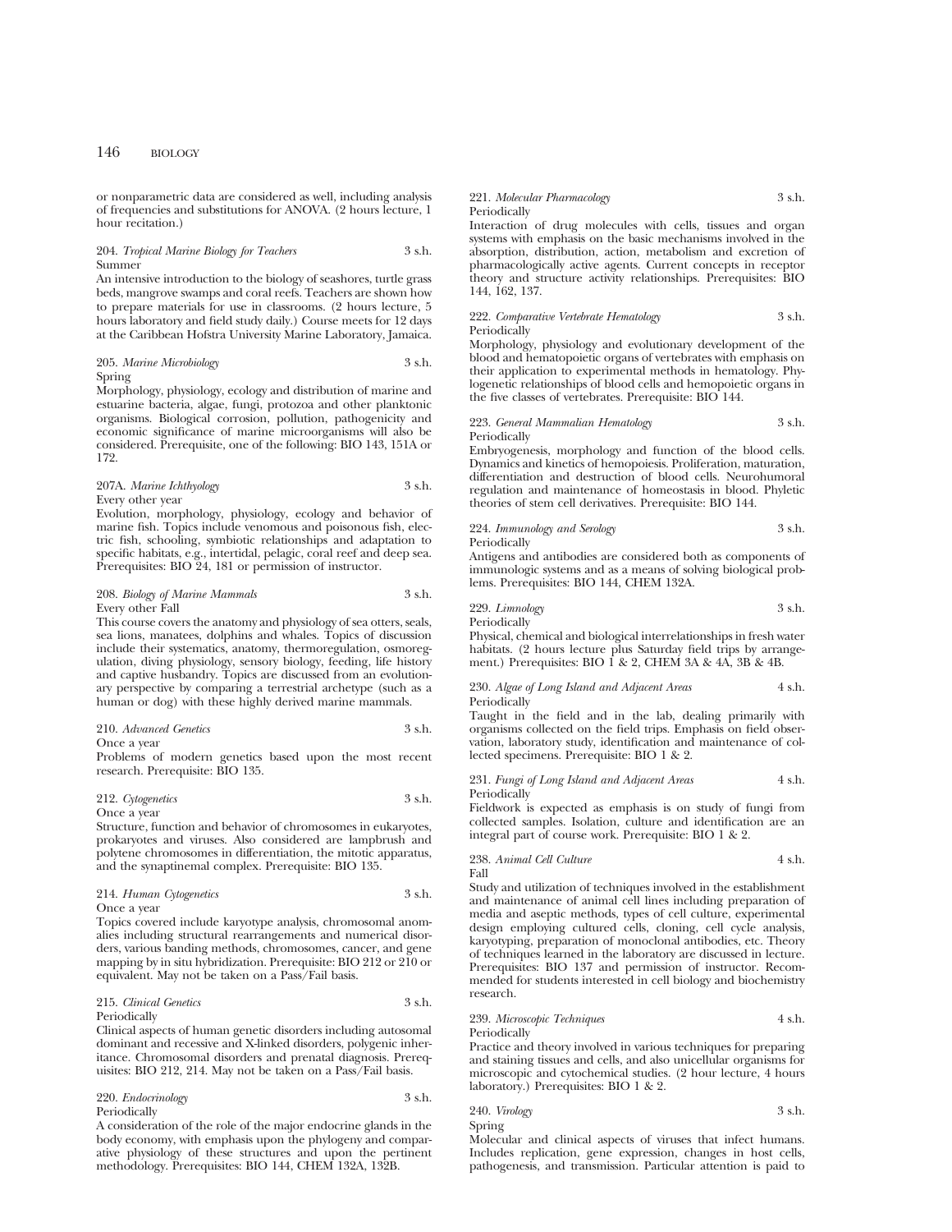or nonparametric data are considered as well, including analysis of frequencies and substitutions for ANOVA. (2 hours lecture, 1 hour recitation.)

204. *Tropical Marine Biology for Teachers* 3 s.h.
Summer
An intensive introduction to the biology of seashores, turtle grass beds, mangrove swamps and coral reefs. Teachers are shown how to prepare materials for use in classrooms. (2 hours lecture, 5 hours laboratory and field study daily.) Course meets for 12 days at the Caribbean Hofstra University Marine Laboratory, Jamaica.

205. *Marine Microbiology* 3 s.h.
Spring
Morphology, physiology, ecology and distribution of marine and estuarine bacteria, algae, fungi, protozoa and other planktonic organisms. Biological corrosion, pollution, pathogenicity and economic significance of marine microorganisms will also be considered. Prerequisite, one of the following: BIO 143, 151A or 172.

207A. *Marine Ichthyology* 3 s.h.
Every other year
Evolution, morphology, physiology, ecology and behavior of marine fish. Topics include venomous and poisonous fish, electric fish, schooling, symbiotic relationships and adaptation to specific habitats, e.g., intertidal, pelagic, coral reef and deep sea. Prerequisites: BIO 24, 181 or permission of instructor.

208. *Biology of Marine Mammals* 3 s.h.
Every other Fall
This course covers the anatomy and physiology of sea otters, seals, sea lions, manatees, dolphins and whales. Topics of discussion include their systematics, anatomy, thermoregulation, osmoregulation, diving physiology, sensory biology, feeding, life history and captive husbandry. Topics are discussed from an evolutionary perspective by comparing a terrestrial archetype (such as a human or dog) with these highly derived marine mammals.

210. *Advanced Genetics* 3 s.h.
Once a year
Problems of modern genetics based upon the most recent research. Prerequisite: BIO 135.

212. *Cytogenetics* 3 s.h.
Once a year
Structure, function and behavior of chromosomes in eukaryotes, prokaryotes and viruses. Also considered are lampbrush and polytene chromosomes in differentiation, the mitotic apparatus, and the synaptinemal complex. Prerequisite: BIO 135.

214. *Human Cytogenetics* 3 s.h.
Once a year
Topics covered include karyotype analysis, chromosomal anomalies including structural rearrangements and numerical disorders, various banding methods, chromosomes, cancer, and gene mapping by in situ hybridization. Prerequisite: BIO 212 or 210 or equivalent. May not be taken on a Pass/Fail basis.

215. *Clinical Genetics* 3 s.h.
Periodically
Clinical aspects of human genetic disorders including autosomal dominant and recessive and X-linked disorders, polygenic inheritance. Chromosomal disorders and prenatal diagnosis. Prerequisites: BIO 212, 214. May not be taken on a Pass/Fail basis.

220. *Endocrinology* 3 s.h.
Periodically
A consideration of the role of the major endocrine glands in the body economy, with emphasis upon the phylogeny and comparative physiology of these structures and upon the pertinent methodology. Prerequisites: BIO 144, CHEM 132A, 132B.

221. *Molecular Pharmacology* 3 s.h.
Periodically
Interaction of drug molecules with cells, tissues and organ systems with emphasis on the basic mechanisms involved in the absorption, distribution, action, metabolism and excretion of pharmacologically active agents. Current concepts in receptor theory and structure activity relationships. Prerequisites: BIO 144, 162, 137.

222. *Comparative Vertebrate Hematology* 3 s.h.
Periodically
Morphology, physiology and evolutionary development of the blood and hematopoietic organs of vertebrates with emphasis on their application to experimental methods in hematology. Phylogenetic relationships of blood cells and hemopoietic organs in the five classes of vertebrates. Prerequisite: BIO 144.

223. *General Mammalian Hematology* 3 s.h.
Periodically
Embryogenesis, morphology and function of the blood cells. Dynamics and kinetics of hemopoiesis. Proliferation, maturation, differentiation and destruction of blood cells. Neurohumoral regulation and maintenance of homeostasis in blood. Phyletic theories of stem cell derivatives. Prerequisite: BIO 144.

224. *Immunology and Serology* 3 s.h.
Periodically
Antigens and antibodies are considered both as components of immunologic systems and as a means of solving biological problems. Prerequisites: BIO 144, CHEM 132A.

229. *Limnology* 3 s.h.
Periodically
Physical, chemical and biological interrelationships in fresh water habitats. (2 hours lecture plus Saturday field trips by arrangement.) Prerequisites: BIO 1 & 2, CHEM 3A & 4A, 3B & 4B.

230. *Algae of Long Island and Adjacent Areas* 4 s.h.
Periodically
Taught in the field and in the lab, dealing primarily with organisms collected on the field trips. Emphasis on field observation, laboratory study, identification and maintenance of collected specimens. Prerequisite: BIO 1 & 2.

231. *Fungi of Long Island and Adjacent Areas* 4 s.h.
Periodically
Fieldwork is expected as emphasis is on study of fungi from collected samples. Isolation, culture and identification are an integral part of course work. Prerequisite: BIO 1 & 2.

238. *Animal Cell Culture* 4 s.h.
Fall
Study and utilization of techniques involved in the establishment and maintenance of animal cell lines including preparation of media and aseptic methods, types of cell culture, experimental design employing cultured cells, cloning, cell cycle analysis, karyotyping, preparation of monoclonal antibodies, etc. Theory of techniques learned in the laboratory are discussed in lecture. Prerequisites: BIO 137 and permission of instructor. Recommended for students interested in cell biology and biochemistry research.

239. *Microscopic Techniques* 4 s.h.
Periodically
Practice and theory involved in various techniques for preparing and staining tissues and cells, and also unicellular organisms for microscopic and cytochemical studies. (2 hour lecture, 4 hours laboratory.) Prerequisites: BIO 1 & 2.

240. *Virology* 3 s.h.
Spring
Molecular and clinical aspects of viruses that infect humans. Includes replication, gene expression, changes in host cells, pathogenesis, and transmission. Particular attention is paid to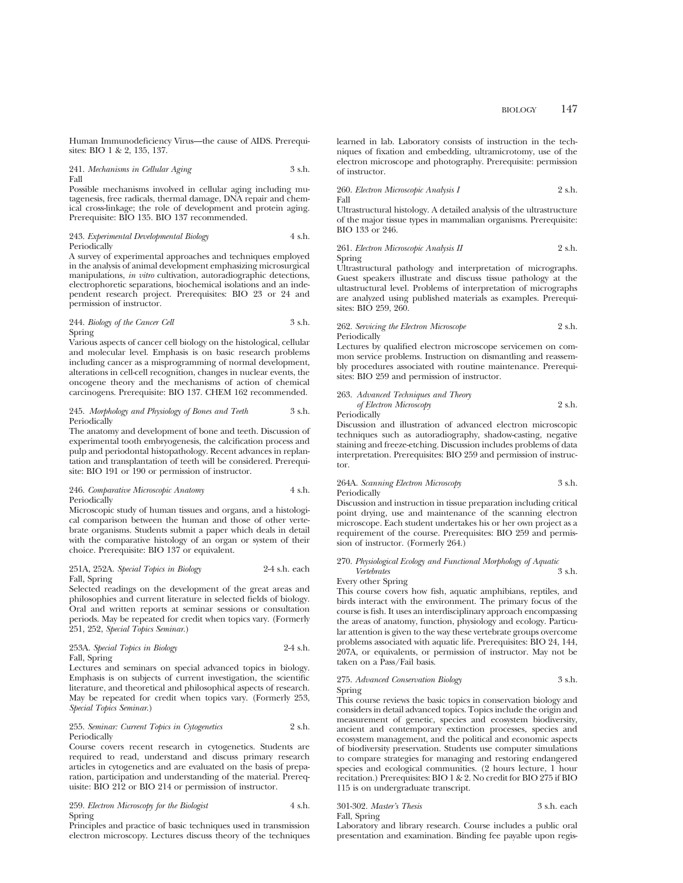Human Immunodeficiency Virus—the cause of AIDS. Prerequisites: BIO 1 & 2, 135, 137.

241. *Mechanisms in Cellular Aging* 3 s.h.
Fall
Possible mechanisms involved in cellular aging including mutagenesis, free radicals, thermal damage, DNA repair and chemical cross-linkage; the role of development and protein aging. Prerequisite: BIO 135. BIO 137 recommended.

243. *Experimental Developmental Biology* 4 s.h.
Periodically
A survey of experimental approaches and techniques employed in the analysis of animal development emphasizing microsurgical manipulations, *in vitro* cultivation, autoradiographic detections, electrophoretic separations, biochemical isolations and an independent research project. Prerequisites: BIO 23 or 24 and permission of instructor.

244. *Biology of the Cancer Cell* 3 s.h.
Spring
Various aspects of cancer cell biology on the histological, cellular and molecular level. Emphasis is on basic research problems including cancer as a misprogramming of normal development, alterations in cell-cell recognition, changes in nuclear events, the oncogene theory and the mechanisms of action of chemical carcinogens. Prerequisite: BIO 137. CHEM 162 recommended.

245. *Morphology and Physiology of Bones and Teeth* 3 s.h.
Periodically
The anatomy and development of bone and teeth. Discussion of experimental tooth embryogenesis, the calcification process and pulp and periodontal histopathology. Recent advances in replantation and transplantation of teeth will be considered. Prerequisite: BIO 191 or 190 or permission of instructor.

246. *Comparative Microscopic Anatomy* 4 s.h.
Periodically
Microscopic study of human tissues and organs, and a histological comparison between the human and those of other vertebrate organisms. Students submit a paper which deals in detail with the comparative histology of an organ or system of their choice. Prerequisite: BIO 137 or equivalent.

251A, 252A. *Special Topics in Biology* 2-4 s.h. each
Fall, Spring
Selected readings on the development of the great areas and philosophies and current literature in selected fields of biology. Oral and written reports at seminar sessions or consultation periods. May be repeated for credit when topics vary. (Formerly 251, 252, *Special Topics Seminar.*)

253A. *Special Topics in Biology* 2-4 s.h.
Fall, Spring
Lectures and seminars on special advanced topics in biology. Emphasis is on subjects of current investigation, the scientific literature, and theoretical and philosophical aspects of research. May be repeated for credit when topics vary. (Formerly 253, *Special Topics Seminar.*)

255. *Seminar: Current Topics in Cytogenetics* 2 s.h.
Periodically
Course covers recent research in cytogenetics. Students are required to read, understand and discuss primary research articles in cytogenetics and are evaluated on the basis of preparation, participation and understanding of the material. Prerequisite: BIO 212 or BIO 214 or permission of instructor.

259. *Electron Microscopy for the Biologist* 4 s.h.
Spring
Principles and practice of basic techniques used in transmission electron microscopy. Lectures discuss theory of the techniques learned in lab. Laboratory consists of instruction in the techniques of fixation and embedding, ultramicrotomy, use of the electron microscope and photography. Prerequisite: permission of instructor.

260. *Electron Microscopic Analysis I* 2 s.h.
Fall
Ultrastructural histology. A detailed analysis of the ultrastructure of the major tissue types in mammalian organisms. Prerequisite: BIO 133 or 246.

261. *Electron Microscopic Analysis II* 2 s.h.
Spring
Ultrastructural pathology and interpretation of micrographs. Guest speakers illustrate and discuss tissue pathology at the ultastructural level. Problems of interpretation of micrographs are analyzed using published materials as examples. Prerequisites: BIO 259, 260.

262. *Servicing the Electron Microscope* 2 s.h.
Periodically
Lectures by qualified electron microscope servicemen on common service problems. Instruction on dismantling and reassembly procedures associated with routine maintenance. Prerequisites: BIO 259 and permission of instructor.

263. *Advanced Techniques and Theory of Electron Microscopy* 2 s.h.
Periodically
Discussion and illustration of advanced electron microscopic techniques such as autoradiography, shadow-casting, negative staining and freeze-etching. Discussion includes problems of data interpretation. Prerequisites: BIO 259 and permission of instructor.

264A. *Scanning Electron Microscopy* 3 s.h.
Periodically
Discussion and instruction in tissue preparation including critical point drying, use and maintenance of the scanning electron microscope. Each student undertakes his or her own project as a requirement of the course. Prerequisites: BIO 259 and permission of instructor. (Formerly 264.)

270. *Physiological Ecology and Functional Morphology of Aquatic Vertebrates* 3 s.h.
Every other Spring
This course covers how fish, aquatic amphibians, reptiles, and birds interact with the environment. The primary focus of the course is fish. It uses an interdisciplinary approach encompassing the areas of anatomy, function, physiology and ecology. Particular attention is given to the way these vertebrate groups overcome problems associated with aquatic life. Prerequisites: BIO 24, 144, 207A, or equivalents, or permission of instructor. May not be taken on a Pass/Fail basis.

275. *Advanced Conservation Biology* 3 s.h.
Spring
This course reviews the basic topics in conservation biology and considers in detail advanced topics. Topics include the origin and measurement of genetic, species and ecosystem biodiversity, ancient and contemporary extinction processes, species and ecosystem management, and the political and economic aspects of biodiversity preservation. Students use computer simulations to compare strategies for managing and restoring endangered species and ecological communities. (2 hours lecture, 1 hour recitation.) Prerequisites: BIO 1 & 2. No credit for BIO 275 if BIO 115 is on undergraduate transcript.

301-302. *Master's Thesis* 3 s.h. each
Fall, Spring
Laboratory and library research. Course includes a public oral presentation and examination. Binding fee payable upon regis-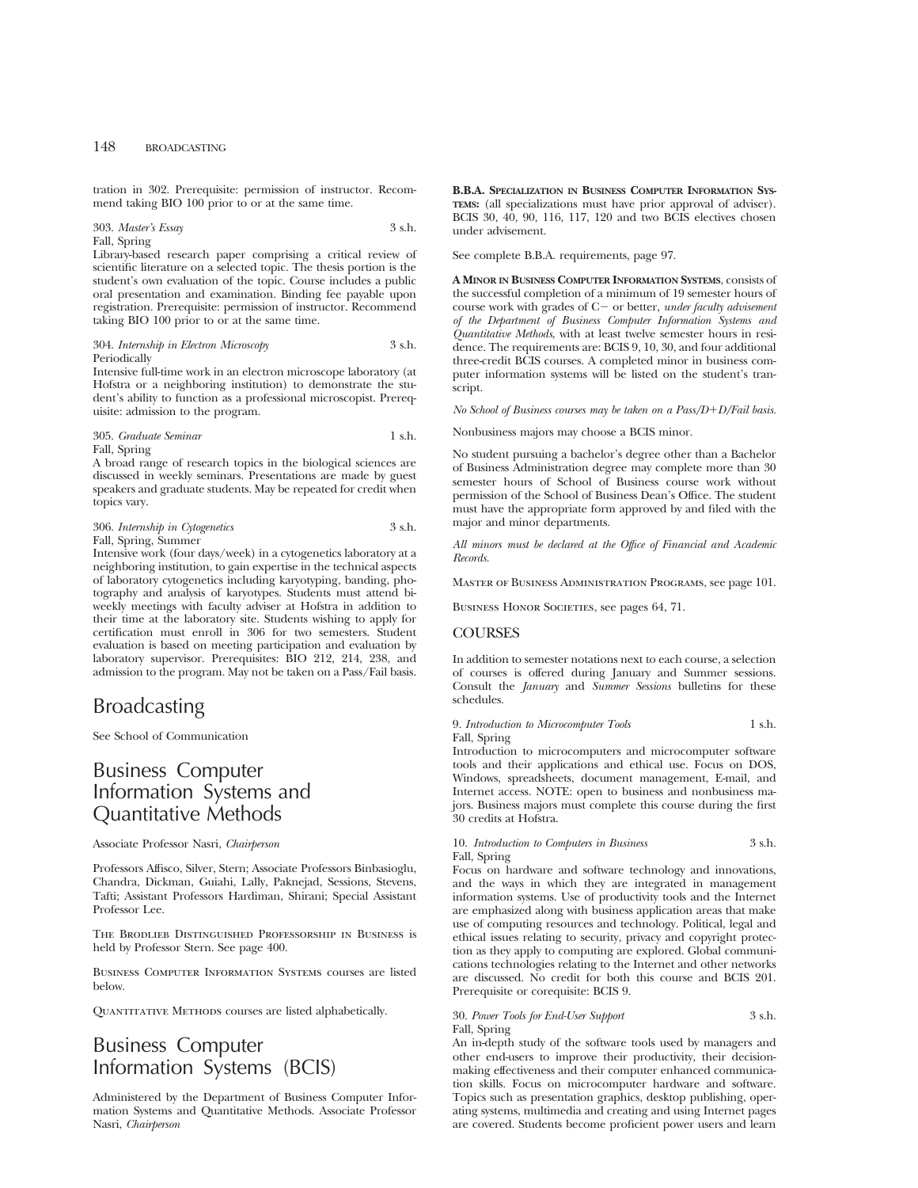tration in 302. Prerequisite: permission of instructor. Recommend taking BIO 100 prior to or at the same time.

303. *Master's Essay* 3 s.h.
Fall, Spring
Library-based research paper comprising a critical review of scientific literature on a selected topic. The thesis portion is the student's own evaluation of the topic. Course includes a public oral presentation and examination. Binding fee payable upon registration. Prerequisite: permission of instructor. Recommend taking BIO 100 prior to or at the same time.

304. *Internship in Electron Microscopy* 3 s.h.
Periodically
Intensive full-time work in an electron microscope laboratory (at Hofstra or a neighboring institution) to demonstrate the student's ability to function as a professional microscopist. Prerequisite: admission to the program.

305. *Graduate Seminar* 1 s.h.
Fall, Spring
A broad range of research topics in the biological sciences are discussed in weekly seminars. Presentations are made by guest speakers and graduate students. May be repeated for credit when topics vary.

306. *Internship in Cytogenetics* 3 s.h.
Fall, Spring, Summer
Intensive work (four days/week) in a cytogenetics laboratory at a neighboring institution, to gain expertise in the technical aspects of laboratory cytogenetics including karyotyping, banding, photography and analysis of karyotypes. Students must attend biweekly meetings with faculty adviser at Hofstra in addition to their time at the laboratory site. Students wishing to apply for certification must enroll in 306 for two semesters. Student evaluation is based on meeting participation and evaluation by laboratory supervisor. Prerequisites: BIO 212, 214, 238, and admission to the program. May not be taken on a Pass/Fail basis.

# Broadcasting

See School of Communication

# Business Computer Information Systems and Quantitative Methods

Associate Professor Nasri, *Chairperson*

Professors Affisco, Silver, Stern; Associate Professors Binbasioglu, Chandra, Dickman, Guiahi, Lally, Paknejad, Sessions, Stevens, Tafti; Assistant Professors Hardiman, Shirani; Special Assistant Professor Lee.

The Brodlieb Distinguished Professorship in Business is held by Professor Stern. See page 400.

Business Computer Information Systems courses are listed below.

Quantitative Methods courses are listed alphabetically.

# Business Computer Information Systems (BCIS)

Administered by the Department of Business Computer Information Systems and Quantitative Methods. Associate Professor Nasri, *Chairperson*

**B.B.A. Specialization in Business Computer Information Systems:** (all specializations must have prior approval of adviser). BCIS 30, 40, 90, 116, 117, 120 and two BCIS electives chosen under advisement.

See complete B.B.A. requirements, page 97.

**A Minor in Business Computer Information Systems**, consists of the successful completion of a minimum of 19 semester hours of course work with grades of C− or better, *under faculty advisement of the Department of Business Computer Information Systems and Quantitative Methods*, with at least twelve semester hours in residence. The requirements are: BCIS 9, 10, 30, and four additional three-credit BCIS courses. A completed minor in business computer information systems will be listed on the student's transcript.

*No School of Business courses may be taken on a Pass/D+D/Fail basis.*

Nonbusiness majors may choose a BCIS minor.

No student pursuing a bachelor's degree other than a Bachelor of Business Administration degree may complete more than 30 semester hours of School of Business course work without permission of the School of Business Dean's Office. The student must have the appropriate form approved by and filed with the major and minor departments.

*All minors must be declared at the Office of Financial and Academic Records.*

Master of Business Administration Programs, see page 101.

Business Honor Societies, see pages 64, 71.

## COURSES

In addition to semester notations next to each course, a selection of courses is offered during January and Summer sessions. Consult the *January* and *Summer Sessions* bulletins for these schedules.

9. *Introduction to Microcomputer Tools* 1 s.h.
Fall, Spring
Introduction to microcomputers and microcomputer software tools and their applications and ethical use. Focus on DOS, Windows, spreadsheets, document management, E-mail, and Internet access. NOTE: open to business and nonbusiness majors. Business majors must complete this course during the first 30 credits at Hofstra.

10. *Introduction to Computers in Business* 3 s.h.
Fall, Spring
Focus on hardware and software technology and innovations, and the ways in which they are integrated in management information systems. Use of productivity tools and the Internet are emphasized along with business application areas that make use of computing resources and technology. Political, legal and ethical issues relating to security, privacy and copyright protection as they apply to computing are explored. Global communications technologies relating to the Internet and other networks are discussed. No credit for both this course and BCIS 201. Prerequisite or corequisite: BCIS 9.

30. *Power Tools for End-User Support* 3 s.h.
Fall, Spring
An in-depth study of the software tools used by managers and other end-users to improve their productivity, their decision-making effectiveness and their computer enhanced communication skills. Focus on microcomputer hardware and software. Topics such as presentation graphics, desktop publishing, operating systems, multimedia and creating and using Internet pages are covered. Students become proficient power users and learn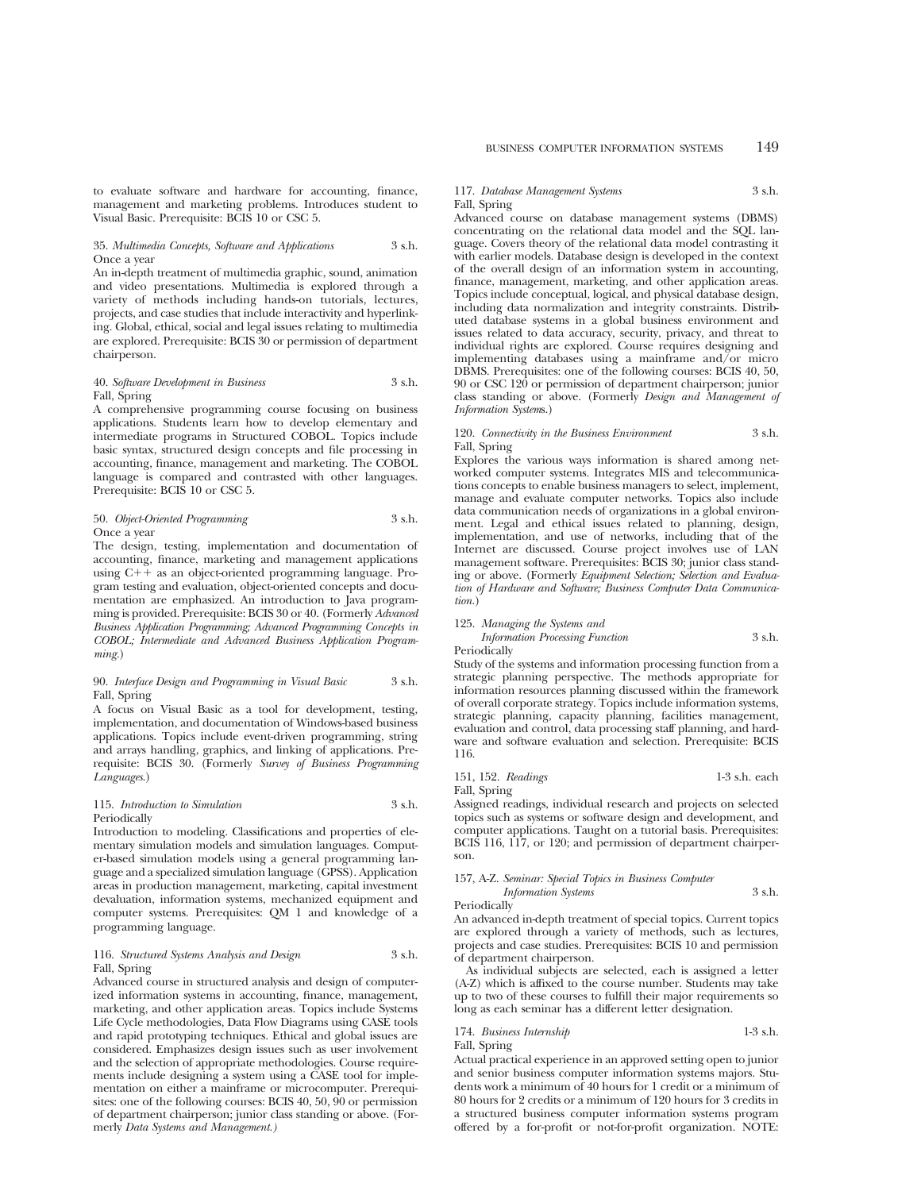to evaluate software and hardware for accounting, finance, management and marketing problems. Introduces student to Visual Basic. Prerequisite: BCIS 10 or CSC 5.

35. *Multimedia Concepts, Software and Applications* 3 s.h.
Once a year

An in-depth treatment of multimedia graphic, sound, animation and video presentations. Multimedia is explored through a variety of methods including hands-on tutorials, lectures, projects, and case studies that include interactivity and hyperlinking. Global, ethical, social and legal issues relating to multimedia are explored. Prerequisite: BCIS 30 or permission of department chairperson.

40. *Software Development in Business* 3 s.h.
Fall, Spring

A comprehensive programming course focusing on business applications. Students learn how to develop elementary and intermediate programs in Structured COBOL. Topics include basic syntax, structured design concepts and file processing in accounting, finance, management and marketing. The COBOL language is compared and contrasted with other languages. Prerequisite: BCIS 10 or CSC 5.

50. *Object-Oriented Programming* 3 s.h.
Once a year

The design, testing, implementation and documentation of accounting, finance, marketing and management applications using C++ as an object-oriented programming language. Program testing and evaluation, object-oriented concepts and documentation are emphasized. An introduction to Java programming is provided. Prerequisite: BCIS 30 or 40. (Formerly *Advanced Business Application Programming; Advanced Programming Concepts in COBOL; Intermediate and Advanced Business Application Programming.*)

90. *Interface Design and Programming in Visual Basic* 3 s.h.
Fall, Spring

A focus on Visual Basic as a tool for development, testing, implementation, and documentation of Windows-based business applications. Topics include event-driven programming, string and arrays handling, graphics, and linking of applications. Prerequisite: BCIS 30. (Formerly *Survey of Business Programming Languages.*)

115. *Introduction to Simulation* 3 s.h.
Periodically

Introduction to modeling. Classifications and properties of elementary simulation models and simulation languages. Computer-based simulation models using a general programming language and a specialized simulation language (GPSS). Application areas in production management, marketing, capital investment devaluation, information systems, mechanized equipment and computer systems. Prerequisites: QM 1 and knowledge of a programming language.

116. *Structured Systems Analysis and Design* 3 s.h.
Fall, Spring

Advanced course in structured analysis and design of computerized information systems in accounting, finance, management, marketing, and other application areas. Topics include Systems Life Cycle methodologies, Data Flow Diagrams using CASE tools and rapid prototyping techniques. Ethical and global issues are considered. Emphasizes design issues such as user involvement and the selection of appropriate methodologies. Course requirements include designing a system using a CASE tool for implementation on either a mainframe or microcomputer. Prerequisites: one of the following courses: BCIS 40, 50, 90 or permission of department chairperson; junior class standing or above. (Formerly *Data Systems and Management.)*

117. *Database Management Systems* 3 s.h.
Fall, Spring

Advanced course on database management systems (DBMS) concentrating on the relational data model and the SQL language. Covers theory of the relational data model contrasting it with earlier models. Database design is developed in the context of the overall design of an information system in accounting, finance, management, marketing, and other application areas. Topics include conceptual, logical, and physical database design, including data normalization and integrity constraints. Distributed database systems in a global business environment and issues related to data accuracy, security, privacy, and threat to individual rights are explored. Course requires designing and implementing databases using a mainframe and/or micro DBMS. Prerequisites: one of the following courses: BCIS 40, 50, 90 or CSC 120 or permission of department chairperson; junior class standing or above. (Formerly *Design and Management of Information Systems.*)

120. *Connectivity in the Business Environment* 3 s.h.
Fall, Spring

Explores the various ways information is shared among networked computer systems. Integrates MIS and telecommunications concepts to enable business managers to select, implement, manage and evaluate computer networks. Topics also include data communication needs of organizations in a global environment. Legal and ethical issues related to planning, design, implementation, and use of networks, including that of the Internet are discussed. Course project involves use of LAN management software. Prerequisites: BCIS 30; junior class standing or above. (Formerly *Equipment Selection; Selection and Evaluation of Hardware and Software; Business Computer Data Communication.*)

125. *Managing the Systems and Information Processing Function* 3 s.h.
Periodically

Study of the systems and information processing function from a strategic planning perspective. The methods appropriate for information resources planning discussed within the framework of overall corporate strategy. Topics include information systems, strategic planning, capacity planning, facilities management, evaluation and control, data processing staff planning, and hardware and software evaluation and selection. Prerequisite: BCIS 116.

151, 152. *Readings* 1-3 s.h. each
Fall, Spring

Assigned readings, individual research and projects on selected topics such as systems or software design and development, and computer applications. Taught on a tutorial basis. Prerequisites: BCIS 116, 117, or 120; and permission of department chairperson.

157, A-Z. *Seminar: Special Topics in Business Computer Information Systems* 3 s.h.
Periodically

An advanced in-depth treatment of special topics. Current topics are explored through a variety of methods, such as lectures, projects and case studies. Prerequisites: BCIS 10 and permission of department chairperson.

As individual subjects are selected, each is assigned a letter (A-Z) which is affixed to the course number. Students may take up to two of these courses to fulfill their major requirements so long as each seminar has a different letter designation.

174. *Business Internship* 1-3 s.h.
Fall, Spring

Actual practical experience in an approved setting open to junior and senior business computer information systems majors. Students work a minimum of 40 hours for 1 credit or a minimum of 80 hours for 2 credits or a minimum of 120 hours for 3 credits in a structured business computer information systems program offered by a for-profit or not-for-profit organization. NOTE: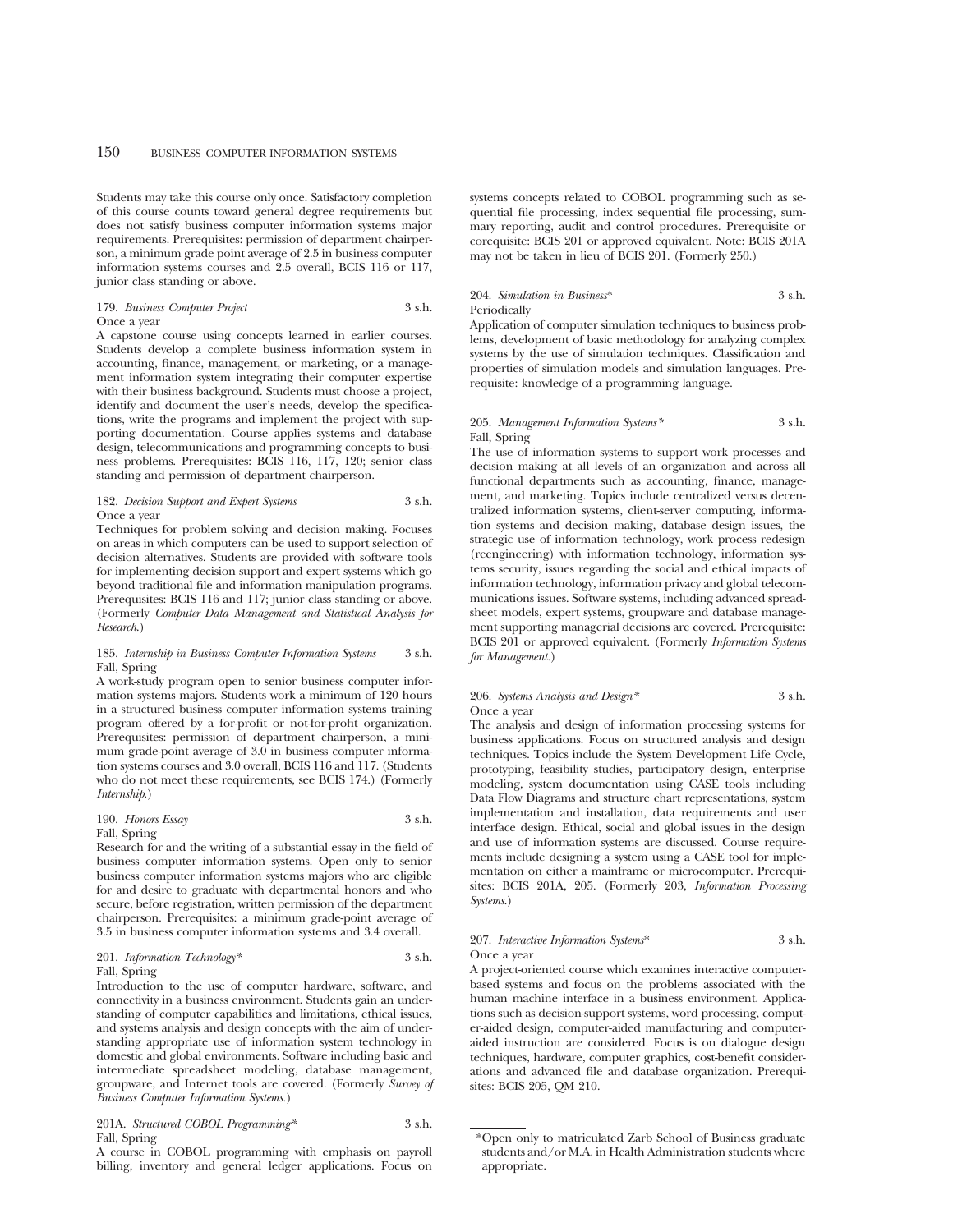Students may take this course only once. Satisfactory completion of this course counts toward general degree requirements but does not satisfy business computer information systems major requirements. Prerequisites: permission of department chairperson, a minimum grade point average of 2.5 in business computer information systems courses and 2.5 overall, BCIS 116 or 117, junior class standing or above.

179. *Business Computer Project* 3 s.h.
Once a year
A capstone course using concepts learned in earlier courses. Students develop a complete business information system in accounting, finance, management, or marketing, or a management information system integrating their computer expertise with their business background. Students must choose a project, identify and document the user's needs, develop the specifications, write the programs and implement the project with supporting documentation. Course applies systems and database design, telecommunications and programming concepts to business problems. Prerequisites: BCIS 116, 117, 120; senior class standing and permission of department chairperson.

182. *Decision Support and Expert Systems* 3 s.h.
Once a year
Techniques for problem solving and decision making. Focuses on areas in which computers can be used to support selection of decision alternatives. Students are provided with software tools for implementing decision support and expert systems which go beyond traditional file and information manipulation programs. Prerequisites: BCIS 116 and 117; junior class standing or above. (Formerly *Computer Data Management and Statistical Analysis for Research*.)

185. *Internship in Business Computer Information Systems* 3 s.h.
Fall, Spring
A work-study program open to senior business computer information systems majors. Students work a minimum of 120 hours in a structured business computer information systems training program offered by a for-profit or not-for-profit organization. Prerequisites: permission of department chairperson, a minimum grade-point average of 3.0 in business computer information systems courses and 3.0 overall, BCIS 116 and 117. (Students who do not meet these requirements, see BCIS 174.) (Formerly *Internship*.)

190. *Honors Essay* 3 s.h.
Fall, Spring
Research for and the writing of a substantial essay in the field of business computer information systems. Open only to senior business computer information systems majors who are eligible for and desire to graduate with departmental honors and who secure, before registration, written permission of the department chairperson. Prerequisites: a minimum grade-point average of 3.5 in business computer information systems and 3.4 overall.

201. *Information Technology** 3 s.h.
Fall, Spring
Introduction to the use of computer hardware, software, and connectivity in a business environment. Students gain an understanding of computer capabilities and limitations, ethical issues, and systems analysis and design concepts with the aim of understanding appropriate use of information system technology in domestic and global environments. Software including basic and intermediate spreadsheet modeling, database management, groupware, and Internet tools are covered. (Formerly *Survey of Business Computer Information Systems*.)

201A. *Structured COBOL Programming** 3 s.h.
Fall, Spring
A course in COBOL programming with emphasis on payroll billing, inventory and general ledger applications. Focus on systems concepts related to COBOL programming such as sequential file processing, index sequential file processing, summary reporting, audit and control procedures. Prerequisite or corequisite: BCIS 201 or approved equivalent. Note: BCIS 201A may not be taken in lieu of BCIS 201. (Formerly 250.)

204. *Simulation in Business** 3 s.h.
Periodically
Application of computer simulation techniques to business problems, development of basic methodology for analyzing complex systems by the use of simulation techniques. Classification and properties of simulation models and simulation languages. Prerequisite: knowledge of a programming language.

205. *Management Information Systems** 3 s.h.
Fall, Spring
The use of information systems to support work processes and decision making at all levels of an organization and across all functional departments such as accounting, finance, management, and marketing. Topics include centralized versus decentralized information systems, client-server computing, information systems and decision making, database design issues, the strategic use of information technology, work process redesign (reengineering) with information technology, information systems security, issues regarding the social and ethical impacts of information technology, information privacy and global telecommunications issues. Software systems, including advanced spreadsheet models, expert systems, groupware and database management supporting managerial decisions are covered. Prerequisite: BCIS 201 or approved equivalent. (Formerly *Information Systems for Management*.)

206. *Systems Analysis and Design** 3 s.h.
Once a year
The analysis and design of information processing systems for business applications. Focus on structured analysis and design techniques. Topics include the System Development Life Cycle, prototyping, feasibility studies, participatory design, enterprise modeling, system documentation using CASE tools including Data Flow Diagrams and structure chart representations, system implementation and installation, data requirements and user interface design. Ethical, social and global issues in the design and use of information systems are discussed. Course requirements include designing a system using a CASE tool for implementation on either a mainframe or microcomputer. Prerequisites: BCIS 201A, 205. (Formerly 203, *Information Processing Systems*.)

207. *Interactive Information Systems** 3 s.h.
Once a year
A project-oriented course which examines interactive computer-based systems and focus on the problems associated with the human machine interface in a business environment. Applications such as decision-support systems, word processing, computer-aided design, computer-aided manufacturing and computer-aided instruction are considered. Focus is on dialogue design techniques, hardware, computer graphics, cost-benefit considerations and advanced file and database organization. Prerequisites: BCIS 205, QM 210.

*Open only to matriculated Zarb School of Business graduate students and/or M.A. in Health Administration students where appropriate.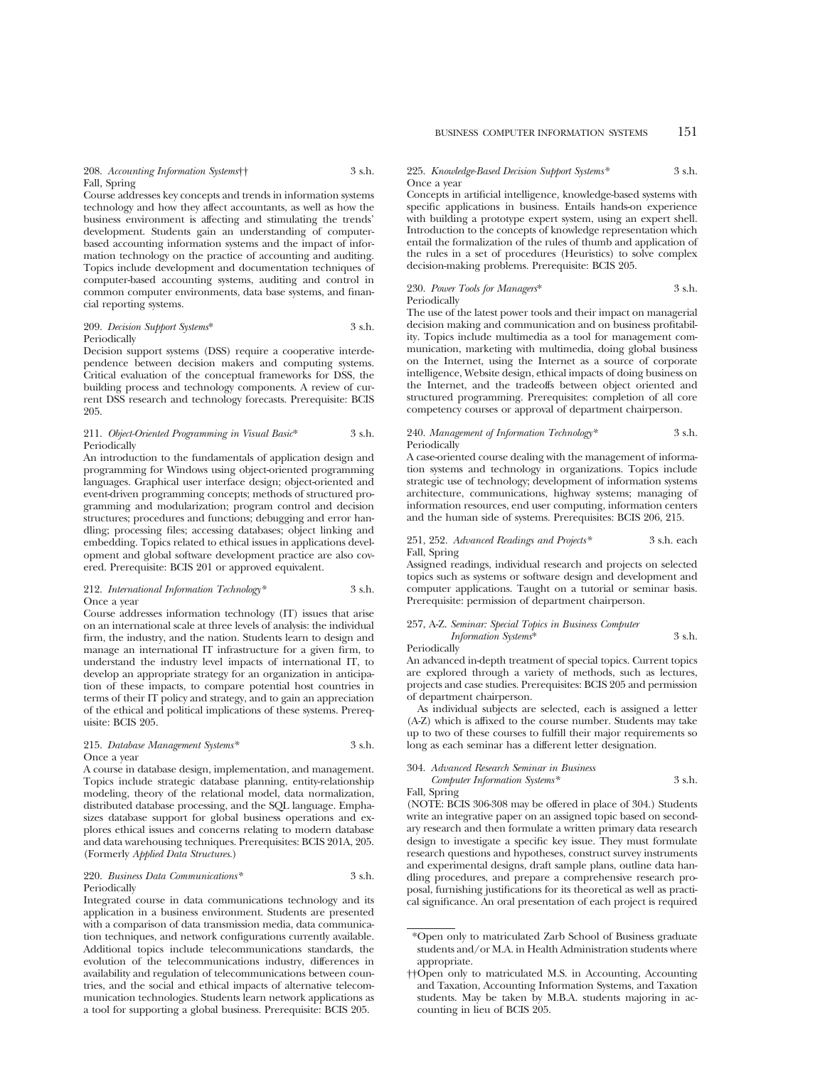208. *Accounting Information Systems*†† 3 s.h.
Fall, Spring

Course addresses key concepts and trends in information systems technology and how they affect accountants, as well as how the business environment is affecting and stimulating the trends' development. Students gain an understanding of computer-based accounting information systems and the impact of information technology on the practice of accounting and auditing. Topics include development and documentation techniques of computer-based accounting systems, auditing and control in common computer environments, data base systems, and financial reporting systems.

209. *Decision Support Systems** 3 s.h.
Periodically

Decision support systems (DSS) require a cooperative interdependence between decision makers and computing systems. Critical evaluation of the conceptual frameworks for DSS, the building process and technology components. A review of current DSS research and technology forecasts. Prerequisite: BCIS 205.

211. *Object-Oriented Programming in Visual Basic** 3 s.h.
Periodically

An introduction to the fundamentals of application design and programming for Windows using object-oriented programming languages. Graphical user interface design; object-oriented and event-driven programming concepts; methods of structured programming and modularization; program control and decision structures; procedures and functions; debugging and error handling; processing files; accessing databases; object linking and embedding. Topics related to ethical issues in applications development and global software development practice are also covered. Prerequisite: BCIS 201 or approved equivalent.

212. *International Information Technology** 3 s.h.
Once a year

Course addresses information technology (IT) issues that arise on an international scale at three levels of analysis: the individual firm, the industry, and the nation. Students learn to design and manage an international IT infrastructure for a given firm, to understand the industry level impacts of international IT, to develop an appropriate strategy for an organization in anticipation of these impacts, to compare potential host countries in terms of their IT policy and strategy, and to gain an appreciation of the ethical and political implications of these systems. Prerequisite: BCIS 205.

215. *Database Management Systems** 3 s.h.
Once a year

A course in database design, implementation, and management. Topics include strategic database planning, entity-relationship modeling, theory of the relational model, data normalization, distributed database processing, and the SQL language. Emphasizes database support for global business operations and explores ethical issues and concerns relating to modern database and data warehousing techniques. Prerequisites: BCIS 201A, 205. (Formerly *Applied Data Structures*.)

220. *Business Data Communications** 3 s.h.
Periodically

Integrated course in data communications technology and its application in a business environment. Students are presented with a comparison of data transmission media, data communication techniques, and network configurations currently available. Additional topics include telecommunications standards, the evolution of the telecommunications industry, differences in availability and regulation of telecommunications between countries, and the social and ethical impacts of alternative telecommunication technologies. Students learn network applications as a tool for supporting a global business. Prerequisite: BCIS 205.

225. *Knowledge-Based Decision Support Systems** 3 s.h.
Once a year

Concepts in artificial intelligence, knowledge-based systems with specific applications in business. Entails hands-on experience with building a prototype expert system, using an expert shell. Introduction to the concepts of knowledge representation which entail the formalization of the rules of thumb and application of the rules in a set of procedures (Heuristics) to solve complex decision-making problems. Prerequisite: BCIS 205.

230. *Power Tools for Managers** 3 s.h.
Periodically

The use of the latest power tools and their impact on managerial decision making and communication and on business profitability. Topics include multimedia as a tool for management communication, marketing with multimedia, doing global business on the Internet, using the Internet as a source of corporate intelligence, Website design, ethical impacts of doing business on the Internet, and the tradeoffs between object oriented and structured programming. Prerequisites: completion of all core competency courses or approval of department chairperson.

240. *Management of Information Technology** 3 s.h.
Periodically

A case-oriented course dealing with the management of information systems and technology in organizations. Topics include strategic use of technology; development of information systems architecture, communications, highway systems; managing of information resources, end user computing, information centers and the human side of systems. Prerequisites: BCIS 206, 215.

251, 252. *Advanced Readings and Projects** 3 s.h. each
Fall, Spring

Assigned readings, individual research and projects on selected topics such as systems or software design and development and computer applications. Taught on a tutorial or seminar basis. Prerequisite: permission of department chairperson.

257, A-Z. *Seminar: Special Topics in Business Computer Information Systems** 3 s.h.
Periodically

An advanced in-depth treatment of special topics. Current topics are explored through a variety of methods, such as lectures, projects and case studies. Prerequisites: BCIS 205 and permission of department chairperson.

As individual subjects are selected, each is assigned a letter (A-Z) which is affixed to the course number. Students may take up to two of these courses to fulfill their major requirements so long as each seminar has a different letter designation.

304. *Advanced Research Seminar in Business Computer Information Systems** 3 s.h.
Fall, Spring

(NOTE: BCIS 306-308 may be offered in place of 304.) Students write an integrative paper on an assigned topic based on secondary research and then formulate a written primary data research design to investigate a specific key issue. They must formulate research questions and hypotheses, construct survey instruments and experimental designs, draft sample plans, outline data handling procedures, and prepare a comprehensive research proposal, furnishing justifications for its theoretical as well as practical significance. An oral presentation of each project is required

---

*Open only to matriculated Zarb School of Business graduate students and/or M.A. in Health Administration students where appropriate.

††Open only to matriculated M.S. in Accounting, Accounting and Taxation, Accounting Information Systems, and Taxation students. May be taken by M.B.A. students majoring in accounting in lieu of BCIS 205.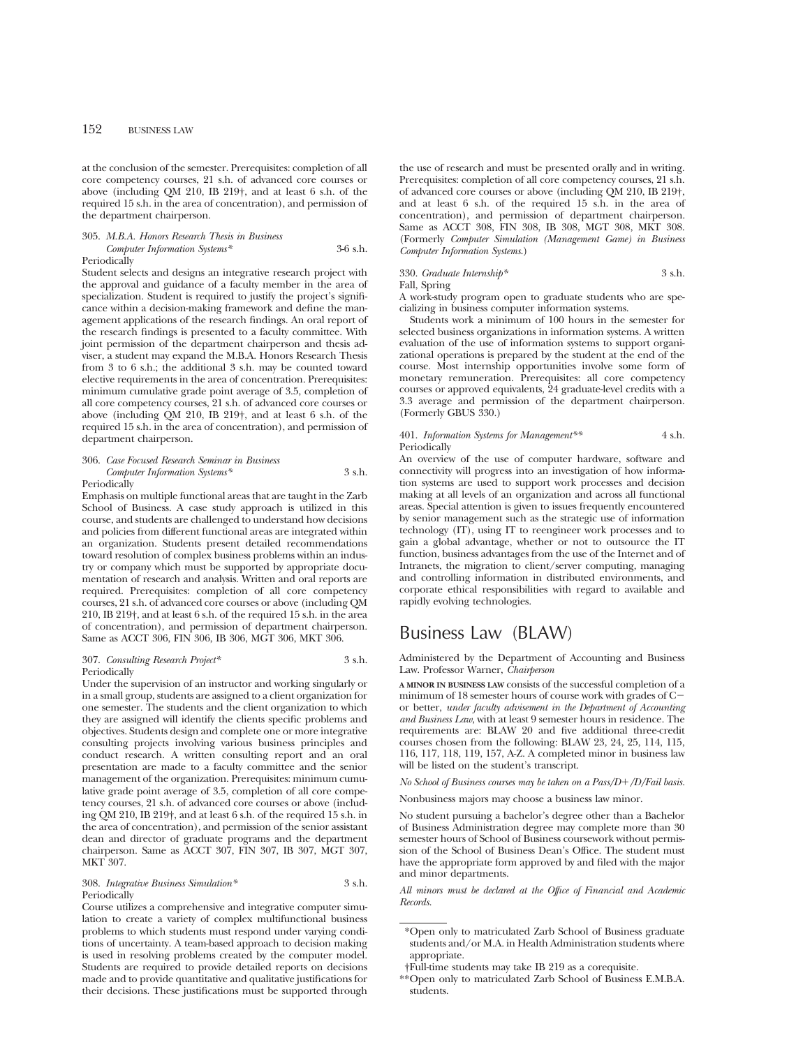at the conclusion of the semester. Prerequisites: completion of all core competency courses, 21 s.h. of advanced core courses or above (including QM 210, IB 219†, and at least 6 s.h. of the required 15 s.h. in the area of concentration), and permission of the department chairperson.

305. *M.B.A. Honors Research Thesis in Business Computer Information Systems** 3-6 s.h.
Periodically

Student selects and designs an integrative research project with the approval and guidance of a faculty member in the area of specialization. Student is required to justify the project's significance within a decision-making framework and define the management applications of the research findings. An oral report of the research findings is presented to a faculty committee. With joint permission of the department chairperson and thesis adviser, a student may expand the M.B.A. Honors Research Thesis from 3 to 6 s.h.; the additional 3 s.h. may be counted toward elective requirements in the area of concentration. Prerequisites: minimum cumulative grade point average of 3.5, completion of all core competency courses, 21 s.h. of advanced core courses or above (including QM 210, IB 219†, and at least 6 s.h. of the required 15 s.h. in the area of concentration), and permission of department chairperson.

306. *Case Focused Research Seminar in Business Computer Information Systems** 3 s.h.
Periodically

Emphasis on multiple functional areas that are taught in the Zarb School of Business. A case study approach is utilized in this course, and students are challenged to understand how decisions and policies from different functional areas are integrated within an organization. Students present detailed recommendations toward resolution of complex business problems within an industry or company which must be supported by appropriate documentation of research and analysis. Written and oral reports are required. Prerequisites: completion of all core competency courses, 21 s.h. of advanced core courses or above (including QM 210, IB 219†, and at least 6 s.h. of the required 15 s.h. in the area of concentration), and permission of department chairperson. Same as ACCT 306, FIN 306, IB 306, MGT 306, MKT 306.

307. *Consulting Research Project** 3 s.h.
Periodically

Under the supervision of an instructor and working singularly or in a small group, students are assigned to a client organization for one semester. The students and the client organization to which they are assigned will identify the clients specific problems and objectives. Students design and complete one or more integrative consulting projects involving various business principles and conduct research. A written consulting report and an oral presentation are made to a faculty committee and the senior management of the organization. Prerequisites: minimum cumulative grade point average of 3.5, completion of all core competency courses, 21 s.h. of advanced core courses or above (including QM 210, IB 219†, and at least 6 s.h. of the required 15 s.h. in the area of concentration), and permission of the senior assistant dean and director of graduate programs and the department chairperson. Same as ACCT 307, FIN 307, IB 307, MGT 307, MKT 307.

308. *Integrative Business Simulation** 3 s.h.
Periodically

Course utilizes a comprehensive and integrative computer simulation to create a variety of complex multifunctional business problems to which students must respond under varying conditions of uncertainty. A team-based approach to decision making is used in resolving problems created by the computer model. Students are required to provide detailed reports on decisions made and to provide quantitative and qualitative justifications for their decisions. These justifications must be supported through the use of research and must be presented orally and in writing. Prerequisites: completion of all core competency courses, 21 s.h. of advanced core courses or above (including QM 210, IB 219†, and at least 6 s.h. of the required 15 s.h. in the area of concentration), and permission of department chairperson. Same as ACCT 308, FIN 308, IB 308, MGT 308, MKT 308. (Formerly *Computer Simulation (Management Game) in Business Computer Information Systems*.)

330. *Graduate Internship** 3 s.h.
Fall, Spring

A work-study program open to graduate students who are specializing in business computer information systems.

Students work a minimum of 100 hours in the semester for selected business organizations in information systems. A written evaluation of the use of information systems to support organizational operations is prepared by the student at the end of the course. Most internship opportunities involve some form of monetary remuneration. Prerequisites: all core competency courses or approved equivalents, 24 graduate-level credits with a 3.3 average and permission of the department chairperson. (Formerly GBUS 330.)

401. *Information Systems for Management*** 4 s.h.
Periodically

An overview of the use of computer hardware, software and connectivity will progress into an investigation of how information systems are used to support work processes and decision making at all levels of an organization and across all functional areas. Special attention is given to issues frequently encountered by senior management such as the strategic use of information technology (IT), using IT to reengineer work processes and to gain a global advantage, whether or not to outsource the IT function, business advantages from the use of the Internet and of Intranets, the migration to client/server computing, managing and controlling information in distributed environments, and corporate ethical responsibilities with regard to available and rapidly evolving technologies.

# Business Law (BLAW)

Administered by the Department of Accounting and Business Law. Professor Warner, *Chairperson*

**A MINOR IN BUSINESS LAW** consists of the successful completion of a minimum of 18 semester hours of course work with grades of C− or better, *under faculty advisement in the Department of Accounting and Business Law*, with at least 9 semester hours in residence. The requirements are: BLAW 20 and five additional three-credit courses chosen from the following: BLAW 23, 24, 25, 114, 115, 116, 117, 118, 119, 157, A-Z. A completed minor in business law will be listed on the student's transcript.

*No School of Business courses may be taken on a Pass/D+/D/Fail basis.*

Nonbusiness majors may choose a business law minor.

No student pursuing a bachelor's degree other than a Bachelor of Business Administration degree may complete more than 30 semester hours of School of Business coursework without permission of the School of Business Dean's Office. The student must have the appropriate form approved by and filed with the major and minor departments.

*All minors must be declared at the Office of Financial and Academic Records.*

---

*Open only to matriculated Zarb School of Business graduate students and/or M.A. in Health Administration students where appropriate.

†Full-time students may take IB 219 as a corequisite.

**Open only to matriculated Zarb School of Business E.M.B.A. students.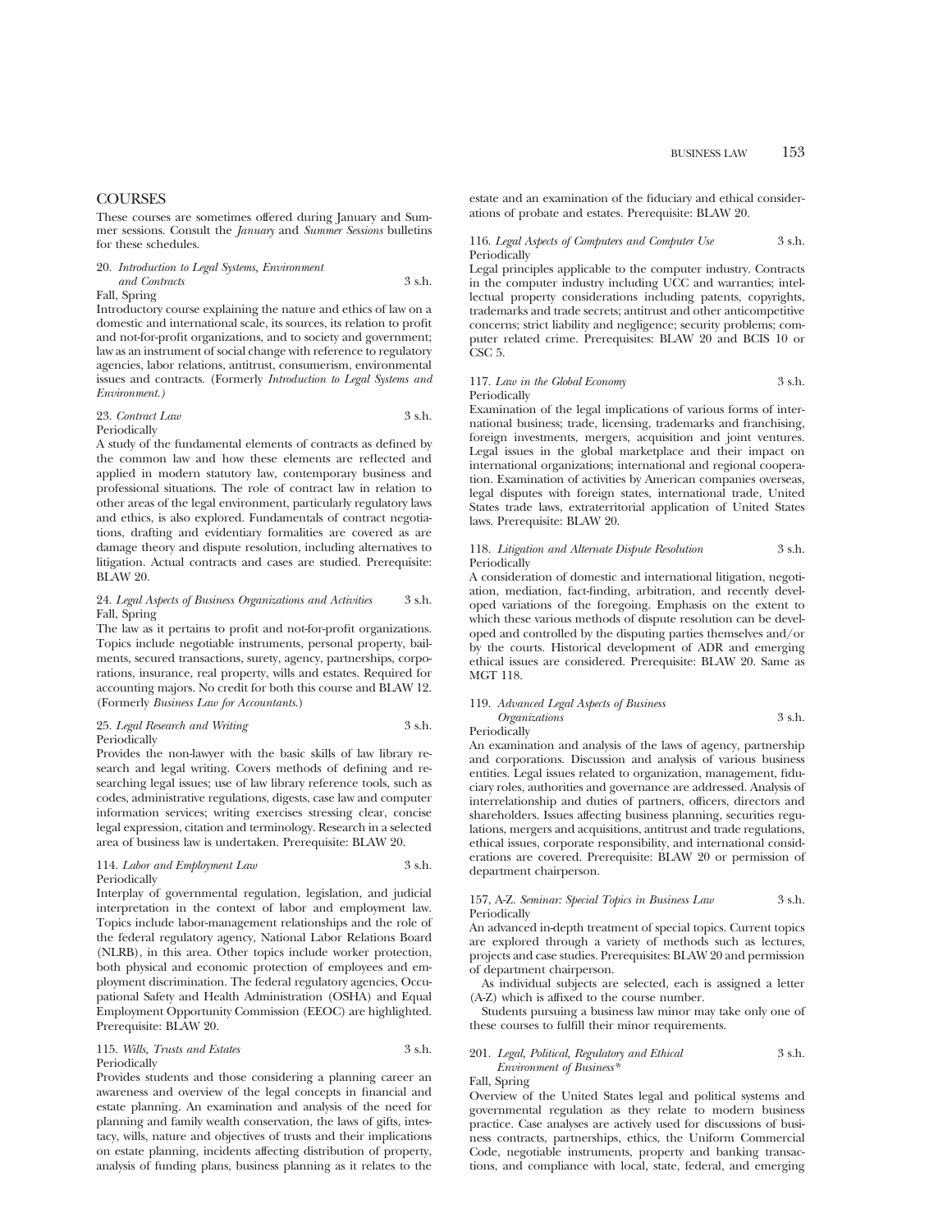## COURSES

These courses are sometimes offered during January and Summer sessions. Consult the *January* and *Summer Sessions* bulletins for these schedules.

**20.** *Introduction to Legal Systems, Environment and Contracts* 3 s.h.
Fall, Spring

Introductory course explaining the nature and ethics of law on a domestic and international scale, its sources, its relation to profit and not-for-profit organizations, and to society and government; law as an instrument of social change with reference to regulatory agencies, labor relations, antitrust, consumerism, environmental issues and contracts. (Formerly *Introduction to Legal Systems and Environment.*)

**23.** *Contract Law* 3 s.h.
Periodically

A study of the fundamental elements of contracts as defined by the common law and how these elements are reflected and applied in modern statutory law, contemporary business and professional situations. The role of contract law in relation to other areas of the legal environment, particularly regulatory laws and ethics, is also explored. Fundamentals of contract negotiations, drafting and evidentiary formalities are covered as are damage theory and dispute resolution, including alternatives to litigation. Actual contracts and cases are studied. Prerequisite: BLAW 20.

**24.** *Legal Aspects of Business Organizations and Activities* 3 s.h.
Fall, Spring

The law as it pertains to profit and not-for-profit organizations. Topics include negotiable instruments, personal property, bailments, secured transactions, surety, agency, partnerships, corporations, insurance, real property, wills and estates. Required for accounting majors. No credit for both this course and BLAW 12. (Formerly *Business Law for Accountants*.)

**25.** *Legal Research and Writing* 3 s.h.
Periodically

Provides the non-lawyer with the basic skills of law library research and legal writing. Covers methods of defining and researching legal issues; use of law library reference tools, such as codes, administrative regulations, digests, case law and computer information services; writing exercises stressing clear, concise legal expression, citation and terminology. Research in a selected area of business law is undertaken. Prerequisite: BLAW 20.

**114.** *Labor and Employment Law* 3 s.h.
Periodically

Interplay of governmental regulation, legislation, and judicial interpretation in the context of labor and employment law. Topics include labor-management relationships and the role of the federal regulatory agency, National Labor Relations Board (NLRB), in this area. Other topics include worker protection, both physical and economic protection of employees and employment discrimination. The federal regulatory agencies, Occupational Safety and Health Administration (OSHA) and Equal Employment Opportunity Commission (EEOC) are highlighted. Prerequisite: BLAW 20.

**115.** *Wills, Trusts and Estates* 3 s.h.
Periodically

Provides students and those considering a planning career an awareness and overview of the legal concepts in financial and estate planning. An examination and analysis of the need for planning and family wealth conservation, the laws of gifts, intestacy, wills, nature and objectives of trusts and their implications on estate planning, incidents affecting distribution of property, analysis of funding plans, business planning as it relates to the estate and an examination of the fiduciary and ethical considerations of probate and estates. Prerequisite: BLAW 20.

**116.** *Legal Aspects of Computers and Computer Use* 3 s.h.
Periodically

Legal principles applicable to the computer industry. Contracts in the computer industry including UCC and warranties; intellectual property considerations including patents, copyrights, trademarks and trade secrets; antitrust and other anticompetitive concerns; strict liability and negligence; security problems; computer related crime. Prerequisites: BLAW 20 and BCIS 10 or CSC 5.

**117.** *Law in the Global Economy* 3 s.h.
Periodically

Examination of the legal implications of various forms of international business; trade, licensing, trademarks and franchising, foreign investments, mergers, acquisition and joint ventures. Legal issues in the global marketplace and their impact on international organizations; international and regional cooperation. Examination of activities by American companies overseas, legal disputes with foreign states, international trade, United States trade laws, extraterritorial application of United States laws. Prerequisite: BLAW 20.

**118.** *Litigation and Alternate Dispute Resolution* 3 s.h.
Periodically

A consideration of domestic and international litigation, negotiation, mediation, fact-finding, arbitration, and recently developed variations of the foregoing. Emphasis on the extent to which these various methods of dispute resolution can be developed and controlled by the disputing parties themselves and/or by the courts. Historical development of ADR and emerging ethical issues are considered. Prerequisite: BLAW 20. Same as MGT 118.

**119.** *Advanced Legal Aspects of Business Organizations* 3 s.h.
Periodically

An examination and analysis of the laws of agency, partnership and corporations. Discussion and analysis of various business entities. Legal issues related to organization, management, fiduciary roles, authorities and governance are addressed. Analysis of interrelationship and duties of partners, officers, directors and shareholders. Issues affecting business planning, securities regulations, mergers and acquisitions, antitrust and trade regulations, ethical issues, corporate responsibility, and international considerations are covered. Prerequisite: BLAW 20 or permission of department chairperson.

**157, A-Z.** *Seminar: Special Topics in Business Law* 3 s.h.
Periodically

An advanced in-depth treatment of special topics. Current topics are explored through a variety of methods such as lectures, projects and case studies. Prerequisites: BLAW 20 and permission of department chairperson.

As individual subjects are selected, each is assigned a letter (A-Z) which is affixed to the course number.

Students pursuing a business law minor may take only one of these courses to fulfill their minor requirements.

**201.** *Legal, Political, Regulatory and Ethical Environment of Business** 3 s.h.
Fall, Spring

Overview of the United States legal and political systems and governmental regulation as they relate to modern business practice. Case analyses are actively used for discussions of business contracts, partnerships, ethics, the Uniform Commercial Code, negotiable instruments, property and banking transactions, and compliance with local, state, federal, and emerging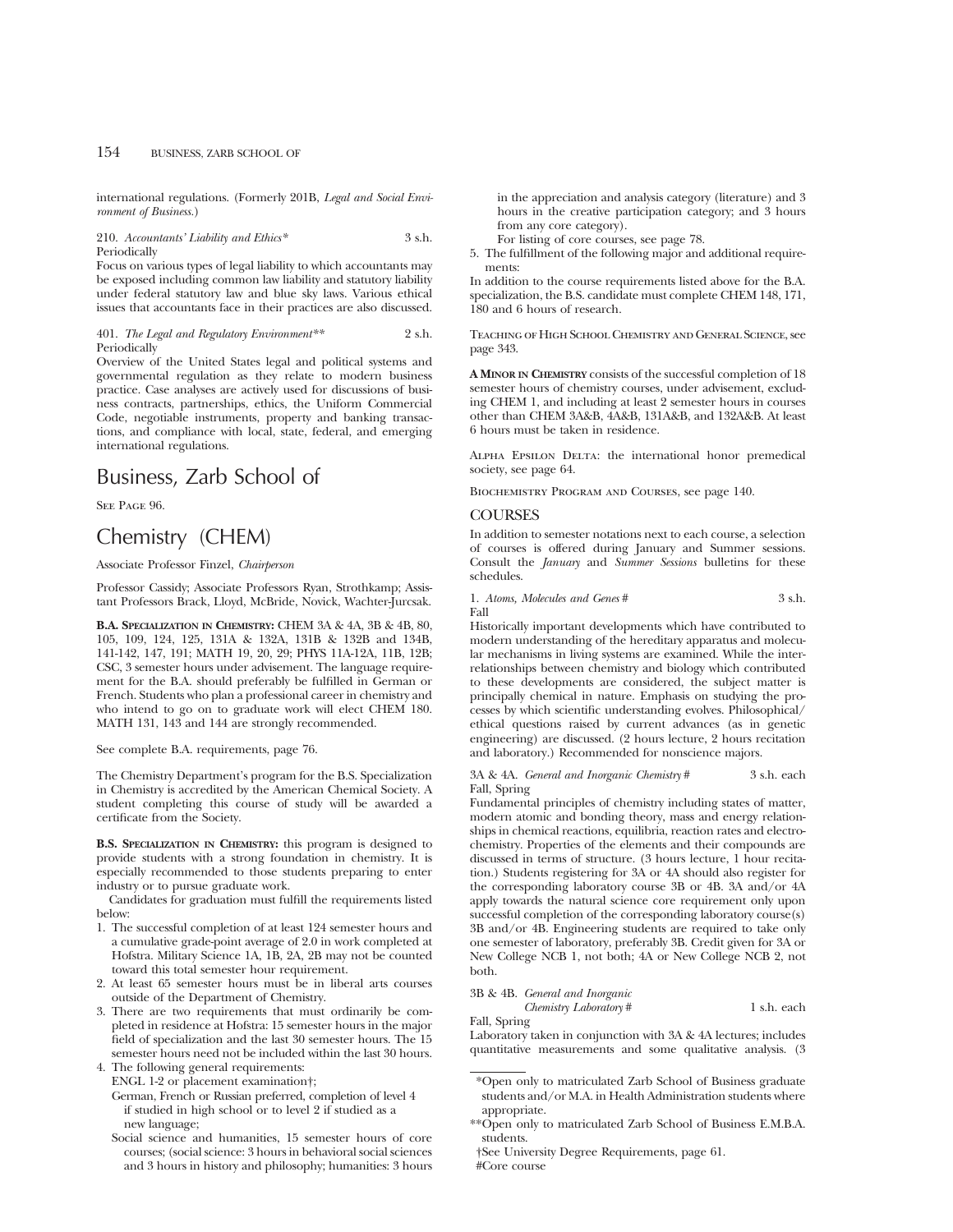international regulations. (Formerly 201B, *Legal and Social Environment of Business.*)

210. *Accountants' Liability and Ethics** 3 s.h.
Periodically
Focus on various types of legal liability to which accountants may be exposed including common law liability and statutory liability under federal statutory law and blue sky laws. Various ethical issues that accountants face in their practices are also discussed.

401. *The Legal and Regulatory Environment*** 2 s.h.
Periodically
Overview of the United States legal and political systems and governmental regulation as they relate to modern business practice. Case analyses are actively used for discussions of business contracts, partnerships, ethics, the Uniform Commercial Code, negotiable instruments, property and banking transactions, and compliance with local, state, federal, and emerging international regulations.

# Business, Zarb School of

See Page 96.

# Chemistry (CHEM)

Associate Professor Finzel, *Chairperson*

Professor Cassidy; Associate Professors Ryan, Strothkamp; Assistant Professors Brack, Lloyd, McBride, Novick, Wachter-Jurcsak.

**B.A. Specialization in Chemistry:** CHEM 3A & 4A, 3B & 4B, 80, 105, 109, 124, 125, 131A & 132A, 131B & 132B and 134B, 141-142, 147, 191; MATH 19, 20, 29; PHYS 11A-12A, 11B, 12B; CSC, 3 semester hours under advisement. The language requirement for the B.A. should preferably be fulfilled in German or French. Students who plan a professional career in chemistry and who intend to go on to graduate work will elect CHEM 180. MATH 131, 143 and 144 are strongly recommended.

See complete B.A. requirements, page 76.

The Chemistry Department's program for the B.S. Specialization in Chemistry is accredited by the American Chemical Society. A student completing this course of study will be awarded a certificate from the Society.

**B.S. Specialization in Chemistry:** this program is designed to provide students with a strong foundation in chemistry. It is especially recommended to those students preparing to enter industry or to pursue graduate work.

Candidates for graduation must fulfill the requirements listed below:

1. The successful completion of at least 124 semester hours and a cumulative grade-point average of 2.0 in work completed at Hofstra. Military Science 1A, 1B, 2A, 2B may not be counted toward this total semester hour requirement.
2. At least 65 semester hours must be in liberal arts courses outside of the Department of Chemistry.
3. There are two requirements that must ordinarily be completed in residence at Hofstra: 15 semester hours in the major field of specialization and the last 30 semester hours. The 15 semester hours need not be included within the last 30 hours.
4. The following general requirements:
   ENGL 1-2 or placement examination†;
   German, French or Russian preferred, completion of level 4 if studied in high school or to level 2 if studied as a new language;
   Social science and humanities, 15 semester hours of core courses; (social science: 3 hours in behavioral social sciences and 3 hours in history and philosophy; humanities: 3 hours in the appreciation and analysis category (literature) and 3 hours in the creative participation category; and 3 hours from any core category).
   For listing of core courses, see page 78.
5. The fulfillment of the following major and additional requirements:

In addition to the course requirements listed above for the B.A. specialization, the B.S. candidate must complete CHEM 148, 171, 180 and 6 hours of research.

Teaching of High School Chemistry and General Science, see page 343.

**A Minor in Chemistry** consists of the successful completion of 18 semester hours of chemistry courses, under advisement, excluding CHEM 1, and including at least 2 semester hours in courses other than CHEM 3A&B, 4A&B, 131A&B, and 132A&B. At least 6 hours must be taken in residence.

Alpha Epsilon Delta: the international honor premedical society, see page 64.

Biochemistry Program and Courses, see page 140.

## Courses

In addition to semester notations next to each course, a selection of courses is offered during January and Summer sessions. Consult the *January* and *Summer Sessions* bulletins for these schedules.

1. *Atoms, Molecules and Genes #* 3 s.h.
Fall
Historically important developments which have contributed to modern understanding of the hereditary apparatus and molecular mechanisms in living systems are examined. While the interrelationships between chemistry and biology which contributed to these developments are considered, the subject matter is principally chemical in nature. Emphasis on studying the processes by which scientific understanding evolves. Philosophical/ethical questions raised by current advances (as in genetic engineering) are discussed. (2 hours lecture, 2 hours recitation and laboratory.) Recommended for nonscience majors.

3A & 4A. *General and Inorganic Chemistry #* 3 s.h. each
Fall, Spring
Fundamental principles of chemistry including states of matter, modern atomic and bonding theory, mass and energy relationships in chemical reactions, equilibria, reaction rates and electrochemistry. Properties of the elements and their compounds are discussed in terms of structure. (3 hours lecture, 1 hour recitation.) Students registering for 3A or 4A should also register for the corresponding laboratory course 3B or 4B. 3A and/or 4A apply towards the natural science core requirement only upon successful completion of the corresponding laboratory course(s) 3B and/or 4B. Engineering students are required to take only one semester of laboratory, preferably 3B. Credit given for 3A or New College NCB 1, not both; 4A or New College NCB 2, not both.

3B & 4B. *General and Inorganic Chemistry Laboratory #* 1 s.h. each
Fall, Spring
Laboratory taken in conjunction with 3A & 4A lectures; includes quantitative measurements and some qualitative analysis. (3

---

*Open only to matriculated Zarb School of Business graduate students and/or M.A. in Health Administration students where appropriate.

**Open only to matriculated Zarb School of Business E.M.B.A. students.

†See University Degree Requirements, page 61.

#Core course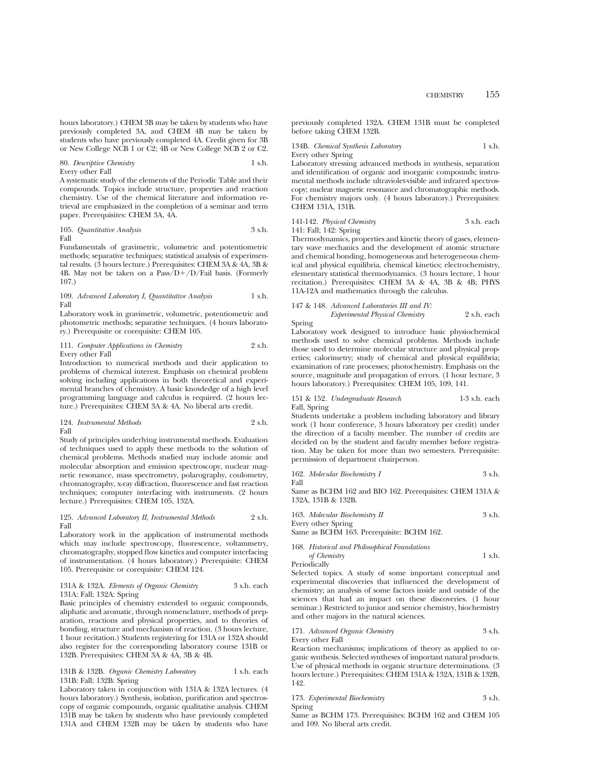hours laboratory.) CHEM 3B may be taken by students who have previously completed 3A, and CHEM 4B may be taken by students who have previously completed 4A. Credit given for 3B or New College NCB 1 or C2; 4B or New College NCB 2 or C2.

80. *Descriptive Chemistry* 1 s.h.
Every other Fall
A systematic study of the elements of the Periodic Table and their compounds. Topics include structure, properties and reaction chemistry. Use of the chemical literature and information retrieval are emphasized in the completion of a seminar and term paper. Prerequisites: CHEM 3A, 4A.

105. *Quantitative Analysis* 3 s.h.
Fall
Fundamentals of gravimetric, volumetric and potentiometric methods; separative techniques; statistical analysis of experimental results. (3 hours lecture.) Prerequisites: CHEM 3A & 4A, 3B & 4B. May not be taken on a Pass/D+/D/Fail basis. (Formerly 107.)

109. *Advanced Laboratory I, Quantitative Analysis* 1 s.h.
Fall
Laboratory work in gravimetric, volumetric, potentiometric and photometric methods; separative techniques. (4 hours laboratory.) Prerequisite or corequisite: CHEM 105.

111. *Computer Applications in Chemistry* 2 s.h.
Every other Fall
Introduction to numerical methods and their application to problems of chemical interest. Emphasis on chemical problem solving including applications in both theoretical and experimental branches of chemistry. A basic knowledge of a high level programming language and calculus is required. (2 hours lecture.) Prerequisites: CHEM 3A & 4A. No liberal arts credit.

124. *Instrumental Methods* 2 s.h.
Fall
Study of principles underlying instrumental methods. Evaluation of techniques used to apply these methods to the solution of chemical problems. Methods studied may include atomic and molecular absorption and emission spectroscopy, nuclear magnetic resonance, mass spectrometry, polarography, coulometry, chromatography, x-ray diffraction, fluorescence and fast reaction techniques; computer interfacing with instruments. (2 hours lecture.) Prerequisites: CHEM 105, 132A.

125. *Advanced Laboratory II, Instrumental Methods* 2 s.h.
Fall
Laboratory work in the application of instrumental methods which may include spectroscopy, fluorescence, voltammetry, chromatography, stopped flow kinetics and computer interfacing of instrumentation. (4 hours laboratory.) Prerequisite: CHEM 105. Prerequisite or corequisite: CHEM 124.

131A & 132A. *Elements of Organic Chemistry* 3 s.h. each
131A: Fall; 132A: Spring
Basic principles of chemistry extended to organic compounds, aliphatic and aromatic, through nomenclature, methods of preparation, reactions and physical properties, and to theories of bonding, structure and mechanism of reaction. (3 hours lecture, 1 hour recitation.) Students registering for 131A or 132A should also register for the corresponding laboratory course 131B or 132B. Prerequisites: CHEM 3A & 4A, 3B & 4B.

131B & 132B. *Organic Chemistry Laboratory* 1 s.h. each
131B: Fall; 132B: Spring
Laboratory taken in conjunction with 131A & 132A lectures. (4 hours laboratory.) Synthesis, isolation, purification and spectroscopy of organic compounds, organic qualitative analysis. CHEM 131B may be taken by students who have previously completed 131A and CHEM 132B may be taken by students who have previously completed 132A. CHEM 131B must be completed before taking CHEM 132B.

134B. *Chemical Synthesis Laboratory* 1 s.h.
Every other Spring
Laboratory stressing advanced methods in synthesis, separation and identification of organic and inorganic compounds; instrumental methods include ultraviolet-visible and infrared spectroscopy; nuclear magnetic resonance and chromatographic methods. For chemistry majors only. (4 hours laboratory.) Prerequisites: CHEM 131A, 131B.

141-142. *Physical Chemistry* 3 s.h. each
141: Fall; 142: Spring
Thermodynamics, properties and kinetic theory of gases, elementary wave mechanics and the development of atomic structure and chemical bonding, homogeneous and heterogeneous chemical and physical equilibria, chemical kinetics; electrochemistry, elementary statistical thermodynamics. (3 hours lecture, 1 hour recitation.) Prerequisites: CHEM 3A & 4A, 3B & 4B; PHYS 11A-12A and mathematics through the calculus.

147 & 148. *Advanced Laboratories III and IV: Experimental Physical Chemistry* 2 s.h. each
Spring
Laboratory work designed to introduce basic physiochemical methods used to solve chemical problems. Methods include those used to determine molecular structure and physical properties; calorimetry; study of chemical and physical equilibria; examination of rate processes; photochemistry. Emphasis on the source, magnitude and propagation of errors. (1 hour lecture, 3 hours laboratory.) Prerequisites: CHEM 105, 109, 141.

151 & 152. *Undergraduate Research* 1-3 s.h. each
Fall, Spring
Students undertake a problem including laboratory and library work (1 hour conference, 3 hours laboratory per credit) under the direction of a faculty member. The number of credits are decided on by the student and faculty member before registration. May be taken for more than two semesters. Prerequisite: permission of department chairperson.

162. *Molecular Biochemistry I* 3 s.h.
Fall
Same as BCHM 162 and BIO 162. Prerequisites: CHEM 131A & 132A, 131B & 132B.

163. *Molecular Biochemistry II* 3 s.h.
Every other Spring
Same as BCHM 163. Prerequisite: BCHM 162.

168. *Historical and Philosophical Foundations of Chemistry* 1 s.h.
Periodically
Selected topics. A study of some important conceptual and experimental discoveries that influenced the development of chemistry; an analysis of some factors inside and outside of the sciences that had an impact on these discoveries. (1 hour seminar.) Restricted to junior and senior chemistry, biochemistry and other majors in the natural sciences.

171. *Advanced Organic Chemistry* 3 s.h.
Every other Fall
Reaction mechanisms; implications of theory as applied to organic synthesis. Selected syntheses of important natural products. Use of physical methods in organic structure determinations. (3 hours lecture.) Prerequisites: CHEM 131A & 132A, 131B & 132B, 142.

173. *Experimental Biochemistry* 3 s.h.
Spring
Same as BCHM 173. Prerequisites: BCHM 162 and CHEM 105 and 109. No liberal arts credit.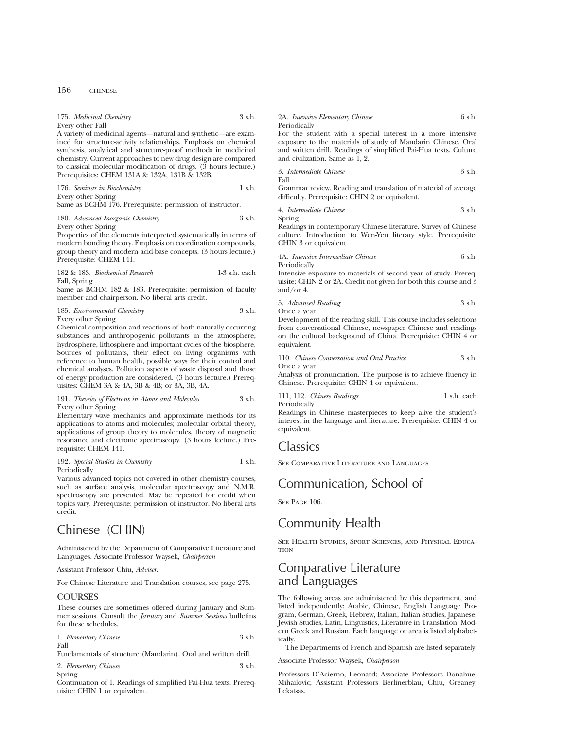175. *Medicinal Chemistry* 3 s.h.
Every other Fall
A variety of medicinal agents—natural and synthetic—are examined for structure-activity relationships. Emphasis on chemical synthesis, analytical and structure-proof methods in medicinal chemistry. Current approaches to new drug design are compared to classical molecular modification of drugs. (3 hours lecture.) Prerequisites: CHEM 131A & 132A, 131B & 132B.

176. *Seminar in Biochemistry* 1 s.h.
Every other Spring
Same as BCHM 176. Prerequisite: permission of instructor.

180. *Advanced Inorganic Chemistry* 3 s.h.
Every other Spring
Properties of the elements interpreted systematically in terms of modern bonding theory. Emphasis on coordination compounds, group theory and modern acid-base concepts. (3 hours lecture.) Prerequisite: CHEM 141.

182 & 183. *Biochemical Research* 1-3 s.h. each
Fall, Spring
Same as BCHM 182 & 183. Prerequisite: permission of faculty member and chairperson. No liberal arts credit.

185. *Environmental Chemistry* 3 s.h.
Every other Spring
Chemical composition and reactions of both naturally occurring substances and anthropogenic pollutants in the atmosphere, hydrosphere, lithosphere and important cycles of the biosphere. Sources of pollutants, their effect on living organisms with reference to human health, possible ways for their control and chemical analyses. Pollution aspects of waste disposal and those of energy production are considered. (3 hours lecture.) Prerequisites: CHEM 3A & 4A, 3B & 4B; or 3A, 3B, 4A.

191. *Theories of Electrons in Atoms and Molecules* 3 s.h.
Every other Spring
Elementary wave mechanics and approximate methods for its applications to atoms and molecules; molecular orbital theory, applications of group theory to molecules, theory of magnetic resonance and electronic spectroscopy. (3 hours lecture.) Prerequisite: CHEM 141.

192. *Special Studies in Chemistry* 1 s.h.
Periodically
Various advanced topics not covered in other chemistry courses, such as surface analysis, molecular spectroscopy and N.M.R. spectroscopy are presented. May be repeated for credit when topics vary. Prerequisite: permission of instructor. No liberal arts credit.

# Chinese (CHIN)

Administered by the Department of Comparative Literature and Languages. Associate Professor Waysek, *Chairperson*

Assistant Professor Chiu, *Adviser*.

For Chinese Literature and Translation courses, see page 275.

## COURSES

These courses are sometimes offered during January and Summer sessions. Consult the *January* and *Summer Sessions* bulletins for these schedules.

1. *Elementary Chinese* 3 s.h.
Fall
Fundamentals of structure (Mandarin). Oral and written drill.

2. *Elementary Chinese* 3 s.h.
Spring
Continuation of 1. Readings of simplified Pai-Hua texts. Prerequisite: CHIN 1 or equivalent.

2A. *Intensive Elementary Chinese* 6 s.h.
Periodically
For the student with a special interest in a more intensive exposure to the materials of study of Mandarin Chinese. Oral and written drill. Readings of simplified Pai-Hua texts. Culture and civilization. Same as 1, 2.

3. *Intermediate Chinese* 3 s.h.
Fall
Grammar review. Reading and translation of material of average difficulty. Prerequisite: CHIN 2 or equivalent.

4. *Intermediate Chinese* 3 s.h.
Spring
Readings in contemporary Chinese literature. Survey of Chinese culture. Introduction to Wen-Yen literary style. Prerequisite: CHIN 3 or equivalent.

4A. *Intensive Intermediate Chinese* 6 s.h.
Periodically
Intensive exposure to materials of second year of study. Prerequisite: CHIN 2 or 2A. Credit not given for both this course and 3 and/or 4.

5. *Advanced Reading* 3 s.h.
Once a year
Development of the reading skill. This course includes selections from conversational Chinese, newspaper Chinese and readings on the cultural background of China. Prerequisite: CHIN 4 or equivalent.

110. *Chinese Conversation and Oral Practice* 3 s.h.
Once a year
Analysis of pronunciation. The purpose is to achieve fluency in Chinese. Prerequisite: CHIN 4 or equivalent.

111, 112. *Chinese Readings* 1 s.h. each
Periodically
Readings in Chinese masterpieces to keep alive the student's interest in the language and literature. Prerequisite: CHIN 4 or equivalent.

# Classics

See Comparative Literature and Languages

# Communication, School of

See Page 106.

# Community Health

See Health Studies, Sport Sciences, and Physical Education

# Comparative Literature and Languages

The following areas are administered by this department, and listed independently: Arabic, Chinese, English Language Program, German, Greek, Hebrew, Italian, Italian Studies, Japanese, Jewish Studies, Latin, Linguistics, Literature in Translation, Modern Greek and Russian. Each language or area is listed alphabetically.

The Departments of French and Spanish are listed separately.

Associate Professor Waysek, *Chairperson*

Professors D'Acierno, Leonard; Associate Professors Donahue, Mihailovic; Assistant Professors Berlinerblau, Chiu, Greaney, Lekatsas.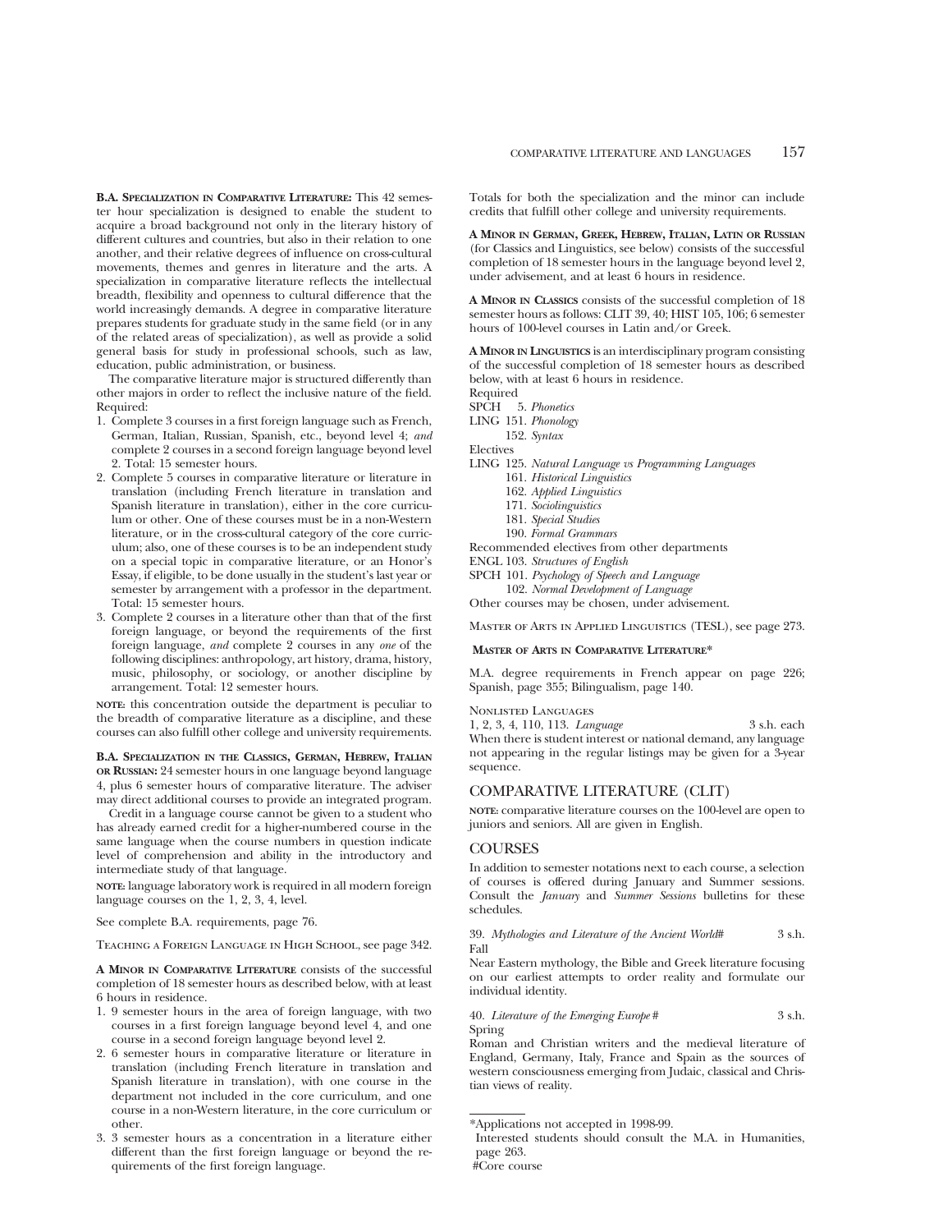**B.A. Specialization in Comparative Literature:** This 42 semester hour specialization is designed to enable the student to acquire a broad background not only in the literary history of different cultures and countries, but also in their relation to one another, and their relative degrees of influence on cross-cultural movements, themes and genres in literature and the arts. A specialization in comparative literature reflects the intellectual breadth, flexibility and openness to cultural difference that the world increasingly demands. A degree in comparative literature prepares students for graduate study in the same field (or in any of the related areas of specialization), as well as provide a solid general basis for study in professional schools, such as law, education, public administration, or business.

The comparative literature major is structured differently than other majors in order to reflect the inclusive nature of the field. Required:

1. Complete 3 courses in a first foreign language such as French, German, Italian, Russian, Spanish, etc., beyond level 4; *and* complete 2 courses in a second foreign language beyond level 2. Total: 15 semester hours.
2. Complete 5 courses in comparative literature or literature in translation (including French literature in translation and Spanish literature in translation), either in the core curriculum or other. One of these courses must be in a non-Western literature, or in the cross-cultural category of the core curriculum; also, one of these courses is to be an independent study on a special topic in comparative literature, or an Honor's Essay, if eligible, to be done usually in the student's last year or semester by arrangement with a professor in the department. Total: 15 semester hours.
3. Complete 2 courses in a literature other than that of the first foreign language, or beyond the requirements of the first foreign language, *and* complete 2 courses in any *one* of the following disciplines: anthropology, art history, drama, history, music, philosophy, or sociology, or another discipline by arrangement. Total: 12 semester hours.

**note:** this concentration outside the department is peculiar to the breadth of comparative literature as a discipline, and these courses can also fulfill other college and university requirements.

**B.A. Specialization in the Classics, German, Hebrew, Italian or Russian:** 24 semester hours in one language beyond language 4, plus 6 semester hours of comparative literature. The adviser may direct additional courses to provide an integrated program.

Credit in a language course cannot be given to a student who has already earned credit for a higher-numbered course in the same language when the course numbers in question indicate level of comprehension and ability in the introductory and intermediate study of that language.

**note:** language laboratory work is required in all modern foreign language courses on the 1, 2, 3, 4, level.

See complete B.A. requirements, page 76.

Teaching a Foreign Language in High School, see page 342.

**A Minor in Comparative Literature** consists of the successful completion of 18 semester hours as described below, with at least 6 hours in residence.

1. 9 semester hours in the area of foreign language, with two courses in a first foreign language beyond level 4, and one course in a second foreign language beyond level 2.
2. 6 semester hours in comparative literature or literature in translation (including French literature in translation and Spanish literature in translation), with one course in the department not included in the core curriculum, and one course in a non-Western literature, in the core curriculum or other.
3. 3 semester hours as a concentration in a literature either different than the first foreign language or beyond the requirements of the first foreign language.

Totals for both the specialization and the minor can include credits that fulfill other college and university requirements.

**A Minor in German, Greek, Hebrew, Italian, Latin or Russian** (for Classics and Linguistics, see below) consists of the successful completion of 18 semester hours in the language beyond level 2, under advisement, and at least 6 hours in residence.

**A Minor in Classics** consists of the successful completion of 18 semester hours as follows: CLIT 39, 40; HIST 105, 106; 6 semester hours of 100-level courses in Latin and/or Greek.

**A Minor in Linguistics** is an interdisciplinary program consisting of the successful completion of 18 semester hours as described below, with at least 6 hours in residence.

Required
SPCH 5. *Phonetics*
LING 151. *Phonology*
152. *Syntax*

Electives
LING 125. *Natural Language vs Programming Languages*
161. *Historical Linguistics*
162. *Applied Linguistics*
171. *Sociolinguistics*
181. *Special Studies*
190. *Formal Grammars*

Recommended electives from other departments
ENGL 103. *Structures of English*
SPCH 101. *Psychology of Speech and Language*
102. *Normal Development of Language*

Other courses may be chosen, under advisement.

Master of Arts in Applied Linguistics (TESL), see page 273.

**Master of Arts in Comparative Literature***

M.A. degree requirements in French appear on page 226; Spanish, page 355; Bilingualism, page 140.

Nonlisted Languages

1, 2, 3, 4, 110, 113. *Language* 3 s.h. each
When there is student interest or national demand, any language not appearing in the regular listings may be given for a 3-year sequence.

## COMPARATIVE LITERATURE (CLIT)

**note:** comparative literature courses on the 100-level are open to juniors and seniors. All are given in English.

## COURSES

In addition to semester notations next to each course, a selection of courses is offered during January and Summer sessions. Consult the *January* and *Summer Sessions* bulletins for these schedules.

39. *Mythologies and Literature of the Ancient World#* 3 s.h.
Fall
Near Eastern mythology, the Bible and Greek literature focusing on our earliest attempts to order reality and formulate our individual identity.

40. *Literature of the Emerging Europe #* 3 s.h.
Spring
Roman and Christian writers and the medieval literature of England, Germany, Italy, France and Spain as the sources of western consciousness emerging from Judaic, classical and Christian views of reality.

---

*Applications not accepted in 1998-99.
Interested students should consult the M.A. in Humanities, page 263.
#Core course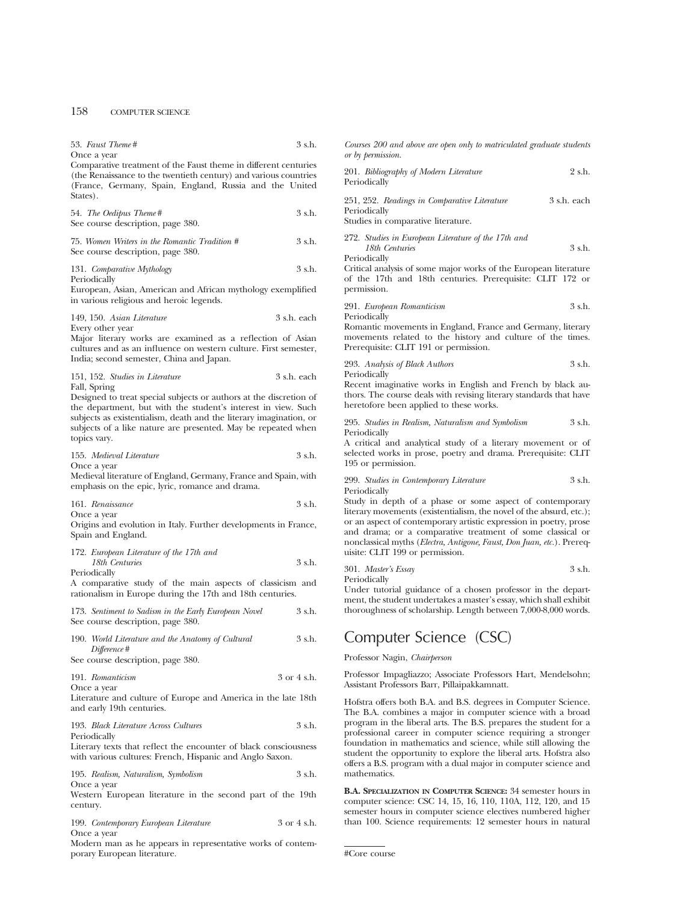53. *Faust Theme* # 3 s.h.
Once a year
Comparative treatment of the Faust theme in different centuries (the Renaissance to the twentieth century) and various countries (France, Germany, Spain, England, Russia and the United States).

54. *The Oedipus Theme* # 3 s.h.
See course description, page 380.

75. *Women Writers in the Romantic Tradition* # 3 s.h.
See course description, page 380.

131. *Comparative Mythology* 3 s.h.
Periodically
European, Asian, American and African mythology exemplified in various religious and heroic legends.

149, 150. *Asian Literature* 3 s.h. each
Every other year
Major literary works are examined as a reflection of Asian cultures and as an influence on western culture. First semester, India; second semester, China and Japan.

151, 152. *Studies in Literature* 3 s.h. each
Fall, Spring
Designed to treat special subjects or authors at the discretion of the department, but with the student's interest in view. Such subjects as existentialism, death and the literary imagination, or subjects of a like nature are presented. May be repeated when topics vary.

155. *Medieval Literature* 3 s.h.
Once a year
Medieval literature of England, Germany, France and Spain, with emphasis on the epic, lyric, romance and drama.

161. *Renaissance* 3 s.h.
Once a year
Origins and evolution in Italy. Further developments in France, Spain and England.

172. *European Literature of the 17th and 18th Centuries* 3 s.h.
Periodically
A comparative study of the main aspects of classicism and rationalism in Europe during the 17th and 18th centuries.

173. *Sentiment to Sadism in the Early European Novel* 3 s.h.
See course description, page 380.

190. *World Literature and the Anatomy of Cultural Difference* # 3 s.h.
See course description, page 380.

191. *Romanticism* 3 or 4 s.h.
Once a year
Literature and culture of Europe and America in the late 18th and early 19th centuries.

193. *Black Literature Across Cultures* 3 s.h.
Periodically
Literary texts that reflect the encounter of black consciousness with various cultures: French, Hispanic and Anglo Saxon.

195. *Realism, Naturalism, Symbolism* 3 s.h.
Once a year
Western European literature in the second part of the 19th century.

199. *Contemporary European Literature* 3 or 4 s.h.
Once a year
Modern man as he appears in representative works of contemporary European literature.

*Courses 200 and above are open only to matriculated graduate students or by permission.*

201. *Bibliography of Modern Literature* 2 s.h.
Periodically

251, 252. *Readings in Comparative Literature* 3 s.h. each
Periodically
Studies in comparative literature.

272. *Studies in European Literature of the 17th and 18th Centuries* 3 s.h.
Periodically
Critical analysis of some major works of the European literature of the 17th and 18th centuries. Prerequisite: CLIT 172 or permission.

291. *European Romanticism* 3 s.h.
Periodically
Romantic movements in England, France and Germany, literary movements related to the history and culture of the times. Prerequisite: CLIT 191 or permission.

293. *Analysis of Black Authors* 3 s.h.
Periodically
Recent imaginative works in English and French by black authors. The course deals with revising literary standards that have heretofore been applied to these works.

295. *Studies in Realism, Naturalism and Symbolism* 3 s.h.
Periodically
A critical and analytical study of a literary movement or of selected works in prose, poetry and drama. Prerequisite: CLIT 195 or permission.

299. *Studies in Contemporary Literature* 3 s.h.
Periodically
Study in depth of a phase or some aspect of contemporary literary movements (existentialism, the novel of the absurd, etc.); or an aspect of contemporary artistic expression in poetry, prose and drama; or a comparative treatment of some classical or nonclassical myths (*Electra, Antigone, Faust, Don Juan, etc.*). Prerequisite: CLIT 199 or permission.

301. *Master's Essay* 3 s.h.
Periodically
Under tutorial guidance of a chosen professor in the department, the student undertakes a master's essay, which shall exhibit thoroughness of scholarship. Length between 7,000-8,000 words.

# Computer Science (CSC)

Professor Nagin, *Chairperson*

Professor Impagliazzo; Associate Professors Hart, Mendelsohn; Assistant Professors Barr, Pillaipakkamnatt.

Hofstra offers both B.A. and B.S. degrees in Computer Science. The B.A. combines a major in computer science with a broad program in the liberal arts. The B.S. prepares the student for a professional career in computer science requiring a stronger foundation in mathematics and science, while still allowing the student the opportunity to explore the liberal arts. Hofstra also offers a B.S. program with a dual major in computer science and mathematics.

**B.A. Specialization in Computer Science:** 34 semester hours in computer science: CSC 14, 15, 16, 110, 110A, 112, 120, and 15 semester hours in computer science electives numbered higher than 100. Science requirements: 12 semester hours in natural

#Core course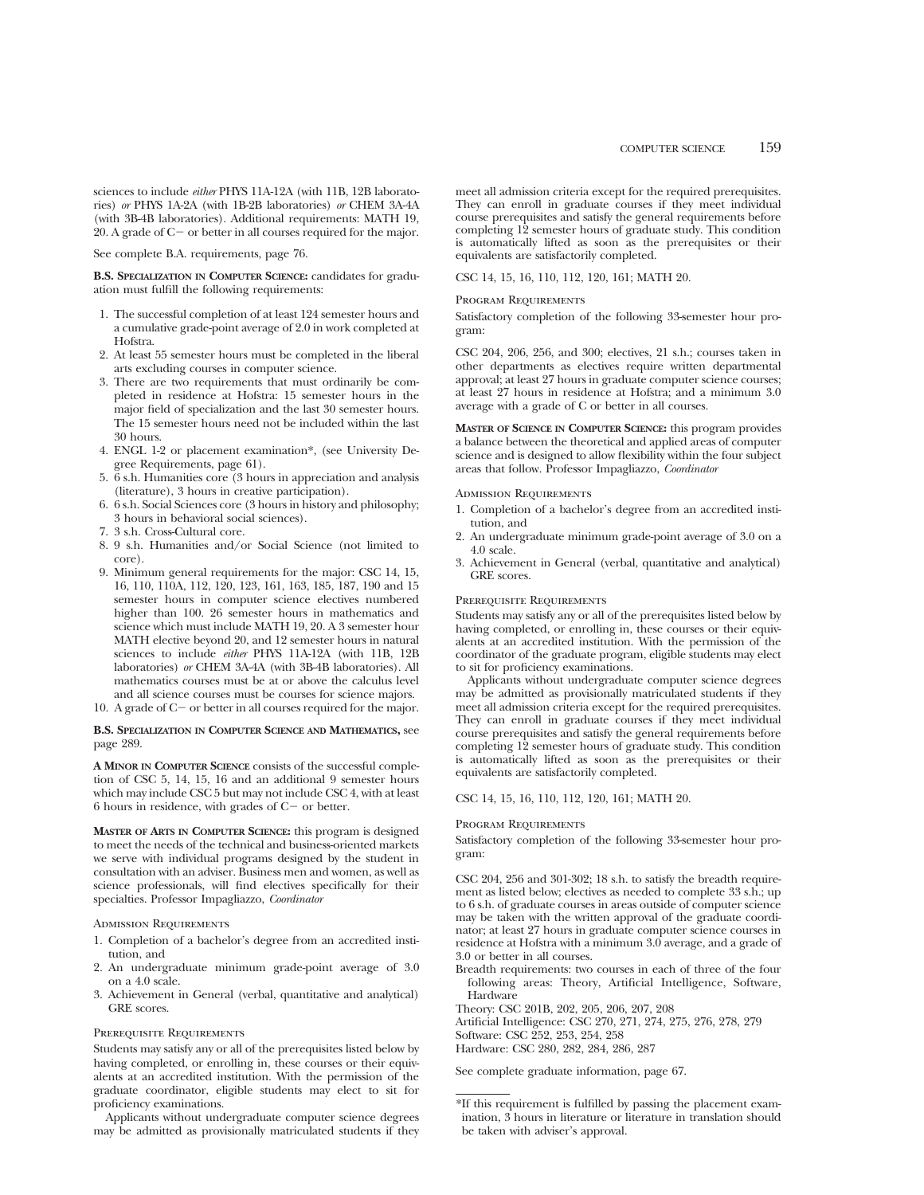sciences to include *either* PHYS 11A-12A (with 11B, 12B laboratories) *or* PHYS 1A-2A (with 1B-2B laboratories) *or* CHEM 3A-4A (with 3B-4B laboratories). Additional requirements: MATH 19, 20. A grade of C− or better in all courses required for the major.

See complete B.A. requirements, page 76.

**B.S. Specialization in Computer Science:** candidates for graduation must fulfill the following requirements:

1. The successful completion of at least 124 semester hours and a cumulative grade-point average of 2.0 in work completed at Hofstra.
2. At least 55 semester hours must be completed in the liberal arts excluding courses in computer science.
3. There are two requirements that must ordinarily be completed in residence at Hofstra: 15 semester hours in the major field of specialization and the last 30 semester hours. The 15 semester hours need not be included within the last 30 hours.
4. ENGL 1-2 or placement examination*, (see University Degree Requirements, page 61).
5. 6 s.h. Humanities core (3 hours in appreciation and analysis (literature), 3 hours in creative participation).
6. 6 s.h. Social Sciences core (3 hours in history and philosophy; 3 hours in behavioral social sciences).
7. 3 s.h. Cross-Cultural core.
8. 9 s.h. Humanities and/or Social Science (not limited to core).
9. Minimum general requirements for the major: CSC 14, 15, 16, 110, 110A, 112, 120, 123, 161, 163, 185, 187, 190 and 15 semester hours in computer science electives numbered higher than 100. 26 semester hours in mathematics and science which must include MATH 19, 20. A 3 semester hour MATH elective beyond 20, and 12 semester hours in natural sciences to include *either* PHYS 11A-12A (with 11B, 12B laboratories) *or* CHEM 3A-4A (with 3B-4B laboratories). All mathematics courses must be at or above the calculus level and all science courses must be courses for science majors.
10. A grade of C− or better in all courses required for the major.

**B.S. Specialization in Computer Science and Mathematics,** see page 289.

**A Minor in Computer Science** consists of the successful completion of CSC 5, 14, 15, 16 and an additional 9 semester hours which may include CSC 5 but may not include CSC 4, with at least 6 hours in residence, with grades of C− or better.

**Master of Arts in Computer Science:** this program is designed to meet the needs of the technical and business-oriented markets we serve with individual programs designed by the student in consultation with an adviser. Business men and women, as well as science professionals, will find electives specifically for their specialties. Professor Impagliazzo, *Coordinator*

Admission Requirements

1. Completion of a bachelor's degree from an accredited institution, and
2. An undergraduate minimum grade-point average of 3.0 on a 4.0 scale.
3. Achievement in General (verbal, quantitative and analytical) GRE scores.

Prerequisite Requirements

Students may satisfy any or all of the prerequisites listed below by having completed, or enrolling in, these courses or their equivalents at an accredited institution. With the permission of the graduate coordinator, eligible students may elect to sit for proficiency examinations.

Applicants without undergraduate computer science degrees may be admitted as provisionally matriculated students if they meet all admission criteria except for the required prerequisites. They can enroll in graduate courses if they meet individual course prerequisites and satisfy the general requirements before completing 12 semester hours of graduate study. This condition is automatically lifted as soon as the prerequisites or their equivalents are satisfactorily completed.

CSC 14, 15, 16, 110, 112, 120, 161; MATH 20.

Program Requirements

Satisfactory completion of the following 33-semester hour program:

CSC 204, 206, 256, and 300; electives, 21 s.h.; courses taken in other departments as electives require written departmental approval; at least 27 hours in graduate computer science courses; at least 27 hours in residence at Hofstra; and a minimum 3.0 average with a grade of C or better in all courses.

**Master of Science in Computer Science:** this program provides a balance between the theoretical and applied areas of computer science and is designed to allow flexibility within the four subject areas that follow. Professor Impagliazzo, *Coordinator*

Admission Requirements

1. Completion of a bachelor's degree from an accredited institution, and
2. An undergraduate minimum grade-point average of 3.0 on a 4.0 scale.
3. Achievement in General (verbal, quantitative and analytical) GRE scores.

Prerequisite Requirements

Students may satisfy any or all of the prerequisites listed below by having completed, or enrolling in, these courses or their equivalents at an accredited institution. With the permission of the coordinator of the graduate program, eligible students may elect to sit for proficiency examinations.

Applicants without undergraduate computer science degrees may be admitted as provisionally matriculated students if they meet all admission criteria except for the required prerequisites. They can enroll in graduate courses if they meet individual course prerequisites and satisfy the general requirements before completing 12 semester hours of graduate study. This condition is automatically lifted as soon as the prerequisites or their equivalents are satisfactorily completed.

CSC 14, 15, 16, 110, 112, 120, 161; MATH 20.

Program Requirements

Satisfactory completion of the following 33-semester hour program:

CSC 204, 256 and 301-302; 18 s.h. to satisfy the breadth requirement as listed below; electives as needed to complete 33 s.h.; up to 6 s.h. of graduate courses in areas outside of computer science may be taken with the written approval of the graduate coordinator; at least 27 hours in graduate computer science courses in residence at Hofstra with a minimum 3.0 average, and a grade of 3.0 or better in all courses.

Breadth requirements: two courses in each of three of the four following areas: Theory, Artificial Intelligence, Software, Hardware

Theory: CSC 201B, 202, 205, 206, 207, 208
Artificial Intelligence: CSC 270, 271, 274, 275, 276, 278, 279
Software: CSC 252, 253, 254, 258
Hardware: CSC 280, 282, 284, 286, 287

See complete graduate information, page 67.

---

*If this requirement is fulfilled by passing the placement examination, 3 hours in literature or literature in translation should be taken with adviser's approval.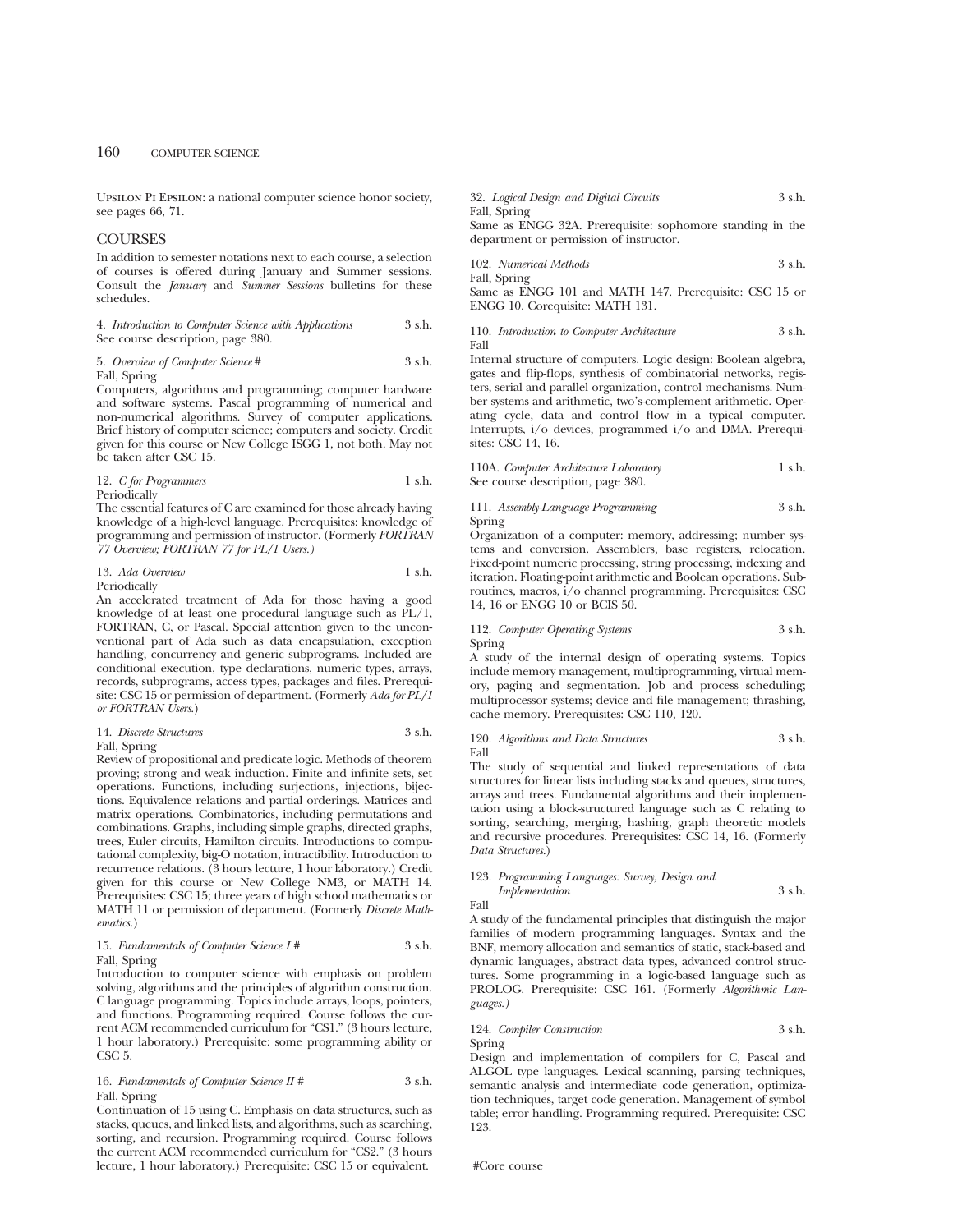Upsilon Pi Epsilon: a national computer science honor society, see pages 66, 71.

## COURSES

In addition to semester notations next to each course, a selection of courses is offered during January and Summer sessions. Consult the *January* and *Summer Sessions* bulletins for these schedules.

4. *Introduction to Computer Science with Applications* 3 s.h.
See course description, page 380.

5. *Overview of Computer Science #* 3 s.h.
Fall, Spring
Computers, algorithms and programming; computer hardware and software systems. Pascal programming of numerical and non-numerical algorithms. Survey of computer applications. Brief history of computer science; computers and society. Credit given for this course or New College ISGG 1, not both. May not be taken after CSC 15.

12. *C for Programmers* 1 s.h.
Periodically
The essential features of C are examined for those already having knowledge of a high-level language. Prerequisites: knowledge of programming and permission of instructor. (Formerly *FORTRAN 77 Overview; FORTRAN 77 for PL/1 Users.)*

13. *Ada Overview* 1 s.h.
Periodically
An accelerated treatment of Ada for those having a good knowledge of at least one procedural language such as PL/1, FORTRAN, C, or Pascal. Special attention given to the unconventional part of Ada such as data encapsulation, exception handling, concurrency and generic subprograms. Included are conditional execution, type declarations, numeric types, arrays, records, subprograms, access types, packages and files. Prerequisite: CSC 15 or permission of department. (Formerly *Ada for PL/1 or FORTRAN Users*.)

14. *Discrete Structures* 3 s.h.
Fall, Spring
Review of propositional and predicate logic. Methods of theorem proving; strong and weak induction. Finite and infinite sets, set operations. Functions, including surjections, injections, bijections. Equivalence relations and partial orderings. Matrices and matrix operations. Combinatorics, including permutations and combinations. Graphs, including simple graphs, directed graphs, trees, Euler circuits, Hamilton circuits. Introductions to computational complexity, big-O notation, intractibility. Introduction to recurrence relations. (3 hours lecture, 1 hour laboratory.) Credit given for this course or New College NM3, or MATH 14. Prerequisites: CSC 15; three years of high school mathematics or MATH 11 or permission of department. (Formerly *Discrete Mathematics.*)

15. *Fundamentals of Computer Science I #* 3 s.h.
Fall, Spring
Introduction to computer science with emphasis on problem solving, algorithms and the principles of algorithm construction. C language programming. Topics include arrays, loops, pointers, and functions. Programming required. Course follows the current ACM recommended curriculum for "CS1." (3 hours lecture, 1 hour laboratory.) Prerequisite: some programming ability or CSC 5.

16. *Fundamentals of Computer Science II #* 3 s.h.
Fall, Spring
Continuation of 15 using C. Emphasis on data structures, such as stacks, queues, and linked lists, and algorithms, such as searching, sorting, and recursion. Programming required. Course follows the current ACM recommended curriculum for "CS2." (3 hours lecture, 1 hour laboratory.) Prerequisite: CSC 15 or equivalent.

32. *Logical Design and Digital Circuits* 3 s.h.
Fall, Spring
Same as ENGG 32A. Prerequisite: sophomore standing in the department or permission of instructor.

102. *Numerical Methods* 3 s.h.
Fall, Spring
Same as ENGG 101 and MATH 147. Prerequisite: CSC 15 or ENGG 10. Corequisite: MATH 131.

110. *Introduction to Computer Architecture* 3 s.h.
Fall
Internal structure of computers. Logic design: Boolean algebra, gates and flip-flops, synthesis of combinatorial networks, registers, serial and parallel organization, control mechanisms. Number systems and arithmetic, two's-complement arithmetic. Operating cycle, data and control flow in a typical computer. Interrupts, i/o devices, programmed i/o and DMA. Prerequisites: CSC 14, 16.

110A. *Computer Architecture Laboratory* 1 s.h.
See course description, page 380.

111. *Assembly-Language Programming* 3 s.h.
Spring
Organization of a computer: memory, addressing; number systems and conversion. Assemblers, base registers, relocation. Fixed-point numeric processing, string processing, indexing and iteration. Floating-point arithmetic and Boolean operations. Subroutines, macros, i/o channel programming. Prerequisites: CSC 14, 16 or ENGG 10 or BCIS 50.

112. *Computer Operating Systems* 3 s.h.
Spring
A study of the internal design of operating systems. Topics include memory management, multiprogramming, virtual memory, paging and segmentation. Job and process scheduling; multiprocessor systems; device and file management; thrashing, cache memory. Prerequisites: CSC 110, 120.

120. *Algorithms and Data Structures* 3 s.h.
Fall
The study of sequential and linked representations of data structures for linear lists including stacks and queues, structures, arrays and trees. Fundamental algorithms and their implementation using a block-structured language such as C relating to sorting, searching, merging, hashing, graph theoretic models and recursive procedures. Prerequisites: CSC 14, 16. (Formerly *Data Structures.*)

123. *Programming Languages: Survey, Design and Implementation* 3 s.h.
Fall
A study of the fundamental principles that distinguish the major families of modern programming languages. Syntax and the BNF, memory allocation and semantics of static, stack-based and dynamic languages, abstract data types, advanced control structures. Some programming in a logic-based language such as PROLOG. Prerequisite: CSC 161. (Formerly *Algorithmic Languages.)*

124. *Compiler Construction* 3 s.h.
Spring
Design and implementation of compilers for C, Pascal and ALGOL type languages. Lexical scanning, parsing techniques, semantic analysis and intermediate code generation, optimization techniques, target code generation. Management of symbol table; error handling. Programming required. Prerequisite: CSC 123.

#Core course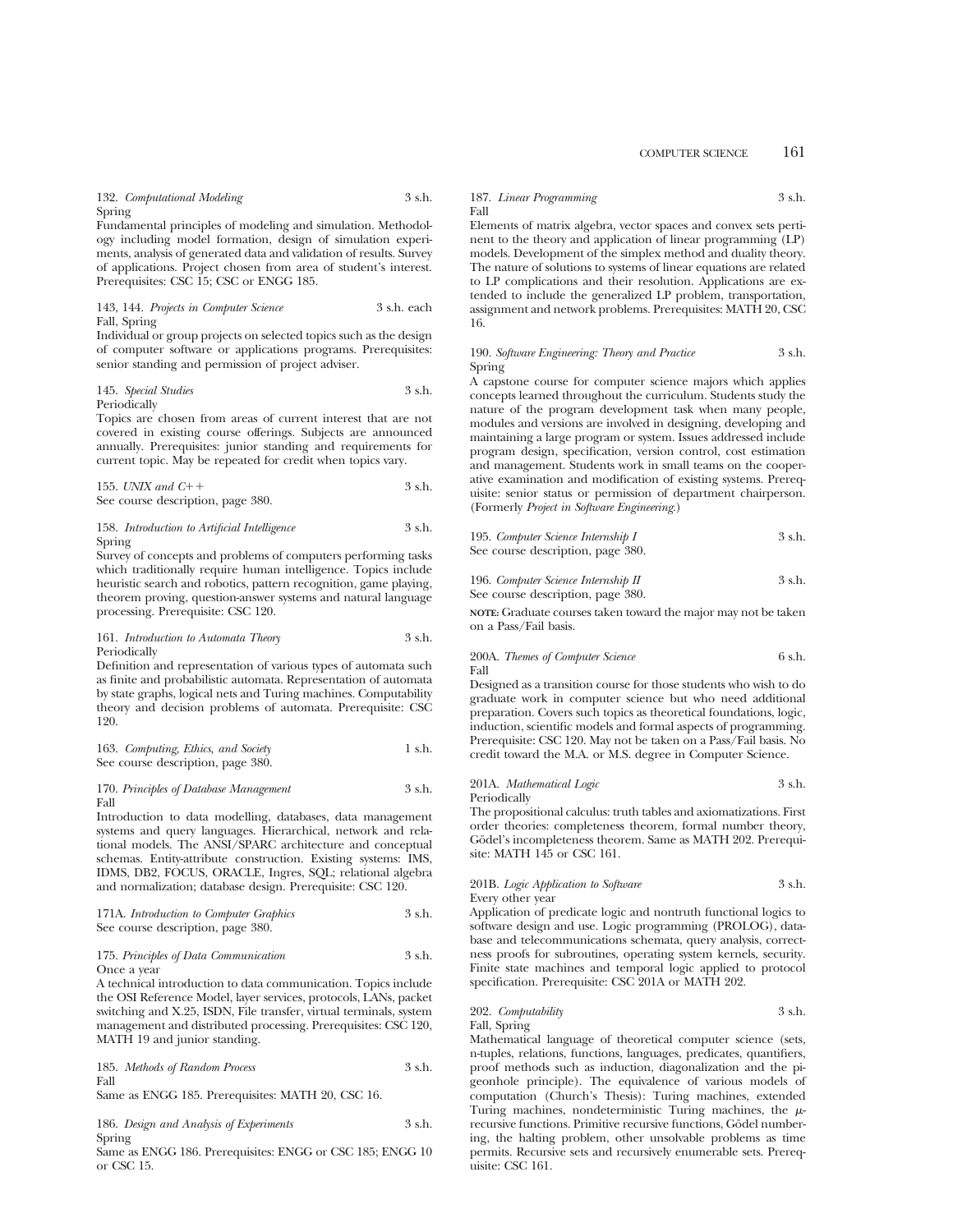132. *Computational Modeling* 3 s.h.
Spring

Fundamental principles of modeling and simulation. Methodology including model formation, design of simulation experiments, analysis of generated data and validation of results. Survey of applications. Project chosen from area of student's interest. Prerequisites: CSC 15; CSC or ENGG 185.

143, 144. *Projects in Computer Science* 3 s.h. each
Fall, Spring

Individual or group projects on selected topics such as the design of computer software or applications programs. Prerequisites: senior standing and permission of project adviser.

145. *Special Studies* 3 s.h.
Periodically

Topics are chosen from areas of current interest that are not covered in existing course offerings. Subjects are announced annually. Prerequisites: junior standing and requirements for current topic. May be repeated for credit when topics vary.

155. *UNIX and C++* 3 s.h.
See course description, page 380.

158. *Introduction to Artificial Intelligence* 3 s.h.
Spring

Survey of concepts and problems of computers performing tasks which traditionally require human intelligence. Topics include heuristic search and robotics, pattern recognition, game playing, theorem proving, question-answer systems and natural language processing. Prerequisite: CSC 120.

161. *Introduction to Automata Theory* 3 s.h.
Periodically

Definition and representation of various types of automata such as finite and probabilistic automata. Representation of automata by state graphs, logical nets and Turing machines. Computability theory and decision problems of automata. Prerequisite: CSC 120.

163. *Computing, Ethics, and Society* 1 s.h.
See course description, page 380.

170. *Principles of Database Management* 3 s.h.
Fall

Introduction to data modelling, databases, data management systems and query languages. Hierarchical, network and relational models. The ANSI/SPARC architecture and conceptual schemas. Entity-attribute construction. Existing systems: IMS, IDMS, DB2, FOCUS, ORACLE, Ingres, SQL; relational algebra and normalization; database design. Prerequisite: CSC 120.

171A. *Introduction to Computer Graphics* 3 s.h.
See course description, page 380.

175. *Principles of Data Communication* 3 s.h.
Once a year

A technical introduction to data communication. Topics include the OSI Reference Model, layer services, protocols, LANs, packet switching and X.25, ISDN, File transfer, virtual terminals, system management and distributed processing. Prerequisites: CSC 120, MATH 19 and junior standing.

185. *Methods of Random Process* 3 s.h.
Fall

Same as ENGG 185. Prerequisites: MATH 20, CSC 16.

186. *Design and Analysis of Experiments* 3 s.h.
Spring

Same as ENGG 186. Prerequisites: ENGG or CSC 185; ENGG 10 or CSC 15.

187. *Linear Programming* 3 s.h.
Fall

Elements of matrix algebra, vector spaces and convex sets pertinent to the theory and application of linear programming (LP) models. Development of the simplex method and duality theory. The nature of solutions to systems of linear equations are related to LP complications and their resolution. Applications are extended to include the generalized LP problem, transportation, assignment and network problems. Prerequisites: MATH 20, CSC 16.

190. *Software Engineering: Theory and Practice* 3 s.h.
Spring

A capstone course for computer science majors which applies concepts learned throughout the curriculum. Students study the nature of the program development task when many people, modules and versions are involved in designing, developing and maintaining a large program or system. Issues addressed include program design, specification, version control, cost estimation and management. Students work in small teams on the cooperative examination and modification of existing systems. Prerequisite: senior status or permission of department chairperson. (Formerly *Project in Software Engineering*.)

195. *Computer Science Internship I* 3 s.h.
See course description, page 380.

196. *Computer Science Internship II* 3 s.h.
See course description, page 380.

**NOTE:** Graduate courses taken toward the major may not be taken on a Pass/Fail basis.

200A. *Themes of Computer Science* 6 s.h.
Fall

Designed as a transition course for those students who wish to do graduate work in computer science but who need additional preparation. Covers such topics as theoretical foundations, logic, induction, scientific models and formal aspects of programming. Prerequisite: CSC 120. May not be taken on a Pass/Fail basis. No credit toward the M.A. or M.S. degree in Computer Science.

201A. *Mathematical Logic* 3 s.h.
Periodically

The propositional calculus: truth tables and axiomatizations. First order theories: completeness theorem, formal number theory, Gödel's incompleteness theorem. Same as MATH 202. Prerequisite: MATH 145 or CSC 161.

201B. *Logic Application to Software* 3 s.h.
Every other year

Application of predicate logic and nontruth functional logics to software design and use. Logic programming (PROLOG), database and telecommunications schemata, query analysis, correctness proofs for subroutines, operating system kernels, security. Finite state machines and temporal logic applied to protocol specification. Prerequisite: CSC 201A or MATH 202.

202. *Computability* 3 s.h.
Fall, Spring

Mathematical language of theoretical computer science (sets, n-tuples, relations, functions, languages, predicates, quantifiers, proof methods such as induction, diagonalization and the pigeonhole principle). The equivalence of various models of computation (Church's Thesis): Turing machines, extended Turing machines, nondeterministic Turing machines, the $\mu$-recursive functions. Primitive recursive functions, Gödel numbering, the halting problem, other unsolvable problems as time permits. Recursive sets and recursively enumerable sets. Prerequisite: CSC 161.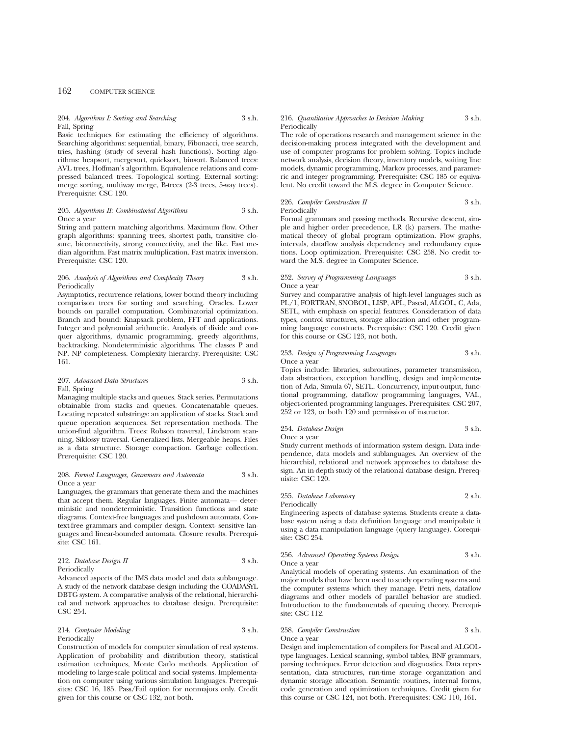204. *Algorithms I: Sorting and Searching* 3 s.h.
Fall, Spring

Basic techniques for estimating the efficiency of algorithms. Searching algorithms: sequential, binary, Fibonacci, tree search, tries, hashing (study of several hash functions). Sorting algorithms: heapsort, mergesort, quicksort, binsort. Balanced trees: AVL trees, Hoffman's algorithm. Equivalence relations and compressed balanced trees. Topological sorting. External sorting: merge sorting, multiway merge, B-trees (2-3 trees, 5-way trees). Prerequisite: CSC 120.

205. *Algorithms II: Combinatorial Algorithms* 3 s.h.
Once a year

String and pattern matching algorithms. Maximum flow. Other graph algorithms: spanning trees, shortest path, transitive closure, biconnectivity, strong connectivity, and the like. Fast median algorithm. Fast matrix multiplication. Fast matrix inversion. Prerequisite: CSC 120.

206. *Analysis of Algorithms and Complexity Theory* 3 s.h.
Periodically

Asymptotics, recurrence relations, lower bound theory including comparison trees for sorting and searching. Oracles. Lower bounds on parallel computation. Combinatorial optimization. Branch and bound: Knapsack problem, FFT and applications. Integer and polynomial arithmetic. Analysis of divide and conquer algorithms, dynamic programming, greedy algorithms, backtracking. Nondeterministic algorithms. The classes P and NP. NP completeness. Complexity hierarchy. Prerequisite: CSC 161.

207. *Advanced Data Structures* 3 s.h.
Fall, Spring

Managing multiple stacks and queues. Stack series. Permutations obtainable from stacks and queues. Concatenatable queues. Locating repeated substrings: an application of stacks. Stack and queue operation sequences. Set representation methods. The union-find algorithm. Trees: Robson traversal, Lindstrom scanning, Siklossy traversal. Generalized lists. Mergeable heaps. Files as a data structure. Storage compaction. Garbage collection. Prerequisite: CSC 120.

208. *Formal Languages, Grammars and Automata* 3 s.h.
Once a year

Languages, the grammars that generate them and the machines that accept them. Regular languages. Finite automata— deterministic and nondeterministic. Transition functions and state diagrams. Context-free languages and pushdown automata. Context-free grammars and compiler design. Context- sensitive languages and linear-bounded automata. Closure results. Prerequisite: CSC 161.

212. *Database Design II* 3 s.h.
Periodically

Advanced aspects of the IMS data model and data sublanguage. A study of the network database design including the COADASYL DBTG system. A comparative analysis of the relational, hierarchical and network approaches to database design. Prerequisite: CSC 254.

214. *Computer Modeling* 3 s.h.
Periodically

Construction of models for computer simulation of real systems. Application of probability and distribution theory, statistical estimation techniques, Monte Carlo methods. Application of modeling to large-scale political and social systems. Implementation on computer using various simulation languages. Prerequisites: CSC 16, 185. Pass/Fail option for nonmajors only. Credit given for this course or CSC 132, not both.

216. *Quantitative Approaches to Decision Making* 3 s.h.
Periodically

The role of operations research and management science in the decision-making process integrated with the development and use of computer programs for problem solving. Topics include network analysis, decision theory, inventory models, waiting line models, dynamic programming, Markov processes, and parametric and integer programming. Prerequisite: CSC 185 or equivalent. No credit toward the M.S. degree in Computer Science.

226. *Compiler Construction II* 3 s.h.
Periodically

Formal grammars and passing methods. Recursive descent, simple and higher order precedence, LR (k) parsers. The mathematical theory of global program optimization. Flow graphs, intervals, dataflow analysis dependency and redundancy equations. Loop optimization. Prerequisite: CSC 258. No credit toward the M.S. degree in Computer Science.

252. *Survey of Programming Languages* 3 s.h.
Once a year

Survey and comparative analysis of high-level languages such as PL/1, FORTRAN, SNOBOL, LISP, APL, Pascal, ALGOL, C, Ada, SETL, with emphasis on special features. Consideration of data types, control structures, storage allocation and other programming language constructs. Prerequisite: CSC 120. Credit given for this course or CSC 123, not both.

253. *Design of Programming Languages* 3 s.h.
Once a year

Topics include: libraries, subroutines, parameter transmission, data abstraction, exception handling, design and implementation of Ada, Simula 67, SETL. Concurrency, input-output, functional programming, dataflow programming languages, VAL, object-oriented programming languages. Prerequisites: CSC 207, 252 or 123, or both 120 and permission of instructor.

254. *Database Design* 3 s.h.
Once a year

Study current methods of information system design. Data independence, data models and sublanguages. An overview of the hierarchial, relational and network approaches to database design. An in-depth study of the relational database design. Prerequisite: CSC 120.

255. *Database Laboratory* 2 s.h.
Periodically

Engineering aspects of database systems. Students create a database system using a data definition language and manipulate it using a data manipulation language (query language). Corequisite: CSC 254.

256. *Advanced Operating Systems Design* 3 s.h.
Once a year

Analytical models of operating systems. An examination of the major models that have been used to study operating systems and the computer systems which they manage. Petri nets, dataflow diagrams and other models of parallel behavior are studied. Introduction to the fundamentals of queuing theory. Prerequisite: CSC 112.

258. *Compiler Construction* 3 s.h.
Once a year

Design and implementation of compilers for Pascal and ALGOL-type languages. Lexical scanning, symbol tables, BNF grammars, parsing techniques. Error detection and diagnostics. Data representation, data structures, run-time storage organization and dynamic storage allocation. Semantic routines, internal forms, code generation and optimization techniques. Credit given for this course or CSC 124, not both. Prerequisites: CSC 110, 161.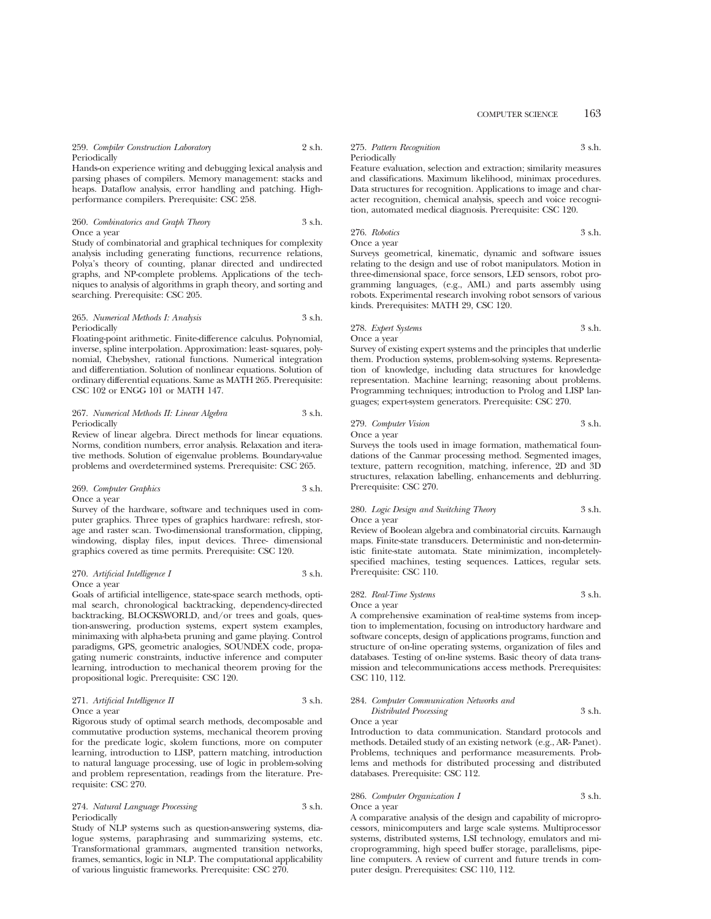259. *Compiler Construction Laboratory* 2 s.h.
Periodically
Hands-on experience writing and debugging lexical analysis and parsing phases of compilers. Memory management: stacks and heaps. Dataflow analysis, error handling and patching. High-performance compilers. Prerequisite: CSC 258.

260. *Combinatorics and Graph Theory* 3 s.h.
Once a year
Study of combinatorial and graphical techniques for complexity analysis including generating functions, recurrence relations, Polya's theory of counting, planar directed and undirected graphs, and NP-complete problems. Applications of the techniques to analysis of algorithms in graph theory, and sorting and searching. Prerequisite: CSC 205.

265. *Numerical Methods I: Analysis* 3 s.h.
Periodically
Floating-point arithmetic. Finite-difference calculus. Polynomial, inverse, spline interpolation. Approximation: least- squares, polynomial, Chebyshev, rational functions. Numerical integration and differentiation. Solution of nonlinear equations. Solution of ordinary differential equations. Same as MATH 265. Prerequisite: CSC 102 or ENGG 101 or MATH 147.

267. *Numerical Methods II: Linear Algebra* 3 s.h.
Periodically
Review of linear algebra. Direct methods for linear equations. Norms, condition numbers, error analysis. Relaxation and iterative methods. Solution of eigenvalue problems. Boundary-value problems and overdetermined systems. Prerequisite: CSC 265.

269. *Computer Graphics* 3 s.h.
Once a year
Survey of the hardware, software and techniques used in computer graphics. Three types of graphics hardware: refresh, storage and raster scan. Two-dimensional transformation, clipping, windowing, display files, input devices. Three- dimensional graphics covered as time permits. Prerequisite: CSC 120.

270. *Artificial Intelligence I* 3 s.h.
Once a year
Goals of artificial intelligence, state-space search methods, optimal search, chronological backtracking, dependency-directed backtracking, BLOCKSWORLD, and/or trees and goals, question-answering, production systems, expert system examples, minimaxing with alpha-beta pruning and game playing. Control paradigms, GPS, geometric analogies, SOUNDEX code, propagating numeric constraints, inductive inference and computer learning, introduction to mechanical theorem proving for the propositional logic. Prerequisite: CSC 120.

271. *Artificial Intelligence II* 3 s.h.
Once a year
Rigorous study of optimal search methods, decomposable and commutative production systems, mechanical theorem proving for the predicate logic, skolem functions, more on computer learning, introduction to LISP, pattern matching, introduction to natural language processing, use of logic in problem-solving and problem representation, readings from the literature. Prerequisite: CSC 270.

274. *Natural Language Processing* 3 s.h.
Periodically
Study of NLP systems such as question-answering systems, dialogue systems, paraphrasing and summarizing systems, etc. Transformational grammars, augmented transition networks, frames, semantics, logic in NLP. The computational applicability of various linguistic frameworks. Prerequisite: CSC 270.

275. *Pattern Recognition* 3 s.h.
Periodically
Feature evaluation, selection and extraction; similarity measures and classifications. Maximum likelihood, minimax procedures. Data structures for recognition. Applications to image and character recognition, chemical analysis, speech and voice recognition, automated medical diagnosis. Prerequisite: CSC 120.

276. *Robotics* 3 s.h.
Once a year
Surveys geometrical, kinematic, dynamic and software issues relating to the design and use of robot manipulators. Motion in three-dimensional space, force sensors, LED sensors, robot programming languages, (e.g., AML) and parts assembly using robots. Experimental research involving robot sensors of various kinds. Prerequisites: MATH 29, CSC 120.

278. *Expert Systems* 3 s.h.
Once a year
Survey of existing expert systems and the principles that underlie them. Production systems, problem-solving systems. Representation of knowledge, including data structures for knowledge representation. Machine learning; reasoning about problems. Programming techniques; introduction to Prolog and LISP languages; expert-system generators. Prerequisite: CSC 270.

279. *Computer Vision* 3 s.h.
Once a year
Surveys the tools used in image formation, mathematical foundations of the Canmar processing method. Segmented images, texture, pattern recognition, matching, inference, 2D and 3D structures, relaxation labelling, enhancements and deblurring. Prerequisite: CSC 270.

280. *Logic Design and Switching Theory* 3 s.h.
Once a year
Review of Boolean algebra and combinatorial circuits. Karnaugh maps. Finite-state transducers. Deterministic and non-deterministic finite-state automata. State minimization, incompletely-specified machines, testing sequences. Lattices, regular sets. Prerequisite: CSC 110.

282. *Real-Time Systems* 3 s.h.
Once a year
A comprehensive examination of real-time systems from inception to implementation, focusing on introductory hardware and software concepts, design of applications programs, function and structure of on-line operating systems, organization of files and databases. Testing of on-line systems. Basic theory of data transmission and telecommunications access methods. Prerequisites: CSC 110, 112.

284. *Computer Communication Networks and Distributed Processing* 3 s.h.
Once a year
Introduction to data communication. Standard protocols and methods. Detailed study of an existing network (e.g., AR- Panet). Problems, techniques and performance measurements. Problems and methods for distributed processing and distributed databases. Prerequisite: CSC 112.

286. *Computer Organization I* 3 s.h.
Once a year
A comparative analysis of the design and capability of microprocessors, minicomputers and large scale systems. Multiprocessor systems, distributed systems, LSI technology, emulators and microprogramming, high speed buffer storage, parallelisms, pipeline computers. A review of current and future trends in computer design. Prerequisites: CSC 110, 112.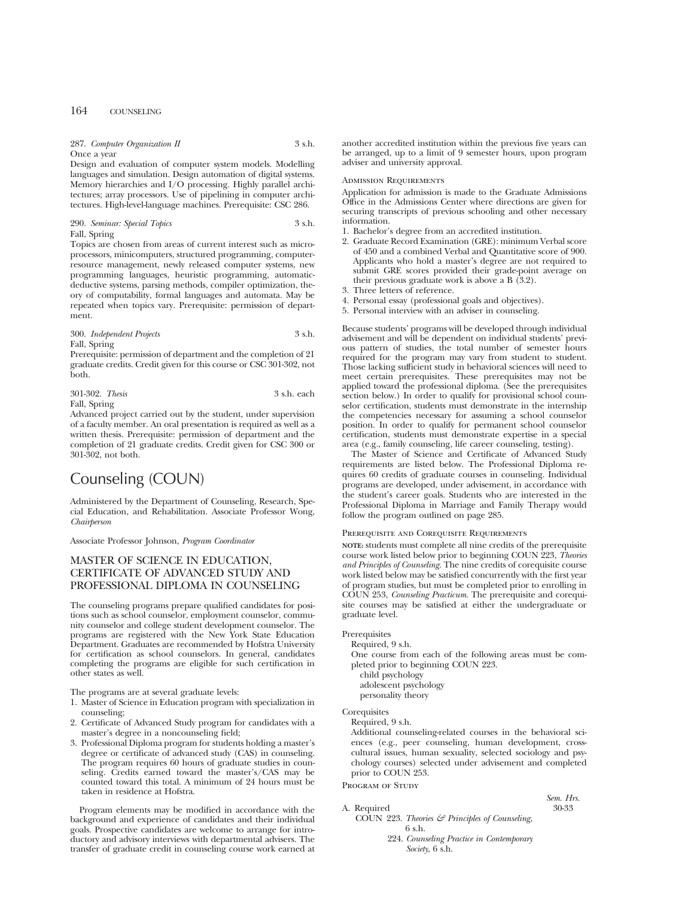287. *Computer Organization II* 3 s.h.
Once a year
Design and evaluation of computer system models. Modelling languages and simulation. Design automation of digital systems. Memory hierarchies and I/O processing. Highly parallel architectures; array processors. Use of pipelining in computer architectures. High-level-language machines. Prerequisite: CSC 286.

290. *Seminar: Special Topics* 3 s.h.
Fall, Spring
Topics are chosen from areas of current interest such as microprocessors, minicomputers, structured programming, computer-resource management, newly released computer systems, new programming languages, heuristic programming, automatic-deductive systems, parsing methods, compiler optimization, theory of computability, formal languages and automata. May be repeated when topics vary. Prerequisite: permission of department.

300. *Independent Projects* 3 s.h.
Fall, Spring
Prerequisite: permission of department and the completion of 21 graduate credits. Credit given for this course or CSC 301-302, not both.

301-302. *Thesis* 3 s.h. each
Fall, Spring
Advanced project carried out by the student, under supervision of a faculty member. An oral presentation is required as well as a written thesis. Prerequisite: permission of department and the completion of 21 graduate credits. Credit given for CSC 300 or 301-302, not both.

# Counseling (COUN)

Administered by the Department of Counseling, Research, Special Education, and Rehabilitation. Associate Professor Wong, *Chairperson*

Associate Professor Johnson, *Program Coordinator*

## MASTER OF SCIENCE IN EDUCATION, CERTIFICATE OF ADVANCED STUDY AND PROFESSIONAL DIPLOMA IN COUNSELING

The counseling programs prepare qualified candidates for positions such as school counselor, employment counselor, community counselor and college student development counselor. The programs are registered with the New York State Education Department. Graduates are recommended by Hofstra University for certification as school counselors. In general, candidates completing the programs are eligible for such certification in other states as well.

The programs are at several graduate levels:

1. Master of Science in Education program with specialization in counseling;
2. Certificate of Advanced Study program for candidates with a master's degree in a noncounseling field;
3. Professional Diploma program for students holding a master's degree or certificate of advanced study (CAS) in counseling. The program requires 60 hours of graduate studies in counseling. Credits earned toward the master's/CAS may be counted toward this total. A minimum of 24 hours must be taken in residence at Hofstra.

Program elements may be modified in accordance with the background and experience of candidates and their individual goals. Prospective candidates are welcome to arrange for introductory and advisory interviews with departmental advisers. The transfer of graduate credit in counseling course work earned at another accredited institution within the previous five years can be arranged, up to a limit of 9 semester hours, upon program adviser and university approval.

### Admission Requirements

Application for admission is made to the Graduate Admissions Office in the Admissions Center where directions are given for securing transcripts of previous schooling and other necessary information.

1. Bachelor's degree from an accredited institution.
2. Graduate Record Examination (GRE): minimum Verbal score of 450 and a combined Verbal and Quantitative score of 900. Applicants who hold a master's degree are not required to submit GRE scores provided their grade-point average on their previous graduate work is above a B (3.2).
3. Three letters of reference.
4. Personal essay (professional goals and objectives).
5. Personal interview with an adviser in counseling.

Because students' programs will be developed through individual advisement and will be dependent on individual students' previous pattern of studies, the total number of semester hours required for the program may vary from student to student. Those lacking sufficient study in behavioral sciences will need to meet certain prerequisites. These prerequisites may not be applied toward the professional diploma. (See the prerequisites section below.) In order to qualify for provisional school counselor certification, students must demonstrate in the internship the competencies necessary for assuming a school counselor position. In order to qualify for permanent school counselor certification, students must demonstrate expertise in a special area (e.g., family counseling, life career counseling, testing).

The Master of Science and Certificate of Advanced Study requirements are listed below. The Professional Diploma requires 60 credits of graduate courses in counseling. Individual programs are developed, under advisement, in accordance with the student's career goals. Students who are interested in the Professional Diploma in Marriage and Family Therapy would follow the program outlined on page 285.

### Prerequisite and Corequisite Requirements

**NOTE:** students must complete all nine credits of the prerequisite course work listed below prior to beginning COUN 223, *Theories and Principles of Counseling*. The nine credits of corequisite course work listed below may be satisfied concurrently with the first year of program studies, but must be completed prior to enrolling in COUN 253, *Counseling Practicum*. The prerequisite and corequisite courses may be satisfied at either the undergraduate or graduate level.

Prerequisites
Required, 9 s.h.
One course from each of the following areas must be completed prior to beginning COUN 223.
- child psychology
- adolescent psychology
- personality theory

Corequisites
Required, 9 s.h.
Additional counseling-related courses in the behavioral sciences (e.g., peer counseling, human development, cross-cultural issues, human sexuality, selected sociology and psychology courses) selected under advisement and completed prior to COUN 253.

### Program of Study

| | *Sem. Hrs.* |
|---|---|
| A. Required | 30-33 |
| COUN 223. *Theories & Principles of Counseling*, 6 s.h. | |
| 224. *Counseling Practice in Contemporary Society*, 6 s.h. | |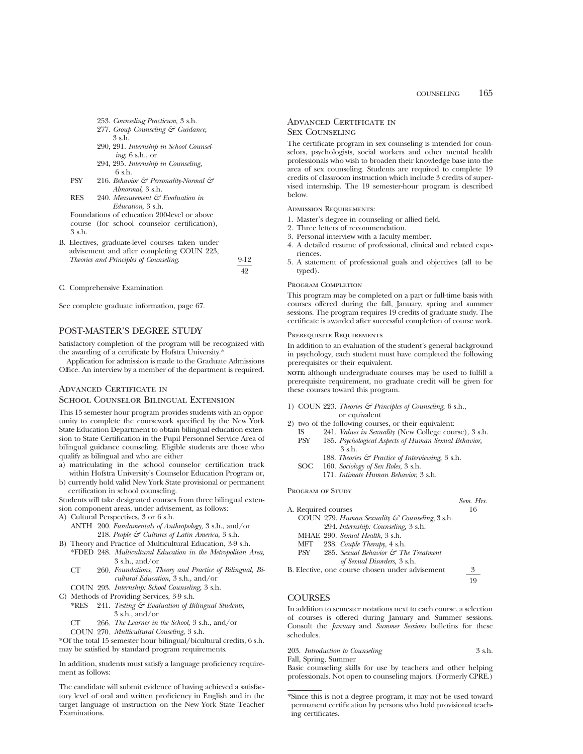253. *Counseling Practicum,* 3 s.h.
277. *Group Counseling & Guidance,* 3 s.h.
290, 291. *Internship in School Counseling,* 6 s.h., or
294, 295. *Internship in Counseling,* 6 s.h.

PSY 216. *Behavior & Personality-Normal & Abnormal,* 3 s.h.

RES 240. *Measurement & Evaluation in Education,* 3 s.h.

Foundations of education 200-level or above course (for school counselor certification), 3 s.h.

B. Electives, graduate-level courses taken under advisement and after completing COUN 223, *Theories and Principles of Counseling.* 9-12

42

C. Comprehensive Examination

See complete graduate information, page 67.

## POST-MASTER'S DEGREE STUDY

Satisfactory completion of the program will be recognized with the awarding of a certificate by Hofstra University.*

Application for admission is made to the Graduate Admissions Office. An interview by a member of the department is required.

### Advanced Certificate in School Counselor Bilingual Extension

This 15 semester hour program provides students with an opportunity to complete the coursework specified by the New York State Education Department to obtain bilingual education extension to State Certification in the Pupil Personnel Service Area of bilingual guidance counseling. Eligible students are those who qualify as bilingual and who are either

a) matriculating in the school counselor certification track within Hofstra University's Counselor Education Program or,
b) currently hold valid New York State provisional or permanent certification in school counseling.

Students will take designated courses from three bilingual extension component areas, under advisement, as follows:

A) Cultural Perspectives, 3 or 6 s.h.
 ANTH 200. *Fundamentals of Anthropology,* 3 s.h., and/or
 218. *People & Cultures of Latin America,* 3 s.h.
B) Theory and Practice of Multicultural Education, 3-9 s.h.
 *FDED 248. *Multicultural Education in the Metropolitan Area,* 3 s.h., and/or
 CT 260. *Foundations, Theory and Practice of Bilingual, Bicultural Education,* 3 s.h., and/or
 COUN 293. *Internship: School Counseling,* 3 s.h.
C) Methods of Providing Services, 3-9 s.h.
 *RES 241. *Testing & Evaluation of Bilingual Students,* 3 s.h., and/or
 CT 266. *The Learner in the School,* 3 s.h., and/or
 COUN 270. *Multicultural Couseling,* 3 s.h.

*Of the total 15 semester hour bilingual/bicultural credits, 6 s.h. may be satisfied by standard program requirements.

In addition, students must satisfy a language proficiency requirement as follows:

The candidate will submit evidence of having achieved a satisfactory level of oral and written proficiency in English and in the target language of instruction on the New York State Teacher Examinations.

### Advanced Certificate in Sex Counseling

The certificate program in sex counseling is intended for counselors, psychologists, social workers and other mental health professionals who wish to broaden their knowledge base into the area of sex counseling. Students are required to complete 19 credits of classroom instruction which include 3 credits of supervised internship. The 19 semester-hour program is described below.

Admission Requirements:

1. Master's degree in counseling or allied field.
2. Three letters of recommendation.
3. Personal interview with a faculty member.
4. A detailed resume of professional, clinical and related experiences.
5. A statement of professional goals and objectives (all to be typed).

Program Completion

This program may be completed on a part or full-time basis with courses offered during the fall, January, spring and summer sessions. The program requires 19 credits of graduate study. The certificate is awarded after successful completion of course work.

Prerequisite Requirements

In addition to an evaluation of the student's general background in psychology, each student must have completed the following prerequisites or their equivalent.

**NOTE:** although undergraduate courses may be used to fulfill a prerequisite requirement, no graduate credit will be given for these courses toward this program.

1) COUN 223. *Theories & Principles of Counseling,* 6 s.h., or equivalent
2) two of the following courses, or their equivalent:
 IS 241. *Values in Sexuality* (New College course), 3 s.h.
 PSY 185. *Psychological Aspects of Human Sexual Behavior,* 3 s.h.
 188. *Theories & Practice of Interviewing,* 3 s.h.
 SOC 160. *Sociology of Sex Roles,* 3 s.h.
 171. *Intimate Human Behavior,* 3 s.h.

Program of Study

| | Sem. Hrs. |
|---|---|
| A. Required courses | 16 |
| COUN 279. *Human Sexuality & Counseling,* 3 s.h. | |
| 294. *Internship: Counseling,* 3 s.h. | |
| MHAE 290. *Sexual Health,* 3 s.h. | |
| MFT 238. *Couple Therapy,* 4 s.h. | |
| PSY 285. *Sexual Behavior & The Treatment of Sexual Disorders,* 3 s.h. | |
| B. Elective, one course chosen under advisement | 3 |
| | 19 |

## COURSES

In addition to semester notations next to each course, a selection of courses is offered during January and Summer sessions. Consult the *January* and *Summer Sessions* bulletins for these schedules.

203. *Introduction to Counseling* 3 s.h.
Fall, Spring, Summer
Basic counseling skills for use by teachers and other helping professionals. Not open to counseling majors. (Formerly CPRE.)

*Since this is not a degree program, it may not be used toward permanent certification by persons who hold provisional teaching certificates.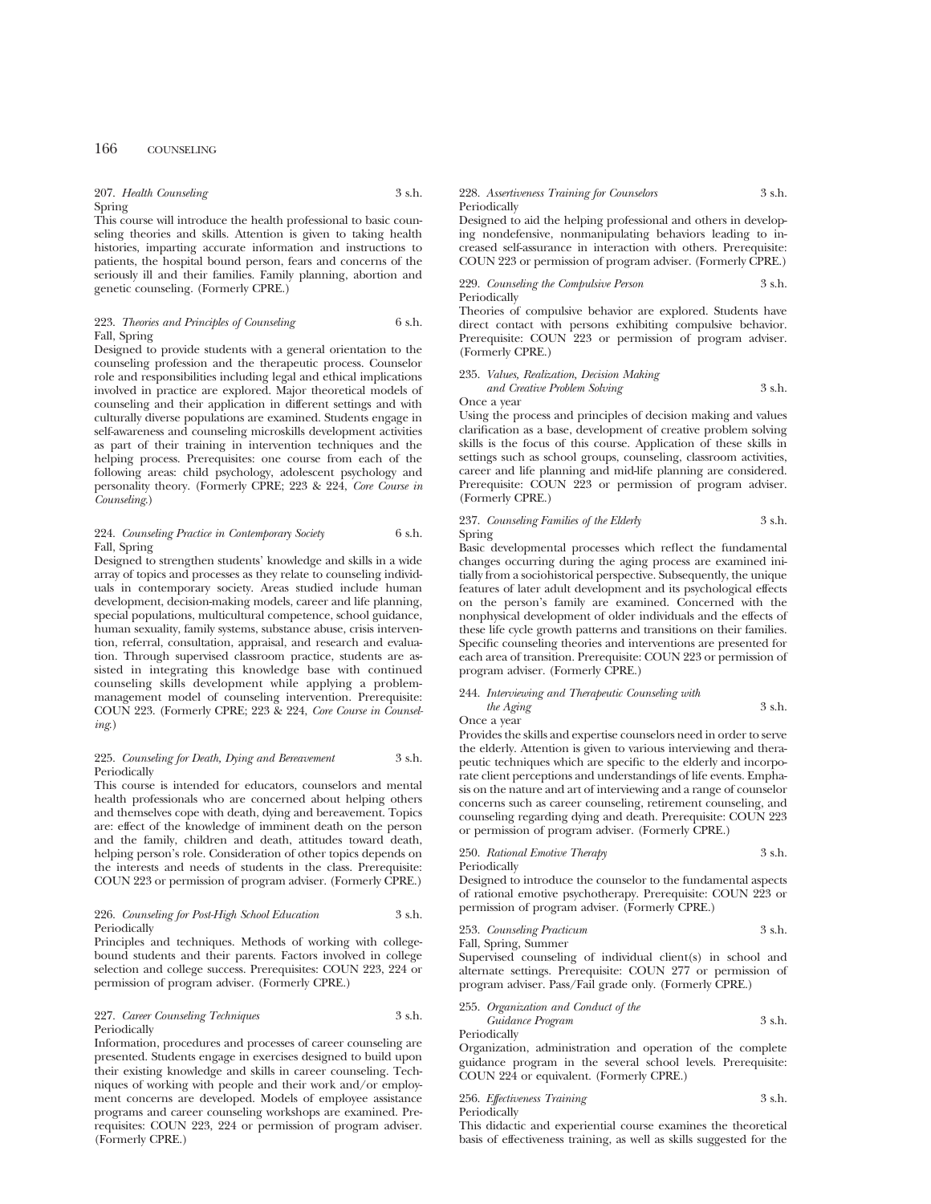207. *Health Counseling* 3 s.h.
Spring

This course will introduce the health professional to basic counseling theories and skills. Attention is given to taking health histories, imparting accurate information and instructions to patients, the hospital bound person, fears and concerns of the seriously ill and their families. Family planning, abortion and genetic counseling. (Formerly CPRE.)

223. *Theories and Principles of Counseling* 6 s.h.
Fall, Spring

Designed to provide students with a general orientation to the counseling profession and the therapeutic process. Counselor role and responsibilities including legal and ethical implications involved in practice are explored. Major theoretical models of counseling and their application in different settings and with culturally diverse populations are examined. Students engage in self-awareness and counseling microskills development activities as part of their training in intervention techniques and the helping process. Prerequisites: one course from each of the following areas: child psychology, adolescent psychology and personality theory. (Formerly CPRE; 223 & 224, *Core Course in Counseling*.)

224. *Counseling Practice in Contemporary Society* 6 s.h.
Fall, Spring

Designed to strengthen students' knowledge and skills in a wide array of topics and processes as they relate to counseling individuals in contemporary society. Areas studied include human development, decision-making models, career and life planning, special populations, multicultural competence, school guidance, human sexuality, family systems, substance abuse, crisis intervention, referral, consultation, appraisal, and research and evaluation. Through supervised classroom practice, students are assisted in integrating this knowledge base with continued counseling skills development while applying a problem-management model of counseling intervention. Prerequisite: COUN 223. (Formerly CPRE; 223 & 224, *Core Course in Counseling*.)

225. *Counseling for Death, Dying and Bereavement* 3 s.h.
Periodically

This course is intended for educators, counselors and mental health professionals who are concerned about helping others and themselves cope with death, dying and bereavement. Topics are: effect of the knowledge of imminent death on the person and the family, children and death, attitudes toward death, helping person's role. Consideration of other topics depends on the interests and needs of students in the class. Prerequisite: COUN 223 or permission of program adviser. (Formerly CPRE.)

226. *Counseling for Post-High School Education* 3 s.h.
Periodically

Principles and techniques. Methods of working with college-bound students and their parents. Factors involved in college selection and college success. Prerequisites: COUN 223, 224 or permission of program adviser. (Formerly CPRE.)

227. *Career Counseling Techniques* 3 s.h.
Periodically

Information, procedures and processes of career counseling are presented. Students engage in exercises designed to build upon their existing knowledge and skills in career counseling. Techniques of working with people and their work and/or employment concerns are developed. Models of employee assistance programs and career counseling workshops are examined. Prerequisites: COUN 223, 224 or permission of program adviser. (Formerly CPRE.)

228. *Assertiveness Training for Counselors* 3 s.h.
Periodically

Designed to aid the helping professional and others in developing nondefensive, nonmanipulating behaviors leading to increased self-assurance in interaction with others. Prerequisite: COUN 223 or permission of program adviser. (Formerly CPRE.)

229. *Counseling the Compulsive Person* 3 s.h.
Periodically

Theories of compulsive behavior are explored. Students have direct contact with persons exhibiting compulsive behavior. Prerequisite: COUN 223 or permission of program adviser. (Formerly CPRE.)

235. *Values, Realization, Decision Making and Creative Problem Solving* 3 s.h.
Once a year

Using the process and principles of decision making and values clarification as a base, development of creative problem solving skills is the focus of this course. Application of these skills in settings such as school groups, counseling, classroom activities, career and life planning and mid-life planning are considered. Prerequisite: COUN 223 or permission of program adviser. (Formerly CPRE.)

237. *Counseling Families of the Elderly* 3 s.h.
Spring

Basic developmental processes which reflect the fundamental changes occurring during the aging process are examined initially from a sociohistorical perspective. Subsequently, the unique features of later adult development and its psychological effects on the person's family are examined. Concerned with the nonphysical development of older individuals and the effects of these life cycle growth patterns and transitions on their families. Specific counseling theories and interventions are presented for each area of transition. Prerequisite: COUN 223 or permission of program adviser. (Formerly CPRE.)

244. *Interviewing and Therapeutic Counseling with the Aging* 3 s.h.
Once a year

Provides the skills and expertise counselors need in order to serve the elderly. Attention is given to various interviewing and therapeutic techniques which are specific to the elderly and incorporate client perceptions and understandings of life events. Emphasis on the nature and art of interviewing and a range of counselor concerns such as career counseling, retirement counseling, and counseling regarding dying and death. Prerequisite: COUN 223 or permission of program adviser. (Formerly CPRE.)

250. *Rational Emotive Therapy* 3 s.h.
Periodically

Designed to introduce the counselor to the fundamental aspects of rational emotive psychotherapy. Prerequisite: COUN 223 or permission of program adviser. (Formerly CPRE.)

253. *Counseling Practicum* 3 s.h.
Fall, Spring, Summer

Supervised counseling of individual client(s) in school and alternate settings. Prerequisite: COUN 277 or permission of program adviser. Pass/Fail grade only. (Formerly CPRE.)

255. *Organization and Conduct of the Guidance Program* 3 s.h.
Periodically

Organization, administration and operation of the complete guidance program in the several school levels. Prerequisite: COUN 224 or equivalent. (Formerly CPRE.)

256. *Effectiveness Training* 3 s.h.
Periodically

This didactic and experiential course examines the theoretical basis of effectiveness training, as well as skills suggested for the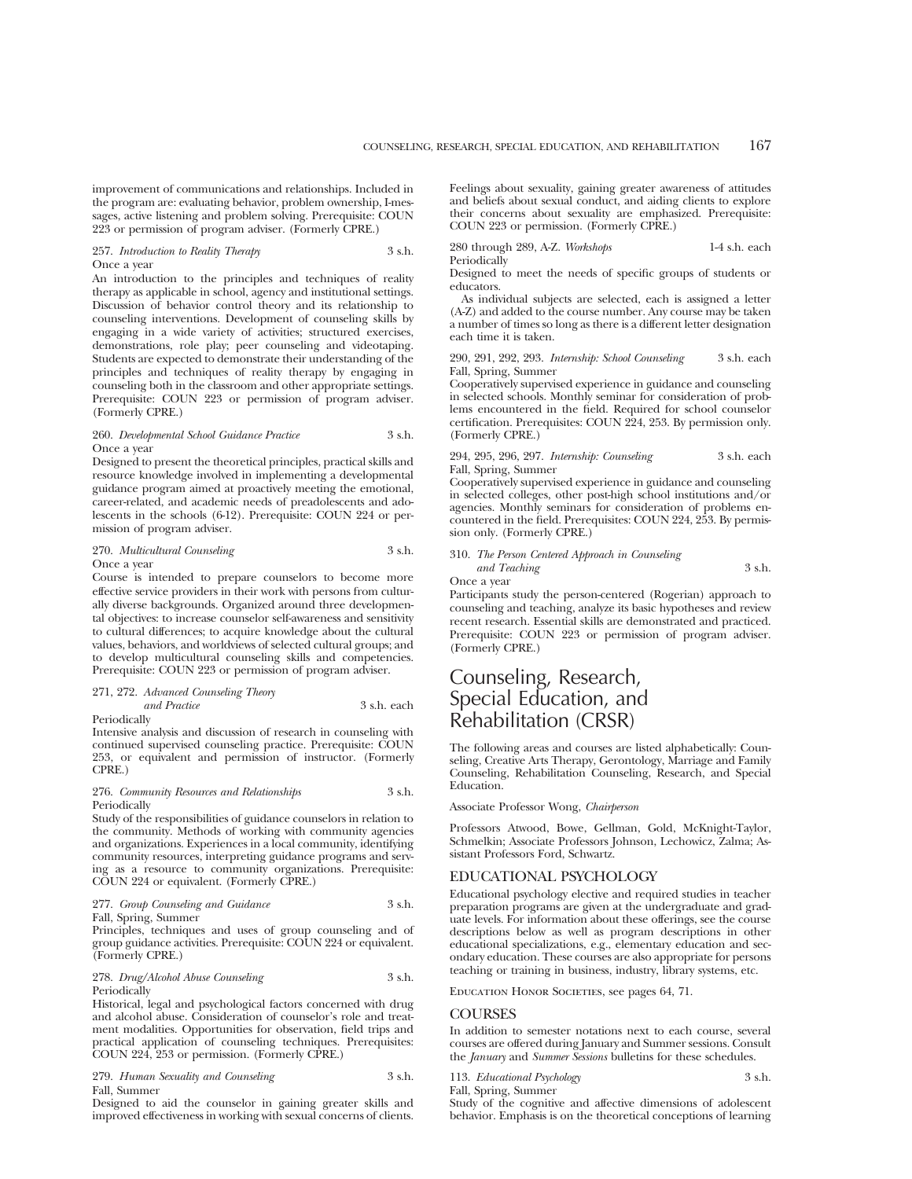improvement of communications and relationships. Included in the program are: evaluating behavior, problem ownership, I-messages, active listening and problem solving. Prerequisite: COUN 223 or permission of program adviser. (Formerly CPRE.)

257. *Introduction to Reality Therapy* 3 s.h.
Once a year
An introduction to the principles and techniques of reality therapy as applicable in school, agency and institutional settings. Discussion of behavior control theory and its relationship to counseling interventions. Development of counseling skills by engaging in a wide variety of activities; structured exercises, demonstrations, role play; peer counseling and videotaping. Students are expected to demonstrate their understanding of the principles and techniques of reality therapy by engaging in counseling both in the classroom and other appropriate settings. Prerequisite: COUN 223 or permission of program adviser. (Formerly CPRE.)

260. *Developmental School Guidance Practice* 3 s.h.
Once a year
Designed to present the theoretical principles, practical skills and resource knowledge involved in implementing a developmental guidance program aimed at proactively meeting the emotional, career-related, and academic needs of preadolescents and adolescents in the schools (6-12). Prerequisite: COUN 224 or permission of program adviser.

270. *Multicultural Counseling* 3 s.h.
Once a year
Course is intended to prepare counselors to become more effective service providers in their work with persons from culturally diverse backgrounds. Organized around three developmental objectives: to increase counselor self-awareness and sensitivity to cultural differences; to acquire knowledge about the cultural values, behaviors, and worldviews of selected cultural groups; and to develop multicultural counseling skills and competencies. Prerequisite: COUN 223 or permission of program adviser.

271, 272. *Advanced Counseling Theory and Practice* 3 s.h. each
Periodically
Intensive analysis and discussion of research in counseling with continued supervised counseling practice. Prerequisite: COUN 253, or equivalent and permission of instructor. (Formerly CPRE.)

276. *Community Resources and Relationships* 3 s.h.
Periodically
Study of the responsibilities of guidance counselors in relation to the community. Methods of working with community agencies and organizations. Experiences in a local community, identifying community resources, interpreting guidance programs and serving as a resource to community organizations. Prerequisite: COUN 224 or equivalent. (Formerly CPRE.)

277. *Group Counseling and Guidance* 3 s.h.
Fall, Spring, Summer
Principles, techniques and uses of group counseling and of group guidance activities. Prerequisite: COUN 224 or equivalent. (Formerly CPRE.)

278. *Drug/Alcohol Abuse Counseling* 3 s.h.
Periodically
Historical, legal and psychological factors concerned with drug and alcohol abuse. Consideration of counselor's role and treatment modalities. Opportunities for observation, field trips and practical application of counseling techniques. Prerequisites: COUN 224, 253 or permission. (Formerly CPRE.)

279. *Human Sexuality and Counseling* 3 s.h.
Fall, Summer
Designed to aid the counselor in gaining greater skills and improved effectiveness in working with sexual concerns of clients. Feelings about sexuality, gaining greater awareness of attitudes and beliefs about sexual conduct, and aiding clients to explore their concerns about sexuality are emphasized. Prerequisite: COUN 223 or permission. (Formerly CPRE.)

280 through 289, A-Z. *Workshops* 1-4 s.h. each
Periodically
Designed to meet the needs of specific groups of students or educators.

As individual subjects are selected, each is assigned a letter (A-Z) and added to the course number. Any course may be taken a number of times so long as there is a different letter designation each time it is taken.

290, 291, 292, 293. *Internship: School Counseling* 3 s.h. each
Fall, Spring, Summer
Cooperatively supervised experience in guidance and counseling in selected schools. Monthly seminar for consideration of problems encountered in the field. Required for school counselor certification. Prerequisites: COUN 224, 253. By permission only. (Formerly CPRE.)

294, 295, 296, 297. *Internship: Counseling* 3 s.h. each
Fall, Spring, Summer
Cooperatively supervised experience in guidance and counseling in selected colleges, other post-high school institutions and/or agencies. Monthly seminars for consideration of problems encountered in the field. Prerequisites: COUN 224, 253. By permission only. (Formerly CPRE.)

310. *The Person Centered Approach in Counseling and Teaching* 3 s.h.
Once a year
Participants study the person-centered (Rogerian) approach to counseling and teaching, analyze its basic hypotheses and review recent research. Essential skills are demonstrated and practiced. Prerequisite: COUN 223 or permission of program adviser. (Formerly CPRE.)

# Counseling, Research, Special Education, and Rehabilitation (CRSR)

The following areas and courses are listed alphabetically: Counseling, Creative Arts Therapy, Gerontology, Marriage and Family Counseling, Rehabilitation Counseling, Research, and Special Education.

Associate Professor Wong, *Chairperson*

Professors Atwood, Bowe, Gellman, Gold, McKnight-Taylor, Schmelkin; Associate Professors Johnson, Lechowicz, Zalma; Assistant Professors Ford, Schwartz.

## EDUCATIONAL PSYCHOLOGY

Educational psychology elective and required studies in teacher preparation programs are given at the undergraduate and graduate levels. For information about these offerings, see the course descriptions below as well as program descriptions in other educational specializations, e.g., elementary education and secondary education. These courses are also appropriate for persons teaching or training in business, industry, library systems, etc.

Education Honor Societies, see pages 64, 71.

## COURSES

In addition to semester notations next to each course, several courses are offered during January and Summer sessions. Consult the *January* and *Summer Sessions* bulletins for these schedules.

113. *Educational Psychology* 3 s.h.
Fall, Spring, Summer
Study of the cognitive and affective dimensions of adolescent behavior. Emphasis is on the theoretical conceptions of learning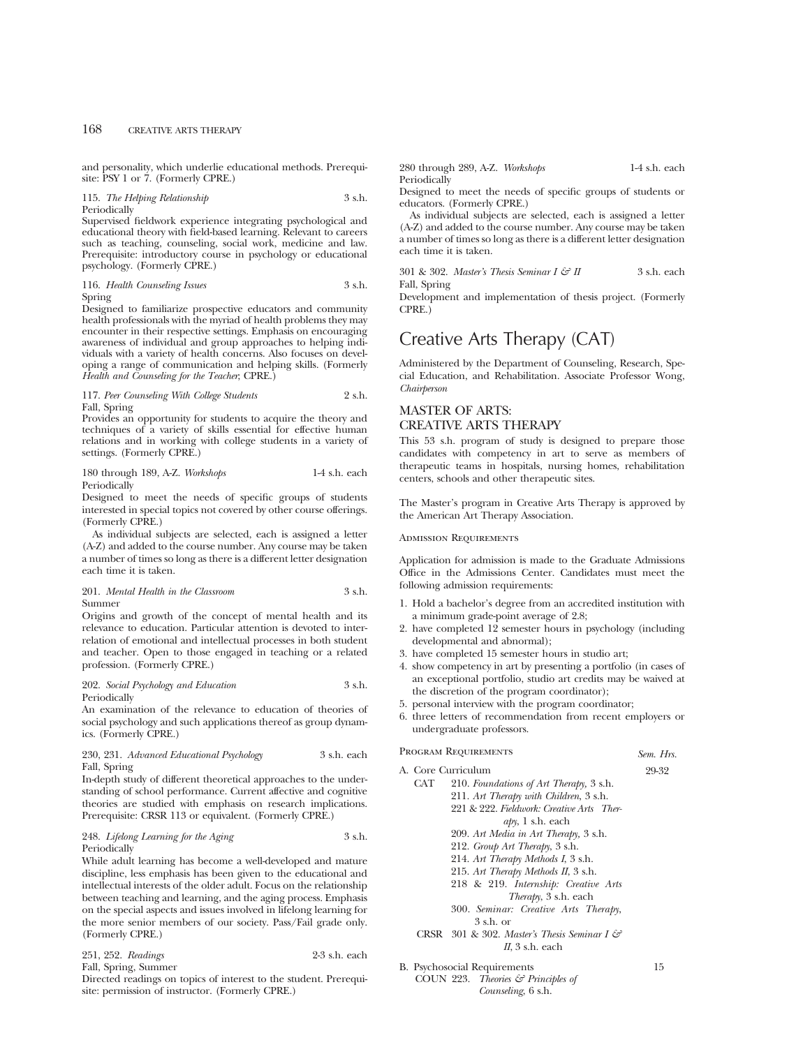and personality, which underlie educational methods. Prerequisite: PSY 1 or 7. (Formerly CPRE.)

115. *The Helping Relationship* 3 s.h.
Periodically
Supervised fieldwork experience integrating psychological and educational theory with field-based learning. Relevant to careers such as teaching, counseling, social work, medicine and law. Prerequisite: introductory course in psychology or educational psychology. (Formerly CPRE.)

116. *Health Counseling Issues* 3 s.h.
Spring
Designed to familiarize prospective educators and community health professionals with the myriad of health problems they may encounter in their respective settings. Emphasis on encouraging awareness of individual and group approaches to helping individuals with a variety of health concerns. Also focuses on developing a range of communication and helping skills. (Formerly *Health and Counseling for the Teacher*, CPRE.)

117. *Peer Counseling With College Students* 2 s.h.
Fall, Spring
Provides an opportunity for students to acquire the theory and techniques of a variety of skills essential for effective human relations and in working with college students in a variety of settings. (Formerly CPRE.)

180 through 189, A-Z. *Workshops* 1-4 s.h. each
Periodically
Designed to meet the needs of specific groups of students interested in special topics not covered by other course offerings. (Formerly CPRE.)

As individual subjects are selected, each is assigned a letter (A-Z) and added to the course number. Any course may be taken a number of times so long as there is a different letter designation each time it is taken.

201. *Mental Health in the Classroom* 3 s.h.
Summer
Origins and growth of the concept of mental health and its relevance to education. Particular attention is devoted to interrelation of emotional and intellectual processes in both student and teacher. Open to those engaged in teaching or a related profession. (Formerly CPRE.)

202. *Social Psychology and Education* 3 s.h.
Periodically
An examination of the relevance to education of theories of social psychology and such applications thereof as group dynamics. (Formerly CPRE.)

230, 231. *Advanced Educational Psychology* 3 s.h. each
Fall, Spring
In-depth study of different theoretical approaches to the understanding of school performance. Current affective and cognitive theories are studied with emphasis on research implications. Prerequisite: CRSR 113 or equivalent. (Formerly CPRE.)

248. *Lifelong Learning for the Aging* 3 s.h.
Periodically
While adult learning has become a well-developed and mature discipline, less emphasis has been given to the educational and intellectual interests of the older adult. Focus on the relationship between teaching and learning, and the aging process. Emphasis on the special aspects and issues involved in lifelong learning for the more senior members of our society. Pass/Fail grade only. (Formerly CPRE.)

251, 252. *Readings* 2-3 s.h. each
Fall, Spring, Summer
Directed readings on topics of interest to the student. Prerequisite: permission of instructor. (Formerly CPRE.)

280 through 289, A-Z. *Workshops* 1-4 s.h. each
Periodically
Designed to meet the needs of specific groups of students or educators. (Formerly CPRE.)

As individual subjects are selected, each is assigned a letter (A-Z) and added to the course number. Any course may be taken a number of times so long as there is a different letter designation each time it is taken.

301 & 302. *Master's Thesis Seminar I & II* 3 s.h. each
Fall, Spring
Development and implementation of thesis project. (Formerly CPRE.)

# Creative Arts Therapy (CAT)

Administered by the Department of Counseling, Research, Special Education, and Rehabilitation. Associate Professor Wong, *Chairperson*

## MASTER OF ARTS: CREATIVE ARTS THERAPY

This 53 s.h. program of study is designed to prepare those candidates with competency in art to serve as members of therapeutic teams in hospitals, nursing homes, rehabilitation centers, schools and other therapeutic sites.

The Master's program in Creative Arts Therapy is approved by the American Art Therapy Association.

### Admission Requirements

Application for admission is made to the Graduate Admissions Office in the Admissions Center. Candidates must meet the following admission requirements:

1. Hold a bachelor's degree from an accredited institution with a minimum grade-point average of 2.8;
2. have completed 12 semester hours in psychology (including developmental and abnormal);
3. have completed 15 semester hours in studio art;
4. show competency in art by presenting a portfolio (in cases of an exceptional portfolio, studio art credits may be waived at the discretion of the program coordinator);
5. personal interview with the program coordinator;
6. three letters of recommendation from recent employers or undergraduate professors.

### Program Requirements *Sem. Hrs.*

A. Core Curriculum 29-32

- CAT 210. *Foundations of Art Therapy,* 3 s.h.
- 211. *Art Therapy with Children*, 3 s.h.
- 221 & 222. *Fieldwork: Creative Arts Therapy*, 1 s.h. each
- 209. *Art Media in Art Therapy,* 3 s.h.
- 212. *Group Art Therapy*, 3 s.h.
- 214. *Art Therapy Methods I,* 3 s.h.
- 215. *Art Therapy Methods II,* 3 s.h.
- 218 & 219. *Internship: Creative Arts Therapy*, 3 s.h. each
- 300. *Seminar: Creative Arts Therapy*, 3 s.h. or
- CRSR 301 & 302. *Master's Thesis Seminar I & II*, 3 s.h. each

B. Psychosocial Requirements 15

- COUN 223. *Theories & Principles of Counseling*, 6 s.h.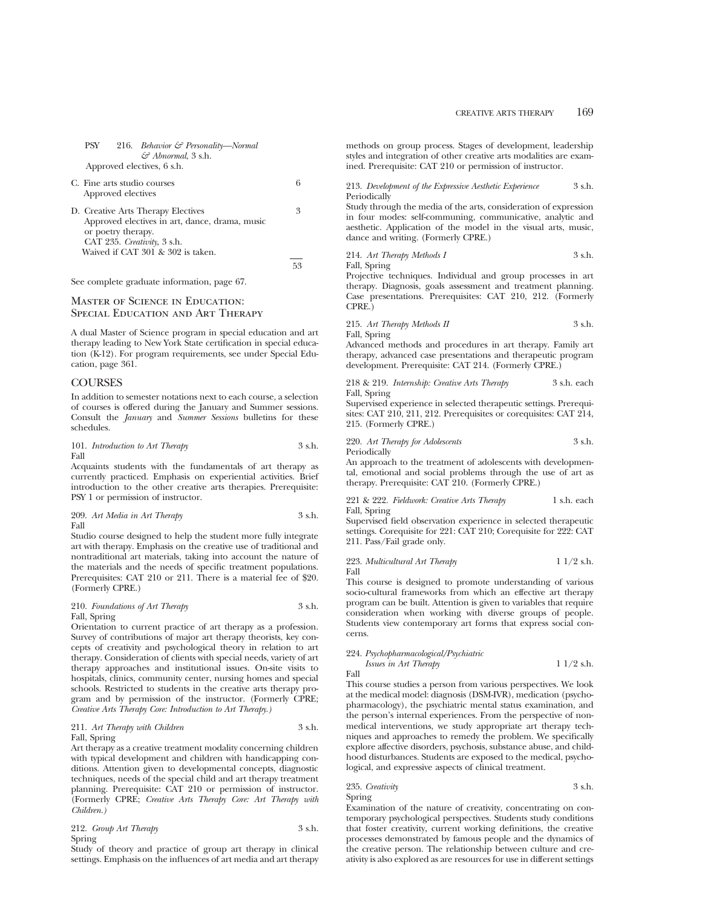PSY 216. *Behavior & Personality—Normal & Abnormal*, 3 s.h.
Approved electives, 6 s.h.

C. Fine arts studio courses 6
Approved electives

D. Creative Arts Therapy Electives 3
Approved electives in art, dance, drama, music or poetry therapy.
CAT 235. *Creativity*, 3 s.h.
Waived if CAT 301 & 302 is taken.

53

See complete graduate information, page 67.

## Master of Science in Education: Special Education and Art Therapy

A dual Master of Science program in special education and art therapy leading to New York State certification in special education (K-12). For program requirements, see under Special Education, page 361.

## COURSES

In addition to semester notations next to each course, a selection of courses is offered during the January and Summer sessions. Consult the *January* and *Summer Sessions* bulletins for these schedules.

101. *Introduction to Art Therapy* 3 s.h.
Fall
Acquaints students with the fundamentals of art therapy as currently practiced. Emphasis on experiential activities. Brief introduction to the other creative arts therapies. Prerequisite: PSY 1 or permission of instructor.

209. *Art Media in Art Therapy* 3 s.h.
Fall
Studio course designed to help the student more fully integrate art with therapy. Emphasis on the creative use of traditional and nontraditional art materials, taking into account the nature of the materials and the needs of specific treatment populations. Prerequisites: CAT 210 or 211. There is a material fee of $20. (Formerly CPRE.)

210. *Foundations of Art Therapy* 3 s.h.
Fall, Spring
Orientation to current practice of art therapy as a profession. Survey of contributions of major art therapy theorists, key concepts of creativity and psychological theory in relation to art therapy. Consideration of clients with special needs, variety of art therapy approaches and institutional issues. On-site visits to hospitals, clinics, community center, nursing homes and special schools. Restricted to students in the creative arts therapy program and by permission of the instructor. (Formerly CPRE; *Creative Arts Therapy Core: Introduction to Art Therapy.)*

211. *Art Therapy with Children* 3 s.h.
Fall, Spring
Art therapy as a creative treatment modality concerning children with typical development and children with handicapping conditions. Attention given to developmental concepts, diagnostic techniques, needs of the special child and art therapy treatment planning. Prerequisite: CAT 210 or permission of instructor. (Formerly CPRE; *Creative Arts Therapy Core: Art Therapy with Children.)*

212. *Group Art Therapy* 3 s.h.
Spring
Study of theory and practice of group art therapy in clinical settings. Emphasis on the influences of art media and art therapy methods on group process. Stages of development, leadership styles and integration of other creative arts modalities are examined. Prerequisite: CAT 210 or permission of instructor.

213. *Development of the Expressive Aesthetic Experience* 3 s.h.
Periodically
Study through the media of the arts, consideration of expression in four modes: self-communing, communicative, analytic and aesthetic. Application of the model in the visual arts, music, dance and writing. (Formerly CPRE.)

214. *Art Therapy Methods I* 3 s.h.
Fall, Spring
Projective techniques. Individual and group processes in art therapy. Diagnosis, goals assessment and treatment planning. Case presentations. Prerequisites: CAT 210, 212. (Formerly CPRE.)

215. *Art Therapy Methods II* 3 s.h.
Fall, Spring
Advanced methods and procedures in art therapy. Family art therapy, advanced case presentations and therapeutic program development. Prerequisite: CAT 214. (Formerly CPRE.)

218 & 219. *Internship: Creative Arts Therapy* 3 s.h. each
Fall, Spring
Supervised experience in selected therapeutic settings. Prerequisites: CAT 210, 211, 212. Prerequisites or corequisites: CAT 214, 215. (Formerly CPRE.)

220. *Art Therapy for Adolescents* 3 s.h.
Periodically
An approach to the treatment of adolescents with developmental, emotional and social problems through the use of art as therapy. Prerequisite: CAT 210. (Formerly CPRE.)

221 & 222. *Fieldwork: Creative Arts Therapy* 1 s.h. each
Fall, Spring
Supervised field observation experience in selected therapeutic settings. Corequisite for 221: CAT 210; Corequisite for 222: CAT 211. Pass/Fail grade only.

223. *Multicultural Art Therapy* 1 1/2 s.h.
Fall
This course is designed to promote understanding of various socio-cultural frameworks from which an effective art therapy program can be built. Attention is given to variables that require consideration when working with diverse groups of people. Students view contemporary art forms that express social concerns.

224. *Psychopharmacological/Psychiatric Issues in Art Therapy* 1 1/2 s.h.
Fall
This course studies a person from various perspectives. We look at the medical model: diagnosis (DSM-IVR), medication (psychopharmacology), the psychiatric mental status examination, and the person's internal experiences. From the perspective of nonmedical interventions, we study appropriate art therapy techniques and approaches to remedy the problem. We specifically explore affective disorders, psychosis, substance abuse, and childhood disturbances. Students are exposed to the medical, psychological, and expressive aspects of clinical treatment.

235. *Creativity* 3 s.h.
Spring
Examination of the nature of creativity, concentrating on contemporary psychological perspectives. Students study conditions that foster creativity, current working definitions, the creative processes demonstrated by famous people and the dynamics of the creative person. The relationship between culture and creativity is also explored as are resources for use in different settings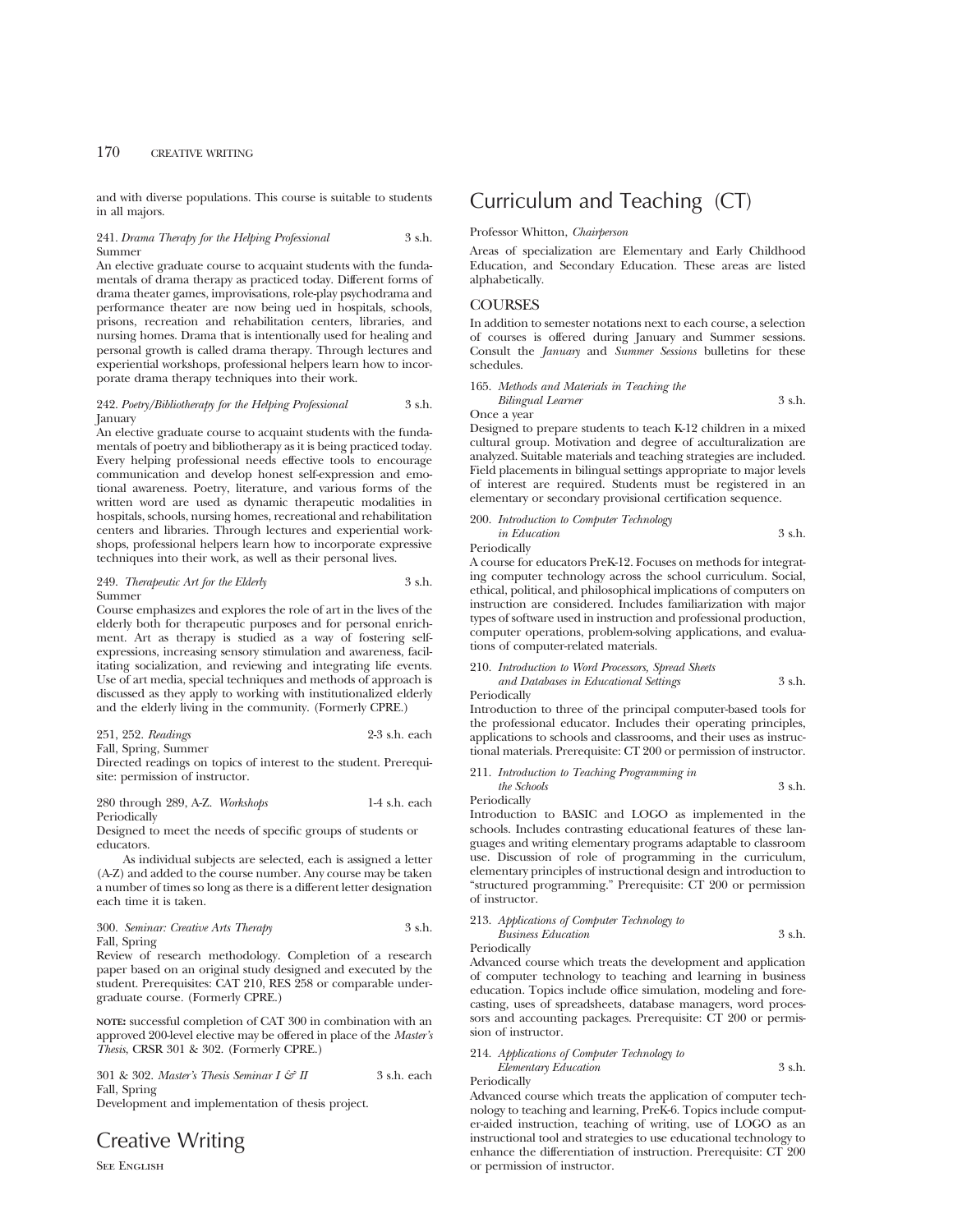and with diverse populations. This course is suitable to students in all majors.

241. *Drama Therapy for the Helping Professional* 3 s.h.
Summer

An elective graduate course to acquaint students with the fundamentals of drama therapy as practiced today. Different forms of drama theater games, improvisations, role-play psychodrama and performance theater are now being ued in hospitals, schools, prisons, recreation and rehabilitation centers, libraries, and nursing homes. Drama that is intentionally used for healing and personal growth is called drama therapy. Through lectures and experiential workshops, professional helpers learn how to incorporate drama therapy techniques into their work.

242. *Poetry/Bibliotherapy for the Helping Professional* 3 s.h.
January

An elective graduate course to acquaint students with the fundamentals of poetry and bibliotherapy as it is being practiced today. Every helping professional needs effective tools to encourage communication and develop honest self-expression and emotional awareness. Poetry, literature, and various forms of the written word are used as dynamic therapeutic modalities in hospitals, schools, nursing homes, recreational and rehabilitation centers and libraries. Through lectures and experiential workshops, professional helpers learn how to incorporate expressive techniques into their work, as well as their personal lives.

249. *Therapeutic Art for the Elderly* 3 s.h.
Summer

Course emphasizes and explores the role of art in the lives of the elderly both for therapeutic purposes and for personal enrichment. Art as therapy is studied as a way of fostering self-expressions, increasing sensory stimulation and awareness, facilitating socialization, and reviewing and integrating life events. Use of art media, special techniques and methods of approach is discussed as they apply to working with institutionalized elderly and the elderly living in the community. (Formerly CPRE.)

251, 252. *Readings* 2-3 s.h. each
Fall, Spring, Summer

Directed readings on topics of interest to the student. Prerequisite: permission of instructor.

280 through 289, A-Z. *Workshops* 1-4 s.h. each
Periodically

Designed to meet the needs of specific groups of students or educators.

As individual subjects are selected, each is assigned a letter (A-Z) and added to the course number. Any course may be taken a number of times so long as there is a different letter designation each time it is taken.

300. *Seminar: Creative Arts Therapy* 3 s.h.
Fall, Spring

Review of research methodology. Completion of a research paper based on an original study designed and executed by the student. Prerequisites: CAT 210, RES 258 or comparable undergraduate course. (Formerly CPRE.)

**NOTE:** successful completion of CAT 300 in combination with an approved 200-level elective may be offered in place of the *Master's Thesis*, CRSR 301 & 302. (Formerly CPRE.)

301 & 302. *Master's Thesis Seminar I & II* 3 s.h. each
Fall, Spring

Development and implementation of thesis project.

# Creative Writing

See English

# Curriculum and Teaching (CT)

Professor Whitton, *Chairperson*

Areas of specialization are Elementary and Early Childhood Education, and Secondary Education. These areas are listed alphabetically.

## COURSES

In addition to semester notations next to each course, a selection of courses is offered during January and Summer sessions. Consult the *January* and *Summer Sessions* bulletins for these schedules.

165. *Methods and Materials in Teaching the Bilingual Learner* 3 s.h.
Once a year

Designed to prepare students to teach K-12 children in a mixed cultural group. Motivation and degree of acculturalization are analyzed. Suitable materials and teaching strategies are included. Field placements in bilingual settings appropriate to major levels of interest are required. Students must be registered in an elementary or secondary provisional certification sequence.

200. *Introduction to Computer Technology in Education* 3 s.h.
Periodically

A course for educators PreK-12. Focuses on methods for integrating computer technology across the school curriculum. Social, ethical, political, and philosophical implications of computers on instruction are considered. Includes familiarization with major types of software used in instruction and professional production, computer operations, problem-solving applications, and evaluations of computer-related materials.

210. *Introduction to Word Processors, Spread Sheets and Databases in Educational Settings* 3 s.h.
Periodically

Introduction to three of the principal computer-based tools for the professional educator. Includes their operating principles, applications to schools and classrooms, and their uses as instructional materials. Prerequisite: CT 200 or permission of instructor.

211. *Introduction to Teaching Programming in the Schools* 3 s.h.
Periodically

Introduction to BASIC and LOGO as implemented in the schools. Includes contrasting educational features of these languages and writing elementary programs adaptable to classroom use. Discussion of role of programming in the curriculum, elementary principles of instructional design and introduction to "structured programming." Prerequisite: CT 200 or permission of instructor.

213. *Applications of Computer Technology to Business Education* 3 s.h.
Periodically

Advanced course which treats the development and application of computer technology to teaching and learning in business education. Topics include office simulation, modeling and forecasting, uses of spreadsheets, database managers, word processors and accounting packages. Prerequisite: CT 200 or permission of instructor.

214. *Applications of Computer Technology to Elementary Education* 3 s.h.
Periodically

Advanced course which treats the application of computer technology to teaching and learning, PreK-6. Topics include computer-aided instruction, teaching of writing, use of LOGO as an instructional tool and strategies to use educational technology to enhance the differentiation of instruction. Prerequisite: CT 200 or permission of instructor.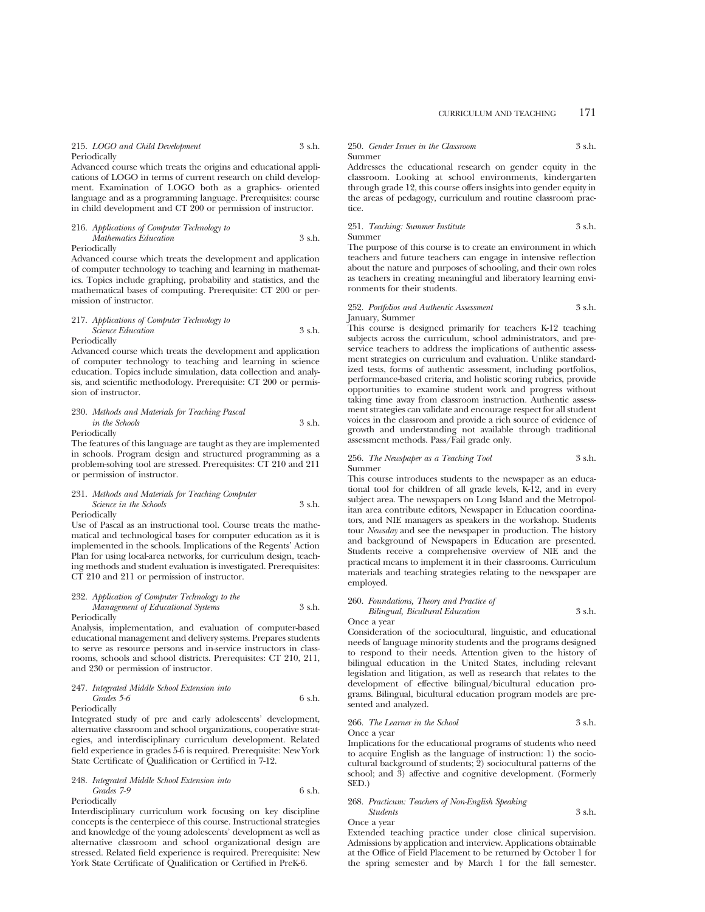215. *LOGO and Child Development* 3 s.h.
Periodically

Advanced course which treats the origins and educational applications of LOGO in terms of current research on child development. Examination of LOGO both as a graphics- oriented language and as a programming language. Prerequisites: course in child development and CT 200 or permission of instructor.

216. *Applications of Computer Technology to Mathematics Education* 3 s.h.
Periodically

Advanced course which treats the development and application of computer technology to teaching and learning in mathematics. Topics include graphing, probability and statistics, and the mathematical bases of computing. Prerequisite: CT 200 or permission of instructor.

217. *Applications of Computer Technology to Science Education* 3 s.h.
Periodically

Advanced course which treats the development and application of computer technology to teaching and learning in science education. Topics include simulation, data collection and analysis, and scientific methodology. Prerequisite: CT 200 or permission of instructor.

230. *Methods and Materials for Teaching Pascal in the Schools* 3 s.h.
Periodically

The features of this language are taught as they are implemented in schools. Program design and structured programming as a problem-solving tool are stressed. Prerequisites: CT 210 and 211 or permission of instructor.

231. *Methods and Materials for Teaching Computer Science in the Schools* 3 s.h.
Periodically

Use of Pascal as an instructional tool. Course treats the mathematical and technological bases for computer education as it is implemented in the schools. Implications of the Regents' Action Plan for using local-area networks, for curriculum design, teaching methods and student evaluation is investigated. Prerequisites: CT 210 and 211 or permission of instructor.

232. *Application of Computer Technology to the Management of Educational Systems* 3 s.h.
Periodically

Analysis, implementation, and evaluation of computer-based educational management and delivery systems. Prepares students to serve as resource persons and in-service instructors in classrooms, schools and school districts. Prerequisites: CT 210, 211, and 230 or permission of instructor.

247. *Integrated Middle School Extension into Grades 5-6* 6 s.h.
Periodically

Integrated study of pre and early adolescents' development, alternative classroom and school organizations, cooperative strategies, and interdisciplinary curriculum development. Related field experience in grades 5-6 is required. Prerequisite: New York State Certificate of Qualification or Certified in 7-12.

248. *Integrated Middle School Extension into Grades 7-9* 6 s.h.
Periodically

Interdisciplinary curriculum work focusing on key discipline concepts is the centerpiece of this course. Instructional strategies and knowledge of the young adolescents' development as well as alternative classroom and school organizational design are stressed. Related field experience is required. Prerequisite: New York State Certificate of Qualification or Certified in PreK-6.

250. *Gender Issues in the Classroom* 3 s.h.
Summer

Addresses the educational research on gender equity in the classroom. Looking at school environments, kindergarten through grade 12, this course offers insights into gender equity in the areas of pedagogy, curriculum and routine classroom practice.

251. *Teaching: Summer Institute* 3 s.h.
Summer

The purpose of this course is to create an environment in which teachers and future teachers can engage in intensive reflection about the nature and purposes of schooling, and their own roles as teachers in creating meaningful and liberatory learning environments for their students.

252. *Portfolios and Authentic Assessment* 3 s.h.
January, Summer

This course is designed primarily for teachers K-12 teaching subjects across the curriculum, school administrators, and preservice teachers to address the implications of authentic assessment strategies on curriculum and evaluation. Unlike standardized tests, forms of authentic assessment, including portfolios, performance-based criteria, and holistic scoring rubrics, provide opportunities to examine student work and progress without taking time away from classroom instruction. Authentic assessment strategies can validate and encourage respect for all student voices in the classroom and provide a rich source of evidence of growth and understanding not available through traditional assessment methods. Pass/Fail grade only.

256. *The Newspaper as a Teaching Tool* 3 s.h.
Summer

This course introduces students to the newspaper as an educational tool for children of all grade levels, K-12, and in every subject area. The newspapers on Long Island and the Metropolitan area contribute editors, Newspaper in Education coordinators, and NIE managers as speakers in the workshop. Students tour *Newsday* and see the newspaper in production. The history and background of Newspapers in Education are presented. Students receive a comprehensive overview of NIE and the practical means to implement it in their classrooms. Curriculum materials and teaching strategies relating to the newspaper are employed.

260. *Foundations, Theory and Practice of Bilingual, Bicultural Education* 3 s.h.
Once a year

Consideration of the sociocultural, linguistic, and educational needs of language minority students and the programs designed to respond to their needs. Attention given to the history of bilingual education in the United States, including relevant legislation and litigation, as well as research that relates to the development of effective bilingual/bicultural education programs. Bilingual, bicultural education program models are presented and analyzed.

266. *The Learner in the School* 3 s.h.
Once a year

Implications for the educational programs of students who need to acquire English as the language of instruction: 1) the sociocultural background of students; 2) sociocultural patterns of the school; and 3) affective and cognitive development. (Formerly SED.)

268. *Practicum: Teachers of Non-English Speaking Students* 3 s.h.
Once a year

Extended teaching practice under close clinical supervision. Admissions by application and interview. Applications obtainable at the Office of Field Placement to be returned by October 1 for the spring semester and by March 1 for the fall semester.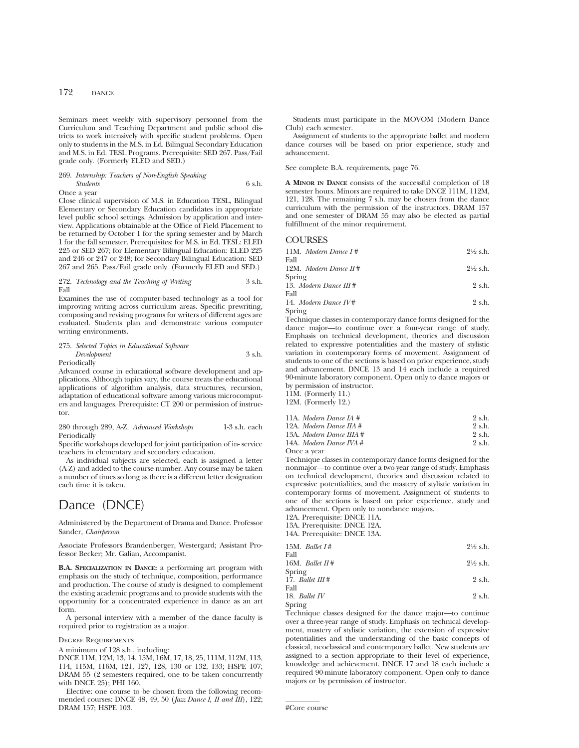Seminars meet weekly with supervisory personnel from the Curriculum and Teaching Department and public school districts to work intensively with specific student problems. Open only to students in the M.S. in Ed. Bilingual Secondary Education and M.S. in Ed. TESL Programs. Prerequisite: SED 267. Pass/Fail grade only. (Formerly ELED and SED.)

269. *Internship: Teachers of Non-English Speaking Students* 6 s.h.
Once a year
Close clinical supervision of M.S. in Education TESL, Bilingual Elementary or Secondary Education candidates in appropriate level public school settings. Admission by application and interview. Applications obtainable at the Office of Field Placement to be returned by October 1 for the spring semester and by March 1 for the fall semester. Prerequisites: for M.S. in Ed. TESL: ELED 225 or SED 267; for Elementary Bilingual Education: ELED 225 and 246 or 247 or 248; for Secondary Bilingual Education: SED 267 and 265. Pass/Fail grade only. (Formerly ELED and SED.)

272. *Technology and the Teaching of Writing* 3 s.h.
Fall
Examines the use of computer-based technology as a tool for improving writing across curriculum areas. Specific prewriting, composing and revising programs for writers of different ages are evaluated. Students plan and demonstrate various computer writing environments.

275. *Selected Topics in Educational Software Development* 3 s.h.
Periodically
Advanced course in educational software development and applications. Although topics vary, the course treats the educational applications of algorithm analysis, data structures, recursion, adaptation of educational software among various microcomputers and languages. Prerequisite: CT 200 or permission of instructor.

280 through 289, A-Z. *Advanced Workshops* 1-3 s.h. each
Periodically
Specific workshops developed for joint participation of in-service teachers in elementary and secondary education.

As individual subjects are selected, each is assigned a letter (A-Z) and added to the course number. Any course may be taken a number of times so long as there is a different letter designation each time it is taken.

# Dance (DNCE)

Administered by the Department of Drama and Dance. Professor Sander, *Chairperson*

Associate Professors Brandenberger, Westergard; Assistant Professor Becker; Mr. Galian, Accompanist.

**B.A. Specialization in Dance:** a performing art program with emphasis on the study of technique, composition, performance and production. The course of study is designed to complement the existing academic programs and to provide students with the opportunity for a concentrated experience in dance as an art form.

A personal interview with a member of the dance faculty is required prior to registration as a major.

Degree Requirements

A minimum of 128 s.h., including:
DNCE 11M, 12M, 13, 14, 15M, 16M, 17, 18, 25, 111M, 112M, 113, 114, 115M, 116M, 121, 127, 128, 130 or 132, 133; HSPE 107; DRAM 55 (2 semesters required, one to be taken concurrently with DNCE 25); PHI 160.

Elective: one course to be chosen from the following recommended courses: DNCE 48, 49, 50 (*Jazz Dance I, II and III*), 122; DRAM 157; HSPE 103.

Students must participate in the MOVOM (Modern Dance Club) each semester.

Assignment of students to the appropriate ballet and modern dance courses will be based on prior experience, study and advancement.

See complete B.A. requirements, page 76.

**A Minor in Dance** consists of the successful completion of 18 semester hours. Minors are required to take DNCE 111M, 112M, 121, 128. The remaining 7 s.h. may be chosen from the dance curriculum with the permission of the instructors. DRAM 157 and one semester of DRAM 55 may also be elected as partial fulfillment of the minor requirement.

## COURSES

11M. *Modern Dance I* # 2½ s.h.
Fall
12M. *Modern Dance II* # 2½ s.h.
Spring
13. *Modern Dance III* # 2 s.h.
Fall
14. *Modern Dance IV* # 2 s.h.
Spring
Technique classes in contemporary dance forms designed for the dance major—to continue over a four-year range of study. Emphasis on technical development, theories and discussion related to expressive potentialities and the mastery of stylistic variation in contemporary forms of movement. Assignment of students to one of the sections is based on prior experience, study and advancement. DNCE 13 and 14 each include a required 90-minute laboratory component. Open only to dance majors or by permission of instructor.
11M. (Formerly 11.)
12M. (Formerly 12.)

11A. *Modern Dance IA* # 2 s.h.
12A. *Modern Dance IIA* # 2 s.h.
13A. *Modern Dance IIIA* # 2 s.h.
14A. *Modern Dance IVA* # 2 s.h.
Once a year
Technique classes in contemporary dance forms designed for the nonmajor—to continue over a two-year range of study. Emphasis on technical development, theories and discussion related to expressive potentialities, and the mastery of stylistic variation in contemporary forms of movement. Assignment of students to one of the sections is based on prior experience, study and advancement. Open only to nondance majors.
12A. Prerequisite: DNCE 11A.
13A. Prerequisite: DNCE 12A.
14A. Prerequisite: DNCE 13A.

15M. *Ballet I* # 2½ s.h.
Fall
16M. *Ballet II* # 2½ s.h.
Spring
17. *Ballet III* # 2 s.h.
Fall
18. *Ballet IV* 2 s.h.
Spring
Technique classes designed for the dance major—to continue over a three-year range of study. Emphasis on technical development, mastery of stylistic variation, the extension of expressive potentialities and the understanding of the basic concepts of classical, neoclassical and contemporary ballet. New students are assigned to a section appropriate to their level of experience, knowledge and achievement. DNCE 17 and 18 each include a required 90-minute laboratory component. Open only to dance majors or by permission of instructor.

#Core course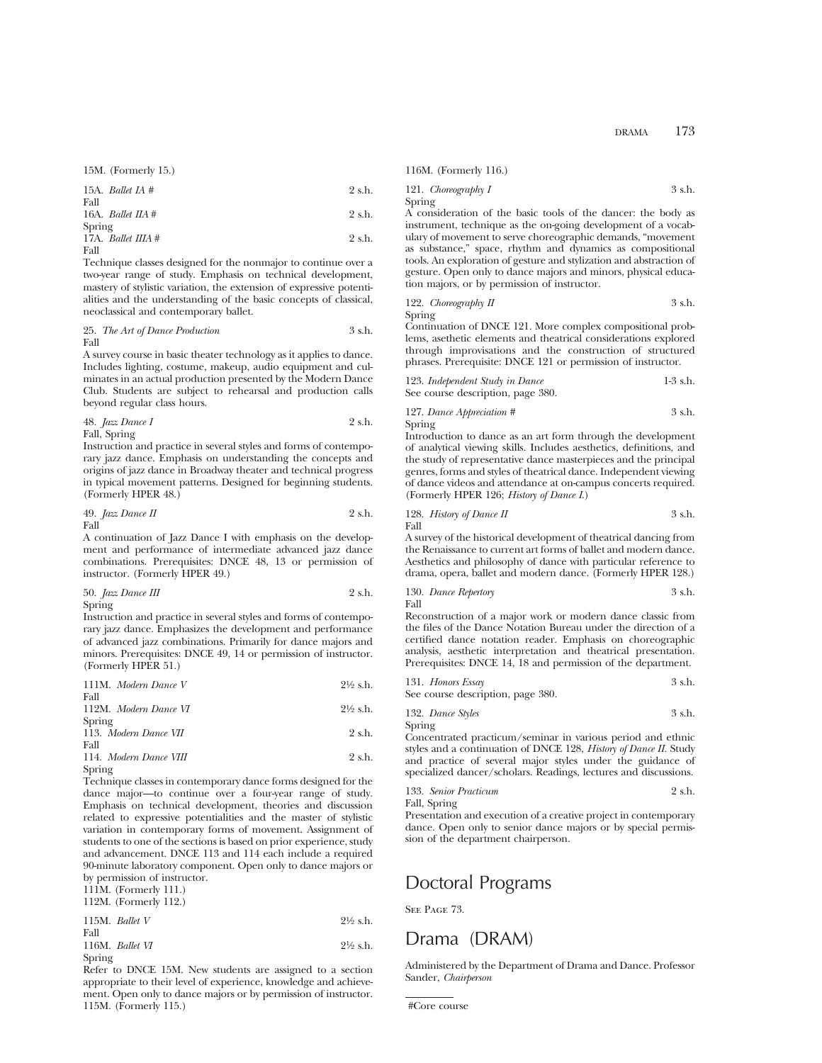15M. (Formerly 15.)

15A. *Ballet IA #* 2 s.h.
Fall

16A. *Ballet IIA #* 2 s.h.
Spring

17A. *Ballet IIIA #* 2 s.h.
Fall

Technique classes designed for the nonmajor to continue over a two-year range of study. Emphasis on technical development, mastery of stylistic variation, the extension of expressive potentialities and the understanding of the basic concepts of classical, neoclassical and contemporary ballet.

25. *The Art of Dance Production* 3 s.h.
Fall

A survey course in basic theater technology as it applies to dance. Includes lighting, costume, makeup, audio equipment and culminates in an actual production presented by the Modern Dance Club. Students are subject to rehearsal and production calls beyond regular class hours.

48. *Jazz Dance I* 2 s.h.
Fall, Spring

Instruction and practice in several styles and forms of contemporary jazz dance. Emphasis on understanding the concepts and origins of jazz dance in Broadway theater and technical progress in typical movement patterns. Designed for beginning students. (Formerly HPER 48.)

49. *Jazz Dance II* 2 s.h.
Fall

A continuation of Jazz Dance I with emphasis on the development and performance of intermediate advanced jazz dance combinations. Prerequisites: DNCE 48, 13 or permission of instructor. (Formerly HPER 49.)

50. *Jazz Dance III* 2 s.h.
Spring

Instruction and practice in several styles and forms of contemporary jazz dance. Emphasizes the development and performance of advanced jazz combinations. Primarily for dance majors and minors. Prerequisites: DNCE 49, 14 or permission of instructor. (Formerly HPER 51.)

111M. *Modern Dance V* 2½ s.h.
Fall

112M. *Modern Dance VI* 2½ s.h.
Spring

113. *Modern Dance VII* 2 s.h.
Fall

114. *Modern Dance VIII* 2 s.h.
Spring

Technique classes in contemporary dance forms designed for the dance major—to continue over a four-year range of study. Emphasis on technical development, theories and discussion related to expressive potentialities and the master of stylistic variation in contemporary forms of movement. Assignment of students to one of the sections is based on prior experience, study and advancement. DNCE 113 and 114 each include a required 90-minute laboratory component. Open only to dance majors or by permission of instructor.

111M. (Formerly 111.)
112M. (Formerly 112.)

115M. *Ballet V* 2½ s.h.
Fall

116M. *Ballet VI* 2½ s.h.
Spring

Refer to DNCE 15M. New students are assigned to a section appropriate to their level of experience, knowledge and achievement. Open only to dance majors or by permission of instructor.

115M. (Formerly 115.)
116M. (Formerly 116.)

121. *Choreography I* 3 s.h.
Spring

A consideration of the basic tools of the dancer: the body as instrument, technique as the on-going development of a vocabulary of movement to serve choreographic demands, "movement as substance," space, rhythm and dynamics as compositional tools. An exploration of gesture and stylization and abstraction of gesture. Open only to dance majors and minors, physical education majors, or by permission of instructor.

122. *Choreography II* 3 s.h.
Spring

Continuation of DNCE 121. More complex compositional problems, asethetic elements and theatrical considerations explored through improvisations and the construction of structured phrases. Prerequisite: DNCE 121 or permission of instructor.

123. *Independent Study in Dance* 1-3 s.h.
See course description, page 380.

127. *Dance Appreciation #* 3 s.h.
Spring

Introduction to dance as an art form through the development of analytical viewing skills. Includes aesthetics, definitions, and the study of representative dance masterpieces and the principal genres, forms and styles of theatrical dance. Independent viewing of dance videos and attendance at on-campus concerts required. (Formerly HPER 126; *History of Dance I.*)

128. *History of Dance II* 3 s.h.
Fall

A survey of the historical development of theatrical dancing from the Renaissance to current art forms of ballet and modern dance. Aesthetics and philosophy of dance with particular reference to drama, opera, ballet and modern dance. (Formerly HPER 128.)

130. *Dance Repertory* 3 s.h.
Fall

Reconstruction of a major work or modern dance classic from the files of the Dance Notation Bureau under the direction of a certified dance notation reader. Emphasis on choreographic analysis, aesthetic interpretation and theatrical presentation. Prerequisites: DNCE 14, 18 and permission of the department.

131. *Honors Essay* 3 s.h.
See course description, page 380.

132. *Dance Styles* 3 s.h.
Spring

Concentrated practicum/seminar in various period and ethnic styles and a continuation of DNCE 128, *History of Dance II.* Study and practice of several major styles under the guidance of specialized dancer/scholars. Readings, lectures and discussions.

133. *Senior Practicum* 2 s.h.
Fall, Spring

Presentation and execution of a creative project in contemporary dance. Open only to senior dance majors or by special permission of the department chairperson.

## Doctoral Programs

See Page 73.

## Drama (DRAM)

Administered by the Department of Drama and Dance. Professor Sander, *Chairperson*

#Core course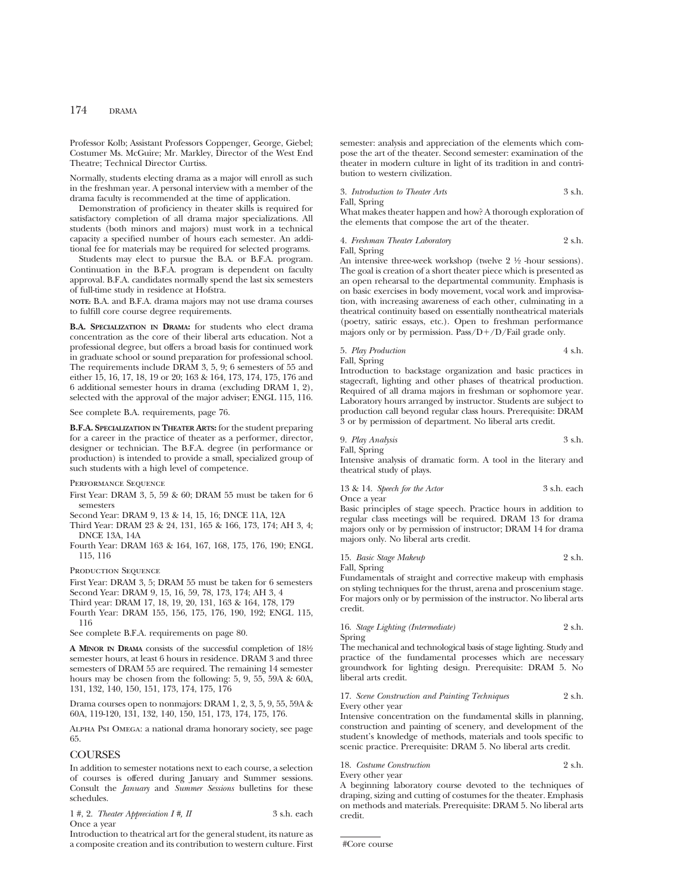Professor Kolb; Assistant Professors Coppenger, George, Giebel; Costumer Ms. McGuire; Mr. Markley, Director of the West End Theatre; Technical Director Curtiss.

Normally, students electing drama as a major will enroll as such in the freshman year. A personal interview with a member of the drama faculty is recommended at the time of application.

Demonstration of proficiency in theater skills is required for satisfactory completion of all drama major specializations. All students (both minors and majors) must work in a technical capacity a specified number of hours each semester. An additional fee for materials may be required for selected programs.

Students may elect to pursue the B.A. or B.F.A. program. Continuation in the B.F.A. program is dependent on faculty approval. B.F.A. candidates normally spend the last six semesters of full-time study in residence at Hofstra.

**NOTE:** B.A. and B.F.A. drama majors may not use drama courses to fulfill core course degree requirements.

**B.A. SPECIALIZATION IN DRAMA:** for students who elect drama concentration as the core of their liberal arts education. Not a professional degree, but offers a broad basis for continued work in graduate school or sound preparation for professional school. The requirements include DRAM 3, 5, 9; 6 semesters of 55 and either 15, 16, 17, 18, 19 or 20; 163 & 164, 173, 174, 175, 176 and 6 additional semester hours in drama (excluding DRAM 1, 2), selected with the approval of the major adviser; ENGL 115, 116.

See complete B.A. requirements, page 76.

**B.F.A. SPECIALIZATION IN THEATER ARTS:** for the student preparing for a career in the practice of theater as a performer, director, designer or technician. The B.F.A. degree (in performance or production) is intended to provide a small, specialized group of such students with a high level of competence.

PERFORMANCE SEQUENCE

- First Year: DRAM 3, 5, 59 & 60; DRAM 55 must be taken for 6 semesters
- Second Year: DRAM 9, 13 & 14, 15, 16; DNCE 11A, 12A
- Third Year: DRAM 23 & 24, 131, 165 & 166, 173, 174; AH 3, 4; DNCE 13A, 14A
- Fourth Year: DRAM 163 & 164, 167, 168, 175, 176, 190; ENGL 115, 116

PRODUCTION SEQUENCE

- First Year: DRAM 3, 5; DRAM 55 must be taken for 6 semesters
- Second Year: DRAM 9, 15, 16, 59, 78, 173, 174; AH 3, 4
- Third year: DRAM 17, 18, 19, 20, 131, 163 & 164, 178, 179
- Fourth Year: DRAM 155, 156, 175, 176, 190, 192; ENGL 115, 116

See complete B.F.A. requirements on page 80.

**A MINOR IN DRAMA** consists of the successful completion of 18½ semester hours, at least 6 hours in residence. DRAM 3 and three semesters of DRAM 55 are required. The remaining 14 semester hours may be chosen from the following: 5, 9, 55, 59A & 60A, 131, 132, 140, 150, 151, 173, 174, 175, 176

Drama courses open to nonmajors: DRAM 1, 2, 3, 5, 9, 55, 59A & 60A, 119-120, 131, 132, 140, 150, 151, 173, 174, 175, 176.

ALPHA PSI OMEGA: a national drama honorary society, see page 65.

## COURSES

In addition to semester notations next to each course, a selection of courses is offered during January and Summer sessions. Consult the *January* and *Summer Sessions* bulletins for these schedules.

1 #, 2. *Theater Appreciation I #, II* — 3 s.h. each
Once a year
Introduction to theatrical art for the general student, its nature as a composite creation and its contribution to western culture. First semester: analysis and appreciation of the elements which compose the art of the theater. Second semester: examination of the theater in modern culture in light of its tradition in and contribution to western civilization.

3. *Introduction to Theater Arts* — 3 s.h.
Fall, Spring
What makes theater happen and how? A thorough exploration of the elements that compose the art of the theater.

4. *Freshman Theater Laboratory* — 2 s.h.
Fall, Spring
An intensive three-week workshop (twelve 2 ½ -hour sessions). The goal is creation of a short theater piece which is presented as an open rehearsal to the departmental community. Emphasis is on basic exercises in body movement, vocal work and improvisation, with increasing awareness of each other, culminating in a theatrical continuity based on essentially nontheatrical materials (poetry, satiric essays, etc.). Open to freshman performance majors only or by permission. Pass/D+/D/Fail grade only.

5. *Play Production* — 4 s.h.
Fall, Spring
Introduction to backstage organization and basic practices in stagecraft, lighting and other phases of theatrical production. Required of all drama majors in freshman or sophomore year. Laboratory hours arranged by instructor. Students are subject to production call beyond regular class hours. Prerequisite: DRAM 3 or by permission of department. No liberal arts credit.

9. *Play Analysis* — 3 s.h.
Fall, Spring
Intensive analysis of dramatic form. A tool in the literary and theatrical study of plays.

13 & 14. *Speech for the Actor* — 3 s.h. each
Once a year
Basic principles of stage speech. Practice hours in addition to regular class meetings will be required. DRAM 13 for drama majors only or by permission of instructor; DRAM 14 for drama majors only. No liberal arts credit.

15. *Basic Stage Makeup* — 2 s.h.
Fall, Spring
Fundamentals of straight and corrective makeup with emphasis on styling techniques for the thrust, arena and proscenium stage. For majors only or by permission of the instructor. No liberal arts credit.

16. *Stage Lighting (Intermediate)* — 2 s.h.
Spring
The mechanical and technological basis of stage lighting. Study and practice of the fundamental processes which are necessary groundwork for lighting design. Prerequisite: DRAM 5. No liberal arts credit.

17. *Scene Construction and Painting Techniques* — 2 s.h.
Every other year
Intensive concentration on the fundamental skills in planning, construction and painting of scenery, and development of the student's knowledge of methods, materials and tools specific to scenic practice. Prerequisite: DRAM 5. No liberal arts credit.

18. *Costume Construction* — 2 s.h.
Every other year
A beginning laboratory course devoted to the techniques of draping, sizing and cutting of costumes for the theater. Emphasis on methods and materials. Prerequisite: DRAM 5. No liberal arts credit.

#Core course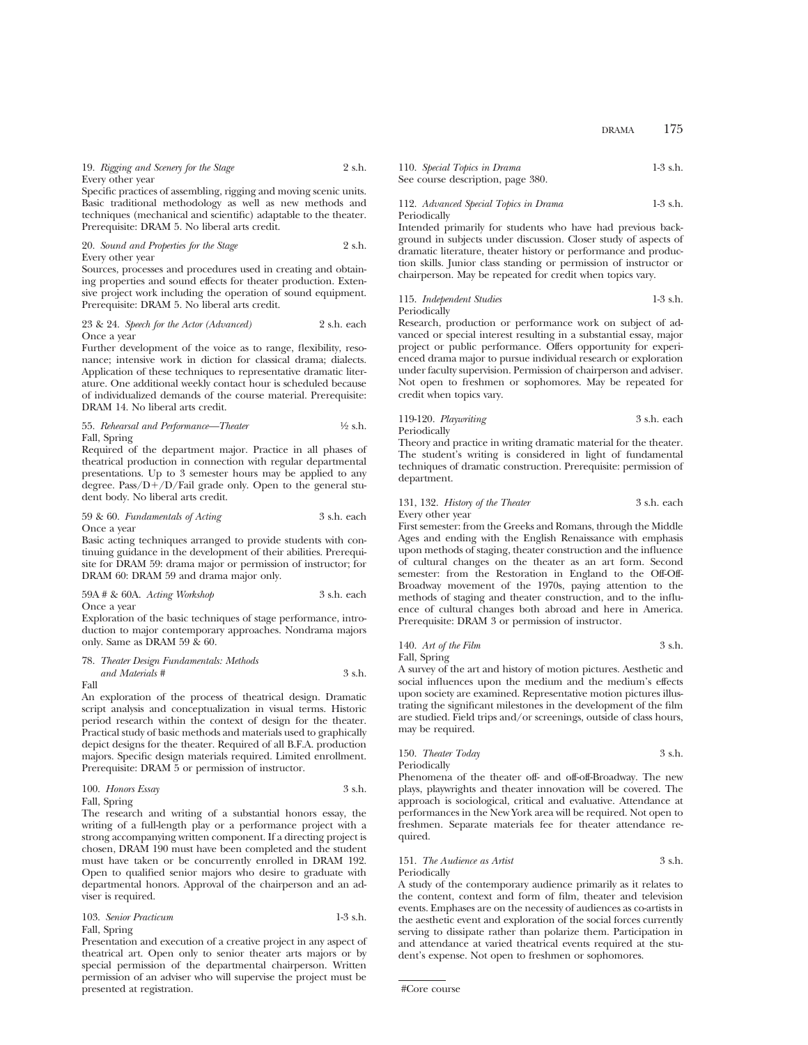19. *Rigging and Scenery for the Stage* 2 s.h.
Every other year
Specific practices of assembling, rigging and moving scenic units. Basic traditional methodology as well as new methods and techniques (mechanical and scientific) adaptable to the theater. Prerequisite: DRAM 5. No liberal arts credit.

20. *Sound and Properties for the Stage* 2 s.h.
Every other year
Sources, processes and procedures used in creating and obtaining properties and sound effects for theater production. Extensive project work including the operation of sound equipment. Prerequisite: DRAM 5. No liberal arts credit.

23 & 24. *Speech for the Actor (Advanced)* 2 s.h. each
Once a year
Further development of the voice as to range, flexibility, resonance; intensive work in diction for classical drama; dialects. Application of these techniques to representative dramatic literature. One additional weekly contact hour is scheduled because of individualized demands of the course material. Prerequisite: DRAM 14. No liberal arts credit.

55. *Rehearsal and Performance—Theater* ½ s.h.
Fall, Spring
Required of the department major. Practice in all phases of theatrical production in connection with regular departmental presentations. Up to 3 semester hours may be applied to any degree. Pass/D+/D/Fail grade only. Open to the general student body. No liberal arts credit.

59 & 60. *Fundamentals of Acting* 3 s.h. each
Once a year
Basic acting techniques arranged to provide students with continuing guidance in the development of their abilities. Prerequisite for DRAM 59: drama major or permission of instructor; for DRAM 60: DRAM 59 and drama major only.

59A # & 60A. *Acting Workshop* 3 s.h. each
Once a year
Exploration of the basic techniques of stage performance, introduction to major contemporary approaches. Nondrama majors only. Same as DRAM 59 & 60.

78. *Theater Design Fundamentals: Methods and Materials #* 3 s.h.
Fall
An exploration of the process of theatrical design. Dramatic script analysis and conceptualization in visual terms. Historic period research within the context of design for the theater. Practical study of basic methods and materials used to graphically depict designs for the theater. Required of all B.F.A. production majors. Specific design materials required. Limited enrollment. Prerequisite: DRAM 5 or permission of instructor.

100. *Honors Essay* 3 s.h.
Fall, Spring
The research and writing of a substantial honors essay, the writing of a full-length play or a performance project with a strong accompanying written component. If a directing project is chosen, DRAM 190 must have been completed and the student must have taken or be concurrently enrolled in DRAM 192. Open to qualified senior majors who desire to graduate with departmental honors. Approval of the chairperson and an adviser is required.

103. *Senior Practicum* 1-3 s.h.
Fall, Spring
Presentation and execution of a creative project in any aspect of theatrical art. Open only to senior theater arts majors or by special permission of the departmental chairperson. Written permission of an adviser who will supervise the project must be presented at registration.

110. *Special Topics in Drama* 1-3 s.h.
See course description, page 380.

112. *Advanced Special Topics in Drama* 1-3 s.h.
Periodically
Intended primarily for students who have had previous background in subjects under discussion. Closer study of aspects of dramatic literature, theater history or performance and production skills. Junior class standing or permission of instructor or chairperson. May be repeated for credit when topics vary.

115. *Independent Studies* 1-3 s.h.
Periodically
Research, production or performance work on subject of advanced or special interest resulting in a substantial essay, major project or public performance. Offers opportunity for experienced drama major to pursue individual research or exploration under faculty supervision. Permission of chairperson and adviser. Not open to freshmen or sophomores. May be repeated for credit when topics vary.

119-120. *Playwriting* 3 s.h. each
Periodically
Theory and practice in writing dramatic material for the theater. The student's writing is considered in light of fundamental techniques of dramatic construction. Prerequisite: permission of department.

131, 132. *History of the Theater* 3 s.h. each
Every other year
First semester: from the Greeks and Romans, through the Middle Ages and ending with the English Renaissance with emphasis upon methods of staging, theater construction and the influence of cultural changes on the theater as an art form. Second semester: from the Restoration in England to the Off-Off-Broadway movement of the 1970s, paying attention to the methods of staging and theater construction, and to the influence of cultural changes both abroad and here in America. Prerequisite: DRAM 3 or permission of instructor.

140. *Art of the Film* 3 s.h.
Fall, Spring
A survey of the art and history of motion pictures. Aesthetic and social influences upon the medium and the medium's effects upon society are examined. Representative motion pictures illustrating the significant milestones in the development of the film are studied. Field trips and/or screenings, outside of class hours, may be required.

150. *Theater Today* 3 s.h.
Periodically
Phenomena of the theater off- and off-off-Broadway. The new plays, playwrights and theater innovation will be covered. The approach is sociological, critical and evaluative. Attendance at performances in the New York area will be required. Not open to freshmen. Separate materials fee for theater attendance required.

151. *The Audience as Artist* 3 s.h.
Periodically
A study of the contemporary audience primarily as it relates to the content, context and form of film, theater and television events. Emphases are on the necessity of audiences as co-artists in the aesthetic event and exploration of the social forces currently serving to dissipate rather than polarize them. Participation in and attendance at varied theatrical events required at the student's expense. Not open to freshmen or sophomores.

#Core course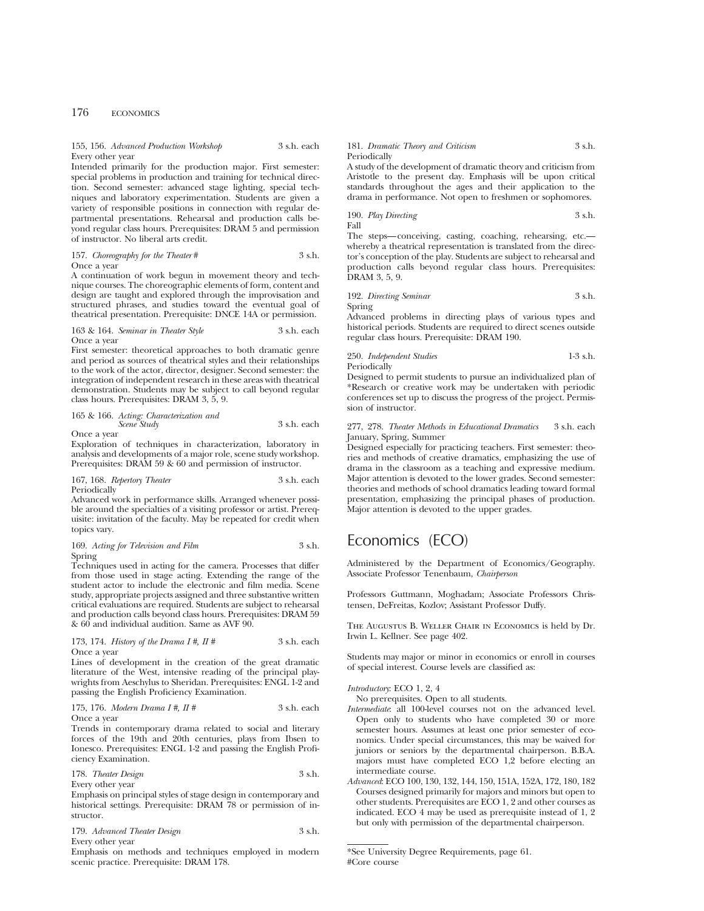155, 156. *Advanced Production Workshop* 3 s.h. each
Every other year
Intended primarily for the production major. First semester: special problems in production and training for technical direction. Second semester: advanced stage lighting, special techniques and laboratory experimentation. Students are given a variety of responsible positions in connection with regular departmental presentations. Rehearsal and production calls beyond regular class hours. Prerequisites: DRAM 5 and permission of instructor. No liberal arts credit.

157. *Choreography for the Theater* # 3 s.h.
Once a year
A continuation of work begun in movement theory and technique courses. The choreographic elements of form, content and design are taught and explored through the improvisation and structured phrases, and studies toward the eventual goal of theatrical presentation. Prerequisite: DNCE 14A or permission.

163 & 164. *Seminar in Theater Style* 3 s.h. each
Once a year
First semester: theoretical approaches to both dramatic genre and period as sources of theatrical styles and their relationships to the work of the actor, director, designer. Second semester: the integration of independent research in these areas with theatrical demonstration. Students may be subject to call beyond regular class hours. Prerequisites: DRAM 3, 5, 9.

165 & 166. *Acting: Characterization and Scene Study* 3 s.h. each
Once a year
Exploration of techniques in characterization, laboratory in analysis and developments of a major role, scene study workshop. Prerequisites: DRAM 59 & 60 and permission of instructor.

167, 168. *Repertory Theater* 3 s.h. each
Periodically
Advanced work in performance skills. Arranged whenever possible around the specialties of a visiting professor or artist. Prerequisite: invitation of the faculty. May be repeated for credit when topics vary.

169. *Acting for Television and Film* 3 s.h.
Spring
Techniques used in acting for the camera. Processes that differ from those used in stage acting. Extending the range of the student actor to include the electronic and film media. Scene study, appropriate projects assigned and three substantive written critical evaluations are required. Students are subject to rehearsal and production calls beyond class hours. Prerequisites: DRAM 59 & 60 and individual audition. Same as AVF 90.

173, 174. *History of the Drama I #, II #* 3 s.h. each
Once a year
Lines of development in the creation of the great dramatic literature of the West, intensive reading of the principal playwrights from Aeschylus to Sheridan. Prerequisites: ENGL 1-2 and passing the English Proficiency Examination.

175, 176. *Modern Drama I #, II #* 3 s.h. each
Once a year
Trends in contemporary drama related to social and literary forces of the 19th and 20th centuries, plays from Ibsen to Ionesco. Prerequisites: ENGL 1-2 and passing the English Proficiency Examination.

178. *Theater Design* 3 s.h.
Every other year
Emphasis on principal styles of stage design in contemporary and historical settings. Prerequisite: DRAM 78 or permission of instructor.

179. *Advanced Theater Design* 3 s.h.
Every other year
Emphasis on methods and techniques employed in modern scenic practice. Prerequisite: DRAM 178.

181. *Dramatic Theory and Criticism* 3 s.h.
Periodically
A study of the development of dramatic theory and criticism from Aristotle to the present day. Emphasis will be upon critical standards throughout the ages and their application to the drama in performance. Not open to freshmen or sophomores.

190. *Play Directing* 3 s.h.
Fall
The steps—conceiving, casting, coaching, rehearsing, etc.—whereby a theatrical representation is translated from the director's conception of the play. Students are subject to rehearsal and production calls beyond regular class hours. Prerequisites: DRAM 3, 5, 9.

192. *Directing Seminar* 3 s.h.
Spring
Advanced problems in directing plays of various types and historical periods. Students are required to direct scenes outside regular class hours. Prerequisite: DRAM 190.

250. *Independent Studies* 1-3 s.h.
Periodically
Designed to permit students to pursue an individualized plan of *Research or creative work may be undertaken with periodic conferences set up to discuss the progress of the project. Permission of instructor.

277, 278. *Theater Methods in Educational Dramatics* 3 s.h. each
January, Spring, Summer
Designed especially for practicing teachers. First semester: theories and methods of creative dramatics, emphasizing the use of drama in the classroom as a teaching and expressive medium. Major attention is devoted to the lower grades. Second semester: theories and methods of school dramatics leading toward formal presentation, emphasizing the principal phases of production. Major attention is devoted to the upper grades.

# Economics (ECO)

Administered by the Department of Economics/Geography. Associate Professor Tenenbaum, *Chairperson*

Professors Guttmann, Moghadam; Associate Professors Christensen, DeFreitas, Kozlov; Assistant Professor Duffy.

THE AUGUSTUS B. WELLER CHAIR IN ECONOMICS is held by Dr. Irwin L. Kellner. See page 402.

Students may major or minor in economics or enroll in courses of special interest. Course levels are classified as:

*Introductory*: ECO 1, 2, 4
No prerequisites. Open to all students.

*Intermediate*: all 100-level courses not on the advanced level. Open only to students who have completed 30 or more semester hours. Assumes at least one prior semester of economics. Under special circumstances, this may be waived for juniors or seniors by the departmental chairperson. B.B.A. majors must have completed ECO 1,2 before electing an intermediate course.

*Advanced*: ECO 100, 130, 132, 144, 150, 151A, 152A, 172, 180, 182
Courses designed primarily for majors and minors but open to other students. Prerequisites are ECO 1, 2 and other courses as indicated. ECO 4 may be used as prerequisite instead of 1, 2 but only with permission of the departmental chairperson.

*See University Degree Requirements, page 61.
#Core course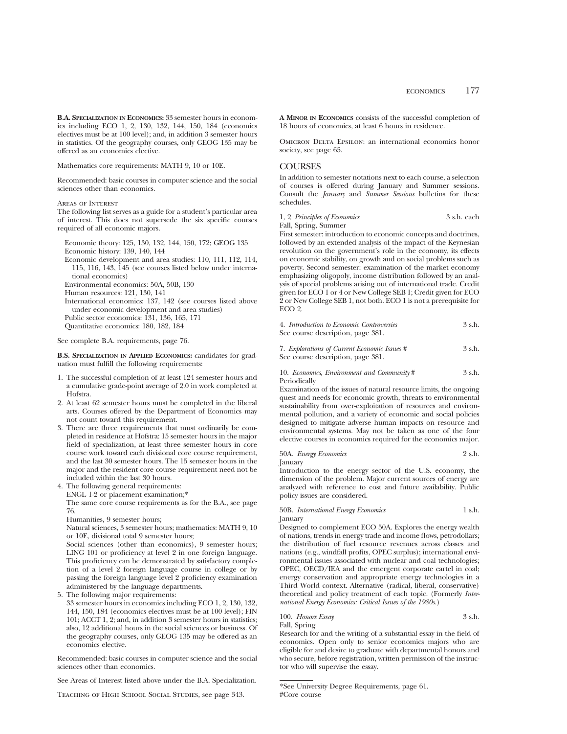**B.A. SPECIALIZATION IN ECONOMICS:** 33 semester hours in economics including ECO 1, 2, 130, 132, 144, 150, 184 (economics electives must be at 100 level); and, in addition 3 semester hours in statistics. Of the geography courses, only GEOG 135 may be offered as an economics elective.

Mathematics core requirements: MATH 9, 10 or 10E.

Recommended: basic courses in computer science and the social sciences other than economics.

AREAS OF INTEREST

The following list serves as a guide for a student's particular area of interest. This does not supersede the six specific courses required of all economic majors.

- Economic theory: 125, 130, 132, 144, 150, 172; GEOG 135
- Economic history: 139, 140, 144
- Economic development and area studies: 110, 111, 112, 114, 115, 116, 143, 145 (see courses listed below under international economics)
- Environmental economics: 50A, 50B, 130
- Human resources: 121, 130, 141
- International economics: 137, 142 (see courses listed above under economic development and area studies)
- Public sector economics: 131, 136, 165, 171
- Quantitative economics: 180, 182, 184

See complete B.A. requirements, page 76.

**B.S. SPECIALIZATION IN APPLIED ECONOMICS:** candidates for graduation must fulfill the following requirements:

1. The successful completion of at least 124 semester hours and a cumulative grade-point average of 2.0 in work completed at Hofstra.
2. At least 62 semester hours must be completed in the liberal arts. Courses offered by the Department of Economics may not count toward this requirement.
3. There are three requirements that must ordinarily be completed in residence at Hofstra: 15 semester hours in the major field of specialization, at least three semester hours in core course work toward each divisional core course requirement, and the last 30 semester hours. The 15 semester hours in the major and the resident core course requirement need not be included within the last 30 hours.
4. The following general requirements:
   ENGL 1-2 or placement examination;*
   The same core course requirements as for the B.A., see page 76.
   Humanities, 9 semester hours;
   Natural sciences, 3 semester hours; mathematics: MATH 9, 10 or 10E, divisional total 9 semester hours;
   Social sciences (other than economics), 9 semester hours; LING 101 or proficiency at level 2 in one foreign language. This proficiency can be demonstrated by satisfactory completion of a level 2 foreign language course in college or by passing the foreign language level 2 proficiency examination administered by the language departments.
5. The following major requirements:
   33 semester hours in economics including ECO 1, 2, 130, 132, 144, 150, 184 (economics electives must be at 100 level); FIN 101; ACCT 1, 2; and, in addition 3 semester hours in statistics; also, 12 additional hours in the social sciences or business. Of the geography courses, only GEOG 135 may be offered as an economics elective.

Recommended: basic courses in computer science and the social sciences other than economics.

See Areas of Interest listed above under the B.A. Specialization.

TEACHING OF HIGH SCHOOL SOCIAL STUDIES, see page 343.

**A MINOR IN ECONOMICS** consists of the successful completion of 18 hours of economics, at least 6 hours in residence.

OMICRON DELTA EPSILON: an international economics honor society, see page 65.

## COURSES

In addition to semester notations next to each course, a selection of courses is offered during January and Summer sessions. Consult the *January* and *Summer Sessions* bulletins for these schedules.

1, 2 *Principles of Economics* — 3 s.h. each
Fall, Spring, Summer
First semester: introduction to economic concepts and doctrines, followed by an extended analysis of the impact of the Keynesian revolution on the government's role in the economy, its effects on economic stability, on growth and on social problems such as poverty. Second semester: examination of the market economy emphasizing oligopoly, income distribution followed by an analysis of special problems arising out of international trade. Credit given for ECO 1 or 4 or New College SEB 1; Credit given for ECO 2 or New College SEB 1, not both. ECO 1 is not a prerequisite for ECO 2.

4. *Introduction to Economic Controversies* — 3 s.h.
See course description, page 381.

7. *Explorations of Current Economic Issues #* — 3 s.h.
See course description, page 381.

10. *Economics, Environment and Community #* — 3 s.h.
Periodically
Examination of the issues of natural resource limits, the ongoing quest and needs for economic growth, threats to environmental sustainability from over-exploitation of resources and environmental pollution, and a variety of economic and social policies designed to mitigate adverse human impacts on resource and environmental systems. May not be taken as one of the four elective courses in economics required for the economics major.

50A. *Energy Economics* — 2 s.h.
January
Introduction to the energy sector of the U.S. economy, the dimension of the problem. Major current sources of energy are analyzed with reference to cost and future availability. Public policy issues are considered.

50B. *International Energy Economics* — 1 s.h.
January
Designed to complement ECO 50A. Explores the energy wealth of nations, trends in energy trade and income flows, petrodollars; the distribution of fuel resource revenues across classes and nations (e.g., windfall profits, OPEC surplus); international environmental issues associated with nuclear and coal technologies; OPEC, OECD/IEA and the emergent corporate cartel in coal; energy conservation and appropriate energy technologies in a Third World context. Alternative (radical, liberal, conservative) theoretical and policy treatment of each topic. (Formerly *International Energy Economics: Critical Issues of the 1980s.*)

100. *Honors Essay* — 3 s.h.
Fall, Spring
Research for and the writing of a substantial essay in the field of economics. Open only to senior economics majors who are eligible for and desire to graduate with departmental honors and who secure, before registration, written permission of the instructor who will supervise the essay.

---

*See University Degree Requirements, page 61.
#Core course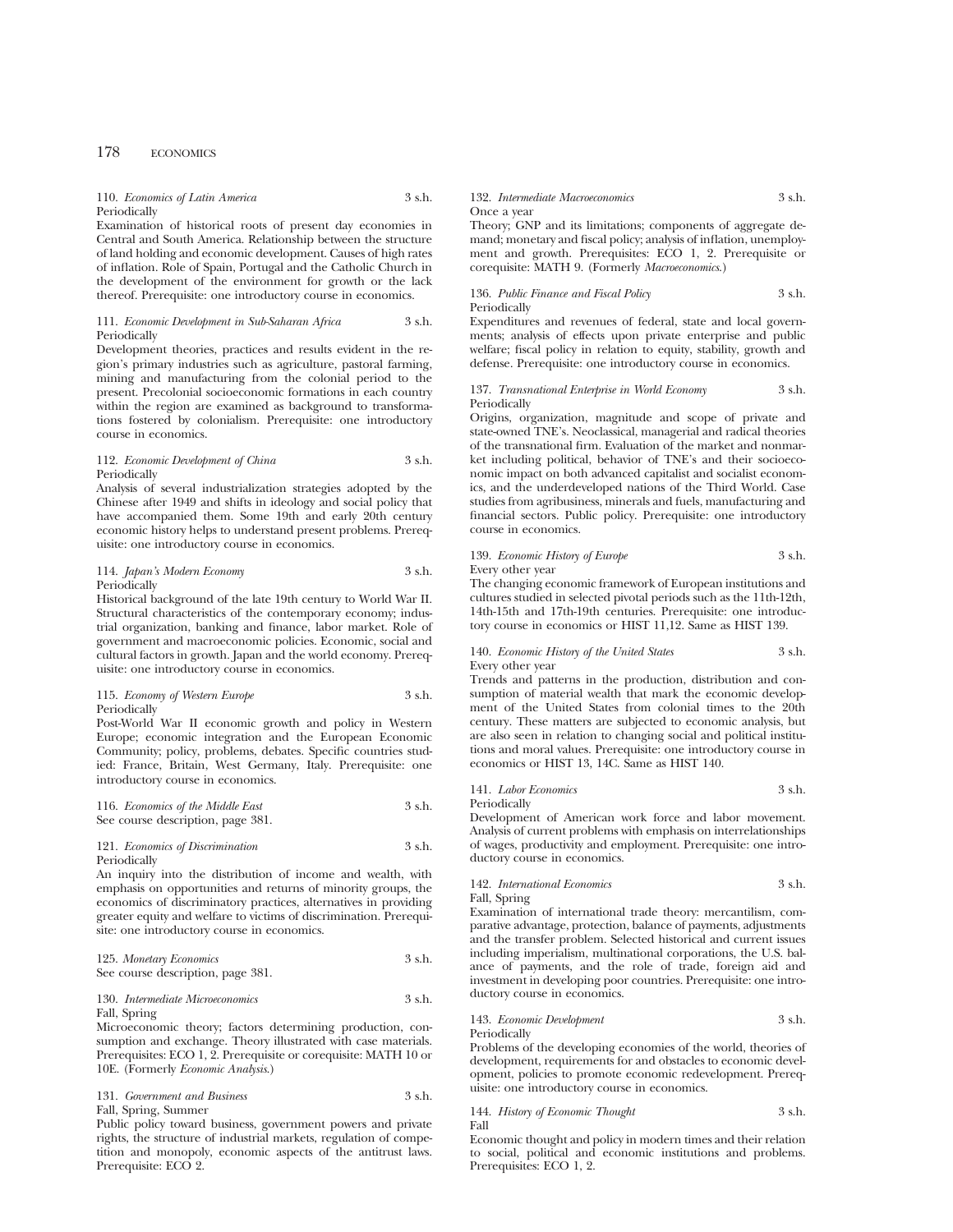110. *Economics of Latin America* 3 s.h.
Periodically

Examination of historical roots of present day economies in Central and South America. Relationship between the structure of land holding and economic development. Causes of high rates of inflation. Role of Spain, Portugal and the Catholic Church in the development of the environment for growth or the lack thereof. Prerequisite: one introductory course in economics.

111. *Economic Development in Sub-Saharan Africa* 3 s.h.
Periodically

Development theories, practices and results evident in the region's primary industries such as agriculture, pastoral farming, mining and manufacturing from the colonial period to the present. Precolonial socioeconomic formations in each country within the region are examined as background to transformations fostered by colonialism. Prerequisite: one introductory course in economics.

112. *Economic Development of China* 3 s.h.
Periodically

Analysis of several industrialization strategies adopted by the Chinese after 1949 and shifts in ideology and social policy that have accompanied them. Some 19th and early 20th century economic history helps to understand present problems. Prerequisite: one introductory course in economics.

114. *Japan's Modern Economy* 3 s.h.
Periodically

Historical background of the late 19th century to World War II. Structural characteristics of the contemporary economy; industrial organization, banking and finance, labor market. Role of government and macroeconomic policies. Economic, social and cultural factors in growth. Japan and the world economy. Prerequisite: one introductory course in economics.

115. *Economy of Western Europe* 3 s.h.
Periodically

Post-World War II economic growth and policy in Western Europe; economic integration and the European Economic Community; policy, problems, debates. Specific countries studied: France, Britain, West Germany, Italy. Prerequisite: one introductory course in economics.

116. *Economics of the Middle East* 3 s.h.
See course description, page 381.

121. *Economics of Discrimination* 3 s.h.
Periodically

An inquiry into the distribution of income and wealth, with emphasis on opportunities and returns of minority groups, the economics of discriminatory practices, alternatives in providing greater equity and welfare to victims of discrimination. Prerequisite: one introductory course in economics.

125. *Monetary Economics* 3 s.h.
See course description, page 381.

130. *Intermediate Microeconomics* 3 s.h.
Fall, Spring

Microeconomic theory; factors determining production, consumption and exchange. Theory illustrated with case materials. Prerequisites: ECO 1, 2. Prerequisite or corequisite: MATH 10 or 10E. (Formerly *Economic Analysis*.)

131. *Government and Business* 3 s.h.
Fall, Spring, Summer

Public policy toward business, government powers and private rights, the structure of industrial markets, regulation of competition and monopoly, economic aspects of the antitrust laws. Prerequisite: ECO 2.

132. *Intermediate Macroeconomics* 3 s.h.
Once a year

Theory; GNP and its limitations; components of aggregate demand; monetary and fiscal policy; analysis of inflation, unemployment and growth. Prerequisites: ECO 1, 2. Prerequisite or corequisite: MATH 9. (Formerly *Macroeconomics*.)

136. *Public Finance and Fiscal Policy* 3 s.h.
Periodically

Expenditures and revenues of federal, state and local governments; analysis of effects upon private enterprise and public welfare; fiscal policy in relation to equity, stability, growth and defense. Prerequisite: one introductory course in economics.

137. *Transnational Enterprise in World Economy* 3 s.h.
Periodically

Origins, organization, magnitude and scope of private and state-owned TNE's. Neoclassical, managerial and radical theories of the transnational firm. Evaluation of the market and nonmarket including political, behavior of TNE's and their socioeconomic impact on both advanced capitalist and socialist economics, and the underdeveloped nations of the Third World. Case studies from agribusiness, minerals and fuels, manufacturing and financial sectors. Public policy. Prerequisite: one introductory course in economics.

139. *Economic History of Europe* 3 s.h.
Every other year

The changing economic framework of European institutions and cultures studied in selected pivotal periods such as the 11th-12th, 14th-15th and 17th-19th centuries. Prerequisite: one introductory course in economics or HIST 11,12. Same as HIST 139.

140. *Economic History of the United States* 3 s.h.
Every other year

Trends and patterns in the production, distribution and consumption of material wealth that mark the economic development of the United States from colonial times to the 20th century. These matters are subjected to economic analysis, but are also seen in relation to changing social and political institutions and moral values. Prerequisite: one introductory course in economics or HIST 13, 14C. Same as HIST 140.

141. *Labor Economics* 3 s.h.
Periodically

Development of American work force and labor movement. Analysis of current problems with emphasis on interrelationships of wages, productivity and employment. Prerequisite: one introductory course in economics.

142. *International Economics* 3 s.h.
Fall, Spring

Examination of international trade theory: mercantilism, comparative advantage, protection, balance of payments, adjustments and the transfer problem. Selected historical and current issues including imperialism, multinational corporations, the U.S. balance of payments, and the role of trade, foreign aid and investment in developing poor countries. Prerequisite: one introductory course in economics.

143. *Economic Development* 3 s.h.
Periodically

Problems of the developing economies of the world, theories of development, requirements for and obstacles to economic development, policies to promote economic redevelopment. Prerequisite: one introductory course in economics.

144. *History of Economic Thought* 3 s.h.
Fall

Economic thought and policy in modern times and their relation to social, political and economic institutions and problems. Prerequisites: ECO 1, 2.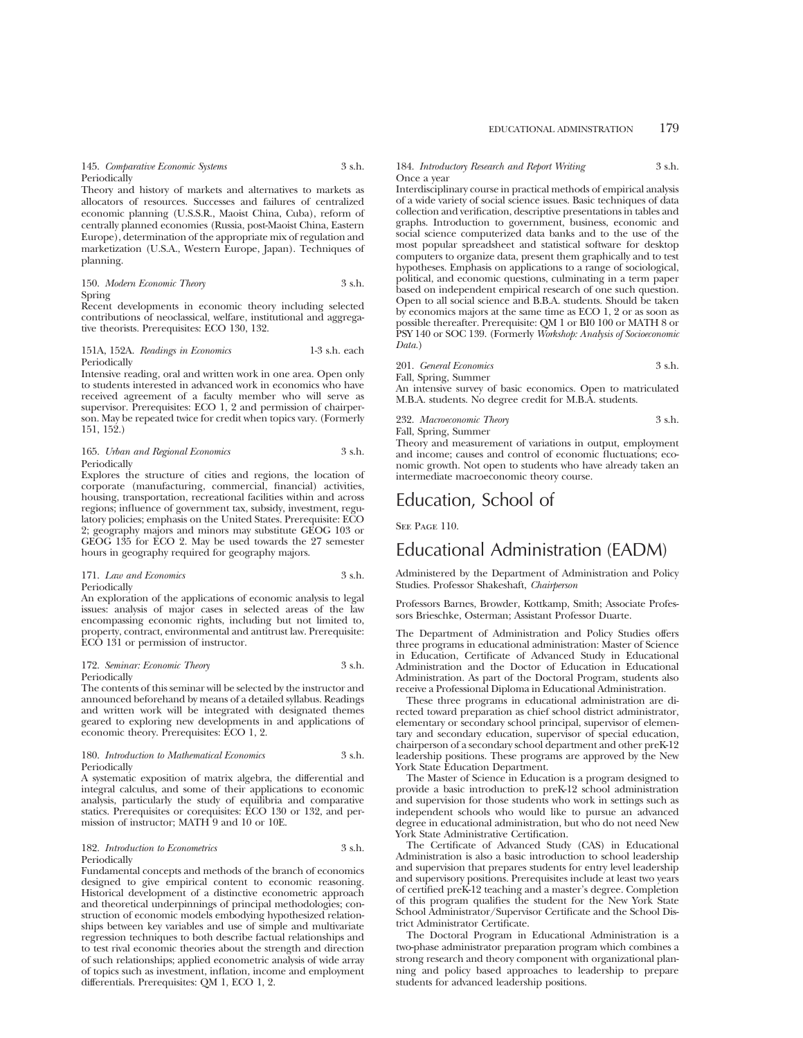145. *Comparative Economic Systems* 3 s.h.
Periodically
Theory and history of markets and alternatives to markets as allocators of resources. Successes and failures of centralized economic planning (U.S.S.R., Maoist China, Cuba), reform of centrally planned economies (Russia, post-Maoist China, Eastern Europe), determination of the appropriate mix of regulation and marketization (U.S.A., Western Europe, Japan). Techniques of planning.

150. *Modern Economic Theory* 3 s.h.
Spring
Recent developments in economic theory including selected contributions of neoclassical, welfare, institutional and aggregative theorists. Prerequisites: ECO 130, 132.

151A, 152A. *Readings in Economics* 1-3 s.h. each
Periodically
Intensive reading, oral and written work in one area. Open only to students interested in advanced work in economics who have received agreement of a faculty member who will serve as supervisor. Prerequisites: ECO 1, 2 and permission of chairperson. May be repeated twice for credit when topics vary. (Formerly 151, 152.)

165. *Urban and Regional Economics* 3 s.h.
Periodically
Explores the structure of cities and regions, the location of corporate (manufacturing, commercial, financial) activities, housing, transportation, recreational facilities within and across regions; influence of government tax, subsidy, investment, regulatory policies; emphasis on the United States. Prerequisite: ECO 2; geography majors and minors may substitute GEOG 103 or GEOG 135 for ECO 2. May be used towards the 27 semester hours in geography required for geography majors.

171. *Law and Economics* 3 s.h.
Periodically
An exploration of the applications of economic analysis to legal issues: analysis of major cases in selected areas of the law encompassing economic rights, including but not limited to, property, contract, environmental and antitrust law. Prerequisite: ECO 131 or permission of instructor.

172. *Seminar: Economic Theory* 3 s.h.
Periodically
The contents of this seminar will be selected by the instructor and announced beforehand by means of a detailed syllabus. Readings and written work will be integrated with designated themes geared to exploring new developments in and applications of economic theory. Prerequisites: ECO 1, 2.

180. *Introduction to Mathematical Economics* 3 s.h.
Periodically
A systematic exposition of matrix algebra, the differential and integral calculus, and some of their applications to economic analysis, particularly the study of equilibria and comparative statics. Prerequisites or corequisites: ECO 130 or 132, and permission of instructor; MATH 9 and 10 or 10E.

182. *Introduction to Econometrics* 3 s.h.
Periodically
Fundamental concepts and methods of the branch of economics designed to give empirical content to economic reasoning. Historical development of a distinctive econometric approach and theoretical underpinnings of principal methodologies; construction of economic models embodying hypothesized relationships between key variables and use of simple and multivariate regression techniques to both describe factual relationships and to test rival economic theories about the strength and direction of such relationships; applied econometric analysis of wide array of topics such as investment, inflation, income and employment differentials. Prerequisites: QM 1, ECO 1, 2.

184. *Introductory Research and Report Writing* 3 s.h.
Once a year
Interdisciplinary course in practical methods of empirical analysis of a wide variety of social science issues. Basic techniques of data collection and verification, descriptive presentations in tables and graphs. Introduction to government, business, economic and social science computerized data banks and to the use of the most popular spreadsheet and statistical software for desktop computers to organize data, present them graphically and to test hypotheses. Emphasis on applications to a range of sociological, political, and economic questions, culminating in a term paper based on independent empirical research of one such question. Open to all social science and B.B.A. students. Should be taken by economics majors at the same time as ECO 1, 2 or as soon as possible thereafter. Prerequisite: QM 1 or BI0 100 or MATH 8 or PSY 140 or SOC 139. (Formerly *Workshop: Analysis of Socioeconomic Data.*)

201. *General Economics* 3 s.h.
Fall, Spring, Summer
An intensive survey of basic economics. Open to matriculated M.B.A. students. No degree credit for M.B.A. students.

232. *Macroeconomic Theory* 3 s.h.
Fall, Spring, Summer
Theory and measurement of variations in output, employment and income; causes and control of economic fluctuations; economic growth. Not open to students who have already taken an intermediate macroeconomic theory course.

# Education, School of

See Page 110.

# Educational Administration (EADM)

Administered by the Department of Administration and Policy Studies. Professor Shakeshaft, *Chairperson*

Professors Barnes, Browder, Kottkamp, Smith; Associate Professors Brieschke, Osterman; Assistant Professor Duarte.

The Department of Administration and Policy Studies offers three programs in educational administration: Master of Science in Education, Certificate of Advanced Study in Educational Administration and the Doctor of Education in Educational Administration. As part of the Doctoral Program, students also receive a Professional Diploma in Educational Administration.

These three programs in educational administration are directed toward preparation as chief school district administrator, elementary or secondary school principal, supervisor of elementary and secondary education, supervisor of special education, chairperson of a secondary school department and other preK-12 leadership positions. These programs are approved by the New York State Education Department.

The Master of Science in Education is a program designed to provide a basic introduction to preK-12 school administration and supervision for those students who work in settings such as independent schools who would like to pursue an advanced degree in educational administration, but who do not need New York State Administrative Certification.

The Certificate of Advanced Study (CAS) in Educational Administration is also a basic introduction to school leadership and supervision that prepares students for entry level leadership and supervisory positions. Prerequisites include at least two years of certified preK-12 teaching and a master's degree. Completion of this program qualifies the student for the New York State School Administrator/Supervisor Certificate and the School District Administrator Certificate.

The Doctoral Program in Educational Administration is a two-phase administrator preparation program which combines a strong research and theory component with organizational planning and policy based approaches to leadership to prepare students for advanced leadership positions.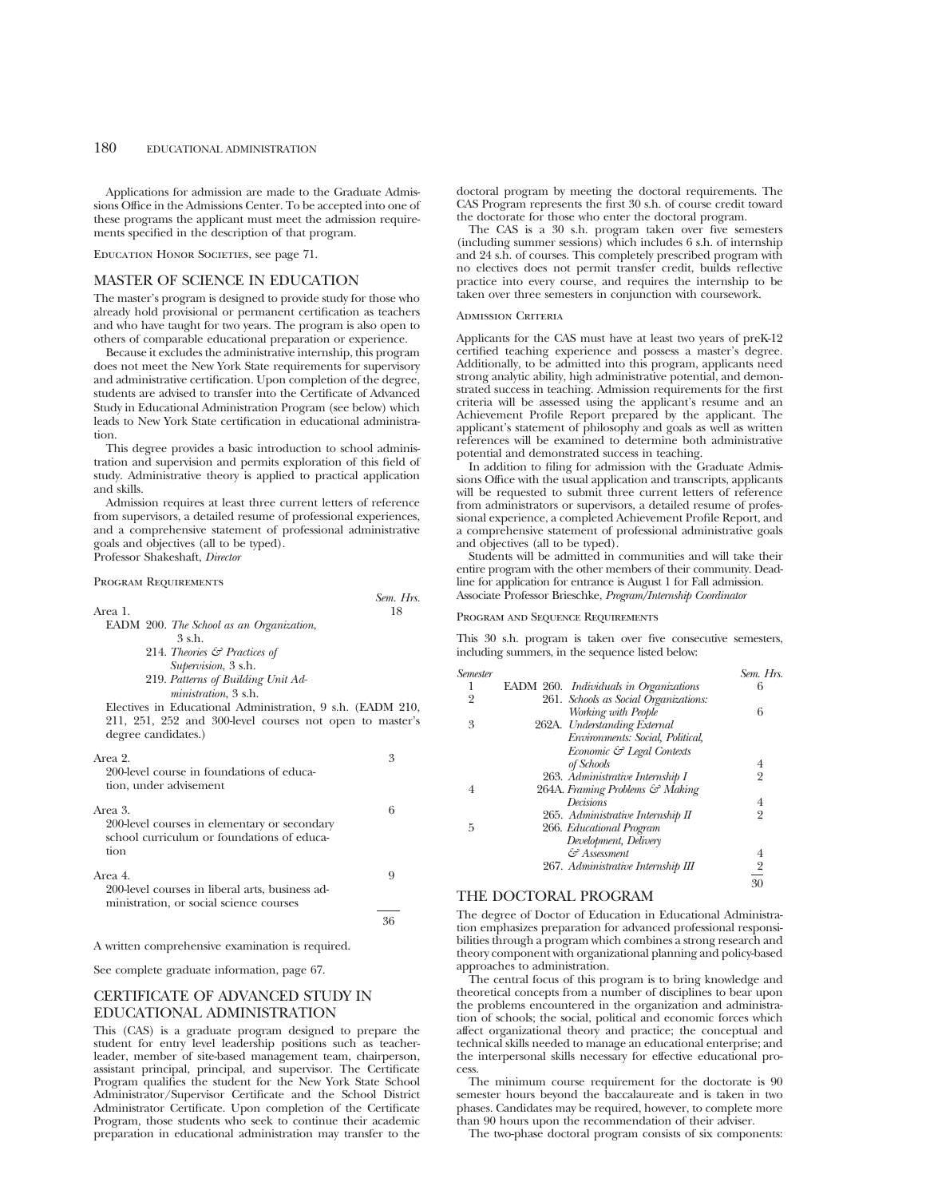Applications for admission are made to the Graduate Admissions Office in the Admissions Center. To be accepted into one of these programs the applicant must meet the admission requirements specified in the description of that program.

Education Honor Societies, see page 71.

## MASTER OF SCIENCE IN EDUCATION

The master's program is designed to provide study for those who already hold provisional or permanent certification as teachers and who have taught for two years. The program is also open to others of comparable educational preparation or experience.

Because it excludes the administrative internship, this program does not meet the New York State requirements for supervisory and administrative certification. Upon completion of the degree, students are advised to transfer into the Certificate of Advanced Study in Educational Administration Program (see below) which leads to New York State certification in educational administration.

This degree provides a basic introduction to school administration and supervision and permits exploration of this field of study. Administrative theory is applied to practical application and skills.

Admission requires at least three current letters of reference from supervisors, a detailed resume of professional experiences, and a comprehensive statement of professional administrative goals and objectives (all to be typed).
Professor Shakeshaft, *Director*

### Program Requirements

| | Sem. Hrs. |
|---|---|
| Area 1. | 18 |
| EADM 200. *The School as an Organization*, 3 s.h. | |
| 214. *Theories & Practices of Supervision*, 3 s.h. | |
| 219. *Patterns of Building Unit Administration*, 3 s.h. | |
| Electives in Educational Administration, 9 s.h. (EADM 210, 211, 251, 252 and 300-level courses not open to master's degree candidates.) | |
| Area 2. 200-level course in foundations of education, under advisement | 3 |
| Area 3. 200-level courses in elementary or secondary school curriculum or foundations of education | 6 |
| Area 4. 200-level courses in liberal arts, business administration, or social science courses | 9 |
| | 36 |

A written comprehensive examination is required.

See complete graduate information, page 67.

## CERTIFICATE OF ADVANCED STUDY IN EDUCATIONAL ADMINISTRATION

This (CAS) is a graduate program designed to prepare the student for entry level leadership positions such as teacher-leader, member of site-based management team, chairperson, assistant principal, principal, and supervisor. The Certificate Program qualifies the student for the New York State School Administrator/Supervisor Certificate and the School District Administrator Certificate. Upon completion of the Certificate Program, those students who seek to continue their academic preparation in educational administration may transfer to the doctoral program by meeting the doctoral requirements. The CAS Program represents the first 30 s.h. of course credit toward the doctorate for those who enter the doctoral program.

The CAS is a 30 s.h. program taken over five semesters (including summer sessions) which includes 6 s.h. of internship and 24 s.h. of courses. This completely prescribed program with no electives does not permit transfer credit, builds reflective practice into every course, and requires the internship to be taken over three semesters in conjunction with coursework.

### Admission Criteria

Applicants for the CAS must have at least two years of preK-12 certified teaching experience and possess a master's degree. Additionally, to be admitted into this program, applicants need strong analytic ability, high administrative potential, and demonstrated success in teaching. Admission requirements for the first criteria will be assessed using the applicant's resume and an Achievement Profile Report prepared by the applicant. The applicant's statement of philosophy and goals as well as written references will be examined to determine both administrative potential and demonstrated success in teaching.

In addition to filing for admission with the Graduate Admissions Office with the usual application and transcripts, applicants will be requested to submit three current letters of reference from administrators or supervisors, a detailed resume of professional experience, a completed Achievement Profile Report, and a comprehensive statement of professional administrative goals and objectives (all to be typed).

Students will be admitted in communities and will take their entire program with the other members of their community. Deadline for application for entrance is August 1 for Fall admission.
Associate Professor Brieschke, *Program/Internship Coordinator*

### Program and Sequence Requirements

This 30 s.h. program is taken over five consecutive semesters, including summers, in the sequence listed below:

| *Semester* | | *Sem. Hrs.* |
|---|---|---|
| 1 | EADM 260. *Individuals in Organizations* | 6 |
| 2 | 261. *Schools as Social Organizations: Working with People* | 6 |
| 3 | 262A. *Understanding External Environments: Social, Political, Economic & Legal Contexts of Schools* | 4 |
| | 263. *Administrative Internship I* | 2 |
| 4 | 264A. *Framing Problems & Making Decisions* | 4 |
| | 265. *Administrative Internship II* | 2 |
| 5 | 266. *Educational Program Development, Delivery & Assessment* | 4 |
| | 267. *Administrative Internship III* | 2 |
| | | 30 |

## THE DOCTORAL PROGRAM

The degree of Doctor of Education in Educational Administration emphasizes preparation for advanced professional responsibilities through a program which combines a strong research and theory component with organizational planning and policy-based approaches to administration.

The central focus of this program is to bring knowledge and theoretical concepts from a number of disciplines to bear upon the problems encountered in the organization and administration of schools; the social, political and economic forces which affect organizational theory and practice; the conceptual and technical skills needed to manage an educational enterprise; and the interpersonal skills necessary for effective educational process.

The minimum course requirement for the doctorate is 90 semester hours beyond the baccalaureate and is taken in two phases. Candidates may be required, however, to complete more than 90 hours upon the recommendation of their adviser.

The two-phase doctoral program consists of six components: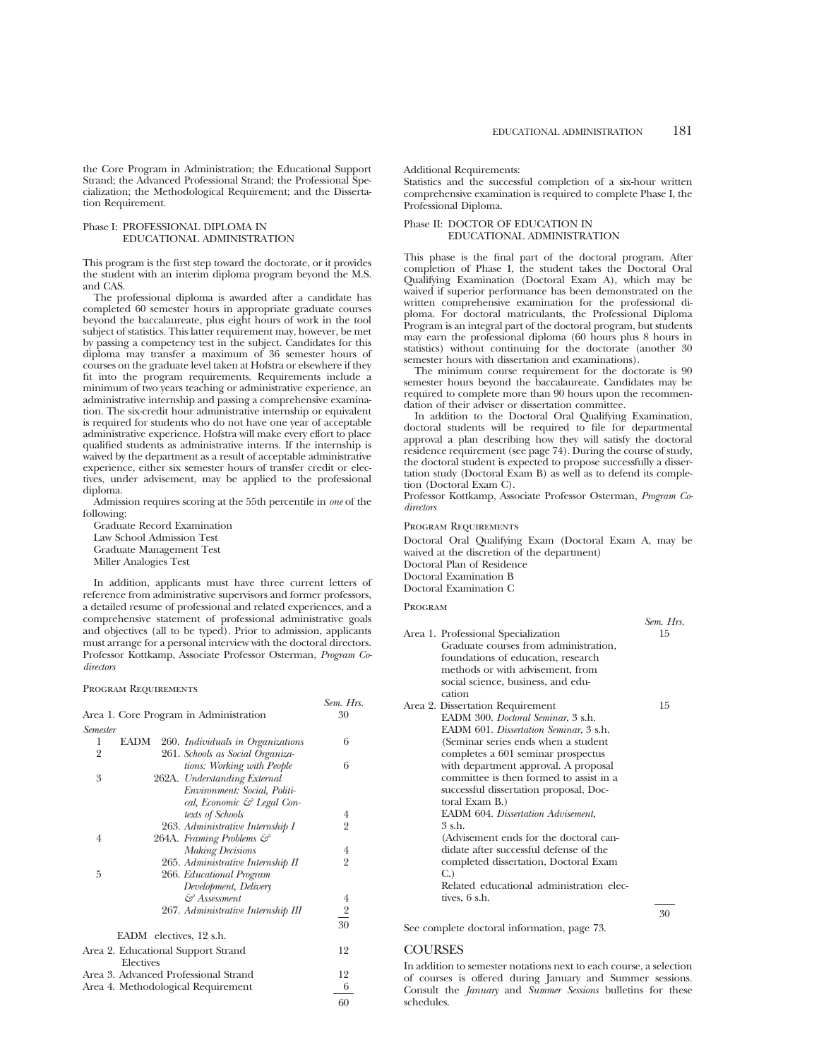the Core Program in Administration; the Educational Support Strand; the Advanced Professional Strand; the Professional Specialization; the Methodological Requirement; and the Dissertation Requirement.

### Phase I: PROFESSIONAL DIPLOMA IN EDUCATIONAL ADMINISTRATION

This program is the first step toward the doctorate, or it provides the student with an interim diploma program beyond the M.S. and CAS.

The professional diploma is awarded after a candidate has completed 60 semester hours in appropriate graduate courses beyond the baccalaureate, plus eight hours of work in the tool subject of statistics. This latter requirement may, however, be met by passing a competency test in the subject. Candidates for this diploma may transfer a maximum of 36 semester hours of courses on the graduate level taken at Hofstra or elsewhere if they fit into the program requirements. Requirements include a minimum of two years teaching or administrative experience, an administrative internship and passing a comprehensive examination. The six-credit hour administrative internship or equivalent is required for students who do not have one year of acceptable administrative experience. Hofstra will make every effort to place qualified students as administrative interns. If the internship is waived by the department as a result of acceptable administrative experience, either six semester hours of transfer credit or electives, under advisement, may be applied to the professional diploma.

Admission requires scoring at the 55th percentile in *one* of the following:

Graduate Record Examination
Law School Admission Test
Graduate Management Test
Miller Analogies Test

In addition, applicants must have three current letters of reference from administrative supervisors and former professors, a detailed resume of professional and related experiences, and a comprehensive statement of professional administrative goals and objectives (all to be typed). Prior to admission, applicants must arrange for a personal interview with the doctoral directors.
Professor Kottkamp, Associate Professor Osterman, *Program Codirectors*

#### Program Requirements

| | Sem. Hrs. |
|---|---|
| Area 1. Core Program in Administration | 30 |
| *Semester* | |
| 1 EADM 260. *Individuals in Organizations* | 6 |
| 2 261. *Schools as Social Organizations: Working with People* | 6 |
| 3 262A. *Understanding External Environment: Social, Political, Economic & Legal Contexts of Schools* | 4 |
| 263. *Administrative Internship I* | 2 |
| 4 264A. *Framing Problems & Making Decisions* | 4 |
| 265. *Administrative Internship II* | 2 |
| 5 266. *Educational Program Development, Delivery & Assessment* | 4 |
| 267. *Administrative Internship III* | 2 |
| | 30 |
| EADM electives, 12 s.h. | |
| Area 2. Educational Support Strand Electives | 12 |
| Area 3. Advanced Professional Strand | 12 |
| Area 4. Methodological Requirement | 6 |
| | 60 |

Additional Requirements:
Statistics and the successful completion of a six-hour written comprehensive examination is required to complete Phase I, the Professional Diploma.

### Phase II: DOCTOR OF EDUCATION IN EDUCATIONAL ADMINISTRATION

This phase is the final part of the doctoral program. After completion of Phase I, the student takes the Doctoral Oral Qualifying Examination (Doctoral Exam A), which may be waived if superior performance has been demonstrated on the written comprehensive examination for the professional diploma. For doctoral matriculants, the Professional Diploma Program is an integral part of the doctoral program, but students may earn the professional diploma (60 hours plus 8 hours in statistics) without continuing for the doctorate (another 30 semester hours with dissertation and examinations).

The minimum course requirement for the doctorate is 90 semester hours beyond the baccalaureate. Candidates may be required to complete more than 90 hours upon the recommendation of their adviser or dissertation committee.

In addition to the Doctoral Oral Qualifying Examination, doctoral students will be required to file for departmental approval a plan describing how they will satisfy the doctoral residence requirement (see page 74). During the course of study, the doctoral student is expected to propose successfully a dissertation study (Doctoral Exam B) as well as to defend its completion (Doctoral Exam C).
Professor Kottkamp, Associate Professor Osterman, *Program Codirectors*

#### Program Requirements

Doctoral Oral Qualifying Exam (Doctoral Exam A, may be waived at the discretion of the department)
Doctoral Plan of Residence
Doctoral Examination B
Doctoral Examination C

#### Program

| | Sem. Hrs. |
|---|---|
| Area 1. Professional Specialization<br>Graduate courses from administration, foundations of education, research methods or with advisement, from social science, business, and education | 15 |
| Area 2. Dissertation Requirement<br>EADM 300. *Doctoral Seminar*, 3 s.h.<br>EADM 601. *Dissertation Seminar*, 3 s.h.<br>(Seminar series ends when a student completes a 601 seminar prospectus with department approval. A proposal committee is then formed to assist in a successful dissertation proposal, Doctoral Exam B.)<br>EADM 604. *Dissertation Advisement*, 3 s.h.<br>(Advisement ends for the doctoral candidate after successful defense of the completed dissertation, Doctoral Exam C.)<br>Related educational administration electives, 6 s.h. | 15 |
| | 30 |

See complete doctoral information, page 73.

## COURSES

In addition to semester notations next to each course, a selection of courses is offered during January and Summer sessions. Consult the *January* and *Summer Sessions* bulletins for these schedules.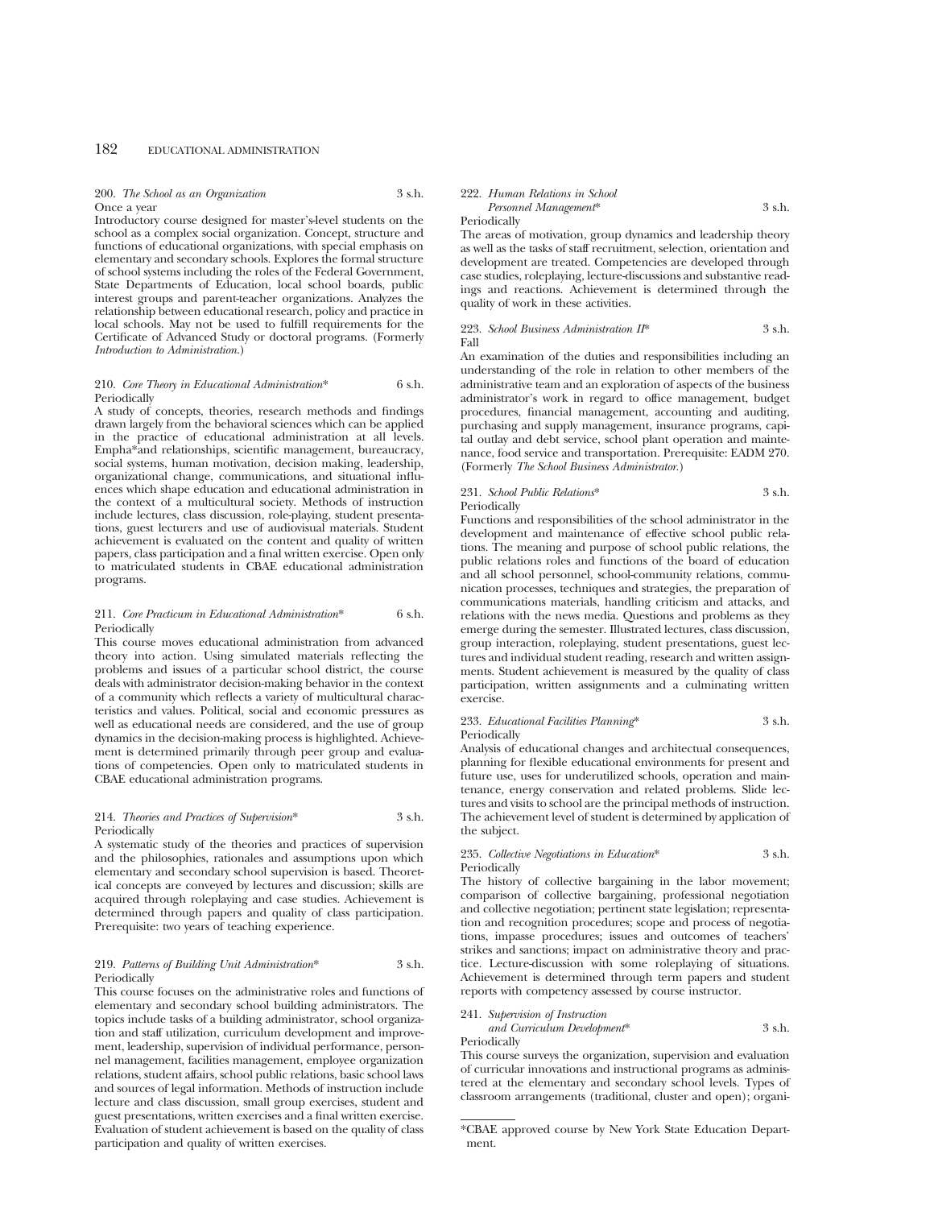200. *The School as an Organization* 3 s.h.
Once a year

Introductory course designed for master's-level students on the school as a complex social organization. Concept, structure and functions of educational organizations, with special emphasis on elementary and secondary schools. Explores the formal structure of school systems including the roles of the Federal Government, State Departments of Education, local school boards, public interest groups and parent-teacher organizations. Analyzes the relationship between educational research, policy and practice in local schools. May not be used to fulfill requirements for the Certificate of Advanced Study or doctoral programs. (Formerly *Introduction to Administration.*)

210. *Core Theory in Educational Administration** 6 s.h.
Periodically

A study of concepts, theories, research methods and findings drawn largely from the behavioral sciences which can be applied in the practice of educational administration at all levels. Empha*and relationships, scientific management, bureaucracy, social systems, human motivation, decision making, leadership, organizational change, communications, and situational influences which shape education and educational administration in the context of a multicultural society. Methods of instruction include lectures, class discussion, role-playing, student presentations, guest lecturers and use of audiovisual materials. Student achievement is evaluated on the content and quality of written papers, class participation and a final written exercise. Open only to matriculated students in CBAE educational administration programs.

211. *Core Practicum in Educational Administration** 6 s.h.
Periodically

This course moves educational administration from advanced theory into action. Using simulated materials reflecting the problems and issues of a particular school district, the course deals with administrator decision-making behavior in the context of a community which reflects a variety of multicultural characteristics and values. Political, social and economic pressures as well as educational needs are considered, and the use of group dynamics in the decision-making process is highlighted. Achievement is determined primarily through peer group and evaluations of competencies. Open only to matriculated students in CBAE educational administration programs.

214. *Theories and Practices of Supervision** 3 s.h.
Periodically

A systematic study of the theories and practices of supervision and the philosophies, rationales and assumptions upon which elementary and secondary school supervision is based. Theoretical concepts are conveyed by lectures and discussion; skills are acquired through roleplaying and case studies. Achievement is determined through papers and quality of class participation. Prerequisite: two years of teaching experience.

219. *Patterns of Building Unit Administration** 3 s.h.
Periodically

This course focuses on the administrative roles and functions of elementary and secondary school building administrators. The topics include tasks of a building administrator, school organization and staff utilization, curriculum development and improvement, leadership, supervision of individual performance, personnel management, facilities management, employee organization relations, student affairs, school public relations, basic school laws and sources of legal information. Methods of instruction include lecture and class discussion, small group exercises, student and guest presentations, written exercises and a final written exercise. Evaluation of student achievement is based on the quality of class participation and quality of written exercises.

222. *Human Relations in School Personnel Management** 3 s.h.
Periodically

The areas of motivation, group dynamics and leadership theory as well as the tasks of staff recruitment, selection, orientation and development are treated. Competencies are developed through case studies, roleplaying, lecture-discussions and substantive readings and reactions. Achievement is determined through the quality of work in these activities.

223. *School Business Administration II** 3 s.h.
Fall

An examination of the duties and responsibilities including an understanding of the role in relation to other members of the administrative team and an exploration of aspects of the business administrator's work in regard to office management, budget procedures, financial management, accounting and auditing, purchasing and supply management, insurance programs, capital outlay and debt service, school plant operation and maintenance, food service and transportation. Prerequisite: EADM 270. (Formerly *The School Business Administrator.*)

231. *School Public Relations** 3 s.h.
Periodically

Functions and responsibilities of the school administrator in the development and maintenance of effective school public relations. The meaning and purpose of school public relations, the public relations roles and functions of the board of education and all school personnel, school-community relations, communication processes, techniques and strategies, the preparation of communications materials, handling criticism and attacks, and relations with the news media. Questions and problems as they emerge during the semester. Illustrated lectures, class discussion, group interaction, roleplaying, student presentations, guest lectures and individual student reading, research and written assignments. Student achievement is measured by the quality of class participation, written assignments and a culminating written exercise.

233. *Educational Facilities Planning** 3 s.h.
Periodically

Analysis of educational changes and architectual consequences, planning for flexible educational environments for present and future use, uses for underutilized schools, operation and maintenance, energy conservation and related problems. Slide lectures and visits to school are the principal methods of instruction. The achievement level of student is determined by application of the subject.

235. *Collective Negotiations in Education** 3 s.h.
Periodically

The history of collective bargaining in the labor movement; comparison of collective bargaining, professional negotiation and collective negotiation; pertinent state legislation; representation and recognition procedures; scope and process of negotiations, impasse procedures; issues and outcomes of teachers' strikes and sanctions; impact on administrative theory and practice. Lecture-discussion with some roleplaying of situations. Achievement is determined through term papers and student reports with competency assessed by course instructor.

241. *Supervision of Instruction and Curriculum Development** 3 s.h.
Periodically

This course surveys the organization, supervision and evaluation of curricular innovations and instructional programs as administered at the elementary and secondary school levels. Types of classroom arrangements (traditional, cluster and open); organi-

*CBAE approved course by New York State Education Department.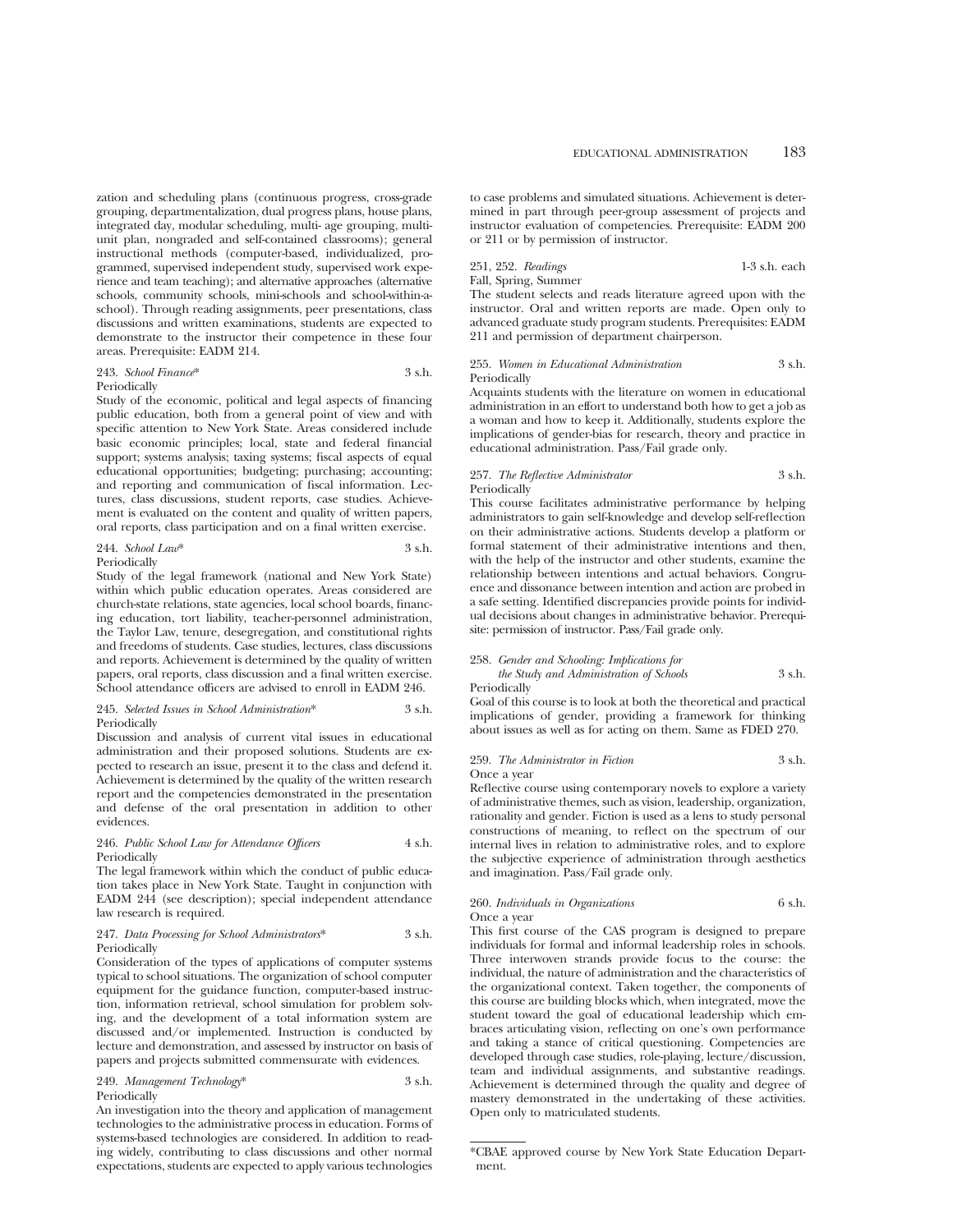zation and scheduling plans (continuous progress, cross-grade grouping, departmentalization, dual progress plans, house plans, integrated day, modular scheduling, multi- age grouping, multi-unit plan, nongraded and self-contained classrooms); general instructional methods (computer-based, individualized, programmed, supervised independent study, supervised work experience and team teaching); and alternative approaches (alternative schools, community schools, mini-schools and school-within-a-school). Through reading assignments, peer presentations, class discussions and written examinations, students are expected to demonstrate to the instructor their competence in these four areas. Prerequisite: EADM 214.

243. *School Finance** — 3 s.h.
Periodically

Study of the economic, political and legal aspects of financing public education, both from a general point of view and with specific attention to New York State. Areas considered include basic economic principles; local, state and federal financial support; systems analysis; taxing systems; fiscal aspects of equal educational opportunities; budgeting; purchasing; accounting; and reporting and communication of fiscal information. Lectures, class discussions, student reports, case studies. Achievement is evaluated on the content and quality of written papers, oral reports, class participation and on a final written exercise.

244. *School Law** — 3 s.h.
Periodically

Study of the legal framework (national and New York State) within which public education operates. Areas considered are church-state relations, state agencies, local school boards, financing education, tort liability, teacher-personnel administration, the Taylor Law, tenure, desegregation, and constitutional rights and freedoms of students. Case studies, lectures, class discussions and reports. Achievement is determined by the quality of written papers, oral reports, class discussion and a final written exercise. School attendance officers are advised to enroll in EADM 246.

245. *Selected Issues in School Administration** — 3 s.h.
Periodically

Discussion and analysis of current vital issues in educational administration and their proposed solutions. Students are expected to research an issue, present it to the class and defend it. Achievement is determined by the quality of the written research report and the competencies demonstrated in the presentation and defense of the oral presentation in addition to other evidences.

246. *Public School Law for Attendance Officers* — 4 s.h.
Periodically

The legal framework within which the conduct of public education takes place in New York State. Taught in conjunction with EADM 244 (see description); special independent attendance law research is required.

247. *Data Processing for School Administrators** — 3 s.h.
Periodically

Consideration of the types of applications of computer systems typical to school situations. The organization of school computer equipment for the guidance function, computer-based instruction, information retrieval, school simulation for problem solving, and the development of a total information system are discussed and/or implemented. Instruction is conducted by lecture and demonstration, and assessed by instructor on basis of papers and projects submitted commensurate with evidences.

249. *Management Technology** — 3 s.h.
Periodically

An investigation into the theory and application of management technologies to the administrative process in education. Forms of systems-based technologies are considered. In addition to reading widely, contributing to class discussions and other normal expectations, students are expected to apply various technologies to case problems and simulated situations. Achievement is determined in part through peer-group assessment of projects and instructor evaluation of competencies. Prerequisite: EADM 200 or 211 or by permission of instructor.

251, 252. *Readings* — 1-3 s.h. each
Fall, Spring, Summer

The student selects and reads literature agreed upon with the instructor. Oral and written reports are made. Open only to advanced graduate study program students. Prerequisites: EADM 211 and permission of department chairperson.

255. *Women in Educational Administration* — 3 s.h.
Periodically

Acquaints students with the literature on women in educational administration in an effort to understand both how to get a job as a woman and how to keep it. Additionally, students explore the implications of gender-bias for research, theory and practice in educational administration. Pass/Fail grade only.

257. *The Reflective Administrator* — 3 s.h.
Periodically

This course facilitates administrative performance by helping administrators to gain self-knowledge and develop self-reflection on their administrative actions. Students develop a platform or formal statement of their administrative intentions and then, with the help of the instructor and other students, examine the relationship between intentions and actual behaviors. Congruence and dissonance between intention and action are probed in a safe setting. Identified discrepancies provide points for individual decisions about changes in administrative behavior. Prerequisite: permission of instructor. Pass/Fail grade only.

258. *Gender and Schooling: Implications for the Study and Administration of Schools* — 3 s.h.
Periodically

Goal of this course is to look at both the theoretical and practical implications of gender, providing a framework for thinking about issues as well as for acting on them. Same as FDED 270.

259. *The Administrator in Fiction* — 3 s.h.
Once a year

Reflective course using contemporary novels to explore a variety of administrative themes, such as vision, leadership, organization, rationality and gender. Fiction is used as a lens to study personal constructions of meaning, to reflect on the spectrum of our internal lives in relation to administrative roles, and to explore the subjective experience of administration through aesthetics and imagination. Pass/Fail grade only.

260. *Individuals in Organizations* — 6 s.h.
Once a year

This first course of the CAS program is designed to prepare individuals for formal and informal leadership roles in schools. Three interwoven strands provide focus to the course: the individual, the nature of administration and the characteristics of the organizational context. Taken together, the components of this course are building blocks which, when integrated, move the student toward the goal of educational leadership which embraces articulating vision, reflecting on one's own performance and taking a stance of critical questioning. Competencies are developed through case studies, role-playing, lecture/discussion, team and individual assignments, and substantive readings. Achievement is determined through the quality and degree of mastery demonstrated in the undertaking of these activities. Open only to matriculated students.

---

*CBAE approved course by New York State Education Department.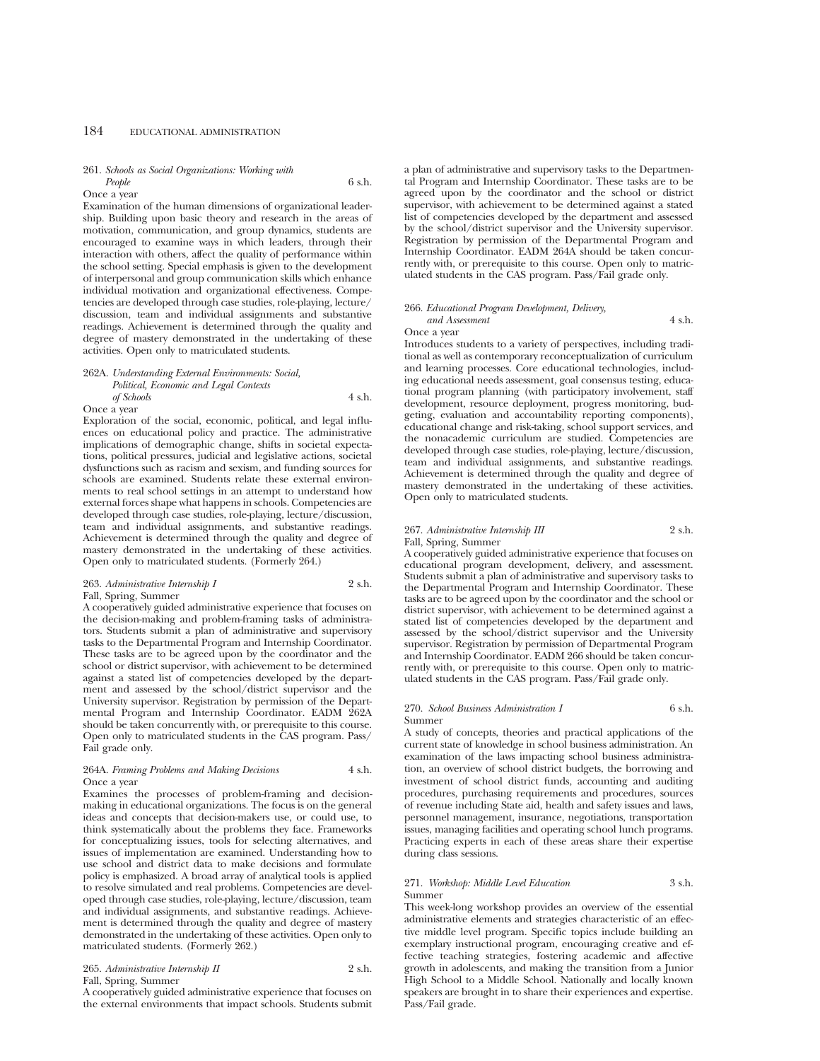**261.** *Schools as Social Organizations: Working with People* 6 s.h.
Once a year

Examination of the human dimensions of organizational leadership. Building upon basic theory and research in the areas of motivation, communication, and group dynamics, students are encouraged to examine ways in which leaders, through their interaction with others, affect the quality of performance within the school setting. Special emphasis is given to the development of interpersonal and group communication skills which enhance individual motivation and organizational effectiveness. Competencies are developed through case studies, role-playing, lecture/discussion, team and individual assignments and substantive readings. Achievement is determined through the quality and degree of mastery demonstrated in the undertaking of these activities. Open only to matriculated students.

**262A.** *Understanding External Environments: Social, Political, Economic and Legal Contexts of Schools* 4 s.h.
Once a year

Exploration of the social, economic, political, and legal influences on educational policy and practice. The administrative implications of demographic change, shifts in societal expectations, political pressures, judicial and legislative actions, societal dysfunctions such as racism and sexism, and funding sources for schools are examined. Students relate these external environments to real school settings in an attempt to understand how external forces shape what happens in schools. Competencies are developed through case studies, role-playing, lecture/discussion, team and individual assignments, and substantive readings. Achievement is determined through the quality and degree of mastery demonstrated in the undertaking of these activities. Open only to matriculated students. (Formerly 264.)

**263.** *Administrative Internship I* 2 s.h.
Fall, Spring, Summer

A cooperatively guided administrative experience that focuses on the decision-making and problem-framing tasks of administrators. Students submit a plan of administrative and supervisory tasks to the Departmental Program and Internship Coordinator. These tasks are to be agreed upon by the coordinator and the school or district supervisor, with achievement to be determined against a stated list of competencies developed by the department and assessed by the school/district supervisor and the University supervisor. Registration by permission of the Departmental Program and Internship Coordinator. EADM 262A should be taken concurrently with, or prerequisite to this course. Open only to matriculated students in the CAS program. Pass/Fail grade only.

**264A.** *Framing Problems and Making Decisions* 4 s.h.
Once a year

Examines the processes of problem-framing and decision-making in educational organizations. The focus is on the general ideas and concepts that decision-makers use, or could use, to think systematically about the problems they face. Frameworks for conceptualizing issues, tools for selecting alternatives, and issues of implementation are examined. Understanding how to use school and district data to make decisions and formulate policy is emphasized. A broad array of analytical tools is applied to resolve simulated and real problems. Competencies are developed through case studies, role-playing, lecture/discussion, team and individual assignments, and substantive readings. Achievement is determined through the quality and degree of mastery demonstrated in the undertaking of these activities. Open only to matriculated students. (Formerly 262.)

**265.** *Administrative Internship II* 2 s.h.
Fall, Spring, Summer

A cooperatively guided administrative experience that focuses on the external environments that impact schools. Students submit a plan of administrative and supervisory tasks to the Departmental Program and Internship Coordinator. These tasks are to be agreed upon by the coordinator and the school or district supervisor, with achievement to be determined against a stated list of competencies developed by the department and assessed by the school/district supervisor and the University supervisor. Registration by permission of the Departmental Program and Internship Coordinator. EADM 264A should be taken concurrently with, or prerequisite to this course. Open only to matriculated students in the CAS program. Pass/Fail grade only.

**266.** *Educational Program Development, Delivery, and Assessment* 4 s.h.
Once a year

Introduces students to a variety of perspectives, including traditional as well as contemporary reconceptualization of curriculum and learning processes. Core educational technologies, including educational needs assessment, goal consensus testing, educational program planning (with participatory involvement, staff development, resource deployment, progress monitoring, budgeting, evaluation and accountability reporting components), educational change and risk-taking, school support services, and the nonacademic curriculum are studied. Competencies are developed through case studies, role-playing, lecture/discussion, team and individual assignments, and substantive readings. Achievement is determined through the quality and degree of mastery demonstrated in the undertaking of these activities. Open only to matriculated students.

**267.** *Administrative Internship III* 2 s.h.
Fall, Spring, Summer

A cooperatively guided administrative experience that focuses on educational program development, delivery, and assessment. Students submit a plan of administrative and supervisory tasks to the Departmental Program and Internship Coordinator. These tasks are to be agreed upon by the coordinator and the school or district supervisor, with achievement to be determined against a stated list of competencies developed by the department and assessed by the school/district supervisor and the University supervisor. Registration by permission of Departmental Program and Internship Coordinator. EADM 266 should be taken concurrently with, or prerequisite to this course. Open only to matriculated students in the CAS program. Pass/Fail grade only.

**270.** *School Business Administration I* 6 s.h.
Summer

A study of concepts, theories and practical applications of the current state of knowledge in school business administration. An examination of the laws impacting school business administration, an overview of school district budgets, the borrowing and investment of school district funds, accounting and auditing procedures, purchasing requirements and procedures, sources of revenue including State aid, health and safety issues and laws, personnel management, insurance, negotiations, transportation issues, managing facilities and operating school lunch programs. Practicing experts in each of these areas share their expertise during class sessions.

**271.** *Workshop: Middle Level Education* 3 s.h.
Summer

This week-long workshop provides an overview of the essential administrative elements and strategies characteristic of an effective middle level program. Specific topics include building an exemplary instructional program, encouraging creative and effective teaching strategies, fostering academic and affective growth in adolescents, and making the transition from a Junior High School to a Middle School. Nationally and locally known speakers are brought in to share their experiences and expertise. Pass/Fail grade.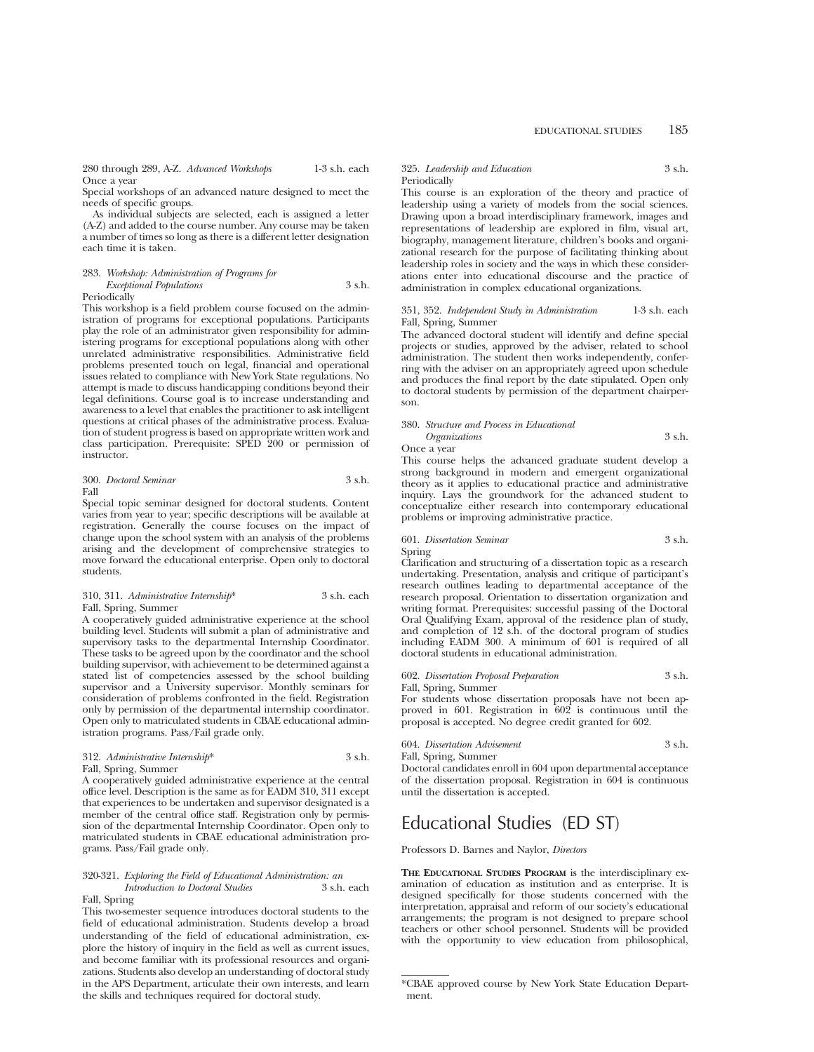280 through 289, A-Z. *Advanced Workshops* 1-3 s.h. each
Once a year

Special workshops of an advanced nature designed to meet the needs of specific groups.

As individual subjects are selected, each is assigned a letter (A-Z) and added to the course number. Any course may be taken a number of times so long as there is a different letter designation each time it is taken.

283. *Workshop: Administration of Programs for Exceptional Populations* 3 s.h.
Periodically

This workshop is a field problem course focused on the administration of programs for exceptional populations. Participants play the role of an administrator given responsibility for administering programs for exceptional populations along with other unrelated administrative responsibilities. Administrative field problems presented touch on legal, financial and operational issues related to compliance with New York State regulations. No attempt is made to discuss handicapping conditions beyond their legal definitions. Course goal is to increase understanding and awareness to a level that enables the practitioner to ask intelligent questions at critical phases of the administrative process. Evaluation of student progress is based on appropriate written work and class participation. Prerequisite: SPED 200 or permission of instructor.

300. *Doctoral Seminar* 3 s.h.
Fall

Special topic seminar designed for doctoral students. Content varies from year to year; specific descriptions will be available at registration. Generally the course focuses on the impact of change upon the school system with an analysis of the problems arising and the development of comprehensive strategies to move forward the educational enterprise. Open only to doctoral students.

310, 311. *Administrative Internship** 3 s.h. each
Fall, Spring, Summer

A cooperatively guided administrative experience at the school building level. Students will submit a plan of administrative and supervisory tasks to the departmental Internship Coordinator. These tasks to be agreed upon by the coordinator and the school building supervisor, with achievement to be determined against a stated list of competencies assessed by the school building supervisor and a University supervisor. Monthly seminars for consideration of problems confronted in the field. Registration only by permission of the departmental internship coordinator. Open only to matriculated students in CBAE educational administration programs. Pass/Fail grade only.

312. *Administrative Internship** 3 s.h.
Fall, Spring, Summer

A cooperatively guided administrative experience at the central office level. Description is the same as for EADM 310, 311 except that experiences to be undertaken and supervisor designated is a member of the central office staff. Registration only by permission of the departmental Internship Coordinator. Open only to matriculated students in CBAE educational administration programs. Pass/Fail grade only.

320-321. *Exploring the Field of Educational Administration: an Introduction to Doctoral Studies* 3 s.h. each
Fall, Spring

This two-semester sequence introduces doctoral students to the field of educational administration. Students develop a broad understanding of the field of educational administration, explore the history of inquiry in the field as well as current issues, and become familiar with its professional resources and organizations. Students also develop an understanding of doctoral study in the APS Department, articulate their own interests, and learn the skills and techniques required for doctoral study.

325. *Leadership and Education* 3 s.h.
Periodically

This course is an exploration of the theory and practice of leadership using a variety of models from the social sciences. Drawing upon a broad interdisciplinary framework, images and representations of leadership are explored in film, visual art, biography, management literature, children's books and organizational research for the purpose of facilitating thinking about leadership roles in society and the ways in which these considerations enter into educational discourse and the practice of administration in complex educational organizations.

351, 352. *Independent Study in Administration* 1-3 s.h. each
Fall, Spring, Summer

The advanced doctoral student will identify and define special projects or studies, approved by the adviser, related to school administration. The student then works independently, conferring with the adviser on an appropriately agreed upon schedule and produces the final report by the date stipulated. Open only to doctoral students by permission of the department chairperson.

380. *Structure and Process in Educational Organizations* 3 s.h.
Once a year

This course helps the advanced graduate student develop a strong background in modern and emergent organizational theory as it applies to educational practice and administrative inquiry. Lays the groundwork for the advanced student to conceptualize either research into contemporary educational problems or improving administrative practice.

601. *Dissertation Seminar* 3 s.h.
Spring

Clarification and structuring of a dissertation topic as a research undertaking. Presentation, analysis and critique of participant's research outlines leading to departmental acceptance of the research proposal. Orientation to dissertation organization and writing format. Prerequisites: successful passing of the Doctoral Oral Qualifying Exam, approval of the residence plan of study, and completion of 12 s.h. of the doctoral program of studies including EADM 300. A minimum of 601 is required of all doctoral students in educational administration.

602. *Dissertation Proposal Preparation* 3 s.h.
Fall, Spring, Summer

For students whose dissertation proposals have not been approved in 601. Registration in 602 is continuous until the proposal is accepted. No degree credit granted for 602.

604. *Dissertation Advisement* 3 s.h.
Fall, Spring, Summer

Doctoral candidates enroll in 604 upon departmental acceptance of the dissertation proposal. Registration in 604 is continuous until the dissertation is accepted.

# Educational Studies (ED ST)

Professors D. Barnes and Naylor, *Directors*

**The Educational Studies Program** is the interdisciplinary examination of education as institution and as enterprise. It is designed specifically for those students concerned with the interpretation, appraisal and reform of our society's educational arrangements; the program is not designed to prepare school teachers or other school personnel. Students will be provided with the opportunity to view education from philosophical,

*CBAE approved course by New York State Education Department.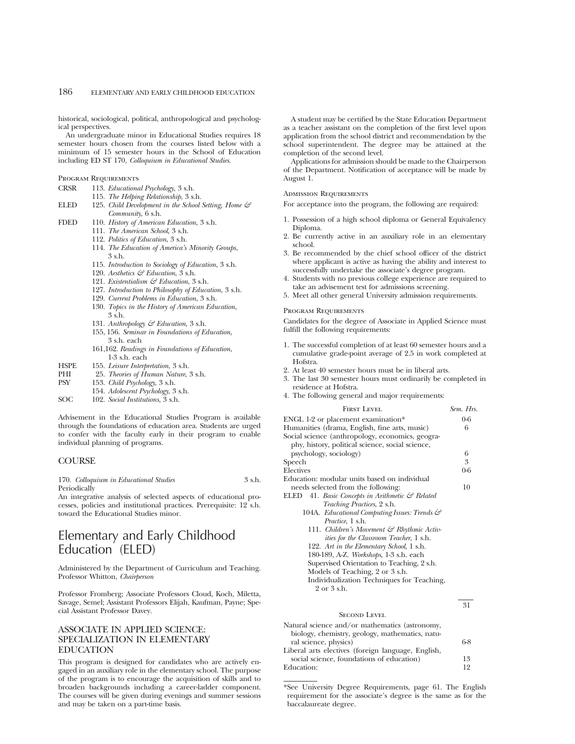historical, sociological, political, anthropological and psychological perspectives.

An undergraduate minor in Educational Studies requires 18 semester hours chosen from the courses listed below with a minimum of 15 semester hours in the School of Education including ED ST 170, *Colloquium in Educational Studies.*

Program Requirements

CRSR 113. *Educational Psychology,* 3 s.h.
115. *The Helping Relationship,* 3 s.h.
ELED 125. *Child Development in the School Setting, Home & Community,* 6 s.h.
FDED 110. *History of American Education,* 3 s.h.
111. *The American School,* 3 s.h.
112. *Politics of Education,* 3 s.h.
114. *The Education of America's Minority Groups,* 3 s.h.
115. *Introduction to Sociology of Education,* 3 s.h.
120. *Aesthetics & Education,* 3 s.h.
121. *Existentialism & Education,* 3 s.h.
127. *Introduction to Philosophy of Education,* 3 s.h.
129. *Current Problems in Education,* 3 s.h.
130. *Topics in the History of American Education,* 3 s.h.
131. *Anthropology & Education,* 3 s.h.
155, 156. *Seminar in Foundations of Education,* 3 s.h. each
161,162. *Readings in Foundations of Education,* 1-3 s.h. each
HSPE 155. *Leisure Interpretation,* 3 s.h.
PHI 25. *Theories of Human Nature,* 3 s.h.
PSY 153. *Child Psychology,* 3 s.h.
154. *Adolescent Psychology,* 3 s.h.
SOC 102. *Social Institutions,* 3 s.h.

Advisement in the Educational Studies Program is available through the foundations of education area. Students are urged to confer with the faculty early in their program to enable individual planning of programs.

## COURSE

170. *Colloquium in Educational Studies* 3 s.h.
Periodically
An integrative analysis of selected aspects of educational processes, policies and institutional practices. Prerequisite: 12 s.h. toward the Educational Studies minor.

# Elementary and Early Childhood Education (ELED)

Administered by the Department of Curriculum and Teaching. Professor Whitton, *Chairperson*

Professor Fromberg; Associate Professors Cloud, Koch, Miletta, Savage, Semel; Assistant Professors Elijah, Kaufman, Payne; Special Assistant Professor Davey.

## ASSOCIATE IN APPLIED SCIENCE: SPECIALIZATION IN ELEMENTARY EDUCATION

This program is designed for candidates who are actively engaged in an auxiliary role in the elementary school. The purpose of the program is to encourage the acquisition of skills and to broaden backgrounds including a career-ladder component. The courses will be given during evenings and summer sessions and may be taken on a part-time basis.

A student may be certified by the State Education Department as a teacher assistant on the completion of the first level upon application from the school district and recommendation by the school superintendent. The degree may be attained at the completion of the second level.

Applications for admission should be made to the Chairperson of the Department. Notification of acceptance will be made by August 1.

Admission Requirements

For acceptance into the program, the following are required:

1. Possession of a high school diploma or General Equivalency Diploma.
2. Be currently active in an auxiliary role in an elementary school.
3. Be recommended by the chief school officer of the district where applicant is active as having the ability and interest to successfully undertake the associate's degree program.
4. Students with no previous college experience are required to take an advisement test for admissions screening.
5. Meet all other general University admission requirements.

Program Requirements

Candidates for the degree of Associate in Applied Science must fulfill the following requirements:

1. The successful completion of at least 60 semester hours and a cumulative grade-point average of 2.5 in work completed at Hofstra.
2. At least 40 semester hours must be in liberal arts.
3. The last 30 semester hours must ordinarily be completed in residence at Hofstra.
4. The following general and major requirements:

| First Level | Sem. Hrs. |
|---|---|
| ENGL 1-2 or placement examination* | 0-6 |
| Humanities (drama, English, fine arts, music) | 6 |
| Social science (anthropology, economics, geography, history, political science, social science, psychology, sociology) | 6 |
| Speech | 3 |
| Electives | 0-6 |
| Education: modular units based on individual needs selected from the following: | 10 |
| ELED 41. *Basic Concepts in Arithmetic & Related Teaching Practices,* 2 s.h. | |
| 104A. *Educational Computing Issues: Trends & Practice,* 1 s.h. | |
| 111. *Children's Movement & Rhythmic Activities for the Classroom Teacher,* 1 s.h. | |
| 122. *Art in the Elementary School,* 1 s.h. | |
| 180-189, A-Z. *Workshops,* 1-3 s.h. each | |
| Supervised Orientation to Teaching, 2 s.h. | |
| Models of Teaching, 2 or 3 s.h. | |
| Individualization Techniques for Teaching, 2 or 3 s.h. | |
| | 31 |
| **Second Level** | |
| Natural science and/or mathematics (astronomy, biology, chemistry, geology, mathematics, natural science, physics) | 6-8 |
| Liberal arts electives (foreign language, English, social science, foundations of education) | 13 |
| Education: | 12 |

*See University Degree Requirements, page 61. The English requirement for the associate's degree is the same as for the baccalaureate degree.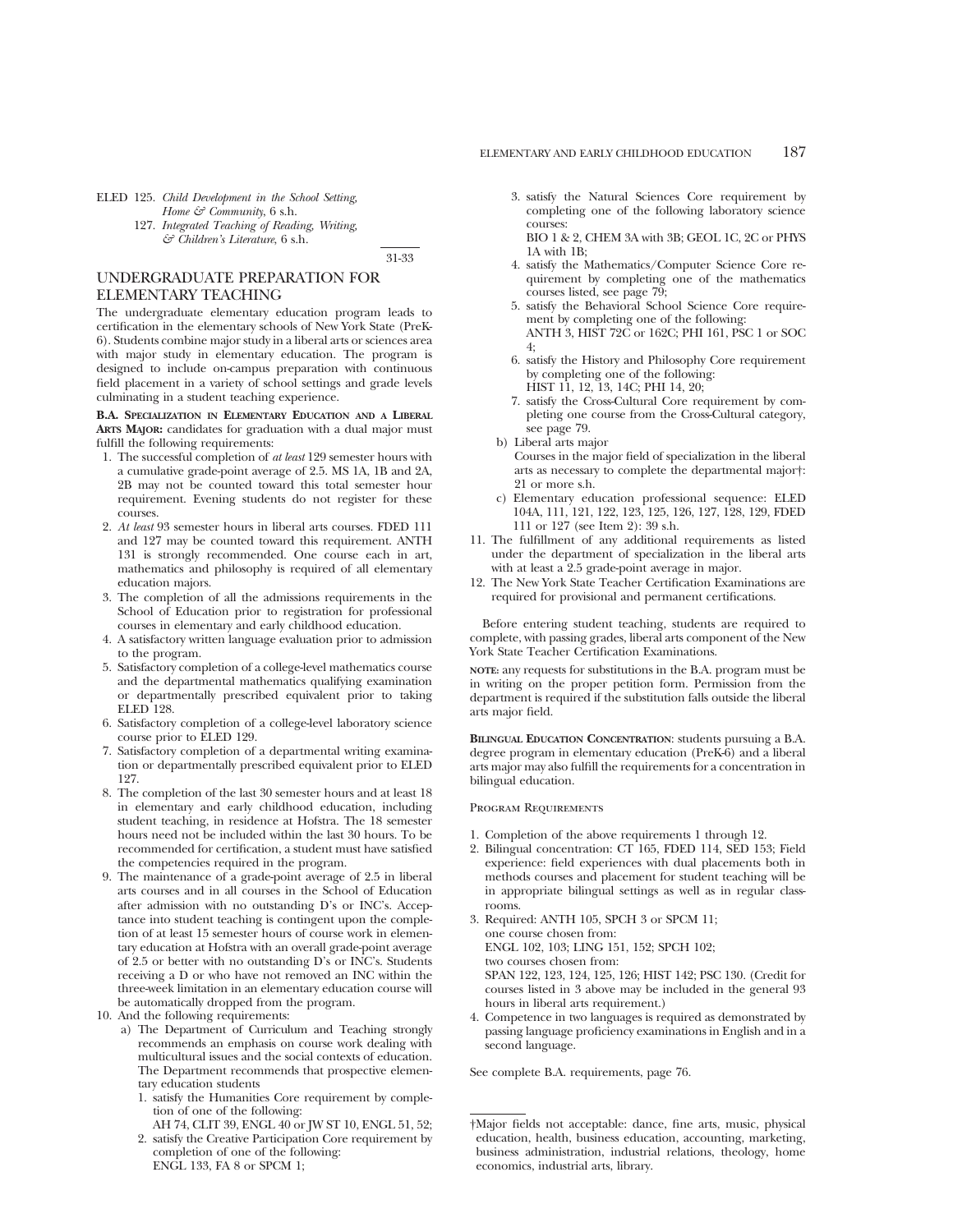ELED 125. *Child Development in the School Setting, Home & Community*, 6 s.h.

127. *Integrated Teaching of Reading, Writing, & Children's Literature*, 6 s.h.

31-33

## UNDERGRADUATE PREPARATION FOR ELEMENTARY TEACHING

The undergraduate elementary education program leads to certification in the elementary schools of New York State (PreK-6). Students combine major study in a liberal arts or sciences area with major study in elementary education. The program is designed to include on-campus preparation with continuous field placement in a variety of school settings and grade levels culminating in a student teaching experience.

**B.A. SPECIALIZATION IN ELEMENTARY EDUCATION AND A LIBERAL ARTS MAJOR:** candidates for graduation with a dual major must fulfill the following requirements:

1. The successful completion of *at least* 129 semester hours with a cumulative grade-point average of 2.5. MS 1A, 1B and 2A, 2B may not be counted toward this total semester hour requirement. Evening students do not register for these courses.
2. *At least* 93 semester hours in liberal arts courses. FDED 111 and 127 may be counted toward this requirement. ANTH 131 is strongly recommended. One course each in art, mathematics and philosophy is required of all elementary education majors.
3. The completion of all the admissions requirements in the School of Education prior to registration for professional courses in elementary and early childhood education.
4. A satisfactory written language evaluation prior to admission to the program.
5. Satisfactory completion of a college-level mathematics course and the departmental mathematics qualifying examination or departmentally prescribed equivalent prior to taking ELED 128.
6. Satisfactory completion of a college-level laboratory science course prior to ELED 129.
7. Satisfactory completion of a departmental writing examination or departmentally prescribed equivalent prior to ELED 127.
8. The completion of the last 30 semester hours and at least 18 in elementary and early childhood education, including student teaching, in residence at Hofstra. The 18 semester hours need not be included within the last 30 hours. To be recommended for certification, a student must have satisfied the competencies required in the program.
9. The maintenance of a grade-point average of 2.5 in liberal arts courses and in all courses in the School of Education after admission with no outstanding D's or INC's. Acceptance into student teaching is contingent upon the completion of at least 15 semester hours of course work in elementary education at Hofstra with an overall grade-point average of 2.5 or better with no outstanding D's or INC's. Students receiving a D or who have not removed an INC within the three-week limitation in an elementary education course will be automatically dropped from the program.
10. And the following requirements:
    a) The Department of Curriculum and Teaching strongly recommends an emphasis on course work dealing with multicultural issues and the social contexts of education. The Department recommends that prospective elementary education students
        1. satisfy the Humanities Core requirement by completion of one of the following:
           AH 74, CLIT 39, ENGL 40 or JW ST 10, ENGL 51, 52;
        2. satisfy the Creative Participation Core requirement by completion of one of the following:
           ENGL 133, FA 8 or SPCM 1;
        3. satisfy the Natural Sciences Core requirement by completing one of the following laboratory science courses:
           BIO 1 & 2, CHEM 3A with 3B; GEOL 1C, 2C or PHYS 1A with 1B;
        4. satisfy the Mathematics/Computer Science Core requirement by completing one of the mathematics courses listed, see page 79;
        5. satisfy the Behavioral School Science Core requirement by completing one of the following:
           ANTH 3, HIST 72C or 162C; PHI 161, PSC 1 or SOC 4;
        6. satisfy the History and Philosophy Core requirement by completing one of the following:
           HIST 11, 12, 13, 14C; PHI 14, 20;
        7. satisfy the Cross-Cultural Core requirement by completing one course from the Cross-Cultural category, see page 79.

    b) Liberal arts major
       Courses in the major field of specialization in the liberal arts as necessary to complete the departmental major†: 21 or more s.h.
    c) Elementary education professional sequence: ELED 104A, 111, 121, 122, 123, 125, 126, 127, 128, 129, FDED 111 or 127 (see Item 2): 39 s.h.
11. The fulfillment of any additional requirements as listed under the department of specialization in the liberal arts with at least a 2.5 grade-point average in major.
12. The New York State Teacher Certification Examinations are required for provisional and permanent certifications.

Before entering student teaching, students are required to complete, with passing grades, liberal arts component of the New York State Teacher Certification Examinations.

**NOTE:** any requests for substitutions in the B.A. program must be in writing on the proper petition form. Permission from the department is required if the substitution falls outside the liberal arts major field.

**BILINGUAL EDUCATION CONCENTRATION**: students pursuing a B.A. degree program in elementary education (PreK-6) and a liberal arts major may also fulfill the requirements for a concentration in bilingual education.

PROGRAM REQUIREMENTS

1. Completion of the above requirements 1 through 12.
2. Bilingual concentration: CT 165, FDED 114, SED 153; Field experience: field experiences with dual placements both in methods courses and placement for student teaching will be in appropriate bilingual settings as well as in regular classrooms.
3. Required: ANTH 105, SPCH 3 or SPCM 11;
   one course chosen from:
   ENGL 102, 103; LING 151, 152; SPCH 102;
   two courses chosen from:
   SPAN 122, 123, 124, 125, 126; HIST 142; PSC 130. (Credit for courses listed in 3 above may be included in the general 93 hours in liberal arts requirement.)
4. Competence in two languages is required as demonstrated by passing language proficiency examinations in English and in a second language.

See complete B.A. requirements, page 76.

†Major fields not acceptable: dance, fine arts, music, physical education, health, business education, accounting, marketing, business administration, industrial relations, theology, home economics, industrial arts, library.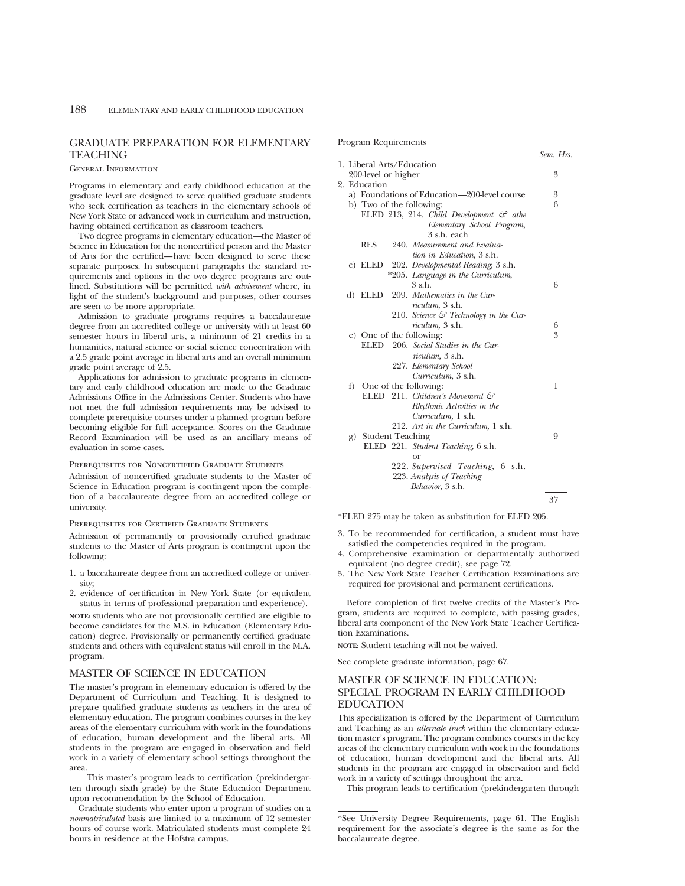## GRADUATE PREPARATION FOR ELEMENTARY TEACHING

### General Information

Programs in elementary and early childhood education at the graduate level are designed to serve qualified graduate students who seek certification as teachers in the elementary schools of New York State or advanced work in curriculum and instruction, having obtained certification as classroom teachers.

Two degree programs in elementary education—the Master of Science in Education for the noncertified person and the Master of Arts for the certified—have been designed to serve these separate purposes. In subsequent paragraphs the standard requirements and options in the two degree programs are outlined. Substitutions will be permitted *with advisement* where, in light of the student's background and purposes, other courses are seen to be more appropriate.

Admission to graduate programs requires a baccalaureate degree from an accredited college or university with at least 60 semester hours in liberal arts, a minimum of 21 credits in a humanities, natural science or social science concentration with a 2.5 grade point average in liberal arts and an overall minimum grade point average of 2.5.

Applications for admission to graduate programs in elementary and early childhood education are made to the Graduate Admissions Office in the Admissions Center. Students who have not met the full admission requirements may be advised to complete prerequisite courses under a planned program before becoming eligible for full acceptance. Scores on the Graduate Record Examination will be used as an ancillary means of evaluation in some cases.

### Prerequisites for Noncertified Graduate Students

Admission of noncertified graduate students to the Master of Science in Education program is contingent upon the completion of a baccalaureate degree from an accredited college or university.

### Prerequisites for Certified Graduate Students

Admission of permanently or provisionally certified graduate students to the Master of Arts program is contingent upon the following:

1. a baccalaureate degree from an accredited college or university;
2. evidence of certification in New York State (or equivalent status in terms of professional preparation and experience).

**NOTE:** students who are not provisionally certified are eligible to become candidates for the M.S. in Education (Elementary Education) degree. Provisionally or permanently certified graduate students and others with equivalent status will enroll in the M.A. program.

## MASTER OF SCIENCE IN EDUCATION

The master's program in elementary education is offered by the Department of Curriculum and Teaching. It is designed to prepare qualified graduate students as teachers in the area of elementary education. The program combines courses in the key areas of the elementary curriculum with work in the foundations of education, human development and the liberal arts. All students in the program are engaged in observation and field work in a variety of elementary school settings throughout the area.

This master's program leads to certification (prekindergarten through sixth grade) by the State Education Department upon recommendation by the School of Education.

Graduate students who enter upon a program of studies on a *nonmatriculated* basis are limited to a maximum of 12 semester hours of course work. Matriculated students must complete 24 hours in residence at the Hofstra campus.

Program Requirements

| | *Sem. Hrs.* |
|---|---|
| 1. Liberal Arts/Education 200-level or higher | 3 |
| 2. Education | |
| a) Foundations of Education—200-level course | 3 |
| b) Two of the following: ELED 213, 214. *Child Development & athe Elementary School Program,* 3 s.h. each; RES 240. *Measurement and Evaluation in Education,* 3 s.h. | 6 |
| c) ELED 202. *Developmental Reading,* 3 s.h.; *205. *Language in the Curriculum,* 3 s.h. | 6 |
| d) ELED 209. *Mathematics in the Curriculum,* 3 s.h.; 210. *Science & Technology in the Curriculum,* 3 s.h. | 6 |
| e) One of the following: ELED 206. *Social Studies in the Curriculum,* 3 s.h.; 227. *Elementary School Curriculum,* 3 s.h. | 3 |
| f) One of the following: ELED 211. *Children's Movement & Rhythmic Activities in the Curriculum,* 1 s.h.; 212. *Art in the Curriculum,* 1 s.h. | 1 |
| g) Student Teaching: ELED 221. *Student Teaching,* 6 s.h. or 222. *Supervised Teaching,* 6 s.h.; 223. *Analysis of Teaching Behavior,* 3 s.h. | 9 |
| | 37 |

*ELED 275 may be taken as substitution for ELED 205.

3. To be recommended for certification, a student must have satisfied the competencies required in the program.
4. Comprehensive examination or departmentally authorized equivalent (no degree credit), see page 72.
5. The New York State Teacher Certification Examinations are required for provisional and permanent certifications.

Before completion of first twelve credits of the Master's Program, students are required to complete, with passing grades, liberal arts component of the New York State Teacher Certification Examinations.

**NOTE:** Student teaching will not be waived.

See complete graduate information, page 67.

## MASTER OF SCIENCE IN EDUCATION: SPECIAL PROGRAM IN EARLY CHILDHOOD EDUCATION

This specialization is offered by the Department of Curriculum and Teaching as an *alternate track* within the elementary education master's program. The program combines courses in the key areas of the elementary curriculum with work in the foundations of education, human development and the liberal arts. All students in the program are engaged in observation and field work in a variety of settings throughout the area.

This program leads to certification (prekindergarten through

*See University Degree Requirements, page 61. The English requirement for the associate's degree is the same as for the baccalaureate degree.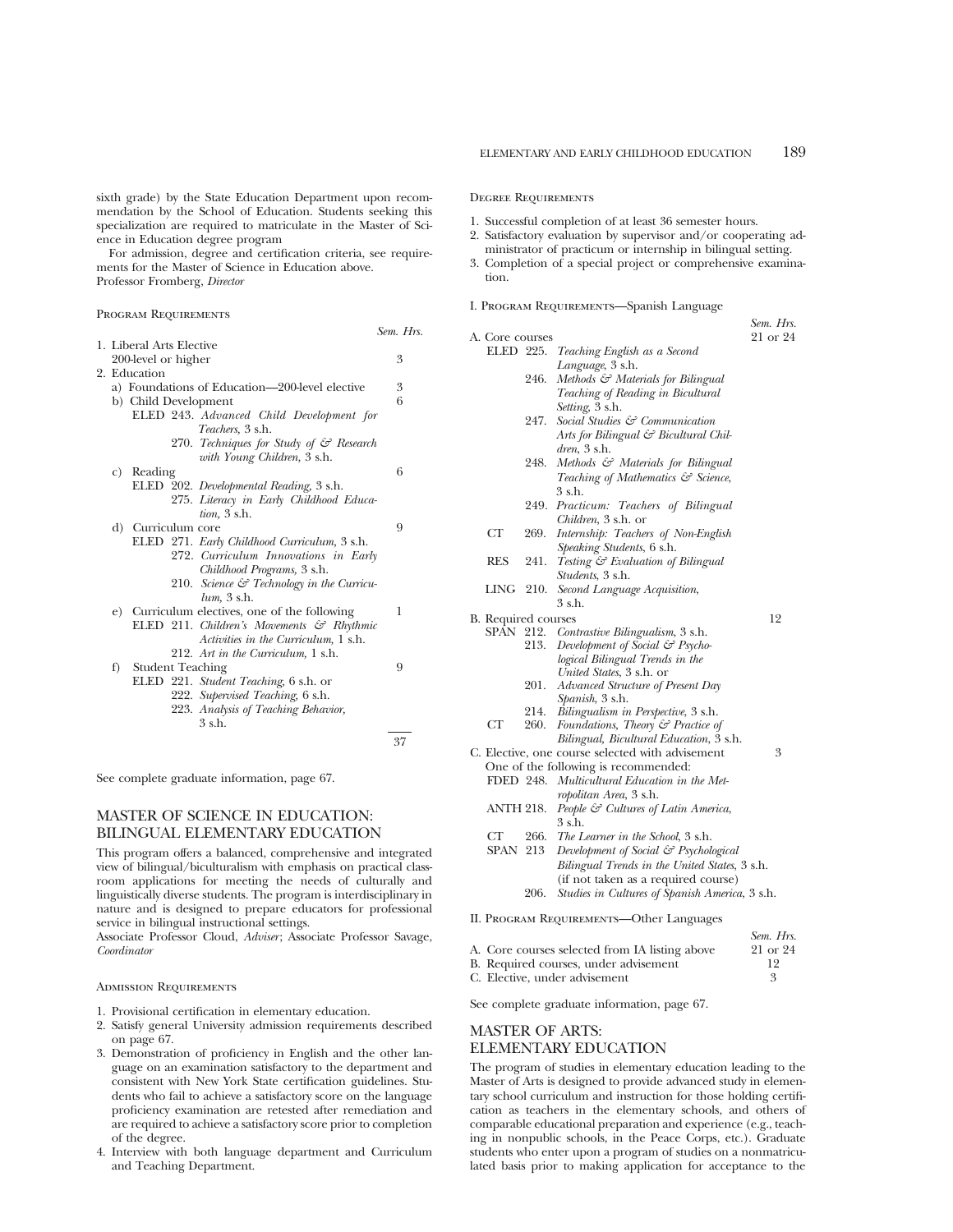sixth grade) by the State Education Department upon recommendation by the School of Education. Students seeking this specialization are required to matriculate in the Master of Science in Education degree program

For admission, degree and certification criteria, see requirements for the Master of Science in Education above.
Professor Fromberg, *Director*

PROGRAM REQUIREMENTS

| | Sem. Hrs. |
|---|---|
| 1. Liberal Arts Elective 200-level or higher | 3 |
| 2. Education | |
| a) Foundations of Education—200-level elective | 3 |
| b) Child Development | 6 |
| ELED 243. *Advanced Child Development for Teachers,* 3 s.h. | |
| 270. *Techniques for Study of & Research with Young Children,* 3 s.h. | |
| c) Reading | 6 |
| ELED 202. *Developmental Reading,* 3 s.h. | |
| 275. *Literacy in Early Childhood Education,* 3 s.h. | |
| d) Curriculum core | 9 |
| ELED 271. *Early Childhood Curriculum,* 3 s.h. | |
| 272. *Curriculum Innovations in Early Childhood Programs,* 3 s.h. | |
| 210. *Science & Technology in the Curriculum,* 3 s.h. | |
| e) Curriculum electives, one of the following | 1 |
| ELED 211. *Children's Movements & Rhythmic Activities in the Curriculum,* 1 s.h. | |
| 212. *Art in the Curriculum,* 1 s.h. | |
| f) Student Teaching | 9 |
| ELED 221. *Student Teaching,* 6 s.h. or | |
| 222. *Supervised Teaching,* 6 s.h. | |
| 223. *Analysis of Teaching Behavior,* 3 s.h. | |
| | 37 |

See complete graduate information, page 67.

## MASTER OF SCIENCE IN EDUCATION: BILINGUAL ELEMENTARY EDUCATION

This program offers a balanced, comprehensive and integrated view of bilingual/biculturalism with emphasis on practical classroom applications for meeting the needs of culturally and linguistically diverse students. The program is interdisciplinary in nature and is designed to prepare educators for professional service in bilingual instructional settings.

Associate Professor Cloud, *Adviser*; Associate Professor Savage, *Coordinator*

ADMISSION REQUIREMENTS

1. Provisional certification in elementary education.
2. Satisfy general University admission requirements described on page 67.
3. Demonstration of proficiency in English and the other language on an examination satisfactory to the department and consistent with New York State certification guidelines. Students who fail to achieve a satisfactory score on the language proficiency examination are retested after remediation and are required to achieve a satisfactory score prior to completion of the degree.
4. Interview with both language department and Curriculum and Teaching Department.

DEGREE REQUIREMENTS

1. Successful completion of at least 36 semester hours.
2. Satisfactory evaluation by supervisor and/or cooperating administrator of practicum or internship in bilingual setting.
3. Completion of a special project or comprehensive examination.

I. PROGRAM REQUIREMENTS—Spanish Language

| | Sem. Hrs. |
|---|---|
| A. Core courses | 21 or 24 |
| ELED 225. *Teaching English as a Second Language,* 3 s.h. | |
| 246. *Methods & Materials for Bilingual Teaching of Reading in Bicultural Setting,* 3 s.h. | |
| 247. *Social Studies & Communication Arts for Bilingual & Bicultural Children,* 3 s.h. | |
| 248. *Methods & Materials for Bilingual Teaching of Mathematics & Science,* 3 s.h. | |
| 249. *Practicum: Teachers of Bilingual Children,* 3 s.h. or | |
| CT 269. *Internship: Teachers of Non-English Speaking Students,* 6 s.h. | |
| RES 241. *Testing & Evaluation of Bilingual Students,* 3 s.h. | |
| LING 210. *Second Language Acquisition,* 3 s.h. | |
| B. Required courses | 12 |
| SPAN 212. *Contrastive Bilingualism,* 3 s.h. | |
| 213. *Development of Social & Psychological Bilingual Trends in the United States,* 3 s.h. or | |
| 201. *Advanced Structure of Present Day Spanish,* 3 s.h. | |
| 214. *Bilingualism in Perspective,* 3 s.h. | |
| CT 260. *Foundations, Theory & Practice of Bilingual, Bicultural Education,* 3 s.h. | |
| C. Elective, one course selected with advisement | 3 |
| One of the following is recommended: | |
| FDED 248. *Multicultural Education in the Metropolitan Area,* 3 s.h. | |
| ANTH 218. *People & Cultures of Latin America,* 3 s.h. | |
| CT 266. *The Learner in the School,* 3 s.h. | |
| SPAN 213 *Development of Social & Psychological Bilingual Trends in the United States,* 3 s.h. (if not taken as a required course) | |
| 206. *Studies in Cultures of Spanish America,* 3 s.h. | |

II. PROGRAM REQUIREMENTS—Other Languages

| | Sem. Hrs. |
|---|---|
| A. Core courses selected from IA listing above | 21 or 24 |
| B. Required courses, under advisement | 12 |
| C. Elective, under advisement | 3 |

See complete graduate information, page 67.

## MASTER OF ARTS: ELEMENTARY EDUCATION

The program of studies in elementary education leading to the Master of Arts is designed to provide advanced study in elementary school curriculum and instruction for those holding certification as teachers in the elementary schools, and others of comparable educational preparation and experience (e.g., teaching in nonpublic schools, in the Peace Corps, etc.). Graduate students who enter upon a program of studies on a nonmatriculated basis prior to making application for acceptance to the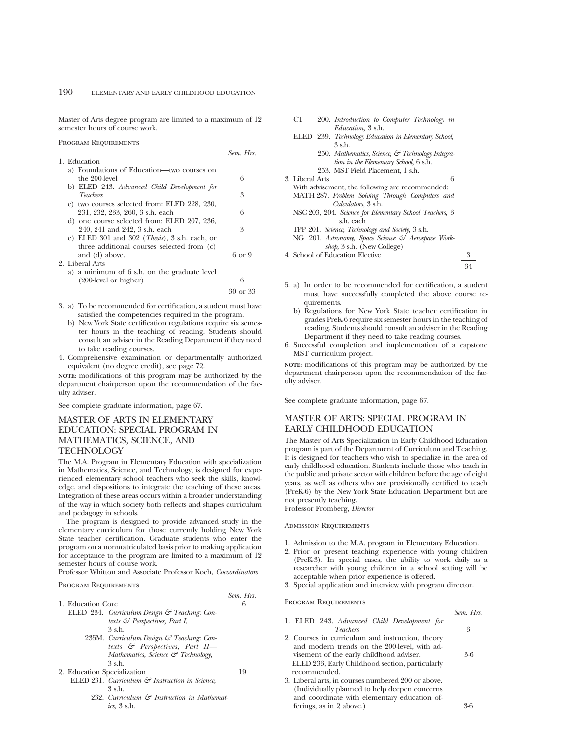Master of Arts degree program are limited to a maximum of 12 semester hours of course work.

Program Requirements

| | Sem. Hrs. |
|---|---|
| 1. Education | |
| a) Foundations of Education—two courses on the 200-level | 6 |
| b) ELED 243. *Advanced Child Development for Teachers* | 3 |
| c) two courses selected from: ELED 228, 230, 231, 232, 233, 260, 3 s.h. each | 6 |
| d) one course selected from: ELED 207, 236, 240, 241 and 242, 3 s.h. each | 3 |
| e) ELED 301 and 302 (*Thesis*), 3 s.h. each, or three additional courses selected from (c) and (d) above. | 6 or 9 |
| 2. Liberal Arts | |
| a) a minimum of 6 s.h. on the graduate level (200-level or higher) | 6 |
| | 30 or 33 |

3. a) To be recommended for certification, a student must have satisfied the competencies required in the program.
   b) New York State certification regulations require six semester hours in the teaching of reading. Students should consult an adviser in the Reading Department if they need to take reading courses.
4. Comprehensive examination or departmentally authorized equivalent (no degree credit), see page 72.

**NOTE:** modifications of this program may be authorized by the department chairperson upon the recommendation of the faculty adviser.

See complete graduate information, page 67.

## MASTER OF ARTS IN ELEMENTARY EDUCATION: SPECIAL PROGRAM IN MATHEMATICS, SCIENCE, AND TECHNOLOGY

The M.A. Program in Elementary Education with specialization in Mathematics, Science, and Technology, is designed for experienced elementary school teachers who seek the skills, knowledge, and dispositions to integrate the teaching of these areas. Integration of these areas occurs within a broader understanding of the way in which society both reflects and shapes curriculum and pedagogy in schools.

The program is designed to provide advanced study in the elementary curriculum for those currently holding New York State teacher certification. Graduate students who enter the program on a nonmatriculated basis prior to making application for acceptance to the program are limited to a maximum of 12 semester hours of course work.

Professor Whitton and Associate Professor Koch, *Cocoordinators*

Program Requirements

| | Sem. Hrs. |
|---|---|
| 1. Education Core | 6 |
| ELED 234. *Curriculum Design & Teaching: Contexts & Perspectives, Part I,* 3 s.h. | |
| 235M. *Curriculum Design & Teaching: Contexts & Perspectives, Part II—Mathematics, Science & Technology,* 3 s.h. | |
| 2. Education Specialization | 19 |
| ELED 231. *Curriculum & Instruction in Science,* 3 s.h. | |
| 232. *Curriculum & Instruction in Mathematics,* 3 s.h. | |
| CT 200. *Introduction to Computer Technology in Education,* 3 s.h. | |
| ELED 239. *Technology Education in Elementary School,* 3 s.h. | |
| 250. *Mathematics, Science, & Technology Integration in the Elementary School,* 6 s.h. | |
| 253. MST Field Placement, 1 s.h. | |
| 3. Liberal Arts | 6 |
| With advisement, the following are recommended: | |
| MATH 287. *Problem Solving Through Computers and Calculators,* 3 s.h. | |
| NSC 203, 204. *Science for Elementary School Teachers,* 3 s.h. each | |
| TPP 201. *Science, Technology and Society,* 3 s.h. | |
| NG 201. *Astronomy, Space Science & Aerospace Workshop,* 3 s.h. (New College) | |
| 4. School of Education Elective | 3 |
| | 34 |

5. a) In order to be recommended for certification, a student must have successfully completed the above course requirements.
   b) Regulations for New York State teacher certification in grades PreK-6 require six semester hours in the teaching of reading. Students should consult an adviser in the Reading Department if they need to take reading courses.
6. Successful completion and implementation of a capstone MST curriculum project.

**NOTE:** modifications of this program may be authorized by the department chairperson upon the recommendation of the faculty adviser.

See complete graduate information, page 67.

## MASTER OF ARTS: SPECIAL PROGRAM IN EARLY CHILDHOOD EDUCATION

The Master of Arts Specialization in Early Childhood Education program is part of the Department of Curriculum and Teaching. It is designed for teachers who wish to specialize in the area of early childhood education. Students include those who teach in the public and private sector with children before the age of eight years, as well as others who are provisionally certified to teach (PreK-6) by the New York State Education Department but are not presently teaching.

Professor Fromberg, *Director*

Admission Requirements

1. Admission to the M.A. program in Elementary Education.
2. Prior or present teaching experience with young children (PreK-3). In special cases, the ability to work daily as a researcher with young children in a school setting will be acceptable when prior experience is offered.
3. Special application and interview with program director.

Program Requirements

| | Sem. Hrs. |
|---|---|
| 1. ELED 243. *Advanced Child Development for Teachers* | 3 |
| 2. Courses in curriculum and instruction, theory and modern trends on the 200-level, with advisement of the early childhood adviser. ELED 233, Early Childhood section, particularly recommended. | 3-6 |
| 3. Liberal arts, in courses numbered 200 or above. (Individually planned to help deepen concerns and coordinate with elementary education offerings, as in 2 above.) | 3-6 |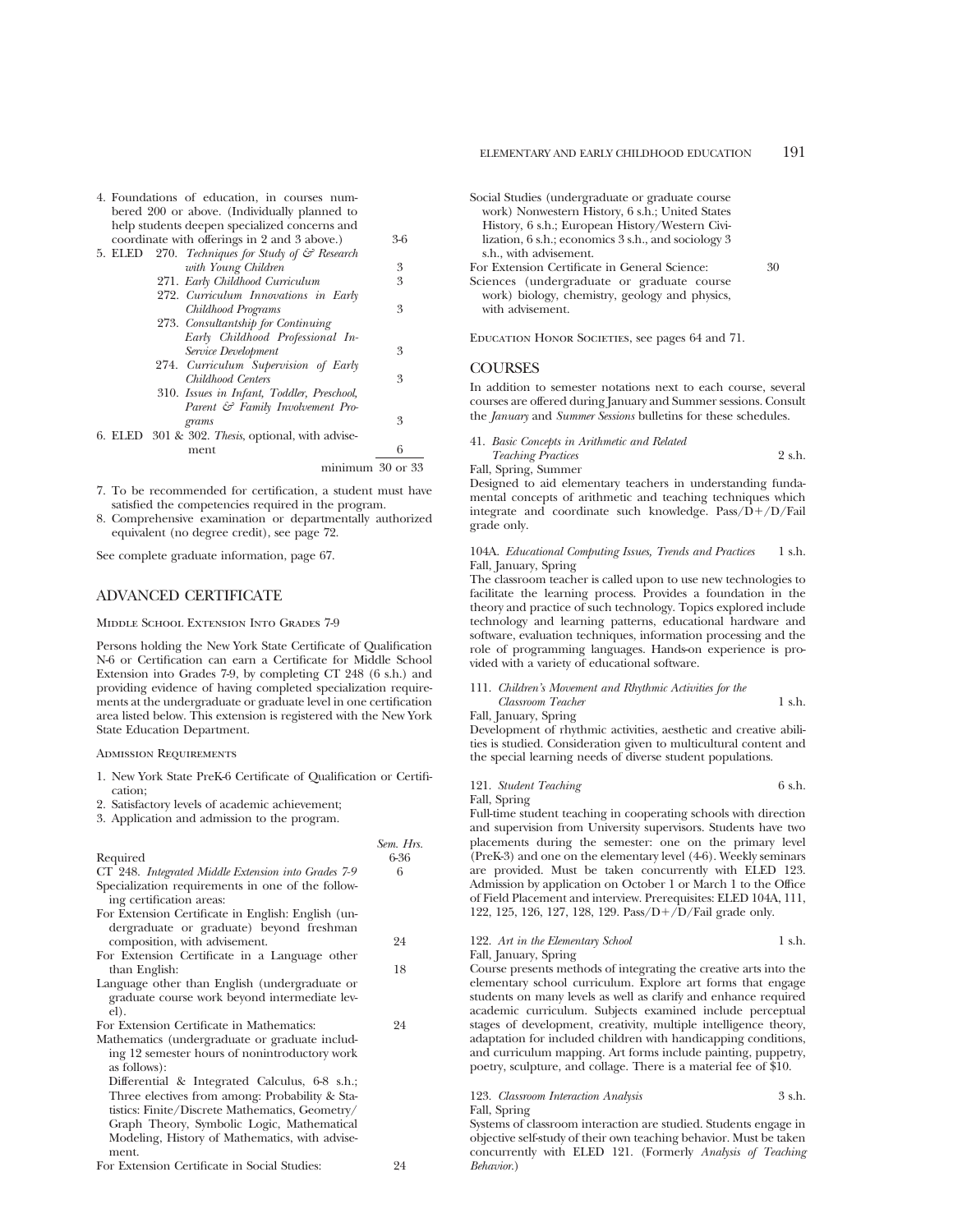4. Foundations of education, in courses numbered 200 or above. (Individually planned to help students deepen specialized concerns and coordinate with offerings in 2 and 3 above.) 3-6
5. ELED 270. *Techniques for Study of & Research with Young Children* 3
   271. *Early Childhood Curriculum* 3
   272. *Curriculum Innovations in Early Childhood Programs* 3
   273. *Consultantship for Continuing Early Childhood Professional In-Service Development* 3
   274. *Curriculum Supervision of Early Childhood Centers* 3
   310. *Issues in Infant, Toddler, Preschool, Parent & Family Involvement Programs* 3
6. ELED 301 & 302. *Thesis*, optional, with advisement 6

minimum 30 or 33

7. To be recommended for certification, a student must have satisfied the competencies required in the program.
8. Comprehensive examination or departmentally authorized equivalent (no degree credit), see page 72.

See complete graduate information, page 67.

## ADVANCED CERTIFICATE

### Middle School Extension Into Grades 7-9

Persons holding the New York State Certificate of Qualification N-6 or Certification can earn a Certificate for Middle School Extension into Grades 7-9, by completing CT 248 (6 s.h.) and providing evidence of having completed specialization requirements at the undergraduate or graduate level in one certification area listed below. This extension is registered with the New York State Education Department.

### Admission Requirements

1. New York State PreK-6 Certificate of Qualification or Certification;
2. Satisfactory levels of academic achievement;
3. Application and admission to the program.

| | Sem. Hrs. |
|---|---|
| Required | 6-36 |
| CT 248. *Integrated Middle Extension into Grades 7-9* | 6 |
| Specialization requirements in one of the following certification areas: | |
| For Extension Certificate in English: English (undergraduate or graduate) beyond freshman composition, with advisement. | 24 |
| For Extension Certificate in a Language other than English: | 18 |
| Language other than English (undergraduate or graduate course work beyond intermediate level). | |
| For Extension Certificate in Mathematics: | 24 |
| Mathematics (undergraduate or graduate including 12 semester hours of nonintroductory work as follows): Differential & Integrated Calculus, 6-8 s.h.; Three electives from among: Probability & Statistics: Finite/Discrete Mathematics, Geometry/Graph Theory, Symbolic Logic, Mathematical Modeling, History of Mathematics, with advisement. | |
| For Extension Certificate in Social Studies: | 24 |
| Social Studies (undergraduate or graduate course work) Nonwestern History, 6 s.h.; United States History, 6 s.h.; European History/Western Civilization, 6 s.h.; economics 3 s.h., and sociology 3 s.h., with advisement. | |
| For Extension Certificate in General Science: | 30 |
| Sciences (undergraduate or graduate course work) biology, chemistry, geology and physics, with advisement. | |

Education Honor Societies, see pages 64 and 71.

## COURSES

In addition to semester notations next to each course, several courses are offered during January and Summer sessions. Consult the *January* and *Summer Sessions* bulletins for these schedules.

41. *Basic Concepts in Arithmetic and Related Teaching Practices* 2 s.h.
Fall, Spring, Summer
Designed to aid elementary teachers in understanding fundamental concepts of arithmetic and teaching techniques which integrate and coordinate such knowledge. Pass/D+/D/Fail grade only.

104A. *Educational Computing Issues, Trends and Practices* 1 s.h.
Fall, January, Spring
The classroom teacher is called upon to use new technologies to facilitate the learning process. Provides a foundation in the theory and practice of such technology. Topics explored include technology and learning patterns, educational hardware and software, evaluation techniques, information processing and the role of programming languages. Hands-on experience is provided with a variety of educational software.

111. *Children's Movement and Rhythmic Activities for the Classroom Teacher* 1 s.h.
Fall, January, Spring
Development of rhythmic activities, aesthetic and creative abilities is studied. Consideration given to multicultural content and the special learning needs of diverse student populations.

121. *Student Teaching* 6 s.h.
Fall, Spring
Full-time student teaching in cooperating schools with direction and supervision from University supervisors. Students have two placements during the semester: one on the primary level (PreK-3) and one on the elementary level (4-6). Weekly seminars are provided. Must be taken concurrently with ELED 123. Admission by application on October 1 or March 1 to the Office of Field Placement and interview. Prerequisites: ELED 104A, 111, 122, 125, 126, 127, 128, 129. Pass/D+/D/Fail grade only.

122. *Art in the Elementary School* 1 s.h.
Fall, January, Spring
Course presents methods of integrating the creative arts into the elementary school curriculum. Explore art forms that engage students on many levels as well as clarify and enhance required academic curriculum. Subjects examined include perceptual stages of development, creativity, multiple intelligence theory, adaptation for included children with handicapping conditions, and curriculum mapping. Art forms include painting, puppetry, poetry, sculpture, and collage. There is a material fee of $10.

123. *Classroom Interaction Analysis* 3 s.h.
Fall, Spring
Systems of classroom interaction are studied. Students engage in objective self-study of their own teaching behavior. Must be taken concurrently with ELED 121. (Formerly *Analysis of Teaching Behavior.*)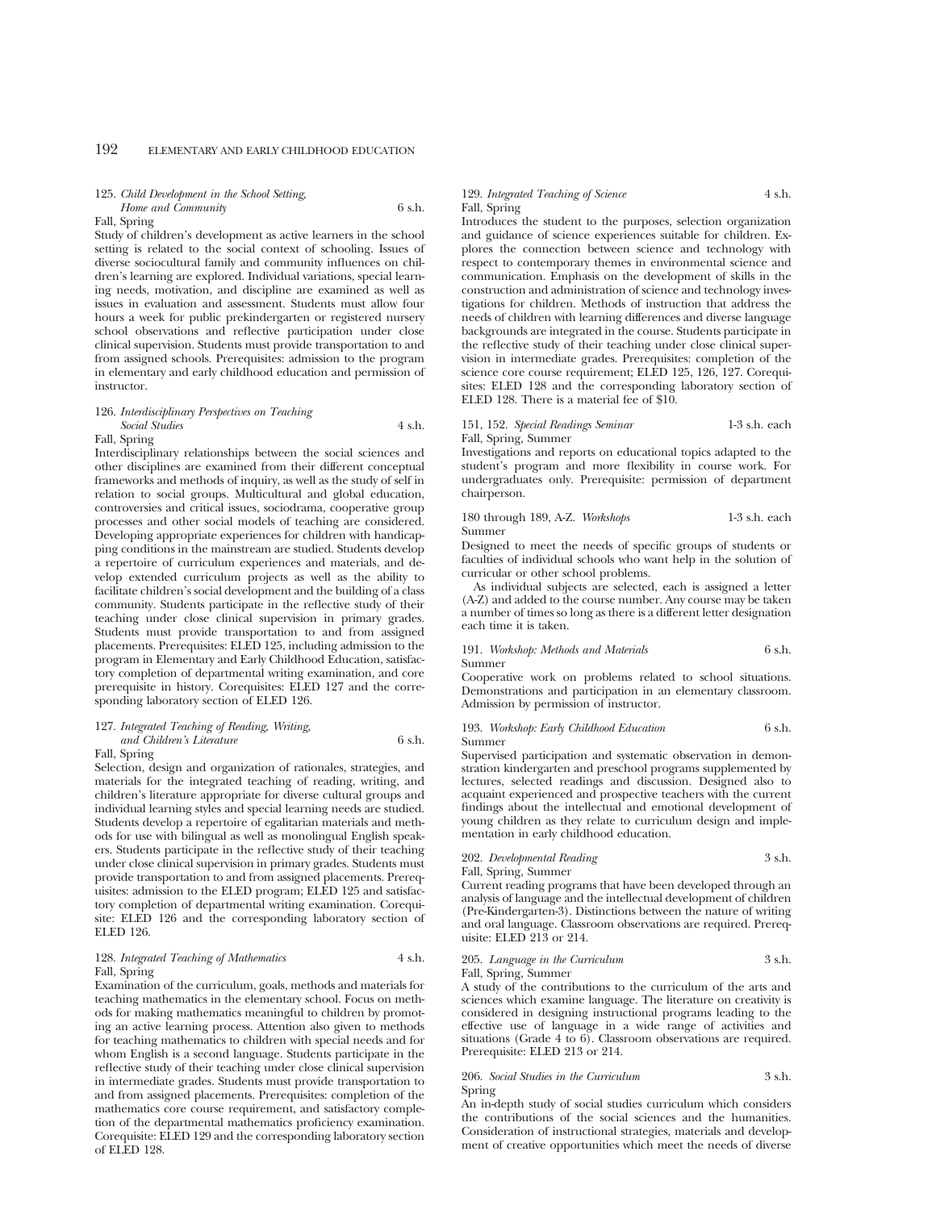125. *Child Development in the School Setting, Home and Community* 6 s.h.
Fall, Spring

Study of children's development as active learners in the school setting is related to the social context of schooling. Issues of diverse sociocultural family and community influences on children's learning are explored. Individual variations, special learning needs, motivation, and discipline are examined as well as issues in evaluation and assessment. Students must allow four hours a week for public prekindergarten or registered nursery school observations and reflective participation under close clinical supervision. Students must provide transportation to and from assigned schools. Prerequisites: admission to the program in elementary and early childhood education and permission of instructor.

126. *Interdisciplinary Perspectives on Teaching Social Studies* 4 s.h.
Fall, Spring

Interdisciplinary relationships between the social sciences and other disciplines are examined from their different conceptual frameworks and methods of inquiry, as well as the study of self in relation to social groups. Multicultural and global education, controversies and critical issues, sociodrama, cooperative group processes and other social models of teaching are considered. Developing appropriate experiences for children with handicapping conditions in the mainstream are studied. Students develop a repertoire of curriculum experiences and materials, and develop extended curriculum projects as well as the ability to facilitate children's social development and the building of a class community. Students participate in the reflective study of their teaching under close clinical supervision in primary grades. Students must provide transportation to and from assigned placements. Prerequisites: ELED 125, including admission to the program in Elementary and Early Childhood Education, satisfactory completion of departmental writing examination, and core prerequisite in history. Corequisites: ELED 127 and the corresponding laboratory section of ELED 126.

127. *Integrated Teaching of Reading, Writing, and Children's Literature* 6 s.h.
Fall, Spring

Selection, design and organization of rationales, strategies, and materials for the integrated teaching of reading, writing, and children's literature appropriate for diverse cultural groups and individual learning styles and special learning needs are studied. Students develop a repertoire of egalitarian materials and methods for use with bilingual as well as monolingual English speakers. Students participate in the reflective study of their teaching under close clinical supervision in primary grades. Students must provide transportation to and from assigned placements. Prerequisites: admission to the ELED program; ELED 125 and satisfactory completion of departmental writing examination. Corequisite: ELED 126 and the corresponding laboratory section of ELED 126.

128. *Integrated Teaching of Mathematics* 4 s.h.
Fall, Spring

Examination of the curriculum, goals, methods and materials for teaching mathematics in the elementary school. Focus on methods for making mathematics meaningful to children by promoting an active learning process. Attention also given to methods for teaching mathematics to children with special needs and for whom English is a second language. Students participate in the reflective study of their teaching under close clinical supervision in intermediate grades. Students must provide transportation to and from assigned placements. Prerequisites: completion of the mathematics core course requirement, and satisfactory completion of the departmental mathematics proficiency examination. Corequisite: ELED 129 and the corresponding laboratory section of ELED 128.

129. *Integrated Teaching of Science* 4 s.h.
Fall, Spring

Introduces the student to the purposes, selection organization and guidance of science experiences suitable for children. Explores the connection between science and technology with respect to contemporary themes in environmental science and communication. Emphasis on the development of skills in the construction and administration of science and technology investigations for children. Methods of instruction that address the needs of children with learning differences and diverse language backgrounds are integrated in the course. Students participate in the reflective study of their teaching under close clinical supervision in intermediate grades. Prerequisites: completion of the science core course requirement; ELED 125, 126, 127. Corequisites: ELED 128 and the corresponding laboratory section of ELED 128. There is a material fee of $10.

151, 152. *Special Readings Seminar* 1-3 s.h. each
Fall, Spring, Summer

Investigations and reports on educational topics adapted to the student's program and more flexibility in course work. For undergraduates only. Prerequisite: permission of department chairperson.

180 through 189, A-Z. *Workshops* 1-3 s.h. each
Summer

Designed to meet the needs of specific groups of students or faculties of individual schools who want help in the solution of curricular or other school problems.

As individual subjects are selected, each is assigned a letter (A-Z) and added to the course number. Any course may be taken a number of times so long as there is a different letter designation each time it is taken.

191. *Workshop: Methods and Materials* 6 s.h.
Summer

Cooperative work on problems related to school situations. Demonstrations and participation in an elementary classroom. Admission by permission of instructor.

193. *Workshop: Early Childhood Education* 6 s.h.
Summer

Supervised participation and systematic observation in demonstration kindergarten and preschool programs supplemented by lectures, selected readings and discussion. Designed also to acquaint experienced and prospective teachers with the current findings about the intellectual and emotional development of young children as they relate to curriculum design and implementation in early childhood education.

202. *Developmental Reading* 3 s.h.
Fall, Spring, Summer

Current reading programs that have been developed through an analysis of language and the intellectual development of children (Pre-Kindergarten-3). Distinctions between the nature of writing and oral language. Classroom observations are required. Prerequisite: ELED 213 or 214.

205. *Language in the Curriculum* 3 s.h.
Fall, Spring, Summer

A study of the contributions to the curriculum of the arts and sciences which examine language. The literature on creativity is considered in designing instructional programs leading to the effective use of language in a wide range of activities and situations (Grade 4 to 6). Classroom observations are required. Prerequisite: ELED 213 or 214.

206. *Social Studies in the Curriculum* 3 s.h.
Spring

An in-depth study of social studies curriculum which considers the contributions of the social sciences and the humanities. Consideration of instructional strategies, materials and development of creative opportunities which meet the needs of diverse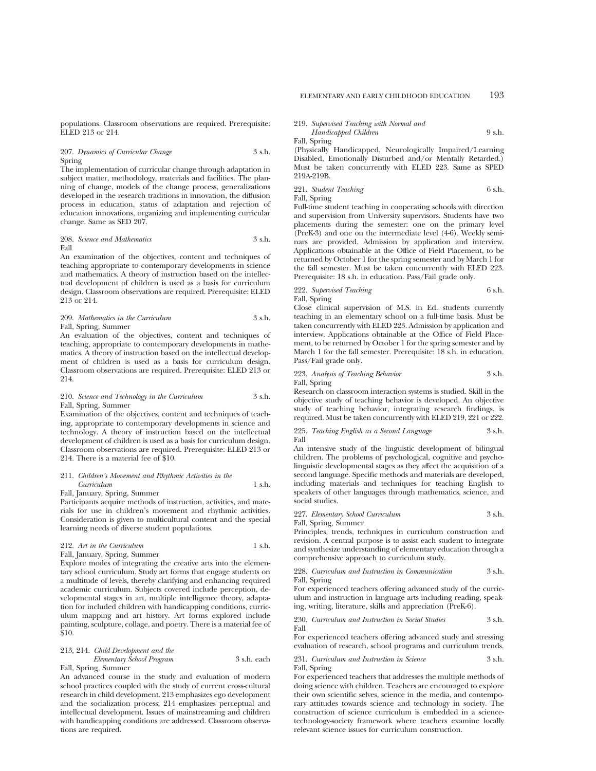populations. Classroom observations are required. Prerequisite: ELED 213 or 214.

207. *Dynamics of Curricular Change* 3 s.h.
Spring
The implementation of curricular change through adaptation in subject matter, methodology, materials and facilities. The planning of change, models of the change process, generalizations developed in the research traditions in innovation, the diffusion process in education, status of adaptation and rejection of education innovations, organizing and implementing curricular change. Same as SED 207.

208. *Science and Mathematics* 3 s.h.
Fall
An examination of the objectives, content and techniques of teaching appropriate to contemporary developments in science and mathematics. A theory of instruction based on the intellectual development of children is used as a basis for curriculum design. Classroom observations are required. Prerequisite: ELED 213 or 214.

209. *Mathematics in the Curriculum* 3 s.h.
Fall, Spring, Summer
An evaluation of the objectives, content and techniques of teaching, appropriate to contemporary developments in mathematics. A theory of instruction based on the intellectual development of children is used as a basis for curriculum design. Classroom observations are required. Prerequisite: ELED 213 or 214.

210. *Science and Technology in the Curriculum* 3 s.h.
Fall, Spring, Summer
Examination of the objectives, content and techniques of teaching, appropriate to contemporary developments in science and technology. A theory of instruction based on the intellectual development of children is used as a basis for curriculum design. Classroom observations are required. Prerequisite: ELED 213 or 214. There is a material fee of $10.

211. *Children's Movement and Rhythmic Activities in the Curriculum* 1 s.h.
Fall, January, Spring, Summer
Participants acquire methods of instruction, activities, and materials for use in children's movement and rhythmic activities. Consideration is given to multicultural content and the special learning needs of diverse student populations.

212. *Art in the Curriculum* 1 s.h.
Fall, January, Spring, Summer
Explore modes of integrating the creative arts into the elementary school curriculum. Study art forms that engage students on a multitude of levels, thereby clarifying and enhancing required academic curriculum. Subjects covered include perception, developmental stages in art, multiple intelligence theory, adaptation for included children with handicapping conditions, curriculum mapping and art history. Art forms explored include painting, sculpture, collage, and poetry. There is a material fee of $10.

213, 214. *Child Development and the Elementary School Program* 3 s.h. each
Fall, Spring, Summer
An advanced course in the study and evaluation of modern school practices coupled with the study of current cross-cultural research in child development. 213 emphasizes ego development and the socialization process; 214 emphasizes perceptual and intellectual development. Issues of mainstreaming and children with handicapping conditions are addressed. Classroom observations are required.

219. *Supervised Teaching with Normal and Handicapped Children* 9 s.h.
Fall, Spring
(Physically Handicapped, Neurologically Impaired/Learning Disabled, Emotionally Disturbed and/or Mentally Retarded.) Must be taken concurrently with ELED 223. Same as SPED 219A-219B.

221. *Student Teaching* 6 s.h.
Fall, Spring
Full-time student teaching in cooperating schools with direction and supervision from University supervisors. Students have two placements during the semester: one on the primary level (PreK-3) and one on the intermediate level (4-6). Weekly seminars are provided. Admission by application and interview. Applications obtainable at the Office of Field Placement, to be returned by October 1 for the spring semester and by March 1 for the fall semester. Must be taken concurrently with ELED 223. Prerequisite: 18 s.h. in education. Pass/Fail grade only.

222. *Supervised Teaching* 6 s.h.
Fall, Spring
Close clinical supervision of M.S. in Ed. students currently teaching in an elementary school on a full-time basis. Must be taken concurrently with ELED 223. Admission by application and interview. Applications obtainable at the Office of Field Placement, to be returned by October 1 for the spring semester and by March 1 for the fall semester. Prerequisite: 18 s.h. in education. Pass/Fail grade only.

223. *Analysis of Teaching Behavior* 3 s.h.
Fall, Spring
Research on classroom interaction systems is studied. Skill in the objective study of teaching behavior is developed. An objective study of teaching behavior, integrating research findings, is required. Must be taken concurrently with ELED 219, 221 or 222.

225. *Teaching English as a Second Language* 3 s.h.
Fall
An intensive study of the linguistic development of bilingual children. The problems of psychological, cognitive and psycholinguistic developmental stages as they affect the acquisition of a second language. Specific methods and materials are developed, including materials and techniques for teaching English to speakers of other languages through mathematics, science, and social studies.

227. *Elementary School Curriculum* 3 s.h.
Fall, Spring, Summer
Principles, trends, techniques in curriculum construction and revision. A central purpose is to assist each student to integrate and synthesize understanding of elementary education through a comprehensive approach to curriculum study.

228. *Curriculum and Instruction in Communication* 3 s.h.
Fall, Spring
For experienced teachers offering advanced study of the curriculum and instruction in language arts including reading, speaking, writing, literature, skills and appreciation (PreK-6).

230. *Curriculum and Instruction in Social Studies* 3 s.h.
Fall
For experienced teachers offering advanced study and stressing evaluation of research, school programs and curriculum trends.

231. *Curriculum and Instruction in Science* 3 s.h.
Fall, Spring
For experienced teachers that addresses the multiple methods of doing science with children. Teachers are encouraged to explore their own scientific selves, science in the media, and contemporary attitudes towards science and technology in society. The construction of science curriculum is embedded in a science-technology-society framework where teachers examine locally relevant science issues for curriculum construction.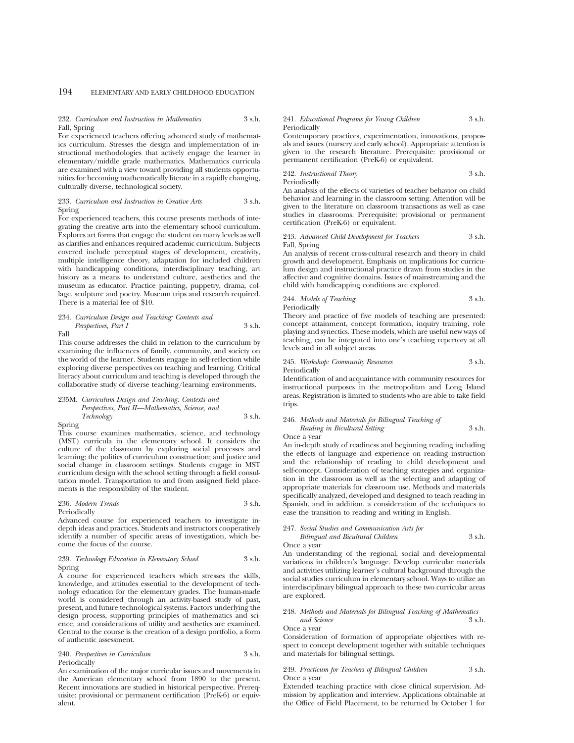232. *Curriculum and Instruction in Mathematics* 3 s.h.
Fall, Spring

For experienced teachers offering advanced study of mathematics curriculum. Stresses the design and implementation of instructional methodologies that actively engage the learner in elementary/middle grade mathematics. Mathematics curricula are examined with a view toward providing all students opportunities for becoming mathematically literate in a rapidly changing, culturally diverse, technological society.

233. *Curriculum and Instruction in Creative Arts* 3 s.h.
Spring

For experienced teachers, this course presents methods of integrating the creative arts into the elementary school curriculum. Explores art forms that engage the student on many levels as well as clarifies and enhances required academic curriculum. Subjects covered include perceptual stages of development, creativity, multiple intelligence theory, adaptation for included children with handicapping conditions, interdisciplinary teaching, art history as a means to understand culture, aesthetics and the museum as educator. Practice painting, puppetry, drama, collage, sculpture and poetry. Museum trips and research required. There is a material fee of $10.

234. *Curriculum Design and Teaching: Contexts and Perspectives, Part I* 3 s.h.
Fall

This course addresses the child in relation to the curriculum by examining the influences of family, community, and society on the world of the learner. Students engage in self-reflection while exploring diverse perspectives on teaching and learning. Critical literacy about curriculum and teaching is developed through the collaborative study of diverse teaching/learning environments.

235M. *Curriculum Design and Teaching: Contexts and Perspectives, Part II—Mathematics, Science, and Technology* 3 s.h.
Spring

This course examines mathematics, science, and technology (MST) curricula in the elementary school. It considers the culture of the classroom by exploring social processes and learning; the politics of curriculum construction; and justice and social change in classroom settings. Students engage in MST curriculum design with the school setting through a field consultation model. Transportation to and from assigned field placements is the responsibility of the student.

236. *Modern Trends* 3 s.h.
Periodically

Advanced course for experienced teachers to investigate in-depth ideas and practices. Students and instructors cooperatively identify a number of specific areas of investigation, which become the focus of the course.

239. *Technology Education in Elementary School* 3 s.h.
Spring

A course for experienced teachers which stresses the skills, knowledge, and attitudes essential to the development of technology education for the elementary grades. The human-made world is considered through an activity-based study of past, present, and future technological systems. Factors underlying the design process, supporting principles of mathematics and science, and considerations of utility and aesthetics are examined. Central to the course is the creation of a design portfolio, a form of authentic assessment.

240. *Perspectives in Curriculum* 3 s.h.
Periodically

An examination of the major curricular issues and movements in the American elementary school from 1890 to the present. Recent innovations are studied in historical perspective. Prerequisite: provisional or permanent certification (PreK-6) or equivalent.

241. *Educational Programs for Young Children* 3 s.h.
Periodically

Contemporary practices, experimentation, innovations, proposals and issues (nursery and early school). Appropriate attention is given to the research literature. Prerequisite: provisional or permanent certification (PreK-6) or equivalent.

242. *Instructional Theory* 3 s.h.
Periodically

An analysis of the effects of varieties of teacher behavior on child behavior and learning in the classroom setting. Attention will be given to the literature on classroom transactions as well as case studies in classrooms. Prerequisite: provisional or permanent certification (PreK-6) or equivalent.

243. *Advanced Child Development for Teachers* 3 s.h.
Fall, Spring

An analysis of recent cross-cultural research and theory in child growth and development. Emphasis on implications for curriculum design and instructional practice drawn from studies in the affective and cognitive domains. Issues of mainstreaming and the child with handicapping conditions are explored.

244. *Models of Teaching* 3 s.h.
Periodically

Theory and practice of five models of teaching are presented: concept attainment, concept formation, inquiry training, role playing and synectics. These models, which are useful new ways of teaching, can be integrated into one's teaching repertory at all levels and in all subject areas.

245. *Workshop: Community Resources* 3 s.h.
Periodically

Identification of and acquaintance with community resources for instructional purposes in the metropolitan and Long Island areas. Registration is limited to students who are able to take field trips.

246. *Methods and Materials for Bilingual Teaching of Reading in Bicultural Setting* 3 s.h.
Once a year

An in-depth study of readiness and beginning reading including the effects of language and experience on reading instruction and the relationship of reading to child development and self-concept. Consideration of teaching strategies and organization in the classroom as well as the selecting and adapting of appropriate materials for classroom use. Methods and materials specifically analyzed, developed and designed to teach reading in Spanish, and in addition, a consideration of the techniques to ease the transition to reading and writing in English.

247. *Social Studies and Communication Arts for Bilingual and Bicultural Children* 3 s.h.
Once a year

An understanding of the regional, social and developmental variations in children's language. Develop curricular materials and activities utilizing learner's cultural background through the social studies curriculum in elementary school. Ways to utilize an interdisciplinary bilingual approach to these two curricular areas are explored.

248. *Methods and Materials for Bilingual Teaching of Mathematics and Science* 3 s.h.
Once a year

Consideration of formation of appropriate objectives with respect to concept development together with suitable techniques and materials for bilingual settings.

249. *Practicum for Teachers of Bilingual Children* 3 s.h.
Once a year

Extended teaching practice with close clinical supervision. Admission by application and interview. Applications obtainable at the Office of Field Placement, to be returned by October 1 for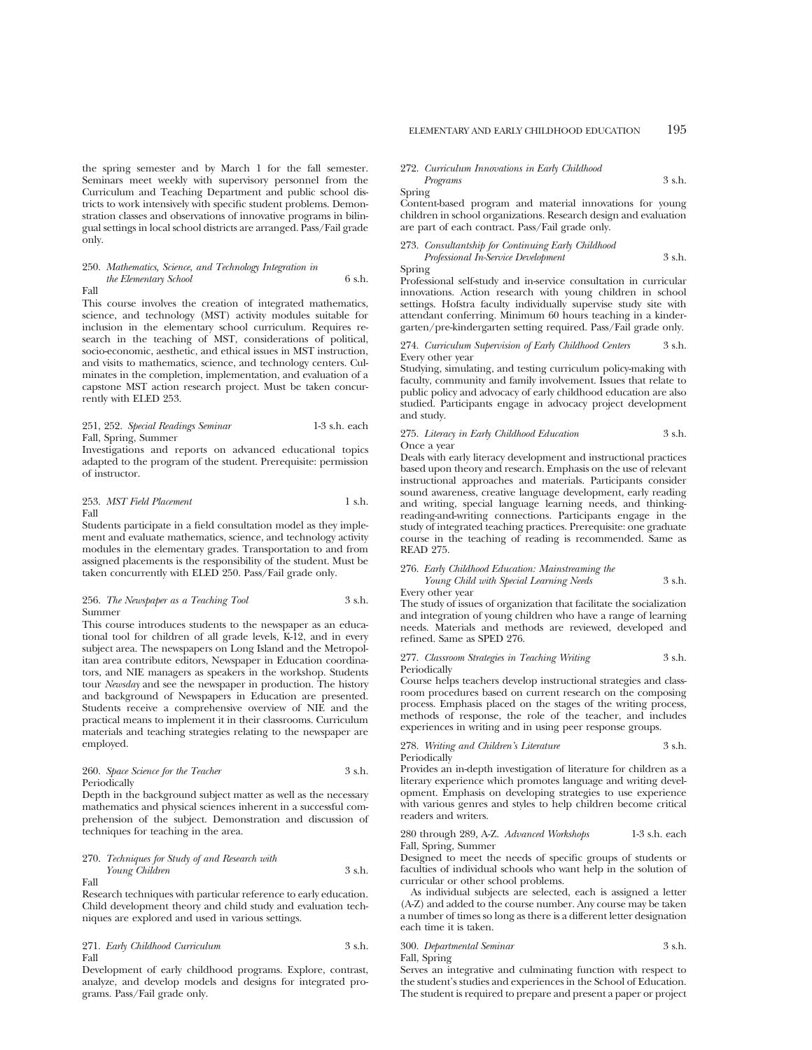the spring semester and by March 1 for the fall semester. Seminars meet weekly with supervisory personnel from the Curriculum and Teaching Department and public school districts to work intensively with specific student problems. Demonstration classes and observations of innovative programs in bilingual settings in local school districts are arranged. Pass/Fail grade only.

250. *Mathematics, Science, and Technology Integration in the Elementary School* 6 s.h.
Fall
This course involves the creation of integrated mathematics, science, and technology (MST) activity modules suitable for inclusion in the elementary school curriculum. Requires research in the teaching of MST, considerations of political, socio-economic, aesthetic, and ethical issues in MST instruction, and visits to mathematics, science, and technology centers. Culminates in the completion, implementation, and evaluation of a capstone MST action research project. Must be taken concurrently with ELED 253.

251, 252. *Special Readings Seminar* 1-3 s.h. each
Fall, Spring, Summer
Investigations and reports on advanced educational topics adapted to the program of the student. Prerequisite: permission of instructor.

253. *MST Field Placement* 1 s.h.
Fall
Students participate in a field consultation model as they implement and evaluate mathematics, science, and technology activity modules in the elementary grades. Transportation to and from assigned placements is the responsibility of the student. Must be taken concurrently with ELED 250. Pass/Fail grade only.

256. *The Newspaper as a Teaching Tool* 3 s.h.
Summer
This course introduces students to the newspaper as an educational tool for children of all grade levels, K-12, and in every subject area. The newspapers on Long Island and the Metropolitan area contribute editors, Newspaper in Education coordinators, and NIE managers as speakers in the workshop. Students tour *Newsday* and see the newspaper in production. The history and background of Newspapers in Education are presented. Students receive a comprehensive overview of NIE and the practical means to implement it in their classrooms. Curriculum materials and teaching strategies relating to the newspaper are employed.

260. *Space Science for the Teacher* 3 s.h.
Periodically
Depth in the background subject matter as well as the necessary mathematics and physical sciences inherent in a successful comprehension of the subject. Demonstration and discussion of techniques for teaching in the area.

270. *Techniques for Study of and Research with Young Children* 3 s.h.
Fall
Research techniques with particular reference to early education. Child development theory and child study and evaluation techniques are explored and used in various settings.

271. *Early Childhood Curriculum* 3 s.h.
Fall
Development of early childhood programs. Explore, contrast, analyze, and develop models and designs for integrated programs. Pass/Fail grade only.

272. *Curriculum Innovations in Early Childhood Programs* 3 s.h.
Spring
Content-based program and material innovations for young children in school organizations. Research design and evaluation are part of each contract. Pass/Fail grade only.

273. *Consultantship for Continuing Early Childhood Professional In-Service Development* 3 s.h.
Spring
Professional self-study and in-service consultation in curricular innovations. Action research with young children in school settings. Hofstra faculty individually supervise study site with attendant conferring. Minimum 60 hours teaching in a kindergarten/pre-kindergarten setting required. Pass/Fail grade only.

274. *Curriculum Supervision of Early Childhood Centers* 3 s.h.
Every other year
Studying, simulating, and testing curriculum policy-making with faculty, community and family involvement. Issues that relate to public policy and advocacy of early childhood education are also studied. Participants engage in advocacy project development and study.

275. *Literacy in Early Childhood Education* 3 s.h.
Once a year
Deals with early literacy development and instructional practices based upon theory and research. Emphasis on the use of relevant instructional approaches and materials. Participants consider sound awareness, creative language development, early reading and writing, special language learning needs, and thinking-reading-and-writing connections. Participants engage in the study of integrated teaching practices. Prerequisite: one graduate course in the teaching of reading is recommended. Same as READ 275.

276. *Early Childhood Education: Mainstreaming the Young Child with Special Learning Needs* 3 s.h.
Every other year
The study of issues of organization that facilitate the socialization and integration of young children who have a range of learning needs. Materials and methods are reviewed, developed and refined. Same as SPED 276.

277. *Classroom Strategies in Teaching Writing* 3 s.h.
Periodically
Course helps teachers develop instructional strategies and classroom procedures based on current research on the composing process. Emphasis placed on the stages of the writing process, methods of response, the role of the teacher, and includes experiences in writing and in using peer response groups.

278. *Writing and Children's Literature* 3 s.h.
Periodically
Provides an in-depth investigation of literature for children as a literary experience which promotes language and writing development. Emphasis on developing strategies to use experience with various genres and styles to help children become critical readers and writers.

280 through 289, A-Z. *Advanced Workshops* 1-3 s.h. each
Fall, Spring, Summer
Designed to meet the needs of specific groups of students or faculties of individual schools who want help in the solution of curricular or other school problems.

As individual subjects are selected, each is assigned a letter (A-Z) and added to the course number. Any course may be taken a number of times so long as there is a different letter designation each time it is taken.

300. *Departmental Seminar* 3 s.h.
Fall, Spring
Serves an integrative and culminating function with respect to the student's studies and experiences in the School of Education. The student is required to prepare and present a paper or project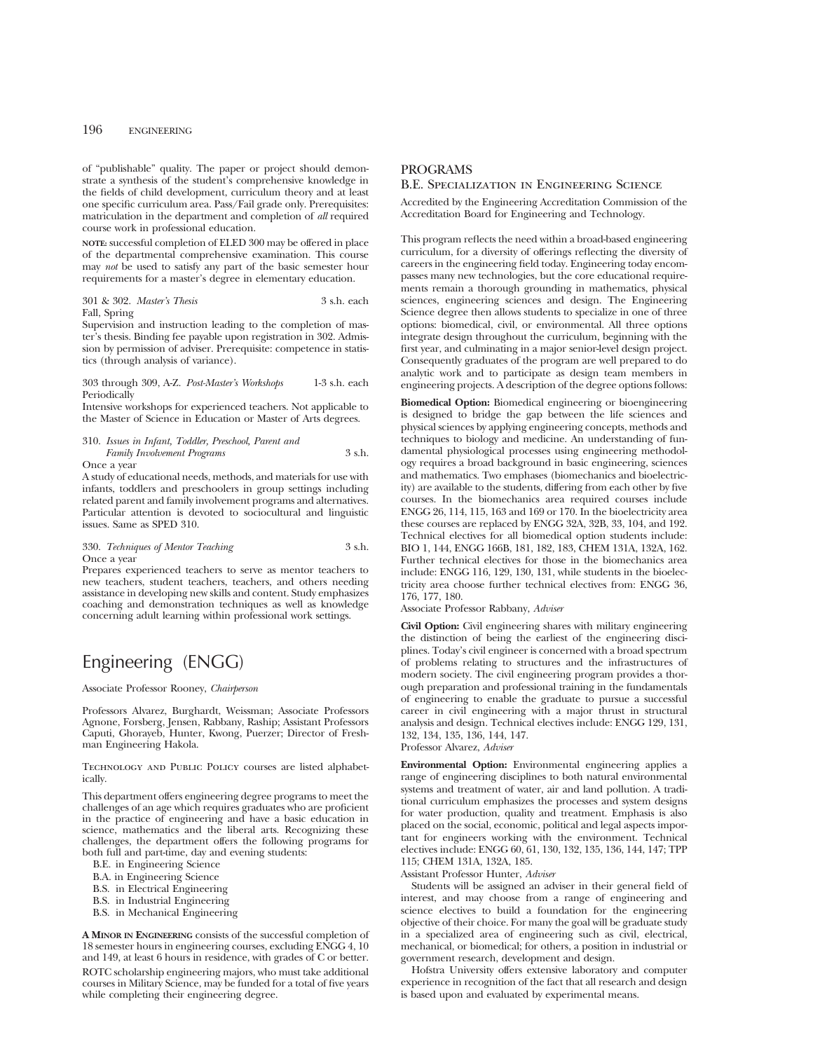of "publishable" quality. The paper or project should demonstrate a synthesis of the student's comprehensive knowledge in the fields of child development, curriculum theory and at least one specific curriculum area. Pass/Fail grade only. Prerequisites: matriculation in the department and completion of *all* required course work in professional education.

**NOTE:** successful completion of ELED 300 may be offered in place of the departmental comprehensive examination. This course may *not* be used to satisfy any part of the basic semester hour requirements for a master's degree in elementary education.

301 & 302. *Master's Thesis* 3 s.h. each
Fall, Spring
Supervision and instruction leading to the completion of master's thesis. Binding fee payable upon registration in 302. Admission by permission of adviser. Prerequisite: competence in statistics (through analysis of variance).

303 through 309, A-Z. *Post-Master's Workshops* 1-3 s.h. each
Periodically
Intensive workshops for experienced teachers. Not applicable to the Master of Science in Education or Master of Arts degrees.

310. *Issues in Infant, Toddler, Preschool, Parent and Family Involvement Programs* 3 s.h.
Once a year
A study of educational needs, methods, and materials for use with infants, toddlers and preschoolers in group settings including related parent and family involvement programs and alternatives. Particular attention is devoted to sociocultural and linguistic issues. Same as SPED 310.

330. *Techniques of Mentor Teaching* 3 s.h.
Once a year
Prepares experienced teachers to serve as mentor teachers to new teachers, student teachers, teachers, and others needing assistance in developing new skills and content. Study emphasizes coaching and demonstration techniques as well as knowledge concerning adult learning within professional work settings.

# Engineering (ENGG)

Associate Professor Rooney, *Chairperson*

Professors Alvarez, Burghardt, Weissman; Associate Professors Agnone, Forsberg, Jensen, Rabbany, Raship; Assistant Professors Caputi, Ghorayeb, Hunter, Kwong, Puerzer; Director of Freshman Engineering Hakola.

Technology and Public Policy courses are listed alphabetically.

This department offers engineering degree programs to meet the challenges of an age which requires graduates who are proficient in the practice of engineering and have a basic education in science, mathematics and the liberal arts. Recognizing these challenges, the department offers the following programs for both full and part-time, day and evening students:

- B.E. in Engineering Science
- B.A. in Engineering Science
- B.S. in Electrical Engineering
- B.S. in Industrial Engineering
- B.S. in Mechanical Engineering

**A Minor in Engineering** consists of the successful completion of 18 semester hours in engineering courses, excluding ENGG 4, 10 and 149, at least 6 hours in residence, with grades of C or better.

ROTC scholarship engineering majors, who must take additional courses in Military Science, may be funded for a total of five years while completing their engineering degree.

## PROGRAMS

### B.E. Specialization in Engineering Science

Accredited by the Engineering Accreditation Commission of the Accreditation Board for Engineering and Technology.

This program reflects the need within a broad-based engineering curriculum, for a diversity of offerings reflecting the diversity of careers in the engineering field today. Engineering today encompasses many new technologies, but the core educational requirements remain a thorough grounding in mathematics, physical sciences, engineering sciences and design. The Engineering Science degree then allows students to specialize in one of three options: biomedical, civil, or environmental. All three options integrate design throughout the curriculum, beginning with the first year, and culminating in a major senior-level design project. Consequently graduates of the program are well prepared to do analytic work and to participate as design team members in engineering projects. A description of the degree options follows:

**Biomedical Option:** Biomedical engineering or bioengineering is designed to bridge the gap between the life sciences and physical sciences by applying engineering concepts, methods and techniques to biology and medicine. An understanding of fundamental physiological processes using engineering methodology requires a broad background in basic engineering, sciences and mathematics. Two emphases (biomechanics and bioelectricity) are available to the students, differing from each other by five courses. In the biomechanics area required courses include ENGG 26, 114, 115, 163 and 169 or 170. In the bioelectricity area these courses are replaced by ENGG 32A, 32B, 33, 104, and 192. Technical electives for all biomedical option students include: BIO 1, 144, ENGG 166B, 181, 182, 183, CHEM 131A, 132A, 162. Further technical electives for those in the biomechanics area include: ENGG 116, 129, 130, 131, while students in the bioelectricity area choose further technical electives from: ENGG 36, 176, 177, 180.
Associate Professor Rabbany, *Adviser*

**Civil Option:** Civil engineering shares with military engineering the distinction of being the earliest of the engineering disciplines. Today's civil engineer is concerned with a broad spectrum of problems relating to structures and the infrastructures of modern society. The civil engineering program provides a thorough preparation and professional training in the fundamentals of engineering to enable the graduate to pursue a successful career in civil engineering with a major thrust in structural analysis and design. Technical electives include: ENGG 129, 131, 132, 134, 135, 136, 144, 147.
Professor Alvarez, *Adviser*

**Environmental Option:** Environmental engineering applies a range of engineering disciplines to both natural environmental systems and treatment of water, air and land pollution. A traditional curriculum emphasizes the processes and system designs for water production, quality and treatment. Emphasis is also placed on the social, economic, political and legal aspects important for engineers working with the environment. Technical electives include: ENGG 60, 61, 130, 132, 135, 136, 144, 147; TPP 115; CHEM 131A, 132A, 185.
Assistant Professor Hunter, *Adviser*

Students will be assigned an adviser in their general field of interest, and may choose from a range of engineering and science electives to build a foundation for the engineering objective of their choice. For many the goal will be graduate study in a specialized area of engineering such as civil, electrical, mechanical, or biomedical; for others, a position in industrial or government research, development and design.

Hofstra University offers extensive laboratory and computer experience in recognition of the fact that all research and design is based upon and evaluated by experimental means.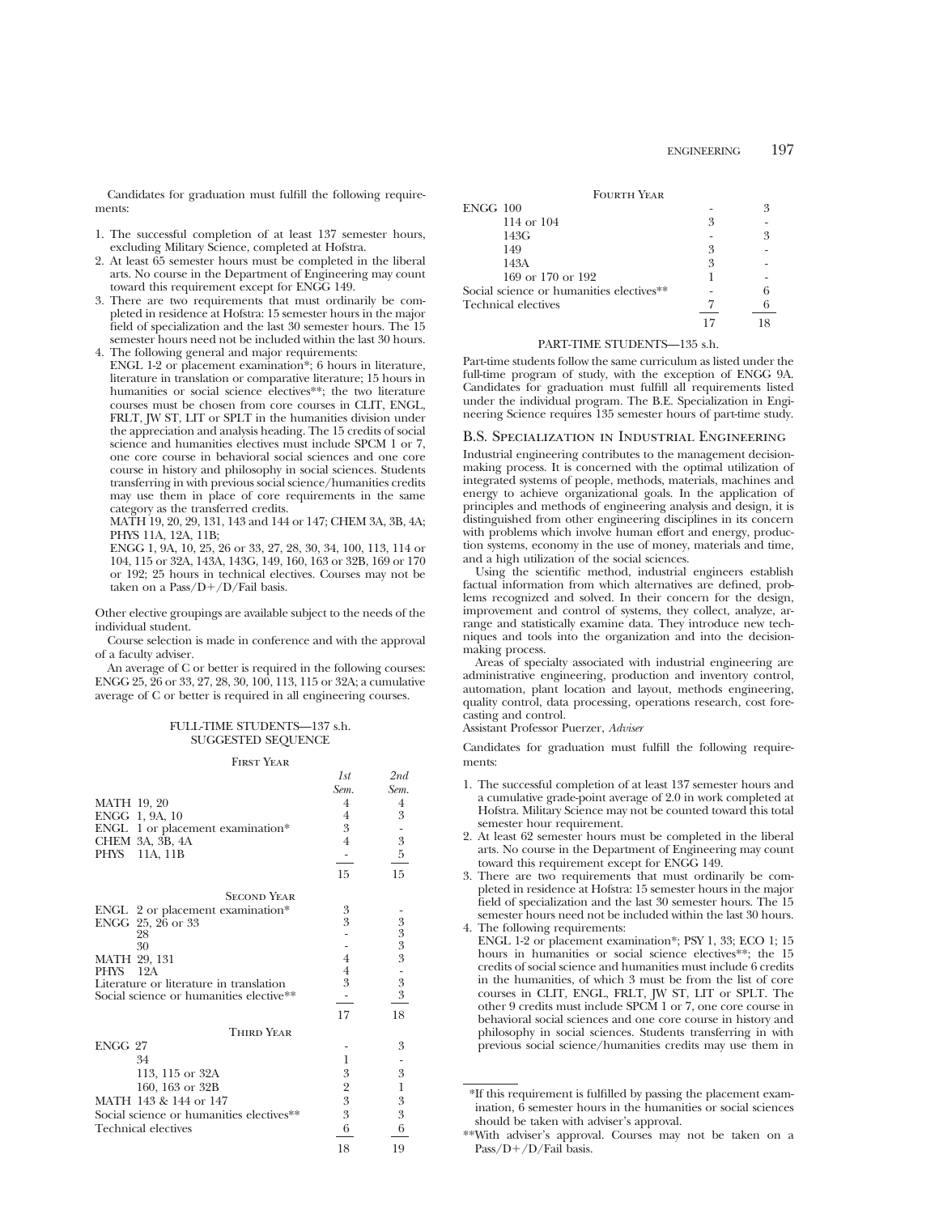Candidates for graduation must fulfill the following requirements:

1. The successful completion of at least 137 semester hours, excluding Military Science, completed at Hofstra.
2. At least 65 semester hours must be completed in the liberal arts. No course in the Department of Engineering may count toward this requirement except for ENGG 149.
3. There are two requirements that must ordinarily be completed in residence at Hofstra: 15 semester hours in the major field of specialization and the last 30 semester hours. The 15 semester hours need not be included within the last 30 hours.
4. The following general and major requirements:
   ENGL 1-2 or placement examination*; 6 hours in literature, literature in translation or comparative literature; 15 hours in humanities or social science electives**; the two literature courses must be chosen from core courses in CLIT, ENGL, FRLT, JW ST, LIT or SPLT in the humanities division under the appreciation and analysis heading. The 15 credits of social science and humanities electives must include SPCM 1 or 7, one core course in behavioral social sciences and one core course in history and philosophy in social sciences. Students transferring in with previous social science/humanities credits may use them in place of core requirements in the same category as the transferred credits.
   MATH 19, 20, 29, 131, 143 and 144 or 147; CHEM 3A, 3B, 4A; PHYS 11A, 12A, 11B;
   ENGG 1, 9A, 10, 25, 26 or 33, 27, 28, 30, 34, 100, 113, 114 or 104, 115 or 32A, 143A, 143G, 149, 160, 163 or 32B, 169 or 170 or 192; 25 hours in technical electives. Courses may not be taken on a Pass/D+/D/Fail basis.

Other elective groupings are available subject to the needs of the individual student.

Course selection is made in conference and with the approval of a faculty adviser.

An average of C or better is required in the following courses: ENGG 25, 26 or 33, 27, 28, 30, 100, 113, 115 or 32A; a cumulative average of C or better is required in all engineering courses.

FULL-TIME STUDENTS—137 s.h.
SUGGESTED SEQUENCE

| First Year | 1st Sem. | 2nd Sem. |
|---|---|---|
| MATH 19, 20 | 4 | 4 |
| ENGG 1, 9A, 10 | 4 | 3 |
| ENGL 1 or placement examination* | 3 | - |
| CHEM 3A, 3B, 4A | 4 | 3 |
| PHYS 11A, 11B | - | 5 |
| | 15 | 15 |
| **Second Year** | | |
| ENGL 2 or placement examination* | 3 | - |
| ENGG 25, 26 or 33 | 3 | 3 |
| 28 | - | 3 |
| 30 | - | 3 |
| MATH 29, 131 | 4 | 3 |
| PHYS 12A | 4 | - |
| Literature or literature in translation | 3 | 3 |
| Social science or humanities elective** | - | 3 |
| | 17 | 18 |
| **Third Year** | | |
| ENGG 27 | - | 3 |
| 34 | 1 | - |
| 113, 115 or 32A | 3 | 3 |
| 160, 163 or 32B | 2 | 1 |
| MATH 143 & 144 or 147 | 3 | 3 |
| Social science or humanities electives** | 3 | 3 |
| Technical electives | 6 | 6 |
| | 18 | 19 |
| **Fourth Year** | | |
| ENGG 100 | - | 3 |
| 114 or 104 | 3 | - |
| 143G | - | 3 |
| 149 | 3 | - |
| 143A | 3 | - |
| 169 or 170 or 192 | 1 | - |
| Social science or humanities electives** | - | 6 |
| Technical electives | 7 | 6 |
| | 17 | 18 |

PART-TIME STUDENTS—135 s.h.

Part-time students follow the same curriculum as listed under the full-time program of study, with the exception of ENGG 9A. Candidates for graduation must fulfill all requirements listed under the individual program. The B.E. Specialization in Engineering Science requires 135 semester hours of part-time study.

## B.S. Specialization in Industrial Engineering

Industrial engineering contributes to the management decision-making process. It is concerned with the optimal utilization of integrated systems of people, methods, materials, machines and energy to achieve organizational goals. In the application of principles and methods of engineering analysis and design, it is distinguished from other engineering disciplines in its concern with problems which involve human effort and energy, production systems, economy in the use of money, materials and time, and a high utilization of the social sciences.

Using the scientific method, industrial engineers establish factual information from which alternatives are defined, problems recognized and solved. In their concern for the design, improvement and control of systems, they collect, analyze, arrange and statistically examine data. They introduce new techniques and tools into the organization and into the decision-making process.

Areas of specialty associated with industrial engineering are administrative engineering, production and inventory control, automation, plant location and layout, methods engineering, quality control, data processing, operations research, cost forecasting and control.

Assistant Professor Puerzer, *Adviser*

Candidates for graduation must fulfill the following requirements:

1. The successful completion of at least 137 semester hours and a cumulative grade-point average of 2.0 in work completed at Hofstra. Military Science may not be counted toward this total semester hour requirement.
2. At least 62 semester hours must be completed in the liberal arts. No course in the Department of Engineering may count toward this requirement except for ENGG 149.
3. There are two requirements that must ordinarily be completed in residence at Hofstra: 15 semester hours in the major field of specialization and the last 30 semester hours. The 15 semester hours need not be included within the last 30 hours.
4. The following requirements:
   ENGL 1-2 or placement examination*; PSY 1, 33; ECO 1; 15 hours in humanities or social science electives**; the 15 credits of social science and humanities must include 6 credits in the humanities, of which 3 must be from the list of core courses in CLIT, ENGL, FRLT, JW ST, LIT or SPLT. The other 9 credits must include SPCM 1 or 7, one core course in behavioral social sciences and one core course in history and philosophy in social sciences. Students transferring in with previous social science/humanities credits may use them in

*If this requirement is fulfilled by passing the placement examination, 6 semester hours in the humanities or social sciences should be taken with adviser's approval.

**With adviser's approval. Courses may not be taken on a Pass/D+/D/Fail basis.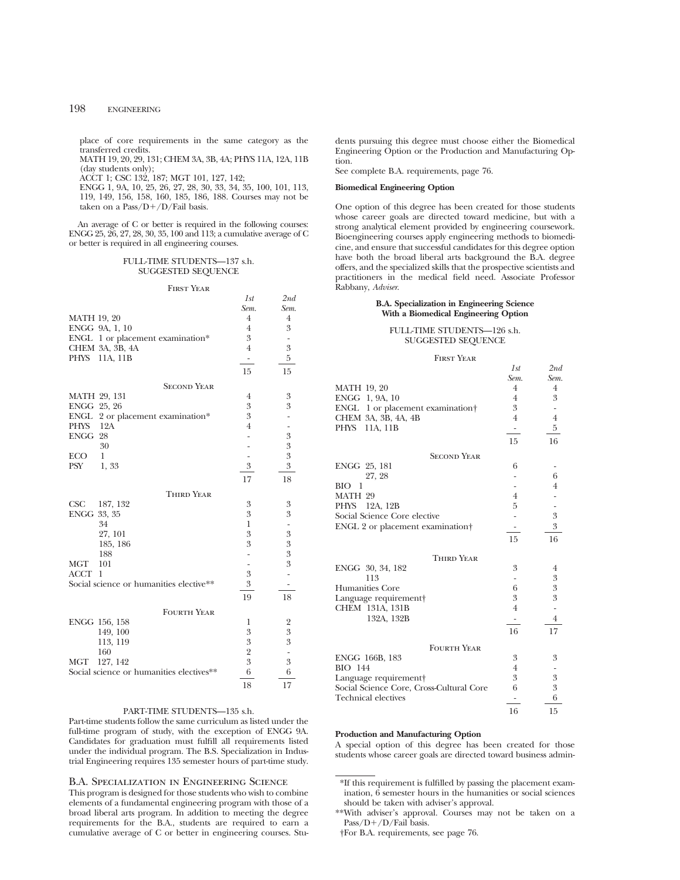place of core requirements in the same category as the transferred credits.
MATH 19, 20, 29, 131; CHEM 3A, 3B, 4A; PHYS 11A, 12A, 11B (day students only);
ACCT 1; CSC 132, 187; MGT 101, 127, 142;
ENGG 1, 9A, 10, 25, 26, 27, 28, 30, 33, 34, 35, 100, 101, 113, 119, 149, 156, 158, 160, 185, 186, 188. Courses may not be taken on a Pass/D+/D/Fail basis.

An average of C or better is required in the following courses: ENGG 25, 26, 27, 28, 30, 35, 100 and 113; a cumulative average of C or better is required in all engineering courses.

FULL-TIME STUDENTS—137 s.h.
SUGGESTED SEQUENCE

| First Year | 1st Sem. | 2nd Sem. |
|---|---|---|
| MATH 19, 20 | 4 | 4 |
| ENGG 9A, 1, 10 | 4 | 3 |
| ENGL 1 or placement examination* | 3 | - |
| CHEM 3A, 3B, 4A | 4 | 3 |
| PHYS 11A, 11B | - | 5 |
| | 15 | 15 |
| **Second Year** | | |
| MATH 29, 131 | 4 | 3 |
| ENGG 25, 26 | 3 | 3 |
| ENGL 2 or placement examination* | 3 | - |
| PHYS 12A | 4 | - |
| ENGG 28 | - | 3 |
| 30 | - | 3 |
| ECO 1 | - | 3 |
| PSY 1, 33 | 3 | 3 |
| | 17 | 18 |
| **Third Year** | | |
| CSC 187, 132 | 3 | 3 |
| ENGG 33, 35 | 3 | 3 |
| 34 | 1 | - |
| 27, 101 | 3 | 3 |
| 185, 186 | 3 | 3 |
| 188 | - | 3 |
| MGT 101 | - | 3 |
| ACCT 1 | 3 | - |
| Social science or humanities elective** | 3 | - |
| | 19 | 18 |
| **Fourth Year** | | |
| ENGG 156, 158 | 1 | 2 |
| 149, 100 | 3 | 3 |
| 113, 119 | 3 | 3 |
| 160 | 2 | - |
| MGT 127, 142 | 3 | 3 |
| Social science or humanities electives** | 6 | 6 |
| | 18 | 17 |

PART-TIME STUDENTS—135 s.h.

Part-time students follow the same curriculum as listed under the full-time program of study, with the exception of ENGG 9A. Candidates for graduation must fulfill all requirements listed under the individual program. The B.S. Specialization in Industrial Engineering requires 135 semester hours of part-time study.

## B.A. Specialization in Engineering Science

This program is designed for those students who wish to combine elements of a fundamental engineering program with those of a broad liberal arts program. In addition to meeting the degree requirements for the B.A., students are required to earn a cumulative average of C or better in engineering courses. Students pursuing this degree must choose either the Biomedical Engineering Option or the Production and Manufacturing Option.

See complete B.A. requirements, page 76.

**Biomedical Engineering Option**

One option of this degree has been created for those students whose career goals are directed toward medicine, but with a strong analytical element provided by engineering coursework. Bioengineering courses apply engineering methods to biomedicine, and ensure that successful candidates for this degree option have both the broad liberal arts background the B.A. degree offers, and the specialized skills that the prospective scientists and practitioners in the medical field need. Associate Professor Rabbany, *Adviser*.

**B.A. Specialization in Engineering Science With a Biomedical Engineering Option**

FULL-TIME STUDENTS—126 s.h.
SUGGESTED SEQUENCE

| First Year | 1st Sem. | 2nd Sem. |
|---|---|---|
| MATH 19, 20 | 4 | 4 |
| ENGG 1, 9A, 10 | 4 | 3 |
| ENGL 1 or placement examination† | 3 | - |
| CHEM 3A, 3B, 4A, 4B | 4 | 4 |
| PHYS 11A, 11B | - | 5 |
| | 15 | 16 |
| **Second Year** | | |
| ENGG 25, 181 | 6 | - |
| 27, 28 | - | 6 |
| BIO 1 | - | 4 |
| MATH 29 | 4 | - |
| PHYS 12A, 12B | 5 | - |
| Social Science Core elective | - | 3 |
| ENGL 2 or placement examination† | - | 3 |
| | 15 | 16 |
| **Third Year** | | |
| ENGG 30, 34, 182 | 3 | 4 |
| 113 | - | 3 |
| Humanities Core | 6 | 3 |
| Language requirement† | 3 | 3 |
| CHEM 131A, 131B | 4 | - |
| 132A, 132B | - | 4 |
| | 16 | 17 |
| **Fourth Year** | | |
| ENGG 166B, 183 | 3 | 3 |
| BIO 144 | 4 | - |
| Language requirement† | 3 | 3 |
| Social Science Core, Cross-Cultural Core | 6 | 3 |
| Technical electives | - | 6 |
| | 16 | 15 |

**Production and Manufacturing Option**

A special option of this degree has been created for those students whose career goals are directed toward business admin-

*If this requirement is fulfilled by passing the placement examination, 6 semester hours in the humanities or social sciences should be taken with adviser's approval.

**With adviser's approval. Courses may not be taken on a Pass/D+/D/Fail basis.

†For B.A. requirements, see page 76.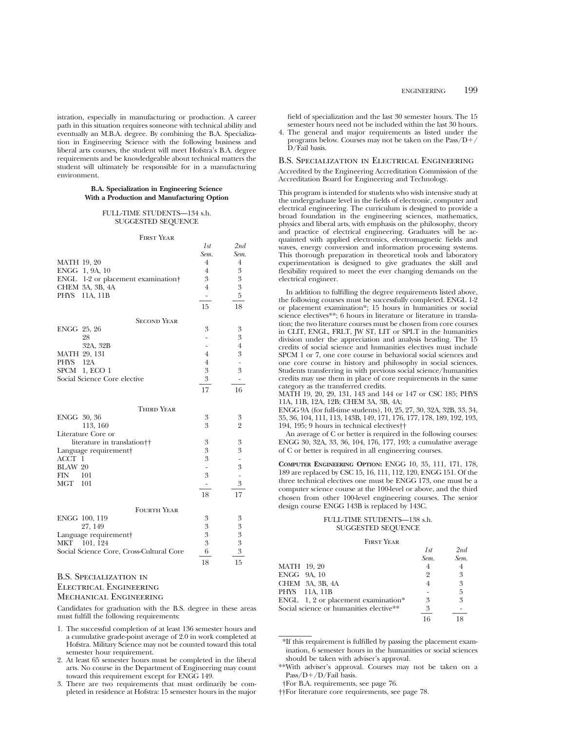istration, especially in manufacturing or production. A career path in this situation requires someone with technical ability and eventually an M.B.A. degree. By combining the B.A. Specialization in Engineering Science with the following business and liberal arts courses, the student will meet Hofstra's B.A. degree requirements and be knowledgeable about technical matters the student will ultimately be responsible for in a manufacturing environment.

**B.A. Specialization in Engineering Science With a Production and Manufacturing Option**

FULL-TIME STUDENTS—134 s.h.
SUGGESTED SEQUENCE

| First Year | *1st Sem.* | *2nd Sem.* |
|---|---|---|
| MATH 19, 20 | 4 | 4 |
| ENGG 1, 9A, 10 | 4 | 3 |
| ENGL 1-2 or placement examination† | 3 | 3 |
| CHEM 3A, 3B, 4A | 4 | 3 |
| PHYS 11A, 11B | - | 5 |
| | 15 | 18 |

| Second Year | | |
|---|---|---|
| ENGG 25, 26 | 3 | 3 |
| 28 | - | 3 |
| 32A, 32B | - | 4 |
| MATH 29, 131 | 4 | 3 |
| PHYS 12A | 4 | - |
| SPCM 1, ECO 1 | 3 | 3 |
| Social Science Core elective | 3 | - |
| | 17 | 16 |

| Third Year | | |
|---|---|---|
| ENGG 30, 36 | 3 | 3 |
| 113, 160 | 3 | 2 |
| Literature Core or literature in translation†† | 3 | 3 |
| Language requirement† | 3 | 3 |
| ACCT 1 | 3 | - |
| BLAW 20 | - | 3 |
| FIN 101 | 3 | - |
| MGT 101 | - | 3 |
| | 18 | 17 |

| Fourth Year | | |
|---|---|---|
| ENGG 100, 119 | 3 | 3 |
| 27, 149 | 3 | 3 |
| Language requirement† | 3 | 3 |
| MKT 101, 124 | 3 | 3 |
| Social Science Core, Cross-Cultural Core | 6 | 3 |
| | 18 | 15 |

## B.S. Specialization in Electrical Engineering Mechanical Engineering

Candidates for graduation with the B.S. degree in these areas must fulfill the following requirements:

1. The successful completion of at least 136 semester hours and a cumulative grade-point average of 2.0 in work completed at Hofstra. Military Science may not be counted toward this total semester hour requirement.
2. At least 65 semester hours must be completed in the liberal arts. No course in the Department of Engineering may count toward this requirement except for ENGG 149.
3. There are two requirements that must ordinarily be completed in residence at Hofstra: 15 semester hours in the major field of specialization and the last 30 semester hours. The 15 semester hours need not be included within the last 30 hours.
4. The general and major requirements as listed under the programs below. Courses may not be taken on the Pass/D+/D/Fail basis.

## B.S. Specialization in Electrical Engineering

Accredited by the Engineering Accreditation Commission of the Accreditation Board for Engineering and Technology.

This program is intended for students who wish intensive study at the undergraduate level in the fields of electronic, computer and electrical engineering. The curriculum is designed to provide a broad foundation in the engineering sciences, mathematics, physics and liberal arts, with emphasis on the philosophy, theory and practice of electrical engineering. Graduates will be acquainted with applied electronics, electromagnetic fields and waves, energy conversion and information processing systems. This thorough preparation in theoretical tools and laboratory experimentation is designed to give graduates the skill and flexibility required to meet the ever changing demands on the electrical engineer.

In addition to fulfilling the degree requirements listed above, the following courses must be successfully completed. ENGL 1-2 or placement examination*; 15 hours in humanities or social science electives**; 6 hours in literature or literature in translation; the two literature courses must be chosen from core courses in CLIT, ENGL, FRLT, JW ST, LIT or SPLT in the humanities division under the appreciation and analysis heading. The 15 credits of social science and humanities electives must include SPCM 1 or 7, one core course in behavioral social sciences and one core course in history and philosophy in social sciences. Students transferring in with previous social science/humanities credits may use them in place of core requirements in the same category as the transferred credits.

MATH 19, 20, 29, 131, 143 and 144 or 147 or CSC 185; PHYS 11A, 11B, 12A, 12B; CHEM 3A, 3B, 4A;

ENGG 9A (for full-time students), 10, 25, 27, 30, 32A, 32B, 33, 34, 35, 36, 104, 111, 113, 143B, 149, 171, 176, 177, 178, 189, 192, 193, 194, 195; 9 hours in technical electives††

An average of C or better is required in the following courses: ENGG 30, 32A, 33, 36, 104, 176, 177, 193; a cumulative average of C or better is required in all engineering courses.

**Computer Engineering Option:** ENGG 10, 35, 111, 171, 178, 189 are replaced by CSC 15, 16, 111, 112, 120, ENGG 151. Of the three technical electives one must be ENGG 173, one must be a computer science course at the 100-level or above, and the third chosen from other 100-level engineering courses. The senior design course ENGG 143B is replaced by 143C.

FULL-TIME STUDENTS—138 s.h.
SUGGESTED SEQUENCE

| First Year | *1st Sem.* | *2nd Sem.* |
|---|---|---|
| MATH 19, 20 | 4 | 4 |
| ENGG 9A, 10 | 2 | 3 |
| CHEM 3A, 3B, 4A | 4 | 3 |
| PHYS 11A, 11B | - | 5 |
| ENGL 1, 2 or placement examination* | 3 | 3 |
| Social science or humanities elective** | 3 | - |
| | 16 | 18 |

*If this requirement is fulfilled by passing the placement examination, 6 semester hours in the humanities or social sciences should be taken with adviser's approval.

**With adviser's approval. Courses may not be taken on a Pass/D+/D/Fail basis.

†For B.A. requirements, see page 76.

††For literature core requirements, see page 78.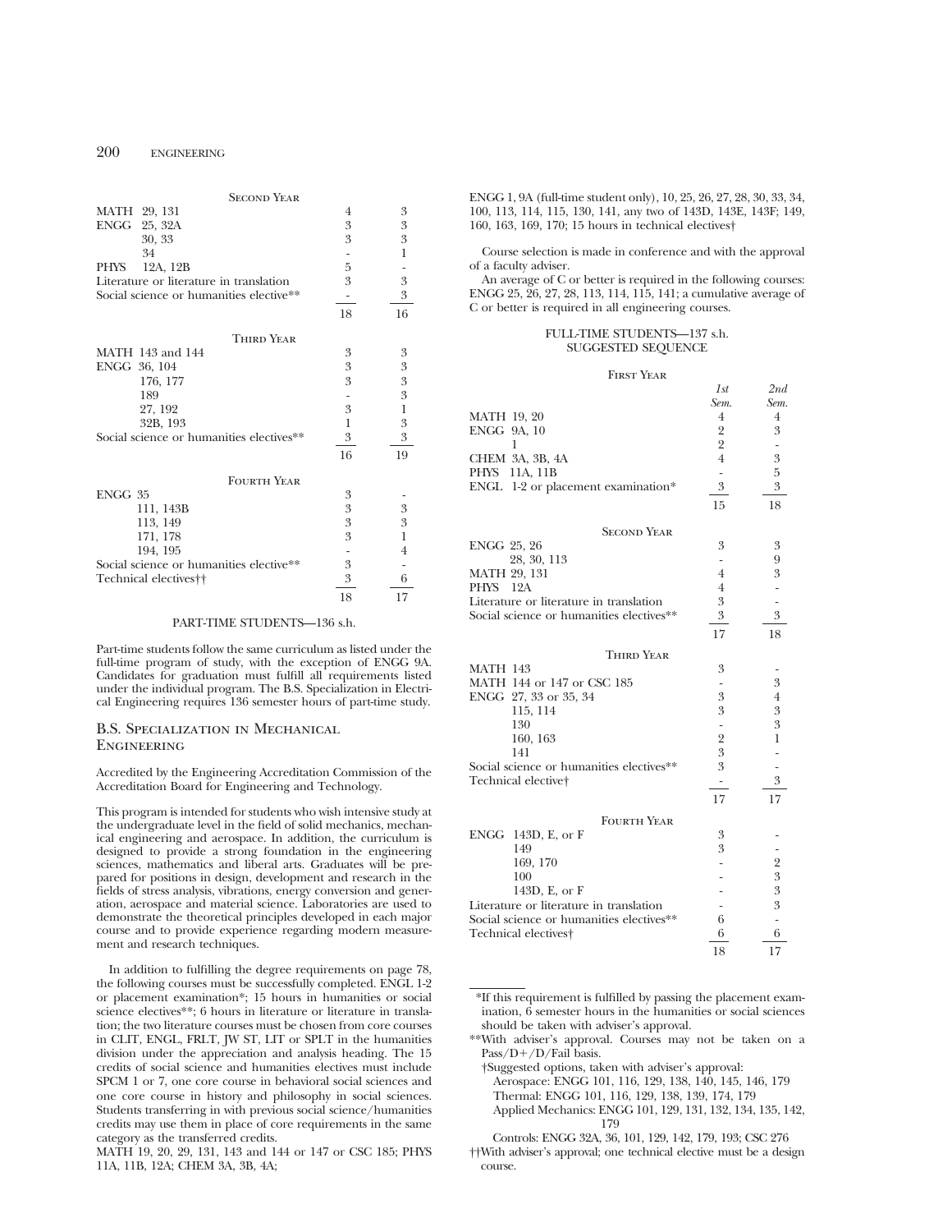| Second Year | | |
|---|---|---|
| MATH 29, 131 | 4 | 3 |
| ENGG 25, 32A | 3 | 3 |
| 30, 33 | 3 | 3 |
| 34 | - | 1 |
| PHYS 12A, 12B | 5 | - |
| Literature or literature in translation | 3 | 3 |
| Social science or humanities elective** | - | 3 |
| | 18 | 16 |

| Third Year | | |
|---|---|---|
| MATH 143 and 144 | 3 | 3 |
| ENGG 36, 104 | 3 | 3 |
| 176, 177 | 3 | 3 |
| 189 | - | 3 |
| 27, 192 | 3 | 1 |
| 32B, 193 | 1 | 3 |
| Social science or humanities electives** | 3 | 3 |
| | 16 | 19 |

| Fourth Year | | |
|---|---|---|
| ENGG 35 | 3 | - |
| 111, 143B | 3 | 3 |
| 113, 149 | 3 | 3 |
| 171, 178 | 3 | 1 |
| 194, 195 | - | 4 |
| Social science or humanities elective** | 3 | - |
| Technical electives†† | 3 | 6 |
| | 18 | 17 |

PART-TIME STUDENTS—136 s.h.

Part-time students follow the same curriculum as listed under the full-time program of study, with the exception of ENGG 9A. Candidates for graduation must fulfill all requirements listed under the individual program. The B.S. Specialization in Electrical Engineering requires 136 semester hours of part-time study.

## B.S. Specialization in Mechanical Engineering

Accredited by the Engineering Accreditation Commission of the Accreditation Board for Engineering and Technology.

This program is intended for students who wish intensive study at the undergraduate level in the field of solid mechanics, mechanical engineering and aerospace. In addition, the curriculum is designed to provide a strong foundation in the engineering sciences, mathematics and liberal arts. Graduates will be prepared for positions in design, development and research in the fields of stress analysis, vibrations, energy conversion and generation, aerospace and material science. Laboratories are used to demonstrate the theoretical principles developed in each major course and to provide experience regarding modern measurement and research techniques.

In addition to fulfilling the degree requirements on page 78, the following courses must be successfully completed. ENGL 1-2 or placement examination*; 15 hours in humanities or social science electives**; 6 hours in literature or literature in translation; the two literature courses must be chosen from core courses in CLIT, ENGL, FRLT, JW ST, LIT or SPLT in the humanities division under the appreciation and analysis heading. The 15 credits of social science and humanities electives must include SPCM 1 or 7, one core course in behavioral social sciences and one core course in history and philosophy in social sciences. Students transferring in with previous social science/humanities credits may use them in place of core requirements in the same category as the transferred credits.

MATH 19, 20, 29, 131, 143 and 144 or 147 or CSC 185; PHYS 11A, 11B, 12A; CHEM 3A, 3B, 4A;

ENGG 1, 9A (full-time student only), 10, 25, 26, 27, 28, 30, 33, 34, 100, 113, 114, 115, 130, 141, any two of 143D, 143E, 143F; 149, 160, 163, 169, 170; 15 hours in technical electives†

Course selection is made in conference and with the approval of a faculty adviser.

An average of C or better is required in the following courses: ENGG 25, 26, 27, 28, 113, 114, 115, 141; a cumulative average of C or better is required in all engineering courses.

FULL-TIME STUDENTS—137 s.h.
SUGGESTED SEQUENCE

| First Year | *1st Sem.* | *2nd Sem.* |
|---|---|---|
| MATH 19, 20 | 4 | 4 |
| ENGG 9A, 10 | 2 | 3 |
| 1 | 2 | - |
| CHEM 3A, 3B, 4A | 4 | 3 |
| PHYS 11A, 11B | - | 5 |
| ENGL 1-2 or placement examination* | 3 | 3 |
| | 15 | 18 |

| Second Year | | |
|---|---|---|
| ENGG 25, 26 | 3 | 3 |
| 28, 30, 113 | - | 9 |
| MATH 29, 131 | 4 | 3 |
| PHYS 12A | 4 | - |
| Literature or literature in translation | 3 | - |
| Social science or humanities electives** | 3 | 3 |
| | 17 | 18 |

| Third Year | | |
|---|---|---|
| MATH 143 | 3 | - |
| MATH 144 or 147 or CSC 185 | - | 3 |
| ENGG 27, 33 or 35, 34 | 3 | 4 |
| 115, 114 | 3 | 3 |
| 130 | - | 3 |
| 160, 163 | 2 | 1 |
| 141 | 3 | - |
| Social science or humanities electives** | 3 | - |
| Technical elective† | - | 3 |
| | 17 | 17 |

| Fourth Year | | |
|---|---|---|
| ENGG 143D, E, or F | 3 | - |
| 149 | 3 | - |
| 169, 170 | - | 2 |
| 100 | - | 3 |
| 143D, E, or F | - | 3 |
| Literature or literature in translation | - | 3 |
| Social science or humanities electives** | 6 | - |
| Technical electives† | 6 | 6 |
| | 18 | 17 |

*If this requirement is fulfilled by passing the placement examination, 6 semester hours in the humanities or social sciences should be taken with adviser's approval.

**With adviser's approval. Courses may not be taken on a Pass/D+/D/Fail basis.

†Suggested options, taken with adviser's approval:
Aerospace: ENGG 101, 116, 129, 138, 140, 145, 146, 179
Thermal: ENGG 101, 116, 129, 138, 139, 174, 179
Applied Mechanics: ENGG 101, 129, 131, 132, 134, 135, 142, 179
Controls: ENGG 32A, 36, 101, 129, 142, 179, 193; CSC 276

††With adviser's approval; one technical elective must be a design course.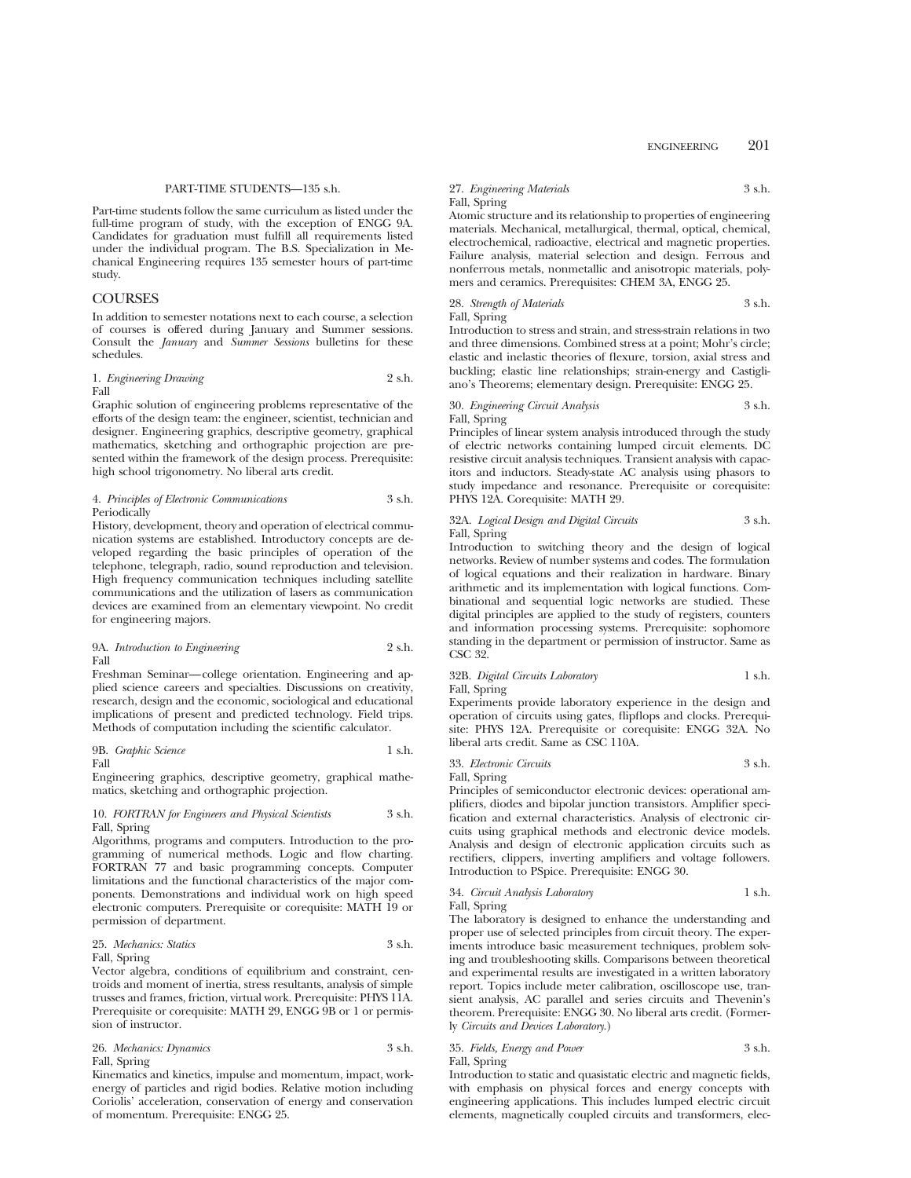PART-TIME STUDENTS—135 s.h.

Part-time students follow the same curriculum as listed under the full-time program of study, with the exception of ENGG 9A. Candidates for graduation must fulfill all requirements listed under the individual program. The B.S. Specialization in Mechanical Engineering requires 135 semester hours of part-time study.

## COURSES

In addition to semester notations next to each course, a selection of courses is offered during January and Summer sessions. Consult the *January* and *Summer Sessions* bulletins for these schedules.

1. *Engineering Drawing* 2 s.h.
Fall
Graphic solution of engineering problems representative of the efforts of the design team: the engineer, scientist, technician and designer. Engineering graphics, descriptive geometry, graphical mathematics, sketching and orthographic projection are presented within the framework of the design process. Prerequisite: high school trigonometry. No liberal arts credit.

4. *Principles of Electronic Communications* 3 s.h.
Periodically
History, development, theory and operation of electrical communication systems are established. Introductory concepts are developed regarding the basic principles of operation of the telephone, telegraph, radio, sound reproduction and television. High frequency communication techniques including satellite communications and the utilization of lasers as communication devices are examined from an elementary viewpoint. No credit for engineering majors.

9A. *Introduction to Engineering* 2 s.h.
Fall
Freshman Seminar—college orientation. Engineering and applied science careers and specialties. Discussions on creativity, research, design and the economic, sociological and educational implications of present and predicted technology. Field trips. Methods of computation including the scientific calculator.

9B. *Graphic Science* 1 s.h.
Fall
Engineering graphics, descriptive geometry, graphical mathematics, sketching and orthographic projection.

10. *FORTRAN for Engineers and Physical Scientists* 3 s.h.
Fall, Spring
Algorithms, programs and computers. Introduction to the programming of numerical methods. Logic and flow charting. FORTRAN 77 and basic programming concepts. Computer limitations and the functional characteristics of the major components. Demonstrations and individual work on high speed electronic computers. Prerequisite or corequisite: MATH 19 or permission of department.

25. *Mechanics: Statics* 3 s.h.
Fall, Spring
Vector algebra, conditions of equilibrium and constraint, centroids and moment of inertia, stress resultants, analysis of simple trusses and frames, friction, virtual work. Prerequisite: PHYS 11A. Prerequisite or corequisite: MATH 29, ENGG 9B or 1 or permission of instructor.

26. *Mechanics: Dynamics* 3 s.h.
Fall, Spring
Kinematics and kinetics, impulse and momentum, impact, work-energy of particles and rigid bodies. Relative motion including Coriolis' acceleration, conservation of energy and conservation of momentum. Prerequisite: ENGG 25.

27. *Engineering Materials* 3 s.h.
Fall, Spring
Atomic structure and its relationship to properties of engineering materials. Mechanical, metallurgical, thermal, optical, chemical, electrochemical, radioactive, electrical and magnetic properties. Failure analysis, material selection and design. Ferrous and nonferrous metals, nonmetallic and anisotropic materials, polymers and ceramics. Prerequisites: CHEM 3A, ENGG 25.

28. *Strength of Materials* 3 s.h.
Fall, Spring
Introduction to stress and strain, and stress-strain relations in two and three dimensions. Combined stress at a point; Mohr's circle; elastic and inelastic theories of flexure, torsion, axial stress and buckling; elastic line relationships; strain-energy and Castigliano's Theorems; elementary design. Prerequisite: ENGG 25.

30. *Engineering Circuit Analysis* 3 s.h.
Fall, Spring
Principles of linear system analysis introduced through the study of electric networks containing lumped circuit elements. DC resistive circuit analysis techniques. Transient analysis with capacitors and inductors. Steady-state AC analysis using phasors to study impedance and resonance. Prerequisite or corequisite: PHYS 12A. Corequisite: MATH 29.

32A. *Logical Design and Digital Circuits* 3 s.h.
Fall, Spring
Introduction to switching theory and the design of logical networks. Review of number systems and codes. The formulation of logical equations and their realization in hardware. Binary arithmetic and its implementation with logical functions. Combinational and sequential logic networks are studied. These digital principles are applied to the study of registers, counters and information processing systems. Prerequisite: sophomore standing in the department or permission of instructor. Same as CSC 32.

32B. *Digital Circuits Laboratory* 1 s.h.
Fall, Spring
Experiments provide laboratory experience in the design and operation of circuits using gates, flipflops and clocks. Prerequisite: PHYS 12A. Prerequisite or corequisite: ENGG 32A. No liberal arts credit. Same as CSC 110A.

33. *Electronic Circuits* 3 s.h.
Fall, Spring
Principles of semiconductor electronic devices: operational amplifiers, diodes and bipolar junction transistors. Amplifier specification and external characteristics. Analysis of electronic circuits using graphical methods and electronic device models. Analysis and design of electronic application circuits such as rectifiers, clippers, inverting amplifiers and voltage followers. Introduction to PSpice. Prerequisite: ENGG 30.

34. *Circuit Analysis Laboratory* 1 s.h.
Fall, Spring
The laboratory is designed to enhance the understanding and proper use of selected principles from circuit theory. The experiments introduce basic measurement techniques, problem solving and troubleshooting skills. Comparisons between theoretical and experimental results are investigated in a written laboratory report. Topics include meter calibration, oscilloscope use, transient analysis, AC parallel and series circuits and Thevenin's theorem. Prerequisite: ENGG 30. No liberal arts credit. (Formerly *Circuits and Devices Laboratory*.)

35. *Fields, Energy and Power* 3 s.h.
Fall, Spring
Introduction to static and quasistatic electric and magnetic fields, with emphasis on physical forces and energy concepts with engineering applications. This includes lumped electric circuit elements, magnetically coupled circuits and transformers, elec-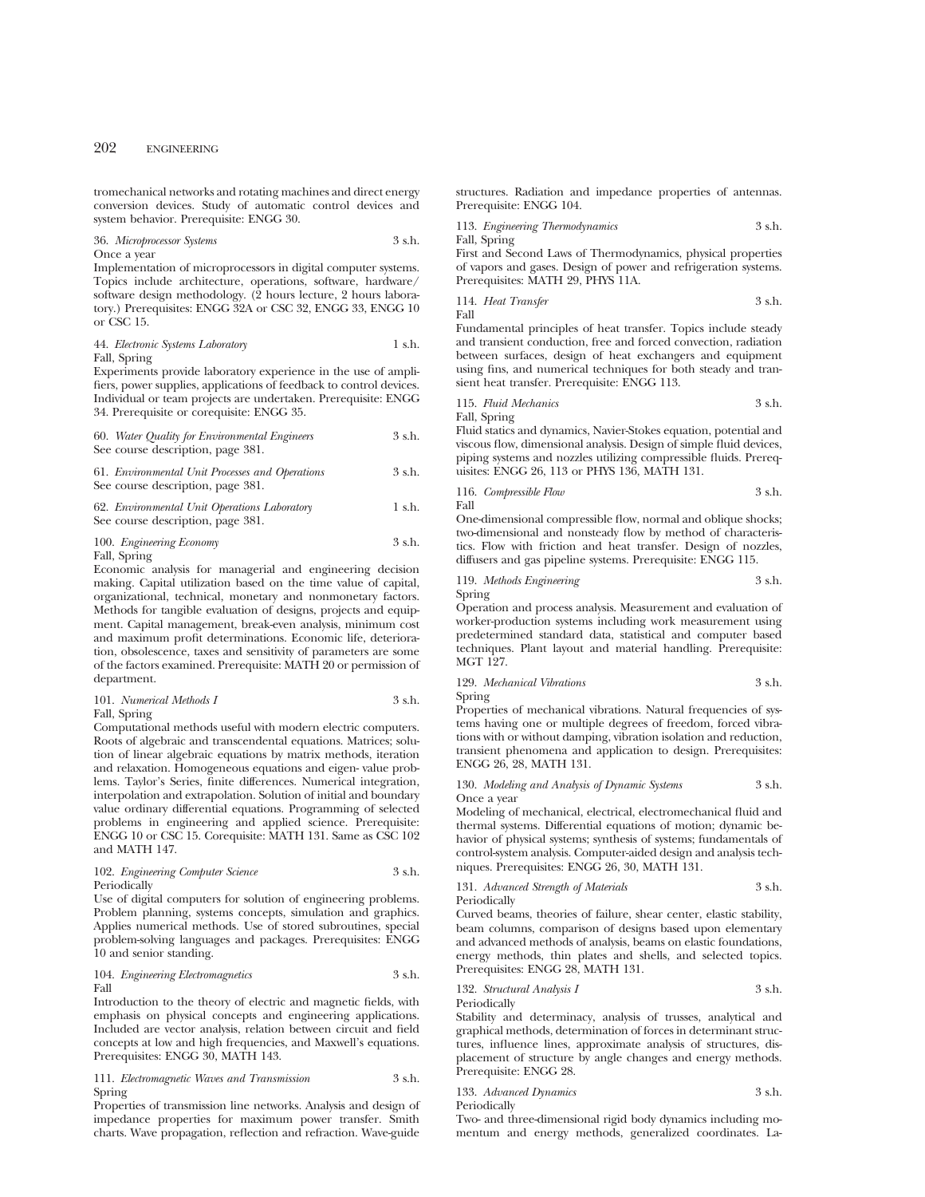tromechanical networks and rotating machines and direct energy conversion devices. Study of automatic control devices and system behavior. Prerequisite: ENGG 30.

36. *Microprocessor Systems* 3 s.h.
Once a year
Implementation of microprocessors in digital computer systems. Topics include architecture, operations, software, hardware/software design methodology. (2 hours lecture, 2 hours laboratory.) Prerequisites: ENGG 32A or CSC 32, ENGG 33, ENGG 10 or CSC 15.

44. *Electronic Systems Laboratory* 1 s.h.
Fall, Spring
Experiments provide laboratory experience in the use of amplifiers, power supplies, applications of feedback to control devices. Individual or team projects are undertaken. Prerequisite: ENGG 34. Prerequisite or corequisite: ENGG 35.

60. *Water Quality for Environmental Engineers* 3 s.h.
See course description, page 381.

61. *Environmental Unit Processes and Operations* 3 s.h.
See course description, page 381.

62. *Environmental Unit Operations Laboratory* 1 s.h.
See course description, page 381.

100. *Engineering Economy* 3 s.h.
Fall, Spring
Economic analysis for managerial and engineering decision making. Capital utilization based on the time value of capital, organizational, technical, monetary and nonmonetary factors. Methods for tangible evaluation of designs, projects and equipment. Capital management, break-even analysis, minimum cost and maximum profit determinations. Economic life, deterioration, obsolescence, taxes and sensitivity of parameters are some of the factors examined. Prerequisite: MATH 20 or permission of department.

101. *Numerical Methods I* 3 s.h.
Fall, Spring
Computational methods useful with modern electric computers. Roots of algebraic and transcendental equations. Matrices; solution of linear algebraic equations by matrix methods, iteration and relaxation. Homogeneous equations and eigen- value problems. Taylor's Series, finite differences. Numerical integration, interpolation and extrapolation. Solution of initial and boundary value ordinary differential equations. Programming of selected problems in engineering and applied science. Prerequisite: ENGG 10 or CSC 15. Corequisite: MATH 131. Same as CSC 102 and MATH 147.

102. *Engineering Computer Science* 3 s.h.
Periodically
Use of digital computers for solution of engineering problems. Problem planning, systems concepts, simulation and graphics. Applies numerical methods. Use of stored subroutines, special problem-solving languages and packages. Prerequisites: ENGG 10 and senior standing.

104. *Engineering Electromagnetics* 3 s.h.
Fall
Introduction to the theory of electric and magnetic fields, with emphasis on physical concepts and engineering applications. Included are vector analysis, relation between circuit and field concepts at low and high frequencies, and Maxwell's equations. Prerequisites: ENGG 30, MATH 143.

111. *Electromagnetic Waves and Transmission* 3 s.h.
Spring
Properties of transmission line networks. Analysis and design of impedance properties for maximum power transfer. Smith charts. Wave propagation, reflection and refraction. Wave-guide structures. Radiation and impedance properties of antennas. Prerequisite: ENGG 104.

113. *Engineering Thermodynamics* 3 s.h.
Fall, Spring
First and Second Laws of Thermodynamics, physical properties of vapors and gases. Design of power and refrigeration systems. Prerequisites: MATH 29, PHYS 11A.

114. *Heat Transfer* 3 s.h.
Fall
Fundamental principles of heat transfer. Topics include steady and transient conduction, free and forced convection, radiation between surfaces, design of heat exchangers and equipment using fins, and numerical techniques for both steady and transient heat transfer. Prerequisite: ENGG 113.

115. *Fluid Mechanics* 3 s.h.
Fall, Spring
Fluid statics and dynamics, Navier-Stokes equation, potential and viscous flow, dimensional analysis. Design of simple fluid devices, piping systems and nozzles utilizing compressible fluids. Prerequisites: ENGG 26, 113 or PHYS 136, MATH 131.

116. *Compressible Flow* 3 s.h.
Fall
One-dimensional compressible flow, normal and oblique shocks; two-dimensional and nonsteady flow by method of characteristics. Flow with friction and heat transfer. Design of nozzles, diffusers and gas pipeline systems. Prerequisite: ENGG 115.

119. *Methods Engineering* 3 s.h.
Spring
Operation and process analysis. Measurement and evaluation of worker-production systems including work measurement using predetermined standard data, statistical and computer based techniques. Plant layout and material handling. Prerequisite: MGT 127.

129. *Mechanical Vibrations* 3 s.h.
Spring
Properties of mechanical vibrations. Natural frequencies of systems having one or multiple degrees of freedom, forced vibrations with or without damping, vibration isolation and reduction, transient phenomena and application to design. Prerequisites: ENGG 26, 28, MATH 131.

130. *Modeling and Analysis of Dynamic Systems* 3 s.h.
Once a year
Modeling of mechanical, electrical, electromechanical fluid and thermal systems. Differential equations of motion; dynamic behavior of physical systems; synthesis of systems; fundamentals of control-system analysis. Computer-aided design and analysis techniques. Prerequisites: ENGG 26, 30, MATH 131.

131. *Advanced Strength of Materials* 3 s.h.
Periodically
Curved beams, theories of failure, shear center, elastic stability, beam columns, comparison of designs based upon elementary and advanced methods of analysis, beams on elastic foundations, energy methods, thin plates and shells, and selected topics. Prerequisites: ENGG 28, MATH 131.

132. *Structural Analysis I* 3 s.h.
Periodically
Stability and determinacy, analysis of trusses, analytical and graphical methods, determination of forces in determinant structures, influence lines, approximate analysis of structures, displacement of structure by angle changes and energy methods. Prerequisite: ENGG 28.

133. *Advanced Dynamics* 3 s.h.
Periodically
Two- and three-dimensional rigid body dynamics including momentum and energy methods, generalized coordinates. La-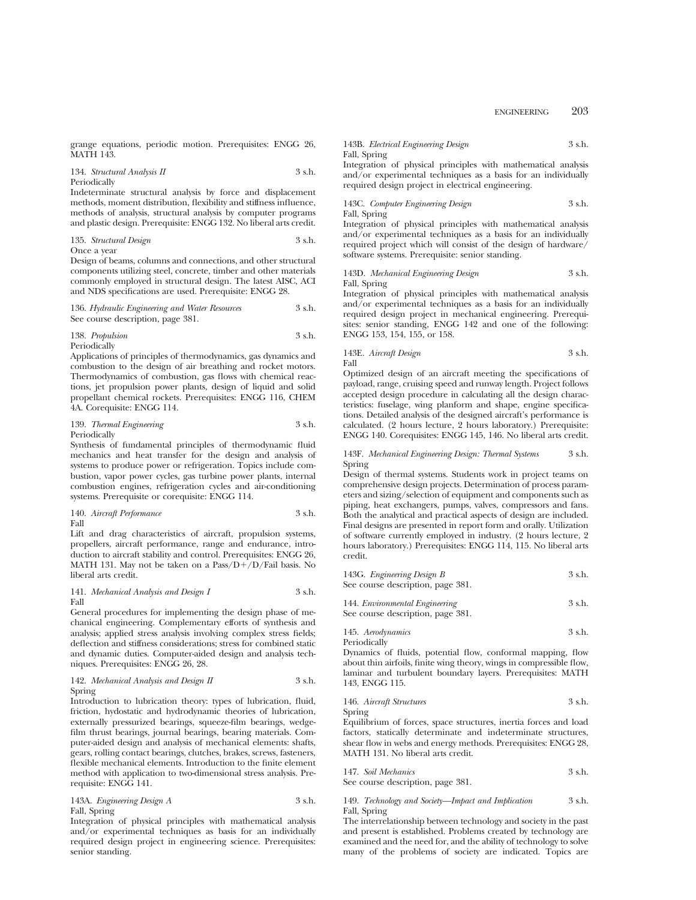grange equations, periodic motion. Prerequisites: ENGG 26, MATH 143.

134. *Structural Analysis II* 3 s.h.
Periodically
Indeterminate structural analysis by force and displacement methods, moment distribution, flexibility and stiffness influence, methods of analysis, structural analysis by computer programs and plastic design. Prerequisite: ENGG 132. No liberal arts credit.

135. *Structural Design* 3 s.h.
Once a year
Design of beams, columns and connections, and other structural components utilizing steel, concrete, timber and other materials commonly employed in structural design. The latest AISC, ACI and NDS specifications are used. Prerequisite: ENGG 28.

136. *Hydraulic Engineering and Water Resources* 3 s.h.
See course description, page 381.

138. *Propulsion* 3 s.h.
Periodically
Applications of principles of thermodynamics, gas dynamics and combustion to the design of air breathing and rocket motors. Thermodynamics of combustion, gas flows with chemical reactions, jet propulsion power plants, design of liquid and solid propellant chemical rockets. Prerequisites: ENGG 116, CHEM 4A. Corequisite: ENGG 114.

139. *Thermal Engineering* 3 s.h.
Periodically
Synthesis of fundamental principles of thermodynamic fluid mechanics and heat transfer for the design and analysis of systems to produce power or refrigeration. Topics include combustion, vapor power cycles, gas turbine power plants, internal combustion engines, refrigeration cycles and air-conditioning systems. Prerequisite or corequisite: ENGG 114.

140. *Aircraft Performance* 3 s.h.
Fall
Lift and drag characteristics of aircraft, propulsion systems, propellers, aircraft performance, range and endurance, introduction to aircraft stability and control. Prerequisites: ENGG 26, MATH 131. May not be taken on a Pass/D+/D/Fail basis. No liberal arts credit.

141. *Mechanical Analysis and Design I* 3 s.h.
Fall
General procedures for implementing the design phase of mechanical engineering. Complementary efforts of synthesis and analysis; applied stress analysis involving complex stress fields; deflection and stiffness considerations; stress for combined static and dynamic duties. Computer-aided design and analysis techniques. Prerequisites: ENGG 26, 28.

142. *Mechanical Analysis and Design II* 3 s.h.
Spring
Introduction to lubrication theory: types of lubrication, fluid, friction, hydostatic and hydrodynamic theories of lubrication, externally pressurized bearings, squeeze-film bearings, wedge-film thrust bearings, journal bearings, bearing materials. Computer-aided design and analysis of mechanical elements: shafts, gears, rolling contact bearings, clutches, brakes, screws, fasteners, flexible mechanical elements. Introduction to the finite element method with application to two-dimensional stress analysis. Prerequisite: ENGG 141.

143A. *Engineering Design A* 3 s.h.
Fall, Spring
Integration of physical principles with mathematical analysis and/or experimental techniques as basis for an individually required design project in engineering science. Prerequisites: senior standing.

143B. *Electrical Engineering Design* 3 s.h.
Fall, Spring
Integration of physical principles with mathematical analysis and/or experimental techniques as a basis for an individually required design project in electrical engineering.

143C. *Computer Engineering Design* 3 s.h.
Fall, Spring
Integration of physical principles with mathematical analysis and/or experimental techniques as a basis for an individually required project which will consist of the design of hardware/software systems. Prerequisite: senior standing.

143D. *Mechanical Engineering Design* 3 s.h.
Fall, Spring
Integration of physical principles with mathematical analysis and/or experimental techniques as a basis for an individually required design project in mechanical engineering. Prerequisites: senior standing, ENGG 142 and one of the following: ENGG 153, 154, 155, or 158.

143E. *Aircraft Design* 3 s.h.
Fall
Optimized design of an aircraft meeting the specifications of payload, range, cruising speed and runway length. Project follows accepted design procedure in calculating all the design characteristics: fuselage, wing planform and shape, engine specifications. Detailed analysis of the designed aircraft's performance is calculated. (2 hours lecture, 2 hours laboratory.) Prerequisite: ENGG 140. Corequisites: ENGG 145, 146. No liberal arts credit.

143F. *Mechanical Engineering Design: Thermal Systems* 3 s.h.
Spring
Design of thermal systems. Students work in project teams on comprehensive design projects. Determination of process parameters and sizing/selection of equipment and components such as piping, heat exchangers, pumps, valves, compressors and fans. Both the analytical and practical aspects of design are included. Final designs are presented in report form and orally. Utilization of software currently employed in industry. (2 hours lecture, 2 hours laboratory.) Prerequisites: ENGG 114, 115. No liberal arts credit.

143G. *Engineering Design B* 3 s.h.
See course description, page 381.

144. *Environmental Engineering* 3 s.h.
See course description, page 381.

145. *Aerodynamics* 3 s.h.
Periodically
Dynamics of fluids, potential flow, conformal mapping, flow about thin airfoils, finite wing theory, wings in compressible flow, laminar and turbulent boundary layers. Prerequisites: MATH 143, ENGG 115.

146. *Aircraft Structures* 3 s.h.
Spring
Equilibrium of forces, space structures, inertia forces and load factors, statically determinate and indeterminate structures, shear flow in webs and energy methods. Prerequisites: ENGG 28, MATH 131. No liberal arts credit.

147. *Soil Mechanics* 3 s.h.
See course description, page 381.

149. *Technology and Society—Impact and Implication* 3 s.h.
Fall, Spring
The interrelationship between technology and society in the past and present is established. Problems created by technology are examined and the need for, and the ability of technology to solve many of the problems of society are indicated. Topics are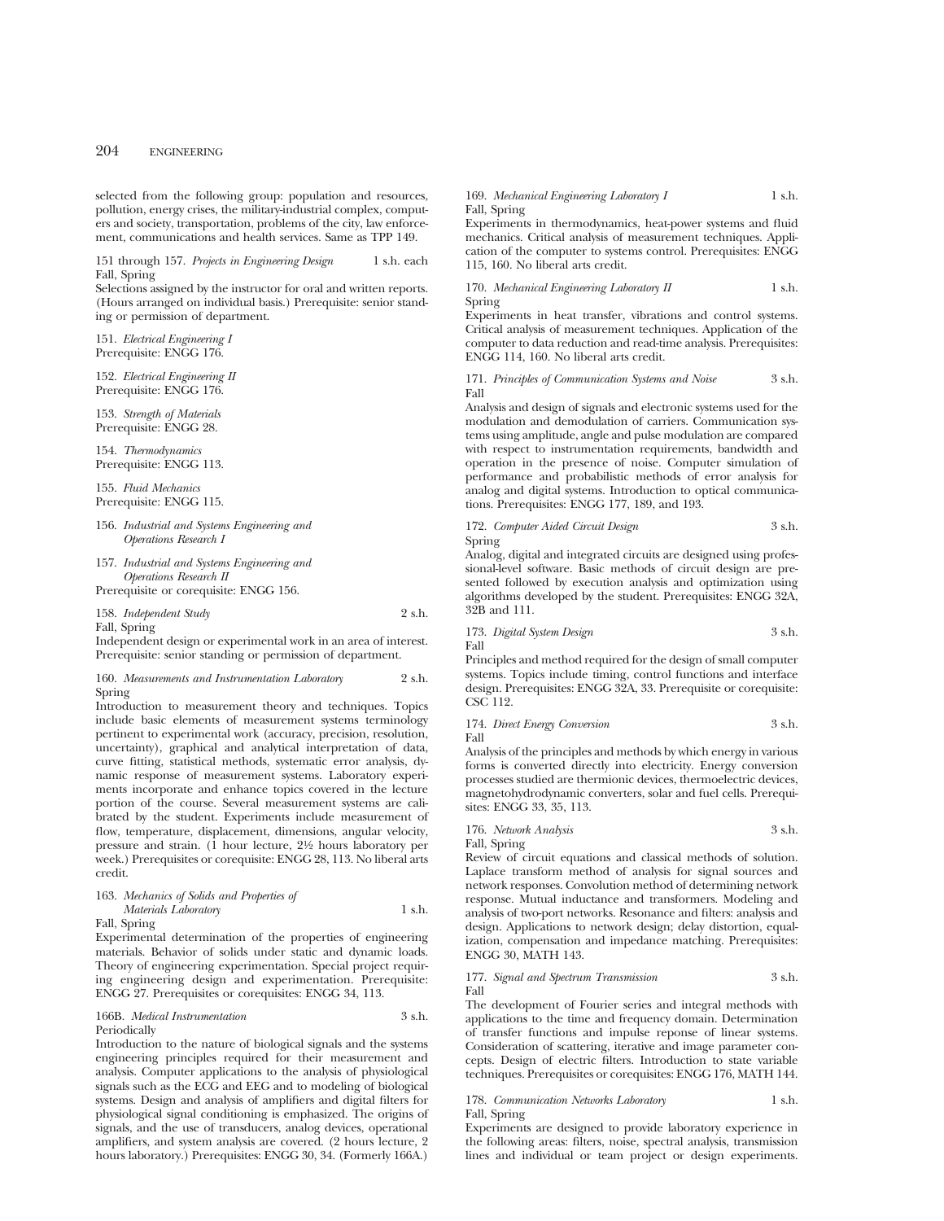selected from the following group: population and resources, pollution, energy crises, the military-industrial complex, computers and society, transportation, problems of the city, law enforcement, communications and health services. Same as TPP 149.

151 through 157. *Projects in Engineering Design* 1 s.h. each
Fall, Spring
Selections assigned by the instructor for oral and written reports. (Hours arranged on individual basis.) Prerequisite: senior standing or permission of department.

151. *Electrical Engineering I*
Prerequisite: ENGG 176.

152. *Electrical Engineering II*
Prerequisite: ENGG 176.

153. *Strength of Materials*
Prerequisite: ENGG 28.

154. *Thermodynamics*
Prerequisite: ENGG 113.

155. *Fluid Mechanics*
Prerequisite: ENGG 115.

156. *Industrial and Systems Engineering and Operations Research I*

157. *Industrial and Systems Engineering and Operations Research II*
Prerequisite or corequisite: ENGG 156.

158. *Independent Study* 2 s.h.
Fall, Spring
Independent design or experimental work in an area of interest. Prerequisite: senior standing or permission of department.

160. *Measurements and Instrumentation Laboratory* 2 s.h.
Spring
Introduction to measurement theory and techniques. Topics include basic elements of measurement systems terminology pertinent to experimental work (accuracy, precision, resolution, uncertainty), graphical and analytical interpretation of data, curve fitting, statistical methods, systematic error analysis, dynamic response of measurement systems. Laboratory experiments incorporate and enhance topics covered in the lecture portion of the course. Several measurement systems are calibrated by the student. Experiments include measurement of flow, temperature, displacement, dimensions, angular velocity, pressure and strain. (1 hour lecture, 2½ hours laboratory per week.) Prerequisites or corequisite: ENGG 28, 113. No liberal arts credit.

163. *Mechanics of Solids and Properties of Materials Laboratory* 1 s.h.
Fall, Spring
Experimental determination of the properties of engineering materials. Behavior of solids under static and dynamic loads. Theory of engineering experimentation. Special project requiring engineering design and experimentation. Prerequisite: ENGG 27. Prerequisites or corequisites: ENGG 34, 113.

166B. *Medical Instrumentation* 3 s.h.
Periodically
Introduction to the nature of biological signals and the systems engineering principles required for their measurement and analysis. Computer applications to the analysis of physiological signals such as the ECG and EEG and to modeling of biological systems. Design and analysis of amplifiers and digital filters for physiological signal conditioning is emphasized. The origins of signals, and the use of transducers, analog devices, operational amplifiers, and system analysis are covered. (2 hours lecture, 2 hours laboratory.) Prerequisites: ENGG 30, 34. (Formerly 166A.)

169. *Mechanical Engineering Laboratory I* 1 s.h.
Fall, Spring
Experiments in thermodynamics, heat-power systems and fluid mechanics. Critical analysis of measurement techniques. Application of the computer to systems control. Prerequisites: ENGG 115, 160. No liberal arts credit.

170. *Mechanical Engineering Laboratory II* 1 s.h.
Spring
Experiments in heat transfer, vibrations and control systems. Critical analysis of measurement techniques. Application of the computer to data reduction and read-time analysis. Prerequisites: ENGG 114, 160. No liberal arts credit.

171. *Principles of Communication Systems and Noise* 3 s.h.
Fall
Analysis and design of signals and electronic systems used for the modulation and demodulation of carriers. Communication systems using amplitude, angle and pulse modulation are compared with respect to instrumentation requirements, bandwidth and operation in the presence of noise. Computer simulation of performance and probabilistic methods of error analysis for analog and digital systems. Introduction to optical communications. Prerequisites: ENGG 177, 189, and 193.

172. *Computer Aided Circuit Design* 3 s.h.
Spring
Analog, digital and integrated circuits are designed using professional-level software. Basic methods of circuit design are presented followed by execution analysis and optimization using algorithms developed by the student. Prerequisites: ENGG 32A, 32B and 111.

173. *Digital System Design* 3 s.h.
Fall
Principles and method required for the design of small computer systems. Topics include timing, control functions and interface design. Prerequisites: ENGG 32A, 33. Prerequisite or corequisite: CSC 112.

174. *Direct Energy Conversion* 3 s.h.
Fall
Analysis of the principles and methods by which energy in various forms is converted directly into electricity. Energy conversion processes studied are thermionic devices, thermoelectric devices, magnetohydrodynamic converters, solar and fuel cells. Prerequisites: ENGG 33, 35, 113.

176. *Network Analysis* 3 s.h.
Fall, Spring
Review of circuit equations and classical methods of solution. Laplace transform method of analysis for signal sources and network responses. Convolution method of determining network response. Mutual inductance and transformers. Modeling and analysis of two-port networks. Resonance and filters: analysis and design. Applications to network design; delay distortion, equalization, compensation and impedance matching. Prerequisites: ENGG 30, MATH 143.

177. *Signal and Spectrum Transmission* 3 s.h.
Fall
The development of Fourier series and integral methods with applications to the time and frequency domain. Determination of transfer functions and impulse reponse of linear systems. Consideration of scattering, iterative and image parameter concepts. Design of electric filters. Introduction to state variable techniques. Prerequisites or corequisites: ENGG 176, MATH 144.

178. *Communication Networks Laboratory* 1 s.h.
Fall, Spring
Experiments are designed to provide laboratory experience in the following areas: filters, noise, spectral analysis, transmission lines and individual or team project or design experiments.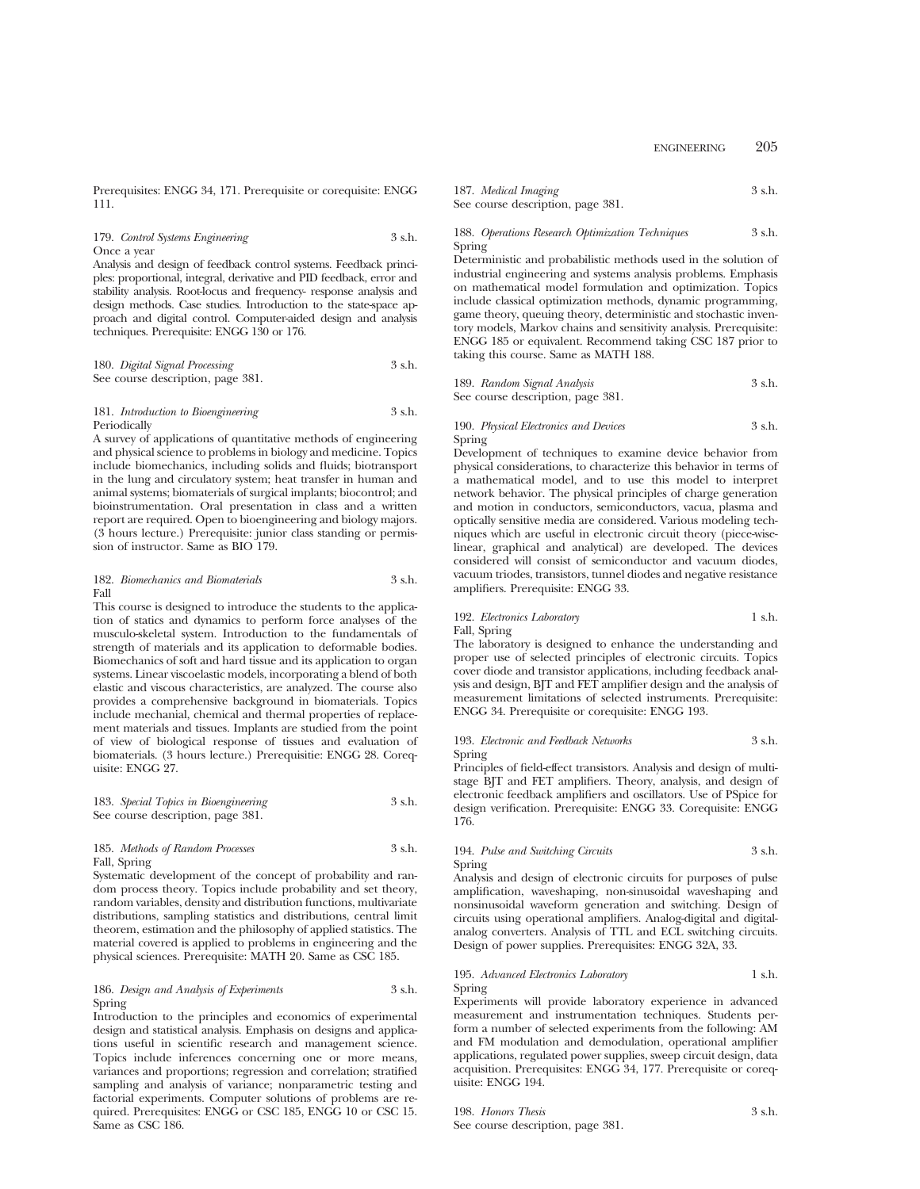Prerequisites: ENGG 34, 171. Prerequisite or corequisite: ENGG 111.

179. *Control Systems Engineering* 3 s.h.
Once a year
Analysis and design of feedback control systems. Feedback principles: proportional, integral, derivative and PID feedback, error and stability analysis. Root-locus and frequency- response analysis and design methods. Case studies. Introduction to the state-space approach and digital control. Computer-aided design and analysis techniques. Prerequisite: ENGG 130 or 176.

180. *Digital Signal Processing* 3 s.h.
See course description, page 381.

181. *Introduction to Bioengineering* 3 s.h.
Periodically
A survey of applications of quantitative methods of engineering and physical science to problems in biology and medicine. Topics include biomechanics, including solids and fluids; biotransport in the lung and circulatory system; heat transfer in human and animal systems; biomaterials of surgical implants; biocontrol; and bioinstrumentation. Oral presentation in class and a written report are required. Open to bioengineering and biology majors. (3 hours lecture.) Prerequisite: junior class standing or permission of instructor. Same as BIO 179.

182. *Biomechanics and Biomaterials* 3 s.h.
Fall
This course is designed to introduce the students to the application of statics and dynamics to perform force analyses of the musculo-skeletal system. Introduction to the fundamentals of strength of materials and its application to deformable bodies. Biomechanics of soft and hard tissue and its application to organ systems. Linear viscoelastic models, incorporating a blend of both elastic and viscous characteristics, are analyzed. The course also provides a comprehensive background in biomaterials. Topics include mechanial, chemical and thermal properties of replacement materials and tissues. Implants are studied from the point of view of biological response of tissues and evaluation of biomaterials. (3 hours lecture.) Prerequisitie: ENGG 28. Corequisite: ENGG 27.

183. *Special Topics in Bioengineering* 3 s.h.
See course description, page 381.

185. *Methods of Random Processes* 3 s.h.
Fall, Spring
Systematic development of the concept of probability and random process theory. Topics include probability and set theory, random variables, density and distribution functions, multivariate distributions, sampling statistics and distributions, central limit theorem, estimation and the philosophy of applied statistics. The material covered is applied to problems in engineering and the physical sciences. Prerequisite: MATH 20. Same as CSC 185.

186. *Design and Analysis of Experiments* 3 s.h.
Spring
Introduction to the principles and economics of experimental design and statistical analysis. Emphasis on designs and applications useful in scientific research and management science. Topics include inferences concerning one or more means, variances and proportions; regression and correlation; stratified sampling and analysis of variance; nonparametric testing and factorial experiments. Computer solutions of problems are required. Prerequisites: ENGG or CSC 185, ENGG 10 or CSC 15. Same as CSC 186.

187. *Medical Imaging* 3 s.h.
See course description, page 381.

188. *Operations Research Optimization Techniques* 3 s.h.
Spring
Deterministic and probabilistic methods used in the solution of industrial engineering and systems analysis problems. Emphasis on mathematical model formulation and optimization. Topics include classical optimization methods, dynamic programming, game theory, queuing theory, deterministic and stochastic inventory models, Markov chains and sensitivity analysis. Prerequisite: ENGG 185 or equivalent. Recommend taking CSC 187 prior to taking this course. Same as MATH 188.

189. *Random Signal Analysis* 3 s.h.
See course description, page 381.

190. *Physical Electronics and Devices* 3 s.h.
Spring
Development of techniques to examine device behavior from physical considerations, to characterize this behavior in terms of a mathematical model, and to use this model to interpret network behavior. The physical principles of charge generation and motion in conductors, semiconductors, vacua, plasma and optically sensitive media are considered. Various modeling techniques which are useful in electronic circuit theory (piece-wise-linear, graphical and analytical) are developed. The devices considered will consist of semiconductor and vacuum diodes, vacuum triodes, transistors, tunnel diodes and negative resistance amplifiers. Prerequisite: ENGG 33.

192. *Electronics Laboratory* 1 s.h.
Fall, Spring
The laboratory is designed to enhance the understanding and proper use of selected principles of electronic circuits. Topics cover diode and transistor applications, including feedback analysis and design, BJT and FET amplifier design and the analysis of measurement limitations of selected instruments. Prerequisite: ENGG 34. Prerequisite or corequisite: ENGG 193.

193. *Electronic and Feedback Networks* 3 s.h.
Spring
Principles of field-effect transistors. Analysis and design of multistage BJT and FET amplifiers. Theory, analysis, and design of electronic feedback amplifiers and oscillators. Use of PSpice for design verification. Prerequisite: ENGG 33. Corequisite: ENGG 176.

194. *Pulse and Switching Circuits* 3 s.h.
Spring
Analysis and design of electronic circuits for purposes of pulse amplification, waveshaping, non-sinusoidal waveshaping and nonsinusoidal waveform generation and switching. Design of circuits using operational amplifiers. Analog-digital and digital-analog converters. Analysis of TTL and ECL switching circuits. Design of power supplies. Prerequisites: ENGG 32A, 33.

195. *Advanced Electronics Laboratory* 1 s.h.
Spring
Experiments will provide laboratory experience in advanced measurement and instrumentation techniques. Students perform a number of selected experiments from the following: AM and FM modulation and demodulation, operational amplifier applications, regulated power supplies, sweep circuit design, data acquisition. Prerequisites: ENGG 34, 177. Prerequisite or corequisite: ENGG 194.

198. *Honors Thesis* 3 s.h.
See course description, page 381.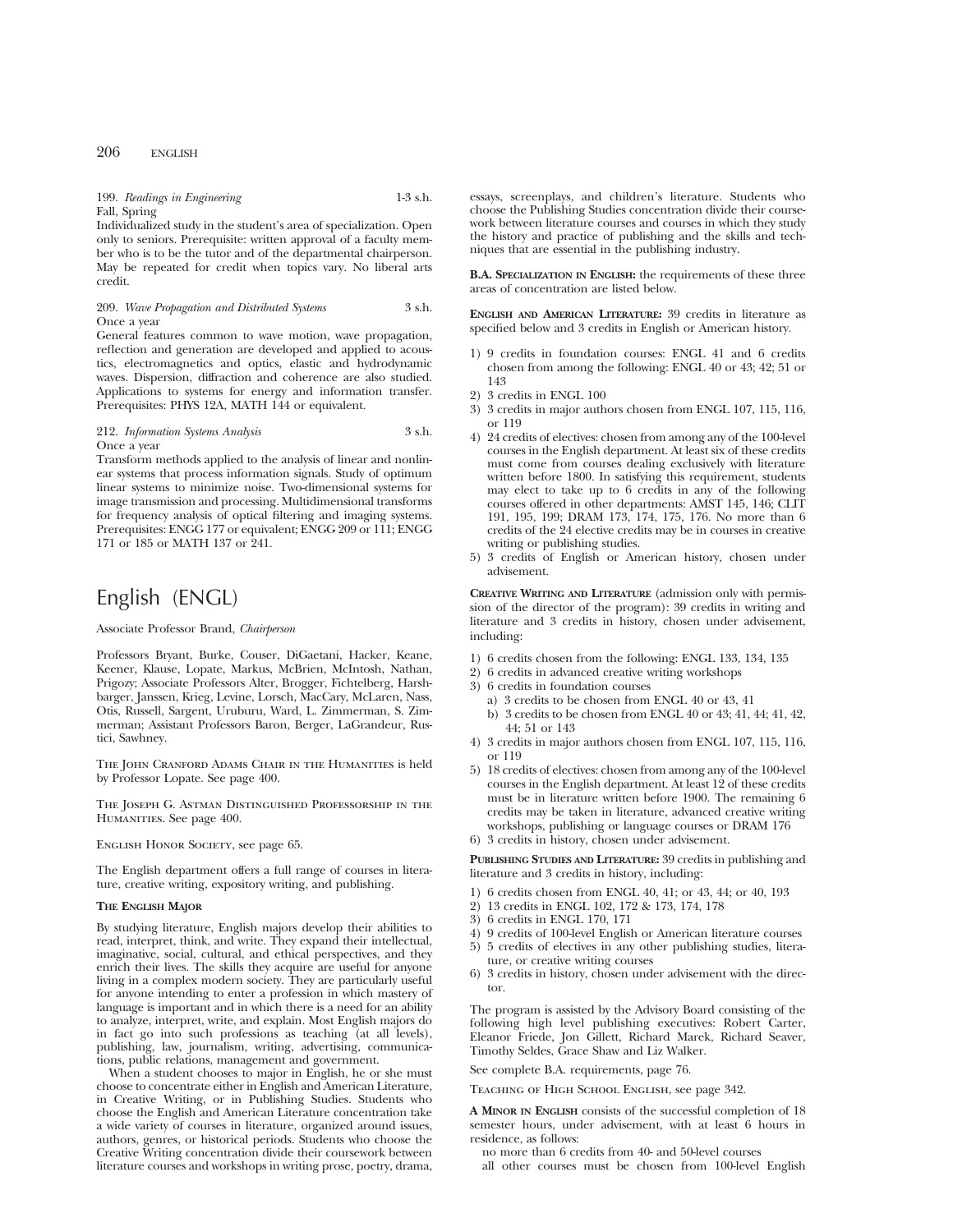199. *Readings in Engineering* 1-3 s.h.
Fall, Spring

Individualized study in the student's area of specialization. Open only to seniors. Prerequisite: written approval of a faculty member who is to be the tutor and of the departmental chairperson. May be repeated for credit when topics vary. No liberal arts credit.

209. *Wave Propagation and Distributed Systems* 3 s.h.
Once a year

General features common to wave motion, wave propagation, reflection and generation are developed and applied to acoustics, electromagnetics and optics, elastic and hydrodynamic waves. Dispersion, diffraction and coherence are also studied. Applications to systems for energy and information transfer. Prerequisites: PHYS 12A, MATH 144 or equivalent.

212. *Information Systems Analysis* 3 s.h.
Once a year

Transform methods applied to the analysis of linear and nonlinear systems that process information signals. Study of optimum linear systems to minimize noise. Two-dimensional systems for image transmission and processing. Multidimensional transforms for frequency analysis of optical filtering and imaging systems. Prerequisites: ENGG 177 or equivalent; ENGG 209 or 111; ENGG 171 or 185 or MATH 137 or 241.

# English (ENGL)

Associate Professor Brand, *Chairperson*

Professors Bryant, Burke, Couser, DiGaetani, Hacker, Keane, Keener, Klause, Lopate, Markus, McBrien, McIntosh, Nathan, Prigozy; Associate Professors Alter, Brogger, Fichtelberg, Harshbarger, Janssen, Krieg, Levine, Lorsch, MacCary, McLaren, Nass, Otis, Russell, Sargent, Uruburu, Ward, L. Zimmerman, S. Zimmerman; Assistant Professors Baron, Berger, LaGrandeur, Rustici, Sawhney.

The John Cranford Adams Chair in the Humanities is held by Professor Lopate. See page 400.

The Joseph G. Astman Distinguished Professorship in the Humanities. See page 400.

English Honor Society, see page 65.

The English department offers a full range of courses in literature, creative writing, expository writing, and publishing.

**The English Major**

By studying literature, English majors develop their abilities to read, interpret, think, and write. They expand their intellectual, imaginative, social, cultural, and ethical perspectives, and they enrich their lives. The skills they acquire are useful for anyone living in a complex modern society. They are particularly useful for anyone intending to enter a profession in which mastery of language is important and in which there is a need for an ability to analyze, interpret, write, and explain. Most English majors do in fact go into such professions as teaching (at all levels), publishing, law, journalism, writing, advertising, communications, public relations, management and government.

When a student chooses to major in English, he or she must choose to concentrate either in English and American Literature, in Creative Writing, or in Publishing Studies. Students who choose the English and American Literature concentration take a wide variety of courses in literature, organized around issues, authors, genres, or historical periods. Students who choose the Creative Writing concentration divide their coursework between literature courses and workshops in writing prose, poetry, drama, essays, screenplays, and children's literature. Students who choose the Publishing Studies concentration divide their coursework between literature courses and courses in which they study the history and practice of publishing and the skills and techniques that are essential in the publishing industry.

**B.A. Specialization in English:** the requirements of these three areas of concentration are listed below.

**English and American Literature:** 39 credits in literature as specified below and 3 credits in English or American history.

1) 9 credits in foundation courses: ENGL 41 and 6 credits chosen from among the following: ENGL 40 or 43; 42; 51 or 143
2) 3 credits in ENGL 100
3) 3 credits in major authors chosen from ENGL 107, 115, 116, or 119
4) 24 credits of electives: chosen from among any of the 100-level courses in the English department. At least six of these credits must come from courses dealing exclusively with literature written before 1800. In satisfying this requirement, students may elect to take up to 6 credits in any of the following courses offered in other departments: AMST 145, 146; CLIT 191, 195, 199; DRAM 173, 174, 175, 176. No more than 6 credits of the 24 elective credits may be in courses in creative writing or publishing studies.
5) 3 credits of English or American history, chosen under advisement.

**Creative Writing and Literature** (admission only with permission of the director of the program): 39 credits in writing and literature and 3 credits in history, chosen under advisement, including:

1) 6 credits chosen from the following: ENGL 133, 134, 135
2) 6 credits in advanced creative writing workshops
3) 6 credits in foundation courses
   a) 3 credits to be chosen from ENGL 40 or 43, 41
   b) 3 credits to be chosen from ENGL 40 or 43; 41, 44; 41, 42, 44; 51 or 143
4) 3 credits in major authors chosen from ENGL 107, 115, 116, or 119
5) 18 credits of electives: chosen from among any of the 100-level courses in the English department. At least 12 of these credits must be in literature written before 1900. The remaining 6 credits may be taken in literature, advanced creative writing workshops, publishing or language courses or DRAM 176
6) 3 credits in history, chosen under advisement.

**Publishing Studies and Literature:** 39 credits in publishing and literature and 3 credits in history, including:

1) 6 credits chosen from ENGL 40, 41; or 43, 44; or 40, 193
2) 13 credits in ENGL 102, 172 & 173, 174, 178
3) 6 credits in ENGL 170, 171
4) 9 credits of 100-level English or American literature courses
5) 5 credits of electives in any other publishing studies, literature, or creative writing courses
6) 3 credits in history, chosen under advisement with the director.

The program is assisted by the Advisory Board consisting of the following high level publishing executives: Robert Carter, Eleanor Friede, Jon Gillett, Richard Marek, Richard Seaver, Timothy Seldes, Grace Shaw and Liz Walker.

See complete B.A. requirements, page 76.

Teaching of High School English, see page 342.

**A Minor in English** consists of the successful completion of 18 semester hours, under advisement, with at least 6 hours in residence, as follows:

no more than 6 credits from 40- and 50-level courses

all other courses must be chosen from 100-level English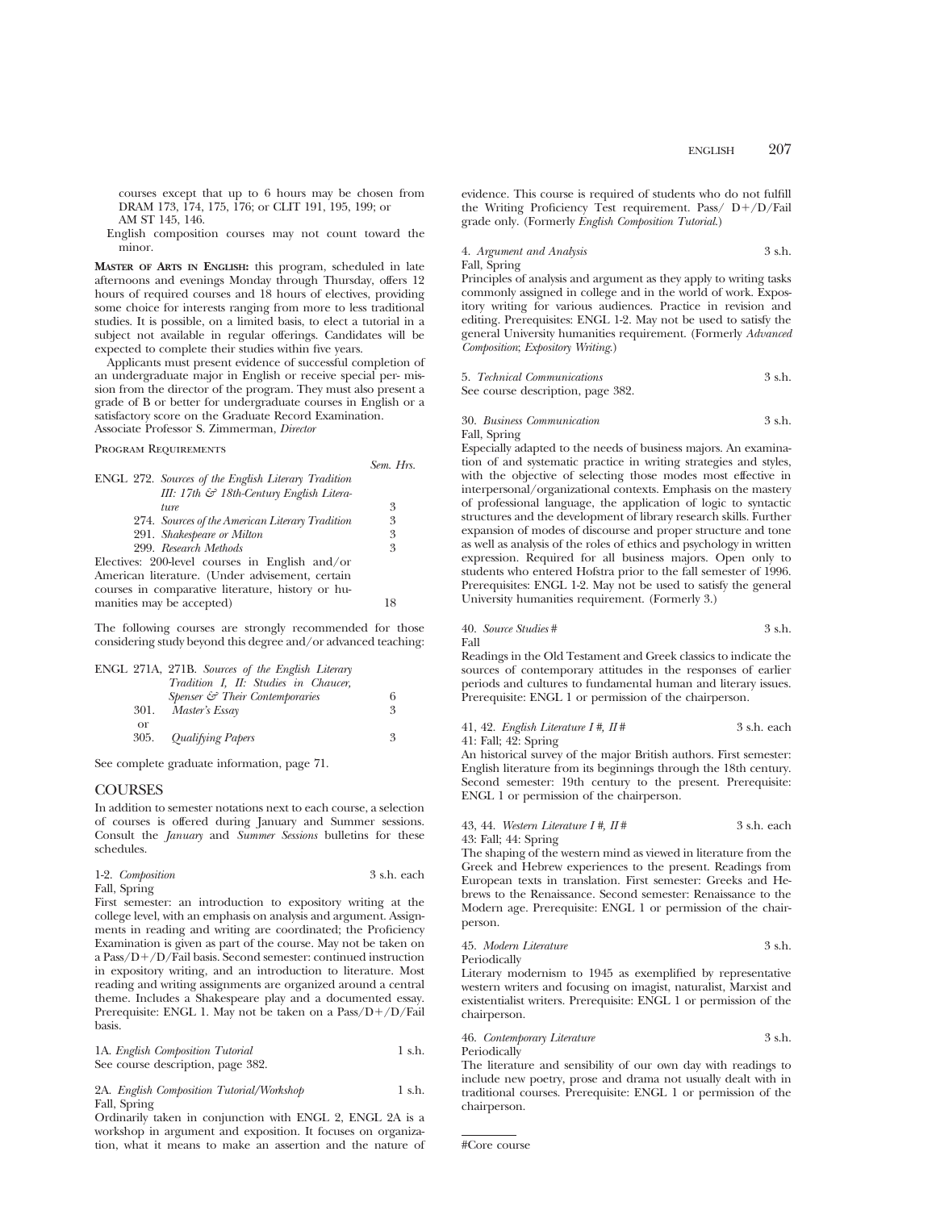courses except that up to 6 hours may be chosen from DRAM 173, 174, 175, 176; or CLIT 191, 195, 199; or AM ST 145, 146.

English composition courses may not count toward the minor.

**MASTER OF ARTS IN ENGLISH:** this program, scheduled in late afternoons and evenings Monday through Thursday, offers 12 hours of required courses and 18 hours of electives, providing some choice for interests ranging from more to less traditional studies. It is possible, on a limited basis, to elect a tutorial in a subject not available in regular offerings. Candidates will be expected to complete their studies within five years.

Applicants must present evidence of successful completion of an undergraduate major in English or receive special per- mission from the director of the program. They must also present a grade of B or better for undergraduate courses in English or a satisfactory score on the Graduate Record Examination.
Associate Professor S. Zimmerman, *Director*

PROGRAM REQUIREMENTS

| | *Sem. Hrs.* |
|---|---|
| ENGL 272. *Sources of the English Literary Tradition III: 17th & 18th-Century English Literature* | 3 |
| 274. *Sources of the American Literary Tradition* | 3 |
| 291. *Shakespeare or Milton* | 3 |
| 299. *Research Methods* | 3 |
| Electives: 200-level courses in English and/or American literature. (Under advisement, certain courses in comparative literature, history or humanities may be accepted) | 18 |

The following courses are strongly recommended for those considering study beyond this degree and/or advanced teaching:

| | |
|---|---|
| ENGL 271A, 271B. *Sources of the English Literary Tradition I, II: Studies in Chaucer, Spenser & Their Contemporaries* | 6 |
| 301. *Master's Essay* | 3 |
| or | |
| 305. *Qualifying Papers* | 3 |

See complete graduate information, page 71.

## COURSES

In addition to semester notations next to each course, a selection of courses is offered during January and Summer sessions. Consult the *January* and *Summer Sessions* bulletins for these schedules.

1-2. *Composition* 3 s.h. each
Fall, Spring
First semester: an introduction to expository writing at the college level, with an emphasis on analysis and argument. Assignments in reading and writing are coordinated; the Proficiency Examination is given as part of the course. May not be taken on a Pass/D+/D/Fail basis. Second semester: continued instruction in expository writing, and an introduction to literature. Most reading and writing assignments are organized around a central theme. Includes a Shakespeare play and a documented essay. Prerequisite: ENGL 1. May not be taken on a Pass/D+/D/Fail basis.

1A. *English Composition Tutorial* 1 s.h.
See course description, page 382.

2A. *English Composition Tutorial/Workshop* 1 s.h.
Fall, Spring
Ordinarily taken in conjunction with ENGL 2, ENGL 2A is a workshop in argument and exposition. It focuses on organization, what it means to make an assertion and the nature of evidence. This course is required of students who do not fulfill the Writing Proficiency Test requirement. Pass/ D+/D/Fail grade only. (Formerly *English Composition Tutorial*.)

4. *Argument and Analysis* 3 s.h.
Fall, Spring
Principles of analysis and argument as they apply to writing tasks commonly assigned in college and in the world of work. Expository writing for various audiences. Practice in revision and editing. Prerequisites: ENGL 1-2. May not be used to satisfy the general University humanities requirement. (Formerly *Advanced Composition*; *Expository Writing*.)

5. *Technical Communications* 3 s.h.
See course description, page 382.

30. *Business Communication* 3 s.h.
Fall, Spring
Especially adapted to the needs of business majors. An examination of and systematic practice in writing strategies and styles, with the objective of selecting those modes most effective in interpersonal/organizational contexts. Emphasis on the mastery of professional language, the application of logic to syntactic structures and the development of library research skills. Further expansion of modes of discourse and proper structure and tone as well as analysis of the roles of ethics and psychology in written expression. Required for all business majors. Open only to students who entered Hofstra prior to the fall semester of 1996. Prerequisites: ENGL 1-2. May not be used to satisfy the general University humanities requirement. (Formerly 3.)

40. *Source Studies #* 3 s.h.
Fall
Readings in the Old Testament and Greek classics to indicate the sources of contemporary attitudes in the responses of earlier periods and cultures to fundamental human and literary issues. Prerequisite: ENGL 1 or permission of the chairperson.

41, 42. *English Literature I #, II #* 3 s.h. each
41: Fall; 42: Spring
An historical survey of the major British authors. First semester: English literature from its beginnings through the 18th century. Second semester: 19th century to the present. Prerequisite: ENGL 1 or permission of the chairperson.

43, 44. *Western Literature I #, II #* 3 s.h. each
43: Fall; 44: Spring
The shaping of the western mind as viewed in literature from the Greek and Hebrew experiences to the present. Readings from European texts in translation. First semester: Greeks and Hebrews to the Renaissance. Second semester: Renaissance to the Modern age. Prerequisite: ENGL 1 or permission of the chairperson.

45. *Modern Literature* 3 s.h.
Periodically
Literary modernism to 1945 as exemplified by representative western writers and focusing on imagist, naturalist, Marxist and existentialist writers. Prerequisite: ENGL 1 or permission of the chairperson.

46. *Contemporary Literature* 3 s.h.
Periodically
The literature and sensibility of our own day with readings to include new poetry, prose and drama not usually dealt with in traditional courses. Prerequisite: ENGL 1 or permission of the chairperson.

#Core course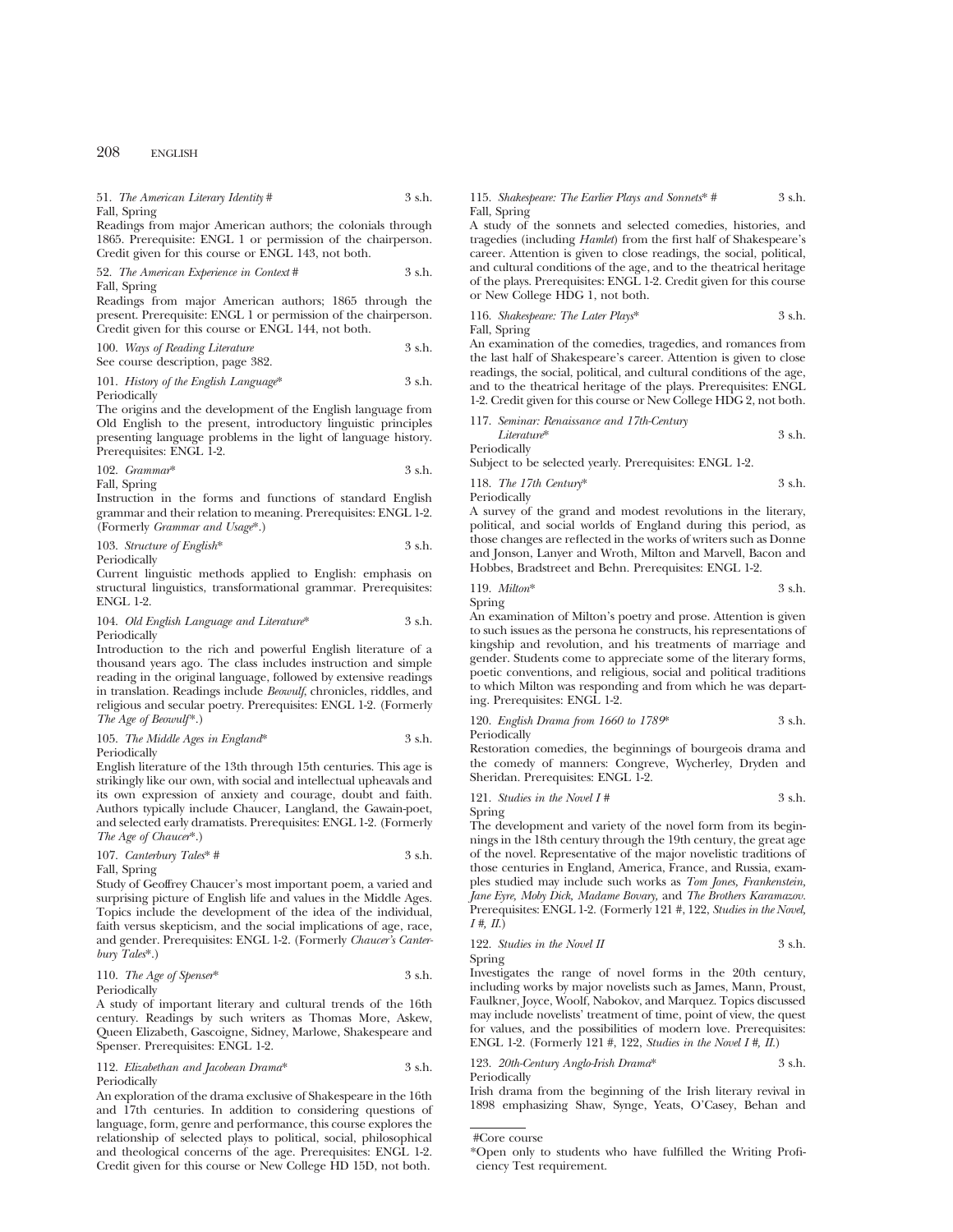51. *The American Literary Identity* # 3 s.h.
Fall, Spring
Readings from major American authors; the colonials through 1865. Prerequisite: ENGL 1 or permission of the chairperson. Credit given for this course or ENGL 143, not both.

52. *The American Experience in Context* # 3 s.h.
Fall, Spring
Readings from major American authors; 1865 through the present. Prerequisite: ENGL 1 or permission of the chairperson. Credit given for this course or ENGL 144, not both.

100. *Ways of Reading Literature* 3 s.h.
See course description, page 382.

101. *History of the English Language** 3 s.h.
Periodically
The origins and the development of the English language from Old English to the present, introductory linguistic principles presenting language problems in the light of language history. Prerequisites: ENGL 1-2.

102. *Grammar** 3 s.h.
Fall, Spring
Instruction in the forms and functions of standard English grammar and their relation to meaning. Prerequisites: ENGL 1-2. (Formerly *Grammar and Usage**.)

103. *Structure of English** 3 s.h.
Periodically
Current linguistic methods applied to English: emphasis on structural linguistics, transformational grammar. Prerequisites: ENGL 1-2.

104. *Old English Language and Literature** 3 s.h.
Periodically
Introduction to the rich and powerful English literature of a thousand years ago. The class includes instruction and simple reading in the original language, followed by extensive readings in translation. Readings include *Beowulf*, chronicles, riddles, and religious and secular poetry. Prerequisites: ENGL 1-2. (Formerly *The Age of Beowulf**.)

105. *The Middle Ages in England** 3 s.h.
Periodically
English literature of the 13th through 15th centuries. This age is strikingly like our own, with social and intellectual upheavals and its own expression of anxiety and courage, doubt and faith. Authors typically include Chaucer, Langland, the Gawain-poet, and selected early dramatists. Prerequisites: ENGL 1-2. (Formerly *The Age of Chaucer**.)

107. *Canterbury Tales** # 3 s.h.
Fall, Spring
Study of Geoffrey Chaucer's most important poem, a varied and surprising picture of English life and values in the Middle Ages. Topics include the development of the idea of the individual, faith versus skepticism, and the social implications of age, race, and gender. Prerequisites: ENGL 1-2. (Formerly *Chaucer's Canterbury Tales**.)

110. *The Age of Spenser** 3 s.h.
Periodically
A study of important literary and cultural trends of the 16th century. Readings by such writers as Thomas More, Askew, Queen Elizabeth, Gascoigne, Sidney, Marlowe, Shakespeare and Spenser. Prerequisites: ENGL 1-2.

112. *Elizabethan and Jacobean Drama** 3 s.h.
Periodically
An exploration of the drama exclusive of Shakespeare in the 16th and 17th centuries. In addition to considering questions of language, form, genre and performance, this course explores the relationship of selected plays to political, social, philosophical and theological concerns of the age. Prerequisites: ENGL 1-2. Credit given for this course or New College HD 15D, not both.

115. *Shakespeare: The Earlier Plays and Sonnets** # 3 s.h.
Fall, Spring
A study of the sonnets and selected comedies, histories, and tragedies (including *Hamlet*) from the first half of Shakespeare's career. Attention is given to close readings, the social, political, and cultural conditions of the age, and to the theatrical heritage of the plays. Prerequisites: ENGL 1-2. Credit given for this course or New College HDG 1, not both.

116. *Shakespeare: The Later Plays** 3 s.h.
Fall, Spring
An examination of the comedies, tragedies, and romances from the last half of Shakespeare's career. Attention is given to close readings, the social, political, and cultural conditions of the age, and to the theatrical heritage of the plays. Prerequisites: ENGL 1-2. Credit given for this course or New College HDG 2, not both.

117. *Seminar: Renaissance and 17th-Century Literature** 3 s.h.
Periodically
Subject to be selected yearly. Prerequisites: ENGL 1-2.

118. *The 17th Century** 3 s.h.
Periodically
A survey of the grand and modest revolutions in the literary, political, and social worlds of England during this period, as those changes are reflected in the works of writers such as Donne and Jonson, Lanyer and Wroth, Milton and Marvell, Bacon and Hobbes, Bradstreet and Behn. Prerequisites: ENGL 1-2.

119. *Milton** 3 s.h.
Spring
An examination of Milton's poetry and prose. Attention is given to such issues as the persona he constructs, his representations of kingship and revolution, and his treatments of marriage and gender. Students come to appreciate some of the literary forms, poetic conventions, and religious, social and political traditions to which Milton was responding and from which he was departing. Prerequisites: ENGL 1-2.

120. *English Drama from 1660 to 1789** 3 s.h.
Periodically
Restoration comedies, the beginnings of bourgeois drama and the comedy of manners: Congreve, Wycherley, Dryden and Sheridan. Prerequisites: ENGL 1-2.

121. *Studies in the Novel I* # 3 s.h.
Spring
The development and variety of the novel form from its beginnings in the 18th century through the 19th century, the great age of the novel. Representative of the major novelistic traditions of those centuries in England, America, France, and Russia, examples studied may include such works as *Tom Jones, Frankenstein, Jane Eyre, Moby Dick, Madame Bovary,* and *The Brothers Karamazov.* Prerequisites: ENGL 1-2. (Formerly 121 #, 122, *Studies in the Novel, I #, II.*)

122. *Studies in the Novel II* 3 s.h.
Spring
Investigates the range of novel forms in the 20th century, including works by major novelists such as James, Mann, Proust, Faulkner, Joyce, Woolf, Nabokov, and Marquez. Topics discussed may include novelists' treatment of time, point of view, the quest for values, and the possibilities of modern love. Prerequisites: ENGL 1-2. (Formerly 121 #, 122, *Studies in the Novel I #, II.*)

123. *20th-Century Anglo-Irish Drama** 3 s.h.
Periodically
Irish drama from the beginning of the Irish literary revival in 1898 emphasizing Shaw, Synge, Yeats, O'Casey, Behan and

---

#Core course

*Open only to students who have fulfilled the Writing Proficiency Test requirement.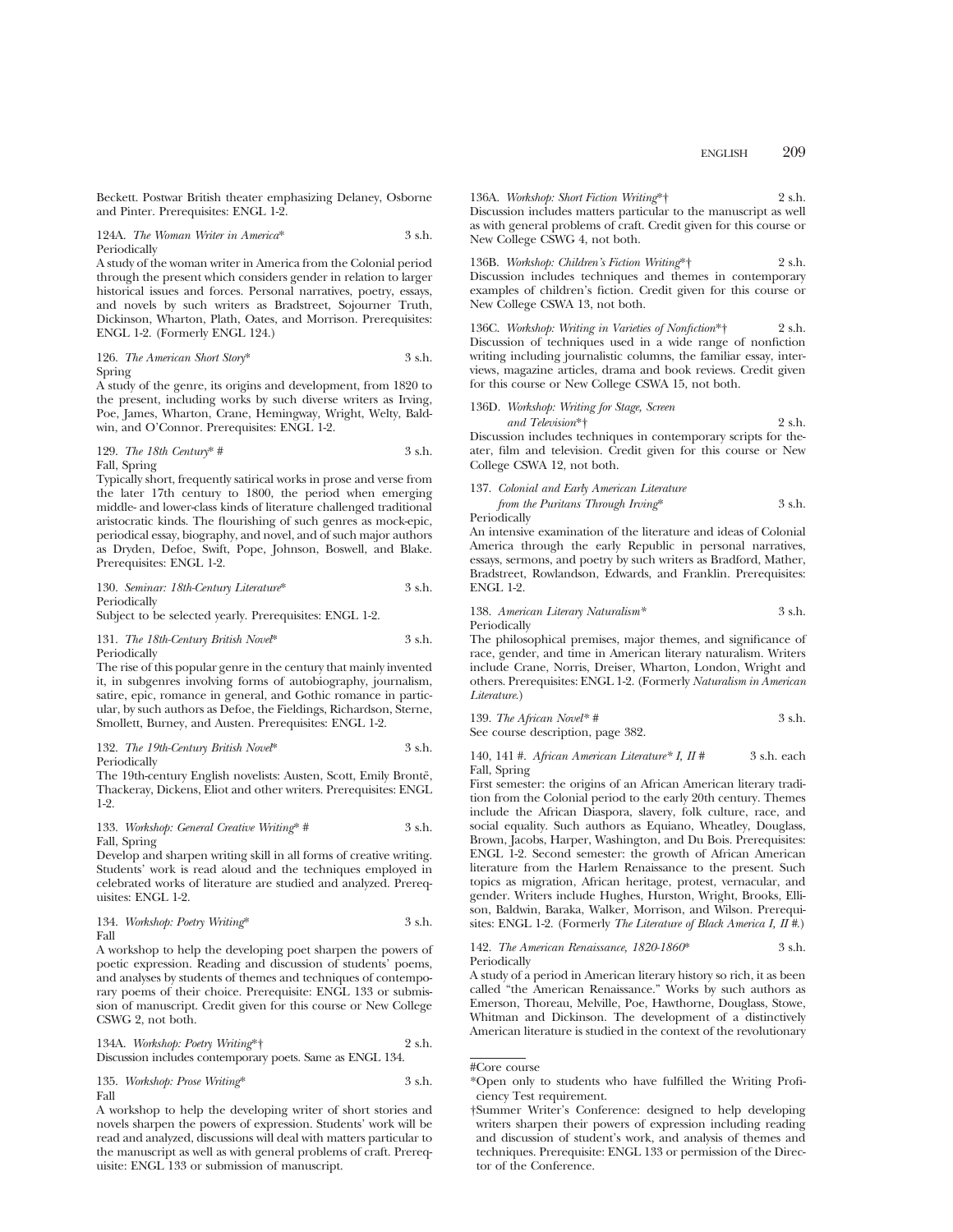Beckett. Postwar British theater emphasizing Delaney, Osborne and Pinter. Prerequisites: ENGL 1-2.

124A. *The Woman Writer in America*\* 3 s.h.
Periodically
A study of the woman writer in America from the Colonial period through the present which considers gender in relation to larger historical issues and forces. Personal narratives, poetry, essays, and novels by such writers as Bradstreet, Sojourner Truth, Dickinson, Wharton, Plath, Oates, and Morrison. Prerequisites: ENGL 1-2. (Formerly ENGL 124.)

126. *The American Short Story*\* 3 s.h.
Spring
A study of the genre, its origins and development, from 1820 to the present, including works by such diverse writers as Irving, Poe, James, Wharton, Crane, Hemingway, Wright, Welty, Baldwin, and O'Connor. Prerequisites: ENGL 1-2.

129. *The 18th Century*\* # 3 s.h.
Fall, Spring
Typically short, frequently satirical works in prose and verse from the later 17th century to 1800, the period when emerging middle- and lower-class kinds of literature challenged traditional aristocratic kinds. The flourishing of such genres as mock-epic, periodical essay, biography, and novel, and of such major authors as Dryden, Defoe, Swift, Pope, Johnson, Boswell, and Blake. Prerequisites: ENGL 1-2.

130. *Seminar: 18th-Century Literature*\* 3 s.h.
Periodically
Subject to be selected yearly. Prerequisites: ENGL 1-2.

131. *The 18th-Century British Novel*\* 3 s.h.
Periodically
The rise of this popular genre in the century that mainly invented it, in subgenres involving forms of autobiography, journalism, satire, epic, romance in general, and Gothic romance in particular, by such authors as Defoe, the Fieldings, Richardson, Sterne, Smollett, Burney, and Austen. Prerequisites: ENGL 1-2.

132. *The 19th-Century British Novel*\* 3 s.h.
Periodically
The 19th-century English novelists: Austen, Scott, Emily Brontë, Thackeray, Dickens, Eliot and other writers. Prerequisites: ENGL 1-2.

133. *Workshop: General Creative Writing*\* # 3 s.h.
Fall, Spring
Develop and sharpen writing skill in all forms of creative writing. Students' work is read aloud and the techniques employed in celebrated works of literature are studied and analyzed. Prerequisites: ENGL 1-2.

134. *Workshop: Poetry Writing*\* 3 s.h.
Fall
A workshop to help the developing poet sharpen the powers of poetic expression. Reading and discussion of students' poems, and analyses by students of themes and techniques of contemporary poems of their choice. Prerequisite: ENGL 133 or submission of manuscript. Credit given for this course or New College CSWG 2, not both.

134A. *Workshop: Poetry Writing*\*† 2 s.h.
Discussion includes contemporary poets. Same as ENGL 134.

135. *Workshop: Prose Writing*\* 3 s.h.
Fall
A workshop to help the developing writer of short stories and novels sharpen the powers of expression. Students' work will be read and analyzed, discussions will deal with matters particular to the manuscript as well as with general problems of craft. Prerequisite: ENGL 133 or submission of manuscript.

136A. *Workshop: Short Fiction Writing*\*† 2 s.h.
Discussion includes matters particular to the manuscript as well as with general problems of craft. Credit given for this course or New College CSWG 4, not both.

136B. *Workshop: Children's Fiction Writing*\*† 2 s.h.
Discussion includes techniques and themes in contemporary examples of children's fiction. Credit given for this course or New College CSWA 13, not both.

136C. *Workshop: Writing in Varieties of Nonfiction*\*† 2 s.h.
Discussion of techniques used in a wide range of nonfiction writing including journalistic columns, the familiar essay, interviews, magazine articles, drama and book reviews. Credit given for this course or New College CSWA 15, not both.

136D. *Workshop: Writing for Stage, Screen and Television*\*† 2 s.h.
Discussion includes techniques in contemporary scripts for theater, film and television. Credit given for this course or New College CSWA 12, not both.

137. *Colonial and Early American Literature from the Puritans Through Irving*\* 3 s.h.
Periodically
An intensive examination of the literature and ideas of Colonial America through the early Republic in personal narratives, essays, sermons, and poetry by such writers as Bradford, Mather, Bradstreet, Rowlandson, Edwards, and Franklin. Prerequisites: ENGL 1-2.

138. *American Literary Naturalism*\* 3 s.h.
Periodically
The philosophical premises, major themes, and significance of race, gender, and time in American literary naturalism. Writers include Crane, Norris, Dreiser, Wharton, London, Wright and others. Prerequisites: ENGL 1-2. (Formerly *Naturalism in American Literature.*)

139. *The African Novel*\* # 3 s.h.
See course description, page 382.

140, 141 #. *African American Literature*\* *I, II* # 3 s.h. each
Fall, Spring
First semester: the origins of an African American literary tradition from the Colonial period to the early 20th century. Themes include the African Diaspora, slavery, folk culture, race, and social equality. Such authors as Equiano, Wheatley, Douglass, Brown, Jacobs, Harper, Washington, and Du Bois. Prerequisites: ENGL 1-2. Second semester: the growth of African American literature from the Harlem Renaissance to the present. Such topics as migration, African heritage, protest, vernacular, and gender. Writers include Hughes, Hurston, Wright, Brooks, Ellison, Baldwin, Baraka, Walker, Morrison, and Wilson. Prerequisites: ENGL 1-2. (Formerly *The Literature of Black America I, II #.*)

142. *The American Renaissance, 1820-1860*\* 3 s.h.
Periodically
A study of a period in American literary history so rich, it as been called "the American Renaissance." Works by such authors as Emerson, Thoreau, Melville, Poe, Hawthorne, Douglass, Stowe, Whitman and Dickinson. The development of a distinctively American literature is studied in the context of the revolutionary

---

#Core course

\*Open only to students who have fulfilled the Writing Proficiency Test requirement.

†Summer Writer's Conference: designed to help developing writers sharpen their powers of expression including reading and discussion of student's work, and analysis of themes and techniques. Prerequisite: ENGL 133 or permission of the Director of the Conference.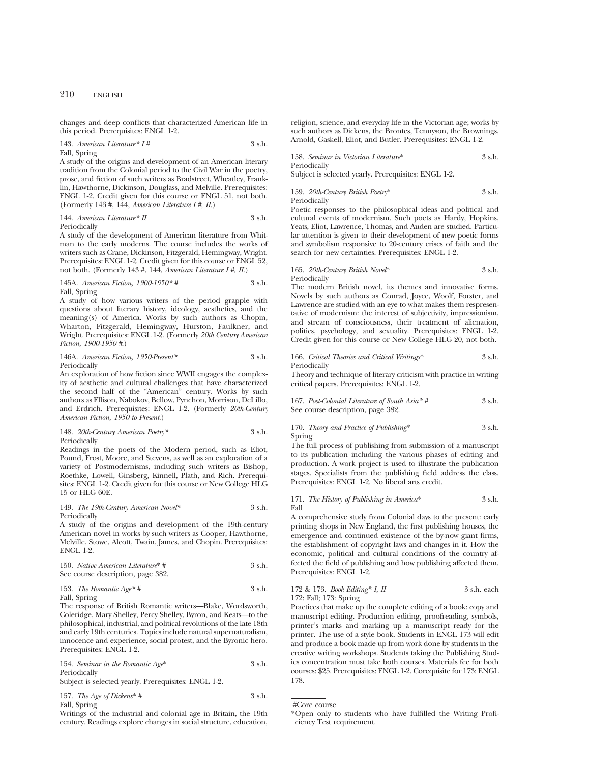changes and deep conflicts that characterized American life in this period. Prerequisites: ENGL 1-2.

143. *American Literature* I #* 3 s.h.
Fall, Spring
A study of the origins and development of an American literary tradition from the Colonial period to the Civil War in the poetry, prose, and fiction of such writers as Bradstreet, Wheatley, Franklin, Hawthorne, Dickinson, Douglass, and Melville. Prerequisites: ENGL 1-2. Credit given for this course or ENGL 51, not both. (Formerly 143 #, 144, *American Literature I #, II.*)

144. *American Literature* II* 3 s.h.
Periodically
A study of the development of American literature from Whitman to the early moderns. The course includes the works of writers such as Crane, Dickinson, Fitzgerald, Hemingway, Wright. Prerequisites: ENGL 1-2. Credit given for this course or ENGL 52, not both. (Formerly 143 #, 144, *American Literature I #, II.*)

145A. *American Fiction, 1900-1950* #* 3 s.h.
Fall, Spring
A study of how various writers of the period grapple with questions about literary history, ideology, aesthetics, and the meaning(s) of America. Works by such authors as Chopin, Wharton, Fitzgerald, Hemingway, Hurston, Faulkner, and Wright. Prerequisites: ENGL 1-2. (Formerly *20th Century American Fiction, 1900-1950 #.*)

146A. *American Fiction, 1950-Present** 3 s.h.
Periodically
An exploration of how fiction since WWII engages the complexity of aesthetic and cultural challenges that have characterized the second half of the "American" century. Works by such authors as Ellison, Nabokov, Bellow, Pynchon, Morrison, DeLillo, and Erdrich. Prerequisites: ENGL 1-2. (Formerly *20th-Century American Fiction, 1950 to Present.*)

148. *20th-Century American Poetry** 3 s.h.
Periodically
Readings in the poets of the Modern period, such as Eliot, Pound, Frost, Moore, and Stevens, as well as an exploration of a variety of Postmodernisms, including such writers as Bishop, Roethke, Lowell, Ginsberg, Kinnell, Plath, and Rich. Prerequisites: ENGL 1-2. Credit given for this course or New College HLG 15 or HLG 60E.

149. *The 19th-Century American Novel** 3 s.h.
Periodically
A study of the origins and development of the 19th-century American novel in works by such writers as Cooper, Hawthorne, Melville, Stowe, Alcott, Twain, James, and Chopin. Prerequisites: ENGL 1-2.

150. *Native American Literature* #* 3 s.h.
See course description, page 382.

153. *The Romantic Age* #* 3 s.h.
Fall, Spring
The response of British Romantic writers—Blake, Wordsworth, Coleridge, Mary Shelley, Percy Shelley, Byron, and Keats—to the philosophical, industrial, and political revolutions of the late 18th and early 19th centuries. Topics include natural supernaturalism, innocence and experience, social protest, and the Byronic hero. Prerequisites: ENGL 1-2.

154. *Seminar in the Romantic Age** 3 s.h.
Periodically
Subject is selected yearly. Prerequisites: ENGL 1-2.

157. *The Age of Dickens* #* 3 s.h.
Fall, Spring
Writings of the industrial and colonial age in Britain, the 19th century. Readings explore changes in social structure, education, religion, science, and everyday life in the Victorian age; works by such authors as Dickens, the Brontes, Tennyson, the Brownings, Arnold, Gaskell, Eliot, and Butler. Prerequisites: ENGL 1-2.

158. *Seminar in Victorian Literature** 3 s.h.
Periodically
Subject is selected yearly. Prerequisites: ENGL 1-2.

159. *20th-Century British Poetry** 3 s.h.
Periodically
Poetic responses to the philosophical ideas and political and cultural events of modernism. Such poets as Hardy, Hopkins, Yeats, Eliot, Lawrence, Thomas, and Auden are studied. Particular attention is given to their development of new poetic forms and symbolism responsive to 20-century crises of faith and the search for new certainties. Prerequisites: ENGL 1-2.

165. *20th-Century British Novel** 3 s.h.
Periodically
The modern British novel, its themes and innovative forms. Novels by such authors as Conrad, Joyce, Woolf, Forster, and Lawrence are studied with an eye to what makes them respresentative of modernism: the interest of subjectivity, impressionism, and stream of consciousness, their treatment of alienation, politics, psychology, and sexuality. Prerequisites: ENGL 1-2. Credit given for this course or New College HLG 20, not both.

166. *Critical Theories and Critical Writings** 3 s.h.
Periodically
Theory and technique of literary criticism with practice in writing critical papers. Prerequisites: ENGL 1-2.

167. *Post-Colonial Literature of South Asia* #* 3 s.h.
See course description, page 382.

170. *Theory and Practice of Publishing** 3 s.h.
Spring
The full process of publishing from submission of a manuscript to its publication including the various phases of editing and production. A work project is used to illustrate the publication stages. Specialists from the publishing field address the class. Prerequisites: ENGL 1-2. No liberal arts credit.

171. *The History of Publishing in America** 3 s.h.
Fall
A comprehensive study from Colonial days to the present: early printing shops in New England, the first publishing houses, the emergence and continued existence of the by-now giant firms, the establishment of copyright laws and changes in it. How the economic, political and cultural conditions of the country affected the field of publishing and how publishing affected them. Prerequisites: ENGL 1-2.

172 & 173. *Book Editing* I, II* 3 s.h. each
172: Fall; 173: Spring
Practices that make up the complete editing of a book: copy and manuscript editing. Production editing, proofreading, symbols, printer's marks and marking up a manuscript ready for the printer. The use of a style book. Students in ENGL 173 will edit and produce a book made up from work done by students in the creative writing workshops. Students taking the Publishing Studies concentration must take both courses. Materials fee for both courses: $25. Prerequisites: ENGL 1-2. Corequisite for 173: ENGL 178.

---

#Core course
*Open only to students who have fulfilled the Writing Proficiency Test requirement.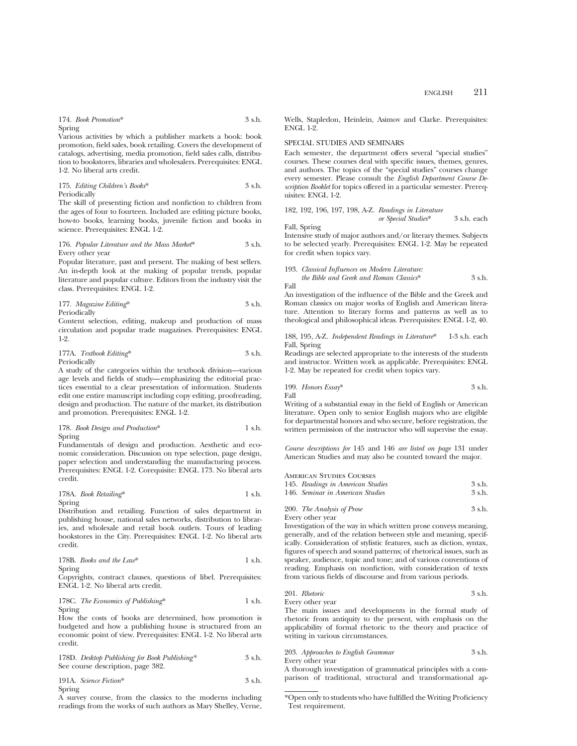174. *Book Promotion** 3 s.h.
Spring

Various activities by which a publisher markets a book: book promotion, field sales, book retailing. Covers the development of catalogs, advertising, media promotion, field sales calls, distribution to bookstores, libraries and wholesalers. Prerequisites: ENGL 1-2. No liberal arts credit.

175. *Editing Children's Books** 3 s.h.
Periodically

The skill of presenting fiction and nonfiction to children from the ages of four to fourteen. Included are editing picture books, how-to books, learning books, juvenile fiction and books in science. Prerequisites: ENGL 1-2.

176. *Popular Literature and the Mass Market** 3 s.h.
Every other year

Popular literature, past and present. The making of best sellers. An in-depth look at the making of popular trends, popular literature and popular culture. Editors from the industry visit the class. Prerequisites: ENGL 1-2.

177. *Magazine Editing** 3 s.h.
Periodically

Content selection, editing, makeup and production of mass circulation and popular trade magazines. Prerequisites: ENGL 1-2.

177A. *Textbook Editing** 3 s.h.
Periodically

A study of the categories within the textbook division—various age levels and fields of study—emphasizing the editorial practices essential to a clear presentation of information. Students edit one entire manuscript including copy editing, proofreading, design and production. The nature of the market, its distribution and promotion. Prerequisites: ENGL 1-2.

178. *Book Design and Production** 1 s.h.
Spring

Fundamentals of design and production. Aesthetic and economic consideration. Discussion on type selection, page design, paper selection and understanding the manufacturing process. Prerequisites: ENGL 1-2. Corequisite: ENGL 173. No liberal arts credit.

178A. *Book Retailing** 1 s.h.
Spring

Distribution and retailing. Function of sales department in publishing house, national sales networks, distribution to libraries, and wholesale and retail book outlets. Tours of leading bookstores in the City. Prerequisites: ENGL 1-2. No liberal arts credit.

178B. *Books and the Law** 1 s.h.
Spring

Copyrights, contract clauses, questions of libel. Prerequisites: ENGL 1-2. No liberal arts credit.

178C. *The Economics of Publishing** 1 s.h.
Spring

How the costs of books are determined, how promotion is budgeted and how a publishing house is structured from an economic point of view. Prerequisites: ENGL 1-2. No liberal arts credit.

178D. *Desktop Publishing for Book Publishing** 3 s.h.
See course description, page 382.

191A. *Science Fiction** 3 s.h.
Spring

A survey course, from the classics to the moderns including readings from the works of such authors as Mary Shelley, Verne, Wells, Stapledon, Heinlein, Asimov and Clarke. Prerequisites: ENGL 1-2.

SPECIAL STUDIES AND SEMINARS

Each semester, the department offers several "special studies" courses. These courses deal with specific issues, themes, genres, and authors. The topics of the "special studies" courses change every semester. Please consult the *English Department Course Description Booklet* for topics offered in a particular semester. Prerequisites: ENGL 1-2.

182, 192, 196, 197, 198, A-Z. *Readings in Literature or Special Studies** 3 s.h. each
Fall, Spring

Intensive study of major authors and/or literary themes. Subjects to be selected yearly. Prerequisites: ENGL 1-2. May be repeated for credit when topics vary.

193. *Classical Influences on Modern Literature: the Bible and Greek and Roman Classics** 3 s.h.
Fall

An investigation of the influence of the Bible and the Greek and Roman classics on major works of English and American literature. Attention to literary forms and patterns as well as to theological and philosophical ideas. Prerequisites: ENGL 1-2, 40.

188, 195, A-Z. *Independent Readings in Literature** 1-3 s.h. each
Fall, Spring

Readings are selected appropriate to the interests of the students and instructor. Written work as applicable. Prerequisites: ENGL 1-2. May be repeated for credit when topics vary.

199. *Honors Essay** 3 s.h.
Fall

Writing of a substantial essay in the field of English or American literature. Open only to senior English majors who are eligible for departmental honors and who secure, before registration, the written permission of the instructor who will supervise the essay.

*Course descriptions for* 145 and 146 *are listed on page* 131 under American Studies and may also be counted toward the major.

AMERICAN STUDIES COURSES

145. *Readings in American Studies* 3 s.h.
146. *Seminar in American Studies* 3 s.h.

200. *The Analysis of Prose* 3 s.h.
Every other year

Investigation of the way in which written prose conveys meaning, generally, and of the relation between style and meaning, specifically. Consideration of stylistic features, such as diction, syntax, figures of speech and sound patterns; of rhetorical issues, such as speaker, audience, topic and tone; and of various conventions of reading. Emphasis on nonfiction, with consideration of texts from various fields of discourse and from various periods.

201. *Rhetoric* 3 s.h.
Every other year

The main issues and developments in the formal study of rhetoric from antiquity to the present, with emphasis on the applicability of formal rhetoric to the theory and practice of writing in various circumstances.

203. *Approaches to English Grammar* 3 s.h.
Every other year

A thorough investigation of grammatical principles with a comparison of traditional, structural and transformational ap-

*Open only to students who have fulfilled the Writing Proficiency Test requirement.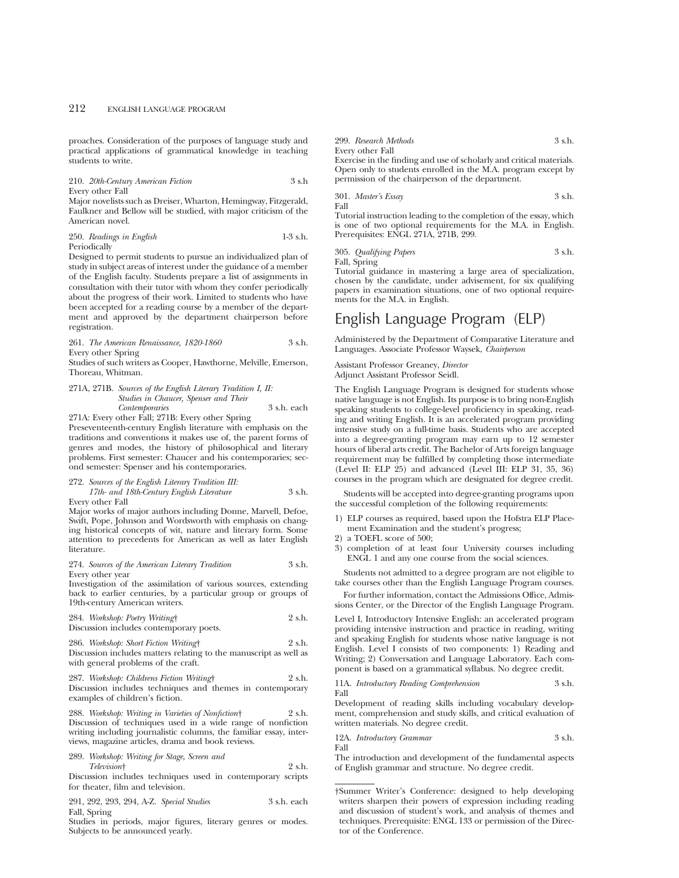proaches. Consideration of the purposes of language study and practical applications of grammatical knowledge in teaching students to write.

210. *20th-Century American Fiction* 3 s.h
Every other Fall
Major novelists such as Dreiser, Wharton, Hemingway, Fitzgerald, Faulkner and Bellow will be studied, with major criticism of the American novel.

250. *Readings in English* 1-3 s.h.
Periodically
Designed to permit students to pursue an individualized plan of study in subject areas of interest under the guidance of a member of the English faculty. Students prepare a list of assignments in consultation with their tutor with whom they confer periodically about the progress of their work. Limited to students who have been accepted for a reading course by a member of the department and approved by the department chairperson before registration.

261. *The American Renaissance, 1820-1860* 3 s.h.
Every other Spring
Studies of such writers as Cooper, Hawthorne, Melville, Emerson, Thoreau, Whitman.

271A, 271B. *Sources of the English Literary Tradition I, II: Studies in Chaucer, Spenser and Their Contemporaries* 3 s.h. each
271A: Every other Fall; 271B: Every other Spring
Preseventeenth-century English literature with emphasis on the traditions and conventions it makes use of, the parent forms of genres and modes, the history of philosophical and literary problems. First semester: Chaucer and his contemporaries; second semester: Spenser and his contemporaries.

272. *Sources of the English Literary Tradition III: 17th- and 18th-Century English Literature* 3 s.h.
Every other Fall
Major works of major authors including Donne, Marvell, Defoe, Swift, Pope, Johnson and Wordsworth with emphasis on changing historical concepts of wit, nature and literary form. Some attention to precedents for American as well as later English literature.

274. *Sources of the American Literary Tradition* 3 s.h.
Every other year
Investigation of the assimilation of various sources, extending back to earlier centuries, by a particular group or groups of 19th-century American writers.

284. *Workshop: Poetry Writing*† 2 s.h.
Discussion includes contemporary poets.

286. *Workshop: Short Fiction Writing*† 2 s.h.
Discussion includes matters relating to the manuscript as well as with general problems of the craft.

287. *Workshop: Childrens Fiction Writing*† 2 s.h.
Discussion includes techniques and themes in contemporary examples of children's fiction.

288. *Workshop: Writing in Varieties of Nonfiction*† 2 s.h.
Discussion of techniques used in a wide range of nonfiction writing including journalistic columns, the familiar essay, interviews, magazine articles, drama and book reviews.

289. *Workshop: Writing for Stage, Screen and Television*† 2 s.h.
Discussion includes techniques used in contemporary scripts for theater, film and television.

291, 292, 293, 294, A-Z. *Special Studies* 3 s.h. each
Fall, Spring
Studies in periods, major figures, literary genres or modes. Subjects to be announced yearly.

299. *Research Methods* 3 s.h.
Every other Fall
Exercise in the finding and use of scholarly and critical materials. Open only to students enrolled in the M.A. program except by permission of the chairperson of the department.

301. *Master's Essay* 3 s.h.
Fall
Tutorial instruction leading to the completion of the essay, which is one of two optional requirements for the M.A. in English. Prerequisites: ENGL 271A, 271B, 299.

305. *Qualifying Papers* 3 s.h.
Fall, Spring
Tutorial guidance in mastering a large area of specialization, chosen by the candidate, under advisement, for six qualifying papers in examination situations, one of two optional requirements for the M.A. in English.

# English Language Program (ELP)

Administered by the Department of Comparative Literature and Languages. Associate Professor Waysek, *Chairperson*

Assistant Professor Greaney, *Director*
Adjunct Assistant Professor Seidl.

The English Language Program is designed for students whose native language is not English. Its purpose is to bring non-English speaking students to college-level proficiency in speaking, reading and writing English. It is an accelerated program providing intensive study on a full-time basis. Students who are accepted into a degree-granting program may earn up to 12 semester hours of liberal arts credit. The Bachelor of Arts foreign language requirement may be fulfilled by completing those intermediate (Level II: ELP 25) and advanced (Level III: ELP 31, 35, 36) courses in the program which are designated for degree credit.

Students will be accepted into degree-granting programs upon the successful completion of the following requirements:

1) ELP courses as required, based upon the Hofstra ELP Placement Examination and the student's progress;
2) a TOEFL score of 500;
3) completion of at least four University courses including ENGL 1 and any one course from the social sciences.

Students not admitted to a degree program are not eligible to take courses other than the English Language Program courses.

For further information, contact the Admissions Office, Admissions Center, or the Director of the English Language Program.

Level I, Introductory Intensive English: an accelerated program providing intensive instruction and practice in reading, writing and speaking English for students whose native language is not English. Level I consists of two components: 1) Reading and Writing; 2) Conversation and Language Laboratory. Each component is based on a grammatical syllabus. No degree credit.

11A. *Introductory Reading Comprehension* 3 s.h.
Fall
Development of reading skills including vocabulary development, comprehension and study skills, and critical evaluation of written materials. No degree credit.

12A. *Introductory Grammar* 3 s.h.
Fall
The introduction and development of the fundamental aspects of English grammar and structure. No degree credit.

†Summer Writer's Conference: designed to help developing writers sharpen their powers of expression including reading and discussion of student's work, and analysis of themes and techniques. Prerequisite: ENGL 133 or permission of the Director of the Conference.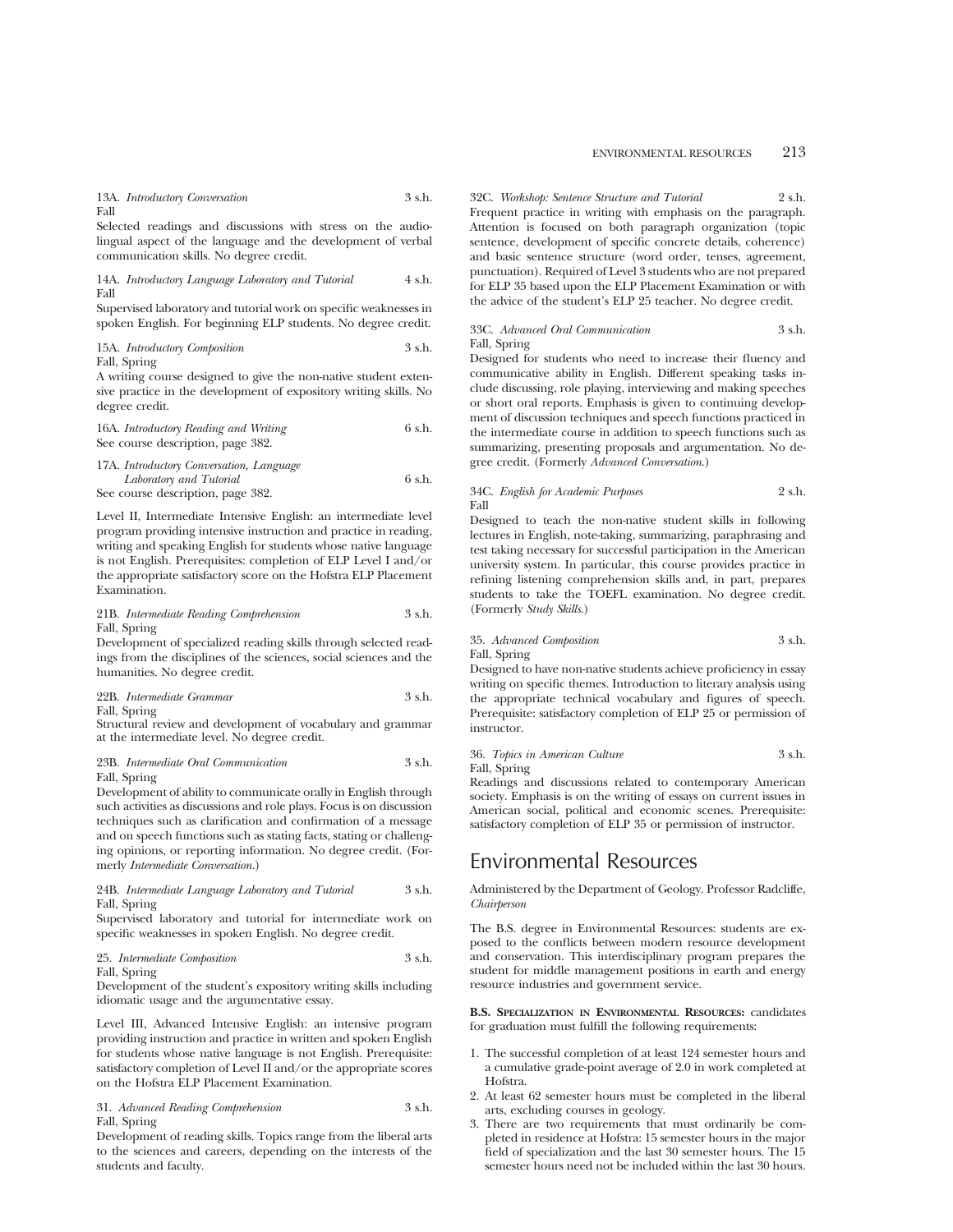13A. *Introductory Conversation* 3 s.h.
Fall
Selected readings and discussions with stress on the audio-lingual aspect of the language and the development of verbal communication skills. No degree credit.

14A. *Introductory Language Laboratory and Tutorial* 4 s.h.
Fall
Supervised laboratory and tutorial work on specific weaknesses in spoken English. For beginning ELP students. No degree credit.

15A. *Introductory Composition* 3 s.h.
Fall, Spring
A writing course designed to give the non-native student extensive practice in the development of expository writing skills. No degree credit.

16A. *Introductory Reading and Writing* 6 s.h.
See course description, page 382.

17A. *Introductory Conversation, Language Laboratory and Tutorial* 6 s.h.
See course description, page 382.

Level II, Intermediate Intensive English: an intermediate level program providing intensive instruction and practice in reading, writing and speaking English for students whose native language is not English. Prerequisites: completion of ELP Level I and/or the appropriate satisfactory score on the Hofstra ELP Placement Examination.

21B. *Intermediate Reading Comprehension* 3 s.h.
Fall, Spring
Development of specialized reading skills through selected readings from the disciplines of the sciences, social sciences and the humanities. No degree credit.

22B. *Intermediate Grammar* 3 s.h.
Fall, Spring
Structural review and development of vocabulary and grammar at the intermediate level. No degree credit.

23B. *Intermediate Oral Communication* 3 s.h.
Fall, Spring
Development of ability to communicate orally in English through such activities as discussions and role plays. Focus is on discussion techniques such as clarification and confirmation of a message and on speech functions such as stating facts, stating or challenging opinions, or reporting information. No degree credit. (Formerly *Intermediate Conversation*.)

24B. *Intermediate Language Laboratory and Tutorial* 3 s.h.
Fall, Spring
Supervised laboratory and tutorial for intermediate work on specific weaknesses in spoken English. No degree credit.

25. *Intermediate Composition* 3 s.h.
Fall, Spring
Development of the student's expository writing skills including idiomatic usage and the argumentative essay.

Level III, Advanced Intensive English: an intensive program providing instruction and practice in written and spoken English for students whose native language is not English. Prerequisite: satisfactory completion of Level II and/or the appropriate scores on the Hofstra ELP Placement Examination.

31. *Advanced Reading Comprehension* 3 s.h.
Fall, Spring
Development of reading skills. Topics range from the liberal arts to the sciences and careers, depending on the interests of the students and faculty.

32C. *Workshop: Sentence Structure and Tutorial* 2 s.h.
Frequent practice in writing with emphasis on the paragraph. Attention is focused on both paragraph organization (topic sentence, development of specific concrete details, coherence) and basic sentence structure (word order, tenses, agreement, punctuation). Required of Level 3 students who are not prepared for ELP 35 based upon the ELP Placement Examination or with the advice of the student's ELP 25 teacher. No degree credit.

33C. *Advanced Oral Communication* 3 s.h.
Fall, Spring
Designed for students who need to increase their fluency and communicative ability in English. Different speaking tasks include discussing, role playing, interviewing and making speeches or short oral reports. Emphasis is given to continuing development of discussion techniques and speech functions practiced in the intermediate course in addition to speech functions such as summarizing, presenting proposals and argumentation. No degree credit. (Formerly *Advanced Conversation*.)

34C. *English for Academic Purposes* 2 s.h.
Fall
Designed to teach the non-native student skills in following lectures in English, note-taking, summarizing, paraphrasing and test taking necessary for successful participation in the American university system. In particular, this course provides practice in refining listening comprehension skills and, in part, prepares students to take the TOEFL examination. No degree credit. (Formerly *Study Skills*.)

35. *Advanced Composition* 3 s.h.
Fall, Spring
Designed to have non-native students achieve proficiency in essay writing on specific themes. Introduction to literary analysis using the appropriate technical vocabulary and figures of speech. Prerequisite: satisfactory completion of ELP 25 or permission of instructor.

36. *Topics in American Culture* 3 s.h.
Fall, Spring
Readings and discussions related to contemporary American society. Emphasis is on the writing of essays on current issues in American social, political and economic scenes. Prerequisite: satisfactory completion of ELP 35 or permission of instructor.

# Environmental Resources

Administered by the Department of Geology. Professor Radcliffe, *Chairperson*

The B.S. degree in Environmental Resources: students are exposed to the conflicts between modern resource development and conservation. This interdisciplinary program prepares the student for middle management positions in earth and energy resource industries and government service.

**B.S. Specialization in Environmental Resources:** candidates for graduation must fulfill the following requirements:

1. The successful completion of at least 124 semester hours and a cumulative grade-point average of 2.0 in work completed at Hofstra.
2. At least 62 semester hours must be completed in the liberal arts, excluding courses in geology.
3. There are two requirements that must ordinarily be completed in residence at Hofstra: 15 semester hours in the major field of specialization and the last 30 semester hours. The 15 semester hours need not be included within the last 30 hours.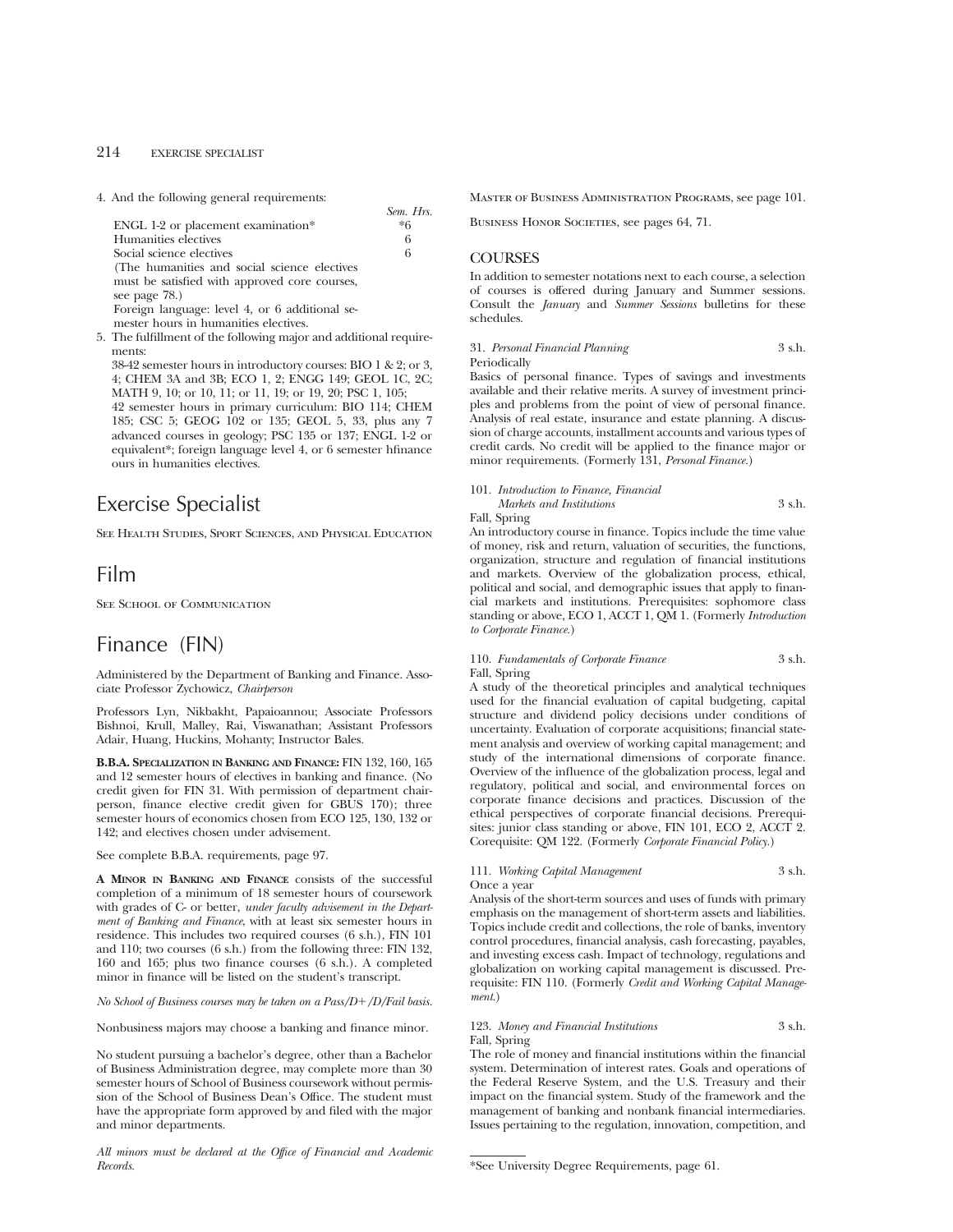4. And the following general requirements:

| | Sem. Hrs. |
|---|---|
| ENGL 1-2 or placement examination* | *6 |
| Humanities electives | 6 |
| Social science electives | 6 |

(The humanities and social science electives must be satisfied with approved core courses, see page 78.)

Foreign language: level 4, or 6 additional semester hours in humanities electives.

5. The fulfillment of the following major and additional requirements:

38-42 semester hours in introductory courses: BIO 1 & 2; or 3, 4; CHEM 3A and 3B; ECO 1, 2; ENGG 149; GEOL 1C, 2C; MATH 9, 10; or 10, 11; or 11, 19; or 19, 20; PSC 1, 105;

42 semester hours in primary curriculum: BIO 114; CHEM 185; CSC 5; GEOG 102 or 135; GEOL 5, 33, plus any 7 advanced courses in geology; PSC 135 or 137; ENGL 1-2 or equivalent*; foreign language level 4, or 6 semester hfinance ours in humanities electives.

# Exercise Specialist

See Health Studies, Sport Sciences, and Physical Education

# Film

See School of Communication

# Finance (FIN)

Administered by the Department of Banking and Finance. Associate Professor Zychowicz, *Chairperson*

Professors Lyn, Nikbakht, Papaioannou; Associate Professors Bishnoi, Krull, Malley, Rai, Viswanathan; Assistant Professors Adair, Huang, Huckins, Mohanty; Instructor Bales.

**B.B.A. Specialization in Banking and Finance:** FIN 132, 160, 165 and 12 semester hours of electives in banking and finance. (No credit given for FIN 31. With permission of department chairperson, finance elective credit given for GBUS 170); three semester hours of economics chosen from ECO 125, 130, 132 or 142; and electives chosen under advisement.

See complete B.B.A. requirements, page 97.

**A Minor in Banking and Finance** consists of the successful completion of a minimum of 18 semester hours of coursework with grades of C- or better, *under faculty advisement in the Department of Banking and Finance*, with at least six semester hours in residence. This includes two required courses (6 s.h.), FIN 101 and 110; two courses (6 s.h.) from the following three: FIN 132, 160 and 165; plus two finance courses (6 s.h.). A completed minor in finance will be listed on the student's transcript.

*No School of Business courses may be taken on a Pass/D+/D/Fail basis.*

Nonbusiness majors may choose a banking and finance minor.

No student pursuing a bachelor's degree, other than a Bachelor of Business Administration degree, may complete more than 30 semester hours of School of Business coursework without permission of the School of Business Dean's Office. The student must have the appropriate form approved by and filed with the major and minor departments.

*All minors must be declared at the Office of Financial and Academic Records.*

Master of Business Administration Programs, see page 101.

Business Honor Societies, see pages 64, 71.

## COURSES

In addition to semester notations next to each course, a selection of courses is offered during January and Summer sessions. Consult the *January* and *Summer Sessions* bulletins for these schedules.

31. *Personal Financial Planning* 3 s.h.
Periodically

Basics of personal finance. Types of savings and investments available and their relative merits. A survey of investment principles and problems from the point of view of personal finance. Analysis of real estate, insurance and estate planning. A discussion of charge accounts, installment accounts and various types of credit cards. No credit will be applied to the finance major or minor requirements. (Formerly 131, *Personal Finance*.)

101. *Introduction to Finance, Financial Markets and Institutions* 3 s.h.
Fall, Spring

An introductory course in finance. Topics include the time value of money, risk and return, valuation of securities, the functions, organization, structure and regulation of financial institutions and markets. Overview of the globalization process, ethical, political and social, and demographic issues that apply to financial markets and institutions. Prerequisites: sophomore class standing or above, ECO 1, ACCT 1, QM 1. (Formerly *Introduction to Corporate Finance*.)

110. *Fundamentals of Corporate Finance* 3 s.h.
Fall, Spring

A study of the theoretical principles and analytical techniques used for the financial evaluation of capital budgeting, capital structure and dividend policy decisions under conditions of uncertainty. Evaluation of corporate acquisitions; financial statement analysis and overview of working capital management; and study of the international dimensions of corporate finance. Overview of the influence of the globalization process, legal and regulatory, political and social, and environmental forces on corporate finance decisions and practices. Discussion of the ethical perspectives of corporate financial decisions. Prerequisites: junior class standing or above, FIN 101, ECO 2, ACCT 2. Corequisite: QM 122. (Formerly *Corporate Financial Policy*.)

111. *Working Capital Management* 3 s.h.
Once a year

Analysis of the short-term sources and uses of funds with primary emphasis on the management of short-term assets and liabilities. Topics include credit and collections, the role of banks, inventory control procedures, financial analysis, cash forecasting, payables, and investing excess cash. Impact of technology, regulations and globalization on working capital management is discussed. Prerequisite: FIN 110. (Formerly *Credit and Working Capital Management*.)

123. *Money and Financial Institutions* 3 s.h.
Fall, Spring

The role of money and financial institutions within the financial system. Determination of interest rates. Goals and operations of the Federal Reserve System, and the U.S. Treasury and their impact on the financial system. Study of the framework and the management of banking and nonbank financial intermediaries. Issues pertaining to the regulation, innovation, competition, and

*See University Degree Requirements, page 61.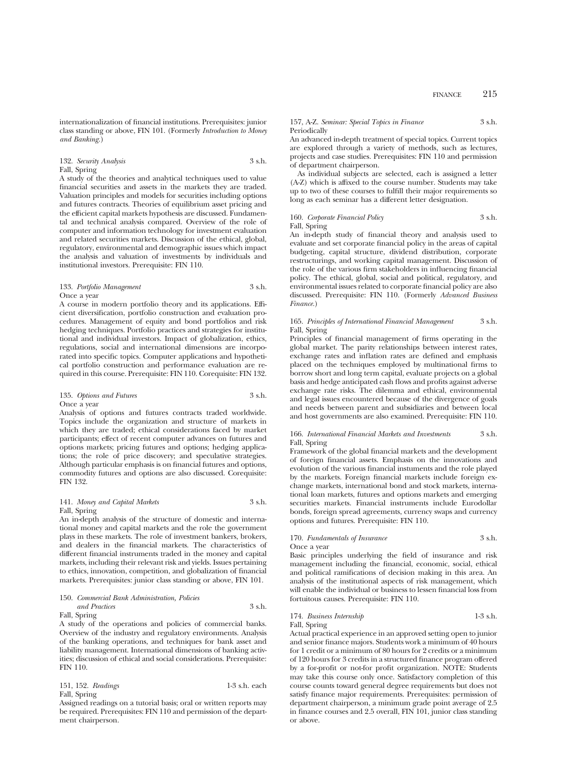internationalization of financial institutions. Prerequisites: junior class standing or above, FIN 101. (Formerly *Introduction to Money and Banking.*)

132. *Security Analysis* 3 s.h.
Fall, Spring

A study of the theories and analytical techniques used to value financial securities and assets in the markets they are traded. Valuation principles and models for securities including options and futures contracts. Theories of equilibrium asset pricing and the efficient capital markets hypothesis are discussed. Fundamental and technical analysis compared. Overview of the role of computer and information technology for investment evaluation and related securities markets. Discussion of the ethical, global, regulatory, environmental and demographic issues which impact the analysis and valuation of investments by individuals and institutional investors. Prerequisite: FIN 110.

133. *Portfolio Management* 3 s.h.
Once a year

A course in modern portfolio theory and its applications. Efficient diversification, portfolio construction and evaluation procedures. Management of equity and bond portfolios and risk hedging techniques. Portfolio practices and strategies for institutional and individual investors. Impact of globalization, ethics, regulations, social and international dimensions are incorporated into specific topics. Computer applications and hypothetical portfolio construction and performance evaluation are required in this course. Prerequisite: FIN 110. Corequisite: FIN 132.

135. *Options and Futures* 3 s.h.
Once a year

Analysis of options and futures contracts traded worldwide. Topics include the organization and structure of markets in which they are traded; ethical considerations faced by market participants; effect of recent computer advances on futures and options markets; pricing futures and options; hedging applications; the role of price discovery; and speculative strategies. Although particular emphasis is on financial futures and options, commodity futures and options are also discussed. Corequisite: FIN 132.

141. *Money and Capital Markets* 3 s.h.
Fall, Spring

An in-depth analysis of the structure of domestic and international money and capital markets and the role the government plays in these markets. The role of investment bankers, brokers, and dealers in the financial markets. The characteristics of different financial instruments traded in the money and capital markets, including their relevant risk and yields. Issues pertaining to ethics, innovation, competition, and globalization of financial markets. Prerequisites: junior class standing or above, FIN 101.

150. *Commercial Bank Administration, Policies and Practices* 3 s.h.
Fall, Spring

A study of the operations and policies of commercial banks. Overview of the industry and regulatory environments. Analysis of the banking operations, and techniques for bank asset and liability management. International dimensions of banking activities; discussion of ethical and social considerations. Prerequisite: FIN 110.

151, 152. *Readings* 1-3 s.h. each
Fall, Spring

Assigned readings on a tutorial basis; oral or written reports may be required. Prerequisites: FIN 110 and permission of the department chairperson.

157, A-Z. *Seminar: Special Topics in Finance* 3 s.h.
Periodically

An advanced in-depth treatment of special topics. Current topics are explored through a variety of methods, such as lectures, projects and case studies. Prerequisites: FIN 110 and permission of department chairperson.

As individual subjects are selected, each is assigned a letter (A-Z) which is affixed to the course number. Students may take up to two of these courses to fulfill their major requirements so long as each seminar has a different letter designation.

160. *Corporate Financial Policy* 3 s.h.
Fall, Spring

An in-depth study of financial theory and analysis used to evaluate and set corporate financial policy in the areas of capital budgeting, capital structure, dividend distribution, corporate restructurings, and working capital management. Discussion of the role of the various firm stakeholders in influencing financial policy. The ethical, global, social and political, regulatory, and environmental issues related to corporate financial policy are also discussed. Prerequisite: FIN 110. (Formerly *Advanced Business Finance.*)

165. *Principles of International Financial Management* 3 s.h.
Fall, Spring

Principles of financial management of firms operating in the global market. The parity relationships between interest rates, exchange rates and inflation rates are defined and emphasis placed on the techniques employed by multinational firms to borrow short and long term capital, evaluate projects on a global basis and hedge anticipated cash flows and profits against adverse exchange rate risks. The dilemma and ethical, environmental and legal issues encountered because of the divergence of goals and needs between parent and subsidiaries and between local and host governments are also examined. Prerequisite: FIN 110.

166. *International Financial Markets and Investments* 3 s.h.
Fall, Spring

Framework of the global financial markets and the development of foreign financial assets. Emphasis on the innovations and evolution of the various financial instuments and the role played by the markets. Foreign financial markets include foreign exchange markets, international bond and stock markets, international loan markets, futures and options markets and emerging securities markets. Financial instruments include Eurodollar bonds, foreign spread agreements, currency swaps and currency options and futures. Prerequisite: FIN 110.

170. *Fundamentals of Insurance* 3 s.h.
Once a year

Basic principles underlying the field of insurance and risk management including the financial, economic, social, ethical and political ramifications of decision making in this area. An analysis of the institutional aspects of risk management, which will enable the individual or business to lessen financial loss from fortuitous causes. Prerequisite: FIN 110.

174. *Business Internship* 1-3 s.h.
Fall, Spring

Actual practical experience in an approved setting open to junior and senior finance majors. Students work a minimum of 40 hours for 1 credit or a minimum of 80 hours for 2 credits or a minimum of 120 hours for 3 credits in a structured finance program offered by a for-profit or not-for profit organization. NOTE: Students may take this course only once. Satisfactory completion of this course counts toward general degree requirements but does not satisfy finance major requirements. Prerequisites: permission of department chairperson, a minimum grade point average of 2.5 in finance courses and 2.5 overall, FIN 101, junior class standing or above.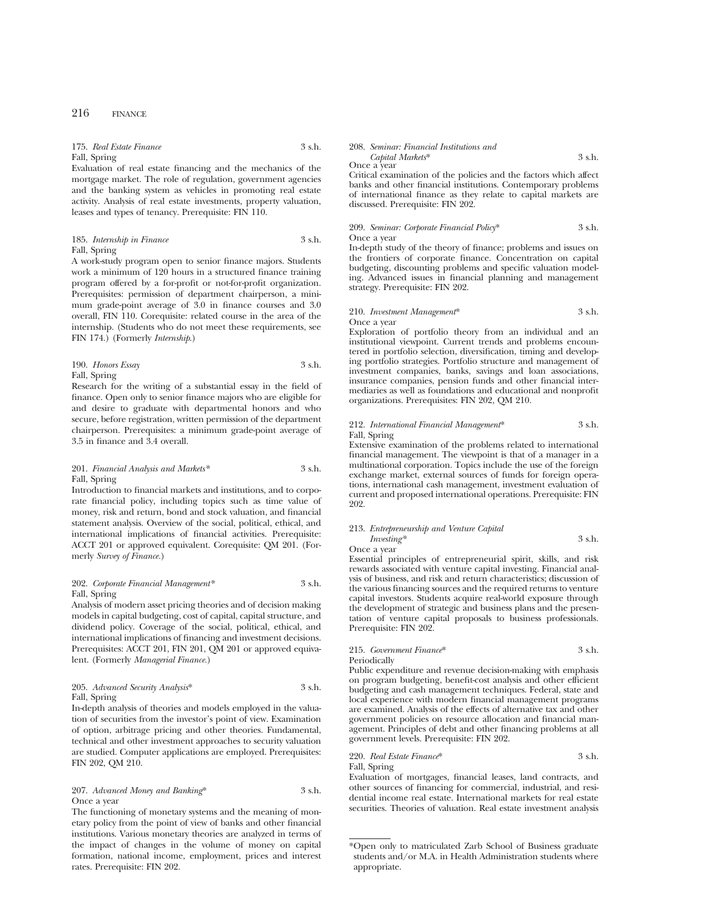175. *Real Estate Finance* 3 s.h.
Fall, Spring

Evaluation of real estate financing and the mechanics of the mortgage market. The role of regulation, government agencies and the banking system as vehicles in promoting real estate activity. Analysis of real estate investments, property valuation, leases and types of tenancy. Prerequisite: FIN 110.

185. *Internship in Finance* 3 s.h.
Fall, Spring

A work-study program open to senior finance majors. Students work a minimum of 120 hours in a structured finance training program offered by a for-profit or not-for-profit organization. Prerequisites: permission of department chairperson, a minimum grade-point average of 3.0 in finance courses and 3.0 overall, FIN 110. Corequisite: related course in the area of the internship. (Students who do not meet these requirements, see FIN 174.) (Formerly *Internship*.)

190. *Honors Essay* 3 s.h.
Fall, Spring

Research for the writing of a substantial essay in the field of finance. Open only to senior finance majors who are eligible for and desire to graduate with departmental honors and who secure, before registration, written permission of the department chairperson. Prerequisites: a minimum grade-point average of 3.5 in finance and 3.4 overall.

201. *Financial Analysis and Markets** 3 s.h.
Fall, Spring

Introduction to financial markets and institutions, and to corporate financial policy, including topics such as time value of money, risk and return, bond and stock valuation, and financial statement analysis. Overview of the social, political, ethical, and international implications of financial activities. Prerequisite: ACCT 201 or approved equivalent. Corequisite: QM 201. (Formerly *Survey of Finance*.)

202. *Corporate Financial Management** 3 s.h.
Fall, Spring

Analysis of modern asset pricing theories and of decision making models in capital budgeting, cost of capital, capital structure, and dividend policy. Coverage of the social, political, ethical, and international implications of financing and investment decisions. Prerequisites: ACCT 201, FIN 201, QM 201 or approved equivalent. (Formerly *Managerial Finance*.)

205. *Advanced Security Analysis** 3 s.h.
Fall, Spring

In-depth analysis of theories and models employed in the valuation of securities from the investor's point of view. Examination of option, arbitrage pricing and other theories. Fundamental, technical and other investment approaches to security valuation are studied. Computer applications are employed. Prerequisites: FIN 202, QM 210.

207. *Advanced Money and Banking** 3 s.h.
Once a year

The functioning of monetary systems and the meaning of monetary policy from the point of view of banks and other financial institutions. Various monetary theories are analyzed in terms of the impact of changes in the volume of money on capital formation, national income, employment, prices and interest rates. Prerequisite: FIN 202.

208. *Seminar: Financial Institutions and Capital Markets** 3 s.h.
Once a year

Critical examination of the policies and the factors which affect banks and other financial institutions. Contemporary problems of international finance as they relate to capital markets are discussed. Prerequisite: FIN 202.

209. *Seminar: Corporate Financial Policy** 3 s.h.
Once a year

In-depth study of the theory of finance; problems and issues on the frontiers of corporate finance. Concentration on capital budgeting, discounting problems and specific valuation modeling. Advanced issues in financial planning and management strategy. Prerequisite: FIN 202.

210. *Investment Management** 3 s.h.
Once a year

Exploration of portfolio theory from an individual and an institutional viewpoint. Current trends and problems encountered in portfolio selection, diversification, timing and developing portfolio strategies. Portfolio structure and management of investment companies, banks, savings and loan associations, insurance companies, pension funds and other financial intermediaries as well as foundations and educational and nonprofit organizations. Prerequisites: FIN 202, QM 210.

212. *International Financial Management** 3 s.h.
Fall, Spring

Extensive examination of the problems related to international financial management. The viewpoint is that of a manager in a multinational corporation. Topics include the use of the foreign exchange market, external sources of funds for foreign operations, international cash management, investment evaluation of current and proposed international operations. Prerequisite: FIN 202.

213. *Entrepreneurship and Venture Capital Investing** 3 s.h.
Once a year

Essential principles of entrepreneurial spirit, skills, and risk rewards associated with venture capital investing. Financial analysis of business, and risk and return characteristics; discussion of the various financing sources and the required returns to venture capital investors. Students acquire real-world exposure through the development of strategic and business plans and the presentation of venture capital proposals to business professionals. Prerequisite: FIN 202.

215. *Government Finance** 3 s.h.
Periodically

Public expenditure and revenue decision-making with emphasis on program budgeting, benefit-cost analysis and other efficient budgeting and cash management techniques. Federal, state and local experience with modern financial management programs are examined. Analysis of the effects of alternative tax and other government policies on resource allocation and financial management. Principles of debt and other financing problems at all government levels. Prerequisite: FIN 202.

220. *Real Estate Finance** 3 s.h.
Fall, Spring

Evaluation of mortgages, financial leases, land contracts, and other sources of financing for commercial, industrial, and residential income real estate. International markets for real estate securities. Theories of valuation. Real estate investment analysis

*Open only to matriculated Zarb School of Business graduate students and/or M.A. in Health Administration students where appropriate.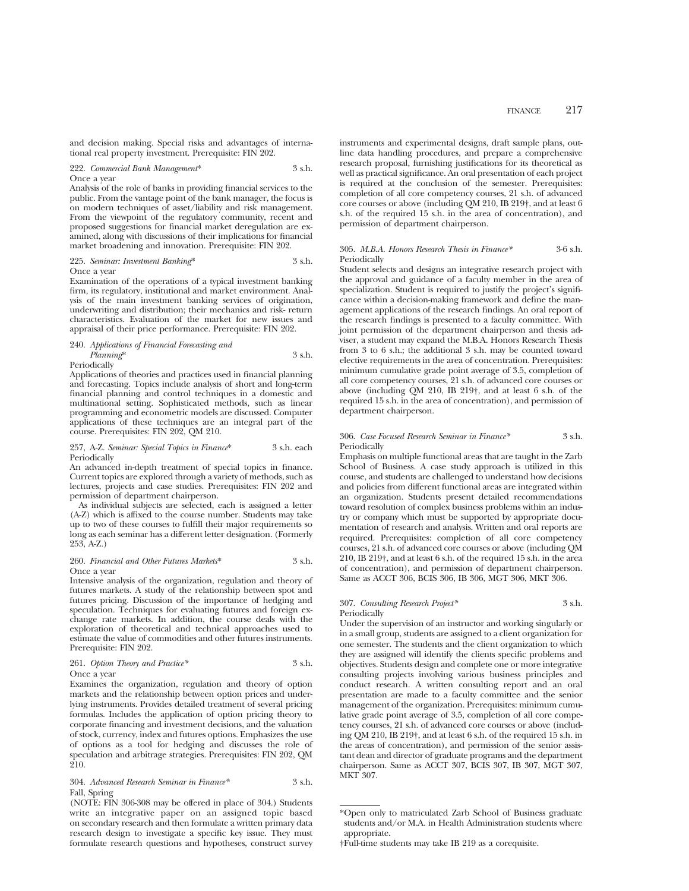and decision making. Special risks and advantages of international real property investment. Prerequisite: FIN 202.

222. *Commercial Bank Management** 3 s.h.
Once a year

Analysis of the role of banks in providing financial services to the public. From the vantage point of the bank manager, the focus is on modern techniques of asset/liability and risk management. From the viewpoint of the regulatory community, recent and proposed suggestions for financial market deregulation are examined, along with discussions of their implications for financial market broadening and innovation. Prerequisite: FIN 202.

225. *Seminar: Investment Banking** 3 s.h.
Once a year

Examination of the operations of a typical investment banking firm, its regulatory, institutional and market environment. Analysis of the main investment banking services of origination, underwriting and distribution; their mechanics and risk- return characteristics. Evaluation of the market for new issues and appraisal of their price performance. Prerequisite: FIN 202.

240. *Applications of Financial Forecasting and Planning** 3 s.h.
Periodically

Applications of theories and practices used in financial planning and forecasting. Topics include analysis of short and long-term financial planning and control techniques in a domestic and multinational setting. Sophisticated methods, such as linear programming and econometric models are discussed. Computer applications of these techniques are an integral part of the course. Prerequisites: FIN 202, QM 210.

257, A-Z. *Seminar: Special Topics in Finance** 3 s.h. each
Periodically

An advanced in-depth treatment of special topics in finance. Current topics are explored through a variety of methods, such as lectures, projects and case studies. Prerequisites: FIN 202 and permission of department chairperson.

As individual subjects are selected, each is assigned a letter (A-Z) which is affixed to the course number. Students may take up to two of these courses to fulfill their major requirements so long as each seminar has a different letter designation. (Formerly 253, A-Z.)

260. *Financial and Other Futures Markets** 3 s.h.
Once a year

Intensive analysis of the organization, regulation and theory of futures markets. A study of the relationship between spot and futures pricing. Discussion of the importance of hedging and speculation. Techniques for evaluating futures and foreign exchange rate markets. In addition, the course deals with the exploration of theoretical and technical approaches used to estimate the value of commodities and other futures instruments. Prerequisite: FIN 202.

261. *Option Theory and Practice** 3 s.h.
Once a year

Examines the organization, regulation and theory of option markets and the relationship between option prices and underlying instruments. Provides detailed treatment of several pricing formulas. Includes the application of option pricing theory to corporate financing and investment decisions, and the valuation of stock, currency, index and futures options. Emphasizes the use of options as a tool for hedging and discusses the role of speculation and arbitrage strategies. Prerequisites: FIN 202, QM 210.

304. *Advanced Research Seminar in Finance** 3 s.h.
Fall, Spring

(NOTE: FIN 306-308 may be offered in place of 304.) Students write an integrative paper on an assigned topic based on secondary research and then formulate a written primary data research design to investigate a specific key issue. They must formulate research questions and hypotheses, construct survey instruments and experimental designs, draft sample plans, outline data handling procedures, and prepare a comprehensive research proposal, furnishing justifications for its theoretical as well as practical significance. An oral presentation of each project is required at the conclusion of the semester. Prerequisites: completion of all core competency courses, 21 s.h. of advanced core courses or above (including QM 210, IB 219†, and at least 6 s.h. of the required 15 s.h. in the area of concentration), and permission of department chairperson.

305. *M.B.A. Honors Research Thesis in Finance** 3-6 s.h.
Periodically

Student selects and designs an integrative research project with the approval and guidance of a faculty member in the area of specialization. Student is required to justify the project's significance within a decision-making framework and define the management applications of the research findings. An oral report of the research findings is presented to a faculty committee. With joint permission of the department chairperson and thesis adviser, a student may expand the M.B.A. Honors Research Thesis from 3 to 6 s.h.; the additional 3 s.h. may be counted toward elective requirements in the area of concentration. Prerequisites: minimum cumulative grade point average of 3.5, completion of all core competency courses, 21 s.h. of advanced core courses or above (including QM 210, IB 219†, and at least 6 s.h. of the required 15 s.h. in the area of concentration), and permission of department chairperson.

306. *Case Focused Research Seminar in Finance** 3 s.h.
Periodically

Emphasis on multiple functional areas that are taught in the Zarb School of Business. A case study approach is utilized in this course, and students are challenged to understand how decisions and policies from different functional areas are integrated within an organization. Students present detailed recommendations toward resolution of complex business problems within an industry or company which must be supported by appropriate documentation of research and analysis. Written and oral reports are required. Prerequisites: completion of all core competency courses, 21 s.h. of advanced core courses or above (including QM 210, IB 219†, and at least 6 s.h. of the required 15 s.h. in the area of concentration), and permission of department chairperson. Same as ACCT 306, BCIS 306, IB 306, MGT 306, MKT 306.

307. *Consulting Research Project** 3 s.h.
Periodically

Under the supervision of an instructor and working singularly or in a small group, students are assigned to a client organization for one semester. The students and the client organization to which they are assigned will identify the clients specific problems and objectives. Students design and complete one or more integrative consulting projects involving various business principles and conduct research. A written consulting report and an oral presentation are made to a faculty committee and the senior management of the organization. Prerequisites: minimum cumulative grade point average of 3.5, completion of all core competency courses, 21 s.h. of advanced core courses or above (including QM 210, IB 219†, and at least 6 s.h. of the required 15 s.h. in the areas of concentration), and permission of the senior assistant dean and director of graduate programs and the department chairperson. Same as ACCT 307, BCIS 307, IB 307, MGT 307, MKT 307.

---

*Open only to matriculated Zarb School of Business graduate students and/or M.A. in Health Administration students where appropriate.

†Full-time students may take IB 219 as a corequisite.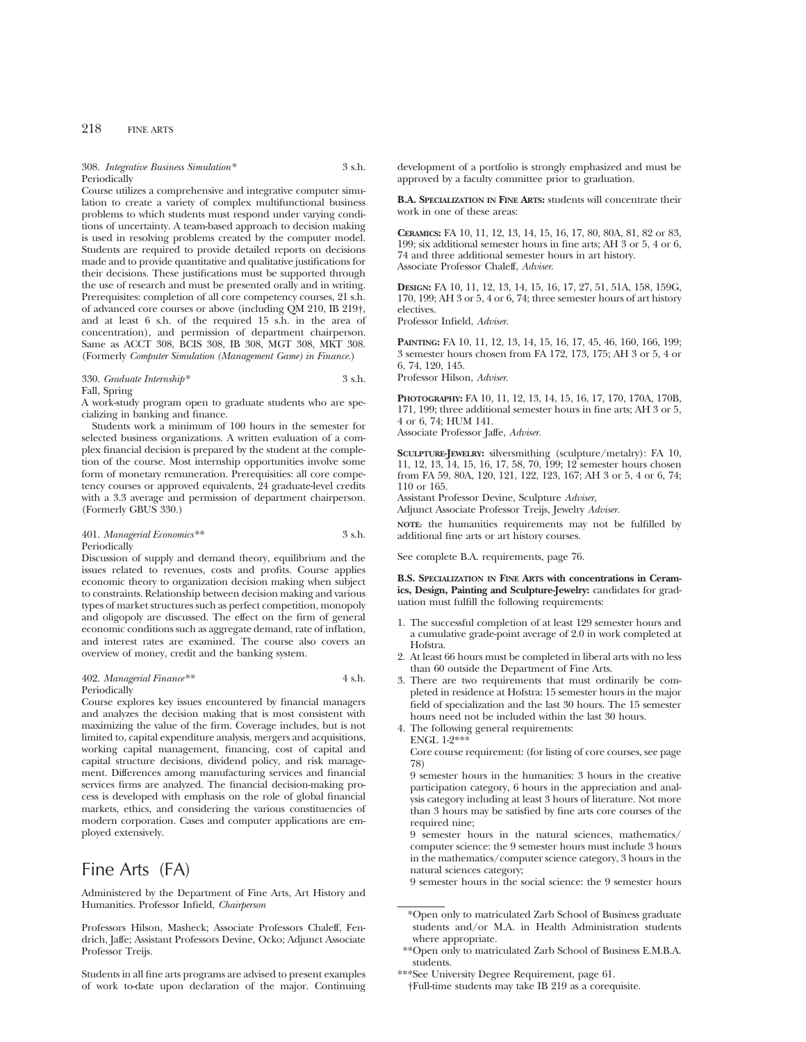308. *Integrative Business Simulation** 3 s.h.
Periodically

Course utilizes a comprehensive and integrative computer simulation to create a variety of complex multifunctional business problems to which students must respond under varying conditions of uncertainty. A team-based approach to decision making is used in resolving problems created by the computer model. Students are required to provide detailed reports on decisions made and to provide quantitative and qualitative justifications for their decisions. These justifications must be supported through the use of research and must be presented orally and in writing. Prerequisites: completion of all core competency courses, 21 s.h. of advanced core courses or above (including QM 210, IB 219†, and at least 6 s.h. of the required 15 s.h. in the area of concentration), and permission of department chairperson. Same as ACCT 308, BCIS 308, IB 308, MGT 308, MKT 308. (Formerly *Computer Simulation (Management Game) in Finance*.)

330. *Graduate Internship** 3 s.h.
Fall, Spring

A work-study program open to graduate students who are specializing in banking and finance.

Students work a minimum of 100 hours in the semester for selected business organizations. A written evaluation of a complex financial decision is prepared by the student at the completion of the course. Most internship opportunities involve some form of monetary remuneration. Prerequisites: all core competency courses or approved equivalents, 24 graduate-level credits with a 3.3 average and permission of department chairperson. (Formerly GBUS 330.)

401. *Managerial Economics*** 3 s.h.
Periodically

Discussion of supply and demand theory, equilibrium and the issues related to revenues, costs and profits. Course applies economic theory to organization decision making when subject to constraints. Relationship between decision making and various types of market structures such as perfect competition, monopoly and oligopoly are discussed. The effect on the firm of general economic conditions such as aggregate demand, rate of inflation, and interest rates are examined. The course also covers an overview of money, credit and the banking system.

402. *Managerial Finance*** 4 s.h.
Periodically

Course explores key issues encountered by financial managers and analyzes the decision making that is most consistent with maximizing the value of the firm. Coverage includes, but is not limited to, capital expenditure analysis, mergers and acquisitions, working capital management, financing, cost of capital and capital structure decisions, dividend policy, and risk management. Differences among manufacturing services and financial services firms are analyzed. The financial decision-making process is developed with emphasis on the role of global financial markets, ethics, and considering the various constituencies of modern corporation. Cases and computer applications are employed extensively.

# Fine Arts (FA)

Administered by the Department of Fine Arts, Art History and Humanities. Professor Infield, *Chairperson*

Professors Hilson, Masheck; Associate Professors Chaleff, Fendrich, Jaffe; Assistant Professors Devine, Ocko; Adjunct Associate Professor Treijs.

Students in all fine arts programs are advised to present examples of work to-date upon declaration of the major. Continuing development of a portfolio is strongly emphasized and must be approved by a faculty committee prior to graduation.

**B.A. Specialization in Fine Arts:** students will concentrate their work in one of these areas:

**Ceramics:** FA 10, 11, 12, 13, 14, 15, 16, 17, 80, 80A, 81, 82 or 83, 199; six additional semester hours in fine arts; AH 3 or 5, 4 or 6, 74 and three additional semester hours in art history.
Associate Professor Chaleff, *Adviser.*

**Design:** FA 10, 11, 12, 13, 14, 15, 16, 17, 27, 51, 51A, 158, 159G, 170, 199; AH 3 or 5, 4 or 6, 74; three semester hours of art history electives.
Professor Infield, *Adviser.*

**Painting:** FA 10, 11, 12, 13, 14, 15, 16, 17, 45, 46, 160, 166, 199; 3 semester hours chosen from FA 172, 173, 175; AH 3 or 5, 4 or 6, 74, 120, 145.
Professor Hilson, *Adviser.*

**Photography:** FA 10, 11, 12, 13, 14, 15, 16, 17, 170, 170A, 170B, 171, 199; three additional semester hours in fine arts; AH 3 or 5, 4 or 6, 74; HUM 141.
Associate Professor Jaffe, *Adviser.*

**Sculpture-Jewelry:** silversmithing (sculpture/metalry): FA 10, 11, 12, 13, 14, 15, 16, 17, 58, 70, 199; 12 semester hours chosen from FA 59, 80A, 120, 121, 122, 123, 167; AH 3 or 5, 4 or 6, 74; 110 or 165.
Assistant Professor Devine, Sculpture *Adviser*,
Adjunct Associate Professor Treijs, Jewelry *Adviser.*

**note:** the humanities requirements may not be fulfilled by additional fine arts or art history courses.

See complete B.A. requirements, page 76.

**B.S. Specialization in Fine Arts with concentrations in Ceramics, Design, Painting and Sculpture-Jewelry:** candidates for graduation must fulfill the following requirements:

1. The successful completion of at least 129 semester hours and a cumulative grade-point average of 2.0 in work completed at Hofstra.
2. At least 66 hours must be completed in liberal arts with no less than 60 outside the Department of Fine Arts.
3. There are two requirements that must ordinarily be completed in residence at Hofstra: 15 semester hours in the major field of specialization and the last 30 hours. The 15 semester hours need not be included within the last 30 hours.
4. The following general requirements:
   ENGL 1-2***
   Core course requirement: (for listing of core courses, see page 78)
   9 semester hours in the humanities: 3 hours in the creative participation category, 6 hours in the appreciation and analysis category including at least 3 hours of literature. Not more than 3 hours may be satisfied by fine arts core courses of the required nine;
   9 semester hours in the natural sciences, mathematics/computer science: the 9 semester hours must include 3 hours in the mathematics/computer science category, 3 hours in the natural sciences category;
   9 semester hours in the social science: the 9 semester hours

*Open only to matriculated Zarb School of Business graduate students and/or M.A. in Health Administration students where appropriate.
**Open only to matriculated Zarb School of Business E.M.B.A. students.
***See University Degree Requirement, page 61.
†Full-time students may take IB 219 as a corequisite.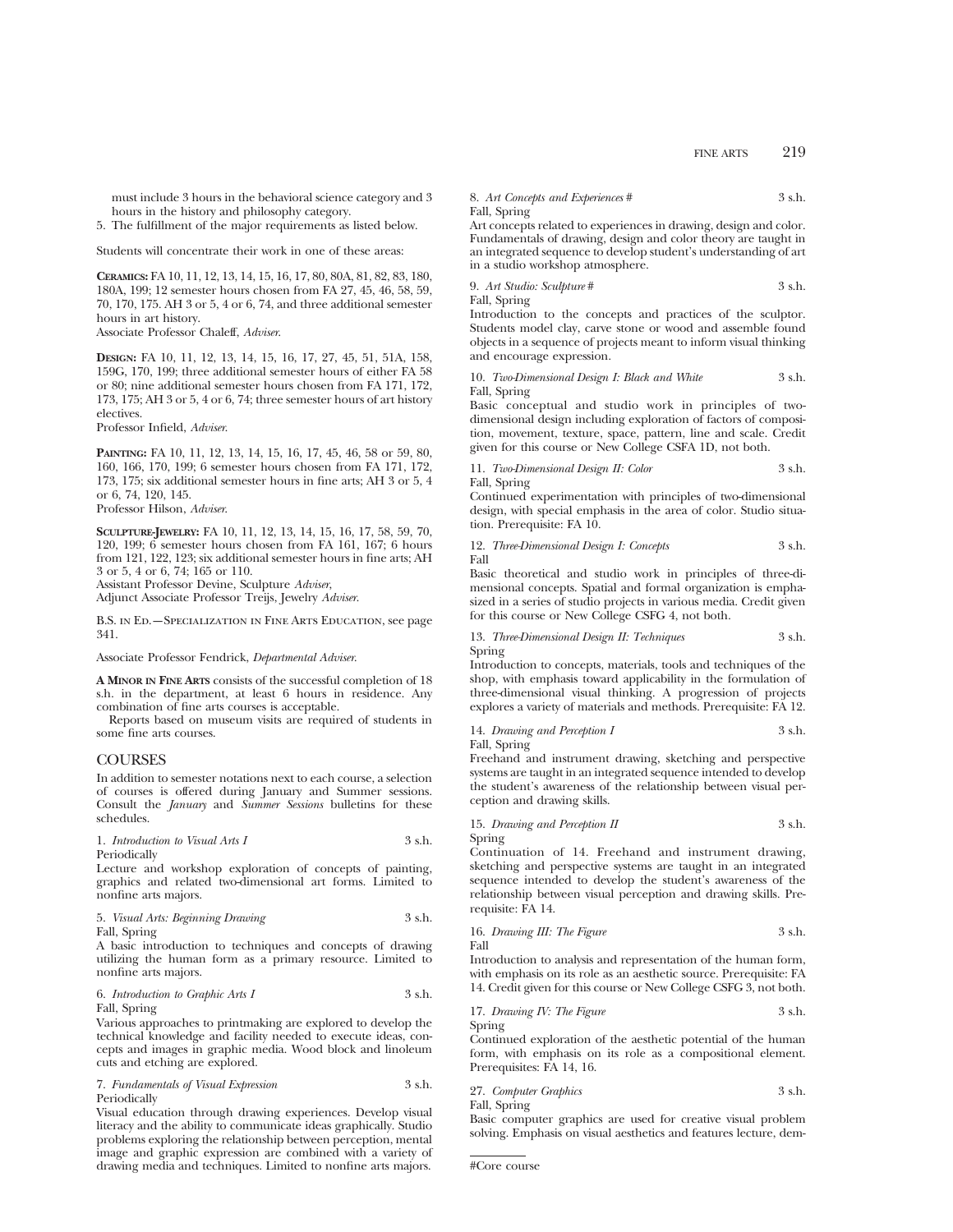must include 3 hours in the behavioral science category and 3 hours in the history and philosophy category.

5. The fulfillment of the major requirements as listed below.

Students will concentrate their work in one of these areas:

**CERAMICS:** FA 10, 11, 12, 13, 14, 15, 16, 17, 80, 80A, 81, 82, 83, 180, 180A, 199; 12 semester hours chosen from FA 27, 45, 46, 58, 59, 70, 170, 175. AH 3 or 5, 4 or 6, 74, and three additional semester hours in art history.
Associate Professor Chaleff, *Adviser*.

**DESIGN:** FA 10, 11, 12, 13, 14, 15, 16, 17, 27, 45, 51, 51A, 158, 159G, 170, 199; three additional semester hours of either FA 58 or 80; nine additional semester hours chosen from FA 171, 172, 173, 175; AH 3 or 5, 4 or 6, 74; three semester hours of art history electives.
Professor Infield, *Adviser*.

**PAINTING:** FA 10, 11, 12, 13, 14, 15, 16, 17, 45, 46, 58 or 59, 80, 160, 166, 170, 199; 6 semester hours chosen from FA 171, 172, 173, 175; six additional semester hours in fine arts; AH 3 or 5, 4 or 6, 74, 120, 145.
Professor Hilson, *Adviser*.

**SCULPTURE-JEWELRY:** FA 10, 11, 12, 13, 14, 15, 16, 17, 58, 59, 70, 120, 199; 6 semester hours chosen from FA 161, 167; 6 hours from 121, 122, 123; six additional semester hours in fine arts; AH 3 or 5, 4 or 6, 74; 165 or 110.
Assistant Professor Devine, Sculpture *Adviser*,
Adjunct Associate Professor Treijs, Jewelry *Adviser*.

B.S. IN ED.—SPECIALIZATION IN FINE ARTS EDUCATION, see page 341.

Associate Professor Fendrick, *Departmental Adviser*.

**A MINOR IN FINE ARTS** consists of the successful completion of 18 s.h. in the department, at least 6 hours in residence. Any combination of fine arts courses is acceptable.

Reports based on museum visits are required of students in some fine arts courses.

## COURSES

In addition to semester notations next to each course, a selection of courses is offered during January and Summer sessions. Consult the *January* and *Summer Sessions* bulletins for these schedules.

1. *Introduction to Visual Arts I* 3 s.h.
Periodically
Lecture and workshop exploration of concepts of painting, graphics and related two-dimensional art forms. Limited to nonfine arts majors.

5. *Visual Arts: Beginning Drawing* 3 s.h.
Fall, Spring
A basic introduction to techniques and concepts of drawing utilizing the human form as a primary resource. Limited to nonfine arts majors.

6. *Introduction to Graphic Arts I* 3 s.h.
Fall, Spring
Various approaches to printmaking are explored to develop the technical knowledge and facility needed to execute ideas, concepts and images in graphic media. Wood block and linoleum cuts and etching are explored.

7. *Fundamentals of Visual Expression* 3 s.h.
Periodically
Visual education through drawing experiences. Develop visual literacy and the ability to communicate ideas graphically. Studio problems exploring the relationship between perception, mental image and graphic expression are combined with a variety of drawing media and techniques. Limited to nonfine arts majors.

8. *Art Concepts and Experiences* # 3 s.h.
Fall, Spring
Art concepts related to experiences in drawing, design and color. Fundamentals of drawing, design and color theory are taught in an integrated sequence to develop student's understanding of art in a studio workshop atmosphere.

9. *Art Studio: Sculpture* # 3 s.h.
Fall, Spring
Introduction to the concepts and practices of the sculptor. Students model clay, carve stone or wood and assemble found objects in a sequence of projects meant to inform visual thinking and encourage expression.

10. *Two-Dimensional Design I: Black and White* 3 s.h.
Fall, Spring
Basic conceptual and studio work in principles of two-dimensional design including exploration of factors of composition, movement, texture, space, pattern, line and scale. Credit given for this course or New College CSFA 1D, not both.

11. *Two-Dimensional Design II: Color* 3 s.h.
Fall, Spring
Continued experimentation with principles of two-dimensional design, with special emphasis in the area of color. Studio situation. Prerequisite: FA 10.

12. *Three-Dimensional Design I: Concepts* 3 s.h.
Fall
Basic theoretical and studio work in principles of three-dimensional concepts. Spatial and formal organization is emphasized in a series of studio projects in various media. Credit given for this course or New College CSFG 4, not both.

13. *Three-Dimensional Design II: Techniques* 3 s.h.
Spring
Introduction to concepts, materials, tools and techniques of the shop, with emphasis toward applicability in the formulation of three-dimensional visual thinking. A progression of projects explores a variety of materials and methods. Prerequisite: FA 12.

14. *Drawing and Perception I* 3 s.h.
Fall, Spring
Freehand and instrument drawing, sketching and perspective systems are taught in an integrated sequence intended to develop the student's awareness of the relationship between visual perception and drawing skills.

15. *Drawing and Perception II* 3 s.h.
Spring
Continuation of 14. Freehand and instrument drawing, sketching and perspective systems are taught in an integrated sequence intended to develop the student's awareness of the relationship between visual perception and drawing skills. Prerequisite: FA 14.

16. *Drawing III: The Figure* 3 s.h.
Fall
Introduction to analysis and representation of the human form, with emphasis on its role as an aesthetic source. Prerequisite: FA 14. Credit given for this course or New College CSFG 3, not both.

17. *Drawing IV: The Figure* 3 s.h.
Spring
Continued exploration of the aesthetic potential of the human form, with emphasis on its role as a compositional element. Prerequisites: FA 14, 16.

27. *Computer Graphics* 3 s.h.
Fall, Spring
Basic computer graphics are used for creative visual problem solving. Emphasis on visual aesthetics and features lecture, dem-

#Core course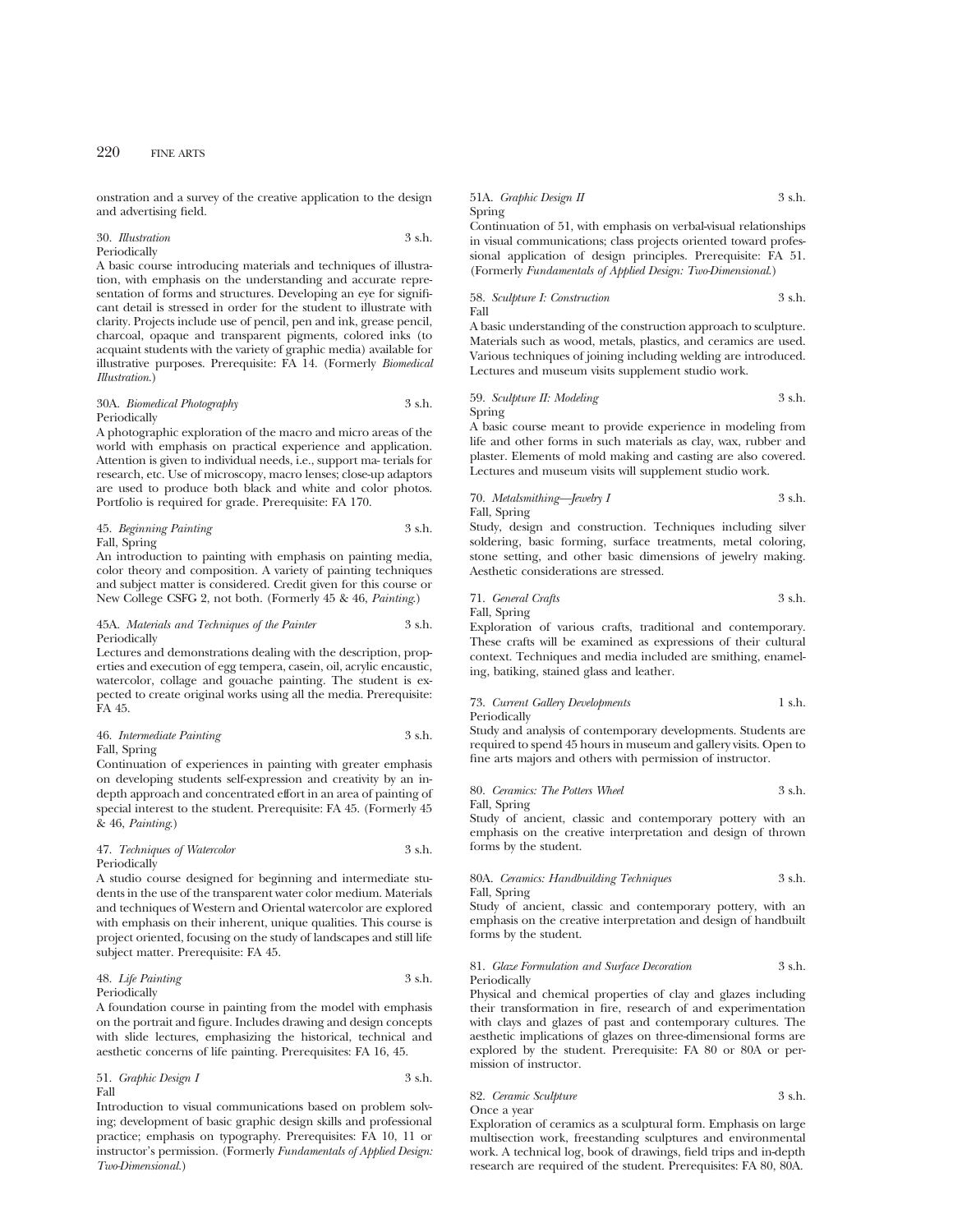onstration and a survey of the creative application to the design and advertising field.

30. *Illustration* 3 s.h.
Periodically
A basic course introducing materials and techniques of illustration, with emphasis on the understanding and accurate representation of forms and structures. Developing an eye for significant detail is stressed in order for the student to illustrate with clarity. Projects include use of pencil, pen and ink, grease pencil, charcoal, opaque and transparent pigments, colored inks (to acquaint students with the variety of graphic media) available for illustrative purposes. Prerequisite: FA 14. (Formerly *Biomedical Illustration.*)

30A. *Biomedical Photography* 3 s.h.
Periodically
A photographic exploration of the macro and micro areas of the world with emphasis on practical experience and application. Attention is given to individual needs, i.e., support materials for research, etc. Use of microscopy, macro lenses; close-up adaptors are used to produce both black and white and color photos. Portfolio is required for grade. Prerequisite: FA 170.

45. *Beginning Painting* 3 s.h.
Fall, Spring
An introduction to painting with emphasis on painting media, color theory and composition. A variety of painting techniques and subject matter is considered. Credit given for this course or New College CSFG 2, not both. (Formerly 45 & 46, *Painting.*)

45A. *Materials and Techniques of the Painter* 3 s.h.
Periodically
Lectures and demonstrations dealing with the description, properties and execution of egg tempera, casein, oil, acrylic encaustic, watercolor, collage and gouache painting. The student is expected to create original works using all the media. Prerequisite: FA 45.

46. *Intermediate Painting* 3 s.h.
Fall, Spring
Continuation of experiences in painting with greater emphasis on developing students self-expression and creativity by an in-depth approach and concentrated effort in an area of painting of special interest to the student. Prerequisite: FA 45. (Formerly 45 & 46, *Painting.*)

47. *Techniques of Watercolor* 3 s.h.
Periodically
A studio course designed for beginning and intermediate students in the use of the transparent water color medium. Materials and techniques of Western and Oriental watercolor are explored with emphasis on their inherent, unique qualities. This course is project oriented, focusing on the study of landscapes and still life subject matter. Prerequisite: FA 45.

48. *Life Painting* 3 s.h.
Periodically
A foundation course in painting from the model with emphasis on the portrait and figure. Includes drawing and design concepts with slide lectures, emphasizing the historical, technical and aesthetic concerns of life painting. Prerequisites: FA 16, 45.

51. *Graphic Design I* 3 s.h.
Fall
Introduction to visual communications based on problem solving; development of basic graphic design skills and professional practice; emphasis on typography. Prerequisites: FA 10, 11 or instructor's permission. (Formerly *Fundamentals of Applied Design: Two-Dimensional.*)

51A. *Graphic Design II* 3 s.h.
Spring
Continuation of 51, with emphasis on verbal-visual relationships in visual communications; class projects oriented toward professional application of design principles. Prerequisite: FA 51. (Formerly *Fundamentals of Applied Design: Two-Dimensional.*)

58. *Sculpture I: Construction* 3 s.h.
Fall
A basic understanding of the construction approach to sculpture. Materials such as wood, metals, plastics, and ceramics are used. Various techniques of joining including welding are introduced. Lectures and museum visits supplement studio work.

59. *Sculpture II: Modeling* 3 s.h.
Spring
A basic course meant to provide experience in modeling from life and other forms in such materials as clay, wax, rubber and plaster. Elements of mold making and casting are also covered. Lectures and museum visits will supplement studio work.

70. *Metalsmithing—Jewelry I* 3 s.h.
Fall, Spring
Study, design and construction. Techniques including silver soldering, basic forming, surface treatments, metal coloring, stone setting, and other basic dimensions of jewelry making. Aesthetic considerations are stressed.

71. *General Crafts* 3 s.h.
Fall, Spring
Exploration of various crafts, traditional and contemporary. These crafts will be examined as expressions of their cultural context. Techniques and media included are smithing, enameling, batiking, stained glass and leather.

73. *Current Gallery Developments* 1 s.h.
Periodically
Study and analysis of contemporary developments. Students are required to spend 45 hours in museum and gallery visits. Open to fine arts majors and others with permission of instructor.

80. *Ceramics: The Potters Wheel* 3 s.h.
Fall, Spring
Study of ancient, classic and contemporary pottery with an emphasis on the creative interpretation and design of thrown forms by the student.

80A. *Ceramics: Handbuilding Techniques* 3 s.h.
Fall, Spring
Study of ancient, classic and contemporary pottery, with an emphasis on the creative interpretation and design of handbuilt forms by the student.

81. *Glaze Formulation and Surface Decoration* 3 s.h.
Periodically
Physical and chemical properties of clay and glazes including their transformation in fire, research of and experimentation with clays and glazes of past and contemporary cultures. The aesthetic implications of glazes on three-dimensional forms are explored by the student. Prerequisite: FA 80 or 80A or permission of instructor.

82. *Ceramic Sculpture* 3 s.h.
Once a year
Exploration of ceramics as a sculptural form. Emphasis on large multisection work, freestanding sculptures and environmental work. A technical log, book of drawings, field trips and in-depth research are required of the student. Prerequisites: FA 80, 80A.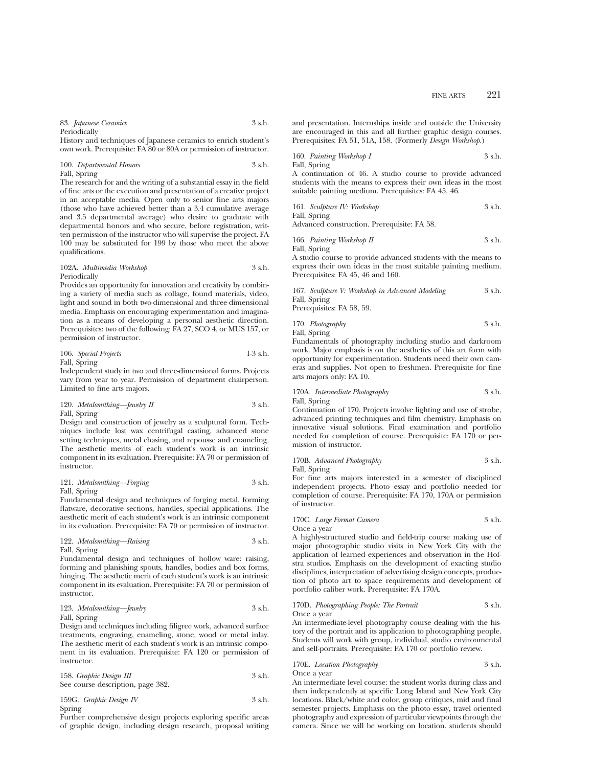83. *Japanese Ceramics* 3 s.h.
Periodically
History and techniques of Japanese ceramics to enrich student's own work. Prerequisite: FA 80 or 80A or permission of instructor.

100. *Departmental Honors* 3 s.h.
Fall, Spring
The research for and the writing of a substantial essay in the field of fine arts or the execution and presentation of a creative project in an acceptable media. Open only to senior fine arts majors (those who have achieved better than a 3.4 cumulative average and 3.5 departmental average) who desire to graduate with departmental honors and who secure, before registration, written permission of the instructor who will supervise the project. FA 100 may be substituted for 199 by those who meet the above qualifications.

102A. *Multimedia Workshop* 3 s.h.
Periodically
Provides an opportunity for innovation and creativity by combining a variety of media such as collage, found materials, video, light and sound in both two-dimensional and three-dimensional media. Emphasis on encouraging experimentation and imagination as a means of developing a personal aesthetic direction. Prerequisites: two of the following: FA 27, SCO 4, or MUS 157, or permission of instructor.

106. *Special Projects* 1-3 s.h.
Fall, Spring
Independent study in two and three-dimensional forms. Projects vary from year to year. Permission of department chairperson. Limited to fine arts majors.

120. *Metalsmithing—Jewelry II* 3 s.h.
Fall, Spring
Design and construction of jewelry as a sculptural form. Techniques include lost wax centrifugal casting, advanced stone setting techniques, metal chasing, and repousse and enameling. The aesthetic merits of each student's work is an intrinsic component in its evaluation. Prerequisite: FA 70 or permission of instructor.

121. *Metalsmithing—Forging* 3 s.h.
Fall, Spring
Fundamental design and techniques of forging metal, forming flatware, decorative sections, handles, special applications. The aesthetic merit of each student's work is an intrinsic component in its evaluation. Prerequisite: FA 70 or permission of instructor.

122. *Metalsmithing—Raising* 3 s.h.
Fall, Spring
Fundamental design and techniques of hollow ware: raising, forming and planishing spouts, handles, bodies and box forms, hinging. The aesthetic merit of each student's work is an intrinsic component in its evaluation. Prerequisite: FA 70 or permission of instructor.

123. *Metalsmithing—Jewelry* 3 s.h.
Fall, Spring
Design and techniques including filigree work, advanced surface treatments, engraving, enameling, stone, wood or metal inlay. The aesthetic merit of each student's work is an intrinsic component in its evaluation. Prerequisite: FA 120 or permission of instructor.

158. *Graphic Design III* 3 s.h.
See course description, page 382.

159G. *Graphic Design IV* 3 s.h.
Spring
Further comprehensive design projects exploring specific areas of graphic design, including design research, proposal writing and presentation. Internships inside and outside the University are encouraged in this and all further graphic design courses. Prerequisites: FA 51, 51A, 158. (Formerly *Design Workshop.*)

160. *Painting Workshop I* 3 s.h.
Fall, Spring
A continuation of 46. A studio course to provide advanced students with the means to express their own ideas in the most suitable painting medium. Prerequisites: FA 45, 46.

161. *Sculpture IV: Workshop* 3 s.h.
Fall, Spring
Advanced construction. Prerequisite: FA 58.

166. *Painting Workshop II* 3 s.h.
Fall, Spring
A studio course to provide advanced students with the means to express their own ideas in the most suitable painting medium. Prerequisites: FA 45, 46 and 160.

167. *Sculpture V: Workshop in Advanced Modeling* 3 s.h.
Fall, Spring
Prerequisites: FA 58, 59.

170. *Photography* 3 s.h.
Fall, Spring
Fundamentals of photography including studio and darkroom work. Major emphasis is on the aesthetics of this art form with opportunity for experimentation. Students need their own cameras and supplies. Not open to freshmen. Prerequisite for fine arts majors only: FA 10.

170A. *Intermediate Photography* 3 s.h.
Fall, Spring
Continuation of 170. Projects involve lighting and use of strobe, advanced printing techniques and film chemistry. Emphasis on innovative visual solutions. Final examination and portfolio needed for completion of course. Prerequisite: FA 170 or permission of instructor.

170B. *Advanced Photography* 3 s.h.
Fall, Spring
For fine arts majors interested in a semester of disciplined independent projects. Photo essay and portfolio needed for completion of course. Prerequisite: FA 170, 170A or permission of instructor.

170C. *Large Format Camera* 3 s.h.
Once a year
A highly-structured studio and field-trip course making use of major photographic studio visits in New York City with the application of learned experiences and observation in the Hofstra studios. Emphasis on the development of exacting studio disciplines, interpretation of advertising design concepts, production of photo art to space requirements and development of portfolio caliber work. Prerequisite: FA 170A.

170D. *Photographing People: The Portrait* 3 s.h.
Once a year
An intermediate-level photography course dealing with the history of the portrait and its application to photographing people. Students will work with group, individual, studio environmental and self-portraits. Prerequisite: FA 170 or portfolio review.

170E. *Location Photography* 3 s.h.
Once a year
An intermediate level course: the student works during class and then independently at specific Long Island and New York City locations. Black/white and color, group critiques, mid and final semester projects. Emphasis on the photo essay, travel oriented photography and expression of particular viewpoints through the camera. Since we will be working on location, students should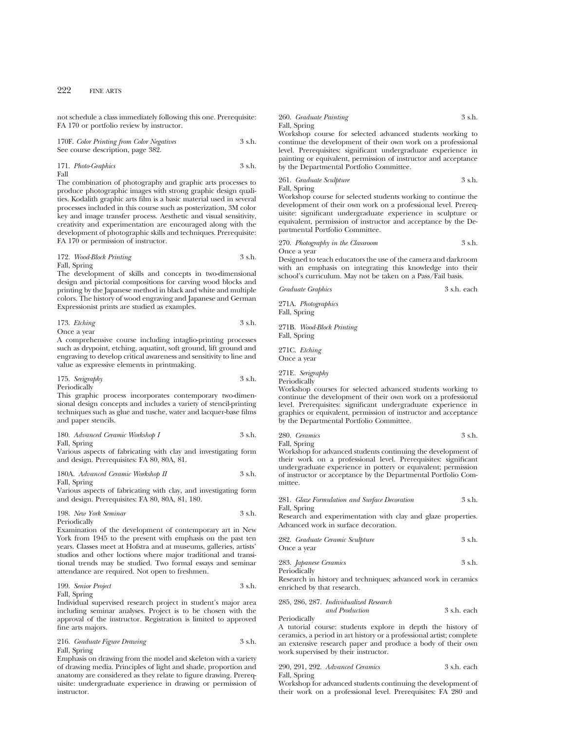not schedule a class immediately following this one. Prerequisite: FA 170 or portfolio review by instructor.

170F. *Color Printing from Color Negatives* 3 s.h.
See course description, page 382.

171. *Photo-Graphics* 3 s.h.
Fall
The combination of photography and graphic arts processes to produce photographic images with strong graphic design qualities. Kodalith graphic arts film is a basic material used in several processes included in this course such as posterization, 3M color key and image transfer process. Aesthetic and visual sensitivity, creativity and experimentation are encouraged along with the development of photographic skills and techniques. Prerequisite: FA 170 or permission of instructor.

172. *Wood-Block Printing* 3 s.h.
Fall, Spring
The development of skills and concepts in two-dimensional design and pictorial compositions for carving wood blocks and printing by the Japanese method in black and white and multiple colors. The history of wood engraving and Japanese and German Expressionist prints are studied as examples.

173. *Etching* 3 s.h.
Once a year
A comprehensive course including intaglio-printing processes such as drypoint, etching, aquatint, soft ground, lift ground and engraving to develop critical awareness and sensitivity to line and value as expressive elements in printmaking.

175. *Serigraphy* 3 s.h.
Periodically
This graphic process incorporates contemporary two-dimensional design concepts and includes a variety of stencil-printing techniques such as glue and tusche, water and lacquer-base films and paper stencils.

180. *Advanced Ceramic Workshop I* 3 s.h.
Fall, Spring
Various aspects of fabricating with clay and investigating form and design. Prerequisites: FA 80, 80A, 81.

180A. *Advanced Ceramic Workshop II* 3 s.h.
Fall, Spring
Various aspects of fabricating with clay, and investigating form and design. Prerequisites: FA 80, 80A, 81, 180.

198. *New York Seminar* 3 s.h.
Periodically
Examination of the development of contemporary art in New York from 1945 to the present with emphasis on the past ten years. Classes meet at Hofstra and at museums, galleries, artists' studios and other loctions where major traditional and transitional trends may be studied. Two formal essays and seminar attendance are required. Not open to freshmen.

199. *Senior Project* 3 s.h.
Fall, Spring
Individual supervised research project in student's major area including seminar analyses. Project is to be chosen with the approval of the instructor. Registration is limited to approved fine arts majors.

216. *Graduate Figure Drawing* 3 s.h.
Fall, Spring
Emphasis on drawing from the model and skeleton with a variety of drawing media. Principles of light and shade, proportion and anatomy are considered as they relate to figure drawing. Prerequisite: undergraduate experience in drawing or permission of instructor.

260. *Graduate Painting* 3 s.h.
Fall, Spring
Workshop course for selected advanced students working to continue the development of their own work on a professional level. Prerequisites: significant undergraduate experience in painting or equivalent, permission of instructor and acceptance by the Departmental Portfolio Committee.

261. *Graduate Sculpture* 3 s.h.
Fall, Spring
Workshop course for selected students working to continue the development of their own work on a professional level. Prerequisite: significant undergraduate experience in sculpture or equivalent, permission of instructor and acceptance by the Departmental Portfolio Committee.

270. *Photography in the Classroom* 3 s.h.
Once a year
Designed to teach educators the use of the camera and darkroom with an emphasis on integrating this knowledge into their school's curriculum. May not be taken on a Pass/Fail basis.

*Graduate Graphics* 3 s.h. each

271A. *Photographics*
Fall, Spring

271B. *Wood-Block Printing*
Fall, Spring

271C. *Etching*
Once a year

271E. *Serigraphy*
Periodically
Workshop courses for selected advanced students working to continue the development of their own work on a professional level. Prerequisites: significant undergraduate experience in graphics or equivalent, permission of instructor and acceptance by the Departmental Portfolio Committee.

280. *Ceramics* 3 s.h.
Fall, Spring
Workshop for advanced students continuing the development of their work on a professional level. Prerequisites: significant undergraduate experience in pottery or equivalent; permission of instructor or acceptance by the Departmental Portfolio Committee.

281. *Glaze Formulation and Surface Decoration* 3 s.h.
Fall, Spring
Research and experimentation with clay and glaze properties. Advanced work in surface decoration.

282. *Graduate Ceramic Sculpture* 3 s.h.
Once a year

283. *Japanese Ceramics* 3 s.h.
Periodically
Research in history and techniques; advanced work in ceramics enriched by that research.

285, 286, 287. *Individualized Research and Production* 3 s.h. each
Periodically
A tutorial course: students explore in depth the history of ceramics, a period in art history or a professional artist; complete an extensive research paper and produce a body of their own work supervised by their instructor.

290, 291, 292. *Advanced Ceramics* 3 s.h. each
Fall, Spring
Workshop for advanced students continuing the development of their work on a professional level. Prerequisites: FA 280 and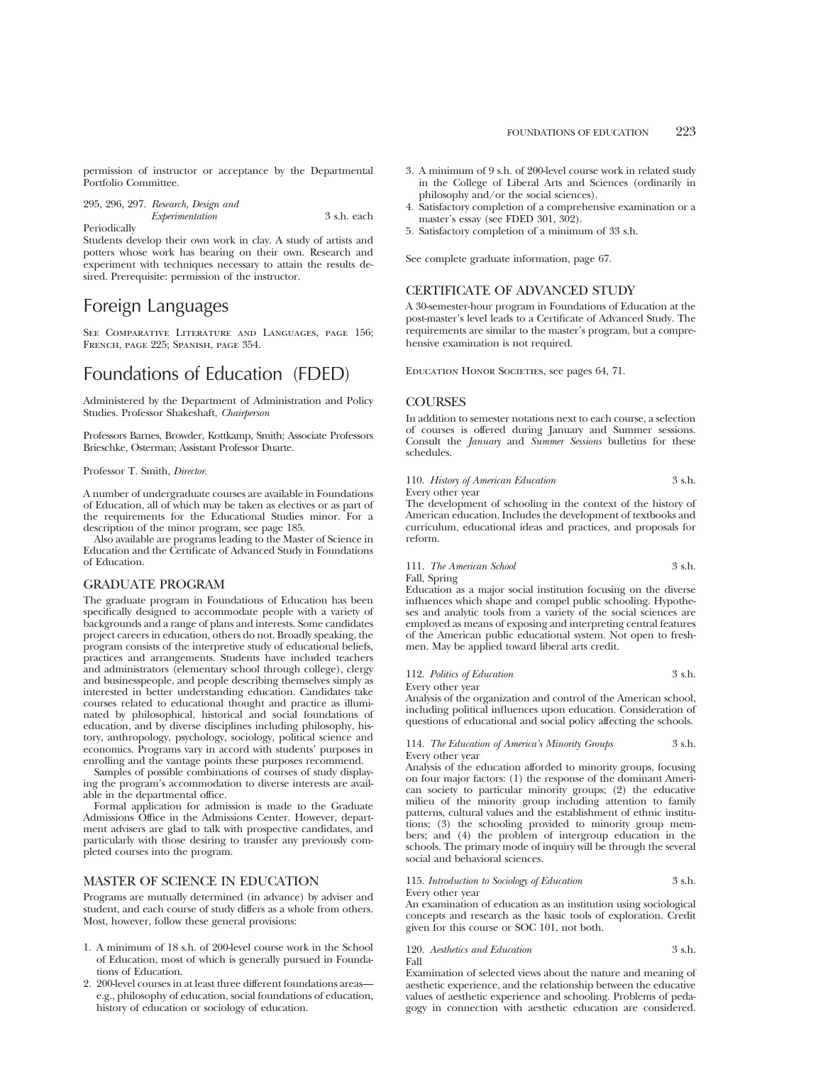permission of instructor or acceptance by the Departmental Portfolio Committee.

295, 296, 297. *Research, Design and Experimentation* 3 s.h. each
Periodically
Students develop their own work in clay. A study of artists and potters whose work has bearing on their own. Research and experiment with techniques necessary to attain the results desired. Prerequisite: permission of the instructor.

# Foreign Languages

See Comparative Literature and Languages, page 156; French, page 225; Spanish, page 354.

# Foundations of Education (FDED)

Administered by the Department of Administration and Policy Studies. Professor Shakeshaft, *Chairperson*

Professors Barnes, Browder, Kottkamp, Smith; Associate Professors Brieschke, Osterman; Assistant Professor Duarte.

Professor T. Smith, *Director.*

A number of undergraduate courses are available in Foundations of Education, all of which may be taken as electives or as part of the requirements for the Educational Studies minor. For a description of the minor program, see page 185.

Also available are programs leading to the Master of Science in Education and the Certificate of Advanced Study in Foundations of Education.

## GRADUATE PROGRAM

The graduate program in Foundations of Education has been specifically designed to accommodate people with a variety of backgrounds and a range of plans and interests. Some candidates project careers in education, others do not. Broadly speaking, the program consists of the interpretive study of educational beliefs, practices and arrangements. Students have included teachers and administrators (elementary school through college), clergy and businesspeople, and people describing themselves simply as interested in better understanding education. Candidates take courses related to educational thought and practice as illuminated by philosophical, historical and social foundations of education, and by diverse disciplines including philosophy, history, anthropology, psychology, sociology, political science and economics. Programs vary in accord with students' purposes in enrolling and the vantage points these purposes recommend.

Samples of possible combinations of courses of study displaying the program's accommodation to diverse interests are available in the departmental office.

Formal application for admission is made to the Graduate Admissions Office in the Admissions Center. However, department advisers are glad to talk with prospective candidates, and particularly with those desiring to transfer any previously completed courses into the program.

## MASTER OF SCIENCE IN EDUCATION

Programs are mutually determined (in advance) by adviser and student, and each course of study differs as a whole from others. Most, however, follow these general provisions:

1. A minimum of 18 s.h. of 200-level course work in the School of Education, most of which is generally pursued in Foundations of Education.
2. 200-level courses in at least three different foundations areas—e.g., philosophy of education, social foundations of education, history of education or sociology of education.
3. A minimum of 9 s.h. of 200-level course work in related study in the College of Liberal Arts and Sciences (ordinarily in philosophy and/or the social sciences).
4. Satisfactory completion of a comprehensive examination or a master's essay (see FDED 301, 302).
5. Satisfactory completion of a minimum of 33 s.h.

See complete graduate information, page 67.

## CERTIFICATE OF ADVANCED STUDY

A 30-semester-hour program in Foundations of Education at the post-master's level leads to a Certificate of Advanced Study. The requirements are similar to the master's program, but a comprehensive examination is not required.

Education Honor Societies, see pages 64, 71.

## COURSES

In addition to semester notations next to each course, a selection of courses is offered during January and Summer sessions. Consult the *January* and *Summer Sessions* bulletins for these schedules.

110. *History of American Education* 3 s.h.
Every other year
The development of schooling in the context of the history of American education. Includes the development of textbooks and curriculum, educational ideas and practices, and proposals for reform.

111. *The American School* 3 s.h.
Fall, Spring
Education as a major social institution focusing on the diverse influences which shape and compel public schooling. Hypotheses and analytic tools from a variety of the social sciences are employed as means of exposing and interpreting central features of the American public educational system. Not open to freshmen. May be applied toward liberal arts credit.

112. *Politics of Education* 3 s.h.
Every other year
Analysis of the organization and control of the American school, including political influences upon education. Consideration of questions of educational and social policy affecting the schools.

114. *The Education of America's Minority Groups* 3 s.h.
Every other year
Analysis of the education afforded to minority groups, focusing on four major factors: (1) the response of the dominant American society to particular minority groups; (2) the educative milieu of the minority group including attention to family patterns, cultural values and the establishment of ethnic institutions; (3) the schooling provided to minority group members; and (4) the problem of intergroup education in the schools. The primary mode of inquiry will be through the several social and behavioral sciences.

115. *Introduction to Sociology of Education* 3 s.h.
Every other year
An examination of education as an institution using sociological concepts and research as the basic tools of exploration. Credit given for this course or SOC 101, not both.

120. *Aesthetics and Education* 3 s.h.
Fall
Examination of selected views about the nature and meaning of aesthetic experience, and the relationship between the educative values of aesthetic experience and schooling. Problems of pedagogy in connection with aesthetic education are considered.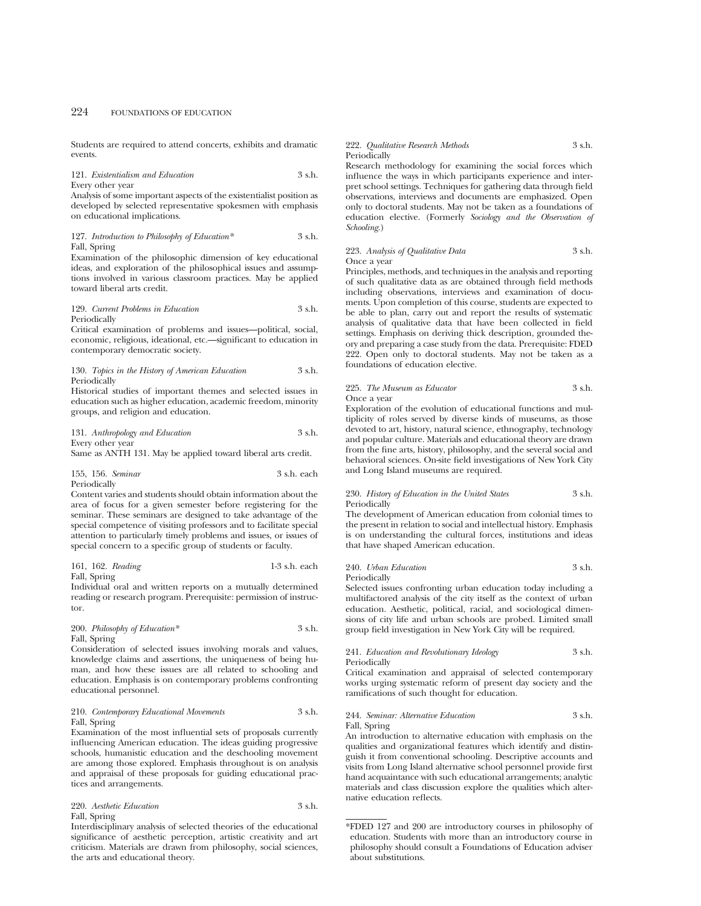Students are required to attend concerts, exhibits and dramatic events.

121. *Existentialism and Education* 3 s.h.
Every other year
Analysis of some important aspects of the existentialist position as developed by selected representative spokesmen with emphasis on educational implications.

127. *Introduction to Philosophy of Education** 3 s.h.
Fall, Spring
Examination of the philosophic dimension of key educational ideas, and exploration of the philosophical issues and assumptions involved in various classroom practices. May be applied toward liberal arts credit.

129. *Current Problems in Education* 3 s.h.
Periodically
Critical examination of problems and issues—political, social, economic, religious, ideational, etc.—significant to education in contemporary democratic society.

130. *Topics in the History of American Education* 3 s.h.
Periodically
Historical studies of important themes and selected issues in education such as higher education, academic freedom, minority groups, and religion and education.

131. *Anthropology and Education* 3 s.h.
Every other year
Same as ANTH 131. May be applied toward liberal arts credit.

155, 156. *Seminar* 3 s.h. each
Periodically
Content varies and students should obtain information about the area of focus for a given semester before registering for the seminar. These seminars are designed to take advantage of the special competence of visiting professors and to facilitate special attention to particularly timely problems and issues, or issues of special concern to a specific group of students or faculty.

161, 162. *Reading* 1-3 s.h. each
Fall, Spring
Individual oral and written reports on a mutually determined reading or research program. Prerequisite: permission of instructor.

200. *Philosophy of Education** 3 s.h.
Fall, Spring
Consideration of selected issues involving morals and values, knowledge claims and assertions, the uniqueness of being human, and how these issues are all related to schooling and education. Emphasis is on contemporary problems confronting educational personnel.

210. *Contemporary Educational Movements* 3 s.h.
Fall, Spring
Examination of the most influential sets of proposals currently influencing American education. The ideas guiding progressive schools, humanistic education and the deschooling movement are among those explored. Emphasis throughout is on analysis and appraisal of these proposals for guiding educational practices and arrangements.

220. *Aesthetic Education* 3 s.h.
Fall, Spring
Interdisciplinary analysis of selected theories of the educational significance of aesthetic perception, artistic creativity and art criticism. Materials are drawn from philosophy, social sciences, the arts and educational theory.

222. *Qualitative Research Methods* 3 s.h.
Periodically
Research methodology for examining the social forces which influence the ways in which participants experience and interpret school settings. Techniques for gathering data through field observations, interviews and documents are emphasized. Open only to doctoral students. May not be taken as a foundations of education elective. (Formerly *Sociology and the Observation of Schooling.*)

223. *Analysis of Qualitative Data* 3 s.h.
Once a year
Principles, methods, and techniques in the analysis and reporting of such qualitative data as are obtained through field methods including observations, interviews and examination of documents. Upon completion of this course, students are expected to be able to plan, carry out and report the results of systematic analysis of qualitative data that have been collected in field settings. Emphasis on deriving thick description, grounded theory and preparing a case study from the data. Prerequisite: FDED 222. Open only to doctoral students. May not be taken as a foundations of education elective.

225. *The Museum as Educator* 3 s.h.
Once a year
Exploration of the evolution of educational functions and multiplicity of roles served by diverse kinds of museums, as those devoted to art, history, natural science, ethnography, technology and popular culture. Materials and educational theory are drawn from the fine arts, history, philosophy, and the several social and behavioral sciences. On-site field investigations of New York City and Long Island museums are required.

230. *History of Education in the United States* 3 s.h.
Periodically
The development of American education from colonial times to the present in relation to social and intellectual history. Emphasis is on understanding the cultural forces, institutions and ideas that have shaped American education.

240. *Urban Education* 3 s.h.
Periodically
Selected issues confronting urban education today including a multifactored analysis of the city itself as the context of urban education. Aesthetic, political, racial, and sociological dimensions of city life and urban schools are probed. Limited small group field investigation in New York City will be required.

241. *Education and Revolutionary Ideology* 3 s.h.
Periodically
Critical examination and appraisal of selected contemporary works urging systematic reform of present day society and the ramifications of such thought for education.

244. *Seminar: Alternative Education* 3 s.h.
Fall, Spring
An introduction to alternative education with emphasis on the qualities and organizational features which identify and distinguish it from conventional schooling. Descriptive accounts and visits from Long Island alternative school personnel provide first hand acquaintance with such educational arrangements; analytic materials and class discussion explore the qualities which alternative education reflects.

---

*FDED 127 and 200 are introductory courses in philosophy of education. Students with more than an introductory course in philosophy should consult a Foundations of Education adviser about substitutions.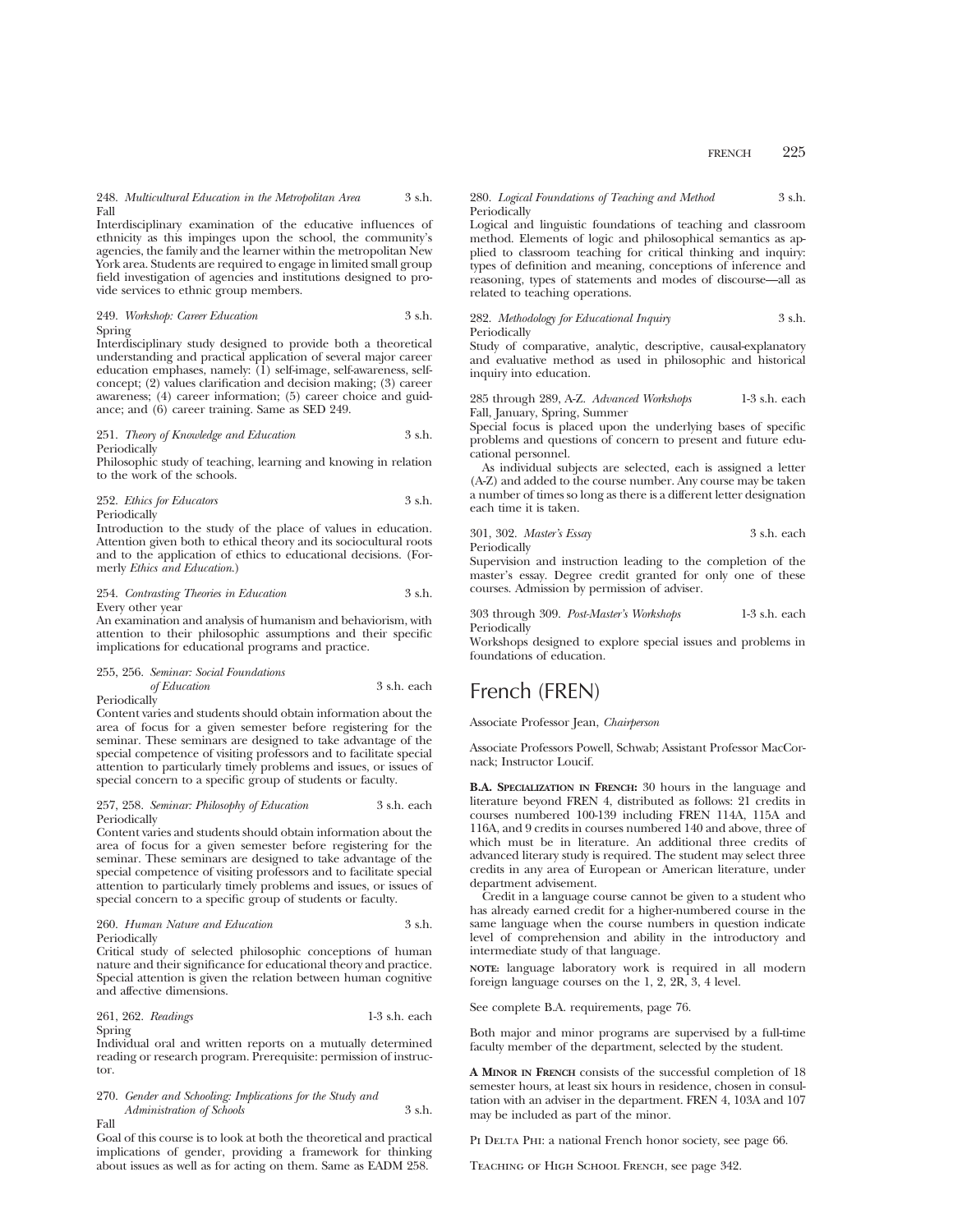248. *Multicultural Education in the Metropolitan Area* 3 s.h.
Fall

Interdisciplinary examination of the educative influences of ethnicity as this impinges upon the school, the community's agencies, the family and the learner within the metropolitan New York area. Students are required to engage in limited small group field investigation of agencies and institutions designed to provide services to ethnic group members.

249. *Workshop: Career Education* 3 s.h.
Spring

Interdisciplinary study designed to provide both a theoretical understanding and practical application of several major career education emphases, namely: (1) self-image, self-awareness, self-concept; (2) values clarification and decision making; (3) career awareness; (4) career information; (5) career choice and guidance; and (6) career training. Same as SED 249.

251. *Theory of Knowledge and Education* 3 s.h.
Periodically

Philosophic study of teaching, learning and knowing in relation to the work of the schools.

252. *Ethics for Educators* 3 s.h.
Periodically

Introduction to the study of the place of values in education. Attention given both to ethical theory and its sociocultural roots and to the application of ethics to educational decisions. (Formerly *Ethics and Education.*)

254. *Contrasting Theories in Education* 3 s.h.
Every other year

An examination and analysis of humanism and behaviorism, with attention to their philosophic assumptions and their specific implications for educational programs and practice.

255, 256. *Seminar: Social Foundations of Education* 3 s.h. each
Periodically

Content varies and students should obtain information about the area of focus for a given semester before registering for the seminar. These seminars are designed to take advantage of the special competence of visiting professors and to facilitate special attention to particularly timely problems and issues, or issues of special concern to a specific group of students or faculty.

257, 258. *Seminar: Philosophy of Education* 3 s.h. each
Periodically

Content varies and students should obtain information about the area of focus for a given semester before registering for the seminar. These seminars are designed to take advantage of the special competence of visiting professors and to facilitate special attention to particularly timely problems and issues, or issues of special concern to a specific group of students or faculty.

260. *Human Nature and Education* 3 s.h.
Periodically

Critical study of selected philosophic conceptions of human nature and their significance for educational theory and practice. Special attention is given the relation between human cognitive and affective dimensions.

261, 262. *Readings* 1-3 s.h. each
Spring

Individual oral and written reports on a mutually determined reading or research program. Prerequisite: permission of instructor.

270. *Gender and Schooling: Implications for the Study and Administration of Schools* 3 s.h.
Fall

Goal of this course is to look at both the theoretical and practical implications of gender, providing a framework for thinking about issues as well as for acting on them. Same as EADM 258.

280. *Logical Foundations of Teaching and Method* 3 s.h.
Periodically

Logical and linguistic foundations of teaching and classroom method. Elements of logic and philosophical semantics as applied to classroom teaching for critical thinking and inquiry: types of definition and meaning, conceptions of inference and reasoning, types of statements and modes of discourse—all as related to teaching operations.

282. *Methodology for Educational Inquiry* 3 s.h.
Periodically

Study of comparative, analytic, descriptive, causal-explanatory and evaluative method as used in philosophic and historical inquiry into education.

285 through 289, A-Z. *Advanced Workshops* 1-3 s.h. each
Fall, January, Spring, Summer

Special focus is placed upon the underlying bases of specific problems and questions of concern to present and future educational personnel.

As individual subjects are selected, each is assigned a letter (A-Z) and added to the course number. Any course may be taken a number of times so long as there is a different letter designation each time it is taken.

301, 302. *Master's Essay* 3 s.h. each
Periodically

Supervision and instruction leading to the completion of the master's essay. Degree credit granted for only one of these courses. Admission by permission of adviser.

303 through 309. *Post-Master's Workshops* 1-3 s.h. each
Periodically

Workshops designed to explore special issues and problems in foundations of education.

# French (FREN)

Associate Professor Jean, *Chairperson*

Associate Professors Powell, Schwab; Assistant Professor MacCornack; Instructor Loucif.

**B.A. Specialization in French:** 30 hours in the language and literature beyond FREN 4, distributed as follows: 21 credits in courses numbered 100-139 including FREN 114A, 115A and 116A, and 9 credits in courses numbered 140 and above, three of which must be in literature. An additional three credits of advanced literary study is required. The student may select three credits in any area of European or American literature, under department advisement.

Credit in a language course cannot be given to a student who has already earned credit for a higher-numbered course in the same language when the course numbers in question indicate level of comprehension and ability in the introductory and intermediate study of that language.

**note:** language laboratory work is required in all modern foreign language courses on the 1, 2, 2R, 3, 4 level.

See complete B.A. requirements, page 76.

Both major and minor programs are supervised by a full-time faculty member of the department, selected by the student.

**A Minor in French** consists of the successful completion of 18 semester hours, at least six hours in residence, chosen in consultation with an adviser in the department. FREN 4, 103A and 107 may be included as part of the minor.

Pi Delta Phi: a national French honor society, see page 66.

Teaching of High School French, see page 342.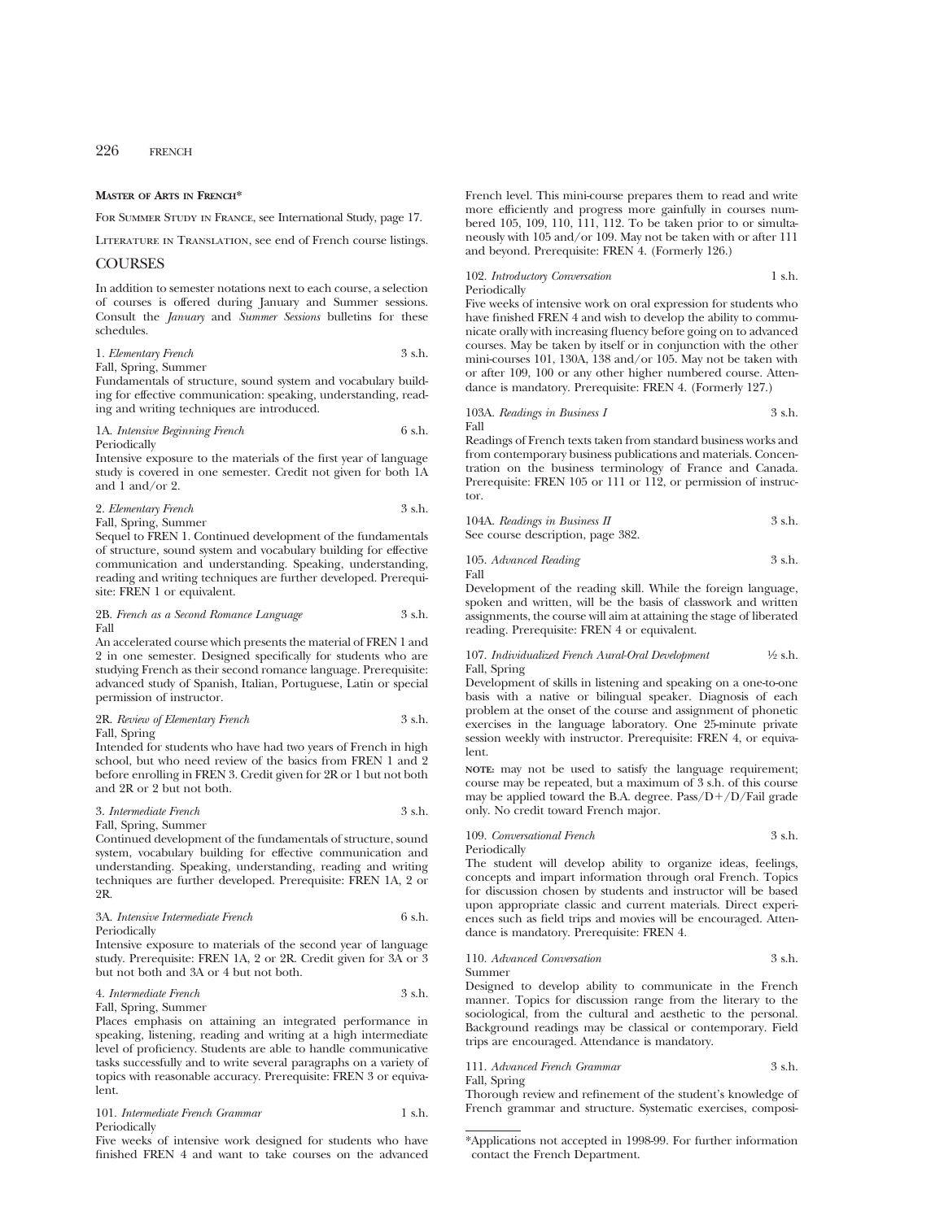**Master of Arts in French***

For Summer Study in France, see International Study, page 17.

Literature in Translation, see end of French course listings.

## COURSES

In addition to semester notations next to each course, a selection of courses is offered during January and Summer sessions. Consult the *January* and *Summer Sessions* bulletins for these schedules.

1. *Elementary French* 3 s.h.
Fall, Spring, Summer
Fundamentals of structure, sound system and vocabulary building for effective communication: speaking, understanding, reading and writing techniques are introduced.

1A. *Intensive Beginning French* 6 s.h.
Periodically
Intensive exposure to the materials of the first year of language study is covered in one semester. Credit not given for both 1A and 1 and/or 2.

2. *Elementary French* 3 s.h.
Fall, Spring, Summer
Sequel to FREN 1. Continued development of the fundamentals of structure, sound system and vocabulary building for effective communication and understanding. Speaking, understanding, reading and writing techniques are further developed. Prerequisite: FREN 1 or equivalent.

2B. *French as a Second Romance Language* 3 s.h.
Fall
An accelerated course which presents the material of FREN 1 and 2 in one semester. Designed specifically for students who are studying French as their second romance language. Prerequisite: advanced study of Spanish, Italian, Portuguese, Latin or special permission of instructor.

2R. *Review of Elementary French* 3 s.h.
Fall, Spring
Intended for students who have had two years of French in high school, but who need review of the basics from FREN 1 and 2 before enrolling in FREN 3. Credit given for 2R or 1 but not both and 2R or 2 but not both.

3. *Intermediate French* 3 s.h.
Fall, Spring, Summer
Continued development of the fundamentals of structure, sound system, vocabulary building for effective communication and understanding. Speaking, understanding, reading and writing techniques are further developed. Prerequisite: FREN 1A, 2 or 2R.

3A. *Intensive Intermediate French* 6 s.h.
Periodically
Intensive exposure to materials of the second year of language study. Prerequisite: FREN 1A, 2 or 2R. Credit given for 3A or 3 but not both and 3A or 4 but not both.

4. *Intermediate French* 3 s.h.
Fall, Spring, Summer
Places emphasis on attaining an integrated performance in speaking, listening, reading and writing at a high intermediate level of proficiency. Students are able to handle communicative tasks successfully and to write several paragraphs on a variety of topics with reasonable accuracy. Prerequisite: FREN 3 or equivalent.

101. *Intermediate French Grammar* 1 s.h.
Periodically
Five weeks of intensive work designed for students who have finished FREN 4 and want to take courses on the advanced French level. This mini-course prepares them to read and write more efficiently and progress more gainfully in courses numbered 105, 109, 110, 111, 112. To be taken prior to or simultaneously with 105 and/or 109. May not be taken with or after 111 and beyond. Prerequisite: FREN 4. (Formerly 126.)

102. *Introductory Conversation* 1 s.h.
Periodically
Five weeks of intensive work on oral expression for students who have finished FREN 4 and wish to develop the ability to communicate orally with increasing fluency before going on to advanced courses. May be taken by itself or in conjunction with the other mini-courses 101, 130A, 138 and/or 105. May not be taken with or after 109, 100 or any other higher numbered course. Attendance is mandatory. Prerequisite: FREN 4. (Formerly 127.)

103A. *Readings in Business I* 3 s.h.
Fall
Readings of French texts taken from standard business works and from contemporary business publications and materials. Concentration on the business terminology of France and Canada. Prerequisite: FREN 105 or 111 or 112, or permission of instructor.

104A. *Readings in Business II* 3 s.h.
See course description, page 382.

105. *Advanced Reading* 3 s.h.
Fall
Development of the reading skill. While the foreign language, spoken and written, will be the basis of classwork and written assignments, the course will aim at attaining the stage of liberated reading. Prerequisite: FREN 4 or equivalent.

107. *Individualized French Aural-Oral Development* ½ s.h.
Fall, Spring
Development of skills in listening and speaking on a one-to-one basis with a native or bilingual speaker. Diagnosis of each problem at the onset of the course and assignment of phonetic exercises in the language laboratory. One 25-minute private session weekly with instructor. Prerequisite: FREN 4, or equivalent.

**note:** may not be used to satisfy the language requirement; course may be repeated, but a maximum of 3 s.h. of this course may be applied toward the B.A. degree. Pass/D+/D/Fail grade only. No credit toward French major.

109. *Conversational French* 3 s.h.
Periodically
The student will develop ability to organize ideas, feelings, concepts and impart information through oral French. Topics for discussion chosen by students and instructor will be based upon appropriate classic and current materials. Direct experiences such as field trips and movies will be encouraged. Attendance is mandatory. Prerequisite: FREN 4.

110. *Advanced Conversation* 3 s.h.
Summer
Designed to develop ability to communicate in the French manner. Topics for discussion range from the literary to the sociological, from the cultural and aesthetic to the personal. Background readings may be classical or contemporary. Field trips are encouraged. Attendance is mandatory.

111. *Advanced French Grammar* 3 s.h.
Fall, Spring
Thorough review and refinement of the student's knowledge of French grammar and structure. Systematic exercises, composi-

*Applications not accepted in 1998-99. For further information contact the French Department.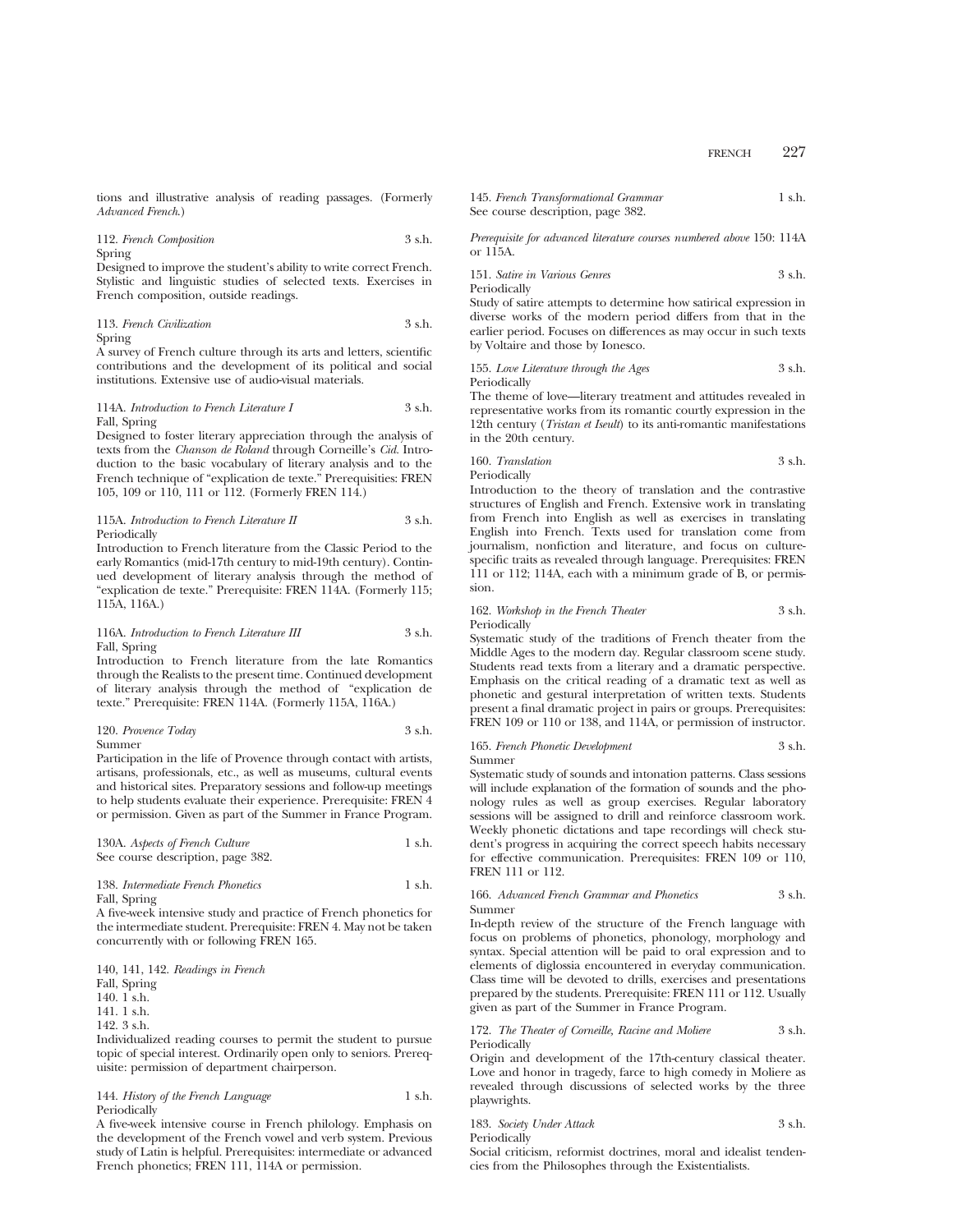tions and illustrative analysis of reading passages. (Formerly *Advanced French*.)

112. *French Composition* 3 s.h.
Spring
Designed to improve the student's ability to write correct French. Stylistic and linguistic studies of selected texts. Exercises in French composition, outside readings.

113. *French Civilization* 3 s.h.
Spring
A survey of French culture through its arts and letters, scientific contributions and the development of its political and social institutions. Extensive use of audio-visual materials.

114A. *Introduction to French Literature I* 3 s.h.
Fall, Spring
Designed to foster literary appreciation through the analysis of texts from the *Chanson de Roland* through Corneille's *Cid*. Introduction to the basic vocabulary of literary analysis and to the French technique of "explication de texte." Prerequisities: FREN 105, 109 or 110, 111 or 112. (Formerly FREN 114.)

115A. *Introduction to French Literature II* 3 s.h.
Periodically
Introduction to French literature from the Classic Period to the early Romantics (mid-17th century to mid-19th century). Continued development of literary analysis through the method of "explication de texte." Prerequisite: FREN 114A. (Formerly 115; 115A, 116A.)

116A. *Introduction to French Literature III* 3 s.h.
Fall, Spring
Introduction to French literature from the late Romantics through the Realists to the present time. Continued development of literary analysis through the method of "explication de texte." Prerequisite: FREN 114A. (Formerly 115A, 116A.)

120. *Provence Today* 3 s.h.
Summer
Participation in the life of Provence through contact with artists, artisans, professionals, etc., as well as museums, cultural events and historical sites. Preparatory sessions and follow-up meetings to help students evaluate their experience. Prerequisite: FREN 4 or permission. Given as part of the Summer in France Program.

130A. *Aspects of French Culture* 1 s.h.
See course description, page 382.

138. *Intermediate French Phonetics* 1 s.h.
Fall, Spring
A five-week intensive study and practice of French phonetics for the intermediate student. Prerequisite: FREN 4. May not be taken concurrently with or following FREN 165.

140, 141, 142. *Readings in French*
Fall, Spring
140. 1 s.h.
141. 1 s.h.
142. 3 s.h.
Individualized reading courses to permit the student to pursue topic of special interest. Ordinarily open only to seniors. Prerequisite: permission of department chairperson.

144. *History of the French Language* 1 s.h.
Periodically
A five-week intensive course in French philology. Emphasis on the development of the French vowel and verb system. Previous study of Latin is helpful. Prerequisites: intermediate or advanced French phonetics; FREN 111, 114A or permission.

145. *French Transformational Grammar* 1 s.h.
See course description, page 382.

*Prerequisite for advanced literature courses numbered above* 150: 114A or 115A.

151. *Satire in Various Genres* 3 s.h.
Periodically
Study of satire attempts to determine how satirical expression in diverse works of the modern period differs from that in the earlier period. Focuses on differences as may occur in such texts by Voltaire and those by Ionesco.

155. *Love Literature through the Ages* 3 s.h.
Periodically
The theme of love—literary treatment and attitudes revealed in representative works from its romantic courtly expression in the 12th century (*Tristan et Iseult*) to its anti-romantic manifestations in the 20th century.

160. *Translation* 3 s.h.
Periodically
Introduction to the theory of translation and the contrastive structures of English and French. Extensive work in translating from French into English as well as exercises in translating English into French. Texts used for translation come from journalism, nonfiction and literature, and focus on culture-specific traits as revealed through language. Prerequisites: FREN 111 or 112; 114A, each with a minimum grade of B, or permission.

162. *Workshop in the French Theater* 3 s.h.
Periodically
Systematic study of the traditions of French theater from the Middle Ages to the modern day. Regular classroom scene study. Students read texts from a literary and a dramatic perspective. Emphasis on the critical reading of a dramatic text as well as phonetic and gestural interpretation of written texts. Students present a final dramatic project in pairs or groups. Prerequisites: FREN 109 or 110 or 138, and 114A, or permission of instructor.

165. *French Phonetic Development* 3 s.h.
Summer
Systematic study of sounds and intonation patterns. Class sessions will include explanation of the formation of sounds and the phonology rules as well as group exercises. Regular laboratory sessions will be assigned to drill and reinforce classroom work. Weekly phonetic dictations and tape recordings will check student's progress in acquiring the correct speech habits necessary for effective communication. Prerequisites: FREN 109 or 110, FREN 111 or 112.

166. *Advanced French Grammar and Phonetics* 3 s.h.
Summer
In-depth review of the structure of the French language with focus on problems of phonetics, phonology, morphology and syntax. Special attention will be paid to oral expression and to elements of diglossia encountered in everyday communication. Class time will be devoted to drills, exercises and presentations prepared by the students. Prerequisite: FREN 111 or 112. Usually given as part of the Summer in France Program.

172. *The Theater of Corneille, Racine and Moliere* 3 s.h.
Periodically
Origin and development of the 17th-century classical theater. Love and honor in tragedy, farce to high comedy in Moliere as revealed through discussions of selected works by the three playwrights.

183. *Society Under Attack* 3 s.h.
Periodically
Social criticism, reformist doctrines, moral and idealist tendencies from the Philosophes through the Existentialists.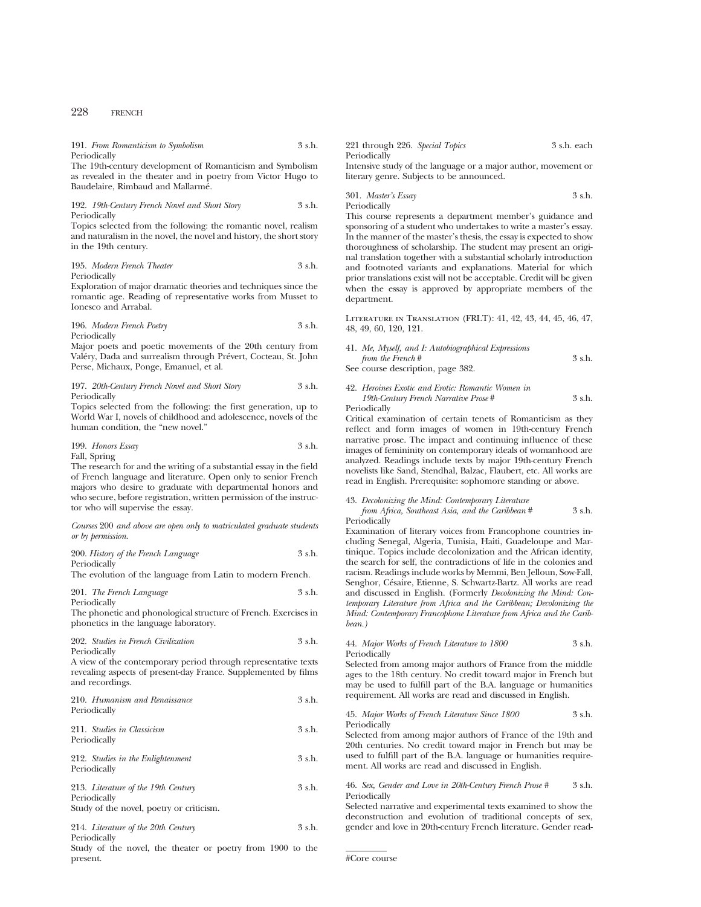191. *From Romanticism to Symbolism* 3 s.h.
Periodically
The 19th-century development of Romanticism and Symbolism as revealed in the theater and in poetry from Victor Hugo to Baudelaire, Rimbaud and Mallarmé.

192. *19th-Century French Novel and Short Story* 3 s.h.
Periodically
Topics selected from the following: the romantic novel, realism and naturalism in the novel, the novel and history, the short story in the 19th century.

195. *Modern French Theater* 3 s.h.
Periodically
Exploration of major dramatic theories and techniques since the romantic age. Reading of representative works from Musset to Ionesco and Arrabal.

196. *Modern French Poetry* 3 s.h.
Periodically
Major poets and poetic movements of the 20th century from Valéry, Dada and surrealism through Prévert, Cocteau, St. John Perse, Michaux, Ponge, Emanuel, et al.

197. *20th-Century French Novel and Short Story* 3 s.h.
Periodically
Topics selected from the following: the first generation, up to World War I, novels of childhood and adolescence, novels of the human condition, the "new novel."

199. *Honors Essay* 3 s.h.
Fall, Spring
The research for and the writing of a substantial essay in the field of French language and literature. Open only to senior French majors who desire to graduate with departmental honors and who secure, before registration, written permission of the instructor who will supervise the essay.

*Courses* 200 *and above are open only to matriculated graduate students or by permission.*

200. *History of the French Language* 3 s.h.
Periodically
The evolution of the language from Latin to modern French.

201. *The French Language* 3 s.h.
Periodically
The phonetic and phonological structure of French. Exercises in phonetics in the language laboratory.

202. *Studies in French Civilization* 3 s.h.
Periodically
A view of the contemporary period through representative texts revealing aspects of present-day France. Supplemented by films and recordings.

210. *Humanism and Renaissance* 3 s.h.
Periodically

211. *Studies in Classicism* 3 s.h.
Periodically

212. *Studies in the Enlightenment* 3 s.h.
Periodically

213. *Literature of the 19th Century* 3 s.h.
Periodically
Study of the novel, poetry or criticism.

214. *Literature of the 20th Century* 3 s.h.
Periodically
Study of the novel, the theater or poetry from 1900 to the present.

221 through 226. *Special Topics* 3 s.h. each
Periodically
Intensive study of the language or a major author, movement or literary genre. Subjects to be announced.

301. *Master's Essay* 3 s.h.
Periodically
This course represents a department member's guidance and sponsoring of a student who undertakes to write a master's essay. In the manner of the master's thesis, the essay is expected to show thoroughness of scholarship. The student may present an original translation together with a substantial scholarly introduction and footnoted variants and explanations. Material for which prior translations exist will not be acceptable. Credit will be given when the essay is approved by appropriate members of the department.

Literature in Translation (FRLT): 41, 42, 43, 44, 45, 46, 47, 48, 49, 60, 120, 121.

41. *Me, Myself, and I: Autobiographical Expressions from the French* # 3 s.h.
See course description, page 382.

42. *Heroines Exotic and Erotic: Romantic Women in 19th-Century French Narrative Prose* # 3 s.h.
Periodically
Critical examination of certain tenets of Romanticism as they reflect and form images of women in 19th-century French narrative prose. The impact and continuing influence of these images of femininity on contemporary ideals of womanhood are analyzed. Readings include texts by major 19th-century French novelists like Sand, Stendhal, Balzac, Flaubert, etc. All works are read in English. Prerequisite: sophomore standing or above.

43. *Decolonizing the Mind: Contemporary Literature from Africa, Southeast Asia, and the Caribbean* # 3 s.h.
Periodically
Examination of literary voices from Francophone countries including Senegal, Algeria, Tunisia, Haiti, Guadeloupe and Martinique. Topics include decolonization and the African identity, the search for self, the contradictions of life in the colonies and racism. Readings include works by Memmi, Ben Jelloun, Sow-Fall, Senghor, Césaire, Etienne, S. Schwartz-Bartz. All works are read and discussed in English. (Formerly *Decolonizing the Mind: Contemporary Literature from Africa and the Caribbean; Decolonizing the Mind: Contemporary Francophone Literature from Africa and the Caribbean.)*

44. *Major Works of French Literature to 1800* 3 s.h.
Periodically
Selected from among major authors of France from the middle ages to the 18th century. No credit toward major in French but may be used to fulfill part of the B.A. language or humanities requirement. All works are read and discussed in English.

45. *Major Works of French Literature Since 1800* 3 s.h.
Periodically
Selected from among major authors of France of the 19th and 20th centuries. No credit toward major in French but may be used to fulfill part of the B.A. language or humanities requirement. All works are read and discussed in English.

46. *Sex, Gender and Love in 20th-Century French Prose* # 3 s.h.
Periodically
Selected narrative and experimental texts examined to show the deconstruction and evolution of traditional concepts of sex, gender and love in 20th-century French literature. Gender read-

#Core course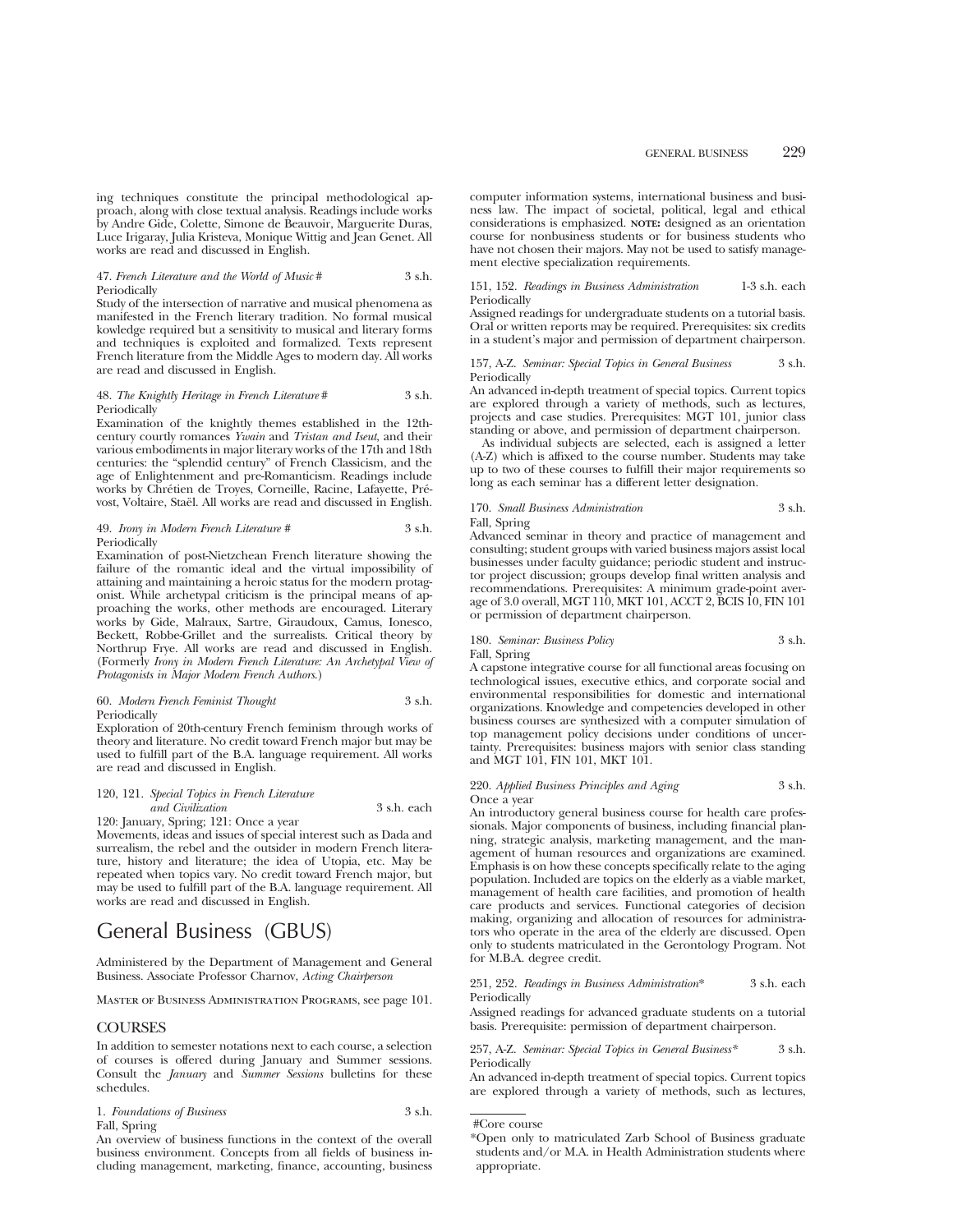ing techniques constitute the principal methodological approach, along with close textual analysis. Readings include works by Andre Gide, Colette, Simone de Beauvoir, Marguerite Duras, Luce Irigaray, Julia Kristeva, Monique Wittig and Jean Genet. All works are read and discussed in English.

47. *French Literature and the World of Music* # 3 s.h.
Periodically

Study of the intersection of narrative and musical phenomena as manifested in the French literary tradition. No formal musical kowledge required but a sensitivity to musical and literary forms and techniques is exploited and formalized. Texts represent French literature from the Middle Ages to modern day. All works are read and discussed in English.

48. *The Knightly Heritage in French Literature* # 3 s.h.
Periodically

Examination of the knightly themes established in the 12th-century courtly romances *Ywain* and *Tristan and Iseut*, and their various embodiments in major literary works of the 17th and 18th centuries: the "splendid century" of French Classicism, and the age of Enlightenment and pre-Romanticism. Readings include works by Chrétien de Troyes, Corneille, Racine, Lafayette, Prévost, Voltaire, Staël. All works are read and discussed in English.

49. *Irony in Modern French Literature* # 3 s.h.
Periodically

Examination of post-Nietzchean French literature showing the failure of the romantic ideal and the virtual impossibility of attaining and maintaining a heroic status for the modern protagonist. While archetypal criticism is the principal means of approaching the works, other methods are encouraged. Literary works by Gide, Malraux, Sartre, Giraudoux, Camus, Ionesco, Beckett, Robbe-Grillet and the surrealists. Critical theory by Northrup Frye. All works are read and discussed in English. (Formerly *Irony in Modern French Literature: An Archetypal View of Protagonists in Major Modern French Authors*.)

60. *Modern French Feminist Thought* 3 s.h.
Periodically

Exploration of 20th-century French feminism through works of theory and literature. No credit toward French major but may be used to fulfill part of the B.A. language requirement. All works are read and discussed in English.

120, 121. *Special Topics in French Literature and Civilization* 3 s.h. each
120: January, Spring; 121: Once a year

Movements, ideas and issues of special interest such as Dada and surrealism, the rebel and the outsider in modern French literature, history and literature; the idea of Utopia, etc. May be repeated when topics vary. No credit toward French major, but may be used to fulfill part of the B.A. language requirement. All works are read and discussed in English.

# General Business (GBUS)

Administered by the Department of Management and General Business. Associate Professor Charnov, *Acting Chairperson*

Master of Business Administration Programs, see page 101.

## COURSES

In addition to semester notations next to each course, a selection of courses is offered during January and Summer sessions. Consult the *January* and *Summer Sessions* bulletins for these schedules.

1. *Foundations of Business* 3 s.h.
Fall, Spring

An overview of business functions in the context of the overall business environment. Concepts from all fields of business including management, marketing, finance, accounting, business computer information systems, international business and business law. The impact of societal, political, legal and ethical considerations is emphasized. **NOTE:** designed as an orientation course for nonbusiness students or for business students who have not chosen their majors. May not be used to satisfy management elective specialization requirements.

151, 152. *Readings in Business Administration* 1-3 s.h. each
Periodically

Assigned readings for undergraduate students on a tutorial basis. Oral or written reports may be required. Prerequisites: six credits in a student's major and permission of department chairperson.

157, A-Z. *Seminar: Special Topics in General Business* 3 s.h.
Periodically

An advanced in-depth treatment of special topics. Current topics are explored through a variety of methods, such as lectures, projects and case studies. Prerequisites: MGT 101, junior class standing or above, and permission of department chairperson.

As individual subjects are selected, each is assigned a letter (A-Z) which is affixed to the course number. Students may take up to two of these courses to fulfill their major requirements so long as each seminar has a different letter designation.

170. *Small Business Administration* 3 s.h.
Fall, Spring

Advanced seminar in theory and practice of management and consulting; student groups with varied business majors assist local businesses under faculty guidance; periodic student and instructor project discussion; groups develop final written analysis and recommendations. Prerequisites: A minimum grade-point average of 3.0 overall, MGT 110, MKT 101, ACCT 2, BCIS 10, FIN 101 or permission of department chairperson.

180. *Seminar: Business Policy* 3 s.h.
Fall, Spring

A capstone integrative course for all functional areas focusing on technological issues, executive ethics, and corporate social and environmental responsibilities for domestic and international organizations. Knowledge and competencies developed in other business courses are synthesized with a computer simulation of top management policy decisions under conditions of uncertainty. Prerequisites: business majors with senior class standing and MGT 101, FIN 101, MKT 101.

220. *Applied Business Principles and Aging* 3 s.h.
Once a year

An introductory general business course for health care professionals. Major components of business, including financial planning, strategic analysis, marketing management, and the management of human resources and organizations are examined. Emphasis is on how these concepts specifically relate to the aging population. Included are topics on the elderly as a viable market, management of health care facilities, and promotion of health care products and services. Functional categories of decision making, organizing and allocation of resources for administrators who operate in the area of the elderly are discussed. Open only to students matriculated in the Gerontology Program. Not for M.B.A. degree credit.

251, 252. *Readings in Business Administration*\* 3 s.h. each
Periodically

Assigned readings for advanced graduate students on a tutorial basis. Prerequisite: permission of department chairperson.

257, A-Z. *Seminar: Special Topics in General Business*\* 3 s.h.
Periodically

An advanced in-depth treatment of special topics. Current topics are explored through a variety of methods, such as lectures,

---

#Core course

\*Open only to matriculated Zarb School of Business graduate students and/or M.A. in Health Administration students where appropriate.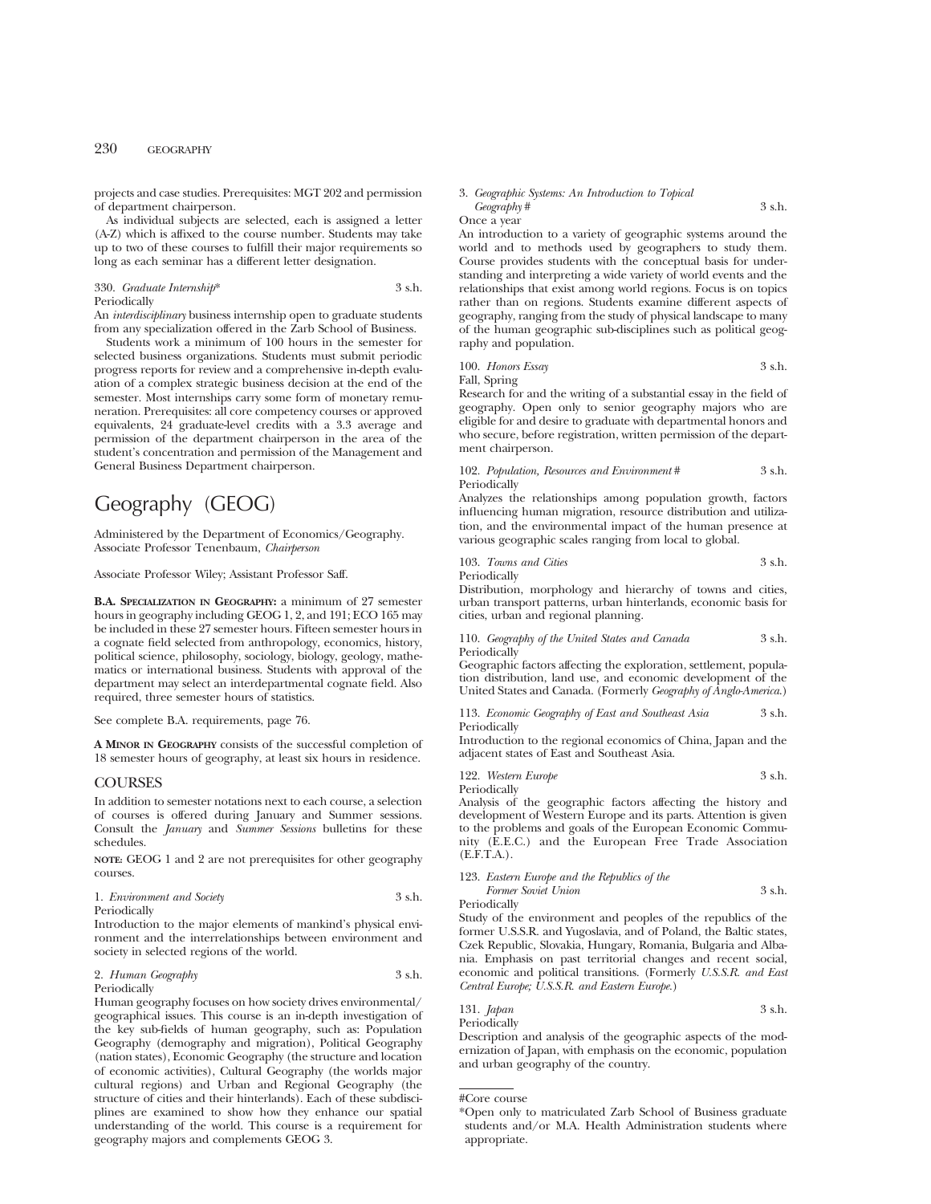projects and case studies. Prerequisites: MGT 202 and permission of department chairperson.

As individual subjects are selected, each is assigned a letter (A-Z) which is affixed to the course number. Students may take up to two of these courses to fulfill their major requirements so long as each seminar has a different letter designation.

330. *Graduate Internship*\* 3 s.h.
Periodically
An *interdisciplinary* business internship open to graduate students from any specialization offered in the Zarb School of Business.

Students work a minimum of 100 hours in the semester for selected business organizations. Students must submit periodic progress reports for review and a comprehensive in-depth evaluation of a complex strategic business decision at the end of the semester. Most internships carry some form of monetary remuneration. Prerequisites: all core competency courses or approved equivalents, 24 graduate-level credits with a 3.3 average and permission of the department chairperson in the area of the student's concentration and permission of the Management and General Business Department chairperson.

# Geography (GEOG)

Administered by the Department of Economics/Geography. Associate Professor Tenenbaum, *Chairperson*

Associate Professor Wiley; Assistant Professor Saff.

**B.A. Specialization in Geography:** a minimum of 27 semester hours in geography including GEOG 1, 2, and 191; ECO 165 may be included in these 27 semester hours. Fifteen semester hours in a cognate field selected from anthropology, economics, history, political science, philosophy, sociology, biology, geology, mathematics or international business. Students with approval of the department may select an interdepartmental cognate field. Also required, three semester hours of statistics.

See complete B.A. requirements, page 76.

**A Minor in Geography** consists of the successful completion of 18 semester hours of geography, at least six hours in residence.

## COURSES

In addition to semester notations next to each course, a selection of courses is offered during January and Summer sessions. Consult the *January* and *Summer Sessions* bulletins for these schedules.

**note:** GEOG 1 and 2 are not prerequisites for other geography courses.

1. *Environment and Society* 3 s.h.
Periodically
Introduction to the major elements of mankind's physical environment and the interrelationships between environment and society in selected regions of the world.

2. *Human Geography* 3 s.h.
Periodically
Human geography focuses on how society drives environmental/geographical issues. This course is an in-depth investigation of the key sub-fields of human geography, such as: Population Geography (demography and migration), Political Geography (nation states), Economic Geography (the structure and location of economic activities), Cultural Geography (the worlds major cultural regions) and Urban and Regional Geography (the structure of cities and their hinterlands). Each of these subdisciplines are examined to show how they enhance our spatial understanding of the world. This course is a requirement for geography majors and complements GEOG 3.

3. *Geographic Systems: An Introduction to Topical Geography* # 3 s.h.
Once a year
An introduction to a variety of geographic systems around the world and to methods used by geographers to study them. Course provides students with the conceptual basis for understanding and interpreting a wide variety of world events and the relationships that exist among world regions. Focus is on topics rather than on regions. Students examine different aspects of geography, ranging from the study of physical landscape to many of the human geographic sub-disciplines such as political geography and population.

100. *Honors Essay* 3 s.h.
Fall, Spring
Research for and the writing of a substantial essay in the field of geography. Open only to senior geography majors who are eligible for and desire to graduate with departmental honors and who secure, before registration, written permission of the department chairperson.

102. *Population, Resources and Environment* # 3 s.h.
Periodically
Analyzes the relationships among population growth, factors influencing human migration, resource distribution and utilization, and the environmental impact of the human presence at various geographic scales ranging from local to global.

103. *Towns and Cities* 3 s.h.
Periodically
Distribution, morphology and hierarchy of towns and cities, urban transport patterns, urban hinterlands, economic basis for cities, urban and regional planning.

110. *Geography of the United States and Canada* 3 s.h.
Periodically
Geographic factors affecting the exploration, settlement, population distribution, land use, and economic development of the United States and Canada. (Formerly *Geography of Anglo-America*.)

113. *Economic Geography of East and Southeast Asia* 3 s.h.
Periodically
Introduction to the regional economics of China, Japan and the adjacent states of East and Southeast Asia.

122. *Western Europe* 3 s.h.
Periodically
Analysis of the geographic factors affecting the history and development of Western Europe and its parts. Attention is given to the problems and goals of the European Economic Community (E.E.C.) and the European Free Trade Association (E.F.T.A.).

123. *Eastern Europe and the Republics of the Former Soviet Union* 3 s.h.
Periodically
Study of the environment and peoples of the republics of the former U.S.S.R. and Yugoslavia, and of Poland, the Baltic states, Czek Republic, Slovakia, Hungary, Romania, Bulgaria and Albania. Emphasis on past territorial changes and recent social, economic and political transitions. (Formerly *U.S.S.R. and East Central Europe; U.S.S.R. and Eastern Europe.*)

131. *Japan* 3 s.h.
Periodically
Description and analysis of the geographic aspects of the modernization of Japan, with emphasis on the economic, population and urban geography of the country.

---

#Core course

\*Open only to matriculated Zarb School of Business graduate students and/or M.A. Health Administration students where appropriate.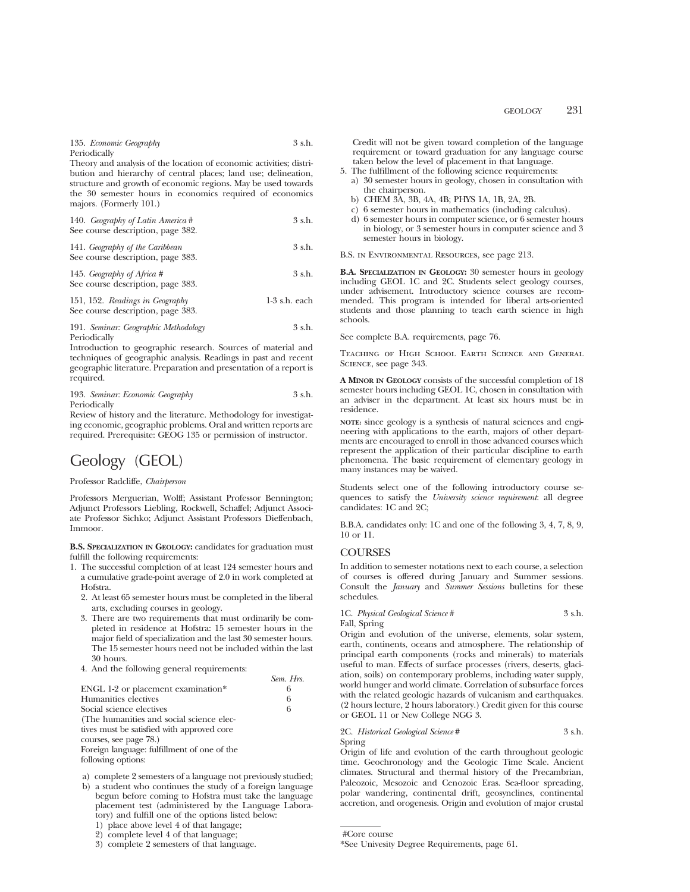135. *Economic Geography* 3 s.h.
Periodically
Theory and analysis of the location of economic activities; distribution and hierarchy of central places; land use; delineation, structure and growth of economic regions. May be used towards the 30 semester hours in economics required of economics majors. (Formerly 101.)

140. *Geography of Latin America* # 3 s.h.
See course description, page 382.

141. *Geography of the Caribbean* 3 s.h.
See course description, page 383.

145. *Geography of Africa* # 3 s.h.
See course description, page 383.

151, 152. *Readings in Geography* 1-3 s.h. each
See course description, page 383.

191. *Seminar: Geographic Methodology* 3 s.h.
Periodically
Introduction to geographic research. Sources of material and techniques of geographic analysis. Readings in past and recent geographic literature. Preparation and presentation of a report is required.

193. *Seminar: Economic Geography* 3 s.h.
Periodically
Review of history and the literature. Methodology for investigating economic, geographic problems. Oral and written reports are required. Prerequisite: GEOG 135 or permission of instructor.

# Geology (GEOL)

Professor Radcliffe, *Chairperson*

Professors Merguerian, Wolff; Assistant Professor Bennington; Adjunct Professors Liebling, Rockwell, Schaffel; Adjunct Associate Professor Sichko; Adjunct Assistant Professors Dieffenbach, Immoor.

**B.S. Specialization in Geology:** candidates for graduation must fulfill the following requirements:

1. The successful completion of at least 124 semester hours and a cumulative grade-point average of 2.0 in work completed at Hofstra.
2. At least 65 semester hours must be completed in the liberal arts, excluding courses in geology.
3. There are two requirements that must ordinarily be completed in residence at Hofstra: 15 semester hours in the major field of specialization and the last 30 semester hours. The 15 semester hours need not be included within the last 30 hours.
4. And the following general requirements:

| | Sem. Hrs. |
|---|---|
| ENGL 1-2 or placement examination* | 6 |
| Humanities electives | 6 |
| Social science electives | 6 |

(The humanities and social science electives must be satisfied with approved core courses, see page 78.)

Foreign language: fulfillment of one of the following options:

a) complete 2 semesters of a language not previously studied;
b) a student who continues the study of a foreign language begun before coming to Hofstra must take the language placement test (administered by the Language Laboratory) and fulfill one of the options listed below:
 1) place above level 4 of that langage;
 2) complete level 4 of that language;
 3) complete 2 semesters of that language.

Credit will not be given toward completion of the language requirement or toward graduation for any language course taken below the level of placement in that language.

5. The fulfillment of the following science requirements:
 a) 30 semester hours in geology, chosen in consultation with the chairperson.
 b) CHEM 3A, 3B, 4A, 4B; PHYS 1A, 1B, 2A, 2B.
 c) 6 semester hours in mathematics (including calculus).
 d) 6 semester hours in computer science, or 6 semester hours in biology, or 3 semester hours in computer science and 3 semester hours in biology.

B.S. in Environmental Resources, see page 213.

**B.A. Specialization in Geology:** 30 semester hours in geology including GEOL 1C and 2C. Students select geology courses, under advisement. Introductory science courses are recommended. This program is intended for liberal arts-oriented students and those planning to teach earth science in high schools.

See complete B.A. requirements, page 76.

Teaching of High School Earth Science and General Science, see page 343.

**A Minor in Geology** consists of the successful completion of 18 semester hours including GEOL 1C, chosen in consultation with an adviser in the department. At least six hours must be in residence.

**note:** since geology is a synthesis of natural sciences and engineering with applications to the earth, majors of other departments are encouraged to enroll in those advanced courses which represent the application of their particular discipline to earth phenomena. The basic requirement of elementary geology in many instances may be waived.

Students select one of the following introductory course sequences to satisfy the *University science requirement*: all degree candidates: 1C and 2C;

B.B.A. candidates only: 1C and one of the following 3, 4, 7, 8, 9, 10 or 11.

## COURSES

In addition to semester notations next to each course, a selection of courses is offered during January and Summer sessions. Consult the *January* and *Summer Sessions* bulletins for these schedules.

1C. *Physical Geological Science* # 3 s.h.
Fall, Spring
Origin and evolution of the universe, elements, solar system, earth, continents, oceans and atmosphere. The relationship of principal earth components (rocks and minerals) to materials useful to man. Effects of surface processes (rivers, deserts, glaciation, soils) on contemporary problems, including water supply, world hunger and world climate. Correlation of subsurface forces with the related geologic hazards of vulcanism and earthquakes. (2 hours lecture, 2 hours laboratory.) Credit given for this course or GEOL 11 or New College NGG 3.

2C. *Historical Geological Science* # 3 s.h.
Spring
Origin of life and evolution of the earth throughout geologic time. Geochronology and the Geologic Time Scale. Ancient climates. Structural and thermal history of the Precambrian, Paleozoic, Mesozoic and Cenozoic Eras. Sea-floor spreading, polar wandering, continental drift, geosynclines, continental accretion, and orogenesis. Origin and evolution of major crustal

#Core course
*See Univesity Degree Requirements, page 61.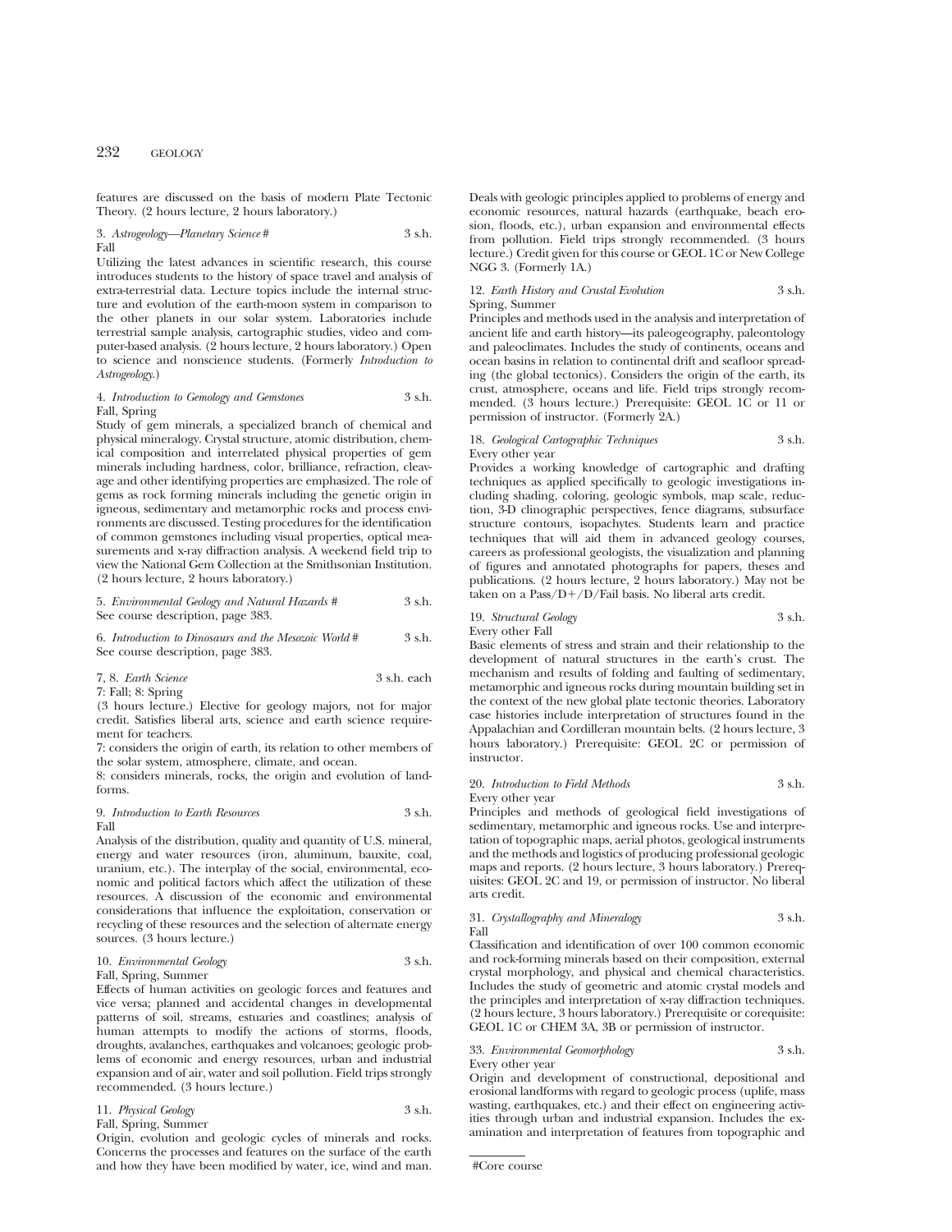features are discussed on the basis of modern Plate Tectonic Theory. (2 hours lecture, 2 hours laboratory.)

3. *Astrogeology—Planetary Science* # 3 s.h.
Fall

Utilizing the latest advances in scientific research, this course introduces students to the history of space travel and analysis of extra-terrestrial data. Lecture topics include the internal structure and evolution of the earth-moon system in comparison to the other planets in our solar system. Laboratories include terrestrial sample analysis, cartographic studies, video and computer-based analysis. (2 hours lecture, 2 hours laboratory.) Open to science and nonscience students. (Formerly *Introduction to Astrogeology*.)

4. *Introduction to Gemology and Gemstones* 3 s.h.
Fall, Spring

Study of gem minerals, a specialized branch of chemical and physical mineralogy. Crystal structure, atomic distribution, chemical composition and interrelated physical properties of gem minerals including hardness, color, brilliance, refraction, cleavage and other identifying properties are emphasized. The role of gems as rock forming minerals including the genetic origin in igneous, sedimentary and metamorphic rocks and process environments are discussed. Testing procedures for the identification of common gemstones including visual properties, optical measurements and x-ray diffraction analysis. A weekend field trip to view the National Gem Collection at the Smithsonian Institution. (2 hours lecture, 2 hours laboratory.)

5. *Environmental Geology and Natural Hazards* # 3 s.h.
See course description, page 383.

6. *Introduction to Dinosaurs and the Mesozoic World* # 3 s.h.
See course description, page 383.

7, 8. *Earth Science* 3 s.h. each
7: Fall; 8: Spring

(3 hours lecture.) Elective for geology majors, not for major credit. Satisfies liberal arts, science and earth science requirement for teachers.

7: considers the origin of earth, its relation to other members of the solar system, atmosphere, climate, and ocean.

8: considers minerals, rocks, the origin and evolution of landforms.

9. *Introduction to Earth Resources* 3 s.h.
Fall

Analysis of the distribution, quality and quantity of U.S. mineral, energy and water resources (iron, aluminum, bauxite, coal, uranium, etc.). The interplay of the social, environmental, economic and political factors which affect the utilization of these resources. A discussion of the economic and environmental considerations that influence the exploitation, conservation or recycling of these resources and the selection of alternate energy sources. (3 hours lecture.)

10. *Environmental Geology* 3 s.h.
Fall, Spring, Summer

Effects of human activities on geologic forces and features and vice versa; planned and accidental changes in developmental patterns of soil, streams, estuaries and coastlines; analysis of human attempts to modify the actions of storms, floods, droughts, avalanches, earthquakes and volcanoes; geologic problems of economic and energy resources, urban and industrial expansion and of air, water and soil pollution. Field trips strongly recommended. (3 hours lecture.)

11. *Physical Geology* 3 s.h.
Fall, Spring, Summer

Origin, evolution and geologic cycles of minerals and rocks. Concerns the processes and features on the surface of the earth and how they have been modified by water, ice, wind and man. Deals with geologic principles applied to problems of energy and economic resources, natural hazards (earthquake, beach erosion, floods, etc.), urban expansion and environmental effects from pollution. Field trips strongly recommended. (3 hours lecture.) Credit given for this course or GEOL 1C or New College NGG 3. (Formerly 1A.)

12. *Earth History and Crustal Evolution* 3 s.h.
Spring, Summer

Principles and methods used in the analysis and interpretation of ancient life and earth history—its paleogeography, paleontology and paleoclimates. Includes the study of continents, oceans and ocean basins in relation to continental drift and seafloor spreading (the global tectonics). Considers the origin of the earth, its crust, atmosphere, oceans and life. Field trips strongly recommended. (3 hours lecture.) Prerequisite: GEOL 1C or 11 or permission of instructor. (Formerly 2A.)

18. *Geological Cartographic Techniques* 3 s.h.
Every other year

Provides a working knowledge of cartographic and drafting techniques as applied specifically to geologic investigations including shading, coloring, geologic symbols, map scale, reduction, 3-D clinographic perspectives, fence diagrams, subsurface structure contours, isopachytes. Students learn and practice techniques that will aid them in advanced geology courses, careers as professional geologists, the visualization and planning of figures and annotated photographs for papers, theses and publications. (2 hours lecture, 2 hours laboratory.) May not be taken on a Pass/D+/D/Fail basis. No liberal arts credit.

19. *Structural Geology* 3 s.h.
Every other Fall

Basic elements of stress and strain and their relationship to the development of natural structures in the earth's crust. The mechanism and results of folding and faulting of sedimentary, metamorphic and igneous rocks during mountain building set in the context of the new global plate tectonic theories. Laboratory case histories include interpretation of structures found in the Appalachian and Cordilleran mountain belts. (2 hours lecture, 3 hours laboratory.) Prerequisite: GEOL 2C or permission of instructor.

20. *Introduction to Field Methods* 3 s.h.
Every other year

Principles and methods of geological field investigations of sedimentary, metamorphic and igneous rocks. Use and interpretation of topographic maps, aerial photos, geological instruments and the methods and logistics of producing professional geologic maps and reports. (2 hours lecture, 3 hours laboratory.) Prerequisites: GEOL 2C and 19, or permission of instructor. No liberal arts credit.

31. *Crystallography and Mineralogy* 3 s.h.
Fall

Classification and identification of over 100 common economic and rock-forming minerals based on their composition, external crystal morphology, and physical and chemical characteristics. Includes the study of geometric and atomic crystal models and the principles and interpretation of x-ray diffraction techniques. (2 hours lecture, 3 hours laboratory.) Prerequisite or corequisite: GEOL 1C or CHEM 3A, 3B or permission of instructor.

33. *Environmental Geomorphology* 3 s.h.
Every other year

Origin and development of constructional, depositional and erosional landforms with regard to geologic process (uplift, mass wasting, earthquakes, etc.) and their effect on engineering activities through urban and industrial expansion. Includes the examination and interpretation of features from topographic and

#Core course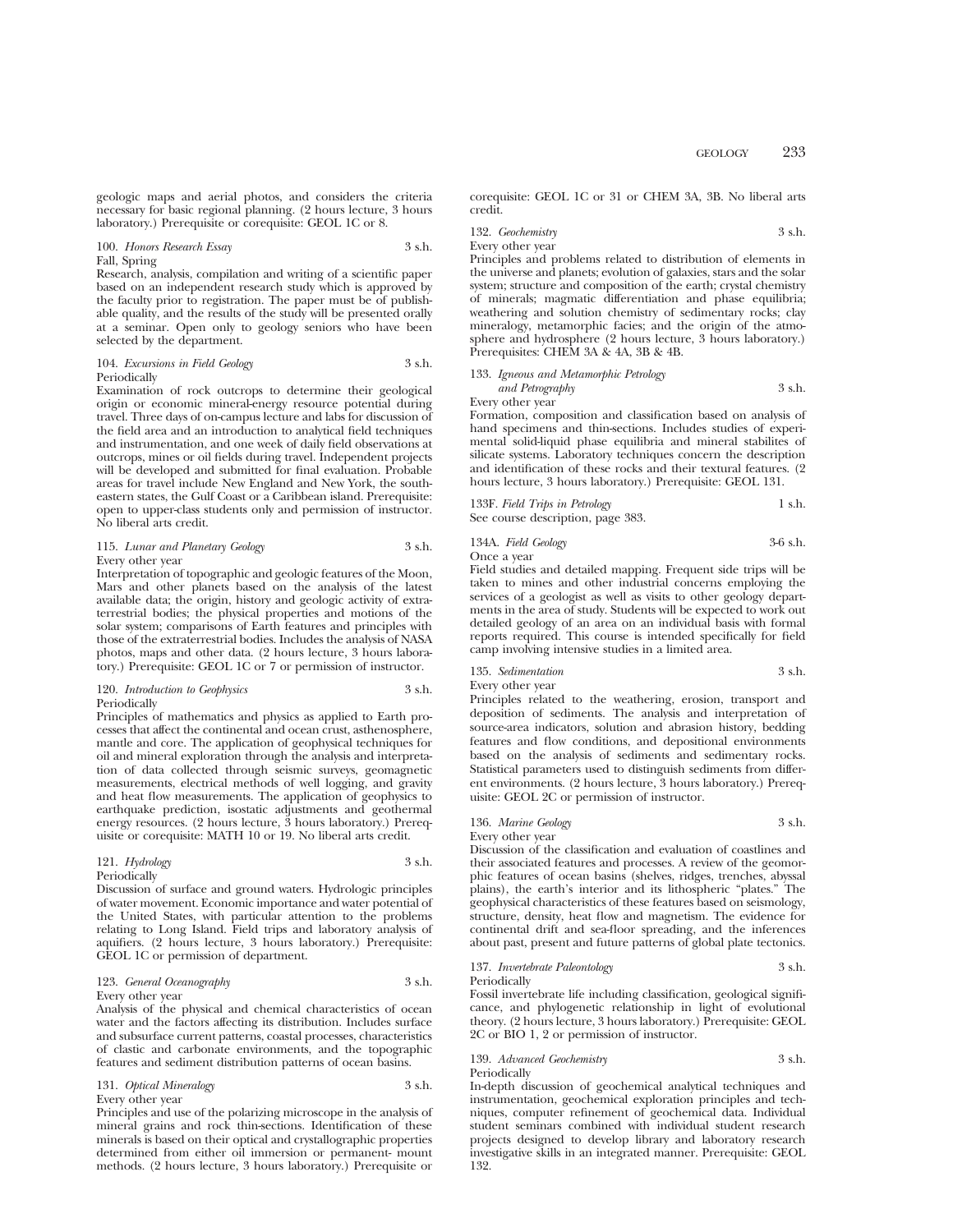geologic maps and aerial photos, and considers the criteria necessary for basic regional planning. (2 hours lecture, 3 hours laboratory.) Prerequisite or corequisite: GEOL 1C or 8.

100. *Honors Research Essay* 3 s.h.
Fall, Spring
Research, analysis, compilation and writing of a scientific paper based on an independent research study which is approved by the faculty prior to registration. The paper must be of publishable quality, and the results of the study will be presented orally at a seminar. Open only to geology seniors who have been selected by the department.

104. *Excursions in Field Geology* 3 s.h.
Periodically
Examination of rock outcrops to determine their geological origin or economic mineral-energy resource potential during travel. Three days of on-campus lecture and labs for discussion of the field area and an introduction to analytical field techniques and instrumentation, and one week of daily field observations at outcrops, mines or oil fields during travel. Independent projects will be developed and submitted for final evaluation. Probable areas for travel include New England and New York, the southeastern states, the Gulf Coast or a Caribbean island. Prerequisite: open to upper-class students only and permission of instructor. No liberal arts credit.

115. *Lunar and Planetary Geology* 3 s.h.
Every other year
Interpretation of topographic and geologic features of the Moon, Mars and other planets based on the analysis of the latest available data; the origin, history and geologic activity of extraterrestrial bodies; the physical properties and motions of the solar system; comparisons of Earth features and principles with those of the extraterrestrial bodies. Includes the analysis of NASA photos, maps and other data. (2 hours lecture, 3 hours laboratory.) Prerequisite: GEOL 1C or 7 or permission of instructor.

120. *Introduction to Geophysics* 3 s.h.
Periodically
Principles of mathematics and physics as applied to Earth processes that affect the continental and ocean crust, asthenosphere, mantle and core. The application of geophysical techniques for oil and mineral exploration through the analysis and interpretation of data collected through seismic surveys, geomagnetic measurements, electrical methods of well logging, and gravity and heat flow measurements. The application of geophysics to earthquake prediction, isostatic adjustments and geothermal energy resources. (2 hours lecture, 3 hours laboratory.) Prerequisite or corequisite: MATH 10 or 19. No liberal arts credit.

121. *Hydrology* 3 s.h.
Periodically
Discussion of surface and ground waters. Hydrologic principles of water movement. Economic importance and water potential of the United States, with particular attention to the problems relating to Long Island. Field trips and laboratory analysis of aquifiers. (2 hours lecture, 3 hours laboratory.) Prerequisite: GEOL 1C or permission of department.

123. *General Oceanography* 3 s.h.
Every other year
Analysis of the physical and chemical characteristics of ocean water and the factors affecting its distribution. Includes surface and subsurface current patterns, coastal processes, characteristics of clastic and carbonate environments, and the topographic features and sediment distribution patterns of ocean basins.

131. *Optical Mineralogy* 3 s.h.
Every other year
Principles and use of the polarizing microscope in the analysis of mineral grains and rock thin-sections. Identification of these minerals is based on their optical and crystallographic properties determined from either oil immersion or permanent- mount methods. (2 hours lecture, 3 hours laboratory.) Prerequisite or corequisite: GEOL 1C or 31 or CHEM 3A, 3B. No liberal arts credit.

132. *Geochemistry* 3 s.h.
Every other year
Principles and problems related to distribution of elements in the universe and planets; evolution of galaxies, stars and the solar system; structure and composition of the earth; crystal chemistry of minerals; magmatic differentiation and phase equilibria; weathering and solution chemistry of sedimentary rocks; clay mineralogy, metamorphic facies; and the origin of the atmosphere and hydrosphere (2 hours lecture, 3 hours laboratory.) Prerequisites: CHEM 3A & 4A, 3B & 4B.

133. *Igneous and Metamorphic Petrology and Petrography* 3 s.h.
Every other year
Formation, composition and classification based on analysis of hand specimens and thin-sections. Includes studies of experimental solid-liquid phase equilibria and mineral stabilites of silicate systems. Laboratory techniques concern the description and identification of these rocks and their textural features. (2 hours lecture, 3 hours laboratory.) Prerequisite: GEOL 131.

133F. *Field Trips in Petrology* 1 s.h.
See course description, page 383.

134A. *Field Geology* 3-6 s.h.
Once a year
Field studies and detailed mapping. Frequent side trips will be taken to mines and other industrial concerns employing the services of a geologist as well as visits to other geology departments in the area of study. Students will be expected to work out detailed geology of an area on an individual basis with formal reports required. This course is intended specifically for field camp involving intensive studies in a limited area.

135. *Sedimentation* 3 s.h.
Every other year
Principles related to the weathering, erosion, transport and deposition of sediments. The analysis and interpretation of source-area indicators, solution and abrasion history, bedding features and flow conditions, and depositional environments based on the analysis of sediments and sedimentary rocks. Statistical parameters used to distinguish sediments from different environments. (2 hours lecture, 3 hours laboratory.) Prerequisite: GEOL 2C or permission of instructor.

136. *Marine Geology* 3 s.h.
Every other year
Discussion of the classification and evaluation of coastlines and their associated features and processes. A review of the geomorphic features of ocean basins (shelves, ridges, trenches, abyssal plains), the earth's interior and its lithospheric "plates." The geophysical characteristics of these features based on seismology, structure, density, heat flow and magnetism. The evidence for continental drift and sea-floor spreading, and the inferences about past, present and future patterns of global plate tectonics.

137. *Invertebrate Paleontology* 3 s.h.
Periodically
Fossil invertebrate life including classification, geological significance, and phylogenetic relationship in light of evolutional theory. (2 hours lecture, 3 hours laboratory.) Prerequisite: GEOL 2C or BIO 1, 2 or permission of instructor.

139. *Advanced Geochemistry* 3 s.h.
Periodically
In-depth discussion of geochemical analytical techniques and instrumentation, geochemical exploration principles and techniques, computer refinement of geochemical data. Individual student seminars combined with individual student research projects designed to develop library and laboratory research investigative skills in an integrated manner. Prerequisite: GEOL 132.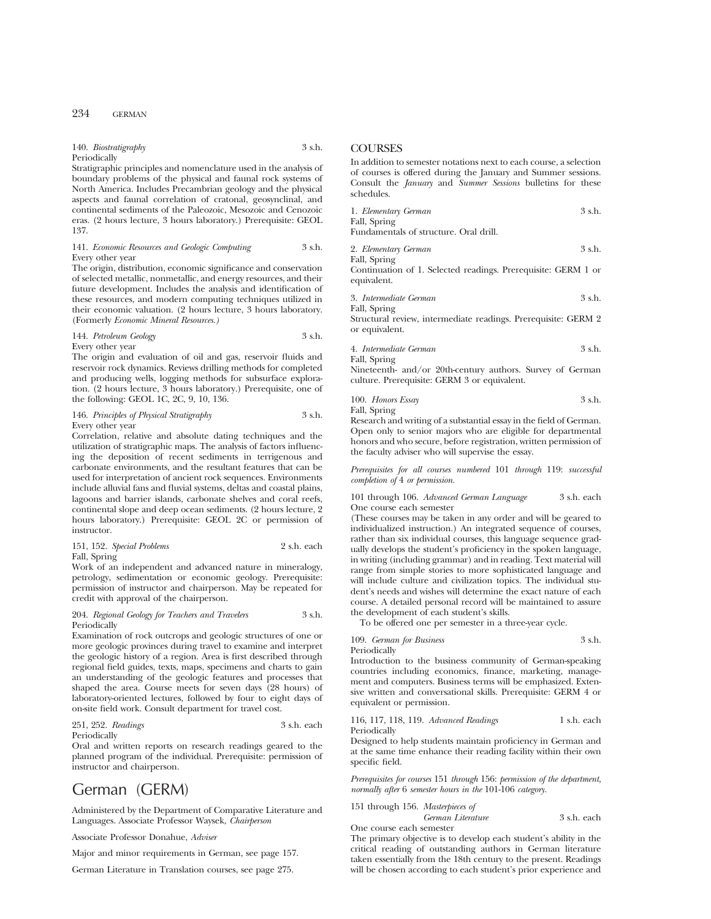140. *Biostratigraphy* 3 s.h.
Periodically
Stratigraphic principles and nomenclature used in the analysis of boundary problems of the physical and faunal rock systems of North America. Includes Precambrian geology and the physical aspects and faunal correlation of cratonal, geosynclinal, and continental sediments of the Paleozoic, Mesozoic and Cenozoic eras. (2 hours lecture, 3 hours laboratory.) Prerequisite: GEOL 137.

141. *Economic Resources and Geologic Computing* 3 s.h.
Every other year
The origin, distribution, economic significance and conservation of selected metallic, nonmetallic, and energy resources, and their future development. Includes the analysis and identification of these resources, and modern computing techniques utilized in their economic valuation. (2 hours lecture, 3 hours laboratory.) (Formerly *Economic Mineral Resources.*)

144. *Petroleum Geology* 3 s.h.
Every other year
The origin and evaluation of oil and gas, reservoir fluids and reservoir rock dynamics. Reviews drilling methods for completed and producing wells, logging methods for subsurface exploration. (2 hours lecture, 3 hours laboratory.) Prerequisite, one of the following: GEOL 1C, 2C, 9, 10, 136.

146. *Principles of Physical Stratigraphy* 3 s.h.
Every other year
Correlation, relative and absolute dating techniques and the utilization of stratigraphic maps. The analysis of factors influencing the deposition of recent sediments in terrigenous and carbonate environments, and the resultant features that can be used for interpretation of ancient rock sequences. Environments include alluvial fans and fluvial systems, deltas and coastal plains, lagoons and barrier islands, carbonate shelves and coral reefs, continental slope and deep ocean sediments. (2 hours lecture, 2 hours laboratory.) Prerequisite: GEOL 2C or permission of instructor.

151, 152. *Special Problems* 2 s.h. each
Fall, Spring
Work of an independent and advanced nature in mineralogy, petrology, sedimentation or economic geology. Prerequisite: permission of instructor and chairperson. May be repeated for credit with approval of the chairperson.

204. *Regional Geology for Teachers and Travelers* 3 s.h.
Periodically
Examination of rock outcrops and geologic structures of one or more geologic provinces during travel to examine and interpret the geologic history of a region. Area is first described through regional field guides, texts, maps, specimens and charts to gain an understanding of the geologic features and processes that shaped the area. Course meets for seven days (28 hours) of laboratory-oriented lectures, followed by four to eight days of on-site field work. Consult department for travel cost.

251, 252. *Readings* 3 s.h. each
Periodically
Oral and written reports on research readings geared to the planned program of the individual. Prerequisite: permission of instructor and chairperson.

# German (GERM)

Administered by the Department of Comparative Literature and Languages. Associate Professor Waysek, *Chairperson*

Associate Professor Donahue, *Adviser*

Major and minor requirements in German, see page 157.

German Literature in Translation courses, see page 275.

## COURSES

In addition to semester notations next to each course, a selection of courses is offered during the January and Summer sessions. Consult the *January* and *Summer Sessions* bulletins for these schedules.

1. *Elementary German* 3 s.h.
Fall, Spring
Fundamentals of structure. Oral drill.

2. *Elementary German* 3 s.h.
Fall, Spring
Continuation of 1. Selected readings. Prerequisite: GERM 1 or equivalent.

3. *Intermediate German* 3 s.h.
Fall, Spring
Structural review, intermediate readings. Prerequisite: GERM 2 or equivalent.

4. *Intermediate German* 3 s.h.
Fall, Spring
Nineteenth- and/or 20th-century authors. Survey of German culture. Prerequisite: GERM 3 or equivalent.

100. *Honors Essay* 3 s.h.
Fall, Spring
Research and writing of a substantial essay in the field of German. Open only to senior majors who are eligible for departmental honors and who secure, before registration, written permission of the faculty adviser who will supervise the essay.

*Prerequisites for all courses numbered* 101 *through* 119: *successful completion of* 4 *or permission.*

101 through 106. *Advanced German Language* 3 s.h. each
One course each semester
(These courses may be taken in any order and will be geared to individualized instruction.) An integrated sequence of courses, rather than six individual courses, this language sequence gradually develops the student's proficiency in the spoken language, in writing (including grammar) and in reading. Text material will range from simple stories to more sophisticated language and will include culture and civilization topics. The individual student's needs and wishes will determine the exact nature of each course. A detailed personal record will be maintained to assure the development of each student's skills.
To be offered one per semester in a three-year cycle.

109. *German for Business* 3 s.h.
Periodically
Introduction to the business community of German-speaking countries including economics, finance, marketing, management and computers. Business terms will be emphasized. Extensive written and conversational skills. Prerequisite: GERM 4 or equivalent or permission.

116, 117, 118, 119. *Advanced Readings* 1 s.h. each
Periodically
Designed to help students maintain proficiency in German and at the same time enhance their reading facility within their own specific field.

*Prerequisites for courses* 151 *through* 156: *permission of the department, normally after* 6 *semester hours in the* 101-106 *category.*

151 through 156. *Masterpieces of German Literature* 3 s.h. each
One course each semester
The primary objective is to develop each student's ability in the critical reading of outstanding authors in German literature taken essentially from the 18th century to the present. Readings will be chosen according to each student's prior experience and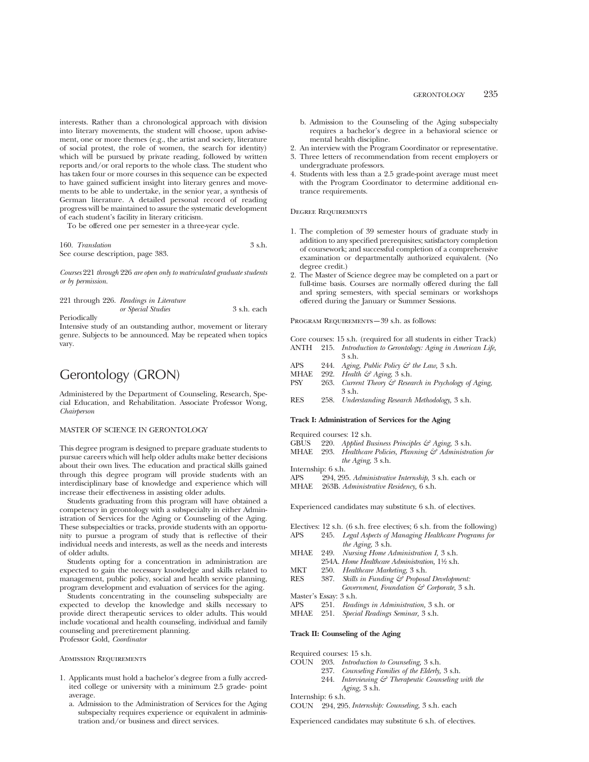interests. Rather than a chronological approach with division into literary movements, the student will choose, upon advisement, one or more themes (e.g., the artist and society, literature of social protest, the role of women, the search for identity) which will be pursued by private reading, followed by written reports and/or oral reports to the whole class. The student who has taken four or more courses in this sequence can be expected to have gained sufficient insight into literary genres and movements to be able to undertake, in the senior year, a synthesis of German literature. A detailed personal record of reading progress will be maintained to assure the systematic development of each student's facility in literary criticism.

To be offered one per semester in a three-year cycle.

160. *Translation* 3 s.h.
See course description, page 383.

*Courses* 221 *through* 226 *are open only to matriculated graduate students or by permission.*

221 through 226. *Readings in Literature or Special Studies* 3 s.h. each
Periodically
Intensive study of an outstanding author, movement or literary genre. Subjects to be announced. May be repeated when topics vary.

# Gerontology (GRON)

Administered by the Department of Counseling, Research, Special Education, and Rehabilitation. Associate Professor Wong, *Chairperson*

## MASTER OF SCIENCE IN GERONTOLOGY

This degree program is designed to prepare graduate students to pursue careers which will help older adults make better decisions about their own lives. The education and practical skills gained through this degree program will provide students with an interdisciplinary base of knowledge and experience which will increase their effectiveness in assisting older adults.

Students graduating from this program will have obtained a competency in gerontology with a subspecialty in either Administration of Services for the Aging or Counseling of the Aging. These subspecialties or tracks, provide students with an opportunity to pursue a program of study that is reflective of their individual needs and interests, as well as the needs and interests of older adults.

Students opting for a concentration in administration are expected to gain the necessary knowledge and skills related to management, public policy, social and health service planning, program development and evaluation of services for the aging.

Students concentrating in the counseling subspecialty are expected to develop the knowledge and skills necessary to provide direct therapeutic services to older adults. This would include vocational and health counseling, individual and family counseling and preretirement planning.
Professor Gold, *Coordinator*

### Admission Requirements

1. Applicants must hold a bachelor's degree from a fully accredited college or university with a minimum 2.5 grade- point average.
   a. Admission to the Administration of Services for the Aging subspecialty requires experience or equivalent in administration and/or business and direct services.
   b. Admission to the Counseling of the Aging subspecialty requires a bachelor's degree in a behavioral science or mental health discipline.
2. An interview with the Program Coordinator or representative.
3. Three letters of recommendation from recent employers or undergraduate professors.
4. Students with less than a 2.5 grade-point average must meet with the Program Coordinator to determine additional entrance requirements.

### Degree Requirements

1. The completion of 39 semester hours of graduate study in addition to any specified prerequisites; satisfactory completion of coursework; and successful completion of a comprehensive examination or departmentally authorized equivalent. (No degree credit.)
2. The Master of Science degree may be completed on a part or full-time basis. Courses are normally offered during the fall and spring semesters, with special seminars or workshops offered during the January or Summer Sessions.

### Program Requirements—39 s.h. as follows:

Core courses: 15 s.h. (required for all students in either Track)
ANTH 215. *Introduction to Gerontology: Aging in American Life,* 3 s.h.
APS 244. *Aging, Public Policy & the Law,* 3 s.h.
MHAE 292. *Health & Aging,* 3 s.h.
PSY 263. *Current Theory & Research in Psychology of Aging,* 3 s.h.
RES 258. *Understanding Research Methodology,* 3 s.h.

**Track I: Administration of Services for the Aging**

Required courses: 12 s.h.
GBUS 220. *Applied Business Principles & Aging,* 3 s.h.
MHAE 293. *Healthcare Policies, Planning & Administration for the Aging,* 3 s.h.
Internship: 6 s.h.
APS 294, 295. *Administrative Internship,* 3 s.h. each or
MHAE 263B. *Administrative Residency,* 6 s.h.

Experienced candidates may substitute 6 s.h. of electives.

Electives: 12 s.h. (6 s.h. free electives; 6 s.h. from the following)
APS 245. *Legal Aspects of Managing Healthcare Programs for the Aging,* 3 s.h.
MHAE 249. *Nursing Home Administration I,* 3 s.h.
254A. *Home Healthcare Administration,* 1½ s.h.
MKT 250. *Healthcare Marketing,* 3 s.h.
RES 387. *Skills in Funding & Proposal Development: Government, Foundation & Corporate,* 3 s.h.
Master's Essay: 3 s.h.
APS 251. *Readings in Administration,* 3 s.h. or
MHAE 251. *Special Readings Seminar,* 3 s.h.

**Track II: Counseling of the Aging**

Required courses: 15 s.h.
COUN 203. *Introduction to Counseling,* 3 s.h.
237. *Counseling Families of the Elderly,* 3 s.h.
244. *Interviewing & Therapeutic Counseling with the Aging,* 3 s.h.
Internship: 6 s.h.
COUN 294, 295. *Internship: Counseling,* 3 s.h. each

Experienced candidates may substitute 6 s.h. of electives.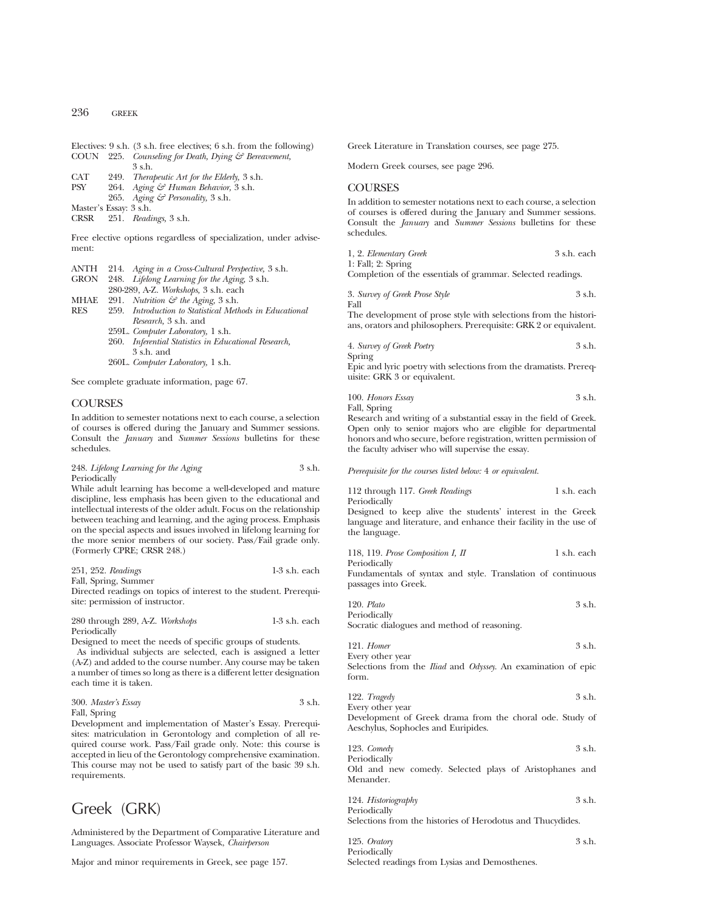Electives: 9 s.h. (3 s.h. free electives; 6 s.h. from the following)

COUN 225. *Counseling for Death, Dying & Bereavement,* 3 s.h.
CAT 249. *Therapeutic Art for the Elderly,* 3 s.h.
PSY 264. *Aging & Human Behavior,* 3 s.h.
265. *Aging & Personality,* 3 s.h.

Master's Essay: 3 s.h.
CRSR 251. *Readings,* 3 s.h.

Free elective options regardless of specialization, under advisement:

ANTH 214. *Aging in a Cross-Cultural Perspective,* 3 s.h.
GRON 248. *Lifelong Learning for the Aging,* 3 s.h.
280-289, A-Z. *Workshops,* 3 s.h. each
MHAE 291. *Nutrition & the Aging,* 3 s.h.
RES 259. *Introduction to Statistical Methods in Educational Research,* 3 s.h. and
259L. *Computer Laboratory,* 1 s.h.
260. *Inferential Statistics in Educational Research,* 3 s.h. and
260L. *Computer Laboratory,* 1 s.h.

See complete graduate information, page 67.

## COURSES

In addition to semester notations next to each course, a selection of courses is offered during the January and Summer sessions. Consult the *January* and *Summer Sessions* bulletins for these schedules.

248. *Lifelong Learning for the Aging* 3 s.h.
Periodically
While adult learning has become a well-developed and mature discipline, less emphasis has been given to the educational and intellectual interests of the older adult. Focus on the relationship between teaching and learning, and the aging process. Emphasis on the special aspects and issues involved in lifelong learning for the more senior members of our society. Pass/Fail grade only. (Formerly CPRE; CRSR 248.)

251, 252. *Readings* 1-3 s.h. each
Fall, Spring, Summer
Directed readings on topics of interest to the student. Prerequisite: permission of instructor.

280 through 289, A-Z. *Workshops* 1-3 s.h. each
Periodically
Designed to meet the needs of specific groups of students.
As individual subjects are selected, each is assigned a letter (A-Z) and added to the course number. Any course may be taken a number of times so long as there is a different letter designation each time it is taken.

300. *Master's Essay* 3 s.h.
Fall, Spring
Development and implementation of Master's Essay. Prerequisites: matriculation in Gerontology and completion of all required course work. Pass/Fail grade only. Note: this course is accepted in lieu of the Gerontology comprehensive examination. This course may not be used to satisfy part of the basic 39 s.h. requirements.

# Greek (GRK)

Administered by the Department of Comparative Literature and Languages. Associate Professor Waysek, *Chairperson*

Major and minor requirements in Greek, see page 157.

Greek Literature in Translation courses, see page 275.

Modern Greek courses, see page 296.

## COURSES

In addition to semester notations next to each course, a selection of courses is offered during the January and Summer sessions. Consult the *January* and *Summer Sessions* bulletins for these schedules.

1, 2. *Elementary Greek* 3 s.h. each
1: Fall; 2: Spring
Completion of the essentials of grammar. Selected readings.

3. *Survey of Greek Prose Style* 3 s.h.
Fall
The development of prose style with selections from the historians, orators and philosophers. Prerequisite: GRK 2 or equivalent.

4. *Survey of Greek Poetry* 3 s.h.
Spring
Epic and lyric poetry with selections from the dramatists. Prerequisite: GRK 3 or equivalent.

100. *Honors Essay* 3 s.h.
Fall, Spring
Research and writing of a substantial essay in the field of Greek. Open only to senior majors who are eligible for departmental honors and who secure, before registration, written permission of the faculty adviser who will supervise the essay.

*Prerequisite for the courses listed below:* 4 *or equivalent.*

112 through 117. *Greek Readings* 1 s.h. each
Periodically
Designed to keep alive the students' interest in the Greek language and literature, and enhance their facility in the use of the language.

118, 119. *Prose Composition I, II* 1 s.h. each
Periodically
Fundamentals of syntax and style. Translation of continuous passages into Greek.

120. *Plato* 3 s.h.
Periodically
Socratic dialogues and method of reasoning.

121. *Homer* 3 s.h.
Every other year
Selections from the *Iliad* and *Odyssey*. An examination of epic form.

122. *Tragedy* 3 s.h.
Every other year
Development of Greek drama from the choral ode. Study of Aeschylus, Sophocles and Euripides.

123. *Comedy* 3 s.h.
Periodically
Old and new comedy. Selected plays of Aristophanes and Menander.

124. *Historiography* 3 s.h.
Periodically
Selections from the histories of Herodotus and Thucydides.

125. *Oratory* 3 s.h.
Periodically
Selected readings from Lysias and Demosthenes.